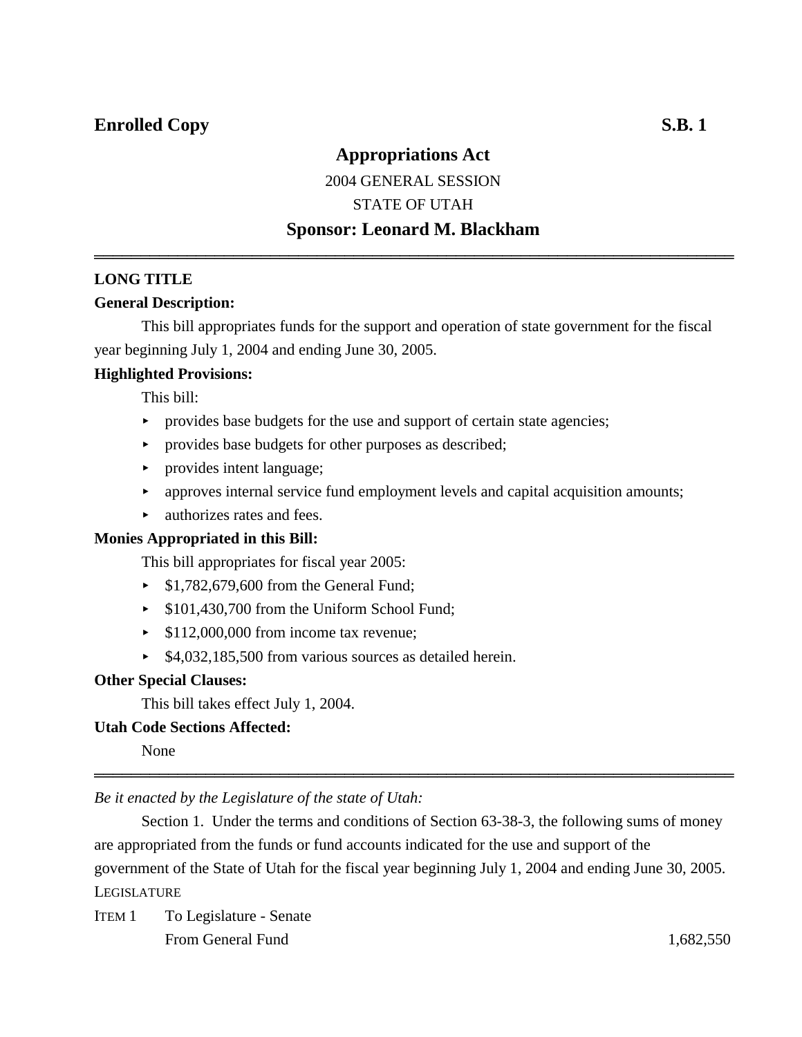**Enrolled Copy** **S.B. 1**

# Appropriations Act

2004 GENERAL SESSION

STATE OF UTAH

## Sponsor: Leonard M. Blackham

---

**LONG TITLE**

**General Description:**

This bill appropriates funds for the support and operation of state government for the fiscal year beginning July 1, 2004 and ending June 30, 2005.

**Highlighted Provisions:**

This bill:

- provides base budgets for the use and support of certain state agencies;
- provides base budgets for other purposes as described;
- provides intent language;
- approves internal service fund employment levels and capital acquisition amounts;
- authorizes rates and fees.

**Monies Appropriated in this Bill:**

This bill appropriates for fiscal year 2005:

- $1,782,679,600 from the General Fund;
- $101,430,700 from the Uniform School Fund;
- $112,000,000 from income tax revenue;
- $4,032,185,500 from various sources as detailed herein.

**Other Special Clauses:**

This bill takes effect July 1, 2004.

**Utah Code Sections Affected:**

None

---

*Be it enacted by the Legislature of the state of Utah:*

Section 1. Under the terms and conditions of Section 63-38-3, the following sums of money are appropriated from the funds or fund accounts indicated for the use and support of the government of the State of Utah for the fiscal year beginning July 1, 2004 and ending June 30, 2005.

LEGISLATURE

ITEM 1 To Legislature - Senate

From General Fund 1,682,550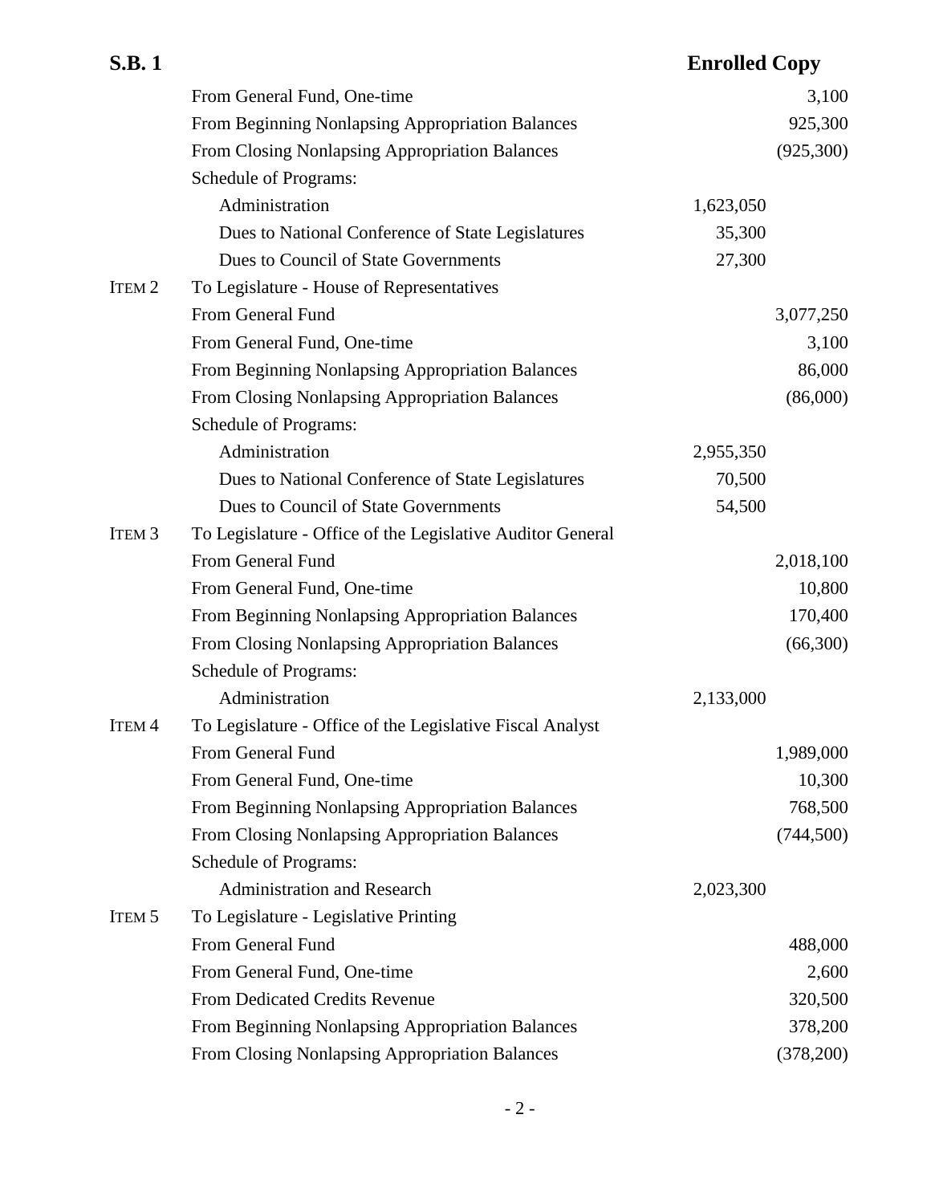| | | | |
|---|---|---|---|
| | From General Fund, One-time | | 3,100 |
| | From Beginning Nonlapsing Appropriation Balances | | 925,300 |
| | From Closing Nonlapsing Appropriation Balances | | (925,300) |
| | Schedule of Programs: | | |
| | Administration | 1,623,050 | |
| | Dues to National Conference of State Legislatures | 35,300 | |
| | Dues to Council of State Governments | 27,300 | |
| ITEM 2 | To Legislature - House of Representatives | | |
| | From General Fund | | 3,077,250 |
| | From General Fund, One-time | | 3,100 |
| | From Beginning Nonlapsing Appropriation Balances | | 86,000 |
| | From Closing Nonlapsing Appropriation Balances | | (86,000) |
| | Schedule of Programs: | | |
| | Administration | 2,955,350 | |
| | Dues to National Conference of State Legislatures | 70,500 | |
| | Dues to Council of State Governments | 54,500 | |
| ITEM 3 | To Legislature - Office of the Legislative Auditor General | | |
| | From General Fund | | 2,018,100 |
| | From General Fund, One-time | | 10,800 |
| | From Beginning Nonlapsing Appropriation Balances | | 170,400 |
| | From Closing Nonlapsing Appropriation Balances | | (66,300) |
| | Schedule of Programs: | | |
| | Administration | 2,133,000 | |
| ITEM 4 | To Legislature - Office of the Legislative Fiscal Analyst | | |
| | From General Fund | | 1,989,000 |
| | From General Fund, One-time | | 10,300 |
| | From Beginning Nonlapsing Appropriation Balances | | 768,500 |
| | From Closing Nonlapsing Appropriation Balances | | (744,500) |
| | Schedule of Programs: | | |
| | Administration and Research | 2,023,300 | |
| ITEM 5 | To Legislature - Legislative Printing | | |
| | From General Fund | | 488,000 |
| | From General Fund, One-time | | 2,600 |
| | From Dedicated Credits Revenue | | 320,500 |
| | From Beginning Nonlapsing Appropriation Balances | | 378,200 |
| | From Closing Nonlapsing Appropriation Balances | | (378,200) |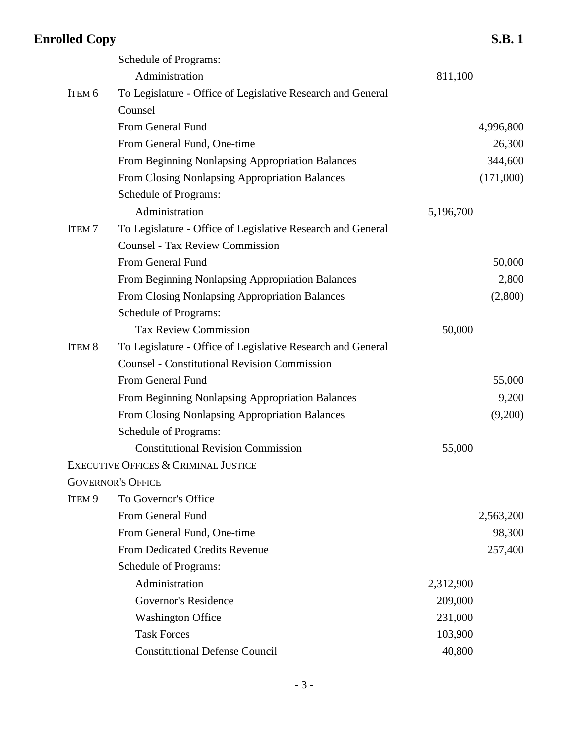| | | | |
|---|---|---|---|
| | Schedule of Programs: | | |
| | Administration | 811,100 | |
| ITEM 6 | To Legislature - Office of Legislative Research and General Counsel | | |
| | From General Fund | | 4,996,800 |
| | From General Fund, One-time | | 26,300 |
| | From Beginning Nonlapsing Appropriation Balances | | 344,600 |
| | From Closing Nonlapsing Appropriation Balances | | (171,000) |
| | Schedule of Programs: | | |
| | Administration | 5,196,700 | |
| ITEM 7 | To Legislature - Office of Legislative Research and General Counsel - Tax Review Commission | | |
| | From General Fund | | 50,000 |
| | From Beginning Nonlapsing Appropriation Balances | | 2,800 |
| | From Closing Nonlapsing Appropriation Balances | | (2,800) |
| | Schedule of Programs: | | |
| | Tax Review Commission | 50,000 | |
| ITEM 8 | To Legislature - Office of Legislative Research and General Counsel - Constitutional Revision Commission | | |
| | From General Fund | | 55,000 |
| | From Beginning Nonlapsing Appropriation Balances | | 9,200 |
| | From Closing Nonlapsing Appropriation Balances | | (9,200) |
| | Schedule of Programs: | | |
| | Constitutional Revision Commission | 55,000 | |

EXECUTIVE OFFICES & CRIMINAL JUSTICE

GOVERNOR'S OFFICE

| | | | |
|---|---|---|---|
| ITEM 9 | To Governor's Office | | |
| | From General Fund | | 2,563,200 |
| | From General Fund, One-time | | 98,300 |
| | From Dedicated Credits Revenue | | 257,400 |
| | Schedule of Programs: | | |
| | Administration | 2,312,900 | |
| | Governor's Residence | 209,000 | |
| | Washington Office | 231,000 | |
| | Task Forces | 103,900 | |
| | Constitutional Defense Council | 40,800 | |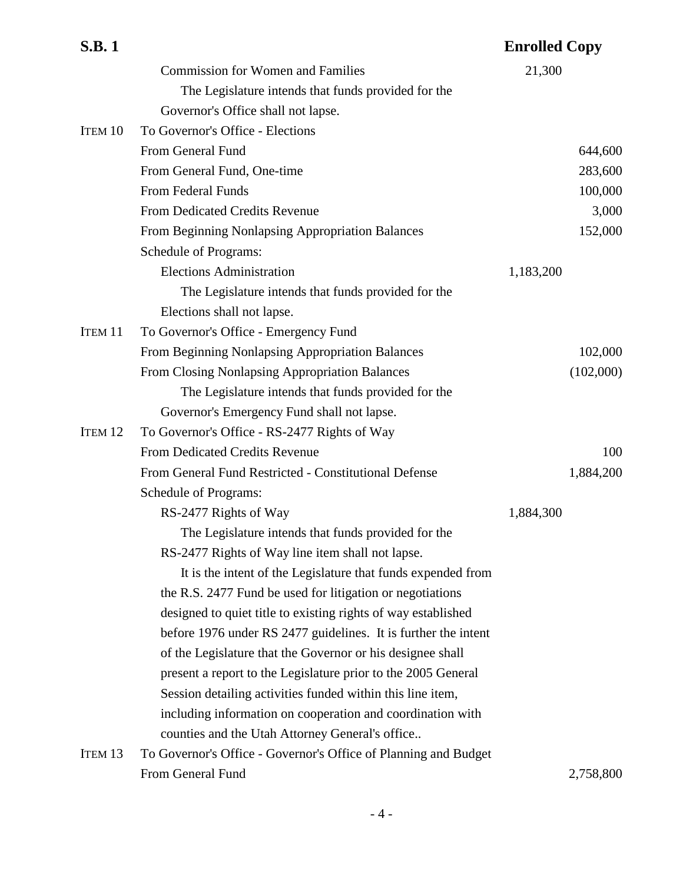| | | | |
|---|---|---|---|
| | Commission for Women and Families | 21,300 | |
| | The Legislature intends that funds provided for the Governor's Office shall not lapse. | | |
| ITEM 10 | To Governor's Office - Elections | | |
| | From General Fund | | 644,600 |
| | From General Fund, One-time | | 283,600 |
| | From Federal Funds | | 100,000 |
| | From Dedicated Credits Revenue | | 3,000 |
| | From Beginning Nonlapsing Appropriation Balances | | 152,000 |
| | Schedule of Programs: | | |
| | Elections Administration | 1,183,200 | |
| | The Legislature intends that funds provided for the Elections shall not lapse. | | |
| ITEM 11 | To Governor's Office - Emergency Fund | | |
| | From Beginning Nonlapsing Appropriation Balances | | 102,000 |
| | From Closing Nonlapsing Appropriation Balances | | (102,000) |
| | The Legislature intends that funds provided for the Governor's Emergency Fund shall not lapse. | | |
| ITEM 12 | To Governor's Office - RS-2477 Rights of Way | | |
| | From Dedicated Credits Revenue | | 100 |
| | From General Fund Restricted - Constitutional Defense | | 1,884,200 |
| | Schedule of Programs: | | |
| | RS-2477 Rights of Way | 1,884,300 | |
| | The Legislature intends that funds provided for the RS-2477 Rights of Way line item shall not lapse. | | |
| | It is the intent of the Legislature that funds expended from the R.S. 2477 Fund be used for litigation or negotiations designed to quiet title to existing rights of way established before 1976 under RS 2477 guidelines. It is further the intent of the Legislature that the Governor or his designee shall present a report to the Legislature prior to the 2005 General Session detailing activities funded within this line item, including information on cooperation and coordination with counties and the Utah Attorney General's office.. | | |
| ITEM 13 | To Governor's Office - Governor's Office of Planning and Budget | | |
| | From General Fund | | 2,758,800 |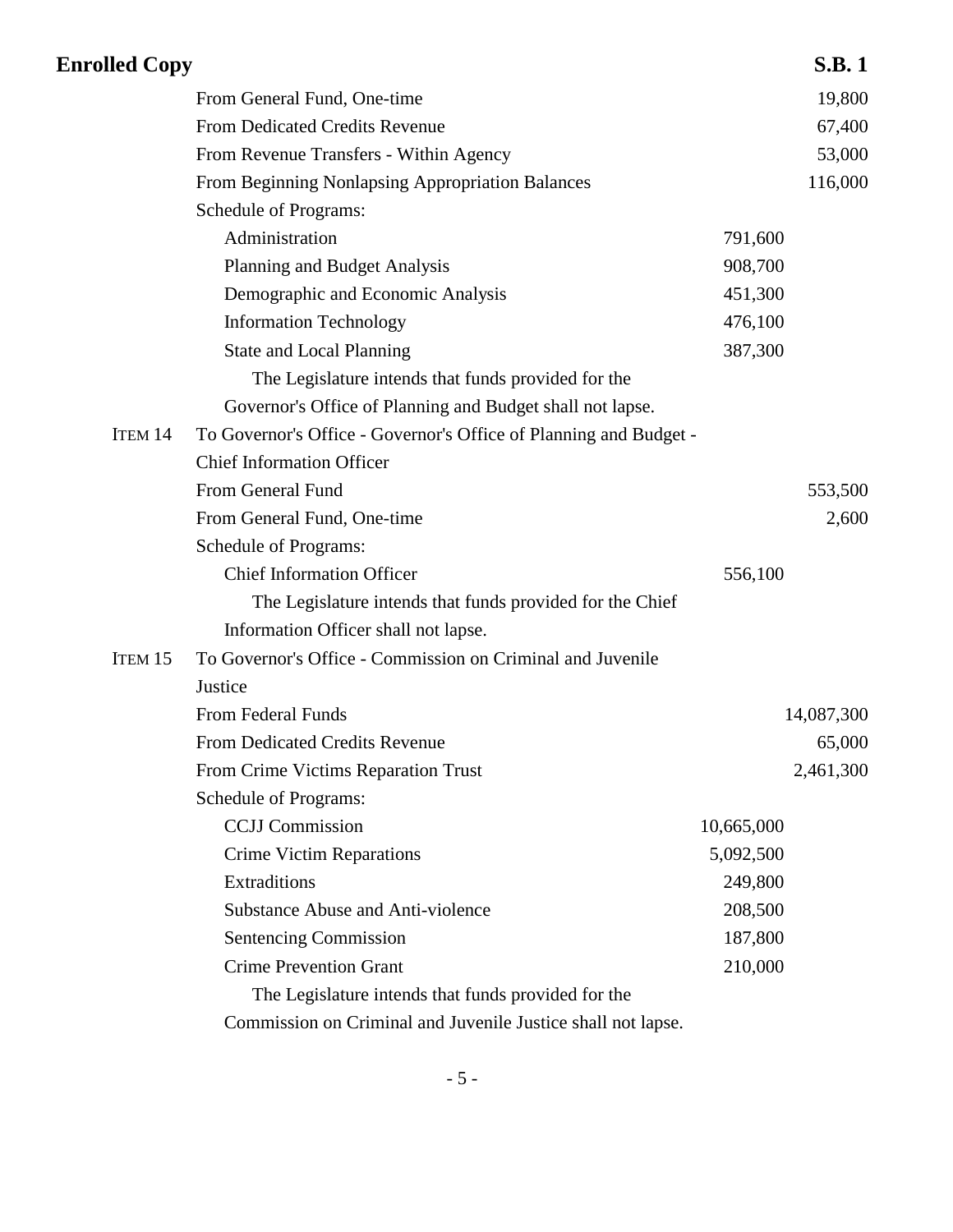| | | | |
|---|---|---|---|
| | From General Fund, One-time | | 19,800 |
| | From Dedicated Credits Revenue | | 67,400 |
| | From Revenue Transfers - Within Agency | | 53,000 |
| | From Beginning Nonlapsing Appropriation Balances | | 116,000 |
| | Schedule of Programs: | | |
| | Administration | 791,600 | |
| | Planning and Budget Analysis | 908,700 | |
| | Demographic and Economic Analysis | 451,300 | |
| | Information Technology | 476,100 | |
| | State and Local Planning | 387,300 | |
| | The Legislature intends that funds provided for the Governor's Office of Planning and Budget shall not lapse. | | |
| ITEM 14 | To Governor's Office - Governor's Office of Planning and Budget - Chief Information Officer | | |
| | From General Fund | | 553,500 |
| | From General Fund, One-time | | 2,600 |
| | Schedule of Programs: | | |
| | Chief Information Officer | 556,100 | |
| | The Legislature intends that funds provided for the Chief Information Officer shall not lapse. | | |
| ITEM 15 | To Governor's Office - Commission on Criminal and Juvenile Justice | | |
| | From Federal Funds | | 14,087,300 |
| | From Dedicated Credits Revenue | | 65,000 |
| | From Crime Victims Reparation Trust | | 2,461,300 |
| | Schedule of Programs: | | |
| | CCJJ Commission | 10,665,000 | |
| | Crime Victim Reparations | 5,092,500 | |
| | Extraditions | 249,800 | |
| | Substance Abuse and Anti-violence | 208,500 | |
| | Sentencing Commission | 187,800 | |
| | Crime Prevention Grant | 210,000 | |
| | The Legislature intends that funds provided for the Commission on Criminal and Juvenile Justice shall not lapse. | | |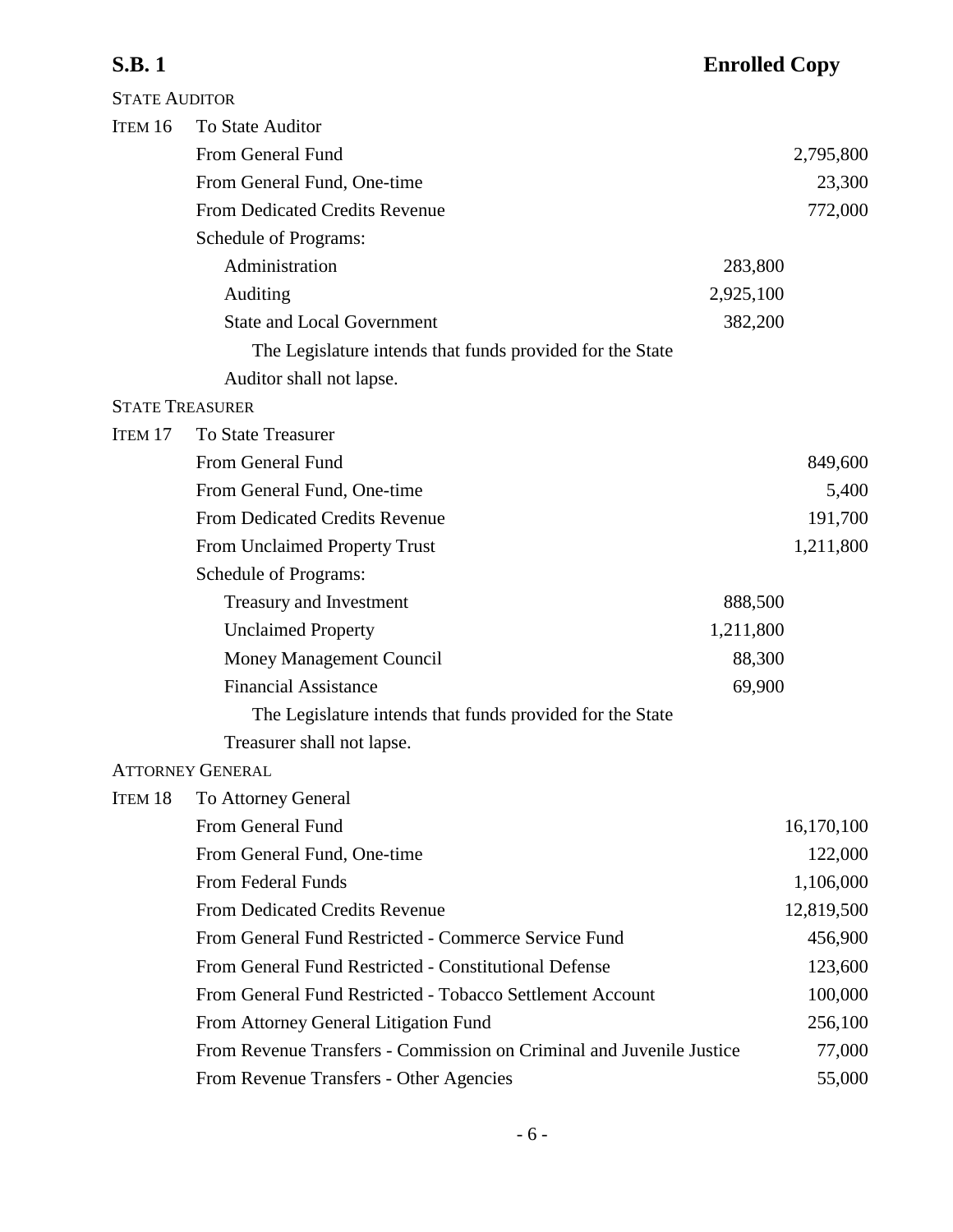STATE AUDITOR

| | | | |
|---|---|---|---|
| ITEM 16 | To State Auditor | | |
| | From General Fund | | 2,795,800 |
| | From General Fund, One-time | | 23,300 |
| | From Dedicated Credits Revenue | | 772,000 |
| | Schedule of Programs: | | |
| | Administration | 283,800 | |
| | Auditing | 2,925,100 | |
| | State and Local Government | 382,200 | |

The Legislature intends that funds provided for the State Auditor shall not lapse.

STATE TREASURER

| | | | |
|---|---|---|---|
| ITEM 17 | To State Treasurer | | |
| | From General Fund | | 849,600 |
| | From General Fund, One-time | | 5,400 |
| | From Dedicated Credits Revenue | | 191,700 |
| | From Unclaimed Property Trust | | 1,211,800 |
| | Schedule of Programs: | | |
| | Treasury and Investment | 888,500 | |
| | Unclaimed Property | 1,211,800 | |
| | Money Management Council | 88,300 | |
| | Financial Assistance | 69,900 | |

The Legislature intends that funds provided for the State Treasurer shall not lapse.

ATTORNEY GENERAL

| | | | |
|---|---|---|---|
| ITEM 18 | To Attorney General | | |
| | From General Fund | | 16,170,100 |
| | From General Fund, One-time | | 122,000 |
| | From Federal Funds | | 1,106,000 |
| | From Dedicated Credits Revenue | | 12,819,500 |
| | From General Fund Restricted - Commerce Service Fund | | 456,900 |
| | From General Fund Restricted - Constitutional Defense | | 123,600 |
| | From General Fund Restricted - Tobacco Settlement Account | | 100,000 |
| | From Attorney General Litigation Fund | | 256,100 |
| | From Revenue Transfers - Commission on Criminal and Juvenile Justice | | 77,000 |
| | From Revenue Transfers - Other Agencies | | 55,000 |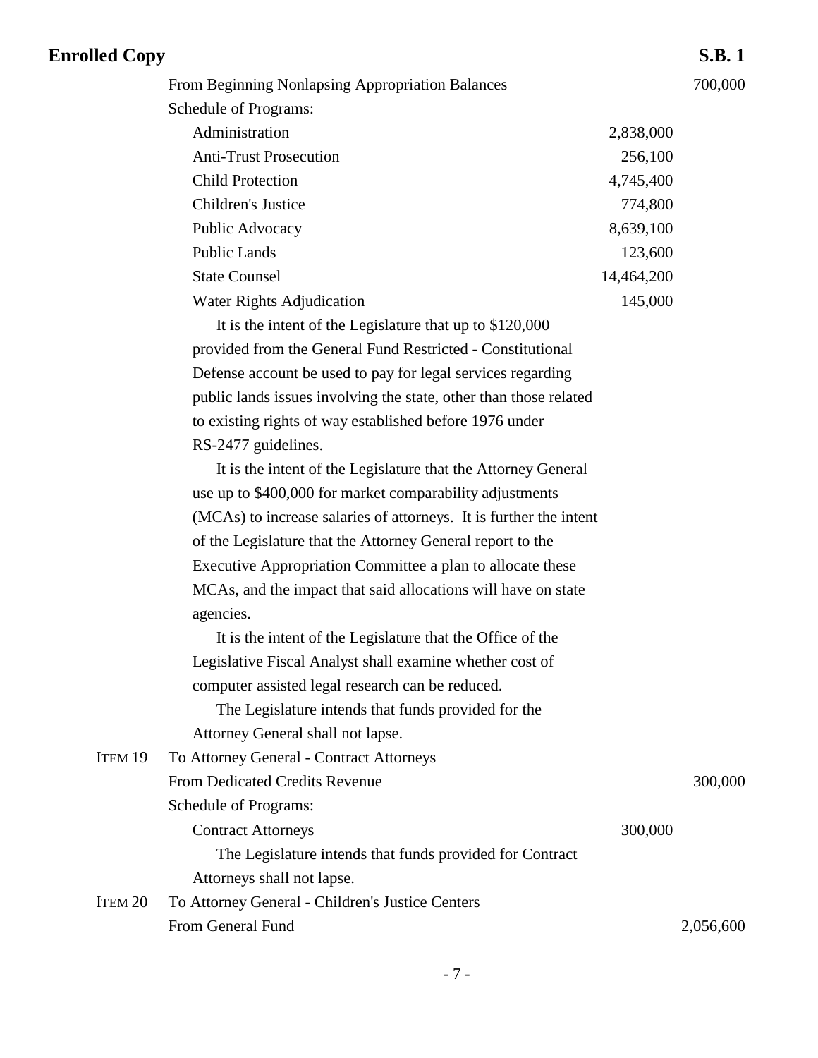From Beginning Nonlapsing Appropriation Balances 700,000

Schedule of Programs:

| Program | Amount |
|---|---|
| Administration | 2,838,000 |
| Anti-Trust Prosecution | 256,100 |
| Child Protection | 4,745,400 |
| Children's Justice | 774,800 |
| Public Advocacy | 8,639,100 |
| Public Lands | 123,600 |
| State Counsel | 14,464,200 |
| Water Rights Adjudication | 145,000 |

It is the intent of the Legislature that up to $120,000 provided from the General Fund Restricted - Constitutional Defense account be used to pay for legal services regarding public lands issues involving the state, other than those related to existing rights of way established before 1976 under RS-2477 guidelines.

It is the intent of the Legislature that the Attorney General use up to $400,000 for market comparability adjustments (MCAs) to increase salaries of attorneys. It is further the intent of the Legislature that the Attorney General report to the Executive Appropriation Committee a plan to allocate these MCAs, and the impact that said allocations will have on state agencies.

It is the intent of the Legislature that the Office of the Legislative Fiscal Analyst shall examine whether cost of computer assisted legal research can be reduced.

The Legislature intends that funds provided for the Attorney General shall not lapse.

ITEM 19 To Attorney General - Contract Attorneys

From Dedicated Credits Revenue 300,000

Schedule of Programs:

| Program | Amount |
|---|---|
| Contract Attorneys | 300,000 |

The Legislature intends that funds provided for Contract Attorneys shall not lapse.

ITEM 20 To Attorney General - Children's Justice Centers

From General Fund 2,056,600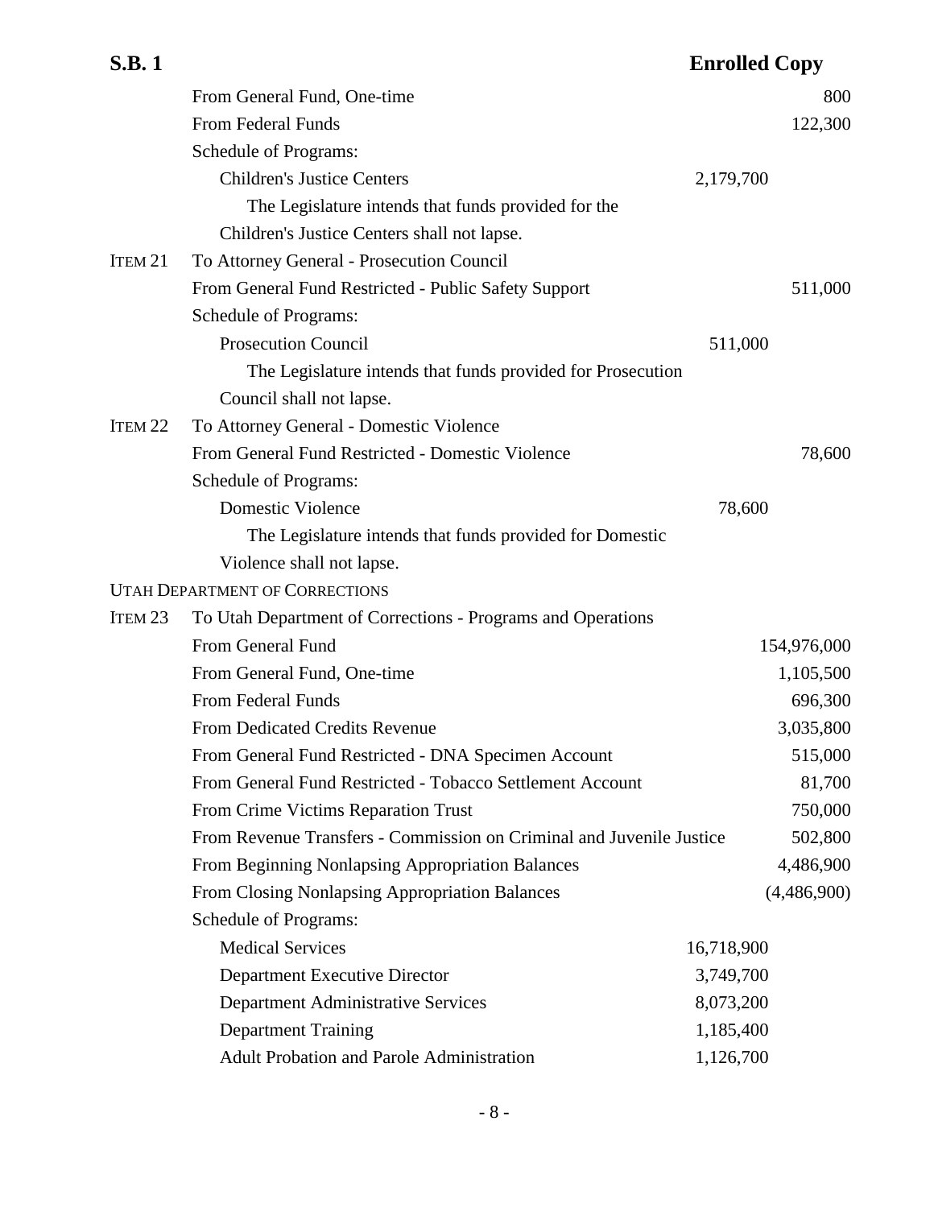| | | | |
|---|---|---|---|
| | From General Fund, One-time | | 800 |
| | From Federal Funds | | 122,300 |
| | Schedule of Programs: | | |
| | Children's Justice Centers | 2,179,700 | |
| | The Legislature intends that funds provided for the Children's Justice Centers shall not lapse. | | |
| ITEM 21 | To Attorney General - Prosecution Council | | |
| | From General Fund Restricted - Public Safety Support | | 511,000 |
| | Schedule of Programs: | | |
| | Prosecution Council | 511,000 | |
| | The Legislature intends that funds provided for Prosecution Council shall not lapse. | | |
| ITEM 22 | To Attorney General - Domestic Violence | | |
| | From General Fund Restricted - Domestic Violence | | 78,600 |
| | Schedule of Programs: | | |
| | Domestic Violence | 78,600 | |
| | The Legislature intends that funds provided for Domestic Violence shall not lapse. | | |
| UTAH DEPARTMENT OF CORRECTIONS | | | |
| ITEM 23 | To Utah Department of Corrections - Programs and Operations | | |
| | From General Fund | | 154,976,000 |
| | From General Fund, One-time | | 1,105,500 |
| | From Federal Funds | | 696,300 |
| | From Dedicated Credits Revenue | | 3,035,800 |
| | From General Fund Restricted - DNA Specimen Account | | 515,000 |
| | From General Fund Restricted - Tobacco Settlement Account | | 81,700 |
| | From Crime Victims Reparation Trust | | 750,000 |
| | From Revenue Transfers - Commission on Criminal and Juvenile Justice | | 502,800 |
| | From Beginning Nonlapsing Appropriation Balances | | 4,486,900 |
| | From Closing Nonlapsing Appropriation Balances | | (4,486,900) |
| | Schedule of Programs: | | |
| | Medical Services | 16,718,900 | |
| | Department Executive Director | 3,749,700 | |
| | Department Administrative Services | 8,073,200 | |
| | Department Training | 1,185,400 | |
| | Adult Probation and Parole Administration | 1,126,700 | |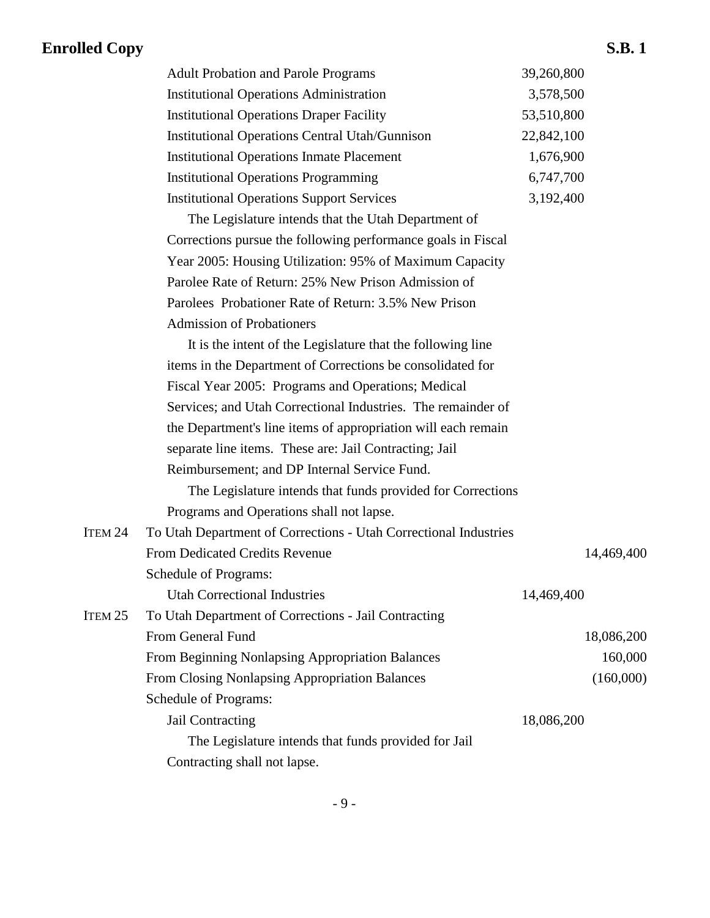| | | | |
|---|---|---|---|
| | Adult Probation and Parole Programs | 39,260,800 | |
| | Institutional Operations Administration | 3,578,500 | |
| | Institutional Operations Draper Facility | 53,510,800 | |
| | Institutional Operations Central Utah/Gunnison | 22,842,100 | |
| | Institutional Operations Inmate Placement | 1,676,900 | |
| | Institutional Operations Programming | 6,747,700 | |
| | Institutional Operations Support Services | 3,192,400 | |

The Legislature intends that the Utah Department of Corrections pursue the following performance goals in Fiscal Year 2005: Housing Utilization: 95% of Maximum Capacity Parolee Rate of Return: 25% New Prison Admission of Parolees Probationer Rate of Return: 3.5% New Prison Admission of Probationers

It is the intent of the Legislature that the following line items in the Department of Corrections be consolidated for Fiscal Year 2005: Programs and Operations; Medical Services; and Utah Correctional Industries. The remainder of the Department's line items of appropriation will each remain separate line items. These are: Jail Contracting; Jail Reimbursement; and DP Internal Service Fund.

The Legislature intends that funds provided for Corrections Programs and Operations shall not lapse.

| | | | |
|---|---|---|---|
| ITEM 24 | To Utah Department of Corrections - Utah Correctional Industries | | |
| | From Dedicated Credits Revenue | | 14,469,400 |
| | Schedule of Programs: | | |
| | Utah Correctional Industries | 14,469,400 | |
| ITEM 25 | To Utah Department of Corrections - Jail Contracting | | |
| | From General Fund | | 18,086,200 |
| | From Beginning Nonlapsing Appropriation Balances | | 160,000 |
| | From Closing Nonlapsing Appropriation Balances | | (160,000) |
| | Schedule of Programs: | | |
| | Jail Contracting | 18,086,200 | |

The Legislature intends that funds provided for Jail Contracting shall not lapse.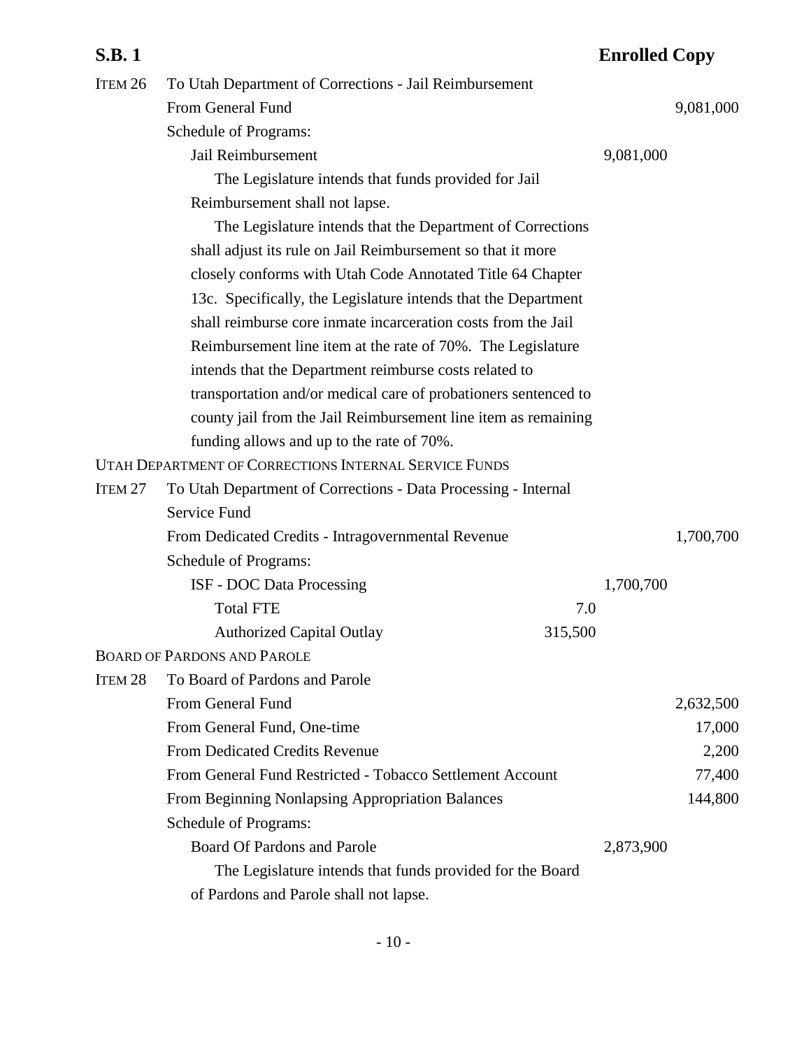ITEM 26 To Utah Department of Corrections - Jail Reimbursement

| | | | |
|---|---|---|---|
| From General Fund | | | 9,081,000 |
| Schedule of Programs: | | | |
| Jail Reimbursement | | 9,081,000 | |

The Legislature intends that funds provided for Jail Reimbursement shall not lapse.

The Legislature intends that the Department of Corrections shall adjust its rule on Jail Reimbursement so that it more closely conforms with Utah Code Annotated Title 64 Chapter 13c. Specifically, the Legislature intends that the Department shall reimburse core inmate incarceration costs from the Jail Reimbursement line item at the rate of 70%. The Legislature intends that the Department reimburse costs related to transportation and/or medical care of probationers sentenced to county jail from the Jail Reimbursement line item as remaining funding allows and up to the rate of 70%.

UTAH DEPARTMENT OF CORRECTIONS INTERNAL SERVICE FUNDS

ITEM 27 To Utah Department of Corrections - Data Processing - Internal Service Fund

| | | | |
|---|---|---|---|
| From Dedicated Credits - Intragovernmental Revenue | | | 1,700,700 |
| Schedule of Programs: | | | |
| ISF - DOC Data Processing | | 1,700,700 | |
| Total FTE | 7.0 | | |
| Authorized Capital Outlay | 315,500 | | |

BOARD OF PARDONS AND PAROLE

ITEM 28 To Board of Pardons and Parole

| | | | |
|---|---|---|---|
| From General Fund | | | 2,632,500 |
| From General Fund, One-time | | | 17,000 |
| From Dedicated Credits Revenue | | | 2,200 |
| From General Fund Restricted - Tobacco Settlement Account | | | 77,400 |
| From Beginning Nonlapsing Appropriation Balances | | | 144,800 |
| Schedule of Programs: | | | |
| Board Of Pardons and Parole | | 2,873,900 | |

The Legislature intends that funds provided for the Board of Pardons and Parole shall not lapse.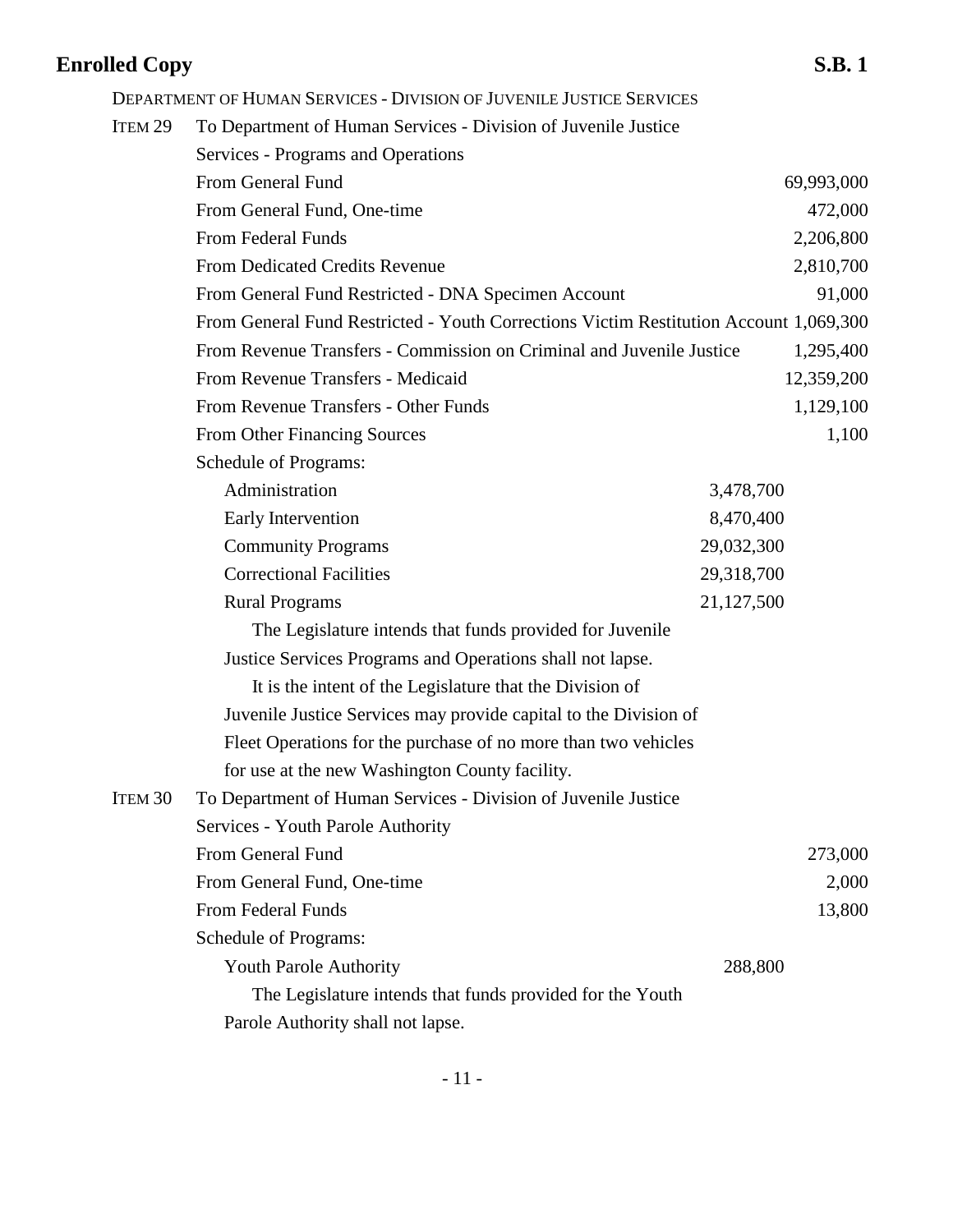DEPARTMENT OF HUMAN SERVICES - DIVISION OF JUVENILE JUSTICE SERVICES

ITEM 29 To Department of Human Services - Division of Juvenile Justice Services - Programs and Operations

| | | |
|---|---|---|
| From General Fund | | 69,993,000 |
| From General Fund, One-time | | 472,000 |
| From Federal Funds | | 2,206,800 |
| From Dedicated Credits Revenue | | 2,810,700 |
| From General Fund Restricted - DNA Specimen Account | | 91,000 |
| From General Fund Restricted - Youth Corrections Victim Restitution Account | | 1,069,300 |
| From Revenue Transfers - Commission on Criminal and Juvenile Justice | | 1,295,400 |
| From Revenue Transfers - Medicaid | | 12,359,200 |
| From Revenue Transfers - Other Funds | | 1,129,100 |
| From Other Financing Sources | | 1,100 |
| Schedule of Programs: | | |
| Administration | 3,478,700 | |
| Early Intervention | 8,470,400 | |
| Community Programs | 29,032,300 | |
| Correctional Facilities | 29,318,700 | |
| Rural Programs | 21,127,500 | |

The Legislature intends that funds provided for Juvenile Justice Services Programs and Operations shall not lapse.

It is the intent of the Legislature that the Division of Juvenile Justice Services may provide capital to the Division of Fleet Operations for the purchase of no more than two vehicles for use at the new Washington County facility.

ITEM 30 To Department of Human Services - Division of Juvenile Justice Services - Youth Parole Authority

| | | |
|---|---|---|
| From General Fund | | 273,000 |
| From General Fund, One-time | | 2,000 |
| From Federal Funds | | 13,800 |
| Schedule of Programs: | | |
| Youth Parole Authority | 288,800 | |

The Legislature intends that funds provided for the Youth Parole Authority shall not lapse.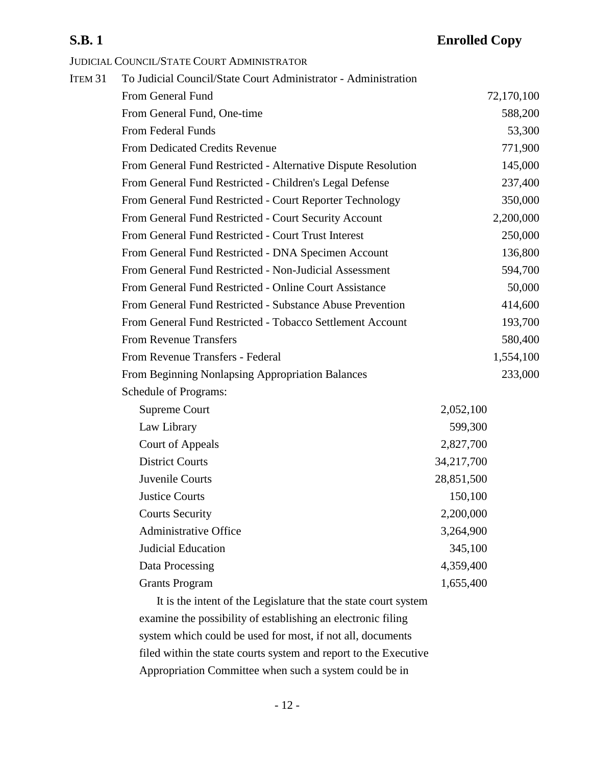JUDICIAL COUNCIL/STATE COURT ADMINISTRATOR

ITEM 31 To Judicial Council/State Court Administrator - Administration

| | | |
|---|---|---|
| From General Fund | | 72,170,100 |
| From General Fund, One-time | | 588,200 |
| From Federal Funds | | 53,300 |
| From Dedicated Credits Revenue | | 771,900 |
| From General Fund Restricted - Alternative Dispute Resolution | | 145,000 |
| From General Fund Restricted - Children's Legal Defense | | 237,400 |
| From General Fund Restricted - Court Reporter Technology | | 350,000 |
| From General Fund Restricted - Court Security Account | | 2,200,000 |
| From General Fund Restricted - Court Trust Interest | | 250,000 |
| From General Fund Restricted - DNA Specimen Account | | 136,800 |
| From General Fund Restricted - Non-Judicial Assessment | | 594,700 |
| From General Fund Restricted - Online Court Assistance | | 50,000 |
| From General Fund Restricted - Substance Abuse Prevention | | 414,600 |
| From General Fund Restricted - Tobacco Settlement Account | | 193,700 |
| From Revenue Transfers | | 580,400 |
| From Revenue Transfers - Federal | | 1,554,100 |
| From Beginning Nonlapsing Appropriation Balances | | 233,000 |
| Schedule of Programs: | | |
| Supreme Court | 2,052,100 | |
| Law Library | 599,300 | |
| Court of Appeals | 2,827,700 | |
| District Courts | 34,217,700 | |
| Juvenile Courts | 28,851,500 | |
| Justice Courts | 150,100 | |
| Courts Security | 2,200,000 | |
| Administrative Office | 3,264,900 | |
| Judicial Education | 345,100 | |
| Data Processing | 4,359,400 | |
| Grants Program | 1,655,400 | |

It is the intent of the Legislature that the state court system examine the possibility of establishing an electronic filing system which could be used for most, if not all, documents filed within the state courts system and report to the Executive Appropriation Committee when such a system could be in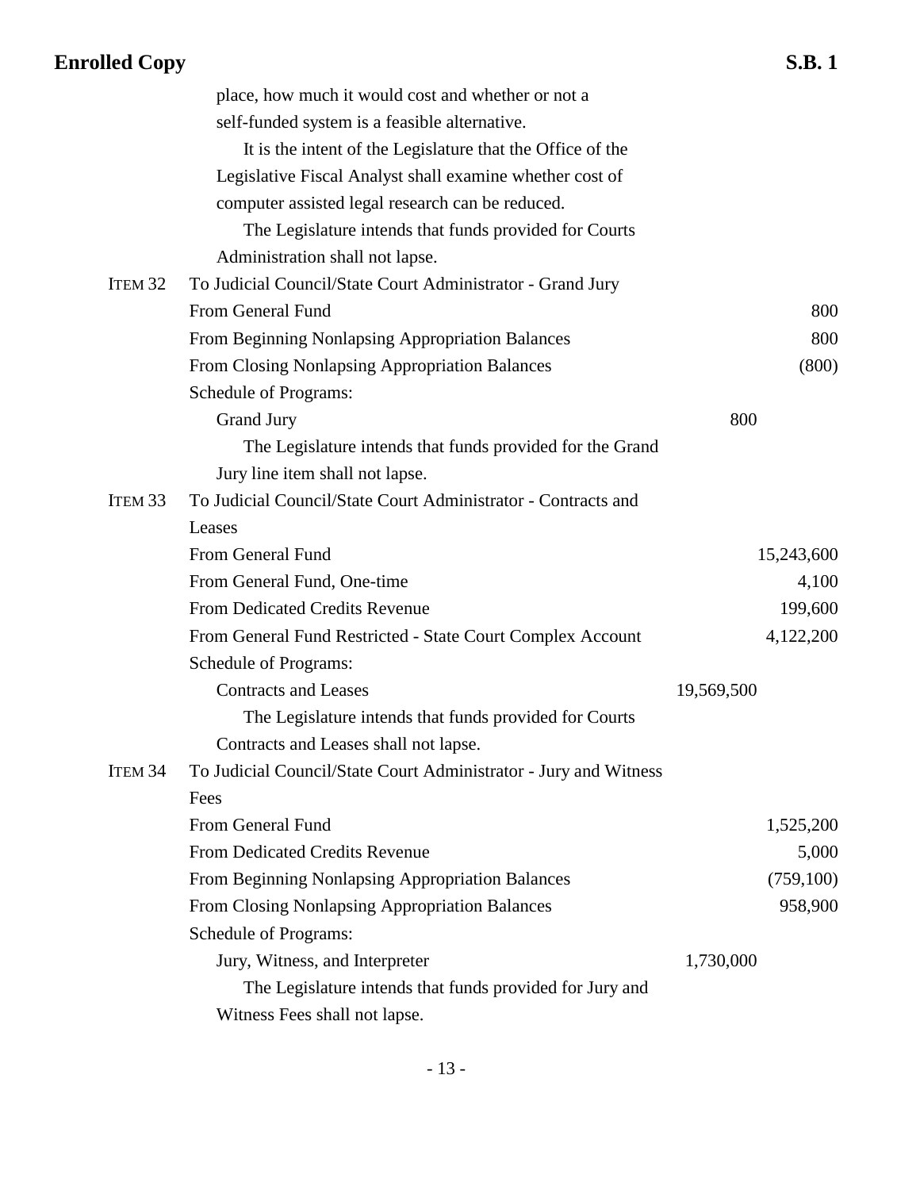place, how much it would cost and whether or not a self-funded system is a feasible alternative.

It is the intent of the Legislature that the Office of the Legislative Fiscal Analyst shall examine whether cost of computer assisted legal research can be reduced.

The Legislature intends that funds provided for Courts Administration shall not lapse.

| | | | |
|---|---|---|---|
| ITEM 32 | To Judicial Council/State Court Administrator - Grand Jury | | |
| | From General Fund | | 800 |
| | From Beginning Nonlapsing Appropriation Balances | | 800 |
| | From Closing Nonlapsing Appropriation Balances | | (800) |
| | Schedule of Programs: | | |
| | Grand Jury | 800 | |

The Legislature intends that funds provided for the Grand Jury line item shall not lapse.

| | | | |
|---|---|---|---|
| ITEM 33 | To Judicial Council/State Court Administrator - Contracts and Leases | | |
| | From General Fund | | 15,243,600 |
| | From General Fund, One-time | | 4,100 |
| | From Dedicated Credits Revenue | | 199,600 |
| | From General Fund Restricted - State Court Complex Account | | 4,122,200 |
| | Schedule of Programs: | | |
| | Contracts and Leases | 19,569,500 | |

The Legislature intends that funds provided for Courts Contracts and Leases shall not lapse.

| | | | |
|---|---|---|---|
| ITEM 34 | To Judicial Council/State Court Administrator - Jury and Witness Fees | | |
| | From General Fund | | 1,525,200 |
| | From Dedicated Credits Revenue | | 5,000 |
| | From Beginning Nonlapsing Appropriation Balances | | (759,100) |
| | From Closing Nonlapsing Appropriation Balances | | 958,900 |
| | Schedule of Programs: | | |
| | Jury, Witness, and Interpreter | 1,730,000 | |

The Legislature intends that funds provided for Jury and Witness Fees shall not lapse.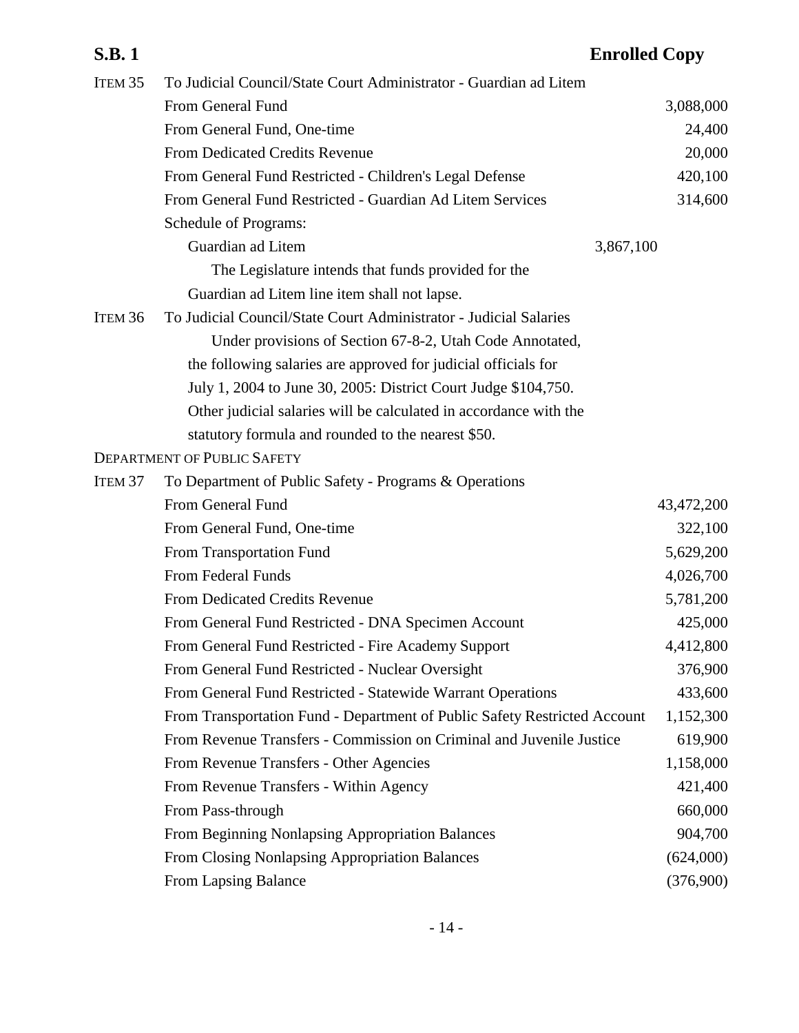ITEM 35 To Judicial Council/State Court Administrator - Guardian ad Litem

| | | |
|---|---|---|
| From General Fund | | 3,088,000 |
| From General Fund, One-time | | 24,400 |
| From Dedicated Credits Revenue | | 20,000 |
| From General Fund Restricted - Children's Legal Defense | | 420,100 |
| From General Fund Restricted - Guardian Ad Litem Services | | 314,600 |
| Schedule of Programs: | | |
| Guardian ad Litem | 3,867,100 | |

The Legislature intends that funds provided for the Guardian ad Litem line item shall not lapse.

ITEM 36 To Judicial Council/State Court Administrator - Judicial Salaries

Under provisions of Section 67-8-2, Utah Code Annotated, the following salaries are approved for judicial officials for July 1, 2004 to June 30, 2005: District Court Judge $104,750. Other judicial salaries will be calculated in accordance with the statutory formula and rounded to the nearest $50.

DEPARTMENT OF PUBLIC SAFETY

ITEM 37 To Department of Public Safety - Programs & Operations

| | |
|---|---|
| From General Fund | 43,472,200 |
| From General Fund, One-time | 322,100 |
| From Transportation Fund | 5,629,200 |
| From Federal Funds | 4,026,700 |
| From Dedicated Credits Revenue | 5,781,200 |
| From General Fund Restricted - DNA Specimen Account | 425,000 |
| From General Fund Restricted - Fire Academy Support | 4,412,800 |
| From General Fund Restricted - Nuclear Oversight | 376,900 |
| From General Fund Restricted - Statewide Warrant Operations | 433,600 |
| From Transportation Fund - Department of Public Safety Restricted Account | 1,152,300 |
| From Revenue Transfers - Commission on Criminal and Juvenile Justice | 619,900 |
| From Revenue Transfers - Other Agencies | 1,158,000 |
| From Revenue Transfers - Within Agency | 421,400 |
| From Pass-through | 660,000 |
| From Beginning Nonlapsing Appropriation Balances | 904,700 |
| From Closing Nonlapsing Appropriation Balances | (624,000) |
| From Lapsing Balance | (376,900) |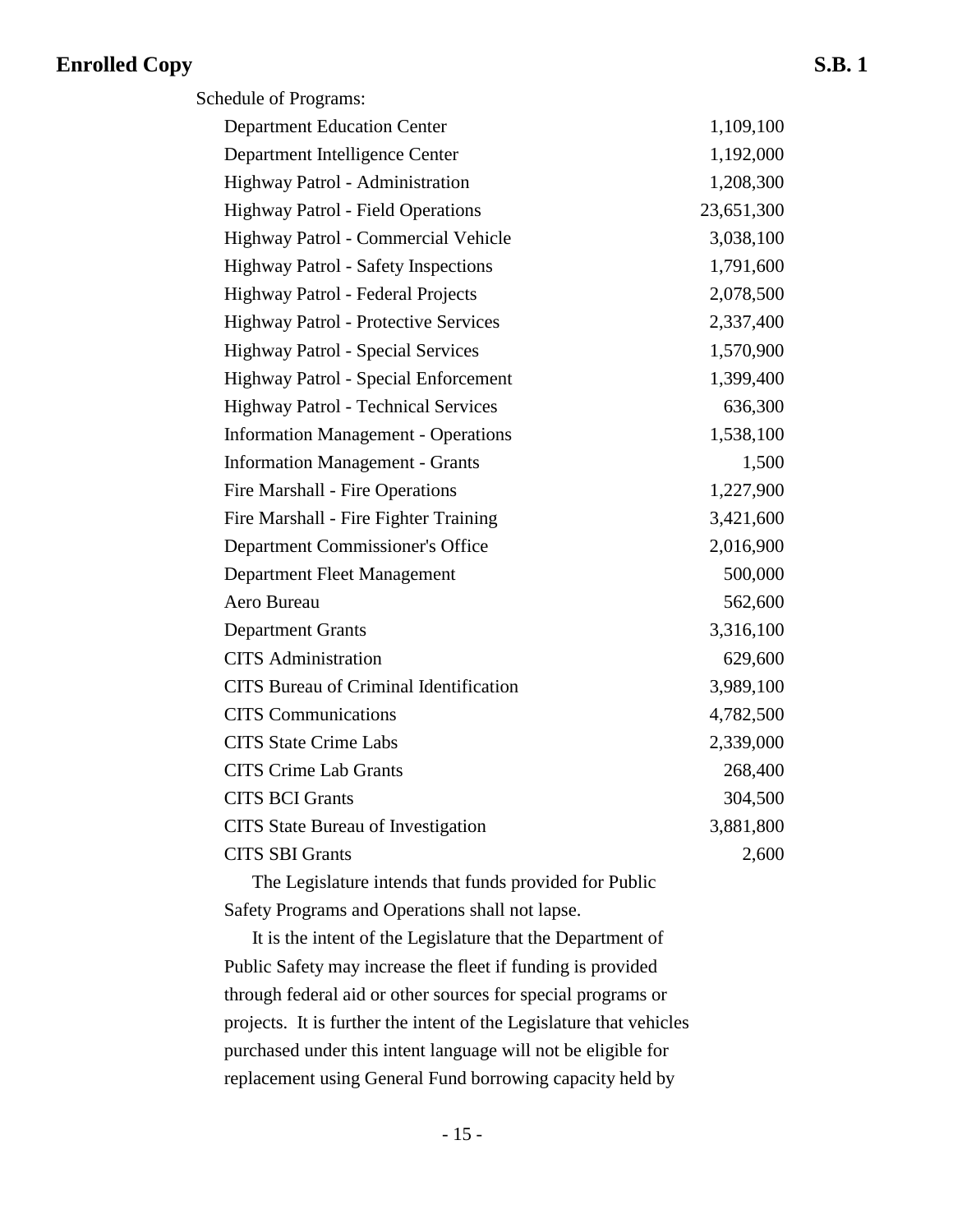Schedule of Programs:

| Program | Amount |
|---|---|
| Department Education Center | 1,109,100 |
| Department Intelligence Center | 1,192,000 |
| Highway Patrol - Administration | 1,208,300 |
| Highway Patrol - Field Operations | 23,651,300 |
| Highway Patrol - Commercial Vehicle | 3,038,100 |
| Highway Patrol - Safety Inspections | 1,791,600 |
| Highway Patrol - Federal Projects | 2,078,500 |
| Highway Patrol - Protective Services | 2,337,400 |
| Highway Patrol - Special Services | 1,570,900 |
| Highway Patrol - Special Enforcement | 1,399,400 |
| Highway Patrol - Technical Services | 636,300 |
| Information Management - Operations | 1,538,100 |
| Information Management - Grants | 1,500 |
| Fire Marshall - Fire Operations | 1,227,900 |
| Fire Marshall - Fire Fighter Training | 3,421,600 |
| Department Commissioner's Office | 2,016,900 |
| Department Fleet Management | 500,000 |
| Aero Bureau | 562,600 |
| Department Grants | 3,316,100 |
| CITS Administration | 629,600 |
| CITS Bureau of Criminal Identification | 3,989,100 |
| CITS Communications | 4,782,500 |
| CITS State Crime Labs | 2,339,000 |
| CITS Crime Lab Grants | 268,400 |
| CITS BCI Grants | 304,500 |
| CITS State Bureau of Investigation | 3,881,800 |
| CITS SBI Grants | 2,600 |

The Legislature intends that funds provided for Public Safety Programs and Operations shall not lapse.

It is the intent of the Legislature that the Department of Public Safety may increase the fleet if funding is provided through federal aid or other sources for special programs or projects. It is further the intent of the Legislature that vehicles purchased under this intent language will not be eligible for replacement using General Fund borrowing capacity held by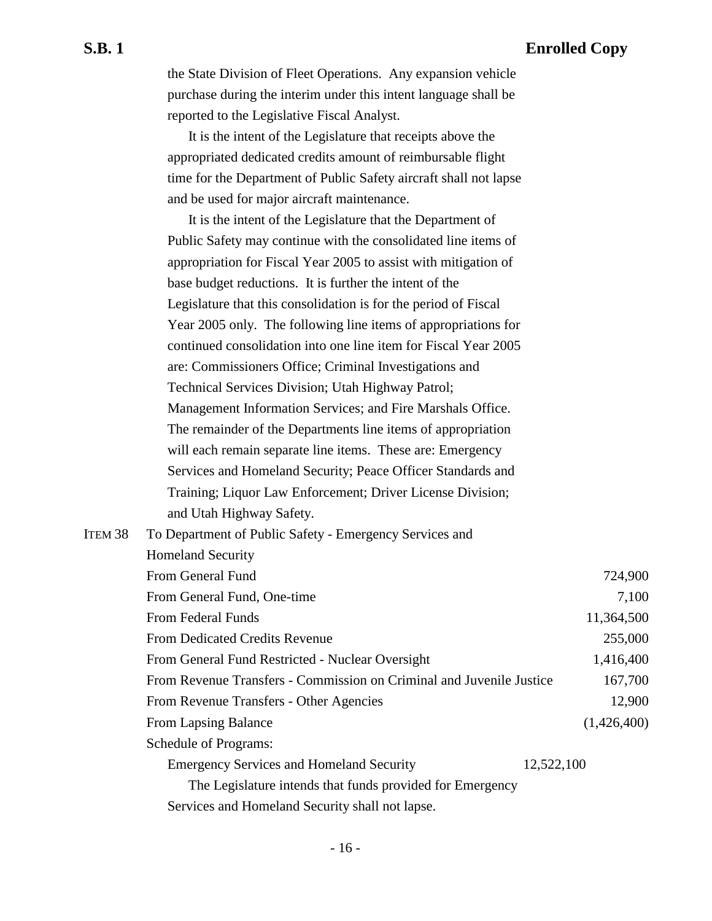the State Division of Fleet Operations. Any expansion vehicle purchase during the interim under this intent language shall be reported to the Legislative Fiscal Analyst.

It is the intent of the Legislature that receipts above the appropriated dedicated credits amount of reimbursable flight time for the Department of Public Safety aircraft shall not lapse and be used for major aircraft maintenance.

It is the intent of the Legislature that the Department of Public Safety may continue with the consolidated line items of appropriation for Fiscal Year 2005 to assist with mitigation of base budget reductions. It is further the intent of the Legislature that this consolidation is for the period of Fiscal Year 2005 only. The following line items of appropriations for continued consolidation into one line item for Fiscal Year 2005 are: Commissioners Office; Criminal Investigations and Technical Services Division; Utah Highway Patrol; Management Information Services; and Fire Marshals Office. The remainder of the Departments line items of appropriation will each remain separate line items. These are: Emergency Services and Homeland Security; Peace Officer Standards and Training; Liquor Law Enforcement; Driver License Division; and Utah Highway Safety.

ITEM 38 To Department of Public Safety - Emergency Services and Homeland Security

| | | |
|---|---|---|
| From General Fund | | 724,900 |
| From General Fund, One-time | | 7,100 |
| From Federal Funds | | 11,364,500 |
| From Dedicated Credits Revenue | | 255,000 |
| From General Fund Restricted - Nuclear Oversight | | 1,416,400 |
| From Revenue Transfers - Commission on Criminal and Juvenile Justice | | 167,700 |
| From Revenue Transfers - Other Agencies | | 12,900 |
| From Lapsing Balance | | (1,426,400) |
| Schedule of Programs: | | |
| Emergency Services and Homeland Security | 12,522,100 | |

The Legislature intends that funds provided for Emergency Services and Homeland Security shall not lapse.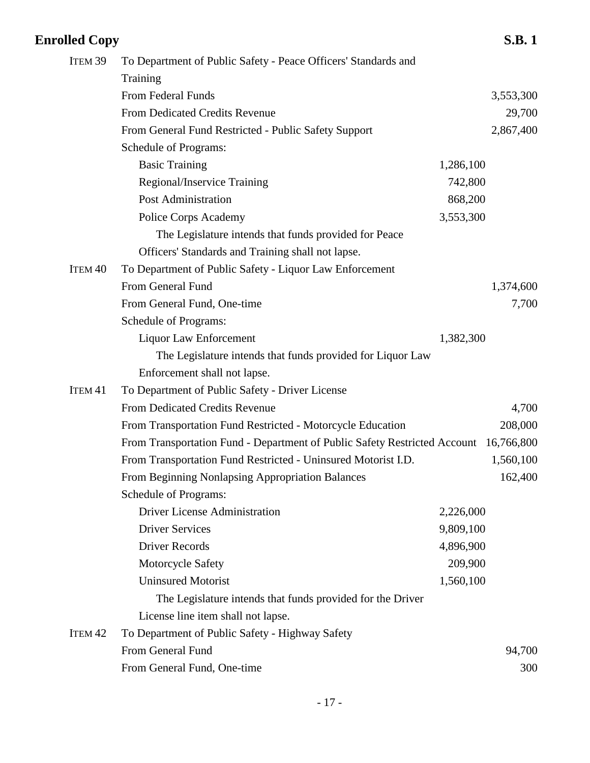ITEM 39 To Department of Public Safety - Peace Officers' Standards and Training

| | | |
|---|---|---|
| From Federal Funds | | 3,553,300 |
| From Dedicated Credits Revenue | | 29,700 |
| From General Fund Restricted - Public Safety Support | | 2,867,400 |
| Schedule of Programs: | | |
| Basic Training | 1,286,100 | |
| Regional/Inservice Training | 742,800 | |
| Post Administration | 868,200 | |
| Police Corps Academy | 3,553,300 | |

The Legislature intends that funds provided for Peace Officers' Standards and Training shall not lapse.

ITEM 40 To Department of Public Safety - Liquor Law Enforcement

| | | |
|---|---|---|
| From General Fund | | 1,374,600 |
| From General Fund, One-time | | 7,700 |
| Schedule of Programs: | | |
| Liquor Law Enforcement | 1,382,300 | |

The Legislature intends that funds provided for Liquor Law Enforcement shall not lapse.

ITEM 41 To Department of Public Safety - Driver License

| | | |
|---|---|---|
| From Dedicated Credits Revenue | | 4,700 |
| From Transportation Fund Restricted - Motorcycle Education | | 208,000 |
| From Transportation Fund - Department of Public Safety Restricted Account | | 16,766,800 |
| From Transportation Fund Restricted - Uninsured Motorist I.D. | | 1,560,100 |
| From Beginning Nonlapsing Appropriation Balances | | 162,400 |
| Schedule of Programs: | | |
| Driver License Administration | 2,226,000 | |
| Driver Services | 9,809,100 | |
| Driver Records | 4,896,900 | |
| Motorcycle Safety | 209,900 | |
| Uninsured Motorist | 1,560,100 | |

The Legislature intends that funds provided for the Driver License line item shall not lapse.

ITEM 42 To Department of Public Safety - Highway Safety

| | | |
|---|---|---|
| From General Fund | | 94,700 |
| From General Fund, One-time | | 300 |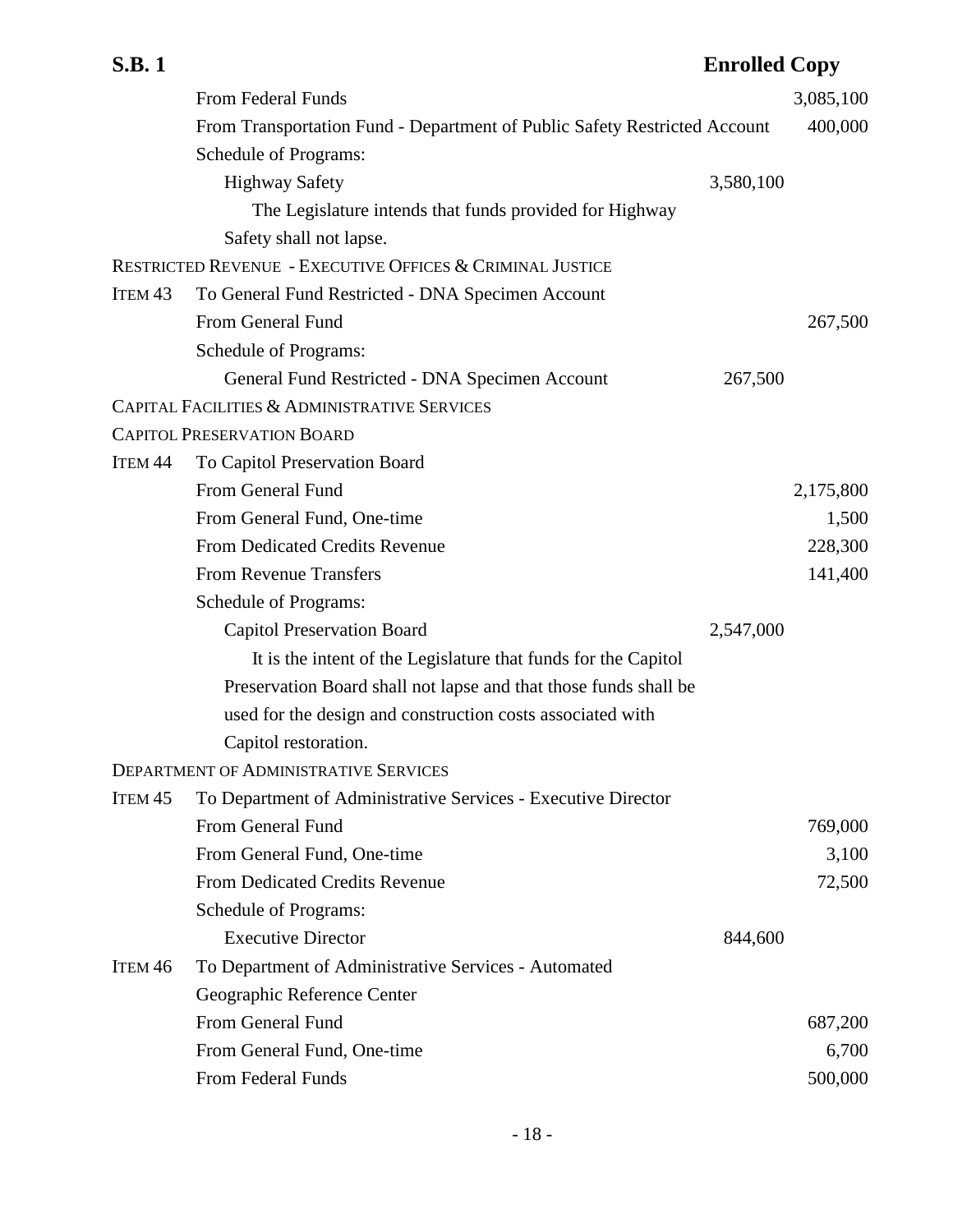From Federal Funds 3,085,100

From Transportation Fund - Department of Public Safety Restricted Account 400,000

Schedule of Programs:

Highway Safety 3,580,100

The Legislature intends that funds provided for Highway Safety shall not lapse.

RESTRICTED REVENUE - EXECUTIVE OFFICES & CRIMINAL JUSTICE

ITEM 43 To General Fund Restricted - DNA Specimen Account

From General Fund 267,500

Schedule of Programs:

General Fund Restricted - DNA Specimen Account 267,500

CAPITAL FACILITIES & ADMINISTRATIVE SERVICES

CAPITOL PRESERVATION BOARD

ITEM 44 To Capitol Preservation Board

From General Fund 2,175,800

From General Fund, One-time 1,500

From Dedicated Credits Revenue 228,300

From Revenue Transfers 141,400

Schedule of Programs:

Capitol Preservation Board 2,547,000

It is the intent of the Legislature that funds for the Capitol Preservation Board shall not lapse and that those funds shall be used for the design and construction costs associated with Capitol restoration.

DEPARTMENT OF ADMINISTRATIVE SERVICES

ITEM 45 To Department of Administrative Services - Executive Director

From General Fund 769,000

From General Fund, One-time 3,100

From Dedicated Credits Revenue 72,500

Schedule of Programs:

Executive Director 844,600

ITEM 46 To Department of Administrative Services - Automated Geographic Reference Center

From General Fund 687,200

From General Fund, One-time 6,700

From Federal Funds 500,000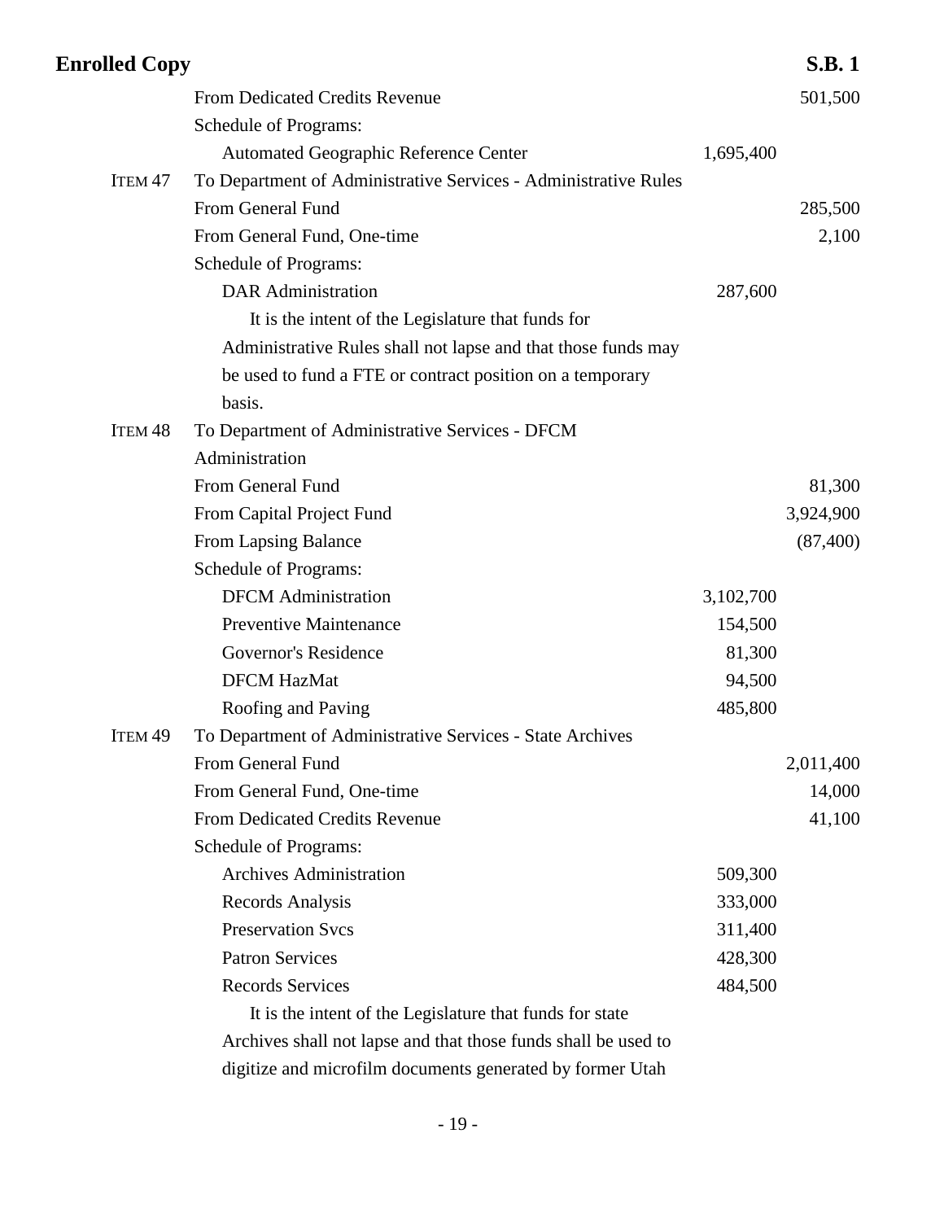| | | | |
|---|---|---|---|
| | From Dedicated Credits Revenue | | 501,500 |
| | Schedule of Programs: | | |
| | Automated Geographic Reference Center | 1,695,400 | |
| ITEM 47 | To Department of Administrative Services - Administrative Rules | | |
| | From General Fund | | 285,500 |
| | From General Fund, One-time | | 2,100 |
| | Schedule of Programs: | | |
| | DAR Administration | 287,600 | |
| | It is the intent of the Legislature that funds for Administrative Rules shall not lapse and that those funds may be used to fund a FTE or contract position on a temporary basis. | | |
| ITEM 48 | To Department of Administrative Services - DFCM Administration | | |
| | From General Fund | | 81,300 |
| | From Capital Project Fund | | 3,924,900 |
| | From Lapsing Balance | | (87,400) |
| | Schedule of Programs: | | |
| | DFCM Administration | 3,102,700 | |
| | Preventive Maintenance | 154,500 | |
| | Governor's Residence | 81,300 | |
| | DFCM HazMat | 94,500 | |
| | Roofing and Paving | 485,800 | |
| ITEM 49 | To Department of Administrative Services - State Archives | | |
| | From General Fund | | 2,011,400 |
| | From General Fund, One-time | | 14,000 |
| | From Dedicated Credits Revenue | | 41,100 |
| | Schedule of Programs: | | |
| | Archives Administration | 509,300 | |
| | Records Analysis | 333,000 | |
| | Preservation Svcs | 311,400 | |
| | Patron Services | 428,300 | |
| | Records Services | 484,500 | |
| | It is the intent of the Legislature that funds for state Archives shall not lapse and that those funds shall be used to digitize and microfilm documents generated by former Utah | | |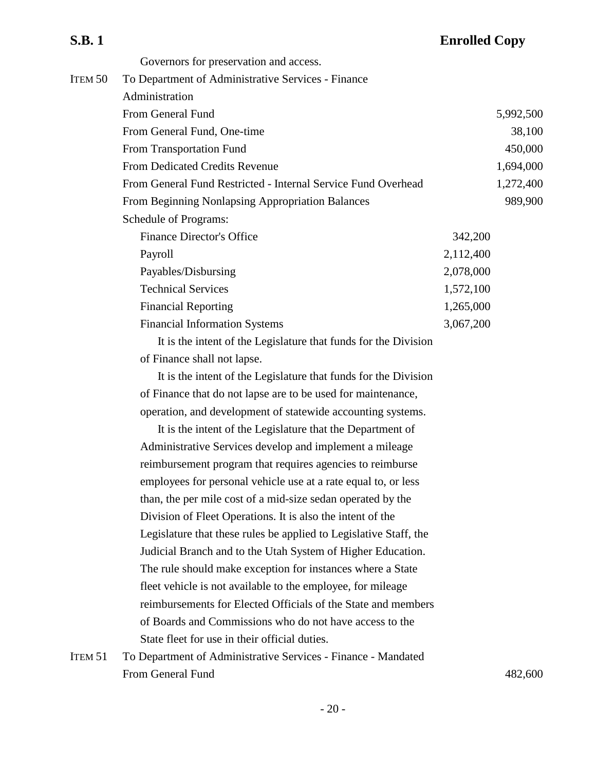Governors for preservation and access.

ITEM 50 To Department of Administrative Services - Finance Administration

| | | |
|---|---|---|
| From General Fund | | 5,992,500 |
| From General Fund, One-time | | 38,100 |
| From Transportation Fund | | 450,000 |
| From Dedicated Credits Revenue | | 1,694,000 |
| From General Fund Restricted - Internal Service Fund Overhead | | 1,272,400 |
| From Beginning Nonlapsing Appropriation Balances | | 989,900 |
| Schedule of Programs: | | |
| Finance Director's Office | 342,200 | |
| Payroll | 2,112,400 | |
| Payables/Disbursing | 2,078,000 | |
| Technical Services | 1,572,100 | |
| Financial Reporting | 1,265,000 | |
| Financial Information Systems | 3,067,200 | |

It is the intent of the Legislature that funds for the Division of Finance shall not lapse.

It is the intent of the Legislature that funds for the Division of Finance that do not lapse are to be used for maintenance, operation, and development of statewide accounting systems.

It is the intent of the Legislature that the Department of Administrative Services develop and implement a mileage reimbursement program that requires agencies to reimburse employees for personal vehicle use at a rate equal to, or less than, the per mile cost of a mid-size sedan operated by the Division of Fleet Operations. It is also the intent of the Legislature that these rules be applied to Legislative Staff, the Judicial Branch and to the Utah System of Higher Education. The rule should make exception for instances where a State fleet vehicle is not available to the employee, for mileage reimbursements for Elected Officials of the State and members of Boards and Commissions who do not have access to the State fleet for use in their official duties.

ITEM 51 To Department of Administrative Services - Finance - Mandated

| | | |
|---|---|---|
| From General Fund | | 482,600 |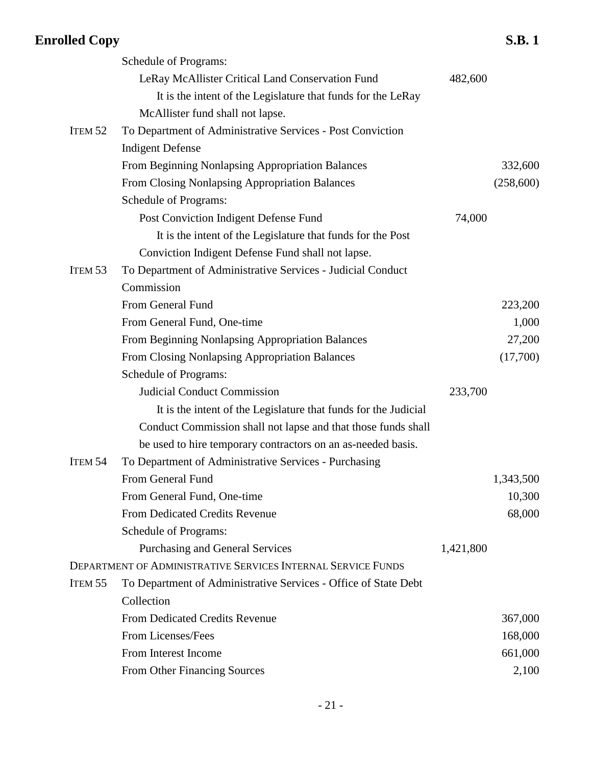Schedule of Programs:

| | | |
|---|---|---|
| LeRay McAllister Critical Land Conservation Fund | 482,600 | |

It is the intent of the Legislature that funds for the LeRay McAllister fund shall not lapse.

ITEM 52 To Department of Administrative Services - Post Conviction Indigent Defense

| | | |
|---|---|---|
| From Beginning Nonlapsing Appropriation Balances | | 332,600 |
| From Closing Nonlapsing Appropriation Balances | | (258,600) |
| Schedule of Programs: | | |
| Post Conviction Indigent Defense Fund | 74,000 | |

It is the intent of the Legislature that funds for the Post Conviction Indigent Defense Fund shall not lapse.

ITEM 53 To Department of Administrative Services - Judicial Conduct Commission

| | | |
|---|---|---|
| From General Fund | | 223,200 |
| From General Fund, One-time | | 1,000 |
| From Beginning Nonlapsing Appropriation Balances | | 27,200 |
| From Closing Nonlapsing Appropriation Balances | | (17,700) |
| Schedule of Programs: | | |
| Judicial Conduct Commission | 233,700 | |

It is the intent of the Legislature that funds for the Judicial Conduct Commission shall not lapse and that those funds shall be used to hire temporary contractors on an as-needed basis.

ITEM 54 To Department of Administrative Services - Purchasing

| | | |
|---|---|---|
| From General Fund | | 1,343,500 |
| From General Fund, One-time | | 10,300 |
| From Dedicated Credits Revenue | | 68,000 |
| Schedule of Programs: | | |
| Purchasing and General Services | 1,421,800 | |

DEPARTMENT OF ADMINISTRATIVE SERVICES INTERNAL SERVICE FUNDS

ITEM 55 To Department of Administrative Services - Office of State Debt Collection

| | | |
|---|---|---|
| From Dedicated Credits Revenue | | 367,000 |
| From Licenses/Fees | | 168,000 |
| From Interest Income | | 661,000 |
| From Other Financing Sources | | 2,100 |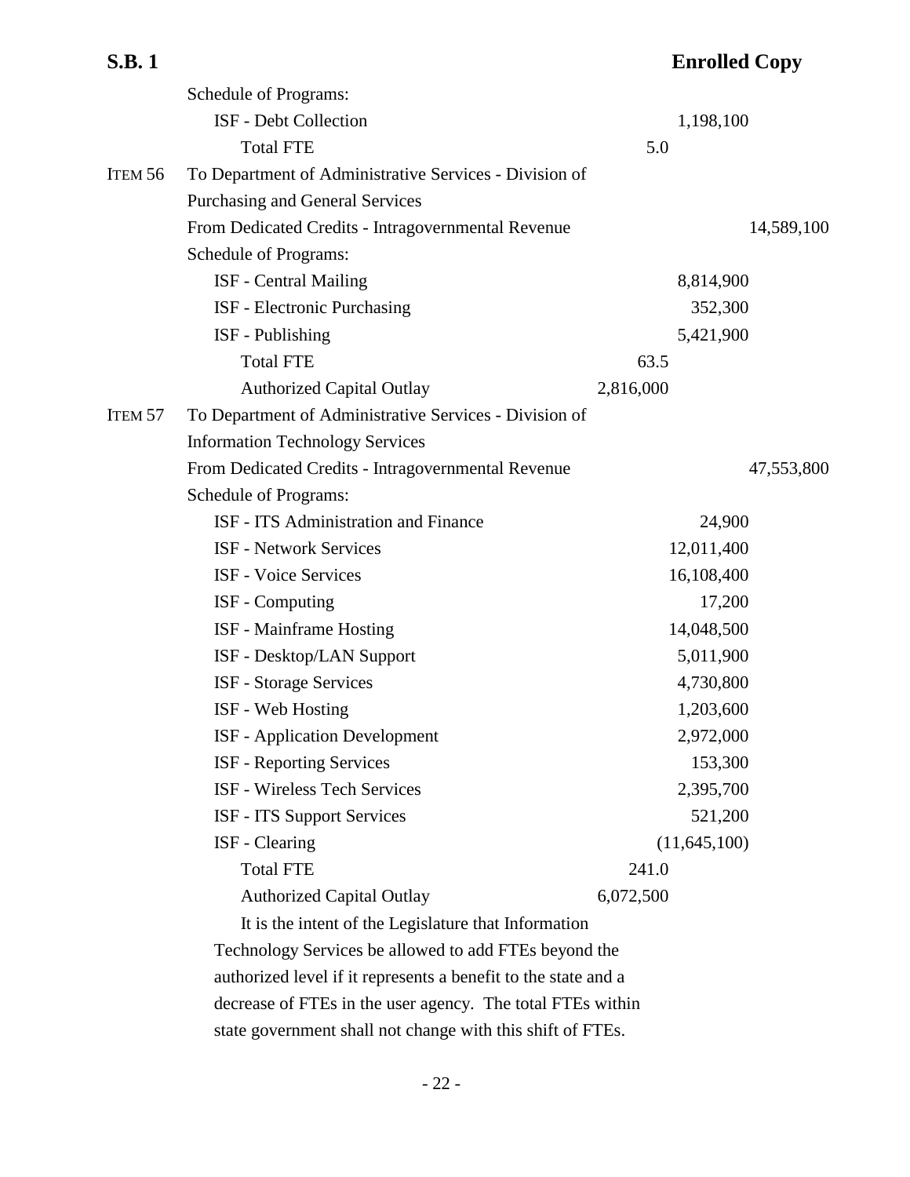Schedule of Programs:

| | | | |
|---|---|---|---|
| ISF - Debt Collection | | 1,198,100 | |
| Total FTE | 5.0 | | |

ITEM 56 To Department of Administrative Services - Division of Purchasing and General Services

| | | | |
|---|---|---|---|
| From Dedicated Credits - Intragovernmental Revenue | | | 14,589,100 |
| Schedule of Programs: | | | |
| ISF - Central Mailing | | 8,814,900 | |
| ISF - Electronic Purchasing | | 352,300 | |
| ISF - Publishing | | 5,421,900 | |
| Total FTE | 63.5 | | |
| Authorized Capital Outlay | 2,816,000 | | |

ITEM 57 To Department of Administrative Services - Division of Information Technology Services

| | | | |
|---|---|---|---|
| From Dedicated Credits - Intragovernmental Revenue | | | 47,553,800 |
| Schedule of Programs: | | | |
| ISF - ITS Administration and Finance | | 24,900 | |
| ISF - Network Services | | 12,011,400 | |
| ISF - Voice Services | | 16,108,400 | |
| ISF - Computing | | 17,200 | |
| ISF - Mainframe Hosting | | 14,048,500 | |
| ISF - Desktop/LAN Support | | 5,011,900 | |
| ISF - Storage Services | | 4,730,800 | |
| ISF - Web Hosting | | 1,203,600 | |
| ISF - Application Development | | 2,972,000 | |
| ISF - Reporting Services | | 153,300 | |
| ISF - Wireless Tech Services | | 2,395,700 | |
| ISF - ITS Support Services | | 521,200 | |
| ISF - Clearing | | (11,645,100) | |
| Total FTE | 241.0 | | |
| Authorized Capital Outlay | 6,072,500 | | |

It is the intent of the Legislature that Information Technology Services be allowed to add FTEs beyond the authorized level if it represents a benefit to the state and a decrease of FTEs in the user agency. The total FTEs within state government shall not change with this shift of FTEs.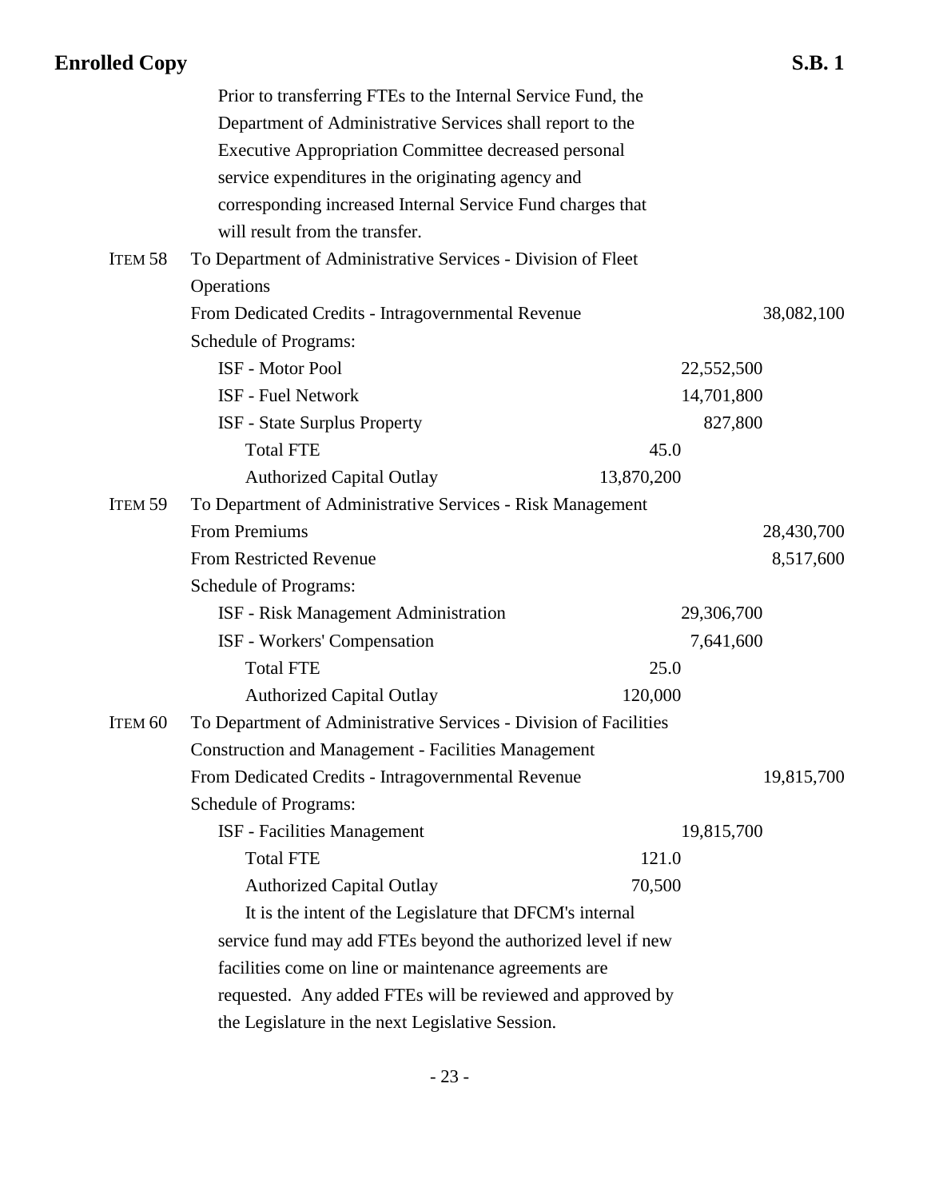Prior to transferring FTEs to the Internal Service Fund, the Department of Administrative Services shall report to the Executive Appropriation Committee decreased personal service expenditures in the originating agency and corresponding increased Internal Service Fund charges that will result from the transfer.

ITEM 58 To Department of Administrative Services - Division of Fleet Operations

| | | | |
|---|---|---|---|
| From Dedicated Credits - Intragovernmental Revenue | | | 38,082,100 |
| Schedule of Programs: | | | |
| ISF - Motor Pool | | 22,552,500 | |
| ISF - Fuel Network | | 14,701,800 | |
| ISF - State Surplus Property | | 827,800 | |
| Total FTE | 45.0 | | |
| Authorized Capital Outlay | 13,870,200 | | |

ITEM 59 To Department of Administrative Services - Risk Management

| | | | |
|---|---|---|---|
| From Premiums | | | 28,430,700 |
| From Restricted Revenue | | | 8,517,600 |
| Schedule of Programs: | | | |
| ISF - Risk Management Administration | | 29,306,700 | |
| ISF - Workers' Compensation | | 7,641,600 | |
| Total FTE | 25.0 | | |
| Authorized Capital Outlay | 120,000 | | |

ITEM 60 To Department of Administrative Services - Division of Facilities Construction and Management - Facilities Management

| | | | |
|---|---|---|---|
| From Dedicated Credits - Intragovernmental Revenue | | | 19,815,700 |
| Schedule of Programs: | | | |
| ISF - Facilities Management | | 19,815,700 | |
| Total FTE | 121.0 | | |
| Authorized Capital Outlay | 70,500 | | |

It is the intent of the Legislature that DFCM's internal service fund may add FTEs beyond the authorized level if new facilities come on line or maintenance agreements are requested. Any added FTEs will be reviewed and approved by the Legislature in the next Legislative Session.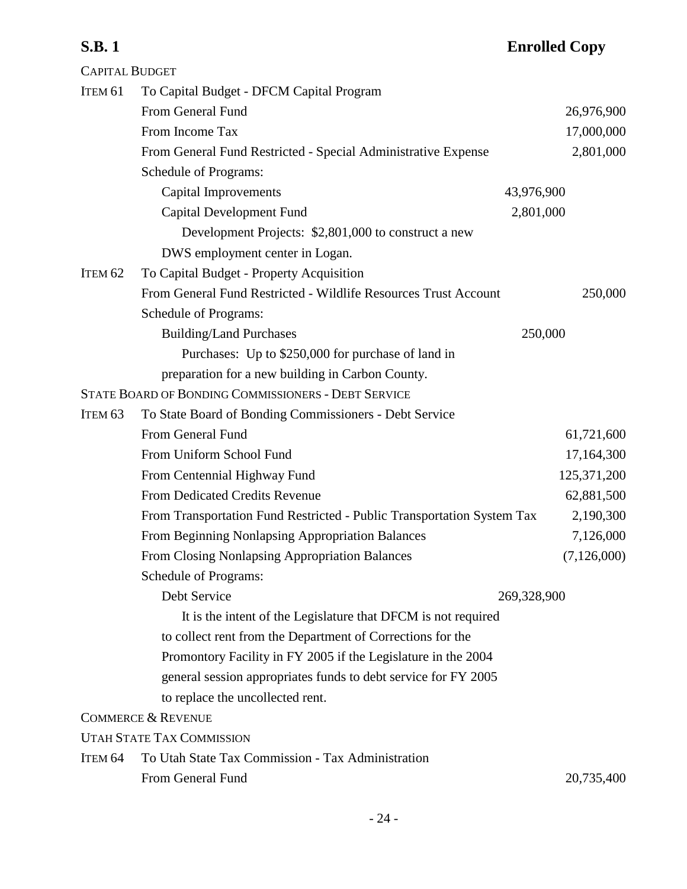CAPITAL BUDGET

ITEM 61 To Capital Budget - DFCM Capital Program

| | | |
|---|---|---|
| From General Fund | | 26,976,900 |
| From Income Tax | | 17,000,000 |
| From General Fund Restricted - Special Administrative Expense | | 2,801,000 |
| Schedule of Programs: | | |
| Capital Improvements | 43,976,900 | |
| Capital Development Fund | 2,801,000 | |

Development Projects: $2,801,000 to construct a new DWS employment center in Logan.

ITEM 62 To Capital Budget - Property Acquisition

| | | |
|---|---|---|
| From General Fund Restricted - Wildlife Resources Trust Account | | 250,000 |
| Schedule of Programs: | | |
| Building/Land Purchases | 250,000 | |

Purchases: Up to $250,000 for purchase of land in preparation for a new building in Carbon County.

STATE BOARD OF BONDING COMMISSIONERS - DEBT SERVICE

ITEM 63 To State Board of Bonding Commissioners - Debt Service

| | | |
|---|---|---|
| From General Fund | | 61,721,600 |
| From Uniform School Fund | | 17,164,300 |
| From Centennial Highway Fund | | 125,371,200 |
| From Dedicated Credits Revenue | | 62,881,500 |
| From Transportation Fund Restricted - Public Transportation System Tax | | 2,190,300 |
| From Beginning Nonlapsing Appropriation Balances | | 7,126,000 |
| From Closing Nonlapsing Appropriation Balances | | (7,126,000) |
| Schedule of Programs: | | |
| Debt Service | 269,328,900 | |

It is the intent of the Legislature that DFCM is not required to collect rent from the Department of Corrections for the Promontory Facility in FY 2005 if the Legislature in the 2004 general session appropriates funds to debt service for FY 2005 to replace the uncollected rent.

COMMERCE & REVENUE

UTAH STATE TAX COMMISSION

ITEM 64 To Utah State Tax Commission - Tax Administration

| | | |
|---|---|---|
| From General Fund | | 20,735,400 |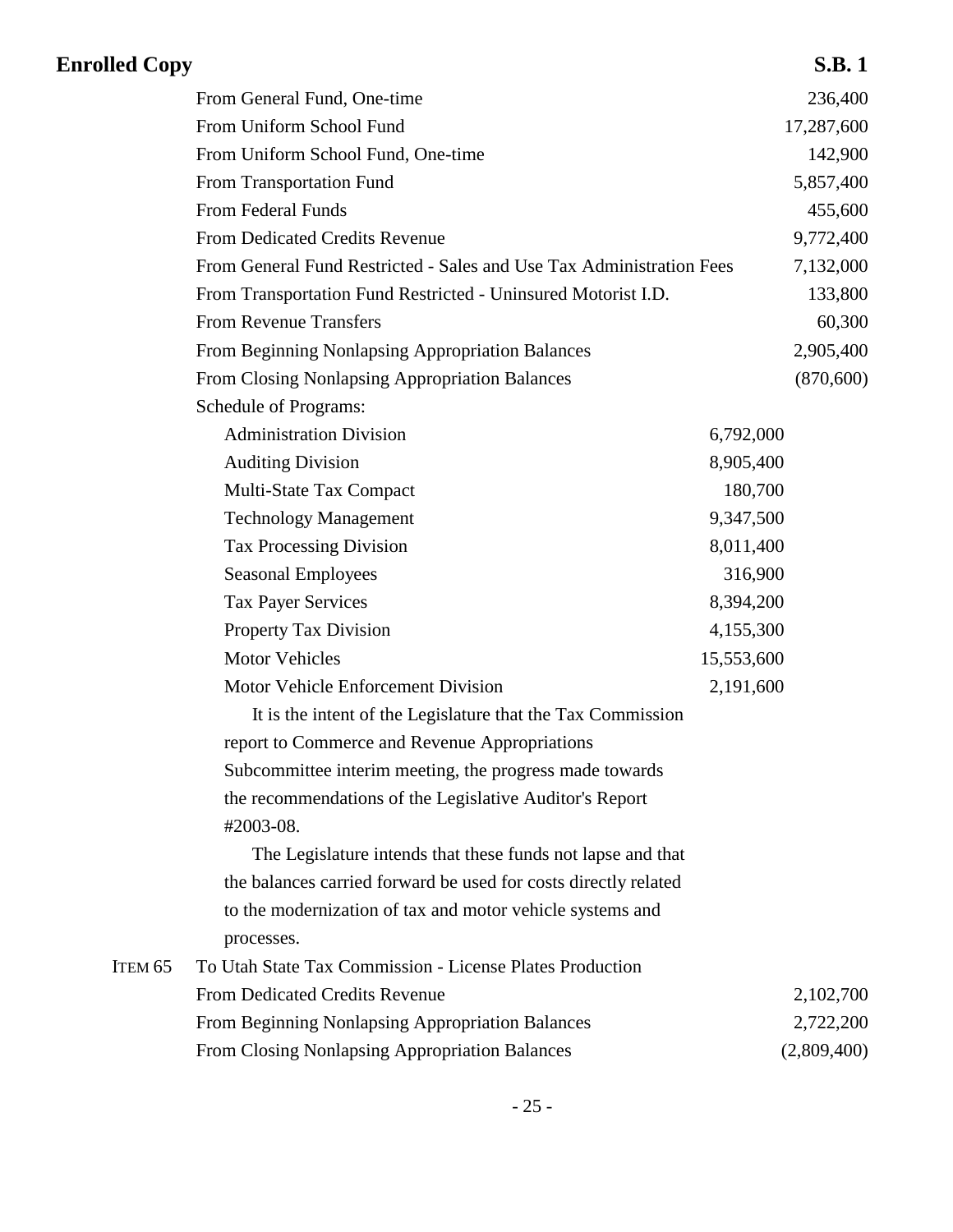| | | | |
|---|---|---|---|
| | From General Fund, One-time | | 236,400 |
| | From Uniform School Fund | | 17,287,600 |
| | From Uniform School Fund, One-time | | 142,900 |
| | From Transportation Fund | | 5,857,400 |
| | From Federal Funds | | 455,600 |
| | From Dedicated Credits Revenue | | 9,772,400 |
| | From General Fund Restricted - Sales and Use Tax Administration Fees | | 7,132,000 |
| | From Transportation Fund Restricted - Uninsured Motorist I.D. | | 133,800 |
| | From Revenue Transfers | | 60,300 |
| | From Beginning Nonlapsing Appropriation Balances | | 2,905,400 |
| | From Closing Nonlapsing Appropriation Balances | | (870,600) |
| | Schedule of Programs: | | |
| | Administration Division | 6,792,000 | |
| | Auditing Division | 8,905,400 | |
| | Multi-State Tax Compact | 180,700 | |
| | Technology Management | 9,347,500 | |
| | Tax Processing Division | 8,011,400 | |
| | Seasonal Employees | 316,900 | |
| | Tax Payer Services | 8,394,200 | |
| | Property Tax Division | 4,155,300 | |
| | Motor Vehicles | 15,553,600 | |
| | Motor Vehicle Enforcement Division | 2,191,600 | |

It is the intent of the Legislature that the Tax Commission report to Commerce and Revenue Appropriations Subcommittee interim meeting, the progress made towards the recommendations of the Legislative Auditor's Report #2003-08.

The Legislature intends that these funds not lapse and that the balances carried forward be used for costs directly related to the modernization of tax and motor vehicle systems and processes.

| | | | |
|---|---|---|---|
| ITEM 65 | To Utah State Tax Commission - License Plates Production | | |
| | From Dedicated Credits Revenue | | 2,102,700 |
| | From Beginning Nonlapsing Appropriation Balances | | 2,722,200 |
| | From Closing Nonlapsing Appropriation Balances | | (2,809,400) |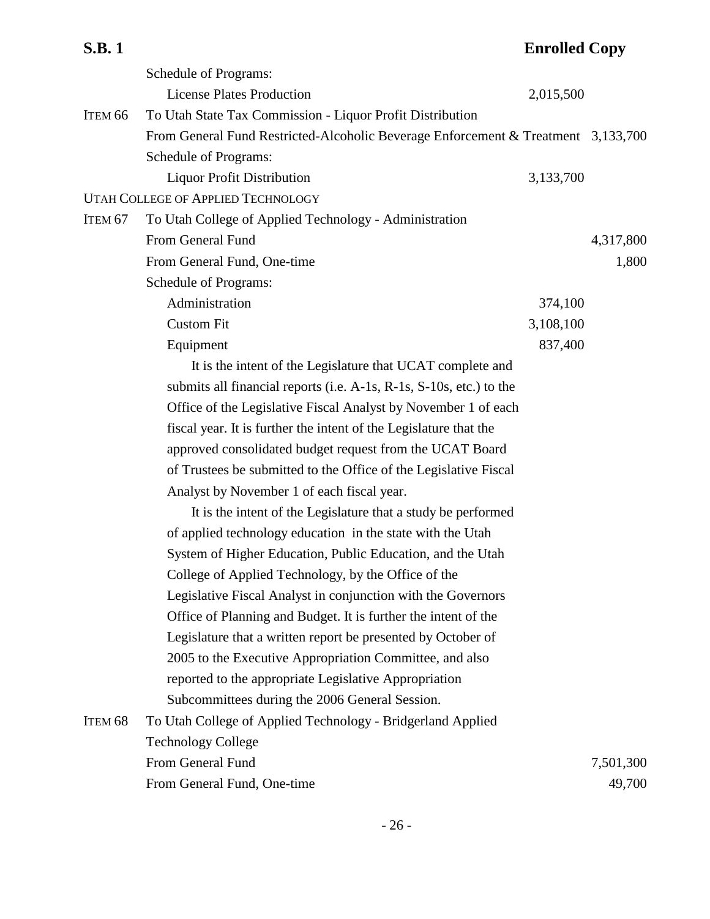Schedule of Programs:

| | | | |
|---|---|---|---|
| | License Plates Production | 2,015,500 | |
| ITEM 66 | To Utah State Tax Commission - Liquor Profit Distribution | | |
| | From General Fund Restricted-Alcoholic Beverage Enforcement & Treatment | | 3,133,700 |
| | Schedule of Programs: | | |
| | Liquor Profit Distribution | 3,133,700 | |

UTAH COLLEGE OF APPLIED TECHNOLOGY

| | | | |
|---|---|---|---|
| ITEM 67 | To Utah College of Applied Technology - Administration | | |
| | From General Fund | | 4,317,800 |
| | From General Fund, One-time | | 1,800 |
| | Schedule of Programs: | | |
| | Administration | 374,100 | |
| | Custom Fit | 3,108,100 | |
| | Equipment | 837,400 | |

It is the intent of the Legislature that UCAT complete and submits all financial reports (i.e. A-1s, R-1s, S-10s, etc.) to the Office of the Legislative Fiscal Analyst by November 1 of each fiscal year. It is further the intent of the Legislature that the approved consolidated budget request from the UCAT Board of Trustees be submitted to the Office of the Legislative Fiscal Analyst by November 1 of each fiscal year.

It is the intent of the Legislature that a study be performed of applied technology education in the state with the Utah System of Higher Education, Public Education, and the Utah College of Applied Technology, by the Office of the Legislative Fiscal Analyst in conjunction with the Governors Office of Planning and Budget. It is further the intent of the Legislature that a written report be presented by October of 2005 to the Executive Appropriation Committee, and also reported to the appropriate Legislative Appropriation Subcommittees during the 2006 General Session.

| | | | |
|---|---|---|---|
| ITEM 68 | To Utah College of Applied Technology - Bridgerland Applied Technology College | | |
| | From General Fund | | 7,501,300 |
| | From General Fund, One-time | | 49,700 |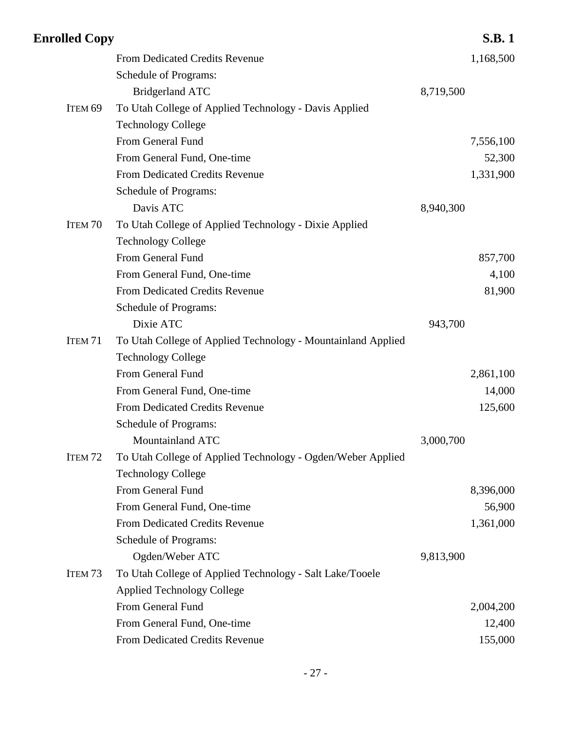| | | | |
|---|---|---|---|
| | From Dedicated Credits Revenue | | 1,168,500 |
| | Schedule of Programs: | | |
| | Bridgerland ATC | 8,719,500 | |
| ITEM 69 | To Utah College of Applied Technology - Davis Applied Technology College | | |
| | From General Fund | | 7,556,100 |
| | From General Fund, One-time | | 52,300 |
| | From Dedicated Credits Revenue | | 1,331,900 |
| | Schedule of Programs: | | |
| | Davis ATC | 8,940,300 | |
| ITEM 70 | To Utah College of Applied Technology - Dixie Applied Technology College | | |
| | From General Fund | | 857,700 |
| | From General Fund, One-time | | 4,100 |
| | From Dedicated Credits Revenue | | 81,900 |
| | Schedule of Programs: | | |
| | Dixie ATC | 943,700 | |
| ITEM 71 | To Utah College of Applied Technology - Mountainland Applied Technology College | | |
| | From General Fund | | 2,861,100 |
| | From General Fund, One-time | | 14,000 |
| | From Dedicated Credits Revenue | | 125,600 |
| | Schedule of Programs: | | |
| | Mountainland ATC | 3,000,700 | |
| ITEM 72 | To Utah College of Applied Technology - Ogden/Weber Applied Technology College | | |
| | From General Fund | | 8,396,000 |
| | From General Fund, One-time | | 56,900 |
| | From Dedicated Credits Revenue | | 1,361,000 |
| | Schedule of Programs: | | |
| | Ogden/Weber ATC | 9,813,900 | |
| ITEM 73 | To Utah College of Applied Technology - Salt Lake/Tooele Applied Technology College | | |
| | From General Fund | | 2,004,200 |
| | From General Fund, One-time | | 12,400 |
| | From Dedicated Credits Revenue | | 155,000 |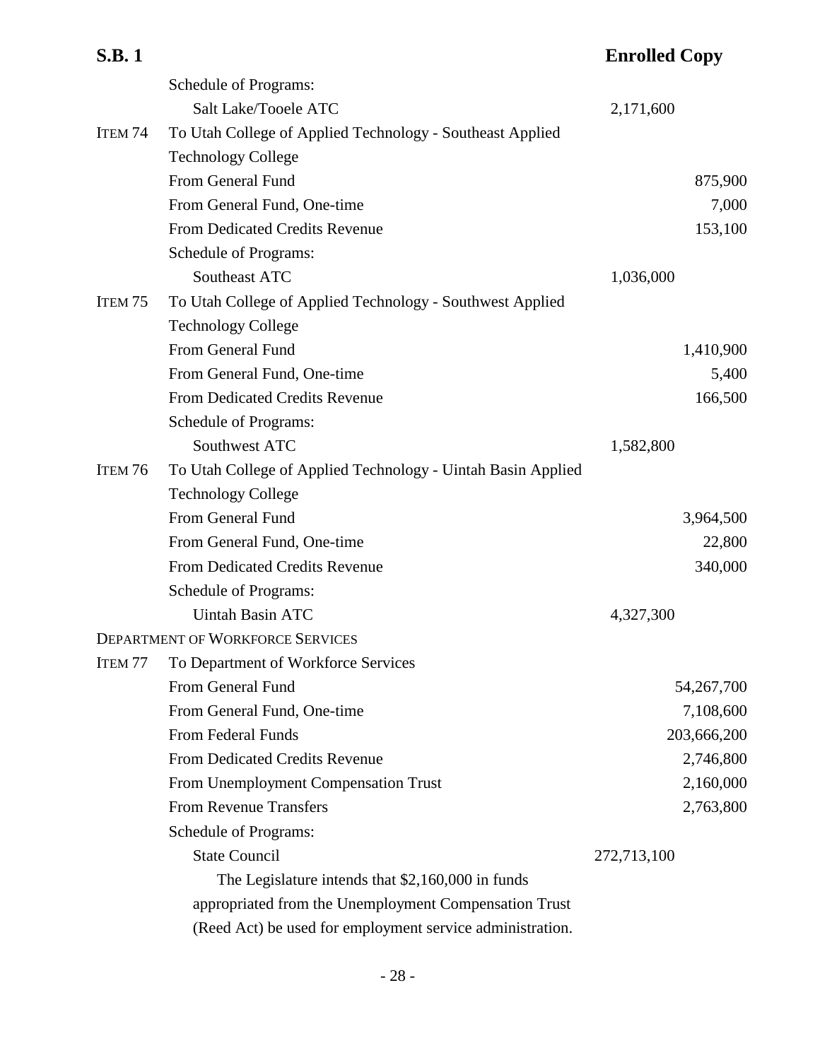Schedule of Programs:

| | | | |
|---|---|---|---|
| | Salt Lake/Tooele ATC | 2,171,600 | |
| ITEM 74 | To Utah College of Applied Technology - Southeast Applied Technology College | | |
| | From General Fund | | 875,900 |
| | From General Fund, One-time | | 7,000 |
| | From Dedicated Credits Revenue | | 153,100 |
| | Schedule of Programs: | | |
| | Southeast ATC | 1,036,000 | |
| ITEM 75 | To Utah College of Applied Technology - Southwest Applied Technology College | | |
| | From General Fund | | 1,410,900 |
| | From General Fund, One-time | | 5,400 |
| | From Dedicated Credits Revenue | | 166,500 |
| | Schedule of Programs: | | |
| | Southwest ATC | 1,582,800 | |
| ITEM 76 | To Utah College of Applied Technology - Uintah Basin Applied Technology College | | |
| | From General Fund | | 3,964,500 |
| | From General Fund, One-time | | 22,800 |
| | From Dedicated Credits Revenue | | 340,000 |
| | Schedule of Programs: | | |
| | Uintah Basin ATC | 4,327,300 | |

DEPARTMENT OF WORKFORCE SERVICES

| | | | |
|---|---|---|---|
| ITEM 77 | To Department of Workforce Services | | |
| | From General Fund | | 54,267,700 |
| | From General Fund, One-time | | 7,108,600 |
| | From Federal Funds | | 203,666,200 |
| | From Dedicated Credits Revenue | | 2,746,800 |
| | From Unemployment Compensation Trust | | 2,160,000 |
| | From Revenue Transfers | | 2,763,800 |
| | Schedule of Programs: | | |
| | State Council | 272,713,100 | |

The Legislature intends that $2,160,000 in funds appropriated from the Unemployment Compensation Trust (Reed Act) be used for employment service administration.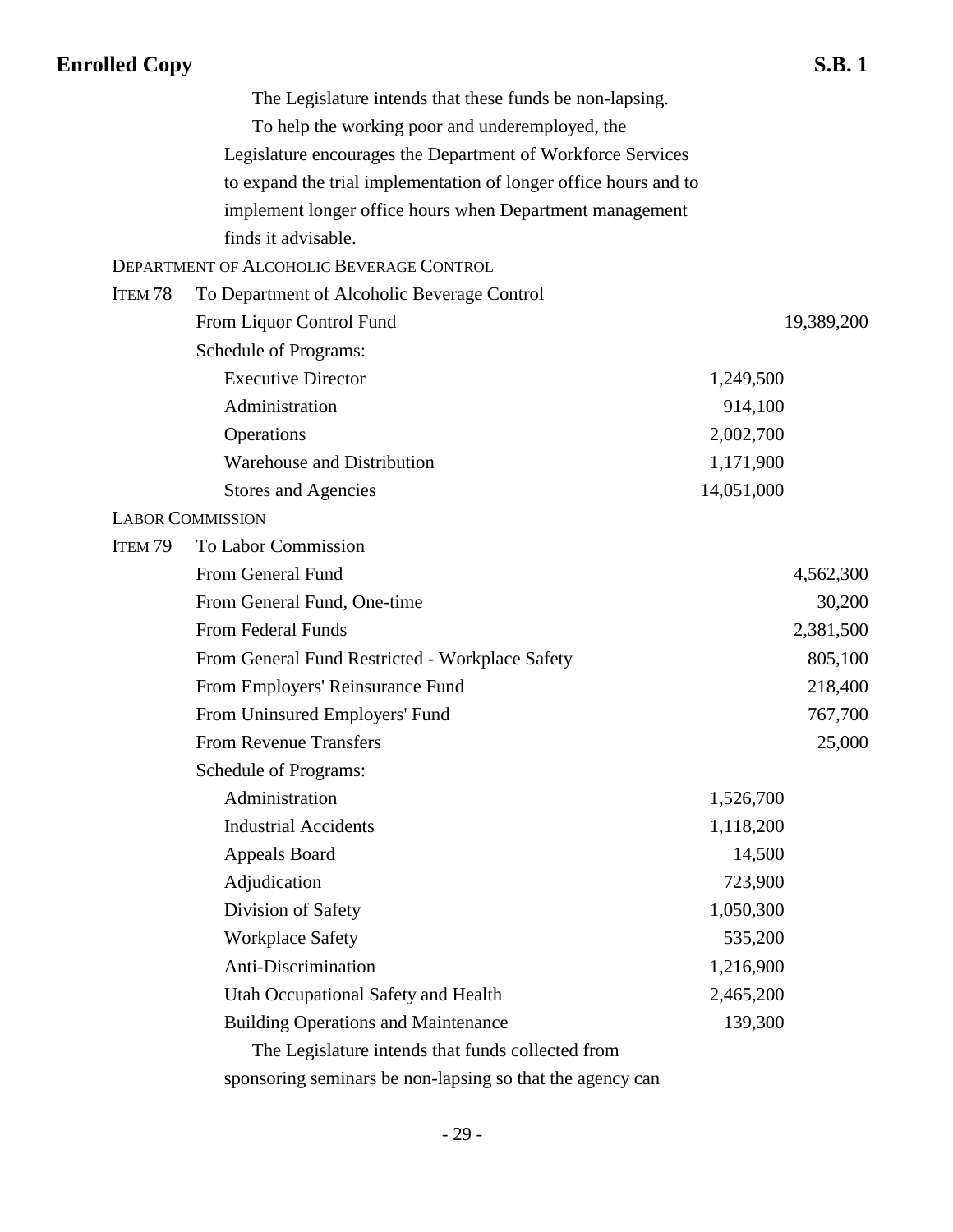The Legislature intends that these funds be non-lapsing.

To help the working poor and underemployed, the Legislature encourages the Department of Workforce Services to expand the trial implementation of longer office hours and to implement longer office hours when Department management finds it advisable.

DEPARTMENT OF ALCOHOLIC BEVERAGE CONTROL

| | | | |
|---|---|---|---|
| ITEM 78 | To Department of Alcoholic Beverage Control | | |
| | From Liquor Control Fund | | 19,389,200 |
| | Schedule of Programs: | | |
| | Executive Director | 1,249,500 | |
| | Administration | 914,100 | |
| | Operations | 2,002,700 | |
| | Warehouse and Distribution | 1,171,900 | |
| | Stores and Agencies | 14,051,000 | |

LABOR COMMISSION

| | | | |
|---|---|---|---|
| ITEM 79 | To Labor Commission | | |
| | From General Fund | | 4,562,300 |
| | From General Fund, One-time | | 30,200 |
| | From Federal Funds | | 2,381,500 |
| | From General Fund Restricted - Workplace Safety | | 805,100 |
| | From Employers' Reinsurance Fund | | 218,400 |
| | From Uninsured Employers' Fund | | 767,700 |
| | From Revenue Transfers | | 25,000 |
| | Schedule of Programs: | | |
| | Administration | 1,526,700 | |
| | Industrial Accidents | 1,118,200 | |
| | Appeals Board | 14,500 | |
| | Adjudication | 723,900 | |
| | Division of Safety | 1,050,300 | |
| | Workplace Safety | 535,200 | |
| | Anti-Discrimination | 1,216,900 | |
| | Utah Occupational Safety and Health | 2,465,200 | |
| | Building Operations and Maintenance | 139,300 | |

The Legislature intends that funds collected from sponsoring seminars be non-lapsing so that the agency can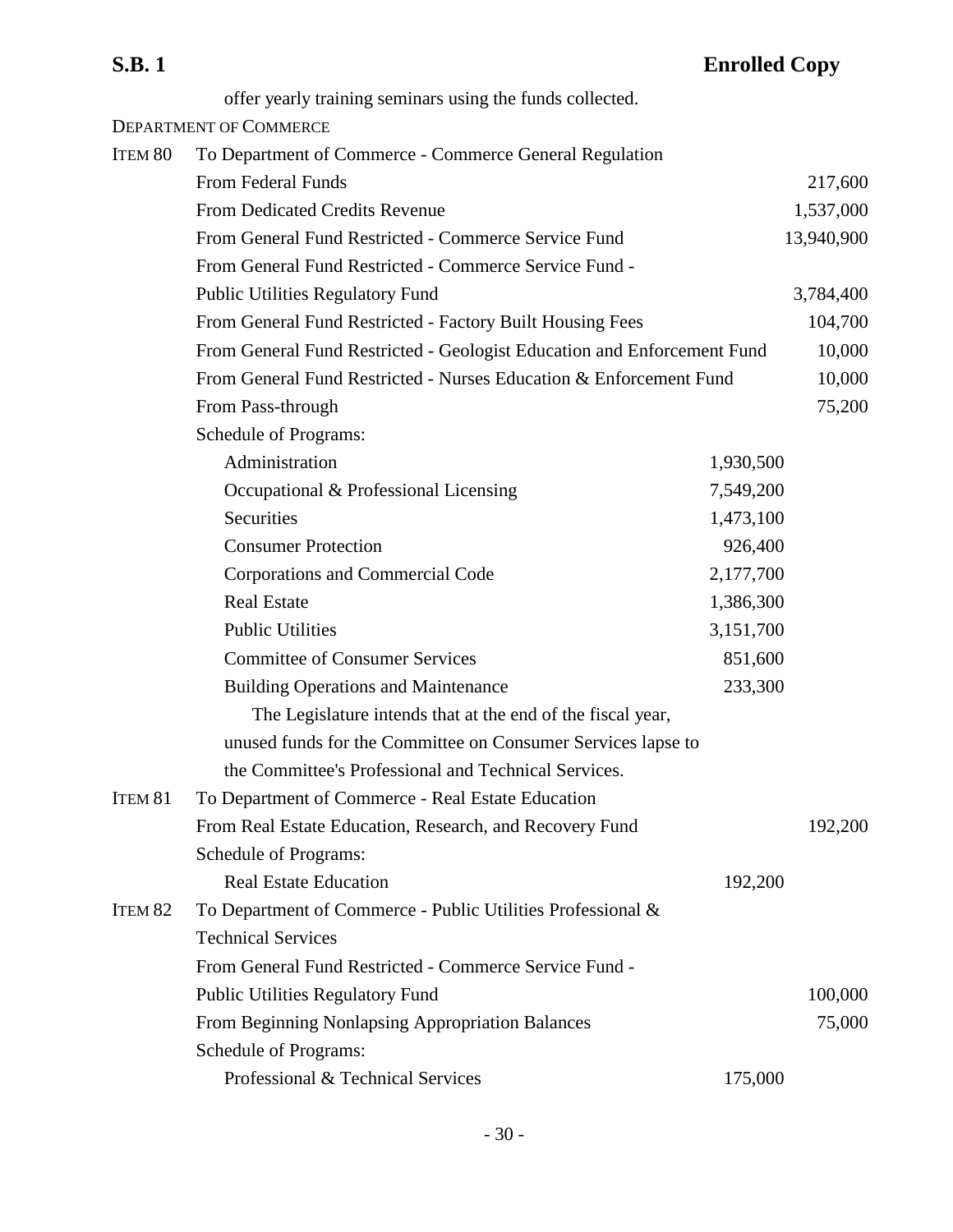offer yearly training seminars using the funds collected.

DEPARTMENT OF COMMERCE

ITEM 80 To Department of Commerce - Commerce General Regulation

| | | |
|---|---|---|
| From Federal Funds | | 217,600 |
| From Dedicated Credits Revenue | | 1,537,000 |
| From General Fund Restricted - Commerce Service Fund | | 13,940,900 |
| From General Fund Restricted - Commerce Service Fund - Public Utilities Regulatory Fund | | 3,784,400 |
| From General Fund Restricted - Factory Built Housing Fees | | 104,700 |
| From General Fund Restricted - Geologist Education and Enforcement Fund | | 10,000 |
| From General Fund Restricted - Nurses Education & Enforcement Fund | | 10,000 |
| From Pass-through | | 75,200 |
| Schedule of Programs: | | |
| Administration | 1,930,500 | |
| Occupational & Professional Licensing | 7,549,200 | |
| Securities | 1,473,100 | |
| Consumer Protection | 926,400 | |
| Corporations and Commercial Code | 2,177,700 | |
| Real Estate | 1,386,300 | |
| Public Utilities | 3,151,700 | |
| Committee of Consumer Services | 851,600 | |
| Building Operations and Maintenance | 233,300 | |

The Legislature intends that at the end of the fiscal year, unused funds for the Committee on Consumer Services lapse to the Committee's Professional and Technical Services.

ITEM 81 To Department of Commerce - Real Estate Education

| | | |
|---|---|---|
| From Real Estate Education, Research, and Recovery Fund | | 192,200 |
| Schedule of Programs: | | |
| Real Estate Education | 192,200 | |

ITEM 82 To Department of Commerce - Public Utilities Professional & Technical Services

| | | |
|---|---|---|
| From General Fund Restricted - Commerce Service Fund - Public Utilities Regulatory Fund | | 100,000 |
| From Beginning Nonlapsing Appropriation Balances | | 75,000 |
| Schedule of Programs: | | |
| Professional & Technical Services | 175,000 | |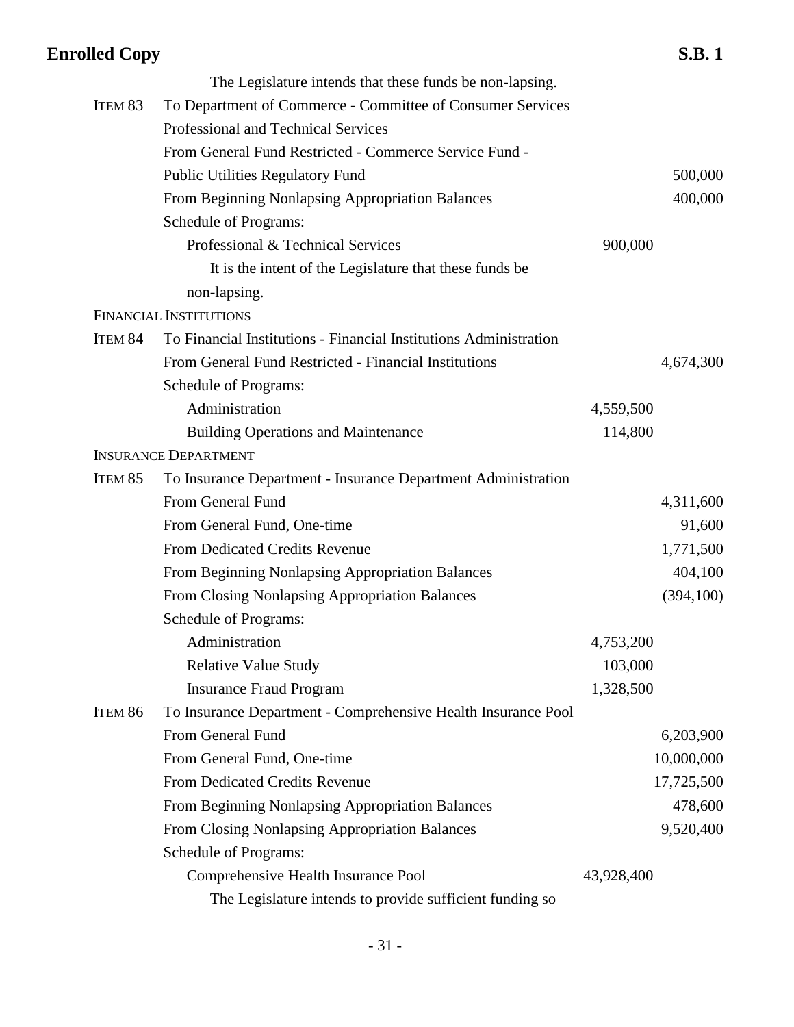The Legislature intends that these funds be non-lapsing.

| | | | |
|---|---|---|---|
| ITEM 83 | To Department of Commerce - Committee of Consumer Services | | |
| | Professional and Technical Services | | |
| | From General Fund Restricted - Commerce Service Fund - Public Utilities Regulatory Fund | | 500,000 |
| | From Beginning Nonlapsing Appropriation Balances | | 400,000 |
| | Schedule of Programs: | | |
| | Professional & Technical Services | 900,000 | |

It is the intent of the Legislature that these funds be non-lapsing.

FINANCIAL INSTITUTIONS

| | | | |
|---|---|---|---|
| ITEM 84 | To Financial Institutions - Financial Institutions Administration | | |
| | From General Fund Restricted - Financial Institutions | | 4,674,300 |
| | Schedule of Programs: | | |
| | Administration | 4,559,500 | |
| | Building Operations and Maintenance | 114,800 | |

INSURANCE DEPARTMENT

| | | | |
|---|---|---|---|
| ITEM 85 | To Insurance Department - Insurance Department Administration | | |
| | From General Fund | | 4,311,600 |
| | From General Fund, One-time | | 91,600 |
| | From Dedicated Credits Revenue | | 1,771,500 |
| | From Beginning Nonlapsing Appropriation Balances | | 404,100 |
| | From Closing Nonlapsing Appropriation Balances | | (394,100) |
| | Schedule of Programs: | | |
| | Administration | 4,753,200 | |
| | Relative Value Study | 103,000 | |
| | Insurance Fraud Program | 1,328,500 | |
| ITEM 86 | To Insurance Department - Comprehensive Health Insurance Pool | | |
| | From General Fund | | 6,203,900 |
| | From General Fund, One-time | | 10,000,000 |
| | From Dedicated Credits Revenue | | 17,725,500 |
| | From Beginning Nonlapsing Appropriation Balances | | 478,600 |
| | From Closing Nonlapsing Appropriation Balances | | 9,520,400 |
| | Schedule of Programs: | | |
| | Comprehensive Health Insurance Pool | 43,928,400 | |

The Legislature intends to provide sufficient funding so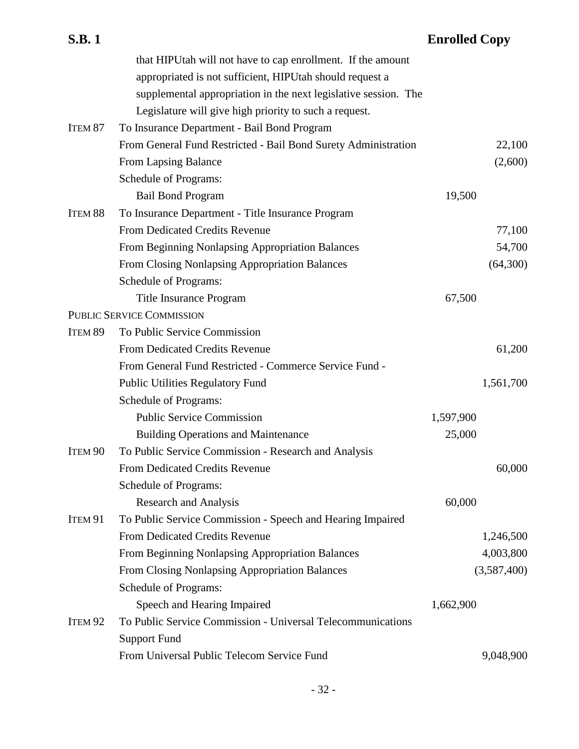that HIPUtah will not have to cap enrollment. If the amount appropriated is not sufficient, HIPUtah should request a supplemental appropriation in the next legislative session. The Legislature will give high priority to such a request.

| | | | |
|---|---|---|---|
| ITEM 87 | To Insurance Department - Bail Bond Program | | |
| | From General Fund Restricted - Bail Bond Surety Administration | | 22,100 |
| | From Lapsing Balance | | (2,600) |
| | Schedule of Programs: | | |
| | Bail Bond Program | 19,500 | |
| ITEM 88 | To Insurance Department - Title Insurance Program | | |
| | From Dedicated Credits Revenue | | 77,100 |
| | From Beginning Nonlapsing Appropriation Balances | | 54,700 |
| | From Closing Nonlapsing Appropriation Balances | | (64,300) |
| | Schedule of Programs: | | |
| | Title Insurance Program | 67,500 | |

PUBLIC SERVICE COMMISSION

| | | | |
|---|---|---|---|
| ITEM 89 | To Public Service Commission | | |
| | From Dedicated Credits Revenue | | 61,200 |
| | From General Fund Restricted - Commerce Service Fund - Public Utilities Regulatory Fund | | 1,561,700 |
| | Schedule of Programs: | | |
| | Public Service Commission | 1,597,900 | |
| | Building Operations and Maintenance | 25,000 | |
| ITEM 90 | To Public Service Commission - Research and Analysis | | |
| | From Dedicated Credits Revenue | | 60,000 |
| | Schedule of Programs: | | |
| | Research and Analysis | 60,000 | |
| ITEM 91 | To Public Service Commission - Speech and Hearing Impaired | | |
| | From Dedicated Credits Revenue | | 1,246,500 |
| | From Beginning Nonlapsing Appropriation Balances | | 4,003,800 |
| | From Closing Nonlapsing Appropriation Balances | | (3,587,400) |
| | Schedule of Programs: | | |
| | Speech and Hearing Impaired | 1,662,900 | |
| ITEM 92 | To Public Service Commission - Universal Telecommunications Support Fund | | |
| | From Universal Public Telecom Service Fund | | 9,048,900 |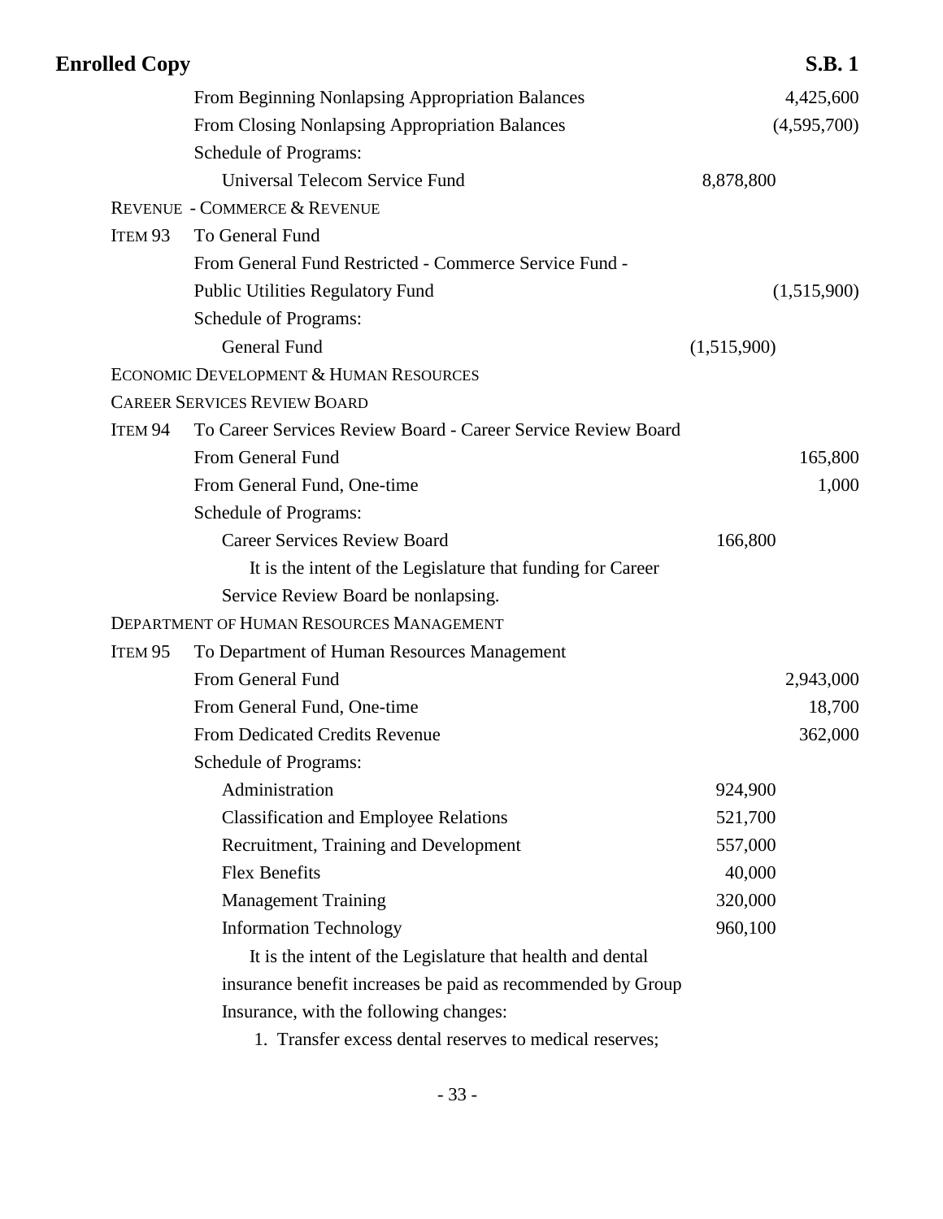| | | | |
|---|---|---|---|
| | From Beginning Nonlapsing Appropriation Balances | | 4,425,600 |
| | From Closing Nonlapsing Appropriation Balances | | (4,595,700) |
| | Schedule of Programs: | | |
| | Universal Telecom Service Fund | 8,878,800 | |

REVENUE - COMMERCE & REVENUE

| | | | |
|---|---|---|---|
| ITEM 93 | To General Fund | | |
| | From General Fund Restricted - Commerce Service Fund - Public Utilities Regulatory Fund | | (1,515,900) |
| | Schedule of Programs: | | |
| | General Fund | (1,515,900) | |

ECONOMIC DEVELOPMENT & HUMAN RESOURCES

CAREER SERVICES REVIEW BOARD

| | | | |
|---|---|---|---|
| ITEM 94 | To Career Services Review Board - Career Service Review Board | | |
| | From General Fund | | 165,800 |
| | From General Fund, One-time | | 1,000 |
| | Schedule of Programs: | | |
| | Career Services Review Board | 166,800 | |

It is the intent of the Legislature that funding for Career Service Review Board be nonlapsing.

DEPARTMENT OF HUMAN RESOURCES MANAGEMENT

| | | | |
|---|---|---|---|
| ITEM 95 | To Department of Human Resources Management | | |
| | From General Fund | | 2,943,000 |
| | From General Fund, One-time | | 18,700 |
| | From Dedicated Credits Revenue | | 362,000 |
| | Schedule of Programs: | | |
| | Administration | 924,900 | |
| | Classification and Employee Relations | 521,700 | |
| | Recruitment, Training and Development | 557,000 | |
| | Flex Benefits | 40,000 | |
| | Management Training | 320,000 | |
| | Information Technology | 960,100 | |

It is the intent of the Legislature that health and dental insurance benefit increases be paid as recommended by Group Insurance, with the following changes:

1. Transfer excess dental reserves to medical reserves;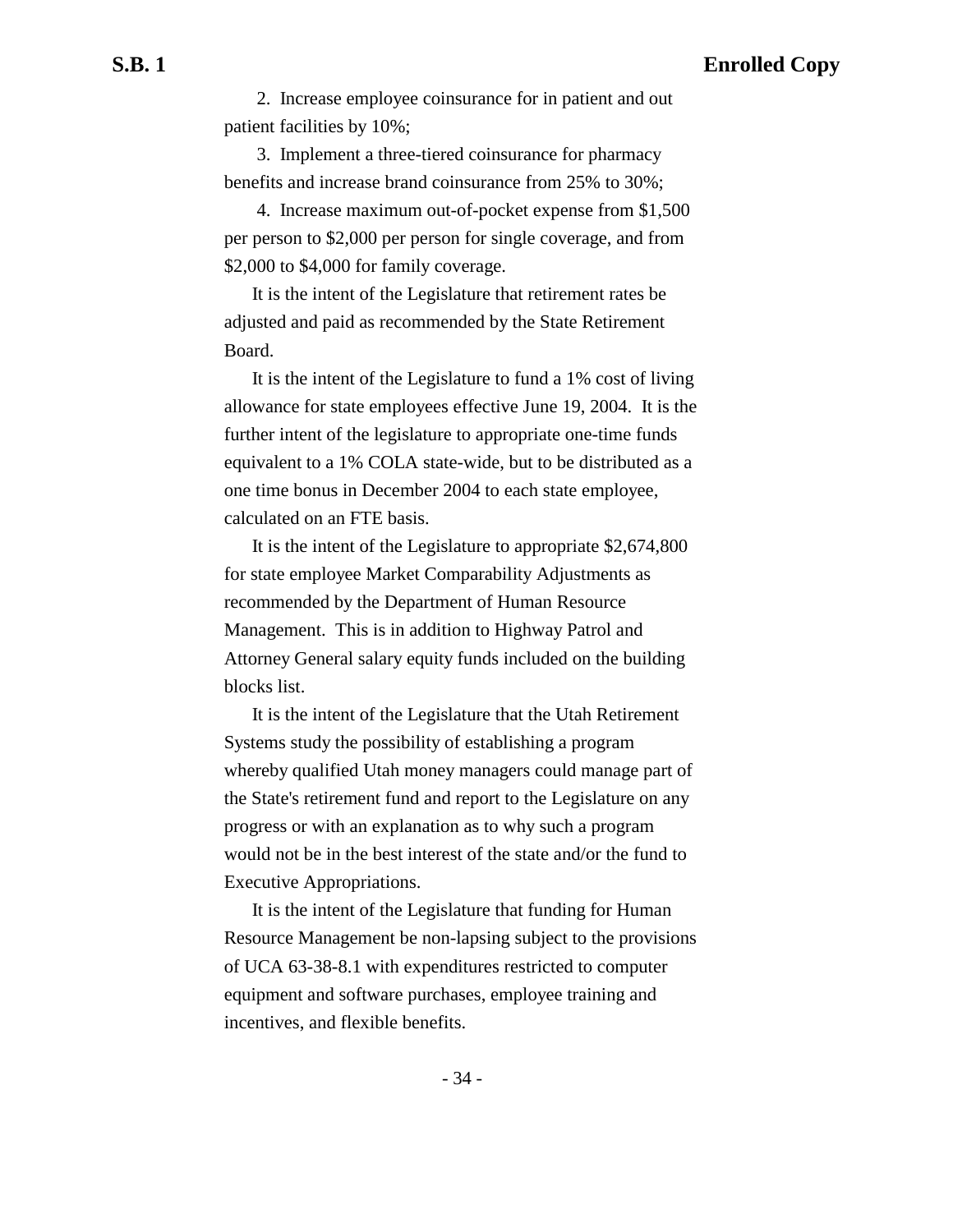2. Increase employee coinsurance for in patient and out patient facilities by 10%;

3. Implement a three-tiered coinsurance for pharmacy benefits and increase brand coinsurance from 25% to 30%;

4. Increase maximum out-of-pocket expense from $1,500 per person to $2,000 per person for single coverage, and from $2,000 to $4,000 for family coverage.

It is the intent of the Legislature that retirement rates be adjusted and paid as recommended by the State Retirement Board.

It is the intent of the Legislature to fund a 1% cost of living allowance for state employees effective June 19, 2004. It is the further intent of the legislature to appropriate one-time funds equivalent to a 1% COLA state-wide, but to be distributed as a one time bonus in December 2004 to each state employee, calculated on an FTE basis.

It is the intent of the Legislature to appropriate $2,674,800 for state employee Market Comparability Adjustments as recommended by the Department of Human Resource Management. This is in addition to Highway Patrol and Attorney General salary equity funds included on the building blocks list.

It is the intent of the Legislature that the Utah Retirement Systems study the possibility of establishing a program whereby qualified Utah money managers could manage part of the State's retirement fund and report to the Legislature on any progress or with an explanation as to why such a program would not be in the best interest of the state and/or the fund to Executive Appropriations.

It is the intent of the Legislature that funding for Human Resource Management be non-lapsing subject to the provisions of UCA 63-38-8.1 with expenditures restricted to computer equipment and software purchases, employee training and incentives, and flexible benefits.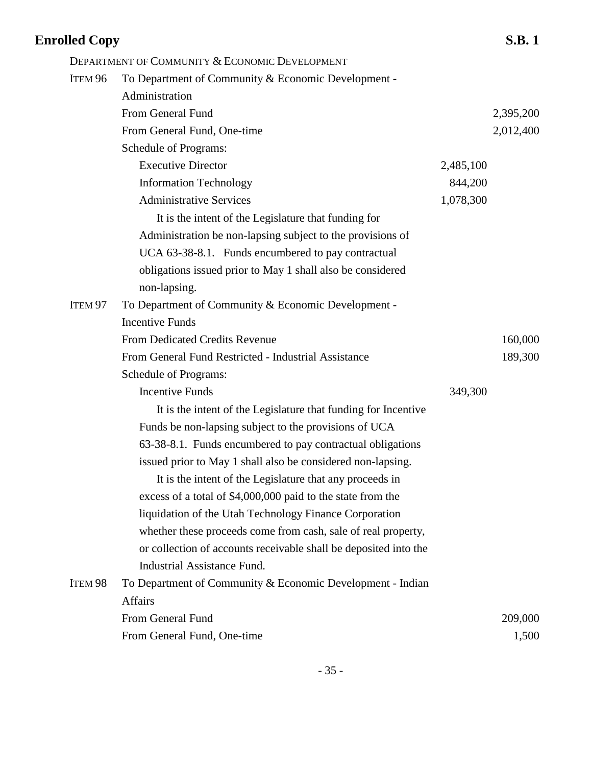DEPARTMENT OF COMMUNITY & ECONOMIC DEVELOPMENT

| | | | |
|---|---|---|---|
| ITEM 96 | To Department of Community & Economic Development - Administration | | |
| | From General Fund | | 2,395,200 |
| | From General Fund, One-time | | 2,012,400 |
| | Schedule of Programs: | | |
| | Executive Director | 2,485,100 | |
| | Information Technology | 844,200 | |
| | Administrative Services | 1,078,300 | |

It is the intent of the Legislature that funding for Administration be non-lapsing subject to the provisions of UCA 63-38-8.1. Funds encumbered to pay contractual obligations issued prior to May 1 shall also be considered non-lapsing.

| | | | |
|---|---|---|---|
| ITEM 97 | To Department of Community & Economic Development - Incentive Funds | | |
| | From Dedicated Credits Revenue | | 160,000 |
| | From General Fund Restricted - Industrial Assistance | | 189,300 |
| | Schedule of Programs: | | |
| | Incentive Funds | 349,300 | |

It is the intent of the Legislature that funding for Incentive Funds be non-lapsing subject to the provisions of UCA 63-38-8.1. Funds encumbered to pay contractual obligations issued prior to May 1 shall also be considered non-lapsing.

It is the intent of the Legislature that any proceeds in excess of a total of $4,000,000 paid to the state from the liquidation of the Utah Technology Finance Corporation whether these proceeds come from cash, sale of real property, or collection of accounts receivable shall be deposited into the Industrial Assistance Fund.

| | | | |
|---|---|---|---|
| ITEM 98 | To Department of Community & Economic Development - Indian Affairs | | |
| | From General Fund | | 209,000 |
| | From General Fund, One-time | | 1,500 |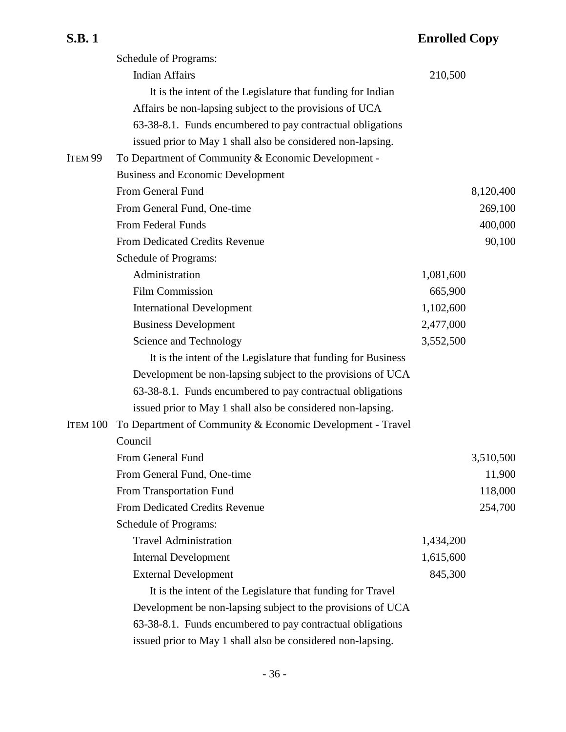Schedule of Programs:

| | | |
|---|---|---|
| Indian Affairs | 210,500 | |

It is the intent of the Legislature that funding for Indian Affairs be non-lapsing subject to the provisions of UCA 63-38-8.1. Funds encumbered to pay contractual obligations issued prior to May 1 shall also be considered non-lapsing.

ITEM 99 To Department of Community & Economic Development - Business and Economic Development

| | | |
|---|---|---|
| From General Fund | | 8,120,400 |
| From General Fund, One-time | | 269,100 |
| From Federal Funds | | 400,000 |
| From Dedicated Credits Revenue | | 90,100 |
| Schedule of Programs: | | |
| Administration | 1,081,600 | |
| Film Commission | 665,900 | |
| International Development | 1,102,600 | |
| Business Development | 2,477,000 | |
| Science and Technology | 3,552,500 | |

It is the intent of the Legislature that funding for Business Development be non-lapsing subject to the provisions of UCA 63-38-8.1. Funds encumbered to pay contractual obligations issued prior to May 1 shall also be considered non-lapsing.

ITEM 100 To Department of Community & Economic Development - Travel Council

| | | |
|---|---|---|
| From General Fund | | 3,510,500 |
| From General Fund, One-time | | 11,900 |
| From Transportation Fund | | 118,000 |
| From Dedicated Credits Revenue | | 254,700 |
| Schedule of Programs: | | |
| Travel Administration | 1,434,200 | |
| Internal Development | 1,615,600 | |
| External Development | 845,300 | |

It is the intent of the Legislature that funding for Travel Development be non-lapsing subject to the provisions of UCA 63-38-8.1. Funds encumbered to pay contractual obligations issued prior to May 1 shall also be considered non-lapsing.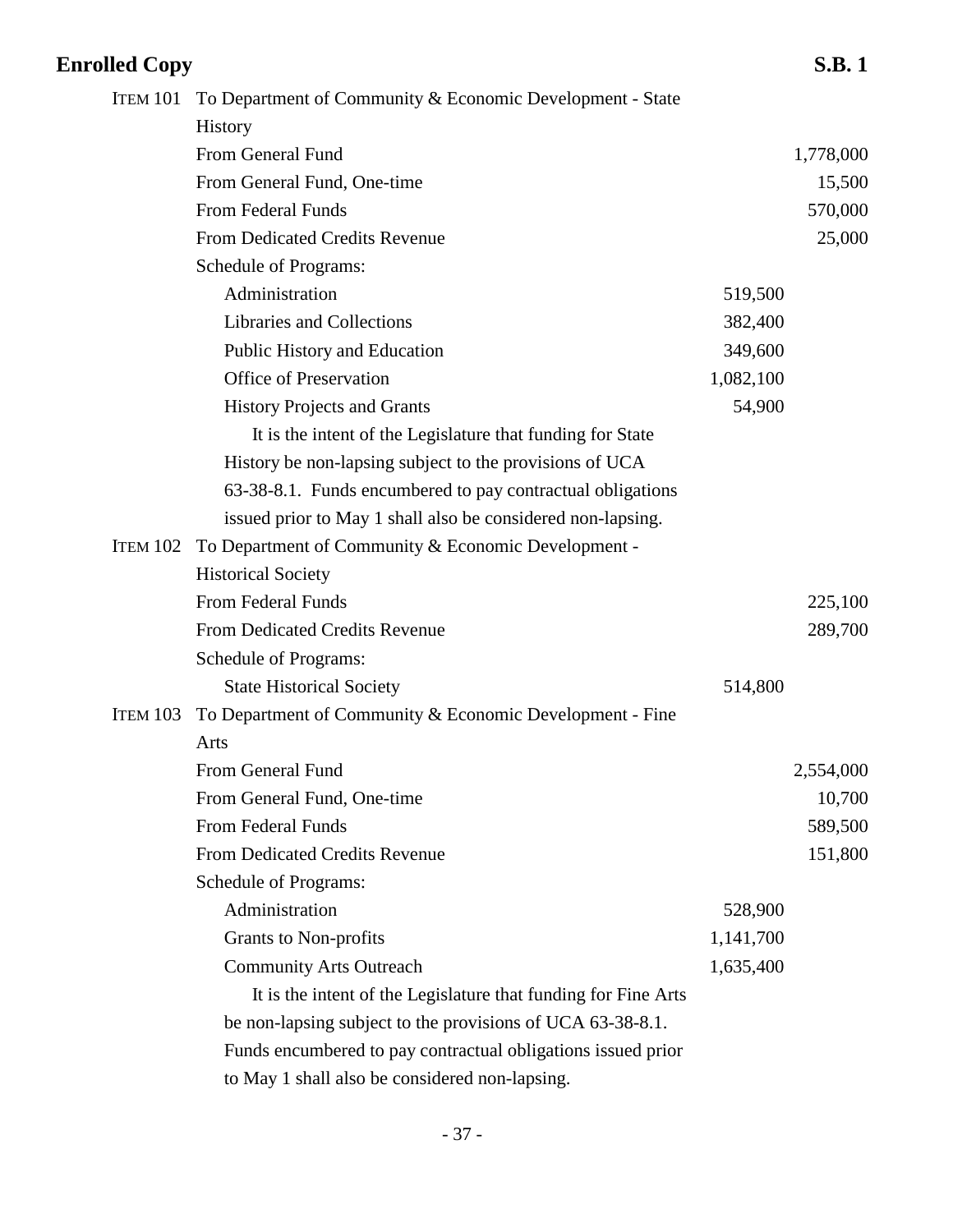ITEM 101 To Department of Community & Economic Development - State History

| | | |
|---|---|---|
| From General Fund | | 1,778,000 |
| From General Fund, One-time | | 15,500 |
| From Federal Funds | | 570,000 |
| From Dedicated Credits Revenue | | 25,000 |
| Schedule of Programs: | | |
| Administration | 519,500 | |
| Libraries and Collections | 382,400 | |
| Public History and Education | 349,600 | |
| Office of Preservation | 1,082,100 | |
| History Projects and Grants | 54,900 | |

It is the intent of the Legislature that funding for State History be non-lapsing subject to the provisions of UCA 63-38-8.1. Funds encumbered to pay contractual obligations issued prior to May 1 shall also be considered non-lapsing.

ITEM 102 To Department of Community & Economic Development - Historical Society

| | | |
|---|---|---|
| From Federal Funds | | 225,100 |
| From Dedicated Credits Revenue | | 289,700 |
| Schedule of Programs: | | |
| State Historical Society | 514,800 | |

ITEM 103 To Department of Community & Economic Development - Fine Arts

| | | |
|---|---|---|
| From General Fund | | 2,554,000 |
| From General Fund, One-time | | 10,700 |
| From Federal Funds | | 589,500 |
| From Dedicated Credits Revenue | | 151,800 |
| Schedule of Programs: | | |
| Administration | 528,900 | |
| Grants to Non-profits | 1,141,700 | |
| Community Arts Outreach | 1,635,400 | |

It is the intent of the Legislature that funding for Fine Arts be non-lapsing subject to the provisions of UCA 63-38-8.1. Funds encumbered to pay contractual obligations issued prior to May 1 shall also be considered non-lapsing.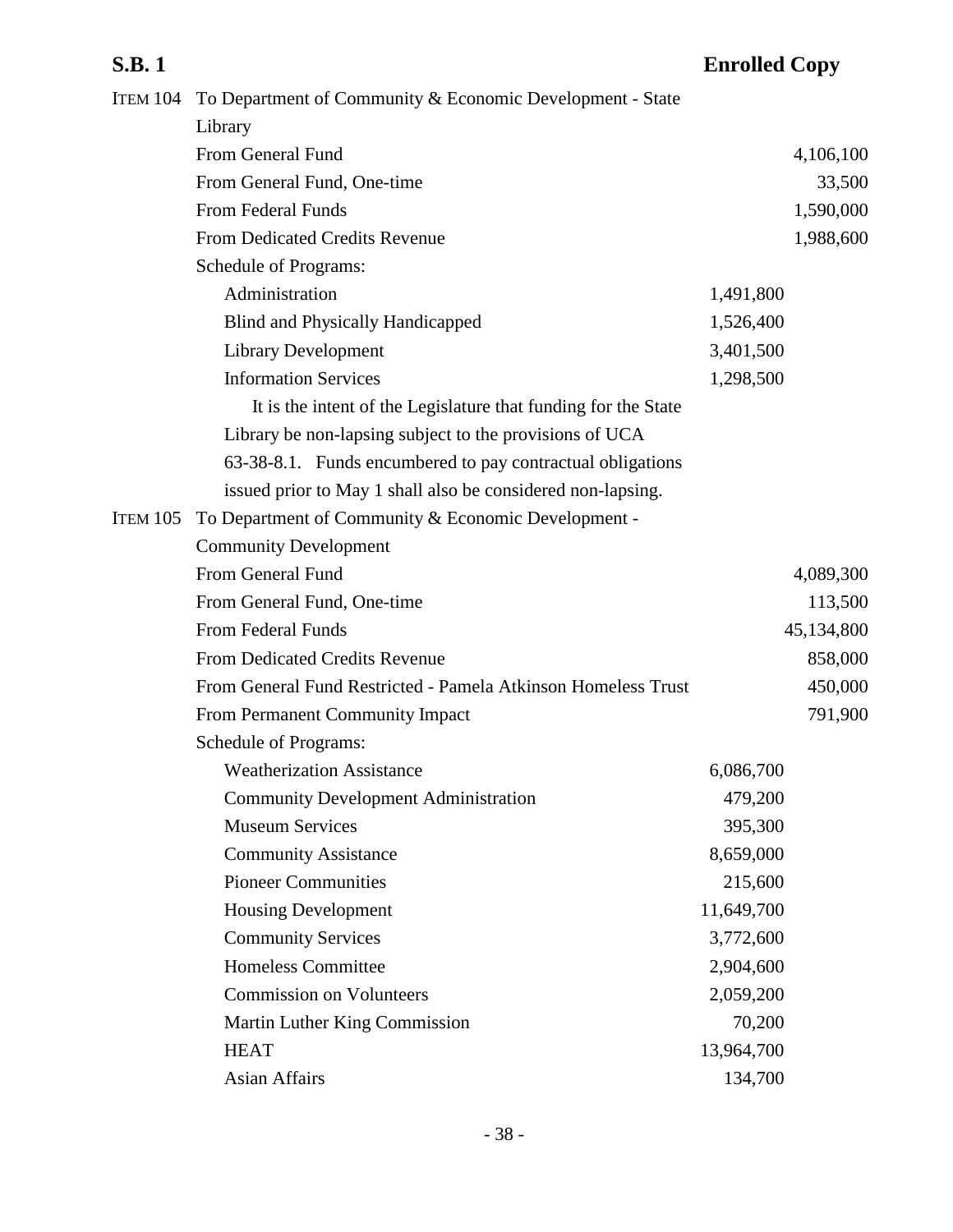ITEM 104 To Department of Community & Economic Development - State Library

| | | |
|---|---|---|
| From General Fund | | 4,106,100 |
| From General Fund, One-time | | 33,500 |
| From Federal Funds | | 1,590,000 |
| From Dedicated Credits Revenue | | 1,988,600 |
| Schedule of Programs: | | |
| Administration | 1,491,800 | |
| Blind and Physically Handicapped | 1,526,400 | |
| Library Development | 3,401,500 | |
| Information Services | 1,298,500 | |

It is the intent of the Legislature that funding for the State Library be non-lapsing subject to the provisions of UCA 63-38-8.1. Funds encumbered to pay contractual obligations issued prior to May 1 shall also be considered non-lapsing.

ITEM 105 To Department of Community & Economic Development - Community Development

| | | |
|---|---|---|
| From General Fund | | 4,089,300 |
| From General Fund, One-time | | 113,500 |
| From Federal Funds | | 45,134,800 |
| From Dedicated Credits Revenue | | 858,000 |
| From General Fund Restricted - Pamela Atkinson Homeless Trust | | 450,000 |
| From Permanent Community Impact | | 791,900 |
| Schedule of Programs: | | |
| Weatherization Assistance | 6,086,700 | |
| Community Development Administration | 479,200 | |
| Museum Services | 395,300 | |
| Community Assistance | 8,659,000 | |
| Pioneer Communities | 215,600 | |
| Housing Development | 11,649,700 | |
| Community Services | 3,772,600 | |
| Homeless Committee | 2,904,600 | |
| Commission on Volunteers | 2,059,200 | |
| Martin Luther King Commission | 70,200 | |
| HEAT | 13,964,700 | |
| Asian Affairs | 134,700 | |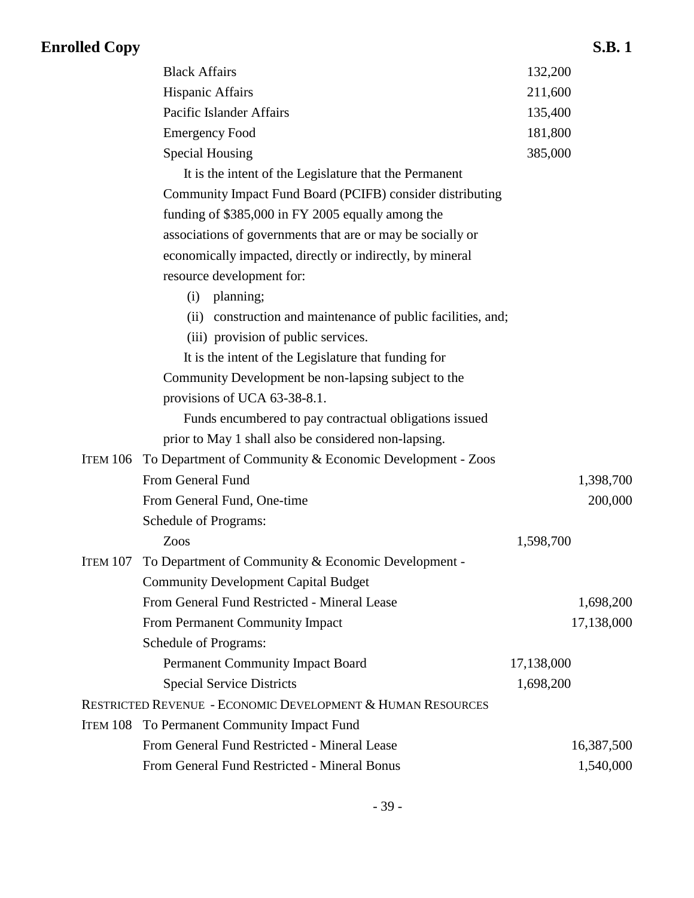| | | | |
|---|---|---|---|
| | Black Affairs | 132,200 | |
| | Hispanic Affairs | 211,600 | |
| | Pacific Islander Affairs | 135,400 | |
| | Emergency Food | 181,800 | |
| | Special Housing | 385,000 | |

It is the intent of the Legislature that the Permanent Community Impact Fund Board (PCIFB) consider distributing funding of $385,000 in FY 2005 equally among the associations of governments that are or may be socially or economically impacted, directly or indirectly, by mineral resource development for:

(i) planning;

(ii) construction and maintenance of public facilities, and;

(iii) provision of public services.

It is the intent of the Legislature that funding for Community Development be non-lapsing subject to the provisions of UCA 63-38-8.1.

Funds encumbered to pay contractual obligations issued prior to May 1 shall also be considered non-lapsing.

| | | | |
|---|---|---|---|
| ITEM 106 | To Department of Community & Economic Development - Zoos | | |
| | From General Fund | | 1,398,700 |
| | From General Fund, One-time | | 200,000 |
| | Schedule of Programs: | | |
| | Zoos | 1,598,700 | |
| ITEM 107 | To Department of Community & Economic Development - Community Development Capital Budget | | |
| | From General Fund Restricted - Mineral Lease | | 1,698,200 |
| | From Permanent Community Impact | | 17,138,000 |
| | Schedule of Programs: | | |
| | Permanent Community Impact Board | 17,138,000 | |
| | Special Service Districts | 1,698,200 | |

RESTRICTED REVENUE - ECONOMIC DEVELOPMENT & HUMAN RESOURCES

| | | | |
|---|---|---|---|
| ITEM 108 | To Permanent Community Impact Fund | | |
| | From General Fund Restricted - Mineral Lease | | 16,387,500 |
| | From General Fund Restricted - Mineral Bonus | | 1,540,000 |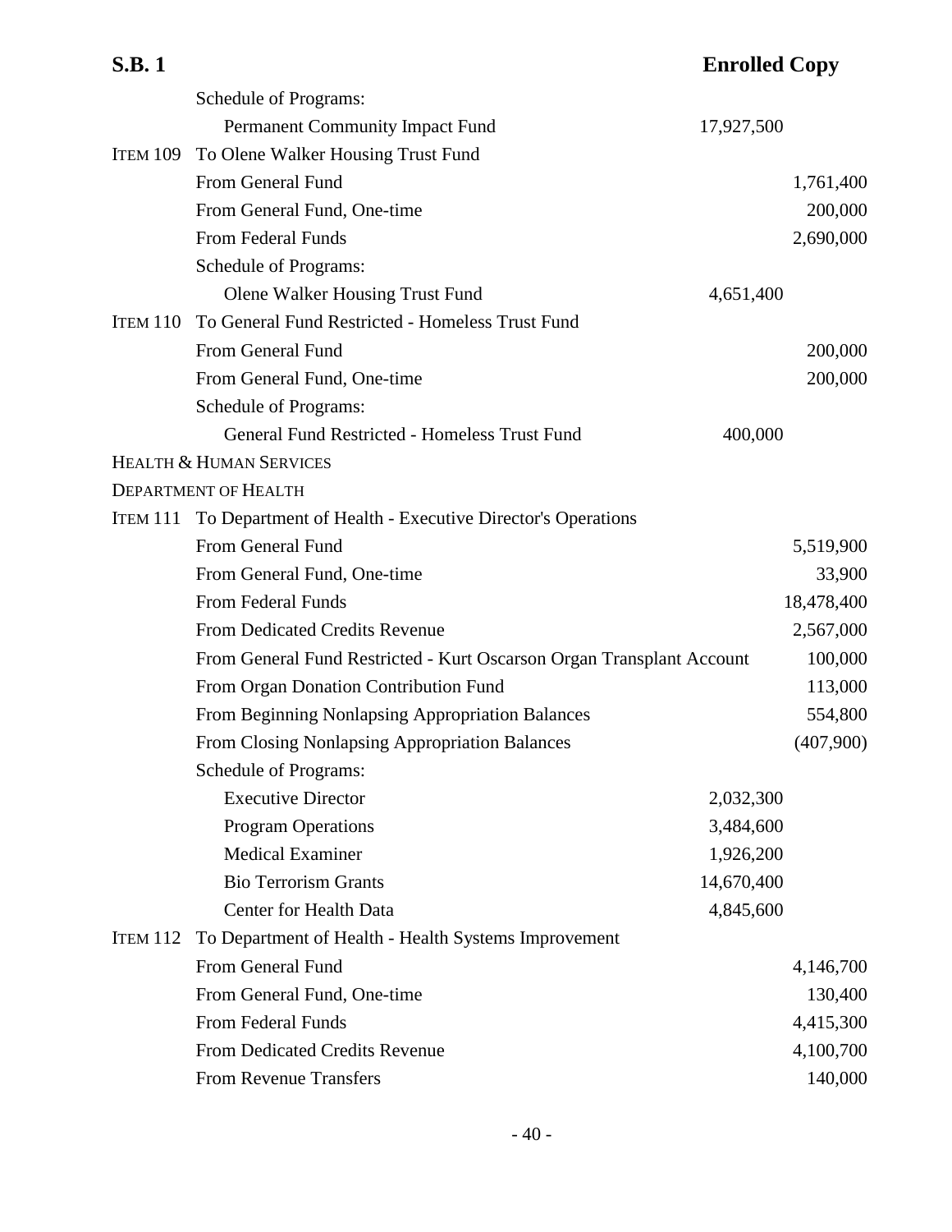Schedule of Programs:

| | | | |
|---|---|---|---|
| | Permanent Community Impact Fund | 17,927,500 | |
| ITEM 109 | To Olene Walker Housing Trust Fund | | |
| | From General Fund | | 1,761,400 |
| | From General Fund, One-time | | 200,000 |
| | From Federal Funds | | 2,690,000 |
| | Schedule of Programs: | | |
| | Olene Walker Housing Trust Fund | 4,651,400 | |
| ITEM 110 | To General Fund Restricted - Homeless Trust Fund | | |
| | From General Fund | | 200,000 |
| | From General Fund, One-time | | 200,000 |
| | Schedule of Programs: | | |
| | General Fund Restricted - Homeless Trust Fund | 400,000 | |

HEALTH & HUMAN SERVICES

DEPARTMENT OF HEALTH

| | | | |
|---|---|---|---|
| ITEM 111 | To Department of Health - Executive Director's Operations | | |
| | From General Fund | | 5,519,900 |
| | From General Fund, One-time | | 33,900 |
| | From Federal Funds | | 18,478,400 |
| | From Dedicated Credits Revenue | | 2,567,000 |
| | From General Fund Restricted - Kurt Oscarson Organ Transplant Account | | 100,000 |
| | From Organ Donation Contribution Fund | | 113,000 |
| | From Beginning Nonlapsing Appropriation Balances | | 554,800 |
| | From Closing Nonlapsing Appropriation Balances | | (407,900) |
| | Schedule of Programs: | | |
| | Executive Director | 2,032,300 | |
| | Program Operations | 3,484,600 | |
| | Medical Examiner | 1,926,200 | |
| | Bio Terrorism Grants | 14,670,400 | |
| | Center for Health Data | 4,845,600 | |
| ITEM 112 | To Department of Health - Health Systems Improvement | | |
| | From General Fund | | 4,146,700 |
| | From General Fund, One-time | | 130,400 |
| | From Federal Funds | | 4,415,300 |
| | From Dedicated Credits Revenue | | 4,100,700 |
| | From Revenue Transfers | | 140,000 |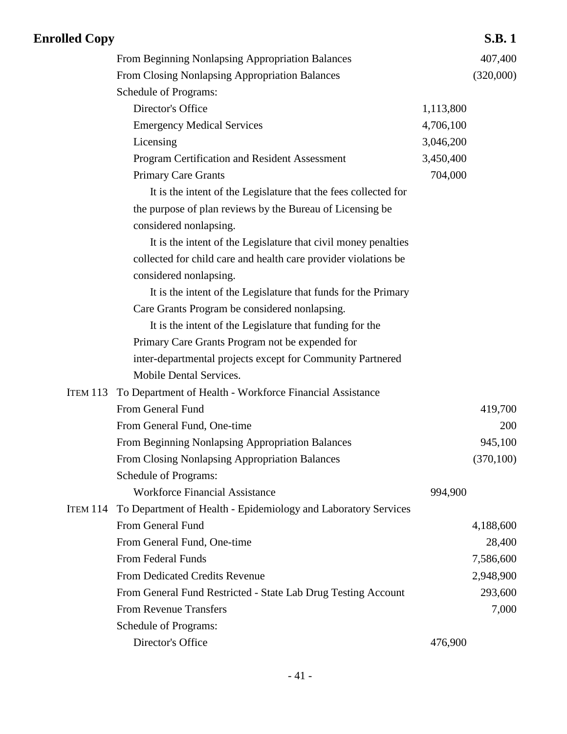| | | | |
|---|---|---|---|
| | From Beginning Nonlapsing Appropriation Balances | | 407,400 |
| | From Closing Nonlapsing Appropriation Balances | | (320,000) |
| | Schedule of Programs: | | |
| | Director's Office | 1,113,800 | |
| | Emergency Medical Services | 4,706,100 | |
| | Licensing | 3,046,200 | |
| | Program Certification and Resident Assessment | 3,450,400 | |
| | Primary Care Grants | 704,000 | |

It is the intent of the Legislature that the fees collected for the purpose of plan reviews by the Bureau of Licensing be considered nonlapsing.

It is the intent of the Legislature that civil money penalties collected for child care and health care provider violations be considered nonlapsing.

It is the intent of the Legislature that funds for the Primary Care Grants Program be considered nonlapsing.

It is the intent of the Legislature that funding for the Primary Care Grants Program not be expended for inter-departmental projects except for Community Partnered Mobile Dental Services.

| | | | |
|---|---|---|---|
| ITEM 113 | To Department of Health - Workforce Financial Assistance | | |
| | From General Fund | | 419,700 |
| | From General Fund, One-time | | 200 |
| | From Beginning Nonlapsing Appropriation Balances | | 945,100 |
| | From Closing Nonlapsing Appropriation Balances | | (370,100) |
| | Schedule of Programs: | | |
| | Workforce Financial Assistance | 994,900 | |
| ITEM 114 | To Department of Health - Epidemiology and Laboratory Services | | |
| | From General Fund | | 4,188,600 |
| | From General Fund, One-time | | 28,400 |
| | From Federal Funds | | 7,586,600 |
| | From Dedicated Credits Revenue | | 2,948,900 |
| | From General Fund Restricted - State Lab Drug Testing Account | | 293,600 |
| | From Revenue Transfers | | 7,000 |
| | Schedule of Programs: | | |
| | Director's Office | 476,900 | |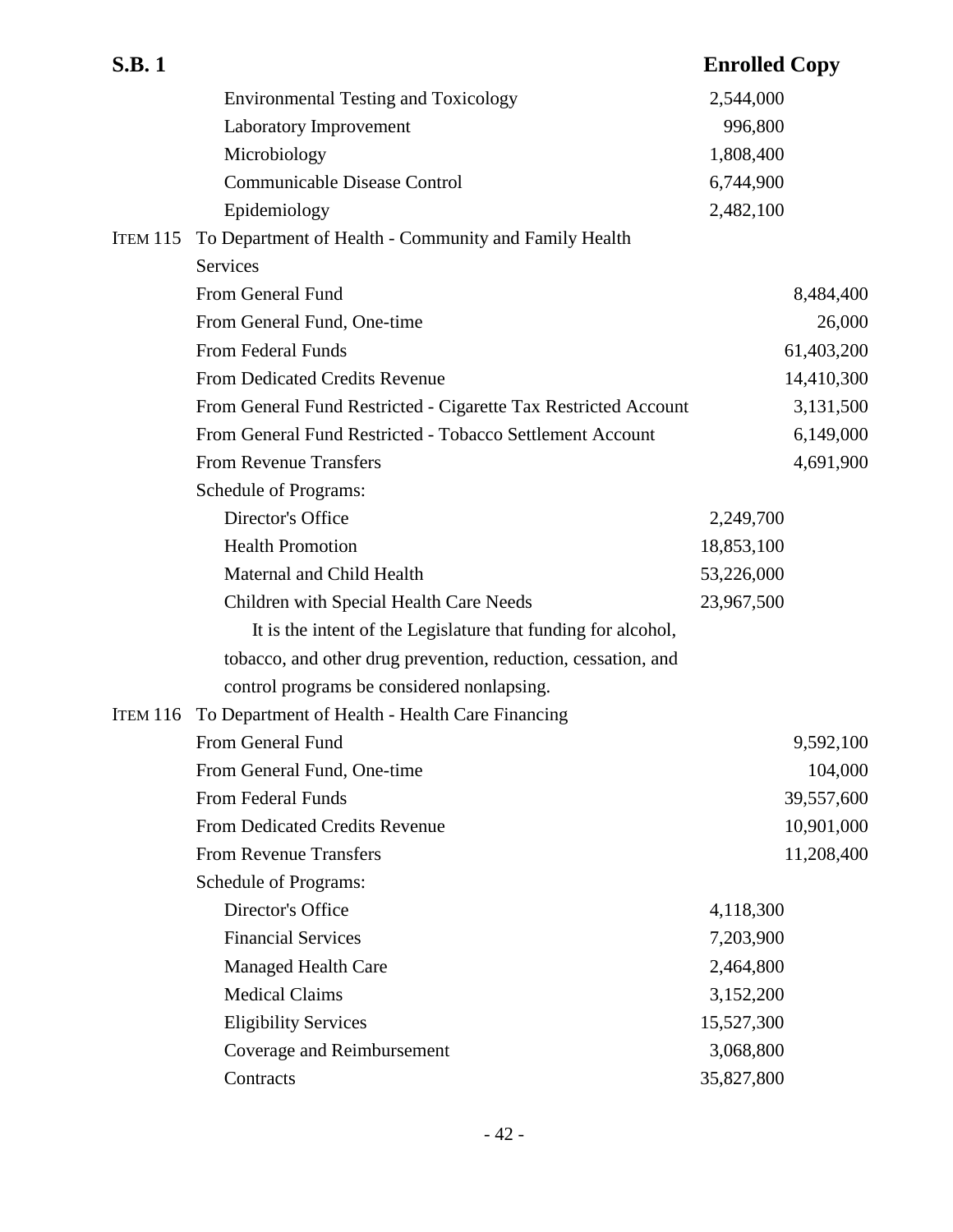| | | | |
|---|---|---|---|
| | Environmental Testing and Toxicology | 2,544,000 | |
| | Laboratory Improvement | 996,800 | |
| | Microbiology | 1,808,400 | |
| | Communicable Disease Control | 6,744,900 | |
| | Epidemiology | 2,482,100 | |
| ITEM 115 | To Department of Health - Community and Family Health Services | | |
| | From General Fund | | 8,484,400 |
| | From General Fund, One-time | | 26,000 |
| | From Federal Funds | | 61,403,200 |
| | From Dedicated Credits Revenue | | 14,410,300 |
| | From General Fund Restricted - Cigarette Tax Restricted Account | | 3,131,500 |
| | From General Fund Restricted - Tobacco Settlement Account | | 6,149,000 |
| | From Revenue Transfers | | 4,691,900 |
| | Schedule of Programs: | | |
| | Director's Office | 2,249,700 | |
| | Health Promotion | 18,853,100 | |
| | Maternal and Child Health | 53,226,000 | |
| | Children with Special Health Care Needs | 23,967,500 | |

It is the intent of the Legislature that funding for alcohol, tobacco, and other drug prevention, reduction, cessation, and control programs be considered nonlapsing.

| | | | |
|---|---|---|---|
| ITEM 116 | To Department of Health - Health Care Financing | | |
| | From General Fund | | 9,592,100 |
| | From General Fund, One-time | | 104,000 |
| | From Federal Funds | | 39,557,600 |
| | From Dedicated Credits Revenue | | 10,901,000 |
| | From Revenue Transfers | | 11,208,400 |
| | Schedule of Programs: | | |
| | Director's Office | 4,118,300 | |
| | Financial Services | 7,203,900 | |
| | Managed Health Care | 2,464,800 | |
| | Medical Claims | 3,152,200 | |
| | Eligibility Services | 15,527,300 | |
| | Coverage and Reimbursement | 3,068,800 | |
| | Contracts | 35,827,800 | |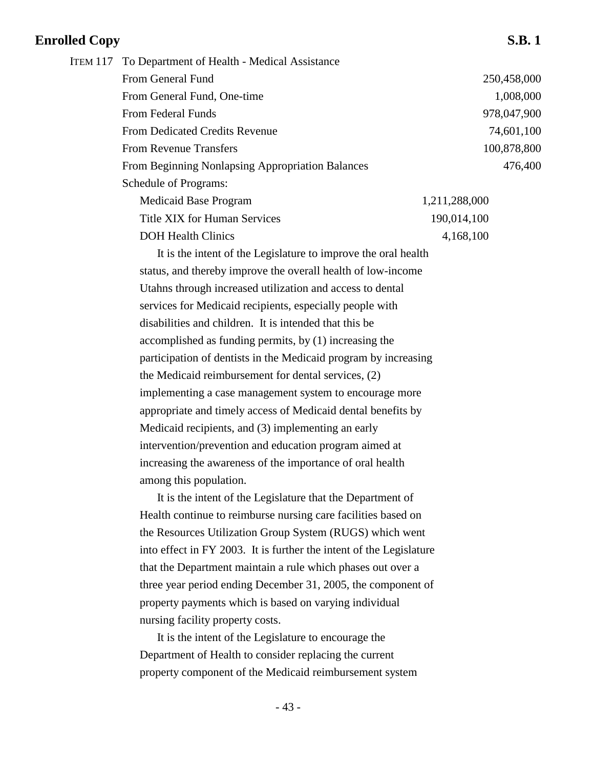ITEM 117 To Department of Health - Medical Assistance

| | | |
|---|---|---|
| From General Fund | | 250,458,000 |
| From General Fund, One-time | | 1,008,000 |
| From Federal Funds | | 978,047,900 |
| From Dedicated Credits Revenue | | 74,601,100 |
| From Revenue Transfers | | 100,878,800 |
| From Beginning Nonlapsing Appropriation Balances | | 476,400 |
| Schedule of Programs: | | |
| Medicaid Base Program | 1,211,288,000 | |
| Title XIX for Human Services | 190,014,100 | |
| DOH Health Clinics | 4,168,100 | |

It is the intent of the Legislature to improve the oral health status, and thereby improve the overall health of low-income Utahns through increased utilization and access to dental services for Medicaid recipients, especially people with disabilities and children. It is intended that this be accomplished as funding permits, by (1) increasing the participation of dentists in the Medicaid program by increasing the Medicaid reimbursement for dental services, (2) implementing a case management system to encourage more appropriate and timely access of Medicaid dental benefits by Medicaid recipients, and (3) implementing an early intervention/prevention and education program aimed at increasing the awareness of the importance of oral health among this population.

It is the intent of the Legislature that the Department of Health continue to reimburse nursing care facilities based on the Resources Utilization Group System (RUGS) which went into effect in FY 2003. It is further the intent of the Legislature that the Department maintain a rule which phases out over a three year period ending December 31, 2005, the component of property payments which is based on varying individual nursing facility property costs.

It is the intent of the Legislature to encourage the Department of Health to consider replacing the current property component of the Medicaid reimbursement system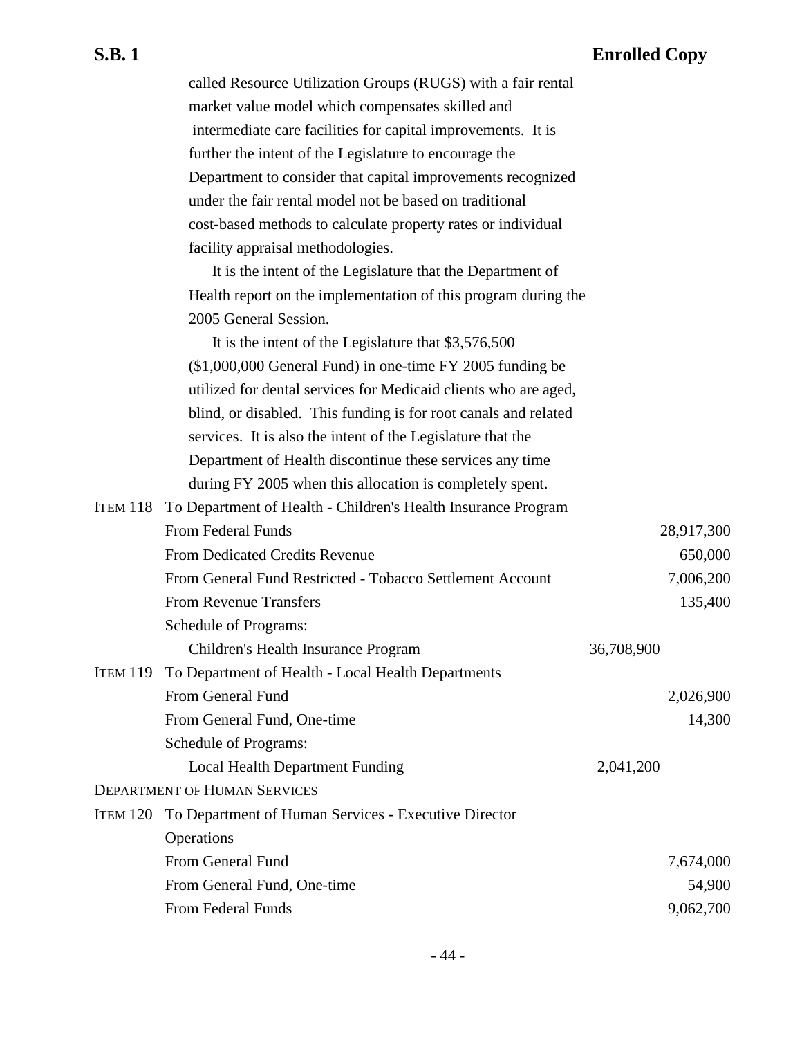called Resource Utilization Groups (RUGS) with a fair rental market value model which compensates skilled and intermediate care facilities for capital improvements. It is further the intent of the Legislature to encourage the Department to consider that capital improvements recognized under the fair rental model not be based on traditional cost-based methods to calculate property rates or individual facility appraisal methodologies.

It is the intent of the Legislature that the Department of Health report on the implementation of this program during the 2005 General Session.

It is the intent of the Legislature that $3,576,500 ($1,000,000 General Fund) in one-time FY 2005 funding be utilized for dental services for Medicaid clients who are aged, blind, or disabled. This funding is for root canals and related services. It is also the intent of the Legislature that the Department of Health discontinue these services any time during FY 2005 when this allocation is completely spent.

| | | | |
|---|---|---|---|
| ITEM 118 | To Department of Health - Children's Health Insurance Program | | |
| | From Federal Funds | | 28,917,300 |
| | From Dedicated Credits Revenue | | 650,000 |
| | From General Fund Restricted - Tobacco Settlement Account | | 7,006,200 |
| | From Revenue Transfers | | 135,400 |
| | Schedule of Programs: | | |
| | Children's Health Insurance Program | 36,708,900 | |
| ITEM 119 | To Department of Health - Local Health Departments | | |
| | From General Fund | | 2,026,900 |
| | From General Fund, One-time | | 14,300 |
| | Schedule of Programs: | | |
| | Local Health Department Funding | 2,041,200 | |

DEPARTMENT OF HUMAN SERVICES

| | | | |
|---|---|---|---|
| ITEM 120 | To Department of Human Services - Executive Director Operations | | |
| | From General Fund | | 7,674,000 |
| | From General Fund, One-time | | 54,900 |
| | From Federal Funds | | 9,062,700 |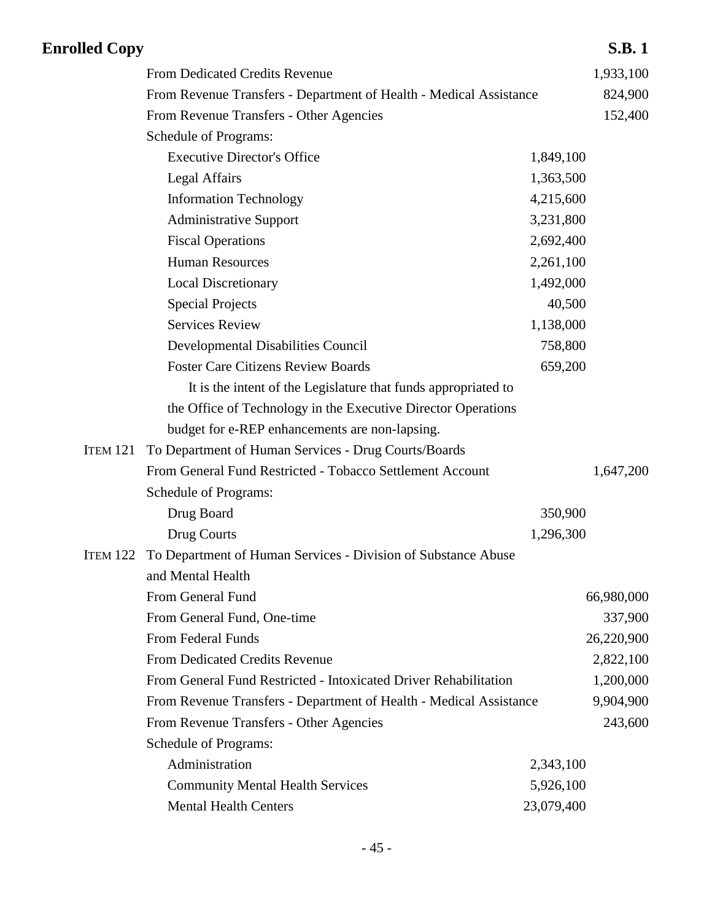| | | | |
|---|---|---|---|
| | From Dedicated Credits Revenue | | 1,933,100 |
| | From Revenue Transfers - Department of Health - Medical Assistance | | 824,900 |
| | From Revenue Transfers - Other Agencies | | 152,400 |
| | Schedule of Programs: | | |
| | Executive Director's Office | 1,849,100 | |
| | Legal Affairs | 1,363,500 | |
| | Information Technology | 4,215,600 | |
| | Administrative Support | 3,231,800 | |
| | Fiscal Operations | 2,692,400 | |
| | Human Resources | 2,261,100 | |
| | Local Discretionary | 1,492,000 | |
| | Special Projects | 40,500 | |
| | Services Review | 1,138,000 | |
| | Developmental Disabilities Council | 758,800 | |
| | Foster Care Citizens Review Boards | 659,200 | |

It is the intent of the Legislature that funds appropriated to the Office of Technology in the Executive Director Operations budget for e-REP enhancements are non-lapsing.

| | | | |
|---|---|---|---|
| ITEM 121 | To Department of Human Services - Drug Courts/Boards | | |
| | From General Fund Restricted - Tobacco Settlement Account | | 1,647,200 |
| | Schedule of Programs: | | |
| | Drug Board | 350,900 | |
| | Drug Courts | 1,296,300 | |
| ITEM 122 | To Department of Human Services - Division of Substance Abuse and Mental Health | | |
| | From General Fund | | 66,980,000 |
| | From General Fund, One-time | | 337,900 |
| | From Federal Funds | | 26,220,900 |
| | From Dedicated Credits Revenue | | 2,822,100 |
| | From General Fund Restricted - Intoxicated Driver Rehabilitation | | 1,200,000 |
| | From Revenue Transfers - Department of Health - Medical Assistance | | 9,904,900 |
| | From Revenue Transfers - Other Agencies | | 243,600 |
| | Schedule of Programs: | | |
| | Administration | 2,343,100 | |
| | Community Mental Health Services | 5,926,100 | |
| | Mental Health Centers | 23,079,400 | |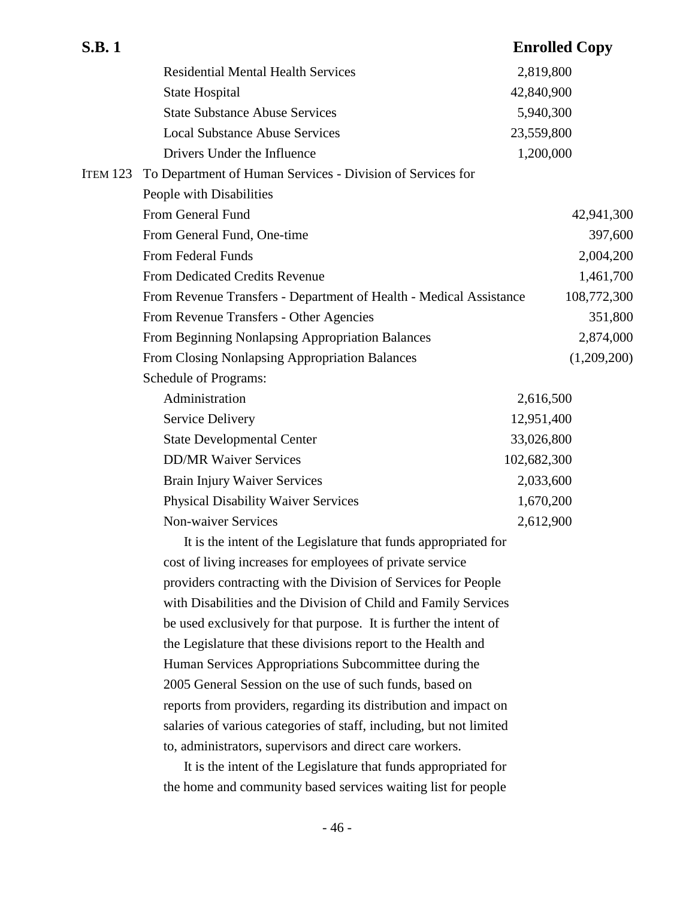| | | | |
|---|---|---|---|
| | Residential Mental Health Services | 2,819,800 | |
| | State Hospital | 42,840,900 | |
| | State Substance Abuse Services | 5,940,300 | |
| | Local Substance Abuse Services | 23,559,800 | |
| | Drivers Under the Influence | 1,200,000 | |
| ITEM 123 | To Department of Human Services - Division of Services for People with Disabilities | | |
| | From General Fund | | 42,941,300 |
| | From General Fund, One-time | | 397,600 |
| | From Federal Funds | | 2,004,200 |
| | From Dedicated Credits Revenue | | 1,461,700 |
| | From Revenue Transfers - Department of Health - Medical Assistance | | 108,772,300 |
| | From Revenue Transfers - Other Agencies | | 351,800 |
| | From Beginning Nonlapsing Appropriation Balances | | 2,874,000 |
| | From Closing Nonlapsing Appropriation Balances | | (1,209,200) |
| | Schedule of Programs: | | |
| | Administration | 2,616,500 | |
| | Service Delivery | 12,951,400 | |
| | State Developmental Center | 33,026,800 | |
| | DD/MR Waiver Services | 102,682,300 | |
| | Brain Injury Waiver Services | 2,033,600 | |
| | Physical Disability Waiver Services | 1,670,200 | |
| | Non-waiver Services | 2,612,900 | |

It is the intent of the Legislature that funds appropriated for cost of living increases for employees of private service providers contracting with the Division of Services for People with Disabilities and the Division of Child and Family Services be used exclusively for that purpose. It is further the intent of the Legislature that these divisions report to the Health and Human Services Appropriations Subcommittee during the 2005 General Session on the use of such funds, based on reports from providers, regarding its distribution and impact on salaries of various categories of staff, including, but not limited to, administrators, supervisors and direct care workers.

It is the intent of the Legislature that funds appropriated for the home and community based services waiting list for people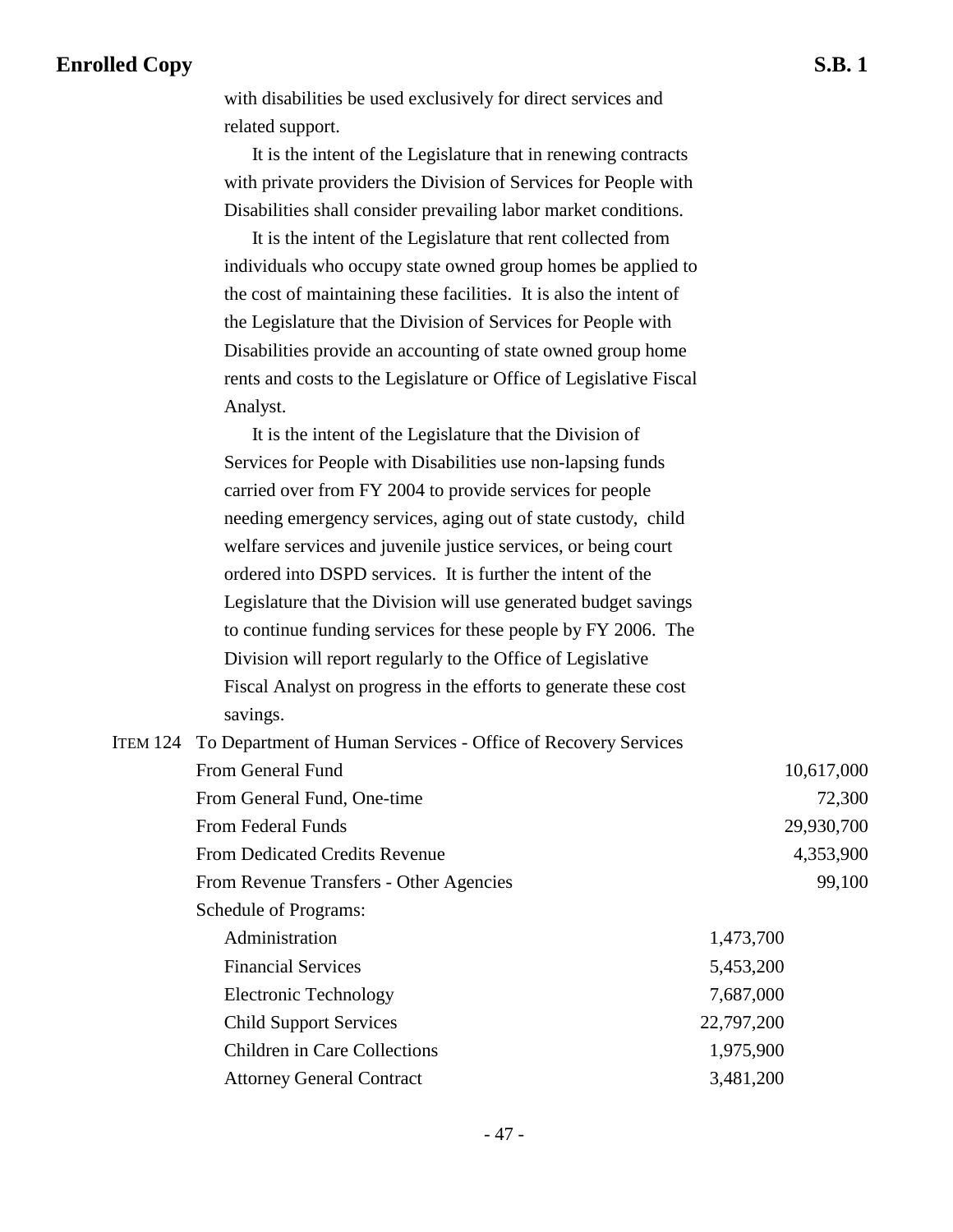with disabilities be used exclusively for direct services and related support.

It is the intent of the Legislature that in renewing contracts with private providers the Division of Services for People with Disabilities shall consider prevailing labor market conditions.

It is the intent of the Legislature that rent collected from individuals who occupy state owned group homes be applied to the cost of maintaining these facilities. It is also the intent of the Legislature that the Division of Services for People with Disabilities provide an accounting of state owned group home rents and costs to the Legislature or Office of Legislative Fiscal Analyst.

It is the intent of the Legislature that the Division of Services for People with Disabilities use non-lapsing funds carried over from FY 2004 to provide services for people needing emergency services, aging out of state custody, child welfare services and juvenile justice services, or being court ordered into DSPD services. It is further the intent of the Legislature that the Division will use generated budget savings to continue funding services for these people by FY 2006. The Division will report regularly to the Office of Legislative Fiscal Analyst on progress in the efforts to generate these cost savings.

ITEM 124 To Department of Human Services - Office of Recovery Services

| | | |
|---|---|---|
| From General Fund | | 10,617,000 |
| From General Fund, One-time | | 72,300 |
| From Federal Funds | | 29,930,700 |
| From Dedicated Credits Revenue | | 4,353,900 |
| From Revenue Transfers - Other Agencies | | 99,100 |
| Schedule of Programs: | | |
| Administration | 1,473,700 | |
| Financial Services | 5,453,200 | |
| Electronic Technology | 7,687,000 | |
| Child Support Services | 22,797,200 | |
| Children in Care Collections | 1,975,900 | |
| Attorney General Contract | 3,481,200 | |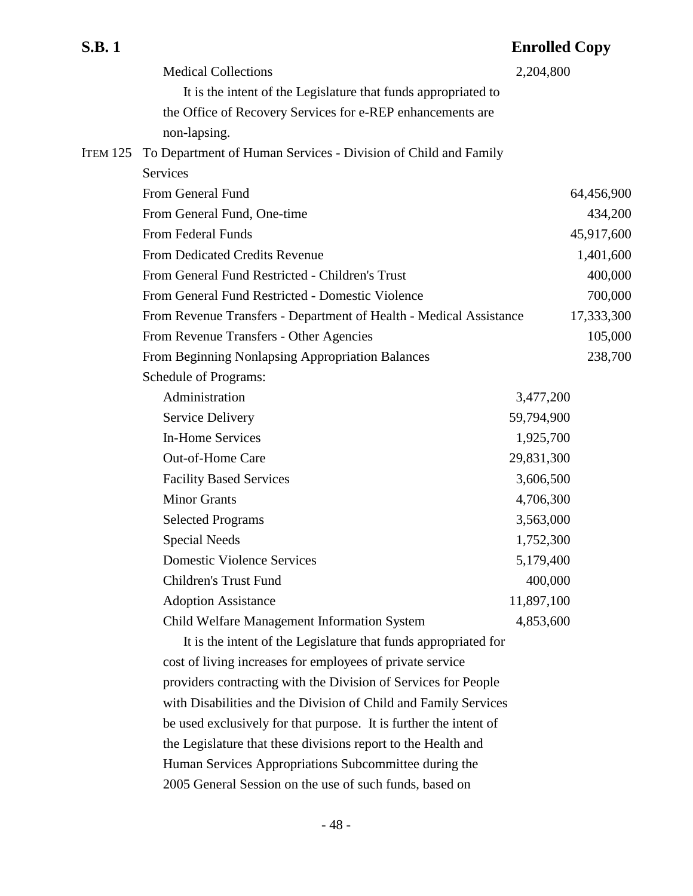| | | | |
|---|---|---|---|
| | Medical Collections | 2,204,800 | |
| | It is the intent of the Legislature that funds appropriated to the Office of Recovery Services for e-REP enhancements are non-lapsing. | | |
| ITEM 125 | To Department of Human Services - Division of Child and Family Services | | |
| | From General Fund | | 64,456,900 |
| | From General Fund, One-time | | 434,200 |
| | From Federal Funds | | 45,917,600 |
| | From Dedicated Credits Revenue | | 1,401,600 |
| | From General Fund Restricted - Children's Trust | | 400,000 |
| | From General Fund Restricted - Domestic Violence | | 700,000 |
| | From Revenue Transfers - Department of Health - Medical Assistance | | 17,333,300 |
| | From Revenue Transfers - Other Agencies | | 105,000 |
| | From Beginning Nonlapsing Appropriation Balances | | 238,700 |
| | Schedule of Programs: | | |
| | Administration | 3,477,200 | |
| | Service Delivery | 59,794,900 | |
| | In-Home Services | 1,925,700 | |
| | Out-of-Home Care | 29,831,300 | |
| | Facility Based Services | 3,606,500 | |
| | Minor Grants | 4,706,300 | |
| | Selected Programs | 3,563,000 | |
| | Special Needs | 1,752,300 | |
| | Domestic Violence Services | 5,179,400 | |
| | Children's Trust Fund | 400,000 | |
| | Adoption Assistance | 11,897,100 | |
| | Child Welfare Management Information System | 4,853,600 | |

It is the intent of the Legislature that funds appropriated for cost of living increases for employees of private service providers contracting with the Division of Services for People with Disabilities and the Division of Child and Family Services be used exclusively for that purpose. It is further the intent of the Legislature that these divisions report to the Health and Human Services Appropriations Subcommittee during the 2005 General Session on the use of such funds, based on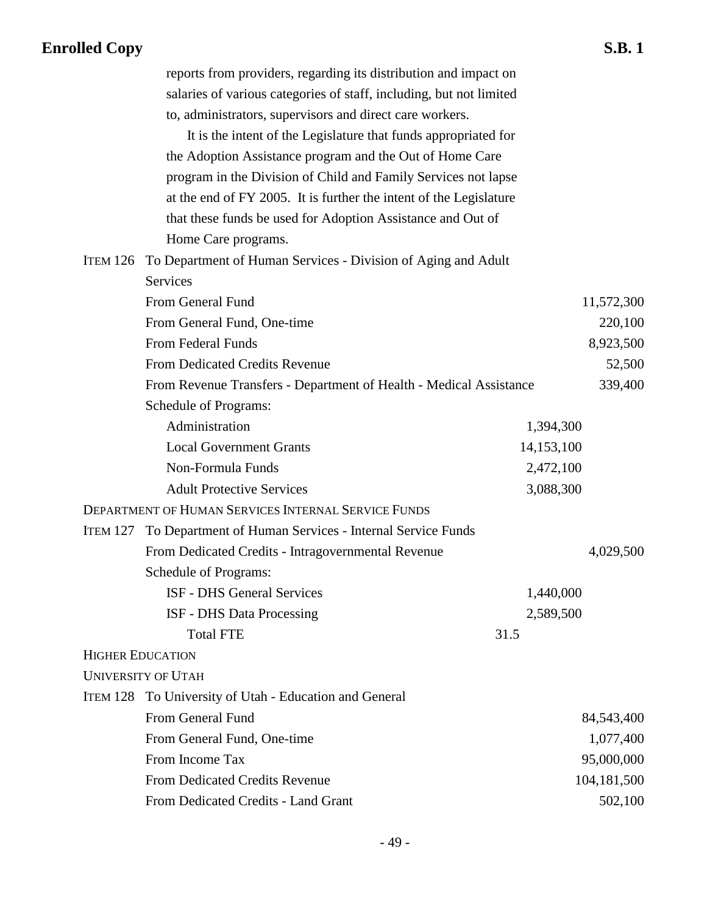reports from providers, regarding its distribution and impact on salaries of various categories of staff, including, but not limited to, administrators, supervisors and direct care workers.

It is the intent of the Legislature that funds appropriated for the Adoption Assistance program and the Out of Home Care program in the Division of Child and Family Services not lapse at the end of FY 2005. It is further the intent of the Legislature that these funds be used for Adoption Assistance and Out of Home Care programs.

ITEM 126 To Department of Human Services - Division of Aging and Adult Services

| | | |
|---|---|---|
| From General Fund | | 11,572,300 |
| From General Fund, One-time | | 220,100 |
| From Federal Funds | | 8,923,500 |
| From Dedicated Credits Revenue | | 52,500 |
| From Revenue Transfers - Department of Health - Medical Assistance | | 339,400 |
| Schedule of Programs: | | |
| Administration | 1,394,300 | |
| Local Government Grants | 14,153,100 | |
| Non-Formula Funds | 2,472,100 | |
| Adult Protective Services | 3,088,300 | |

DEPARTMENT OF HUMAN SERVICES INTERNAL SERVICE FUNDS

ITEM 127 To Department of Human Services - Internal Service Funds

| | | |
|---|---|---|
| From Dedicated Credits - Intragovernmental Revenue | | 4,029,500 |
| Schedule of Programs: | | |
| ISF - DHS General Services | 1,440,000 | |
| ISF - DHS Data Processing | 2,589,500 | |
| Total FTE | 31.5 | |

HIGHER EDUCATION

UNIVERSITY OF UTAH

ITEM 128 To University of Utah - Education and General

| | |
|---|---|
| From General Fund | 84,543,400 |
| From General Fund, One-time | 1,077,400 |
| From Income Tax | 95,000,000 |
| From Dedicated Credits Revenue | 104,181,500 |
| From Dedicated Credits - Land Grant | 502,100 |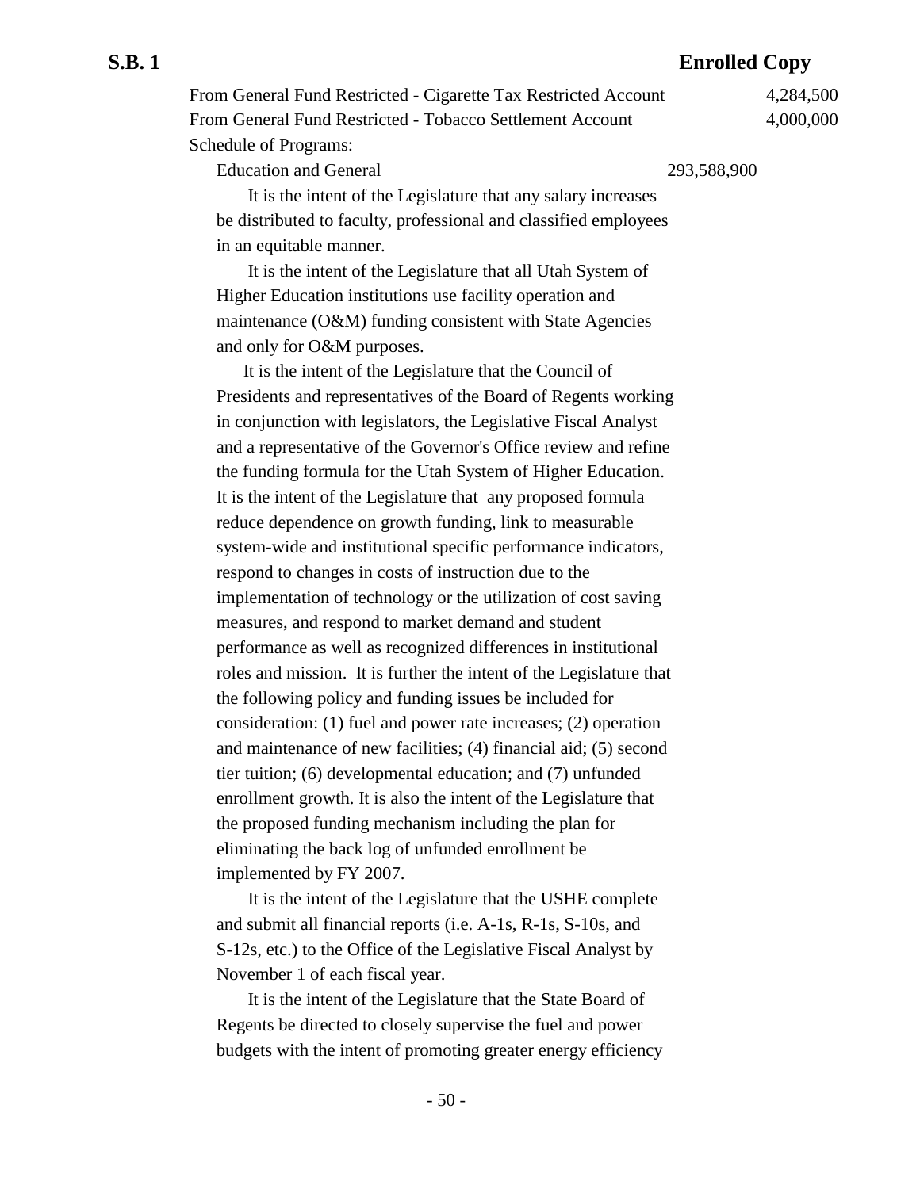| | | |
|---|---|---|
| From General Fund Restricted - Cigarette Tax Restricted Account | | 4,284,500 |
| From General Fund Restricted - Tobacco Settlement Account | | 4,000,000 |
| Schedule of Programs: | | |
| Education and General | 293,588,900 | |

It is the intent of the Legislature that any salary increases be distributed to faculty, professional and classified employees in an equitable manner.

It is the intent of the Legislature that all Utah System of Higher Education institutions use facility operation and maintenance (O&M) funding consistent with State Agencies and only for O&M purposes.

It is the intent of the Legislature that the Council of Presidents and representatives of the Board of Regents working in conjunction with legislators, the Legislative Fiscal Analyst and a representative of the Governor's Office review and refine the funding formula for the Utah System of Higher Education. It is the intent of the Legislature that any proposed formula reduce dependence on growth funding, link to measurable system-wide and institutional specific performance indicators, respond to changes in costs of instruction due to the implementation of technology or the utilization of cost saving measures, and respond to market demand and student performance as well as recognized differences in institutional roles and mission. It is further the intent of the Legislature that the following policy and funding issues be included for consideration: (1) fuel and power rate increases; (2) operation and maintenance of new facilities; (4) financial aid; (5) second tier tuition; (6) developmental education; and (7) unfunded enrollment growth. It is also the intent of the Legislature that the proposed funding mechanism including the plan for eliminating the back log of unfunded enrollment be implemented by FY 2007.

It is the intent of the Legislature that the USHE complete and submit all financial reports (i.e. A-1s, R-1s, S-10s, and S-12s, etc.) to the Office of the Legislative Fiscal Analyst by November 1 of each fiscal year.

It is the intent of the Legislature that the State Board of Regents be directed to closely supervise the fuel and power budgets with the intent of promoting greater energy efficiency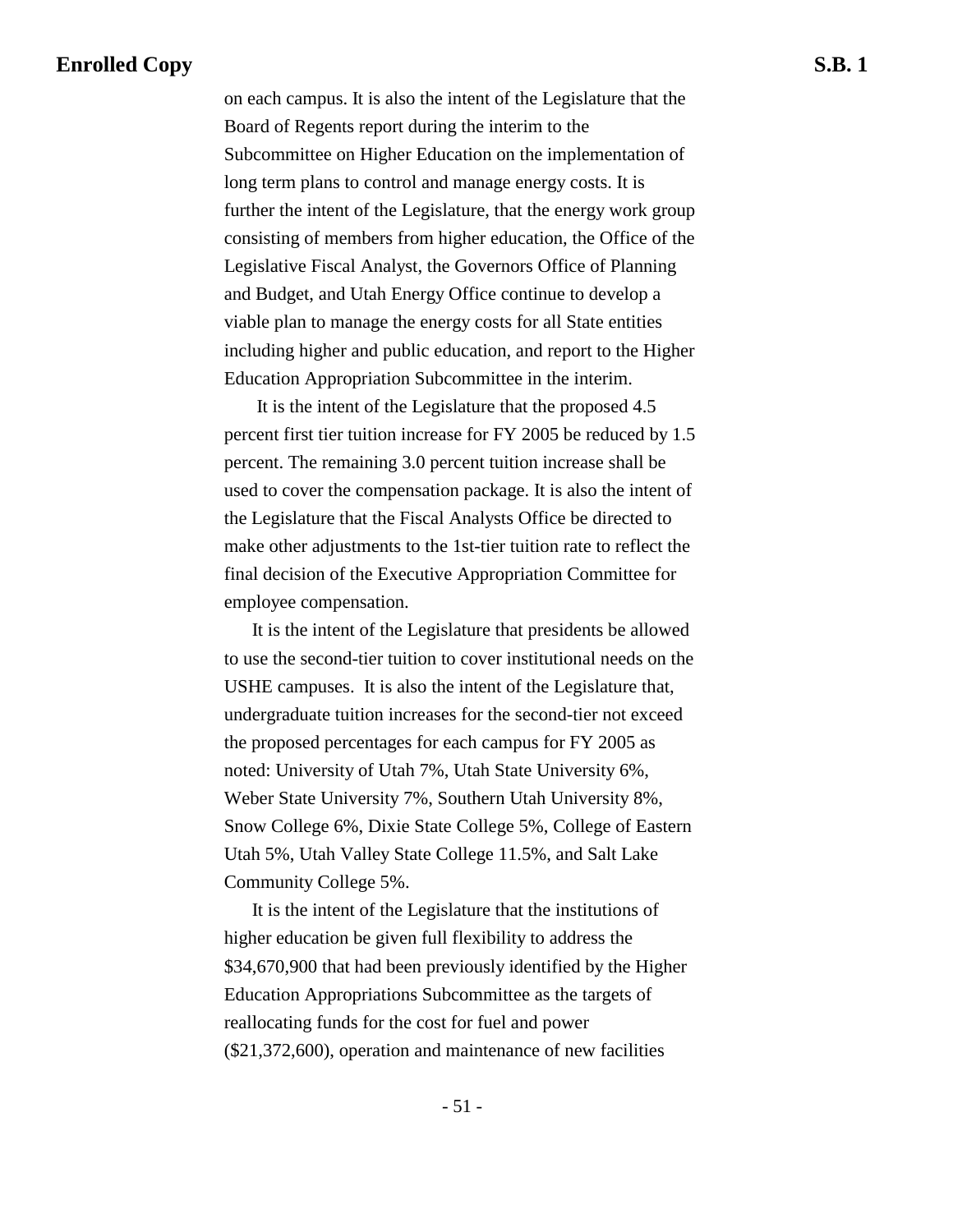on each campus. It is also the intent of the Legislature that the Board of Regents report during the interim to the Subcommittee on Higher Education on the implementation of long term plans to control and manage energy costs. It is further the intent of the Legislature, that the energy work group consisting of members from higher education, the Office of the Legislative Fiscal Analyst, the Governors Office of Planning and Budget, and Utah Energy Office continue to develop a viable plan to manage the energy costs for all State entities including higher and public education, and report to the Higher Education Appropriation Subcommittee in the interim.

It is the intent of the Legislature that the proposed 4.5 percent first tier tuition increase for FY 2005 be reduced by 1.5 percent. The remaining 3.0 percent tuition increase shall be used to cover the compensation package. It is also the intent of the Legislature that the Fiscal Analysts Office be directed to make other adjustments to the 1st-tier tuition rate to reflect the final decision of the Executive Appropriation Committee for employee compensation.

It is the intent of the Legislature that presidents be allowed to use the second-tier tuition to cover institutional needs on the USHE campuses. It is also the intent of the Legislature that, undergraduate tuition increases for the second-tier not exceed the proposed percentages for each campus for FY 2005 as noted: University of Utah 7%, Utah State University 6%, Weber State University 7%, Southern Utah University 8%, Snow College 6%, Dixie State College 5%, College of Eastern Utah 5%, Utah Valley State College 11.5%, and Salt Lake Community College 5%.

It is the intent of the Legislature that the institutions of higher education be given full flexibility to address the $34,670,900 that had been previously identified by the Higher Education Appropriations Subcommittee as the targets of reallocating funds for the cost for fuel and power ($21,372,600), operation and maintenance of new facilities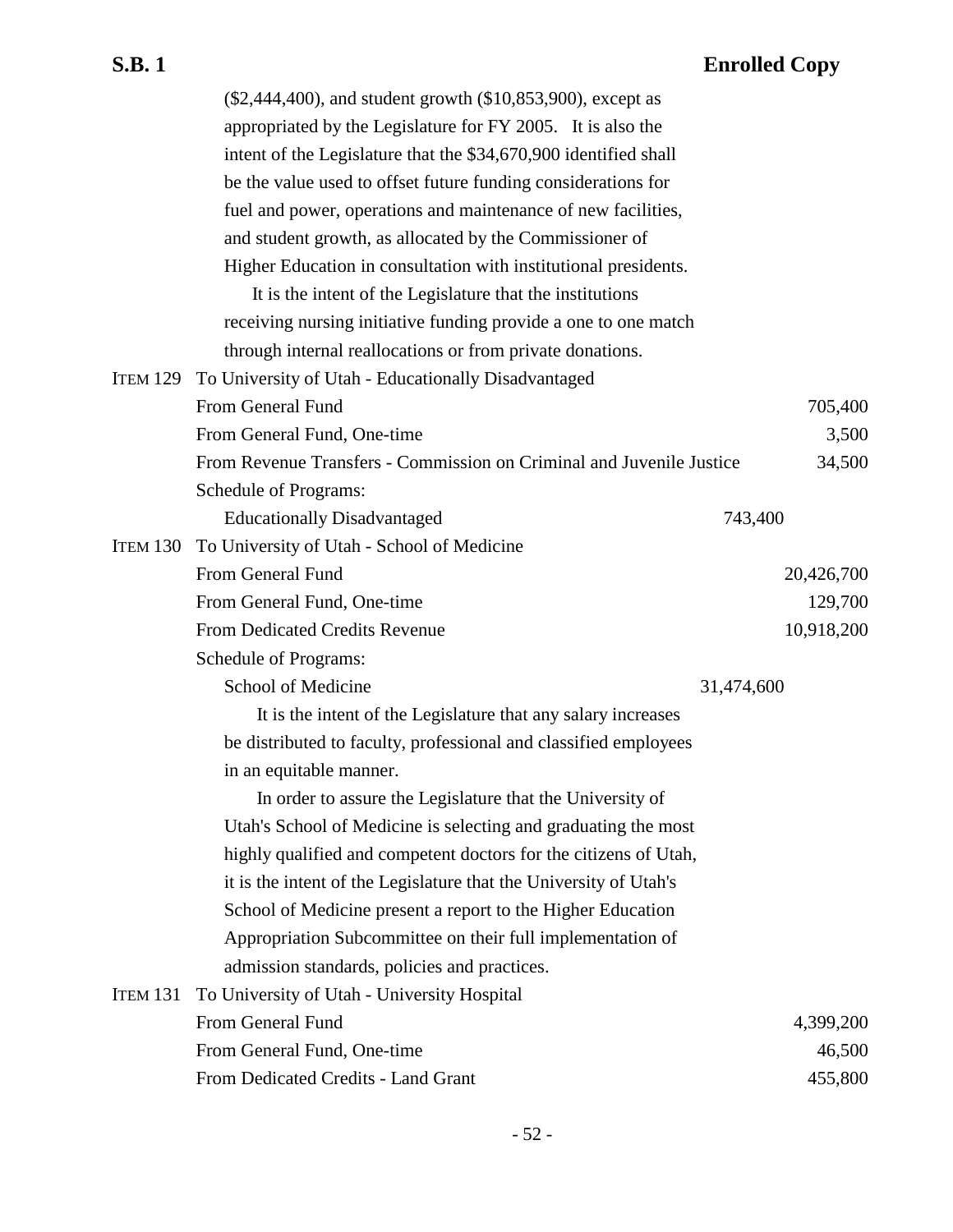($2,444,400), and student growth ($10,853,900), except as appropriated by the Legislature for FY 2005. It is also the intent of the Legislature that the $34,670,900 identified shall be the value used to offset future funding considerations for fuel and power, operations and maintenance of new facilities, and student growth, as allocated by the Commissioner of Higher Education in consultation with institutional presidents.

It is the intent of the Legislature that the institutions receiving nursing initiative funding provide a one to one match through internal reallocations or from private donations.

ITEM 129 To University of Utah - Educationally Disadvantaged

| | | |
|---|---|---|
| From General Fund | | 705,400 |
| From General Fund, One-time | | 3,500 |
| From Revenue Transfers - Commission on Criminal and Juvenile Justice | | 34,500 |
| Schedule of Programs: | | |
| Educationally Disadvantaged | 743,400 | |

ITEM 130 To University of Utah - School of Medicine

| | | |
|---|---|---|
| From General Fund | | 20,426,700 |
| From General Fund, One-time | | 129,700 |
| From Dedicated Credits Revenue | | 10,918,200 |
| Schedule of Programs: | | |
| School of Medicine | 31,474,600 | |

It is the intent of the Legislature that any salary increases be distributed to faculty, professional and classified employees in an equitable manner.

In order to assure the Legislature that the University of Utah's School of Medicine is selecting and graduating the most highly qualified and competent doctors for the citizens of Utah, it is the intent of the Legislature that the University of Utah's School of Medicine present a report to the Higher Education Appropriation Subcommittee on their full implementation of admission standards, policies and practices.

ITEM 131 To University of Utah - University Hospital

| | | |
|---|---|---|
| From General Fund | | 4,399,200 |
| From General Fund, One-time | | 46,500 |
| From Dedicated Credits - Land Grant | | 455,800 |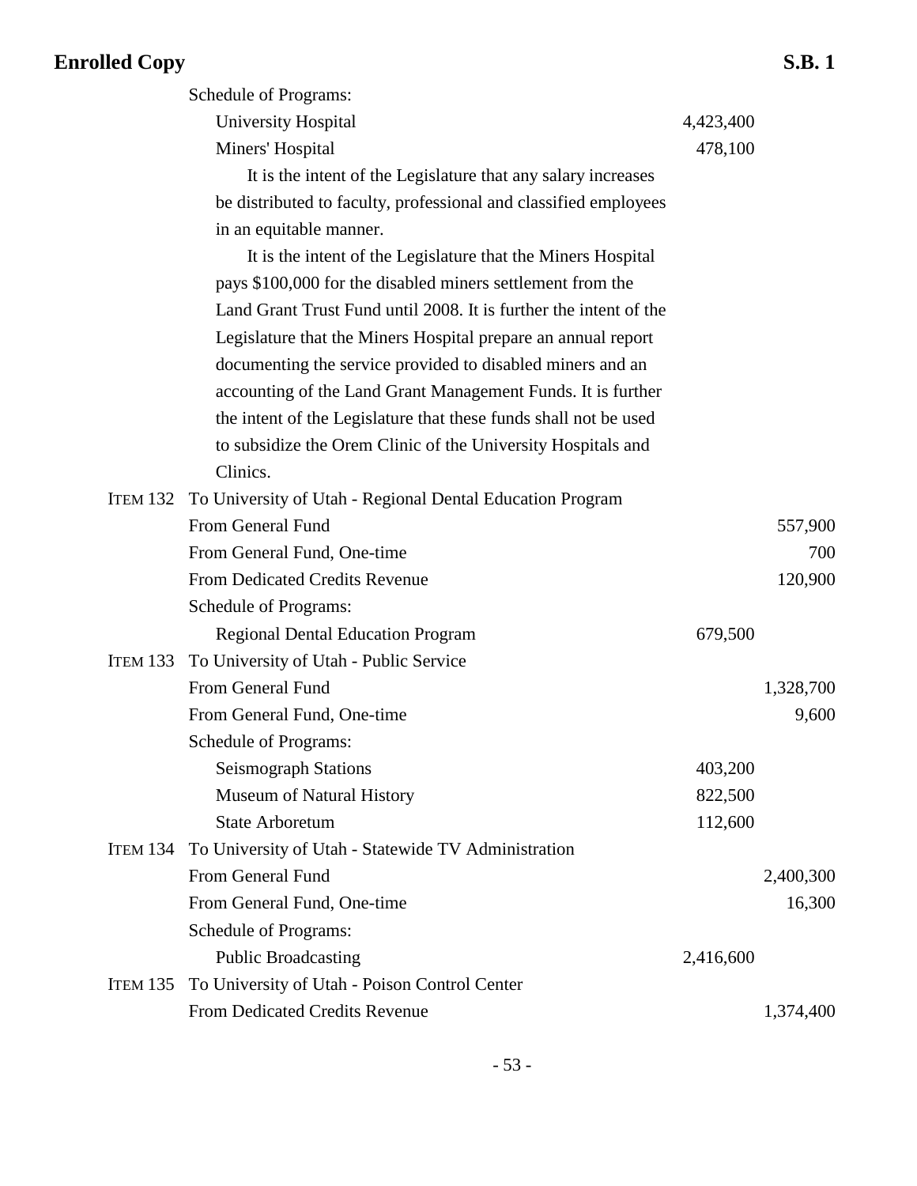Schedule of Programs:

| | | |
|---|---|---|
| University Hospital | 4,423,400 | |
| Miners' Hospital | 478,100 | |

It is the intent of the Legislature that any salary increases be distributed to faculty, professional and classified employees in an equitable manner.

It is the intent of the Legislature that the Miners Hospital pays $100,000 for the disabled miners settlement from the Land Grant Trust Fund until 2008. It is further the intent of the Legislature that the Miners Hospital prepare an annual report documenting the service provided to disabled miners and an accounting of the Land Grant Management Funds. It is further the intent of the Legislature that these funds shall not be used to subsidize the Orem Clinic of the University Hospitals and Clinics.

ITEM 132 To University of Utah - Regional Dental Education Program

| | | |
|---|---|---|
| From General Fund | | 557,900 |
| From General Fund, One-time | | 700 |
| From Dedicated Credits Revenue | | 120,900 |
| Schedule of Programs: | | |
| Regional Dental Education Program | 679,500 | |

ITEM 133 To University of Utah - Public Service

| | | |
|---|---|---|
| From General Fund | | 1,328,700 |
| From General Fund, One-time | | 9,600 |
| Schedule of Programs: | | |
| Seismograph Stations | 403,200 | |
| Museum of Natural History | 822,500 | |
| State Arboretum | 112,600 | |

ITEM 134 To University of Utah - Statewide TV Administration

| | | |
|---|---|---|
| From General Fund | | 2,400,300 |
| From General Fund, One-time | | 16,300 |
| Schedule of Programs: | | |
| Public Broadcasting | 2,416,600 | |

ITEM 135 To University of Utah - Poison Control Center

| | | |
|---|---|---|
| From Dedicated Credits Revenue | | 1,374,400 |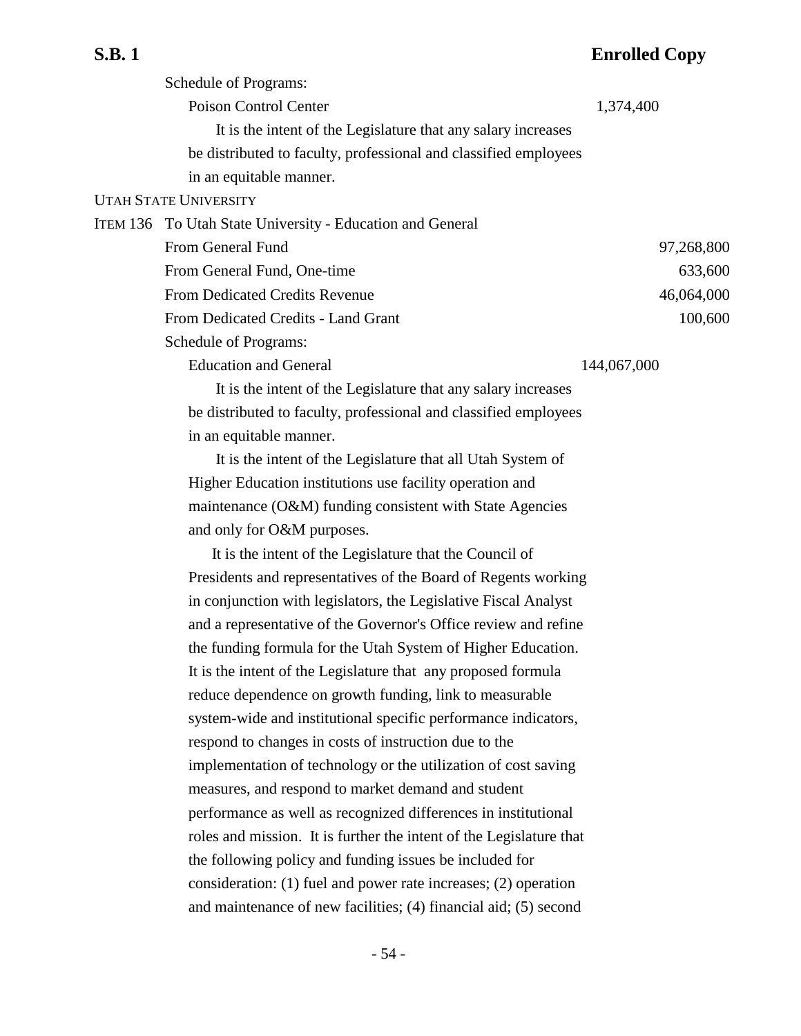Schedule of Programs:

| | | |
|---|---|---|
| Poison Control Center | 1,374,400 | |

It is the intent of the Legislature that any salary increases be distributed to faculty, professional and classified employees in an equitable manner.

UTAH STATE UNIVERSITY

ITEM 136 To Utah State University - Education and General

| | | |
|---|---|---|
| From General Fund | | 97,268,800 |
| From General Fund, One-time | | 633,600 |
| From Dedicated Credits Revenue | | 46,064,000 |
| From Dedicated Credits - Land Grant | | 100,600 |

Schedule of Programs:

| | | |
|---|---|---|
| Education and General | 144,067,000 | |

It is the intent of the Legislature that any salary increases be distributed to faculty, professional and classified employees in an equitable manner.

It is the intent of the Legislature that all Utah System of Higher Education institutions use facility operation and maintenance (O&M) funding consistent with State Agencies and only for O&M purposes.

It is the intent of the Legislature that the Council of Presidents and representatives of the Board of Regents working in conjunction with legislators, the Legislative Fiscal Analyst and a representative of the Governor's Office review and refine the funding formula for the Utah System of Higher Education. It is the intent of the Legislature that any proposed formula reduce dependence on growth funding, link to measurable system-wide and institutional specific performance indicators, respond to changes in costs of instruction due to the implementation of technology or the utilization of cost saving measures, and respond to market demand and student performance as well as recognized differences in institutional roles and mission. It is further the intent of the Legislature that the following policy and funding issues be included for consideration: (1) fuel and power rate increases; (2) operation and maintenance of new facilities; (4) financial aid; (5) second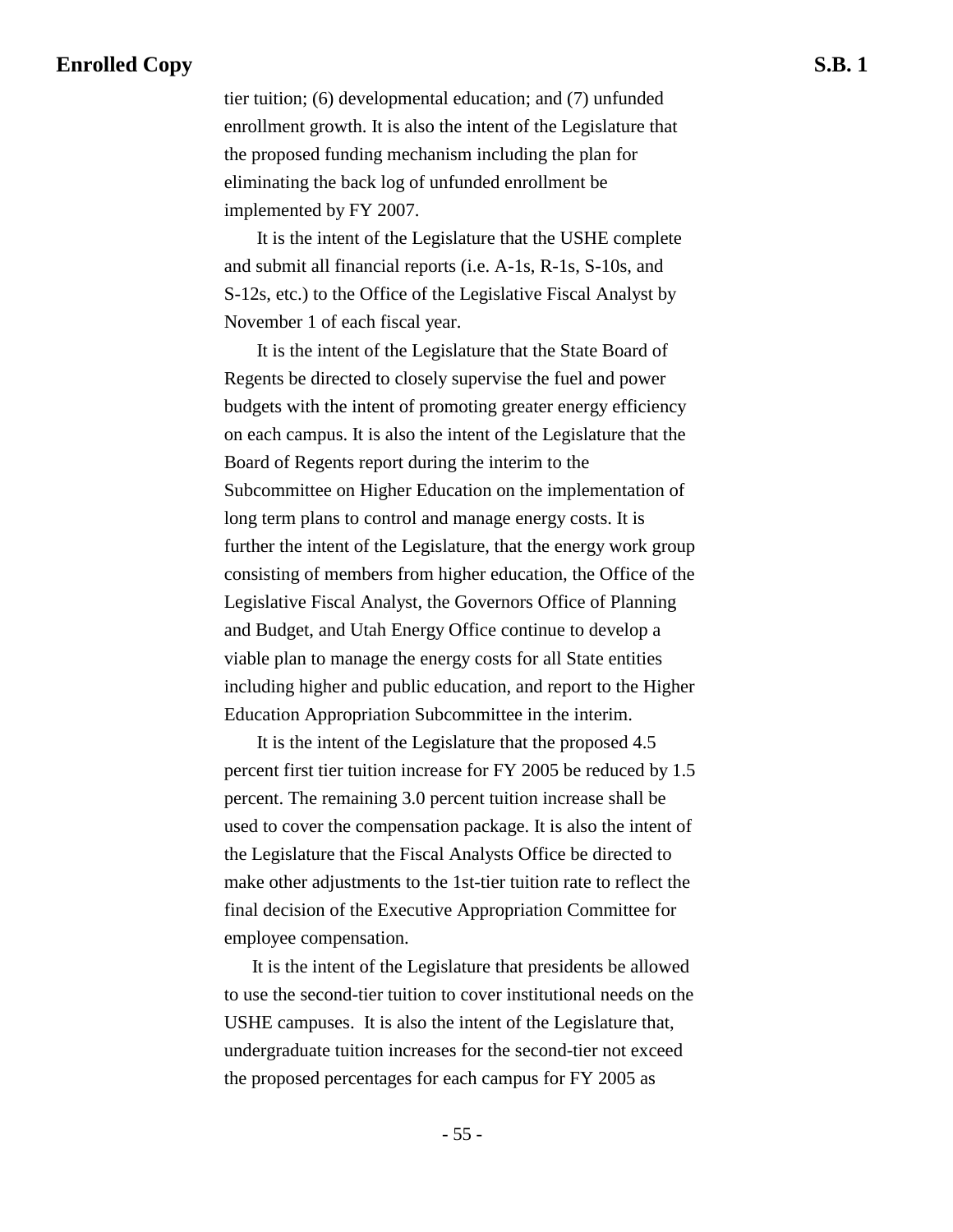tier tuition; (6) developmental education; and (7) unfunded enrollment growth. It is also the intent of the Legislature that the proposed funding mechanism including the plan for eliminating the back log of unfunded enrollment be implemented by FY 2007.

It is the intent of the Legislature that the USHE complete and submit all financial reports (i.e. A-1s, R-1s, S-10s, and S-12s, etc.) to the Office of the Legislative Fiscal Analyst by November 1 of each fiscal year.

It is the intent of the Legislature that the State Board of Regents be directed to closely supervise the fuel and power budgets with the intent of promoting greater energy efficiency on each campus. It is also the intent of the Legislature that the Board of Regents report during the interim to the Subcommittee on Higher Education on the implementation of long term plans to control and manage energy costs. It is further the intent of the Legislature, that the energy work group consisting of members from higher education, the Office of the Legislative Fiscal Analyst, the Governors Office of Planning and Budget, and Utah Energy Office continue to develop a viable plan to manage the energy costs for all State entities including higher and public education, and report to the Higher Education Appropriation Subcommittee in the interim.

It is the intent of the Legislature that the proposed 4.5 percent first tier tuition increase for FY 2005 be reduced by 1.5 percent. The remaining 3.0 percent tuition increase shall be used to cover the compensation package. It is also the intent of the Legislature that the Fiscal Analysts Office be directed to make other adjustments to the 1st-tier tuition rate to reflect the final decision of the Executive Appropriation Committee for employee compensation.

It is the intent of the Legislature that presidents be allowed to use the second-tier tuition to cover institutional needs on the USHE campuses. It is also the intent of the Legislature that, undergraduate tuition increases for the second-tier not exceed the proposed percentages for each campus for FY 2005 as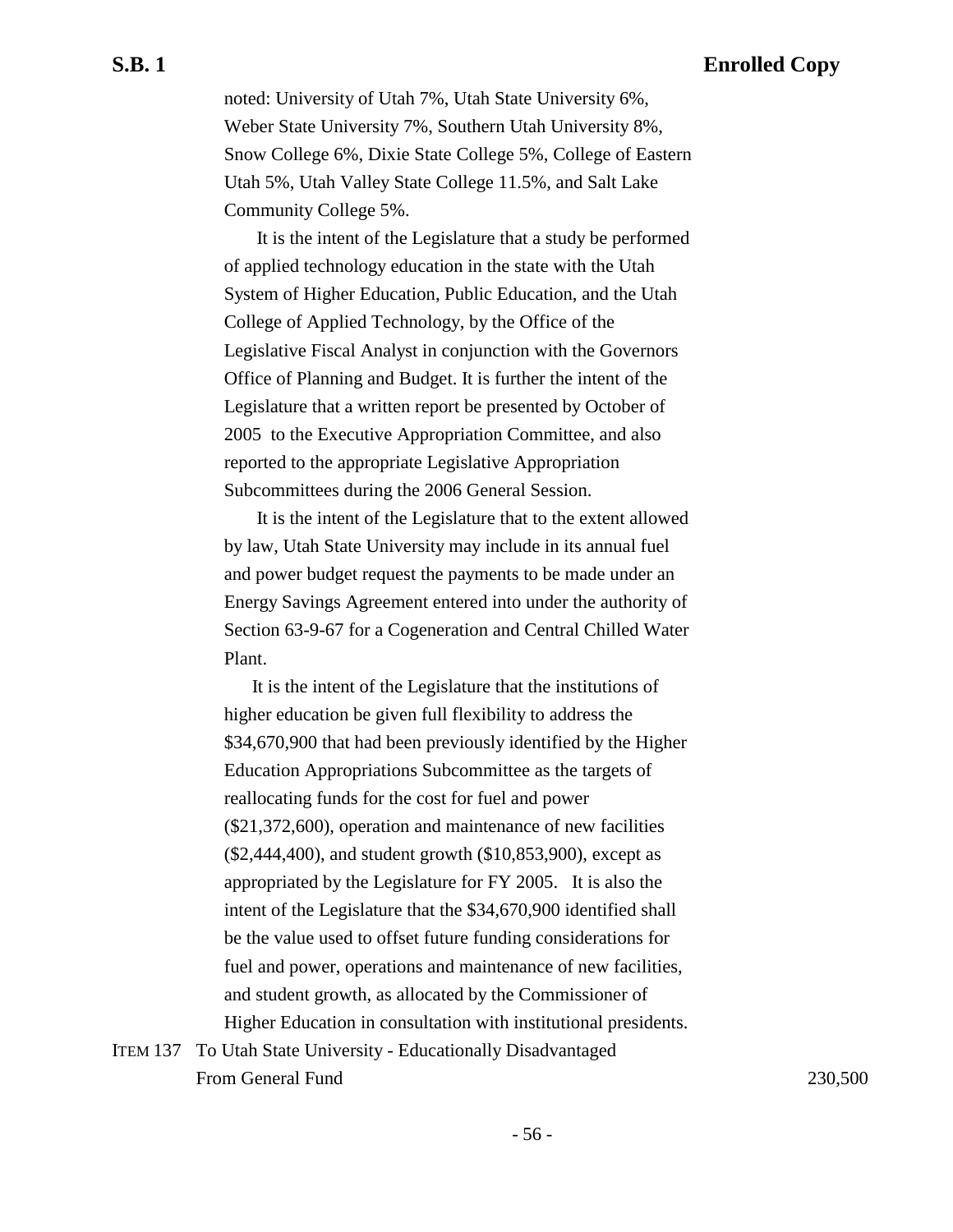noted: University of Utah 7%, Utah State University 6%, Weber State University 7%, Southern Utah University 8%, Snow College 6%, Dixie State College 5%, College of Eastern Utah 5%, Utah Valley State College 11.5%, and Salt Lake Community College 5%.

It is the intent of the Legislature that a study be performed of applied technology education in the state with the Utah System of Higher Education, Public Education, and the Utah College of Applied Technology, by the Office of the Legislative Fiscal Analyst in conjunction with the Governors Office of Planning and Budget. It is further the intent of the Legislature that a written report be presented by October of 2005 to the Executive Appropriation Committee, and also reported to the appropriate Legislative Appropriation Subcommittees during the 2006 General Session.

It is the intent of the Legislature that to the extent allowed by law, Utah State University may include in its annual fuel and power budget request the payments to be made under an Energy Savings Agreement entered into under the authority of Section 63-9-67 for a Cogeneration and Central Chilled Water Plant.

It is the intent of the Legislature that the institutions of higher education be given full flexibility to address the $34,670,900 that had been previously identified by the Higher Education Appropriations Subcommittee as the targets of reallocating funds for the cost for fuel and power ($21,372,600), operation and maintenance of new facilities ($2,444,400), and student growth ($10,853,900), except as appropriated by the Legislature for FY 2005. It is also the intent of the Legislature that the $34,670,900 identified shall be the value used to offset future funding considerations for fuel and power, operations and maintenance of new facilities, and student growth, as allocated by the Commissioner of Higher Education in consultation with institutional presidents.

ITEM 137 To Utah State University - Educationally Disadvantaged

| | |
|---|---|
| From General Fund | 230,500 |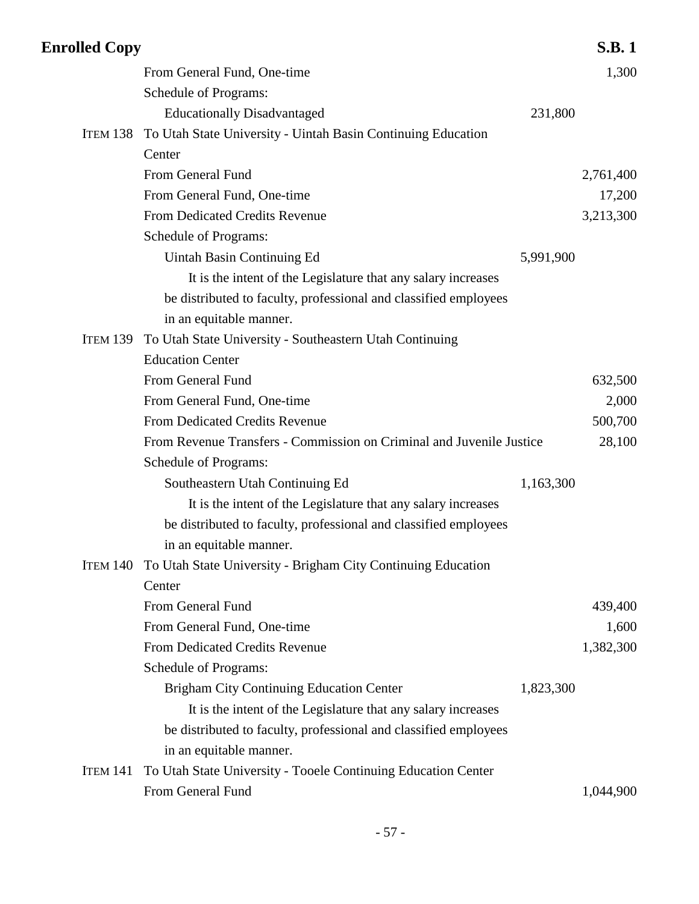From General Fund, One-time 1,300

Schedule of Programs:

Educationally Disadvantaged 231,800

ITEM 138 To Utah State University - Uintah Basin Continuing Education Center

From General Fund 2,761,400

From General Fund, One-time 17,200

From Dedicated Credits Revenue 3,213,300

Schedule of Programs:

Uintah Basin Continuing Ed 5,991,900

It is the intent of the Legislature that any salary increases be distributed to faculty, professional and classified employees in an equitable manner.

ITEM 139 To Utah State University - Southeastern Utah Continuing Education Center

From General Fund 632,500

From General Fund, One-time 2,000

From Dedicated Credits Revenue 500,700

From Revenue Transfers - Commission on Criminal and Juvenile Justice 28,100

Schedule of Programs:

Southeastern Utah Continuing Ed 1,163,300

It is the intent of the Legislature that any salary increases be distributed to faculty, professional and classified employees in an equitable manner.

ITEM 140 To Utah State University - Brigham City Continuing Education Center

From General Fund 439,400

From General Fund, One-time 1,600

From Dedicated Credits Revenue 1,382,300

Schedule of Programs:

Brigham City Continuing Education Center 1,823,300

It is the intent of the Legislature that any salary increases be distributed to faculty, professional and classified employees in an equitable manner.

ITEM 141 To Utah State University - Tooele Continuing Education Center

From General Fund 1,044,900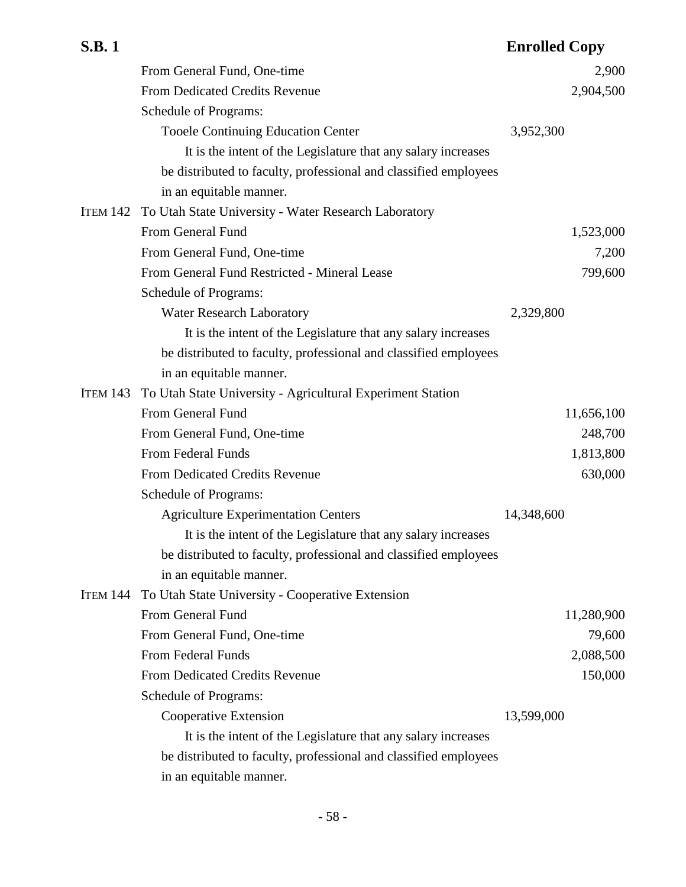From General Fund, One-time 2,900

From Dedicated Credits Revenue 2,904,500

Schedule of Programs:

Tooele Continuing Education Center 3,952,300

It is the intent of the Legislature that any salary increases be distributed to faculty, professional and classified employees in an equitable manner.

ITEM 142 To Utah State University - Water Research Laboratory

From General Fund 1,523,000

From General Fund, One-time 7,200

From General Fund Restricted - Mineral Lease 799,600

Schedule of Programs:

Water Research Laboratory 2,329,800

It is the intent of the Legislature that any salary increases be distributed to faculty, professional and classified employees in an equitable manner.

ITEM 143 To Utah State University - Agricultural Experiment Station

From General Fund 11,656,100

From General Fund, One-time 248,700

From Federal Funds 1,813,800

From Dedicated Credits Revenue 630,000

Schedule of Programs:

Agriculture Experimentation Centers 14,348,600

It is the intent of the Legislature that any salary increases be distributed to faculty, professional and classified employees in an equitable manner.

ITEM 144 To Utah State University - Cooperative Extension

From General Fund 11,280,900

From General Fund, One-time 79,600

From Federal Funds 2,088,500

From Dedicated Credits Revenue 150,000

Schedule of Programs:

Cooperative Extension 13,599,000

It is the intent of the Legislature that any salary increases be distributed to faculty, professional and classified employees in an equitable manner.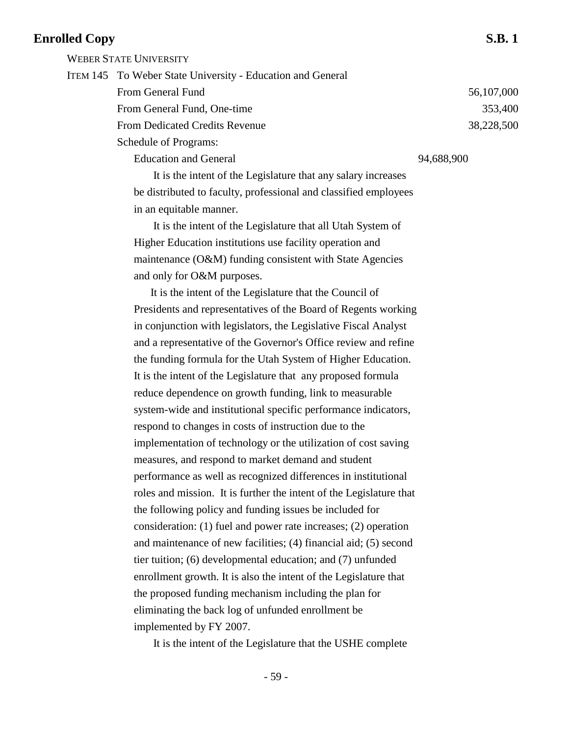WEBER STATE UNIVERSITY

ITEM 145 To Weber State University - Education and General

| | | |
|---|---|---|
| From General Fund | | 56,107,000 |
| From General Fund, One-time | | 353,400 |
| From Dedicated Credits Revenue | | 38,228,500 |
| Schedule of Programs: | | |
| Education and General | 94,688,900 | |

It is the intent of the Legislature that any salary increases be distributed to faculty, professional and classified employees in an equitable manner.

It is the intent of the Legislature that all Utah System of Higher Education institutions use facility operation and maintenance (O&M) funding consistent with State Agencies and only for O&M purposes.

It is the intent of the Legislature that the Council of Presidents and representatives of the Board of Regents working in conjunction with legislators, the Legislative Fiscal Analyst and a representative of the Governor's Office review and refine the funding formula for the Utah System of Higher Education. It is the intent of the Legislature that any proposed formula reduce dependence on growth funding, link to measurable system-wide and institutional specific performance indicators, respond to changes in costs of instruction due to the implementation of technology or the utilization of cost saving measures, and respond to market demand and student performance as well as recognized differences in institutional roles and mission. It is further the intent of the Legislature that the following policy and funding issues be included for consideration: (1) fuel and power rate increases; (2) operation and maintenance of new facilities; (4) financial aid; (5) second tier tuition; (6) developmental education; and (7) unfunded enrollment growth. It is also the intent of the Legislature that the proposed funding mechanism including the plan for eliminating the back log of unfunded enrollment be implemented by FY 2007.

It is the intent of the Legislature that the USHE complete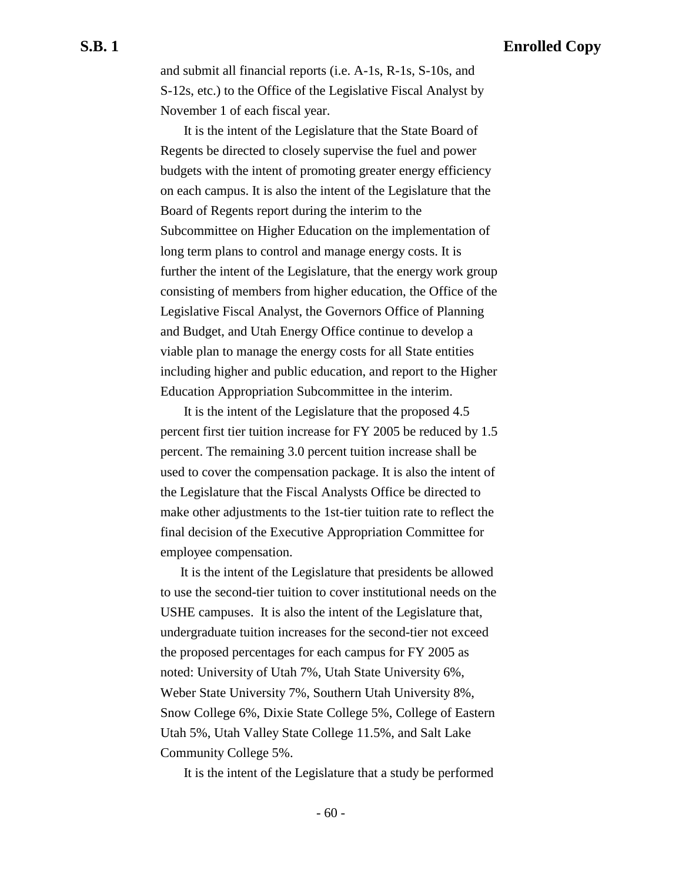and submit all financial reports (i.e. A-1s, R-1s, S-10s, and S-12s, etc.) to the Office of the Legislative Fiscal Analyst by November 1 of each fiscal year.

It is the intent of the Legislature that the State Board of Regents be directed to closely supervise the fuel and power budgets with the intent of promoting greater energy efficiency on each campus. It is also the intent of the Legislature that the Board of Regents report during the interim to the Subcommittee on Higher Education on the implementation of long term plans to control and manage energy costs. It is further the intent of the Legislature, that the energy work group consisting of members from higher education, the Office of the Legislative Fiscal Analyst, the Governors Office of Planning and Budget, and Utah Energy Office continue to develop a viable plan to manage the energy costs for all State entities including higher and public education, and report to the Higher Education Appropriation Subcommittee in the interim.

It is the intent of the Legislature that the proposed 4.5 percent first tier tuition increase for FY 2005 be reduced by 1.5 percent. The remaining 3.0 percent tuition increase shall be used to cover the compensation package. It is also the intent of the Legislature that the Fiscal Analysts Office be directed to make other adjustments to the 1st-tier tuition rate to reflect the final decision of the Executive Appropriation Committee for employee compensation.

It is the intent of the Legislature that presidents be allowed to use the second-tier tuition to cover institutional needs on the USHE campuses. It is also the intent of the Legislature that, undergraduate tuition increases for the second-tier not exceed the proposed percentages for each campus for FY 2005 as noted: University of Utah 7%, Utah State University 6%, Weber State University 7%, Southern Utah University 8%, Snow College 6%, Dixie State College 5%, College of Eastern Utah 5%, Utah Valley State College 11.5%, and Salt Lake Community College 5%.

It is the intent of the Legislature that a study be performed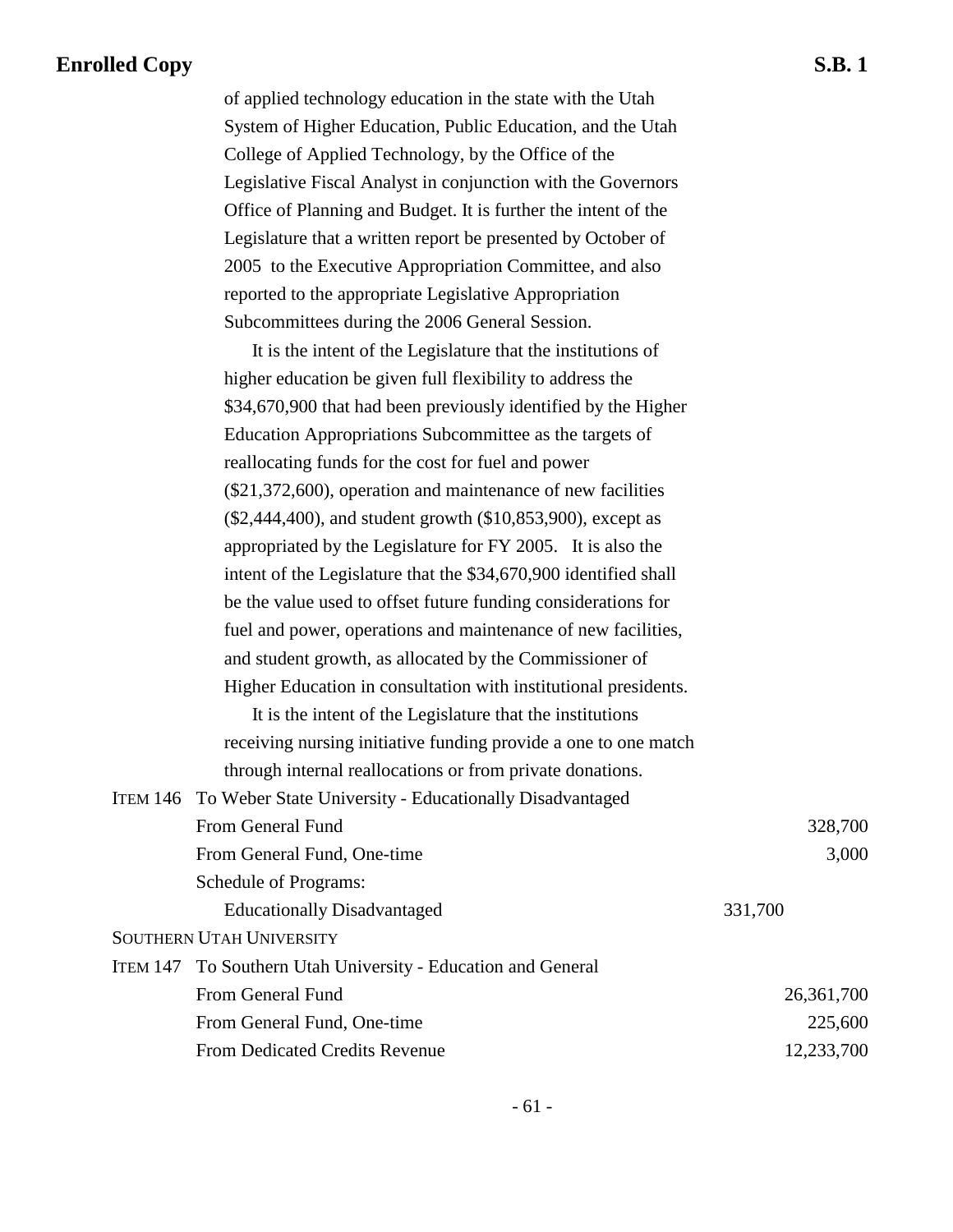of applied technology education in the state with the Utah System of Higher Education, Public Education, and the Utah College of Applied Technology, by the Office of the Legislative Fiscal Analyst in conjunction with the Governors Office of Planning and Budget. It is further the intent of the Legislature that a written report be presented by October of 2005 to the Executive Appropriation Committee, and also reported to the appropriate Legislative Appropriation Subcommittees during the 2006 General Session.

It is the intent of the Legislature that the institutions of higher education be given full flexibility to address the $34,670,900 that had been previously identified by the Higher Education Appropriations Subcommittee as the targets of reallocating funds for the cost for fuel and power ($21,372,600), operation and maintenance of new facilities ($2,444,400), and student growth ($10,853,900), except as appropriated by the Legislature for FY 2005. It is also the intent of the Legislature that the $34,670,900 identified shall be the value used to offset future funding considerations for fuel and power, operations and maintenance of new facilities, and student growth, as allocated by the Commissioner of Higher Education in consultation with institutional presidents.

It is the intent of the Legislature that the institutions receiving nursing initiative funding provide a one to one match through internal reallocations or from private donations.

| | | | |
|---|---|---|---|
| ITEM 146 | To Weber State University - Educationally Disadvantaged | | |
| | From General Fund | | 328,700 |
| | From General Fund, One-time | | 3,000 |
| | Schedule of Programs: | | |
| | Educationally Disadvantaged | 331,700 | |
| SOUTHERN UTAH UNIVERSITY | | | |
| ITEM 147 | To Southern Utah University - Education and General | | |
| | From General Fund | | 26,361,700 |
| | From General Fund, One-time | | 225,600 |
| | From Dedicated Credits Revenue | | 12,233,700 |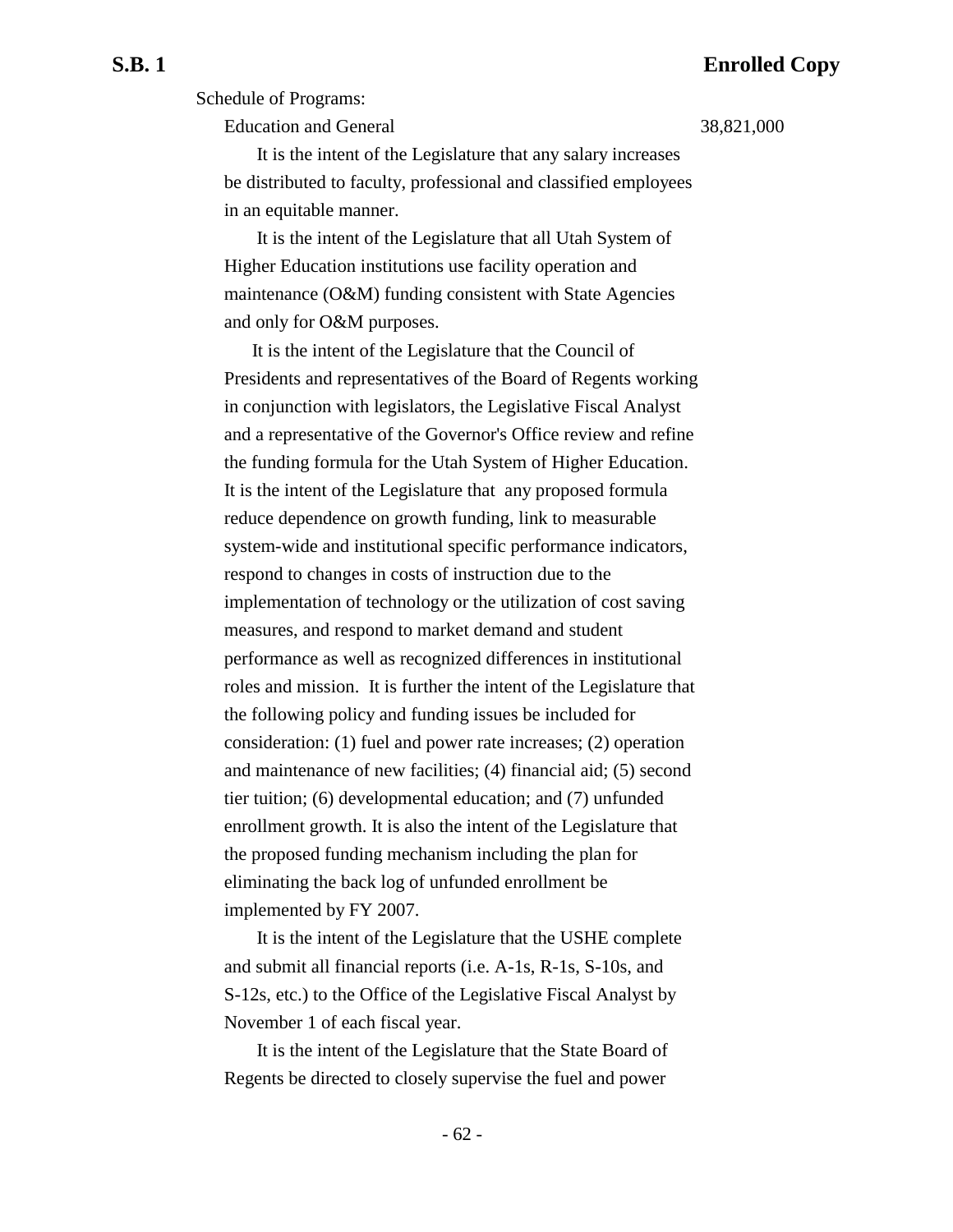Schedule of Programs:

| | |
|---|---|
| Education and General | 38,821,000 |

It is the intent of the Legislature that any salary increases be distributed to faculty, professional and classified employees in an equitable manner.

It is the intent of the Legislature that all Utah System of Higher Education institutions use facility operation and maintenance (O&M) funding consistent with State Agencies and only for O&M purposes.

It is the intent of the Legislature that the Council of Presidents and representatives of the Board of Regents working in conjunction with legislators, the Legislative Fiscal Analyst and a representative of the Governor's Office review and refine the funding formula for the Utah System of Higher Education. It is the intent of the Legislature that any proposed formula reduce dependence on growth funding, link to measurable system-wide and institutional specific performance indicators, respond to changes in costs of instruction due to the implementation of technology or the utilization of cost saving measures, and respond to market demand and student performance as well as recognized differences in institutional roles and mission. It is further the intent of the Legislature that the following policy and funding issues be included for consideration: (1) fuel and power rate increases; (2) operation and maintenance of new facilities; (4) financial aid; (5) second tier tuition; (6) developmental education; and (7) unfunded enrollment growth. It is also the intent of the Legislature that the proposed funding mechanism including the plan for eliminating the back log of unfunded enrollment be implemented by FY 2007.

It is the intent of the Legislature that the USHE complete and submit all financial reports (i.e. A-1s, R-1s, S-10s, and S-12s, etc.) to the Office of the Legislative Fiscal Analyst by November 1 of each fiscal year.

It is the intent of the Legislature that the State Board of Regents be directed to closely supervise the fuel and power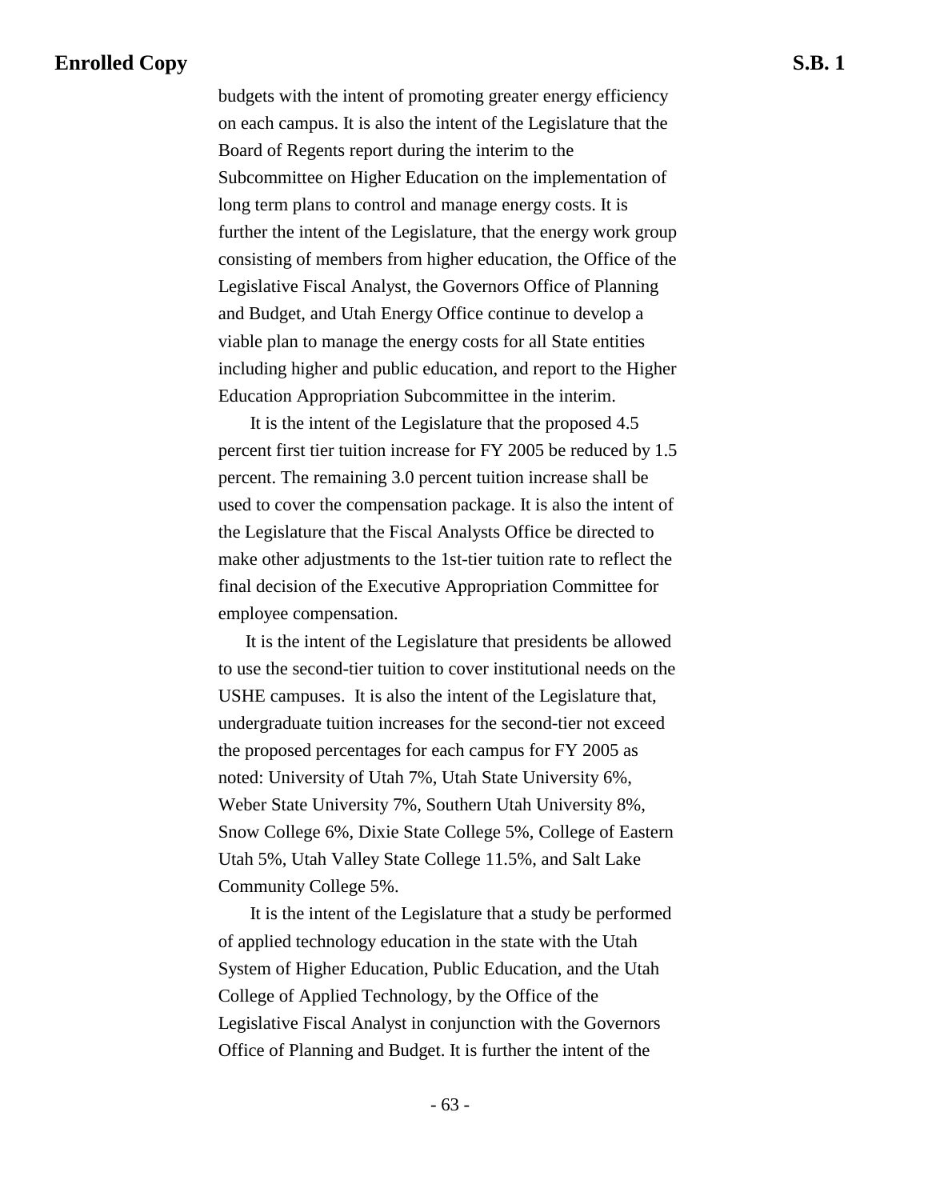budgets with the intent of promoting greater energy efficiency on each campus. It is also the intent of the Legislature that the Board of Regents report during the interim to the Subcommittee on Higher Education on the implementation of long term plans to control and manage energy costs. It is further the intent of the Legislature, that the energy work group consisting of members from higher education, the Office of the Legislative Fiscal Analyst, the Governors Office of Planning and Budget, and Utah Energy Office continue to develop a viable plan to manage the energy costs for all State entities including higher and public education, and report to the Higher Education Appropriation Subcommittee in the interim.

It is the intent of the Legislature that the proposed 4.5 percent first tier tuition increase for FY 2005 be reduced by 1.5 percent. The remaining 3.0 percent tuition increase shall be used to cover the compensation package. It is also the intent of the Legislature that the Fiscal Analysts Office be directed to make other adjustments to the 1st-tier tuition rate to reflect the final decision of the Executive Appropriation Committee for employee compensation.

It is the intent of the Legislature that presidents be allowed to use the second-tier tuition to cover institutional needs on the USHE campuses. It is also the intent of the Legislature that, undergraduate tuition increases for the second-tier not exceed the proposed percentages for each campus for FY 2005 as noted: University of Utah 7%, Utah State University 6%, Weber State University 7%, Southern Utah University 8%, Snow College 6%, Dixie State College 5%, College of Eastern Utah 5%, Utah Valley State College 11.5%, and Salt Lake Community College 5%.

It is the intent of the Legislature that a study be performed of applied technology education in the state with the Utah System of Higher Education, Public Education, and the Utah College of Applied Technology, by the Office of the Legislative Fiscal Analyst in conjunction with the Governors Office of Planning and Budget. It is further the intent of the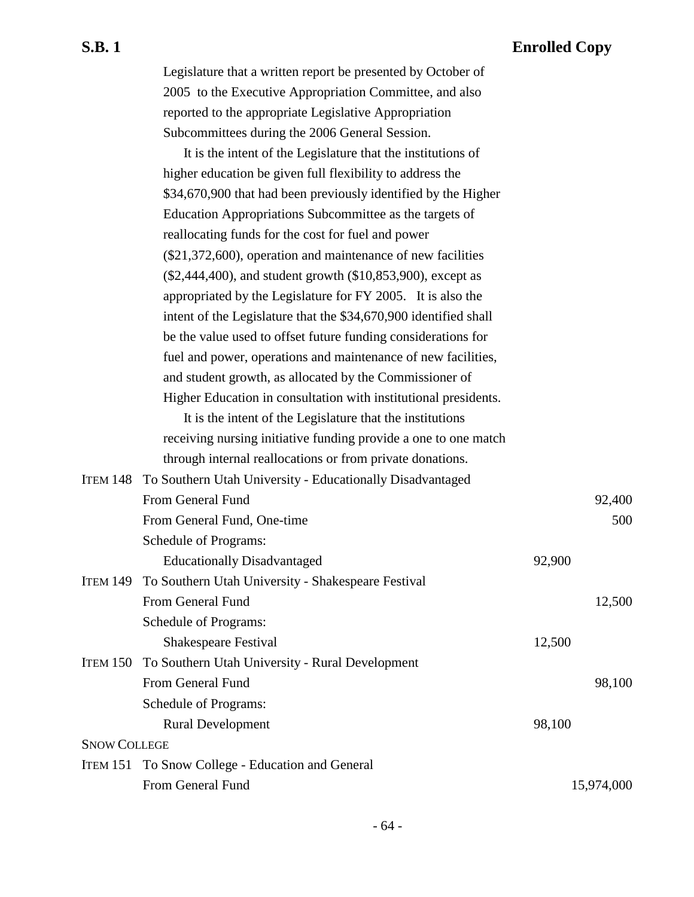Legislature that a written report be presented by October of 2005 to the Executive Appropriation Committee, and also reported to the appropriate Legislative Appropriation Subcommittees during the 2006 General Session.

It is the intent of the Legislature that the institutions of higher education be given full flexibility to address the $34,670,900 that had been previously identified by the Higher Education Appropriations Subcommittee as the targets of reallocating funds for the cost for fuel and power ($21,372,600), operation and maintenance of new facilities ($2,444,400), and student growth ($10,853,900), except as appropriated by the Legislature for FY 2005. It is also the intent of the Legislature that the $34,670,900 identified shall be the value used to offset future funding considerations for fuel and power, operations and maintenance of new facilities, and student growth, as allocated by the Commissioner of Higher Education in consultation with institutional presidents.

It is the intent of the Legislature that the institutions receiving nursing initiative funding provide a one to one match through internal reallocations or from private donations.

| | | | |
|---|---|---|---|
| ITEM 148 | To Southern Utah University - Educationally Disadvantaged | | |
| | From General Fund | | 92,400 |
| | From General Fund, One-time | | 500 |
| | Schedule of Programs: | | |
| | Educationally Disadvantaged | 92,900 | |
| ITEM 149 | To Southern Utah University - Shakespeare Festival | | |
| | From General Fund | | 12,500 |
| | Schedule of Programs: | | |
| | Shakespeare Festival | 12,500 | |
| ITEM 150 | To Southern Utah University - Rural Development | | |
| | From General Fund | | 98,100 |
| | Schedule of Programs: | | |
| | Rural Development | 98,100 | |

SNOW COLLEGE

| | | | |
|---|---|---|---|
| ITEM 151 | To Snow College - Education and General | | |
| | From General Fund | | 15,974,000 |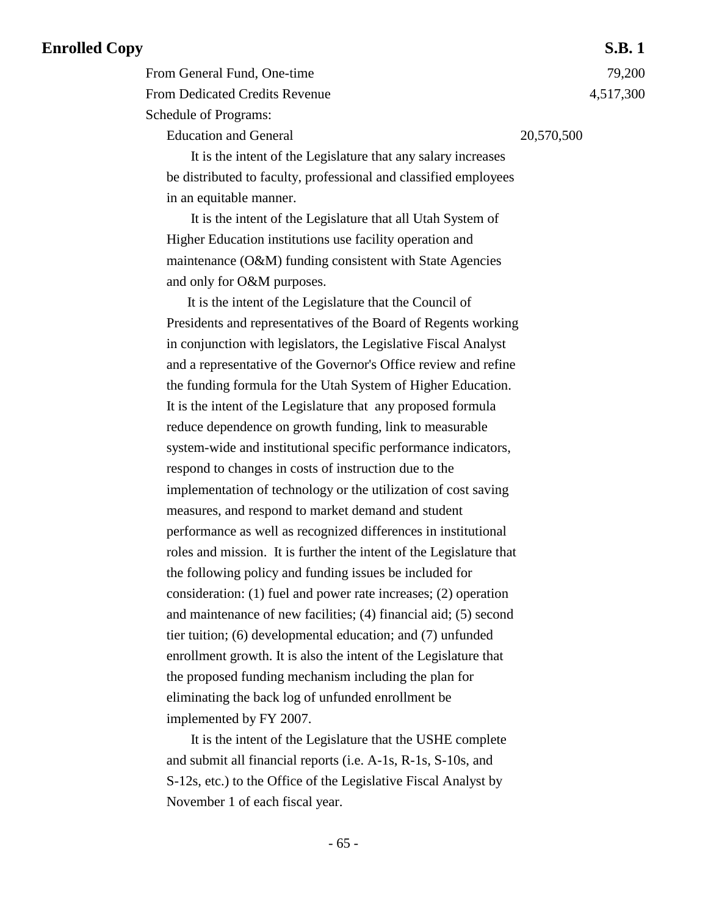| | | |
|---|---|---|
| From General Fund, One-time | | 79,200 |
| From Dedicated Credits Revenue | | 4,517,300 |
| Schedule of Programs: | | |
| Education and General | 20,570,500 | |

It is the intent of the Legislature that any salary increases be distributed to faculty, professional and classified employees in an equitable manner.

It is the intent of the Legislature that all Utah System of Higher Education institutions use facility operation and maintenance (O&M) funding consistent with State Agencies and only for O&M purposes.

It is the intent of the Legislature that the Council of Presidents and representatives of the Board of Regents working in conjunction with legislators, the Legislative Fiscal Analyst and a representative of the Governor's Office review and refine the funding formula for the Utah System of Higher Education. It is the intent of the Legislature that any proposed formula reduce dependence on growth funding, link to measurable system-wide and institutional specific performance indicators, respond to changes in costs of instruction due to the implementation of technology or the utilization of cost saving measures, and respond to market demand and student performance as well as recognized differences in institutional roles and mission. It is further the intent of the Legislature that the following policy and funding issues be included for consideration: (1) fuel and power rate increases; (2) operation and maintenance of new facilities; (4) financial aid; (5) second tier tuition; (6) developmental education; and (7) unfunded enrollment growth. It is also the intent of the Legislature that the proposed funding mechanism including the plan for eliminating the back log of unfunded enrollment be implemented by FY 2007.

It is the intent of the Legislature that the USHE complete and submit all financial reports (i.e. A-1s, R-1s, S-10s, and S-12s, etc.) to the Office of the Legislative Fiscal Analyst by November 1 of each fiscal year.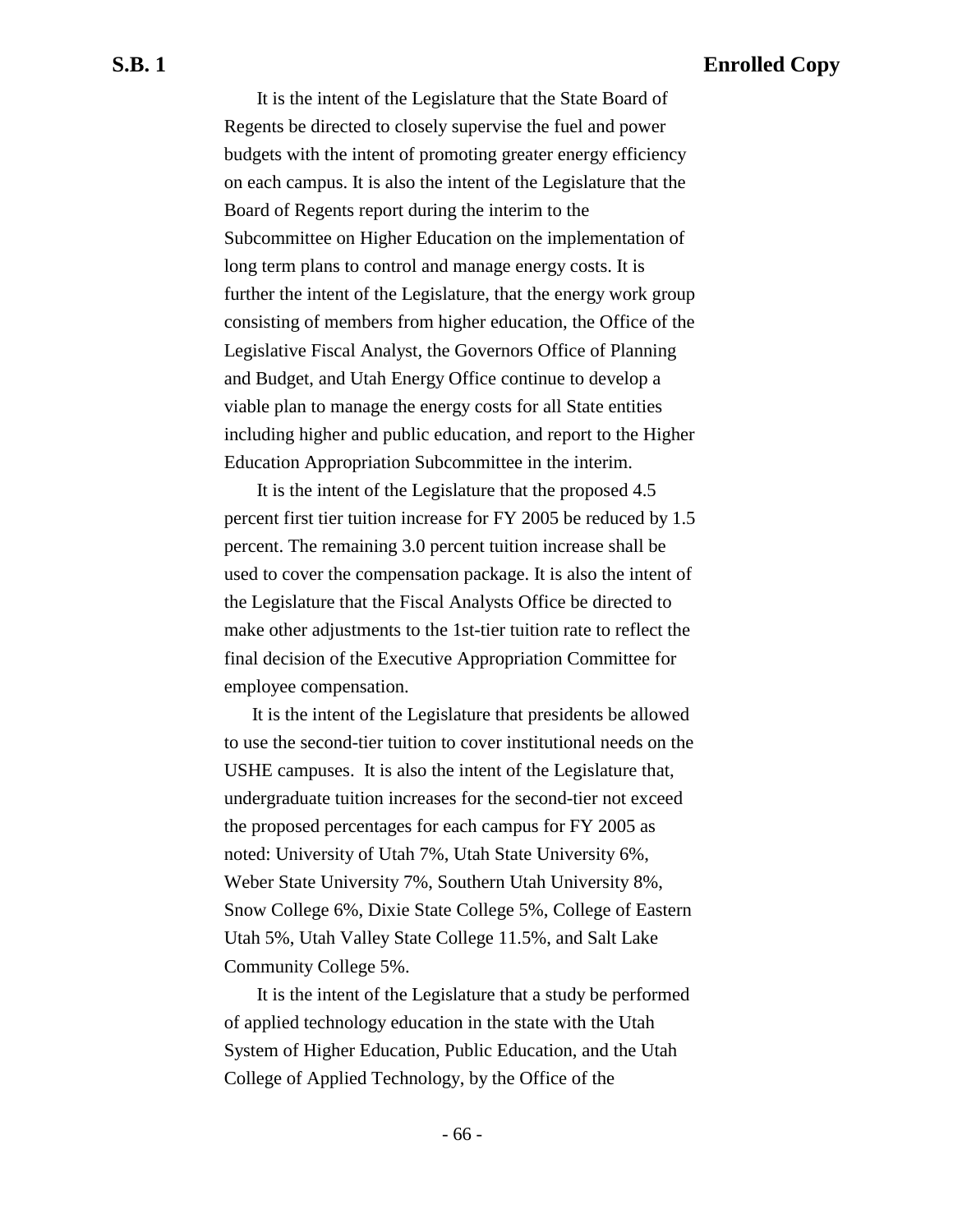It is the intent of the Legislature that the State Board of Regents be directed to closely supervise the fuel and power budgets with the intent of promoting greater energy efficiency on each campus. It is also the intent of the Legislature that the Board of Regents report during the interim to the Subcommittee on Higher Education on the implementation of long term plans to control and manage energy costs. It is further the intent of the Legislature, that the energy work group consisting of members from higher education, the Office of the Legislative Fiscal Analyst, the Governors Office of Planning and Budget, and Utah Energy Office continue to develop a viable plan to manage the energy costs for all State entities including higher and public education, and report to the Higher Education Appropriation Subcommittee in the interim.

It is the intent of the Legislature that the proposed 4.5 percent first tier tuition increase for FY 2005 be reduced by 1.5 percent. The remaining 3.0 percent tuition increase shall be used to cover the compensation package. It is also the intent of the Legislature that the Fiscal Analysts Office be directed to make other adjustments to the 1st-tier tuition rate to reflect the final decision of the Executive Appropriation Committee for employee compensation.

It is the intent of the Legislature that presidents be allowed to use the second-tier tuition to cover institutional needs on the USHE campuses. It is also the intent of the Legislature that, undergraduate tuition increases for the second-tier not exceed the proposed percentages for each campus for FY 2005 as noted: University of Utah 7%, Utah State University 6%, Weber State University 7%, Southern Utah University 8%, Snow College 6%, Dixie State College 5%, College of Eastern Utah 5%, Utah Valley State College 11.5%, and Salt Lake Community College 5%.

It is the intent of the Legislature that a study be performed of applied technology education in the state with the Utah System of Higher Education, Public Education, and the Utah College of Applied Technology, by the Office of the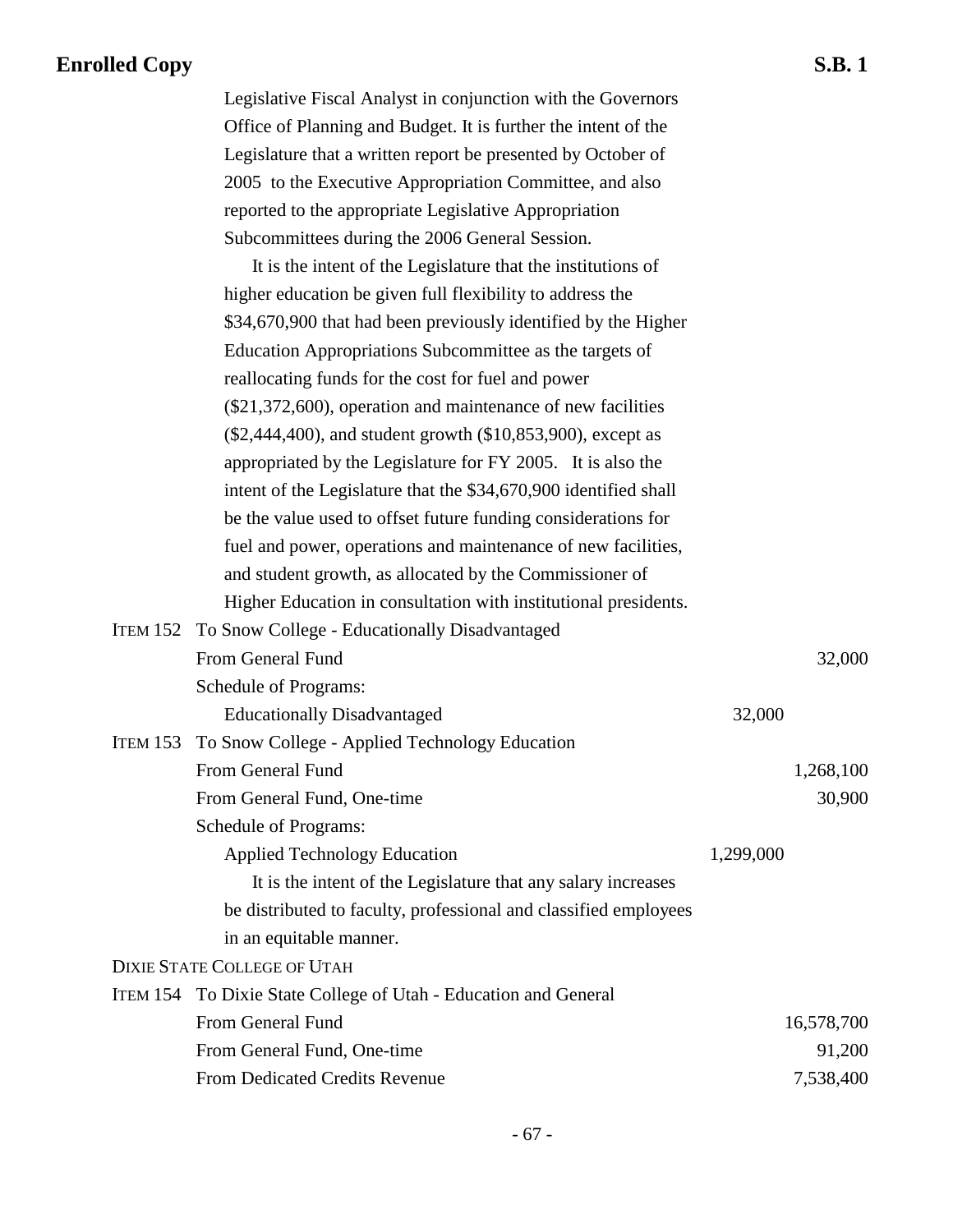Legislative Fiscal Analyst in conjunction with the Governors Office of Planning and Budget. It is further the intent of the Legislature that a written report be presented by October of 2005 to the Executive Appropriation Committee, and also reported to the appropriate Legislative Appropriation Subcommittees during the 2006 General Session.

It is the intent of the Legislature that the institutions of higher education be given full flexibility to address the $34,670,900 that had been previously identified by the Higher Education Appropriations Subcommittee as the targets of reallocating funds for the cost for fuel and power ($21,372,600), operation and maintenance of new facilities ($2,444,400), and student growth ($10,853,900), except as appropriated by the Legislature for FY 2005. It is also the intent of the Legislature that the $34,670,900 identified shall be the value used to offset future funding considerations for fuel and power, operations and maintenance of new facilities, and student growth, as allocated by the Commissioner of Higher Education in consultation with institutional presidents.

ITEM 152 To Snow College - Educationally Disadvantaged

| | | |
|---|---|---|
| From General Fund | | 32,000 |
| Schedule of Programs: | | |
| Educationally Disadvantaged | 32,000 | |

ITEM 153 To Snow College - Applied Technology Education

| | | |
|---|---|---|
| From General Fund | | 1,268,100 |
| From General Fund, One-time | | 30,900 |
| Schedule of Programs: | | |
| Applied Technology Education | 1,299,000 | |

It is the intent of the Legislature that any salary increases be distributed to faculty, professional and classified employees in an equitable manner.

DIXIE STATE COLLEGE OF UTAH

ITEM 154 To Dixie State College of Utah - Education and General

| | | |
|---|---|---|
| From General Fund | | 16,578,700 |
| From General Fund, One-time | | 91,200 |
| From Dedicated Credits Revenue | | 7,538,400 |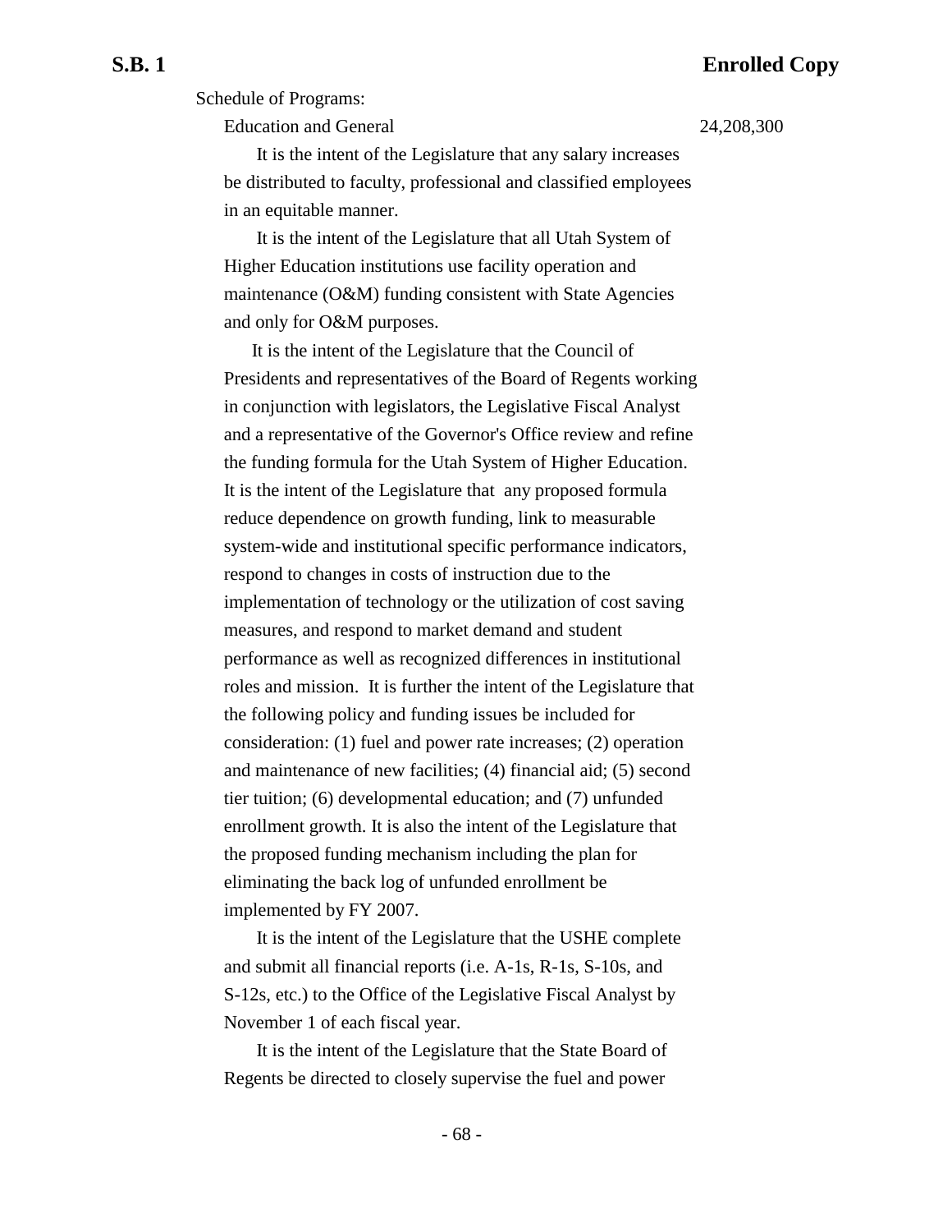Schedule of Programs:

| | |
|---|---|
| Education and General | 24,208,300 |

It is the intent of the Legislature that any salary increases be distributed to faculty, professional and classified employees in an equitable manner.

It is the intent of the Legislature that all Utah System of Higher Education institutions use facility operation and maintenance (O&M) funding consistent with State Agencies and only for O&M purposes.

It is the intent of the Legislature that the Council of Presidents and representatives of the Board of Regents working in conjunction with legislators, the Legislative Fiscal Analyst and a representative of the Governor's Office review and refine the funding formula for the Utah System of Higher Education. It is the intent of the Legislature that any proposed formula reduce dependence on growth funding, link to measurable system-wide and institutional specific performance indicators, respond to changes in costs of instruction due to the implementation of technology or the utilization of cost saving measures, and respond to market demand and student performance as well as recognized differences in institutional roles and mission. It is further the intent of the Legislature that the following policy and funding issues be included for consideration: (1) fuel and power rate increases; (2) operation and maintenance of new facilities; (4) financial aid; (5) second tier tuition; (6) developmental education; and (7) unfunded enrollment growth. It is also the intent of the Legislature that the proposed funding mechanism including the plan for eliminating the back log of unfunded enrollment be implemented by FY 2007.

It is the intent of the Legislature that the USHE complete and submit all financial reports (i.e. A-1s, R-1s, S-10s, and S-12s, etc.) to the Office of the Legislative Fiscal Analyst by November 1 of each fiscal year.

It is the intent of the Legislature that the State Board of Regents be directed to closely supervise the fuel and power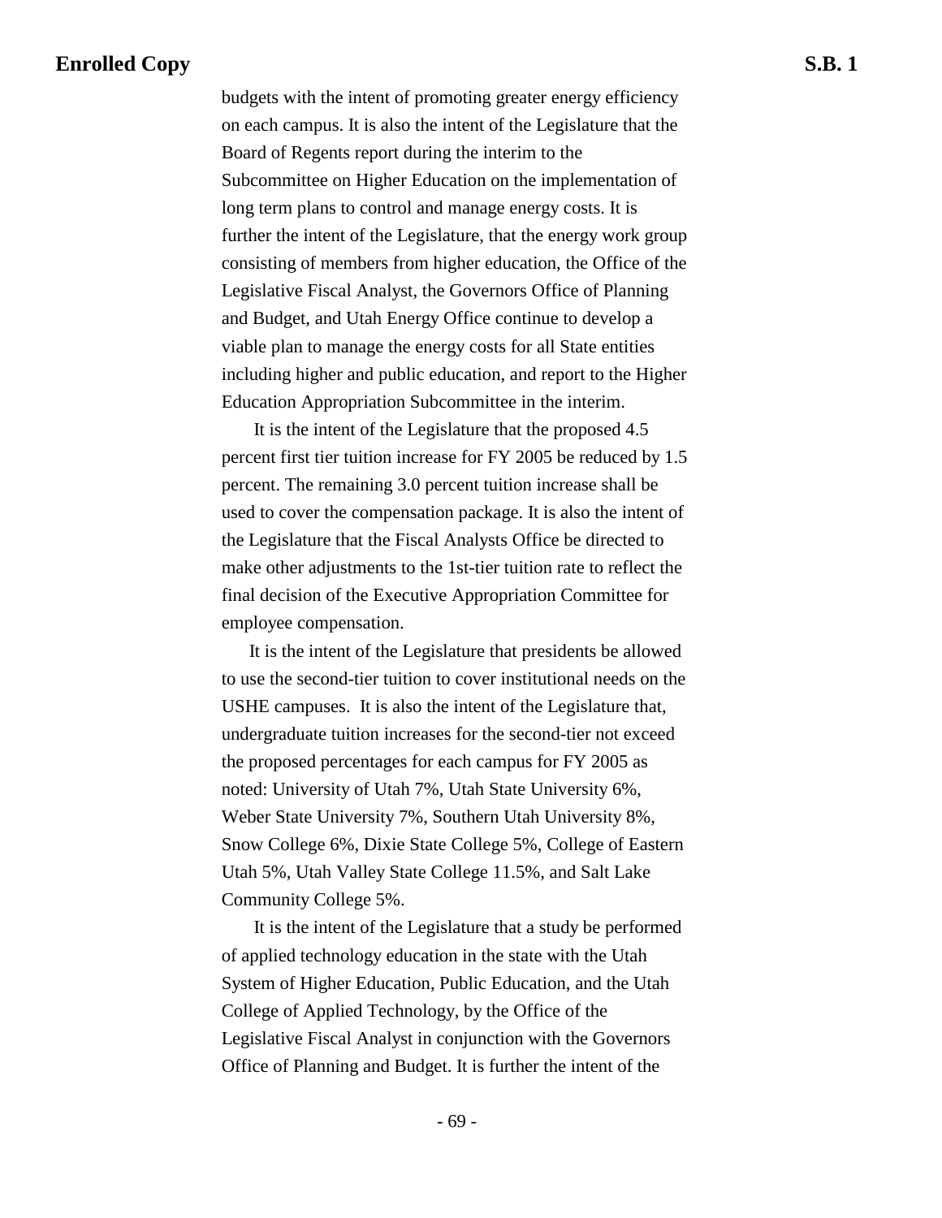budgets with the intent of promoting greater energy efficiency on each campus. It is also the intent of the Legislature that the Board of Regents report during the interim to the Subcommittee on Higher Education on the implementation of long term plans to control and manage energy costs. It is further the intent of the Legislature, that the energy work group consisting of members from higher education, the Office of the Legislative Fiscal Analyst, the Governors Office of Planning and Budget, and Utah Energy Office continue to develop a viable plan to manage the energy costs for all State entities including higher and public education, and report to the Higher Education Appropriation Subcommittee in the interim.

It is the intent of the Legislature that the proposed 4.5 percent first tier tuition increase for FY 2005 be reduced by 1.5 percent. The remaining 3.0 percent tuition increase shall be used to cover the compensation package. It is also the intent of the Legislature that the Fiscal Analysts Office be directed to make other adjustments to the 1st-tier tuition rate to reflect the final decision of the Executive Appropriation Committee for employee compensation.

It is the intent of the Legislature that presidents be allowed to use the second-tier tuition to cover institutional needs on the USHE campuses. It is also the intent of the Legislature that, undergraduate tuition increases for the second-tier not exceed the proposed percentages for each campus for FY 2005 as noted: University of Utah 7%, Utah State University 6%, Weber State University 7%, Southern Utah University 8%, Snow College 6%, Dixie State College 5%, College of Eastern Utah 5%, Utah Valley State College 11.5%, and Salt Lake Community College 5%.

It is the intent of the Legislature that a study be performed of applied technology education in the state with the Utah System of Higher Education, Public Education, and the Utah College of Applied Technology, by the Office of the Legislative Fiscal Analyst in conjunction with the Governors Office of Planning and Budget. It is further the intent of the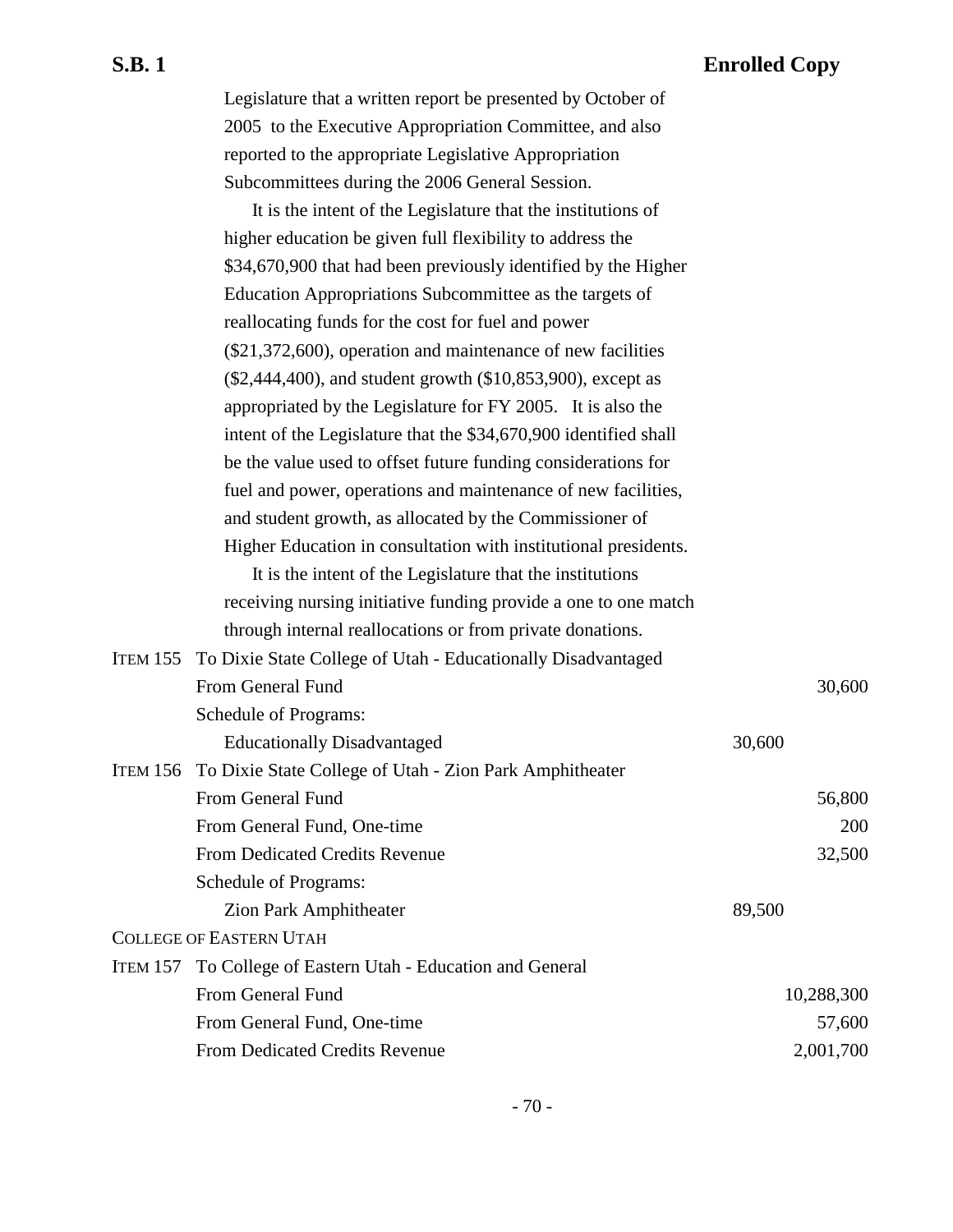Legislature that a written report be presented by October of 2005 to the Executive Appropriation Committee, and also reported to the appropriate Legislative Appropriation Subcommittees during the 2006 General Session.

It is the intent of the Legislature that the institutions of higher education be given full flexibility to address the $34,670,900 that had been previously identified by the Higher Education Appropriations Subcommittee as the targets of reallocating funds for the cost for fuel and power ($21,372,600), operation and maintenance of new facilities ($2,444,400), and student growth ($10,853,900), except as appropriated by the Legislature for FY 2005. It is also the intent of the Legislature that the $34,670,900 identified shall be the value used to offset future funding considerations for fuel and power, operations and maintenance of new facilities, and student growth, as allocated by the Commissioner of Higher Education in consultation with institutional presidents.

It is the intent of the Legislature that the institutions receiving nursing initiative funding provide a one to one match through internal reallocations or from private donations.

| | | | |
|---|---|---|---|
| ITEM 155 | To Dixie State College of Utah - Educationally Disadvantaged | | |
| | From General Fund | | 30,600 |
| | Schedule of Programs: | | |
| | Educationally Disadvantaged | 30,600 | |
| ITEM 156 | To Dixie State College of Utah - Zion Park Amphitheater | | |
| | From General Fund | | 56,800 |
| | From General Fund, One-time | | 200 |
| | From Dedicated Credits Revenue | | 32,500 |
| | Schedule of Programs: | | |
| | Zion Park Amphitheater | 89,500 | |
| COLLEGE OF EASTERN UTAH | | | |
| ITEM 157 | To College of Eastern Utah - Education and General | | |
| | From General Fund | | 10,288,300 |
| | From General Fund, One-time | | 57,600 |
| | From Dedicated Credits Revenue | | 2,001,700 |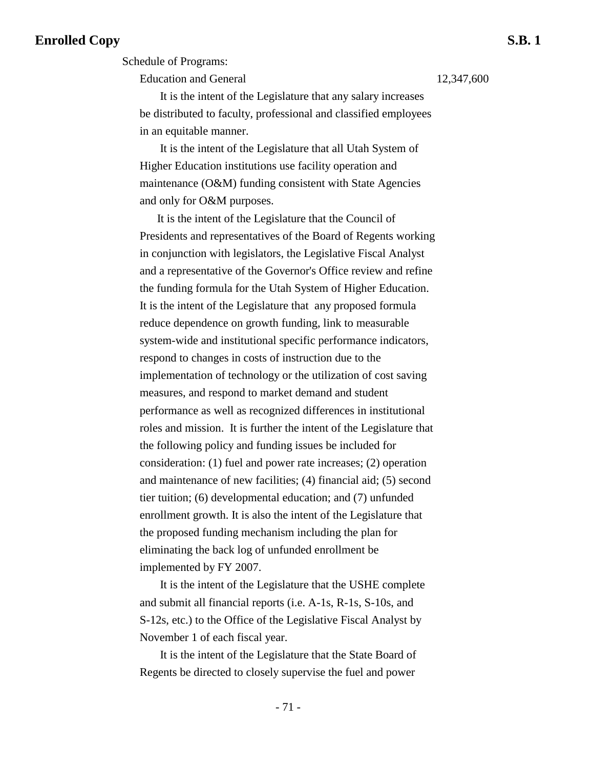Schedule of Programs:

| | |
|---|---|
| Education and General | 12,347,600 |

It is the intent of the Legislature that any salary increases be distributed to faculty, professional and classified employees in an equitable manner.

It is the intent of the Legislature that all Utah System of Higher Education institutions use facility operation and maintenance (O&M) funding consistent with State Agencies and only for O&M purposes.

It is the intent of the Legislature that the Council of Presidents and representatives of the Board of Regents working in conjunction with legislators, the Legislative Fiscal Analyst and a representative of the Governor's Office review and refine the funding formula for the Utah System of Higher Education. It is the intent of the Legislature that any proposed formula reduce dependence on growth funding, link to measurable system-wide and institutional specific performance indicators, respond to changes in costs of instruction due to the implementation of technology or the utilization of cost saving measures, and respond to market demand and student performance as well as recognized differences in institutional roles and mission. It is further the intent of the Legislature that the following policy and funding issues be included for consideration: (1) fuel and power rate increases; (2) operation and maintenance of new facilities; (4) financial aid; (5) second tier tuition; (6) developmental education; and (7) unfunded enrollment growth. It is also the intent of the Legislature that the proposed funding mechanism including the plan for eliminating the back log of unfunded enrollment be implemented by FY 2007.

It is the intent of the Legislature that the USHE complete and submit all financial reports (i.e. A-1s, R-1s, S-10s, and S-12s, etc.) to the Office of the Legislative Fiscal Analyst by November 1 of each fiscal year.

It is the intent of the Legislature that the State Board of Regents be directed to closely supervise the fuel and power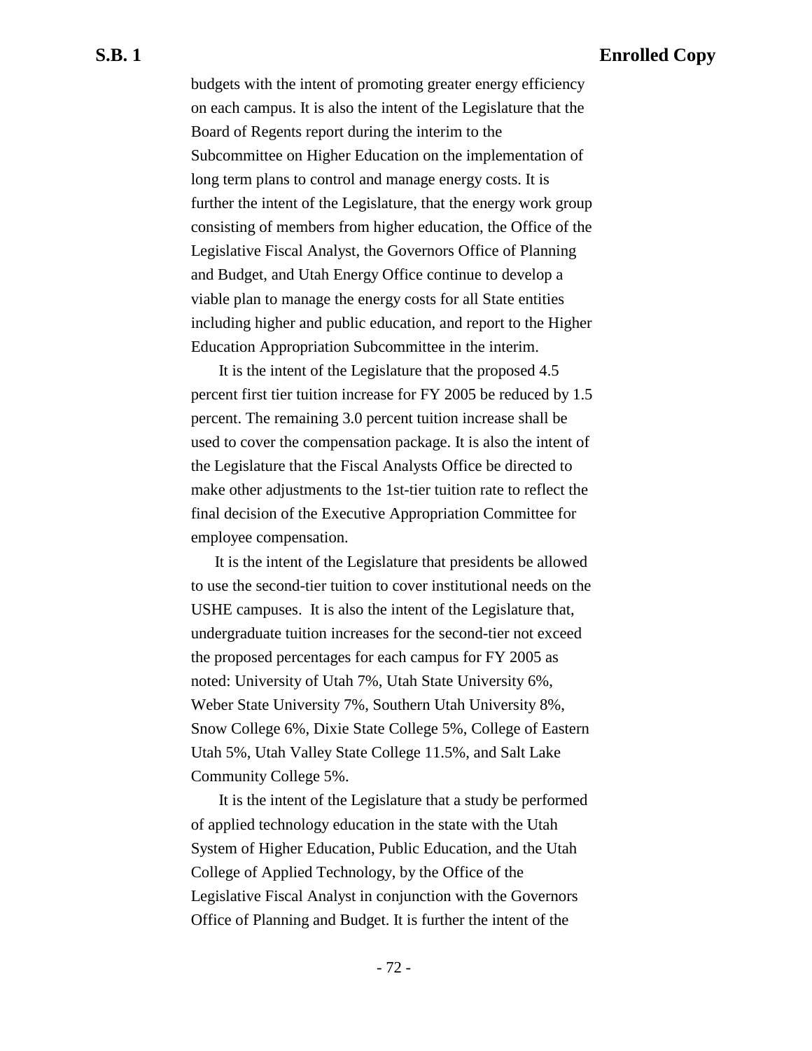budgets with the intent of promoting greater energy efficiency on each campus. It is also the intent of the Legislature that the Board of Regents report during the interim to the Subcommittee on Higher Education on the implementation of long term plans to control and manage energy costs. It is further the intent of the Legislature, that the energy work group consisting of members from higher education, the Office of the Legislative Fiscal Analyst, the Governors Office of Planning and Budget, and Utah Energy Office continue to develop a viable plan to manage the energy costs for all State entities including higher and public education, and report to the Higher Education Appropriation Subcommittee in the interim.

It is the intent of the Legislature that the proposed 4.5 percent first tier tuition increase for FY 2005 be reduced by 1.5 percent. The remaining 3.0 percent tuition increase shall be used to cover the compensation package. It is also the intent of the Legislature that the Fiscal Analysts Office be directed to make other adjustments to the 1st-tier tuition rate to reflect the final decision of the Executive Appropriation Committee for employee compensation.

It is the intent of the Legislature that presidents be allowed to use the second-tier tuition to cover institutional needs on the USHE campuses. It is also the intent of the Legislature that, undergraduate tuition increases for the second-tier not exceed the proposed percentages for each campus for FY 2005 as noted: University of Utah 7%, Utah State University 6%, Weber State University 7%, Southern Utah University 8%, Snow College 6%, Dixie State College 5%, College of Eastern Utah 5%, Utah Valley State College 11.5%, and Salt Lake Community College 5%.

It is the intent of the Legislature that a study be performed of applied technology education in the state with the Utah System of Higher Education, Public Education, and the Utah College of Applied Technology, by the Office of the Legislative Fiscal Analyst in conjunction with the Governors Office of Planning and Budget. It is further the intent of the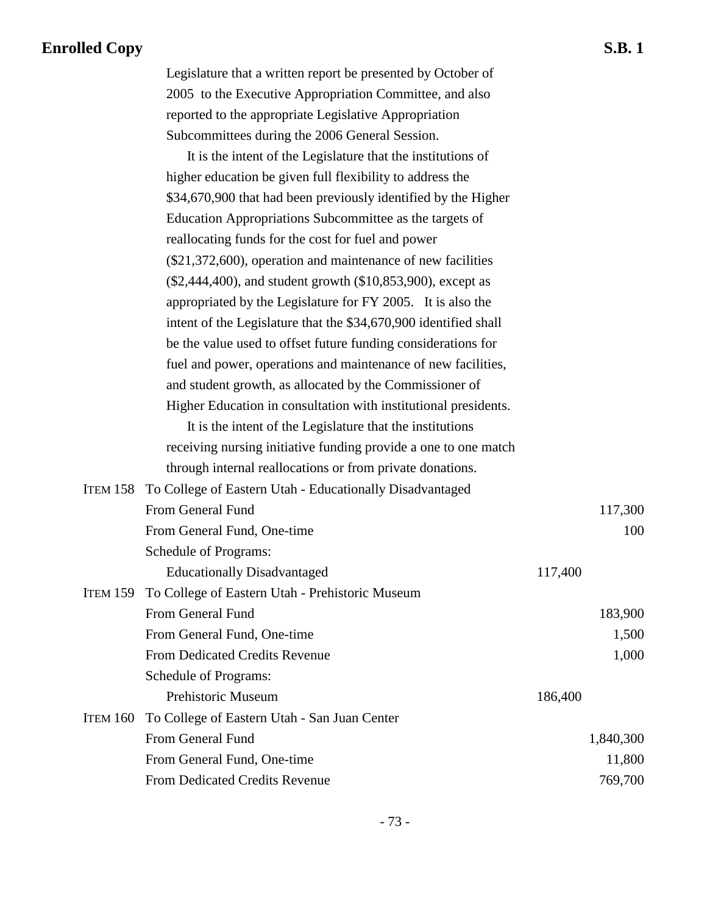Legislature that a written report be presented by October of 2005 to the Executive Appropriation Committee, and also reported to the appropriate Legislative Appropriation Subcommittees during the 2006 General Session.

It is the intent of the Legislature that the institutions of higher education be given full flexibility to address the $34,670,900 that had been previously identified by the Higher Education Appropriations Subcommittee as the targets of reallocating funds for the cost for fuel and power ($21,372,600), operation and maintenance of new facilities ($2,444,400), and student growth ($10,853,900), except as appropriated by the Legislature for FY 2005. It is also the intent of the Legislature that the $34,670,900 identified shall be the value used to offset future funding considerations for fuel and power, operations and maintenance of new facilities, and student growth, as allocated by the Commissioner of Higher Education in consultation with institutional presidents.

It is the intent of the Legislature that the institutions receiving nursing initiative funding provide a one to one match through internal reallocations or from private donations.

| | | | |
|---|---|---|---|
| ITEM 158 | To College of Eastern Utah - Educationally Disadvantaged | | |
| | From General Fund | | 117,300 |
| | From General Fund, One-time | | 100 |
| | Schedule of Programs: | | |
| | Educationally Disadvantaged | 117,400 | |
| ITEM 159 | To College of Eastern Utah - Prehistoric Museum | | |
| | From General Fund | | 183,900 |
| | From General Fund, One-time | | 1,500 |
| | From Dedicated Credits Revenue | | 1,000 |
| | Schedule of Programs: | | |
| | Prehistoric Museum | 186,400 | |
| ITEM 160 | To College of Eastern Utah - San Juan Center | | |
| | From General Fund | | 1,840,300 |
| | From General Fund, One-time | | 11,800 |
| | From Dedicated Credits Revenue | | 769,700 |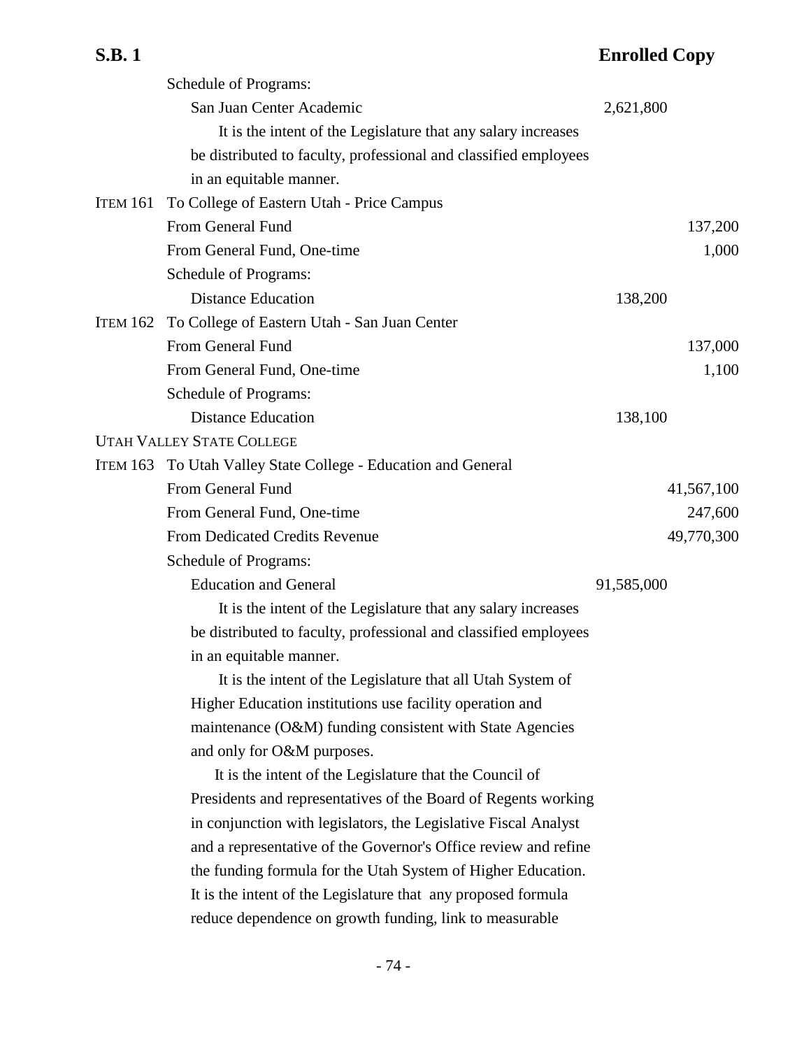Schedule of Programs:

| | | |
|---|---|---|
| San Juan Center Academic | 2,621,800 | |

It is the intent of the Legislature that any salary increases be distributed to faculty, professional and classified employees in an equitable manner.

ITEM 161 To College of Eastern Utah - Price Campus

| | | |
|---|---|---|
| From General Fund | | 137,200 |
| From General Fund, One-time | | 1,000 |
| Schedule of Programs: | | |
| Distance Education | 138,200 | |

ITEM 162 To College of Eastern Utah - San Juan Center

| | | |
|---|---|---|
| From General Fund | | 137,000 |
| From General Fund, One-time | | 1,100 |
| Schedule of Programs: | | |
| Distance Education | 138,100 | |

UTAH VALLEY STATE COLLEGE

ITEM 163 To Utah Valley State College - Education and General

| | | |
|---|---|---|
| From General Fund | | 41,567,100 |
| From General Fund, One-time | | 247,600 |
| From Dedicated Credits Revenue | | 49,770,300 |
| Schedule of Programs: | | |
| Education and General | 91,585,000 | |

It is the intent of the Legislature that any salary increases be distributed to faculty, professional and classified employees in an equitable manner.

It is the intent of the Legislature that all Utah System of Higher Education institutions use facility operation and maintenance (O&M) funding consistent with State Agencies and only for O&M purposes.

It is the intent of the Legislature that the Council of Presidents and representatives of the Board of Regents working in conjunction with legislators, the Legislative Fiscal Analyst and a representative of the Governor's Office review and refine the funding formula for the Utah System of Higher Education. It is the intent of the Legislature that any proposed formula reduce dependence on growth funding, link to measurable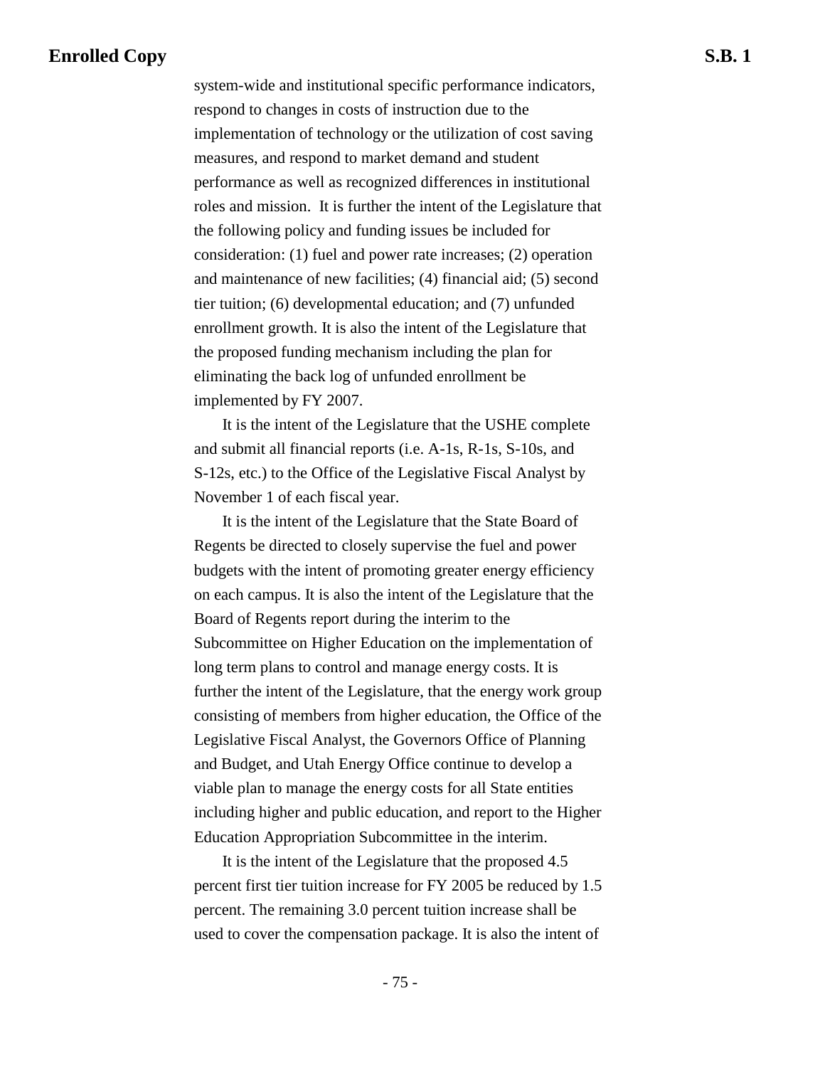system-wide and institutional specific performance indicators, respond to changes in costs of instruction due to the implementation of technology or the utilization of cost saving measures, and respond to market demand and student performance as well as recognized differences in institutional roles and mission.  It is further the intent of the Legislature that the following policy and funding issues be included for consideration: (1) fuel and power rate increases; (2) operation and maintenance of new facilities; (4) financial aid; (5) second tier tuition; (6) developmental education; and (7) unfunded enrollment growth. It is also the intent of the Legislature that the proposed funding mechanism including the plan for eliminating the back log of unfunded enrollment be implemented by FY 2007.

It is the intent of the Legislature that the USHE complete and submit all financial reports (i.e. A-1s, R-1s, S-10s, and S-12s, etc.) to the Office of the Legislative Fiscal Analyst by November 1 of each fiscal year.

It is the intent of the Legislature that the State Board of Regents be directed to closely supervise the fuel and power budgets with the intent of promoting greater energy efficiency on each campus. It is also the intent of the Legislature that the Board of Regents report during the interim to the Subcommittee on Higher Education on the implementation of long term plans to control and manage energy costs. It is further the intent of the Legislature, that the energy work group consisting of members from higher education, the Office of the Legislative Fiscal Analyst, the Governors Office of Planning and Budget, and Utah Energy Office continue to develop a viable plan to manage the energy costs for all State entities including higher and public education, and report to the Higher Education Appropriation Subcommittee in the interim.

It is the intent of the Legislature that the proposed 4.5 percent first tier tuition increase for FY 2005 be reduced by 1.5 percent. The remaining 3.0 percent tuition increase shall be used to cover the compensation package. It is also the intent of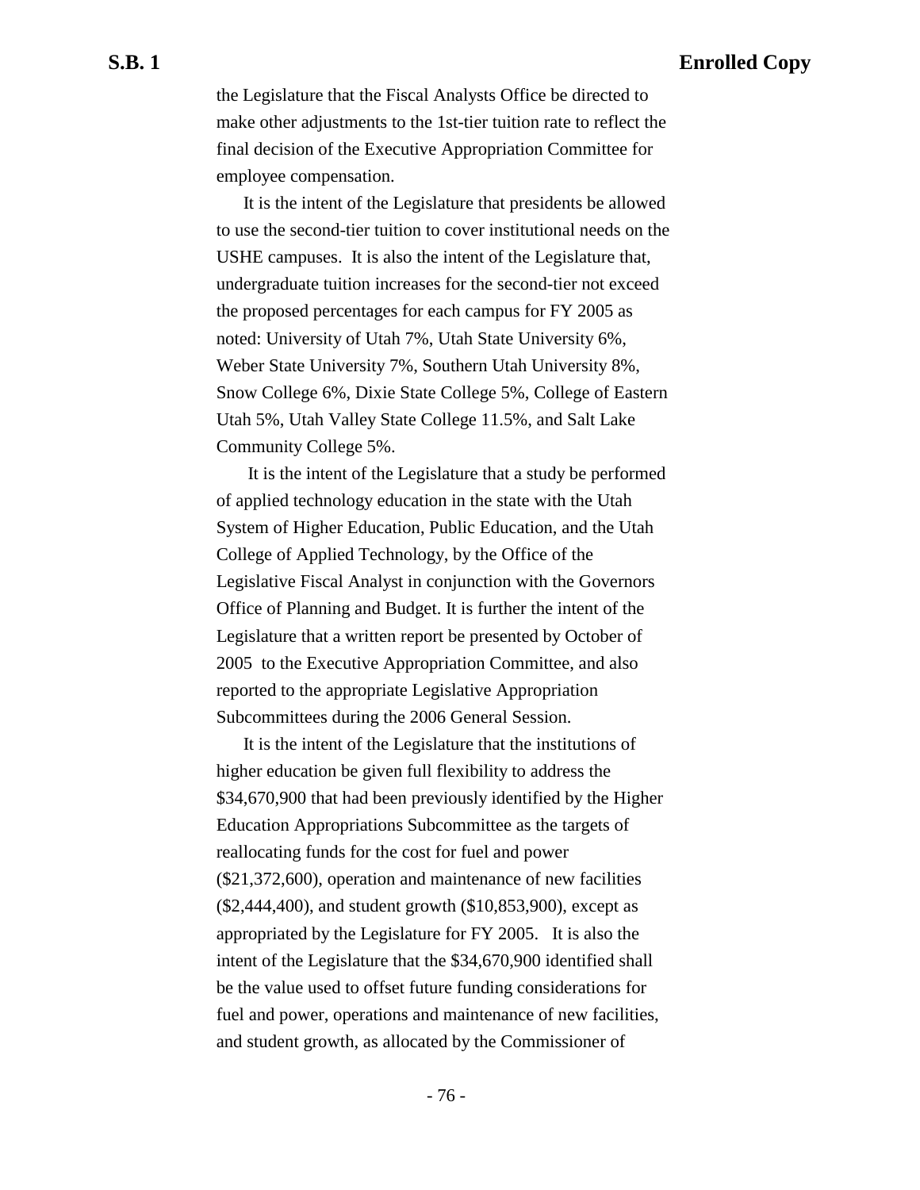the Legislature that the Fiscal Analysts Office be directed to make other adjustments to the 1st-tier tuition rate to reflect the final decision of the Executive Appropriation Committee for employee compensation.

It is the intent of the Legislature that presidents be allowed to use the second-tier tuition to cover institutional needs on the USHE campuses. It is also the intent of the Legislature that, undergraduate tuition increases for the second-tier not exceed the proposed percentages for each campus for FY 2005 as noted: University of Utah 7%, Utah State University 6%, Weber State University 7%, Southern Utah University 8%, Snow College 6%, Dixie State College 5%, College of Eastern Utah 5%, Utah Valley State College 11.5%, and Salt Lake Community College 5%.

It is the intent of the Legislature that a study be performed of applied technology education in the state with the Utah System of Higher Education, Public Education, and the Utah College of Applied Technology, by the Office of the Legislative Fiscal Analyst in conjunction with the Governors Office of Planning and Budget. It is further the intent of the Legislature that a written report be presented by October of 2005 to the Executive Appropriation Committee, and also reported to the appropriate Legislative Appropriation Subcommittees during the 2006 General Session.

It is the intent of the Legislature that the institutions of higher education be given full flexibility to address the $34,670,900 that had been previously identified by the Higher Education Appropriations Subcommittee as the targets of reallocating funds for the cost for fuel and power ($21,372,600), operation and maintenance of new facilities ($2,444,400), and student growth ($10,853,900), except as appropriated by the Legislature for FY 2005. It is also the intent of the Legislature that the $34,670,900 identified shall be the value used to offset future funding considerations for fuel and power, operations and maintenance of new facilities, and student growth, as allocated by the Commissioner of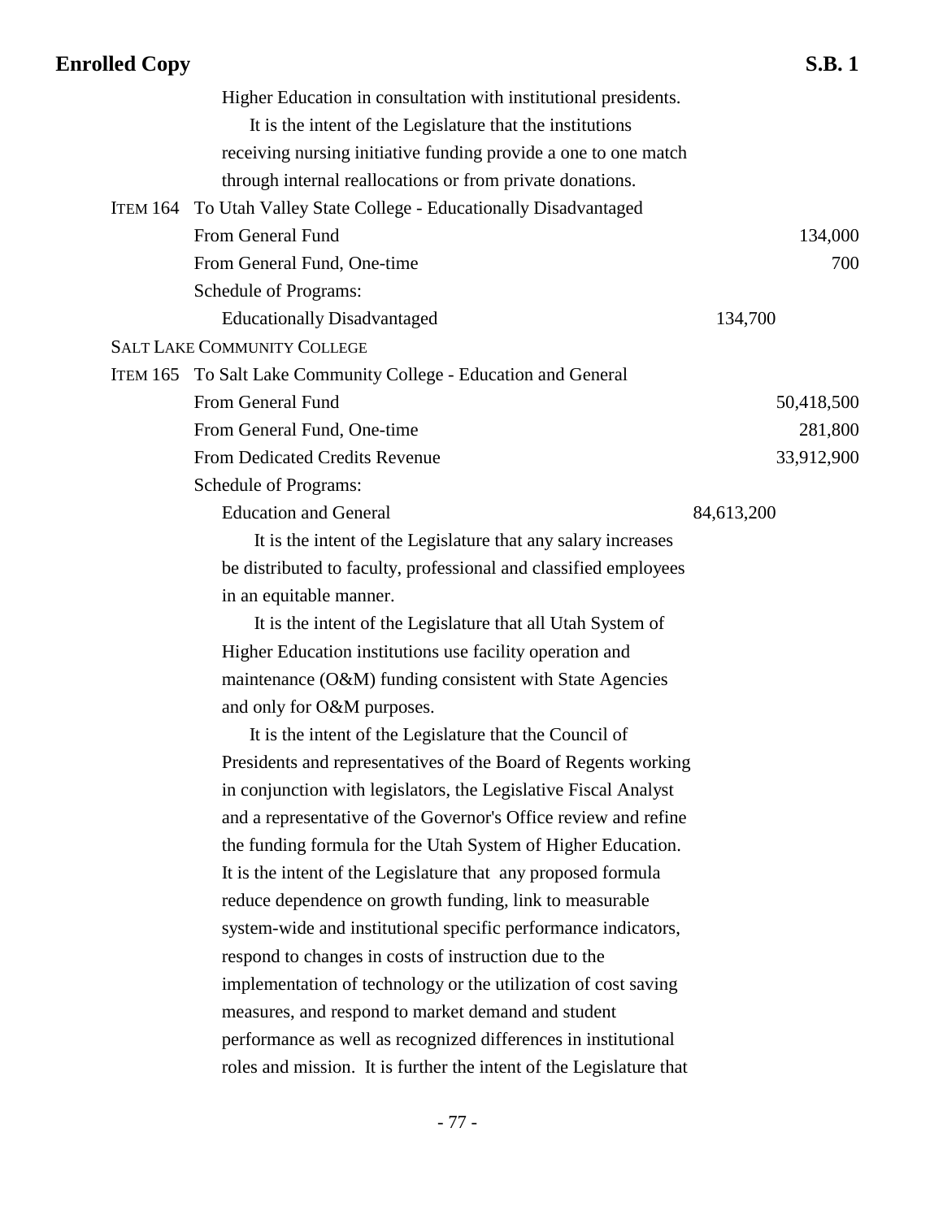Higher Education in consultation with institutional presidents.

It is the intent of the Legislature that the institutions receiving nursing initiative funding provide a one to one match through internal reallocations or from private donations.

ITEM 164 To Utah Valley State College - Educationally Disadvantaged

| | | |
|---|---|---|
| From General Fund | | 134,000 |
| From General Fund, One-time | | 700 |
| Schedule of Programs: | | |
| Educationally Disadvantaged | 134,700 | |

SALT LAKE COMMUNITY COLLEGE

ITEM 165 To Salt Lake Community College - Education and General

| | | |
|---|---|---|
| From General Fund | | 50,418,500 |
| From General Fund, One-time | | 281,800 |
| From Dedicated Credits Revenue | | 33,912,900 |
| Schedule of Programs: | | |
| Education and General | 84,613,200 | |

It is the intent of the Legislature that any salary increases be distributed to faculty, professional and classified employees in an equitable manner.

It is the intent of the Legislature that all Utah System of Higher Education institutions use facility operation and maintenance (O&M) funding consistent with State Agencies and only for O&M purposes.

It is the intent of the Legislature that the Council of Presidents and representatives of the Board of Regents working in conjunction with legislators, the Legislative Fiscal Analyst and a representative of the Governor's Office review and refine the funding formula for the Utah System of Higher Education. It is the intent of the Legislature that any proposed formula reduce dependence on growth funding, link to measurable system-wide and institutional specific performance indicators, respond to changes in costs of instruction due to the implementation of technology or the utilization of cost saving measures, and respond to market demand and student performance as well as recognized differences in institutional roles and mission. It is further the intent of the Legislature that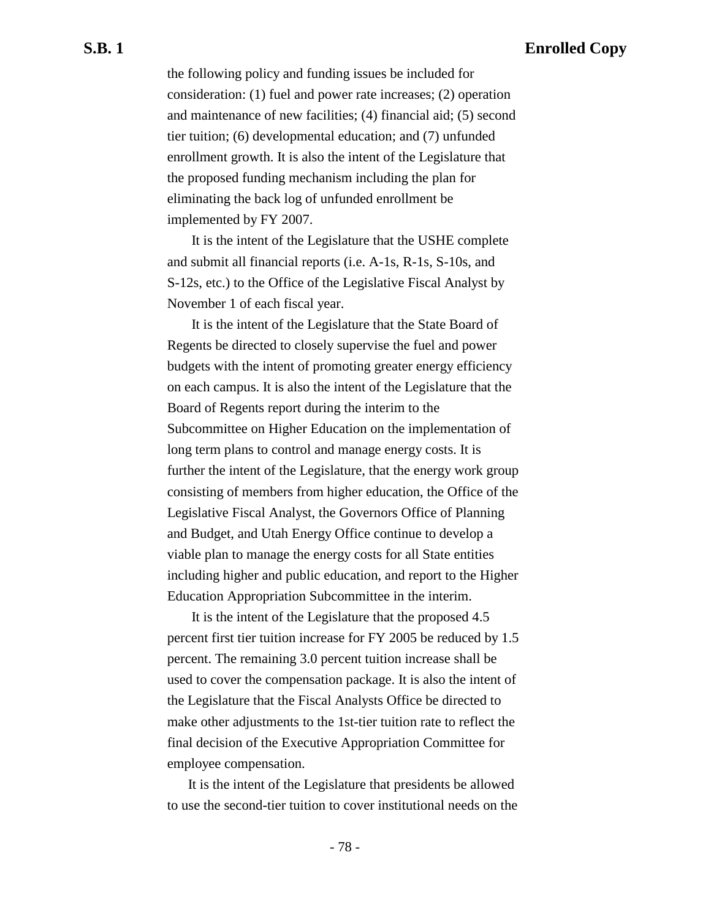the following policy and funding issues be included for consideration: (1) fuel and power rate increases; (2) operation and maintenance of new facilities; (4) financial aid; (5) second tier tuition; (6) developmental education; and (7) unfunded enrollment growth. It is also the intent of the Legislature that the proposed funding mechanism including the plan for eliminating the back log of unfunded enrollment be implemented by FY 2007.

It is the intent of the Legislature that the USHE complete and submit all financial reports (i.e. A-1s, R-1s, S-10s, and S-12s, etc.) to the Office of the Legislative Fiscal Analyst by November 1 of each fiscal year.

It is the intent of the Legislature that the State Board of Regents be directed to closely supervise the fuel and power budgets with the intent of promoting greater energy efficiency on each campus. It is also the intent of the Legislature that the Board of Regents report during the interim to the Subcommittee on Higher Education on the implementation of long term plans to control and manage energy costs. It is further the intent of the Legislature, that the energy work group consisting of members from higher education, the Office of the Legislative Fiscal Analyst, the Governors Office of Planning and Budget, and Utah Energy Office continue to develop a viable plan to manage the energy costs for all State entities including higher and public education, and report to the Higher Education Appropriation Subcommittee in the interim.

It is the intent of the Legislature that the proposed 4.5 percent first tier tuition increase for FY 2005 be reduced by 1.5 percent. The remaining 3.0 percent tuition increase shall be used to cover the compensation package. It is also the intent of the Legislature that the Fiscal Analysts Office be directed to make other adjustments to the 1st-tier tuition rate to reflect the final decision of the Executive Appropriation Committee for employee compensation.

It is the intent of the Legislature that presidents be allowed to use the second-tier tuition to cover institutional needs on the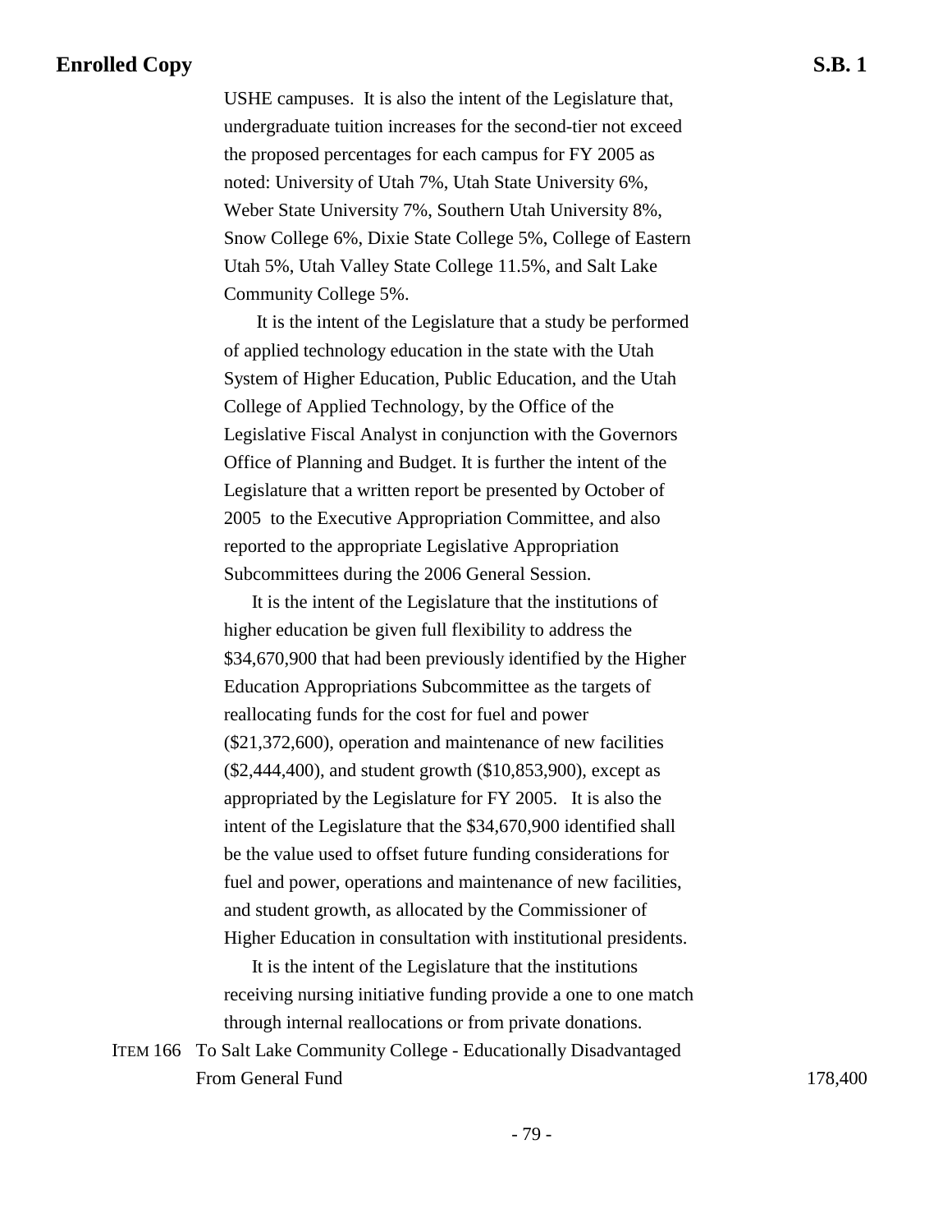USHE campuses. It is also the intent of the Legislature that, undergraduate tuition increases for the second-tier not exceed the proposed percentages for each campus for FY 2005 as noted: University of Utah 7%, Utah State University 6%, Weber State University 7%, Southern Utah University 8%, Snow College 6%, Dixie State College 5%, College of Eastern Utah 5%, Utah Valley State College 11.5%, and Salt Lake Community College 5%.

It is the intent of the Legislature that a study be performed of applied technology education in the state with the Utah System of Higher Education, Public Education, and the Utah College of Applied Technology, by the Office of the Legislative Fiscal Analyst in conjunction with the Governors Office of Planning and Budget. It is further the intent of the Legislature that a written report be presented by October of 2005 to the Executive Appropriation Committee, and also reported to the appropriate Legislative Appropriation Subcommittees during the 2006 General Session.

It is the intent of the Legislature that the institutions of higher education be given full flexibility to address the $34,670,900 that had been previously identified by the Higher Education Appropriations Subcommittee as the targets of reallocating funds for the cost for fuel and power ($21,372,600), operation and maintenance of new facilities ($2,444,400), and student growth ($10,853,900), except as appropriated by the Legislature for FY 2005. It is also the intent of the Legislature that the $34,670,900 identified shall be the value used to offset future funding considerations for fuel and power, operations and maintenance of new facilities, and student growth, as allocated by the Commissioner of Higher Education in consultation with institutional presidents.

It is the intent of the Legislature that the institutions receiving nursing initiative funding provide a one to one match through internal reallocations or from private donations.

ITEM 166 To Salt Lake Community College - Educationally Disadvantaged

From General Fund 178,400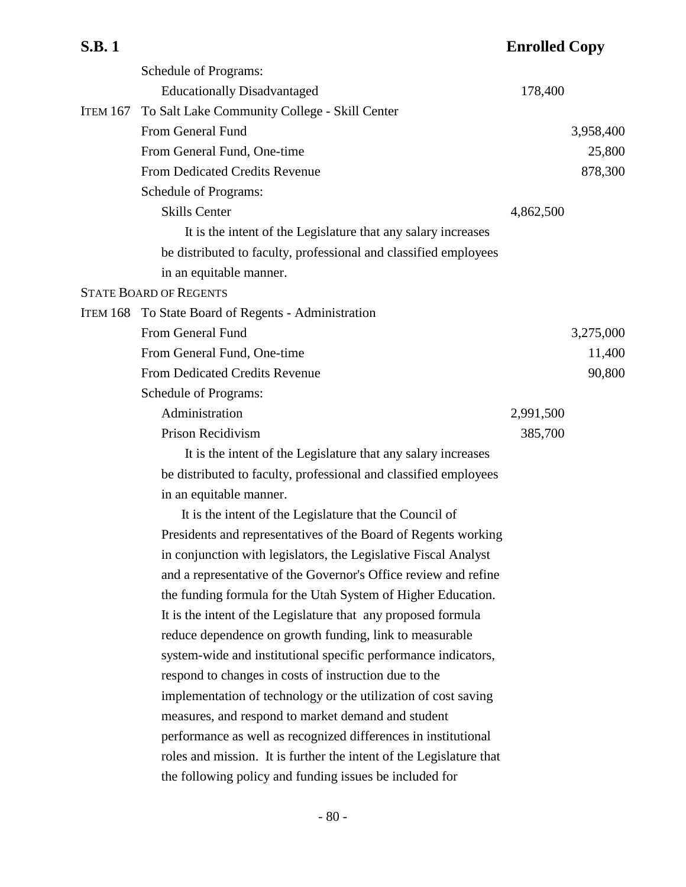Schedule of Programs:

| | | | |
|---|---|---|---|
| | Educationally Disadvantaged | 178,400 | |
| ITEM 167 | To Salt Lake Community College - Skill Center | | |
| | From General Fund | | 3,958,400 |
| | From General Fund, One-time | | 25,800 |
| | From Dedicated Credits Revenue | | 878,300 |
| | Schedule of Programs: | | |
| | Skills Center | 4,862,500 | |

It is the intent of the Legislature that any salary increases be distributed to faculty, professional and classified employees in an equitable manner.

STATE BOARD OF REGENTS

| | | | |
|---|---|---|---|
| ITEM 168 | To State Board of Regents - Administration | | |
| | From General Fund | | 3,275,000 |
| | From General Fund, One-time | | 11,400 |
| | From Dedicated Credits Revenue | | 90,800 |
| | Schedule of Programs: | | |
| | Administration | 2,991,500 | |
| | Prison Recidivism | 385,700 | |

It is the intent of the Legislature that any salary increases be distributed to faculty, professional and classified employees in an equitable manner.

It is the intent of the Legislature that the Council of Presidents and representatives of the Board of Regents working in conjunction with legislators, the Legislative Fiscal Analyst and a representative of the Governor's Office review and refine the funding formula for the Utah System of Higher Education. It is the intent of the Legislature that any proposed formula reduce dependence on growth funding, link to measurable system-wide and institutional specific performance indicators, respond to changes in costs of instruction due to the implementation of technology or the utilization of cost saving measures, and respond to market demand and student performance as well as recognized differences in institutional roles and mission. It is further the intent of the Legislature that the following policy and funding issues be included for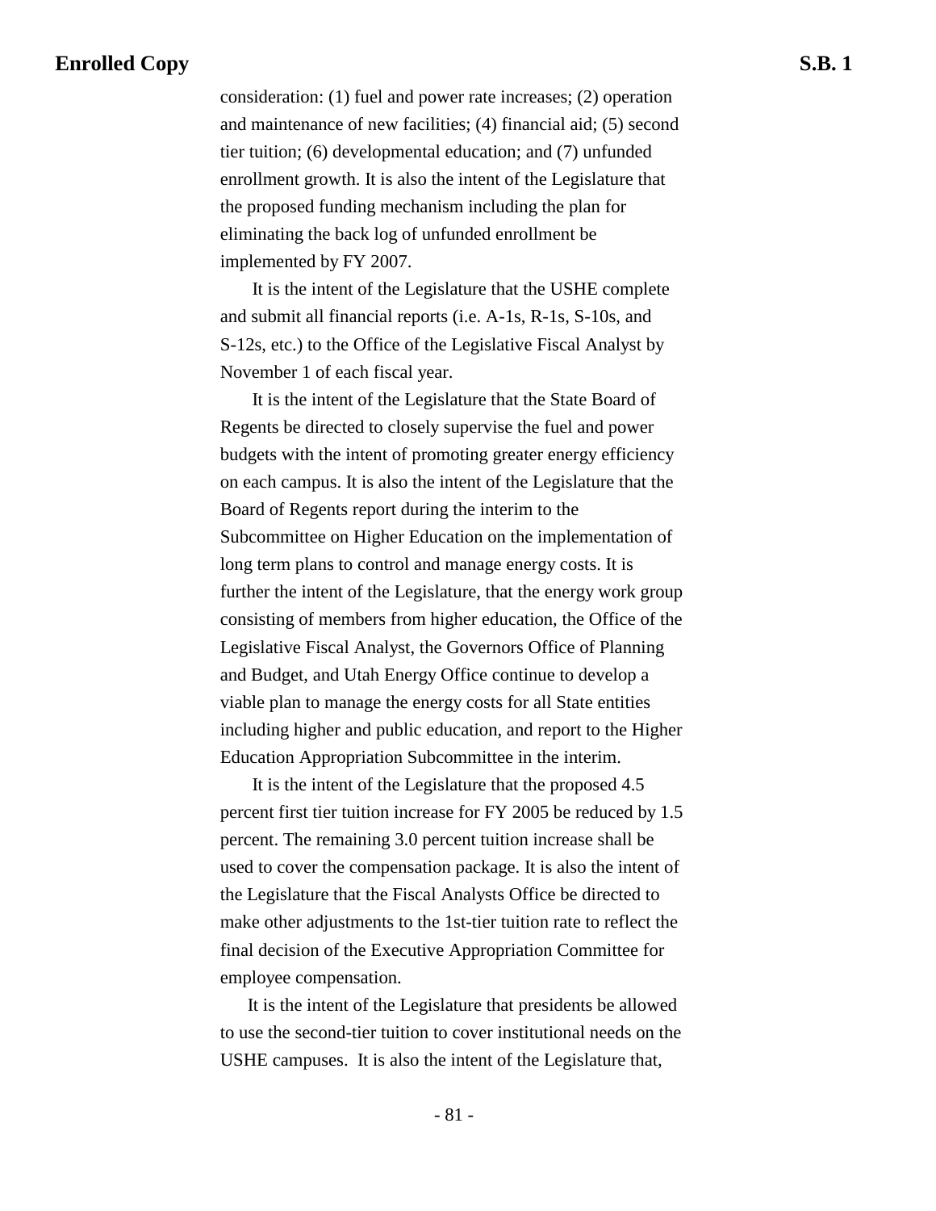consideration: (1) fuel and power rate increases; (2) operation and maintenance of new facilities; (4) financial aid; (5) second tier tuition; (6) developmental education; and (7) unfunded enrollment growth. It is also the intent of the Legislature that the proposed funding mechanism including the plan for eliminating the back log of unfunded enrollment be implemented by FY 2007.

It is the intent of the Legislature that the USHE complete and submit all financial reports (i.e. A-1s, R-1s, S-10s, and S-12s, etc.) to the Office of the Legislative Fiscal Analyst by November 1 of each fiscal year.

It is the intent of the Legislature that the State Board of Regents be directed to closely supervise the fuel and power budgets with the intent of promoting greater energy efficiency on each campus. It is also the intent of the Legislature that the Board of Regents report during the interim to the Subcommittee on Higher Education on the implementation of long term plans to control and manage energy costs. It is further the intent of the Legislature, that the energy work group consisting of members from higher education, the Office of the Legislative Fiscal Analyst, the Governors Office of Planning and Budget, and Utah Energy Office continue to develop a viable plan to manage the energy costs for all State entities including higher and public education, and report to the Higher Education Appropriation Subcommittee in the interim.

It is the intent of the Legislature that the proposed 4.5 percent first tier tuition increase for FY 2005 be reduced by 1.5 percent. The remaining 3.0 percent tuition increase shall be used to cover the compensation package. It is also the intent of the Legislature that the Fiscal Analysts Office be directed to make other adjustments to the 1st-tier tuition rate to reflect the final decision of the Executive Appropriation Committee for employee compensation.

It is the intent of the Legislature that presidents be allowed to use the second-tier tuition to cover institutional needs on the USHE campuses. It is also the intent of the Legislature that,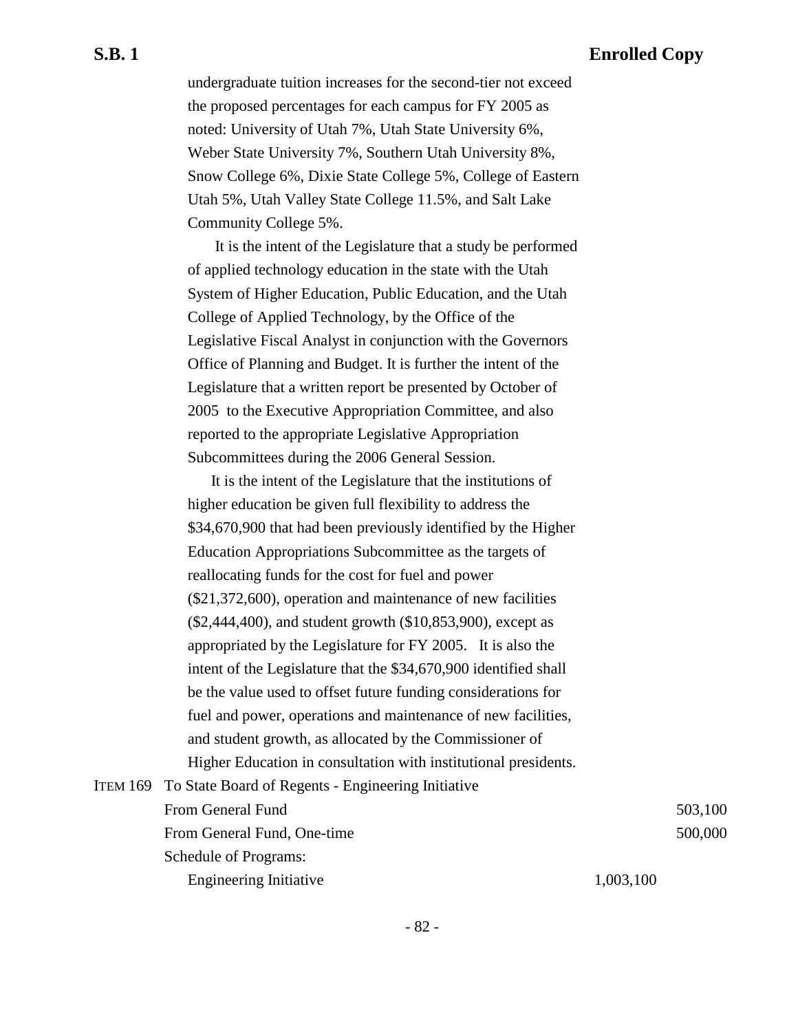undergraduate tuition increases for the second-tier not exceed the proposed percentages for each campus for FY 2005 as noted: University of Utah 7%, Utah State University 6%, Weber State University 7%, Southern Utah University 8%, Snow College 6%, Dixie State College 5%, College of Eastern Utah 5%, Utah Valley State College 11.5%, and Salt Lake Community College 5%.

It is the intent of the Legislature that a study be performed of applied technology education in the state with the Utah System of Higher Education, Public Education, and the Utah College of Applied Technology, by the Office of the Legislative Fiscal Analyst in conjunction with the Governors Office of Planning and Budget. It is further the intent of the Legislature that a written report be presented by October of 2005 to the Executive Appropriation Committee, and also reported to the appropriate Legislative Appropriation Subcommittees during the 2006 General Session.

It is the intent of the Legislature that the institutions of higher education be given full flexibility to address the $34,670,900 that had been previously identified by the Higher Education Appropriations Subcommittee as the targets of reallocating funds for the cost for fuel and power ($21,372,600), operation and maintenance of new facilities ($2,444,400), and student growth ($10,853,900), except as appropriated by the Legislature for FY 2005. It is also the intent of the Legislature that the $34,670,900 identified shall be the value used to offset future funding considerations for fuel and power, operations and maintenance of new facilities, and student growth, as allocated by the Commissioner of Higher Education in consultation with institutional presidents.

| | | | |
|---|---|---|---|
| ITEM 169 | To State Board of Regents - Engineering Initiative | | |
| | From General Fund | | 503,100 |
| | From General Fund, One-time | | 500,000 |
| | Schedule of Programs: | | |
| | Engineering Initiative | 1,003,100 | |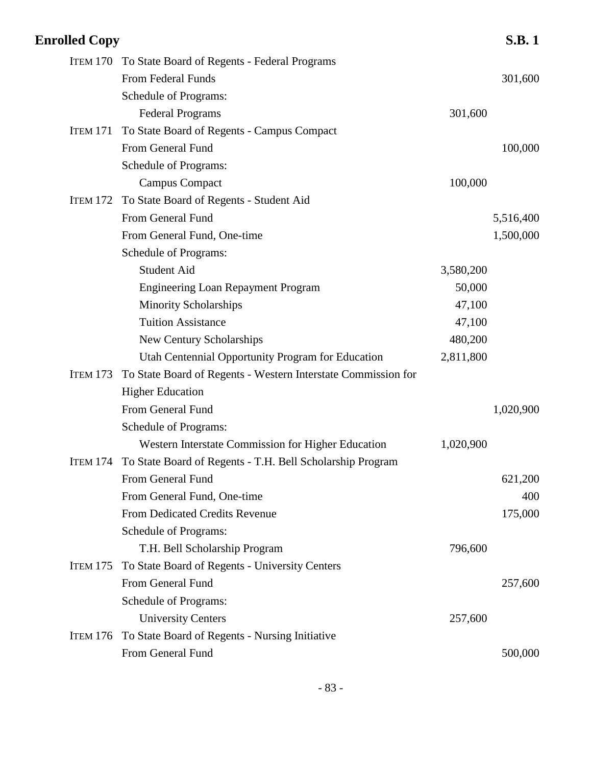| | | | |
|---|---|---|---|
| ITEM 170 | To State Board of Regents - Federal Programs | | |
| | From Federal Funds | | 301,600 |
| | Schedule of Programs: | | |
| | Federal Programs | 301,600 | |
| ITEM 171 | To State Board of Regents - Campus Compact | | |
| | From General Fund | | 100,000 |
| | Schedule of Programs: | | |
| | Campus Compact | 100,000 | |
| ITEM 172 | To State Board of Regents - Student Aid | | |
| | From General Fund | | 5,516,400 |
| | From General Fund, One-time | | 1,500,000 |
| | Schedule of Programs: | | |
| | Student Aid | 3,580,200 | |
| | Engineering Loan Repayment Program | 50,000 | |
| | Minority Scholarships | 47,100 | |
| | Tuition Assistance | 47,100 | |
| | New Century Scholarships | 480,200 | |
| | Utah Centennial Opportunity Program for Education | 2,811,800 | |
| ITEM 173 | To State Board of Regents - Western Interstate Commission for Higher Education | | |
| | From General Fund | | 1,020,900 |
| | Schedule of Programs: | | |
| | Western Interstate Commission for Higher Education | 1,020,900 | |
| ITEM 174 | To State Board of Regents - T.H. Bell Scholarship Program | | |
| | From General Fund | | 621,200 |
| | From General Fund, One-time | | 400 |
| | From Dedicated Credits Revenue | | 175,000 |
| | Schedule of Programs: | | |
| | T.H. Bell Scholarship Program | 796,600 | |
| ITEM 175 | To State Board of Regents - University Centers | | |
| | From General Fund | | 257,600 |
| | Schedule of Programs: | | |
| | University Centers | 257,600 | |
| ITEM 176 | To State Board of Regents - Nursing Initiative | | |
| | From General Fund | | 500,000 |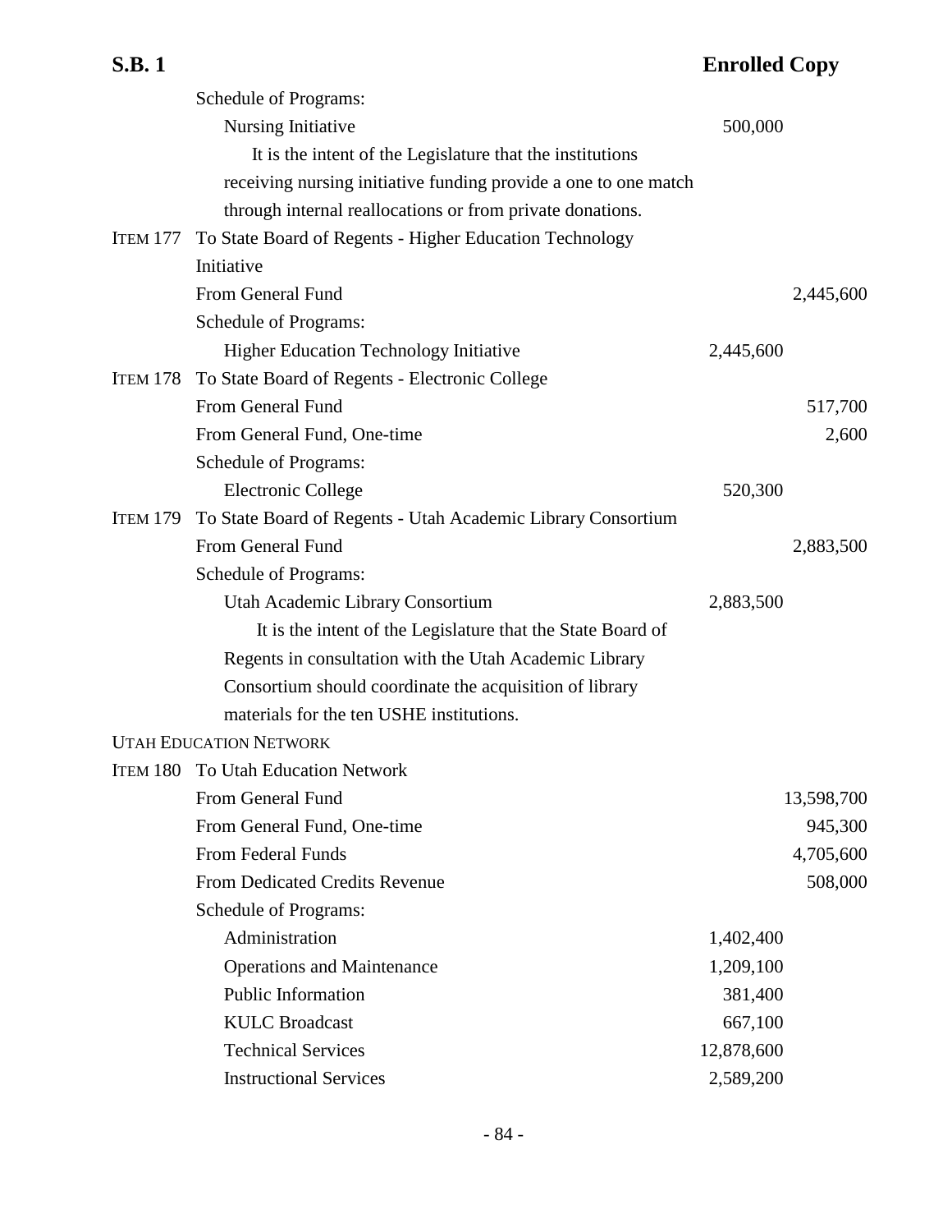Schedule of Programs:

| | | |
|---|---|---|
| Nursing Initiative | 500,000 | |

It is the intent of the Legislature that the institutions receiving nursing initiative funding provide a one to one match through internal reallocations or from private donations.

ITEM 177 To State Board of Regents - Higher Education Technology Initiative

| | | |
|---|---|---|
| From General Fund | | 2,445,600 |
| Schedule of Programs: | | |
| Higher Education Technology Initiative | 2,445,600 | |

ITEM 178 To State Board of Regents - Electronic College

| | | |
|---|---|---|
| From General Fund | | 517,700 |
| From General Fund, One-time | | 2,600 |
| Schedule of Programs: | | |
| Electronic College | 520,300 | |

ITEM 179 To State Board of Regents - Utah Academic Library Consortium

| | | |
|---|---|---|
| From General Fund | | 2,883,500 |
| Schedule of Programs: | | |
| Utah Academic Library Consortium | 2,883,500 | |

It is the intent of the Legislature that the State Board of Regents in consultation with the Utah Academic Library Consortium should coordinate the acquisition of library materials for the ten USHE institutions.

UTAH EDUCATION NETWORK

ITEM 180 To Utah Education Network

| | | |
|---|---|---|
| From General Fund | | 13,598,700 |
| From General Fund, One-time | | 945,300 |
| From Federal Funds | | 4,705,600 |
| From Dedicated Credits Revenue | | 508,000 |
| Schedule of Programs: | | |
| Administration | 1,402,400 | |
| Operations and Maintenance | 1,209,100 | |
| Public Information | 381,400 | |
| KULC Broadcast | 667,100 | |
| Technical Services | 12,878,600 | |
| Instructional Services | 2,589,200 | |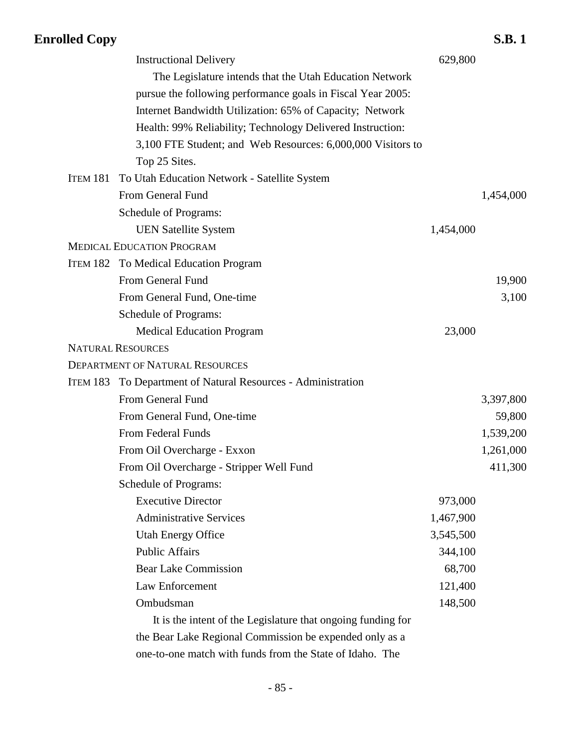| | | | |
|---|---|---|---|
| | Instructional Delivery | 629,800 | |
| | The Legislature intends that the Utah Education Network pursue the following performance goals in Fiscal Year 2005: Internet Bandwidth Utilization: 65% of Capacity; Network Health: 99% Reliability; Technology Delivered Instruction: 3,100 FTE Student; and Web Resources: 6,000,000 Visitors to Top 25 Sites. | | |
| ITEM 181 | To Utah Education Network - Satellite System | | |
| | From General Fund | | 1,454,000 |
| | Schedule of Programs: | | |
| | UEN Satellite System | 1,454,000 | |
| MEDICAL EDUCATION PROGRAM | | | |
| ITEM 182 | To Medical Education Program | | |
| | From General Fund | | 19,900 |
| | From General Fund, One-time | | 3,100 |
| | Schedule of Programs: | | |
| | Medical Education Program | 23,000 | |
| NATURAL RESOURCES | | | |
| DEPARTMENT OF NATURAL RESOURCES | | | |
| ITEM 183 | To Department of Natural Resources - Administration | | |
| | From General Fund | | 3,397,800 |
| | From General Fund, One-time | | 59,800 |
| | From Federal Funds | | 1,539,200 |
| | From Oil Overcharge - Exxon | | 1,261,000 |
| | From Oil Overcharge - Stripper Well Fund | | 411,300 |
| | Schedule of Programs: | | |
| | Executive Director | 973,000 | |
| | Administrative Services | 1,467,900 | |
| | Utah Energy Office | 3,545,500 | |
| | Public Affairs | 344,100 | |
| | Bear Lake Commission | 68,700 | |
| | Law Enforcement | 121,400 | |
| | Ombudsman | 148,500 | |
| | It is the intent of the Legislature that ongoing funding for the Bear Lake Regional Commission be expended only as a one-to-one match with funds from the State of Idaho. The | | |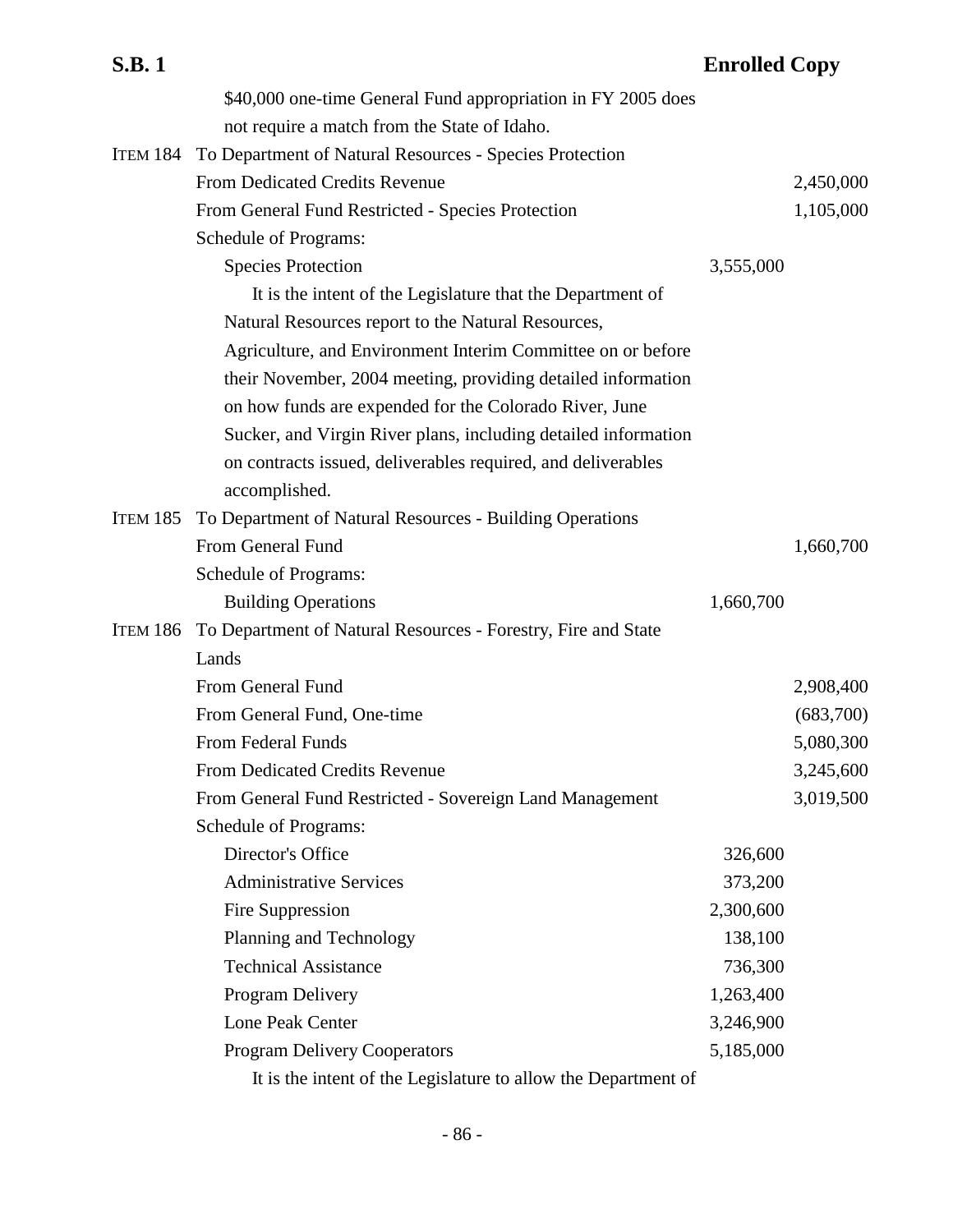$40,000 one-time General Fund appropriation in FY 2005 does not require a match from the State of Idaho.

ITEM 184 To Department of Natural Resources - Species Protection

| | | |
|---|---|---|
| From Dedicated Credits Revenue | | 2,450,000 |
| From General Fund Restricted - Species Protection | | 1,105,000 |
| Schedule of Programs: | | |
| Species Protection | 3,555,000 | |

It is the intent of the Legislature that the Department of Natural Resources report to the Natural Resources, Agriculture, and Environment Interim Committee on or before their November, 2004 meeting, providing detailed information on how funds are expended for the Colorado River, June Sucker, and Virgin River plans, including detailed information on contracts issued, deliverables required, and deliverables accomplished.

ITEM 185 To Department of Natural Resources - Building Operations

| | | |
|---|---|---|
| From General Fund | | 1,660,700 |
| Schedule of Programs: | | |
| Building Operations | 1,660,700 | |

ITEM 186 To Department of Natural Resources - Forestry, Fire and State Lands

| | | |
|---|---|---|
| From General Fund | | 2,908,400 |
| From General Fund, One-time | | (683,700) |
| From Federal Funds | | 5,080,300 |
| From Dedicated Credits Revenue | | 3,245,600 |
| From General Fund Restricted - Sovereign Land Management | | 3,019,500 |
| Schedule of Programs: | | |
| Director's Office | 326,600 | |
| Administrative Services | 373,200 | |
| Fire Suppression | 2,300,600 | |
| Planning and Technology | 138,100 | |
| Technical Assistance | 736,300 | |
| Program Delivery | 1,263,400 | |
| Lone Peak Center | 3,246,900 | |
| Program Delivery Cooperators | 5,185,000 | |

It is the intent of the Legislature to allow the Department of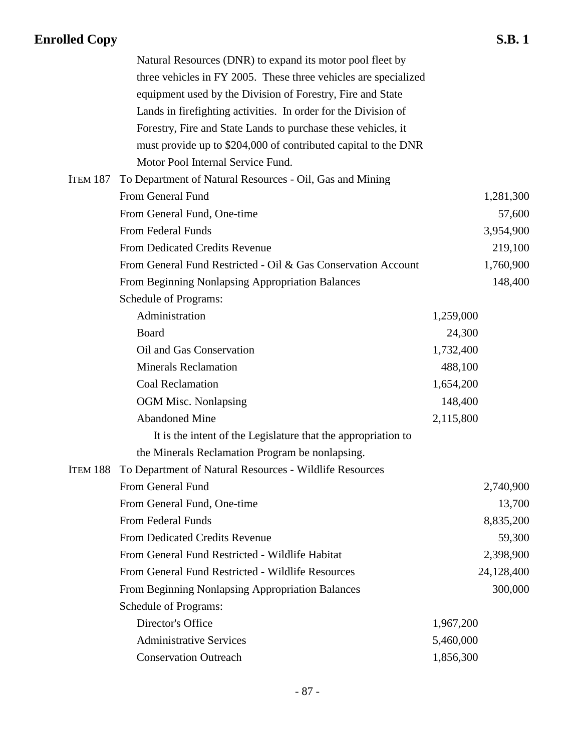Natural Resources (DNR) to expand its motor pool fleet by three vehicles in FY 2005. These three vehicles are specialized equipment used by the Division of Forestry, Fire and State Lands in firefighting activities. In order for the Division of Forestry, Fire and State Lands to purchase these vehicles, it must provide up to $204,000 of contributed capital to the DNR Motor Pool Internal Service Fund.

ITEM 187 To Department of Natural Resources - Oil, Gas and Mining

| | | |
|---|---|---|
| From General Fund | | 1,281,300 |
| From General Fund, One-time | | 57,600 |
| From Federal Funds | | 3,954,900 |
| From Dedicated Credits Revenue | | 219,100 |
| From General Fund Restricted - Oil & Gas Conservation Account | | 1,760,900 |
| From Beginning Nonlapsing Appropriation Balances | | 148,400 |
| Schedule of Programs: | | |
| Administration | 1,259,000 | |
| Board | 24,300 | |
| Oil and Gas Conservation | 1,732,400 | |
| Minerals Reclamation | 488,100 | |
| Coal Reclamation | 1,654,200 | |
| OGM Misc. Nonlapsing | 148,400 | |
| Abandoned Mine | 2,115,800 | |

It is the intent of the Legislature that the appropriation to the Minerals Reclamation Program be nonlapsing.

ITEM 188 To Department of Natural Resources - Wildlife Resources

| | | |
|---|---|---|
| From General Fund | | 2,740,900 |
| From General Fund, One-time | | 13,700 |
| From Federal Funds | | 8,835,200 |
| From Dedicated Credits Revenue | | 59,300 |
| From General Fund Restricted - Wildlife Habitat | | 2,398,900 |
| From General Fund Restricted - Wildlife Resources | | 24,128,400 |
| From Beginning Nonlapsing Appropriation Balances | | 300,000 |
| Schedule of Programs: | | |
| Director's Office | 1,967,200 | |
| Administrative Services | 5,460,000 | |
| Conservation Outreach | 1,856,300 | |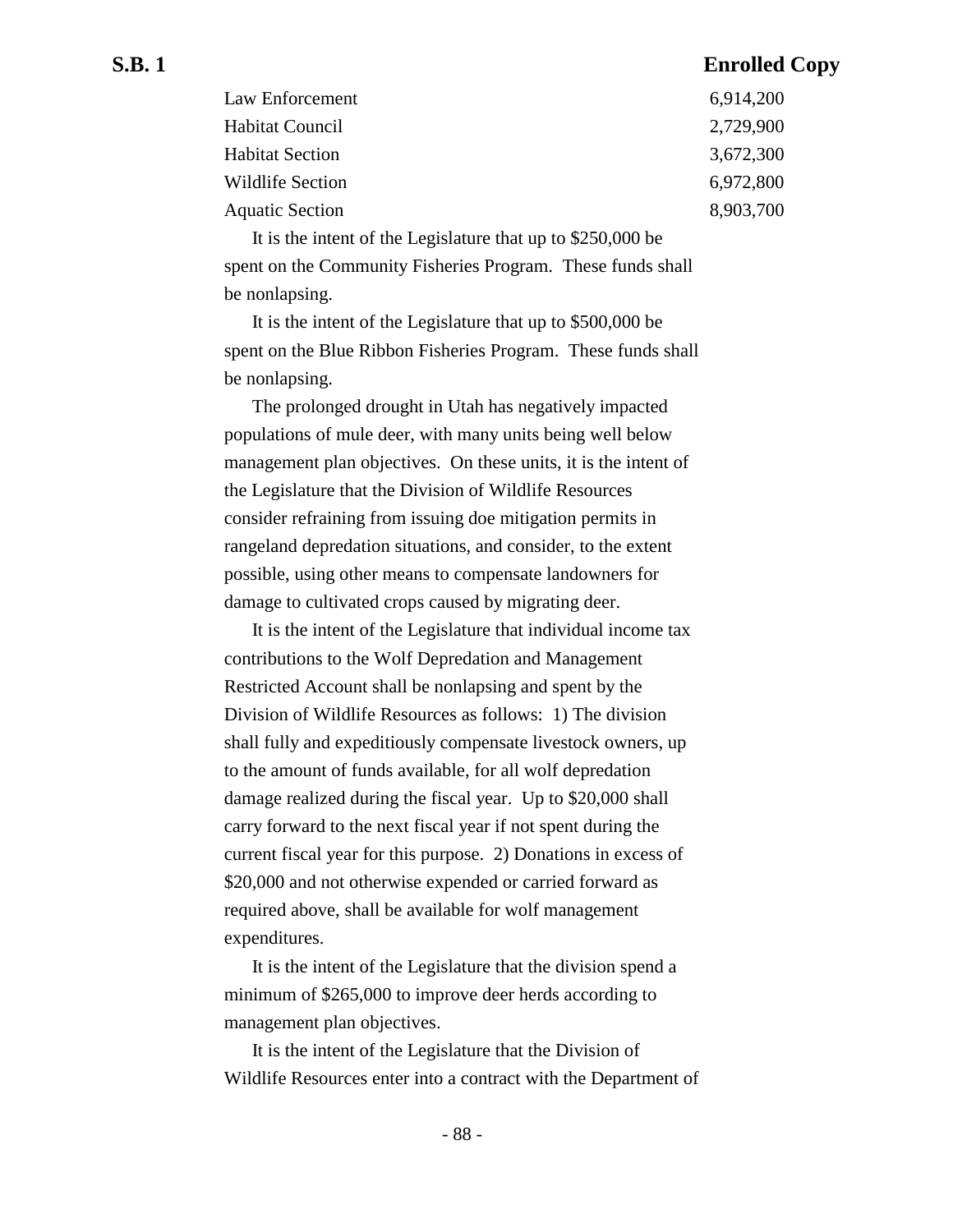| | |
|---|---|
| Law Enforcement | 6,914,200 |
| Habitat Council | 2,729,900 |
| Habitat Section | 3,672,300 |
| Wildlife Section | 6,972,800 |
| Aquatic Section | 8,903,700 |

It is the intent of the Legislature that up to $250,000 be spent on the Community Fisheries Program. These funds shall be nonlapsing.

It is the intent of the Legislature that up to $500,000 be spent on the Blue Ribbon Fisheries Program. These funds shall be nonlapsing.

The prolonged drought in Utah has negatively impacted populations of mule deer, with many units being well below management plan objectives. On these units, it is the intent of the Legislature that the Division of Wildlife Resources consider refraining from issuing doe mitigation permits in rangeland depredation situations, and consider, to the extent possible, using other means to compensate landowners for damage to cultivated crops caused by migrating deer.

It is the intent of the Legislature that individual income tax contributions to the Wolf Depredation and Management Restricted Account shall be nonlapsing and spent by the Division of Wildlife Resources as follows: 1) The division shall fully and expeditiously compensate livestock owners, up to the amount of funds available, for all wolf depredation damage realized during the fiscal year. Up to $20,000 shall carry forward to the next fiscal year if not spent during the current fiscal year for this purpose. 2) Donations in excess of $20,000 and not otherwise expended or carried forward as required above, shall be available for wolf management expenditures.

It is the intent of the Legislature that the division spend a minimum of $265,000 to improve deer herds according to management plan objectives.

It is the intent of the Legislature that the Division of Wildlife Resources enter into a contract with the Department of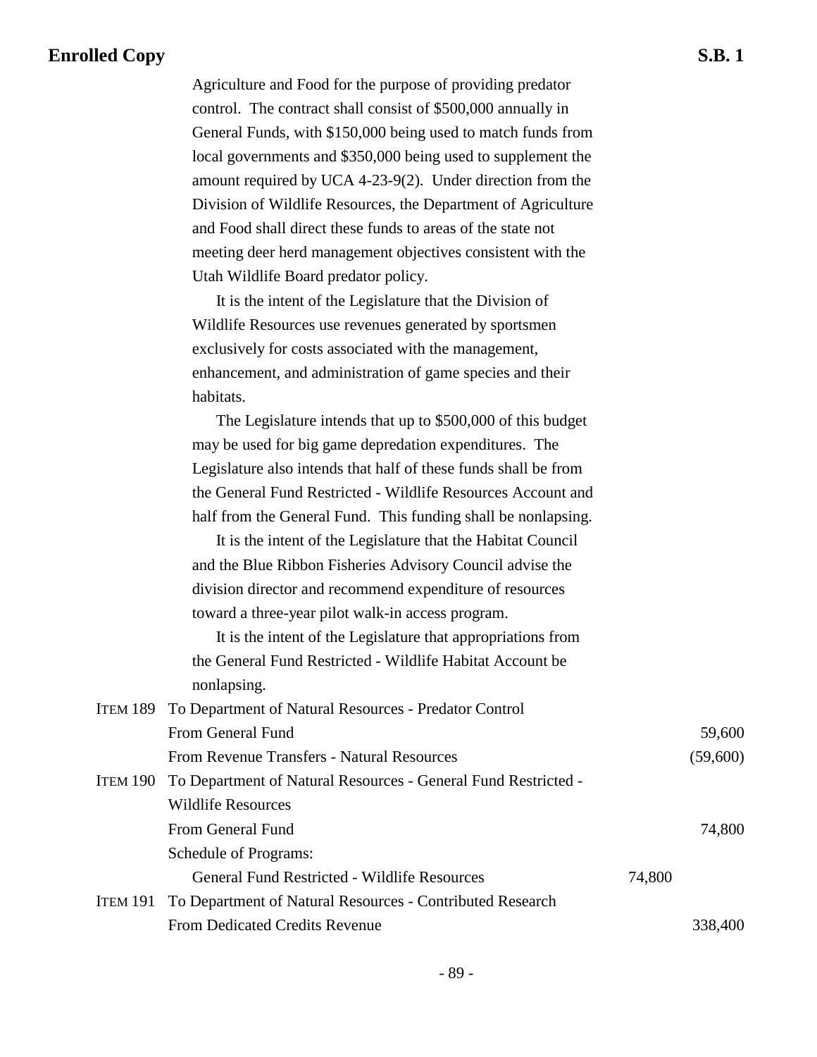Agriculture and Food for the purpose of providing predator control. The contract shall consist of $500,000 annually in General Funds, with $150,000 being used to match funds from local governments and $350,000 being used to supplement the amount required by UCA 4-23-9(2). Under direction from the Division of Wildlife Resources, the Department of Agriculture and Food shall direct these funds to areas of the state not meeting deer herd management objectives consistent with the Utah Wildlife Board predator policy.

It is the intent of the Legislature that the Division of Wildlife Resources use revenues generated by sportsmen exclusively for costs associated with the management, enhancement, and administration of game species and their habitats.

The Legislature intends that up to $500,000 of this budget may be used for big game depredation expenditures. The Legislature also intends that half of these funds shall be from the General Fund Restricted - Wildlife Resources Account and half from the General Fund. This funding shall be nonlapsing.

It is the intent of the Legislature that the Habitat Council and the Blue Ribbon Fisheries Advisory Council advise the division director and recommend expenditure of resources toward a three-year pilot walk-in access program.

It is the intent of the Legislature that appropriations from the General Fund Restricted - Wildlife Habitat Account be nonlapsing.

| | | | |
|---|---|---|---|
| ITEM 189 | To Department of Natural Resources - Predator Control | | |
| | From General Fund | | 59,600 |
| | From Revenue Transfers - Natural Resources | | (59,600) |
| ITEM 190 | To Department of Natural Resources - General Fund Restricted - Wildlife Resources | | |
| | From General Fund | | 74,800 |
| | Schedule of Programs: | | |
| | General Fund Restricted - Wildlife Resources | 74,800 | |
| ITEM 191 | To Department of Natural Resources - Contributed Research | | |
| | From Dedicated Credits Revenue | | 338,400 |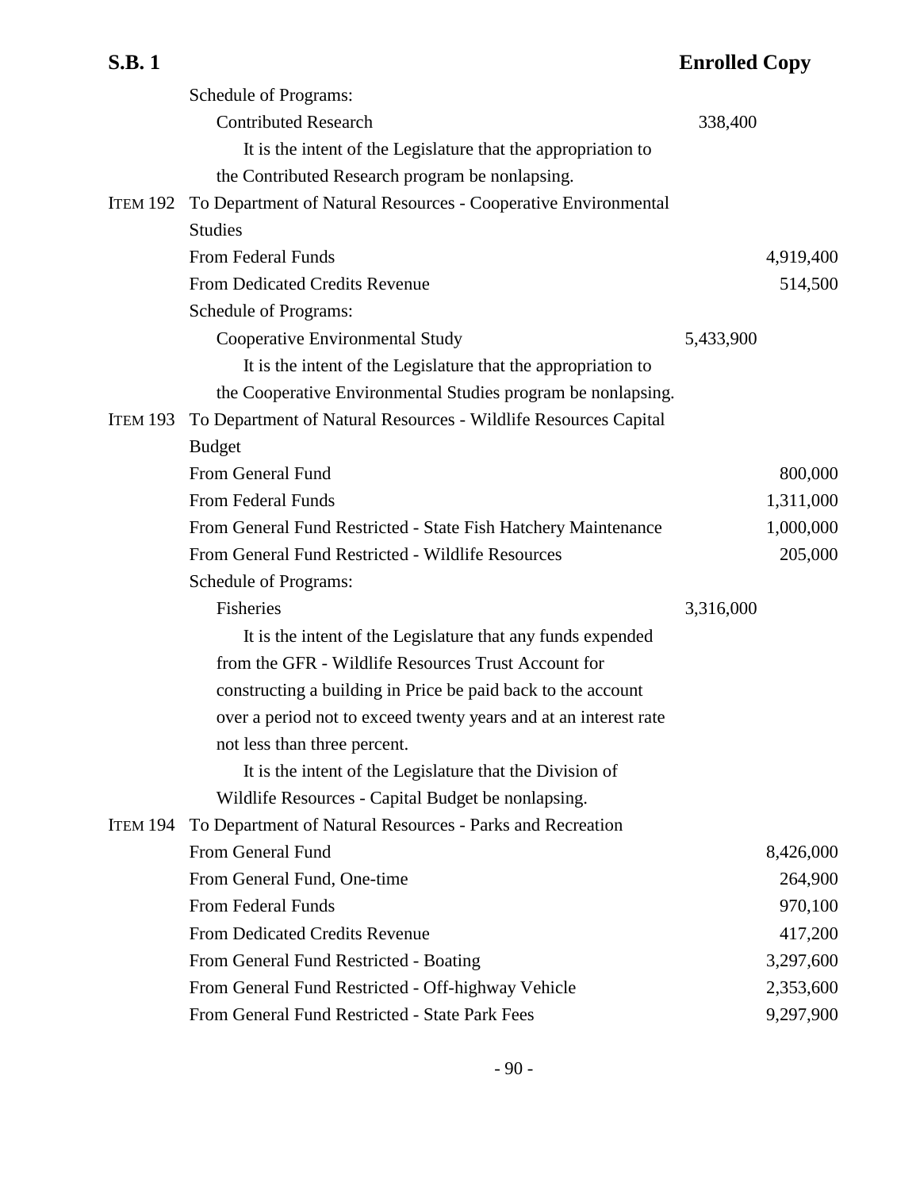Schedule of Programs:

Contributed Research 338,400

It is the intent of the Legislature that the appropriation to the Contributed Research program be nonlapsing.

ITEM 192 To Department of Natural Resources - Cooperative Environmental Studies

| | | |
|---|---|---|
| From Federal Funds | | 4,919,400 |
| From Dedicated Credits Revenue | | 514,500 |
| Schedule of Programs: | | |
| Cooperative Environmental Study | 5,433,900 | |

It is the intent of the Legislature that the appropriation to the Cooperative Environmental Studies program be nonlapsing.

ITEM 193 To Department of Natural Resources - Wildlife Resources Capital Budget

| | | |
|---|---|---|
| From General Fund | | 800,000 |
| From Federal Funds | | 1,311,000 |
| From General Fund Restricted - State Fish Hatchery Maintenance | | 1,000,000 |
| From General Fund Restricted - Wildlife Resources | | 205,000 |
| Schedule of Programs: | | |
| Fisheries | 3,316,000 | |

It is the intent of the Legislature that any funds expended from the GFR - Wildlife Resources Trust Account for constructing a building in Price be paid back to the account over a period not to exceed twenty years and at an interest rate not less than three percent.

It is the intent of the Legislature that the Division of Wildlife Resources - Capital Budget be nonlapsing.

ITEM 194 To Department of Natural Resources - Parks and Recreation

| | | |
|---|---|---|
| From General Fund | | 8,426,000 |
| From General Fund, One-time | | 264,900 |
| From Federal Funds | | 970,100 |
| From Dedicated Credits Revenue | | 417,200 |
| From General Fund Restricted - Boating | | 3,297,600 |
| From General Fund Restricted - Off-highway Vehicle | | 2,353,600 |
| From General Fund Restricted - State Park Fees | | 9,297,900 |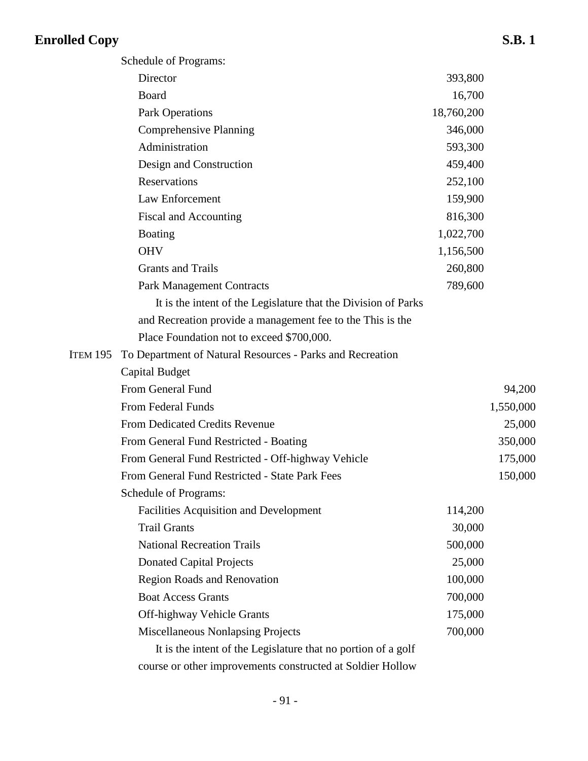Schedule of Programs:

| | | |
|---|---|---|
| Director | 393,800 | |
| Board | 16,700 | |
| Park Operations | 18,760,200 | |
| Comprehensive Planning | 346,000 | |
| Administration | 593,300 | |
| Design and Construction | 459,400 | |
| Reservations | 252,100 | |
| Law Enforcement | 159,900 | |
| Fiscal and Accounting | 816,300 | |
| Boating | 1,022,700 | |
| OHV | 1,156,500 | |
| Grants and Trails | 260,800 | |
| Park Management Contracts | 789,600 | |

It is the intent of the Legislature that the Division of Parks and Recreation provide a management fee to the This is the Place Foundation not to exceed $700,000.

ITEM 195 To Department of Natural Resources - Parks and Recreation Capital Budget

| | | |
|---|---|---|
| From General Fund | | 94,200 |
| From Federal Funds | | 1,550,000 |
| From Dedicated Credits Revenue | | 25,000 |
| From General Fund Restricted - Boating | | 350,000 |
| From General Fund Restricted - Off-highway Vehicle | | 175,000 |
| From General Fund Restricted - State Park Fees | | 150,000 |

Schedule of Programs:

| | | |
|---|---|---|
| Facilities Acquisition and Development | 114,200 | |
| Trail Grants | 30,000 | |
| National Recreation Trails | 500,000 | |
| Donated Capital Projects | 25,000 | |
| Region Roads and Renovation | 100,000 | |
| Boat Access Grants | 700,000 | |
| Off-highway Vehicle Grants | 175,000 | |
| Miscellaneous Nonlapsing Projects | 700,000 | |

It is the intent of the Legislature that no portion of a golf course or other improvements constructed at Soldier Hollow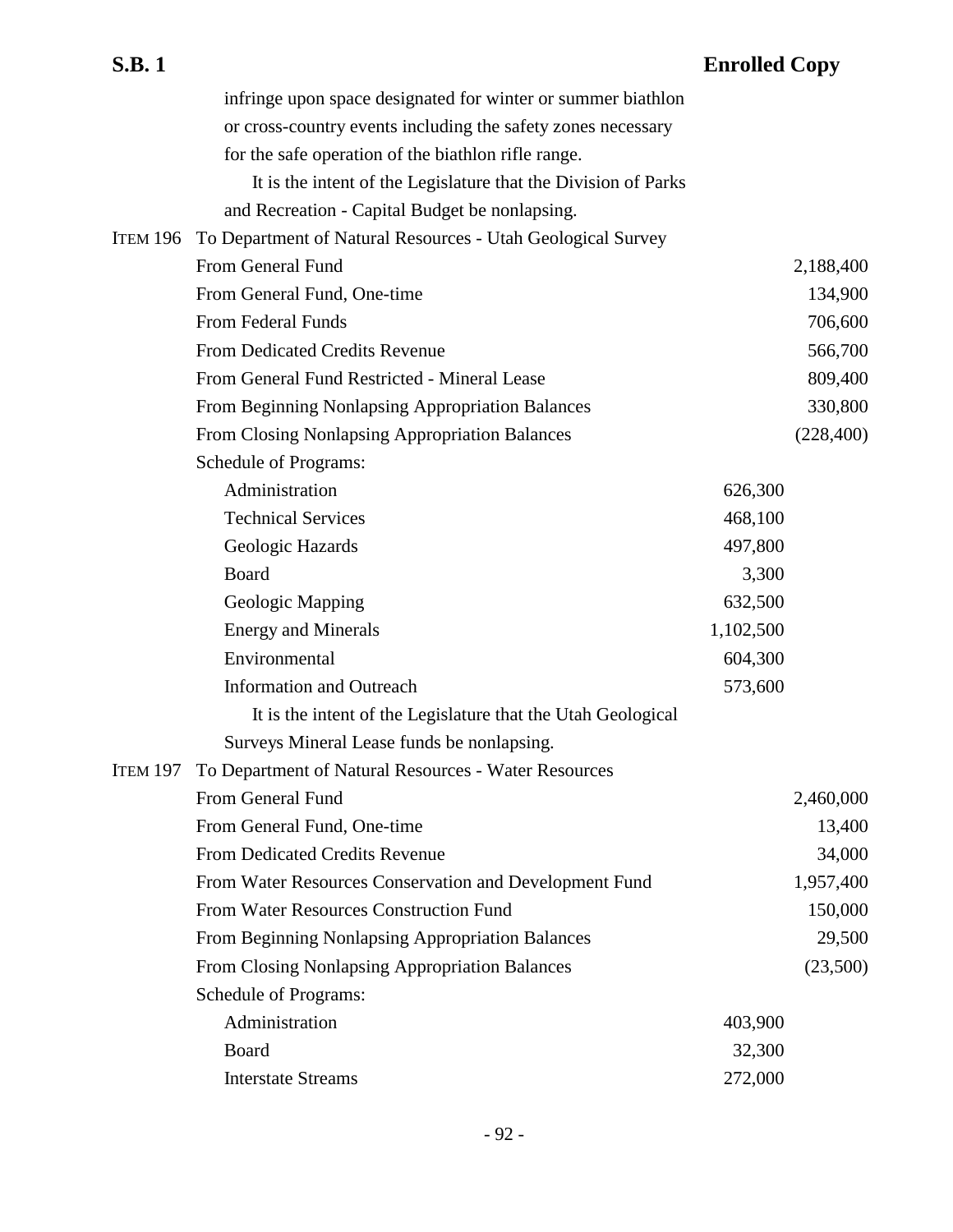infringe upon space designated for winter or summer biathlon or cross-country events including the safety zones necessary for the safe operation of the biathlon rifle range.

It is the intent of the Legislature that the Division of Parks and Recreation - Capital Budget be nonlapsing.

ITEM 196 To Department of Natural Resources - Utah Geological Survey

| | | |
|---|---|---|
| From General Fund | | 2,188,400 |
| From General Fund, One-time | | 134,900 |
| From Federal Funds | | 706,600 |
| From Dedicated Credits Revenue | | 566,700 |
| From General Fund Restricted - Mineral Lease | | 809,400 |
| From Beginning Nonlapsing Appropriation Balances | | 330,800 |
| From Closing Nonlapsing Appropriation Balances | | (228,400) |
| Schedule of Programs: | | |
| Administration | 626,300 | |
| Technical Services | 468,100 | |
| Geologic Hazards | 497,800 | |
| Board | 3,300 | |
| Geologic Mapping | 632,500 | |
| Energy and Minerals | 1,102,500 | |
| Environmental | 604,300 | |
| Information and Outreach | 573,600 | |

It is the intent of the Legislature that the Utah Geological Surveys Mineral Lease funds be nonlapsing.

ITEM 197 To Department of Natural Resources - Water Resources

| | | |
|---|---|---|
| From General Fund | | 2,460,000 |
| From General Fund, One-time | | 13,400 |
| From Dedicated Credits Revenue | | 34,000 |
| From Water Resources Conservation and Development Fund | | 1,957,400 |
| From Water Resources Construction Fund | | 150,000 |
| From Beginning Nonlapsing Appropriation Balances | | 29,500 |
| From Closing Nonlapsing Appropriation Balances | | (23,500) |
| Schedule of Programs: | | |
| Administration | 403,900 | |
| Board | 32,300 | |
| Interstate Streams | 272,000 | |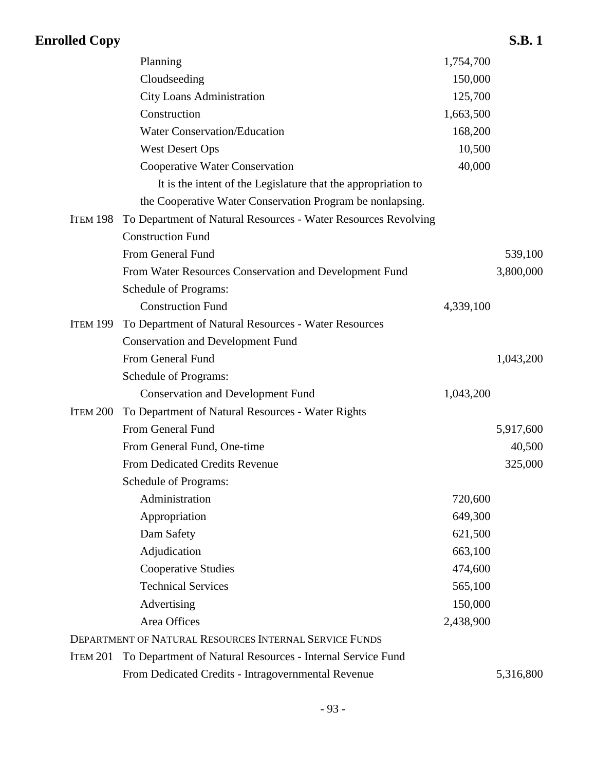| | | | |
|---|---|---|---|
| | Planning | 1,754,700 | |
| | Cloudseeding | 150,000 | |
| | City Loans Administration | 125,700 | |
| | Construction | 1,663,500 | |
| | Water Conservation/Education | 168,200 | |
| | West Desert Ops | 10,500 | |
| | Cooperative Water Conservation | 40,000 | |
| | It is the intent of the Legislature that the appropriation to the Cooperative Water Conservation Program be nonlapsing. | | |
| ITEM 198 | To Department of Natural Resources - Water Resources Revolving Construction Fund | | |
| | From General Fund | | 539,100 |
| | From Water Resources Conservation and Development Fund | | 3,800,000 |
| | Schedule of Programs: | | |
| | Construction Fund | 4,339,100 | |
| ITEM 199 | To Department of Natural Resources - Water Resources Conservation and Development Fund | | |
| | From General Fund | | 1,043,200 |
| | Schedule of Programs: | | |
| | Conservation and Development Fund | 1,043,200 | |
| ITEM 200 | To Department of Natural Resources - Water Rights | | |
| | From General Fund | | 5,917,600 |
| | From General Fund, One-time | | 40,500 |
| | From Dedicated Credits Revenue | | 325,000 |
| | Schedule of Programs: | | |
| | Administration | 720,600 | |
| | Appropriation | 649,300 | |
| | Dam Safety | 621,500 | |
| | Adjudication | 663,100 | |
| | Cooperative Studies | 474,600 | |
| | Technical Services | 565,100 | |
| | Advertising | 150,000 | |
| | Area Offices | 2,438,900 | |

DEPARTMENT OF NATURAL RESOURCES INTERNAL SERVICE FUNDS

| | | | |
|---|---|---|---|
| ITEM 201 | To Department of Natural Resources - Internal Service Fund | | |
| | From Dedicated Credits - Intragovernmental Revenue | | 5,316,800 |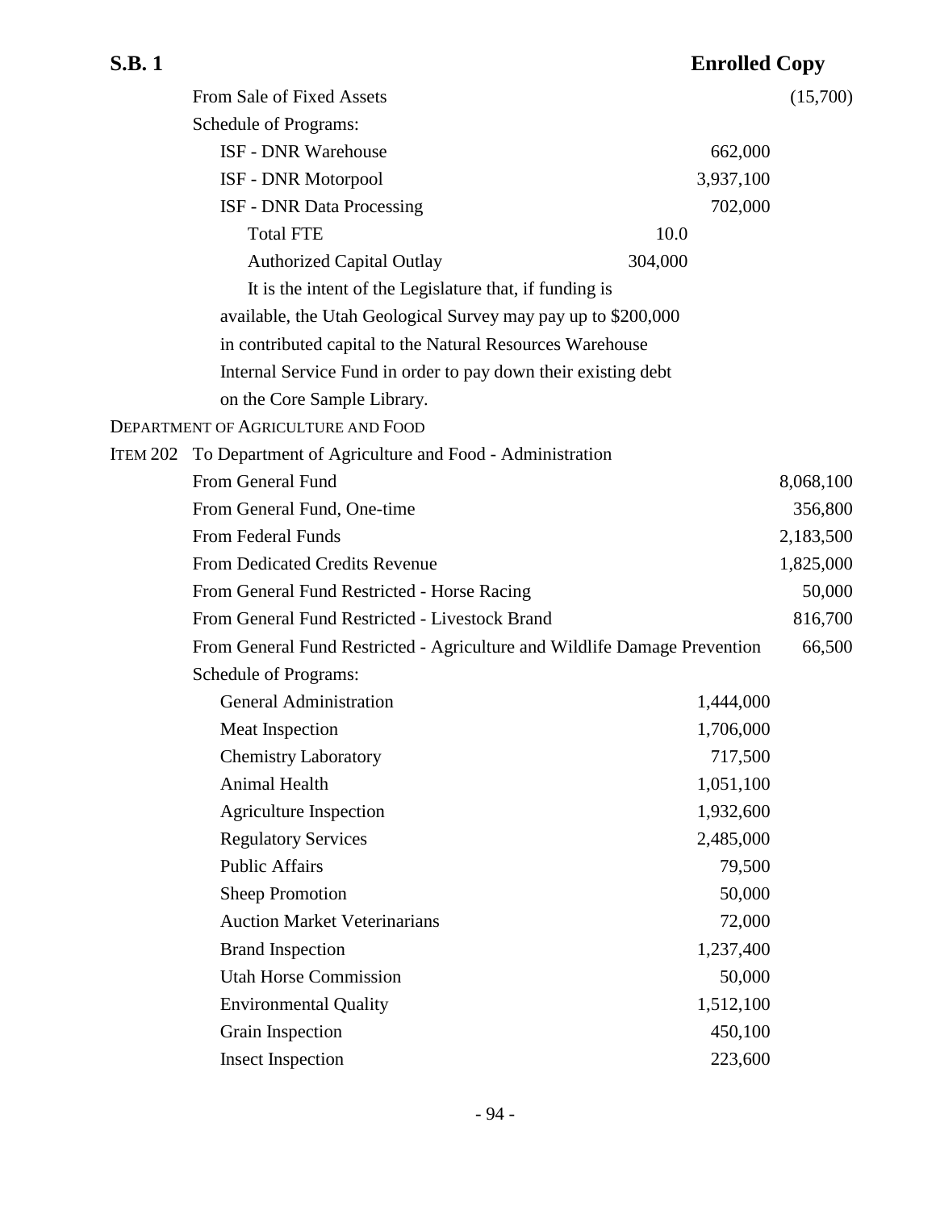From Sale of Fixed Assets (15,700)

Schedule of Programs:

| | | | |
|---|---|---|---|
| ISF - DNR Warehouse | | 662,000 | |
| ISF - DNR Motorpool | | 3,937,100 | |
| ISF - DNR Data Processing | | 702,000 | |
| Total FTE | 10.0 | | |
| Authorized Capital Outlay | 304,000 | | |

It is the intent of the Legislature that, if funding is available, the Utah Geological Survey may pay up to $200,000 in contributed capital to the Natural Resources Warehouse Internal Service Fund in order to pay down their existing debt on the Core Sample Library.

DEPARTMENT OF AGRICULTURE AND FOOD

ITEM 202 To Department of Agriculture and Food - Administration

| | | |
|---|---|---|
| From General Fund | | 8,068,100 |
| From General Fund, One-time | | 356,800 |
| From Federal Funds | | 2,183,500 |
| From Dedicated Credits Revenue | | 1,825,000 |
| From General Fund Restricted - Horse Racing | | 50,000 |
| From General Fund Restricted - Livestock Brand | | 816,700 |
| From General Fund Restricted - Agriculture and Wildlife Damage Prevention | | 66,500 |

Schedule of Programs:

| | |
|---|---|
| General Administration | 1,444,000 |
| Meat Inspection | 1,706,000 |
| Chemistry Laboratory | 717,500 |
| Animal Health | 1,051,100 |
| Agriculture Inspection | 1,932,600 |
| Regulatory Services | 2,485,000 |
| Public Affairs | 79,500 |
| Sheep Promotion | 50,000 |
| Auction Market Veterinarians | 72,000 |
| Brand Inspection | 1,237,400 |
| Utah Horse Commission | 50,000 |
| Environmental Quality | 1,512,100 |
| Grain Inspection | 450,100 |
| Insect Inspection | 223,600 |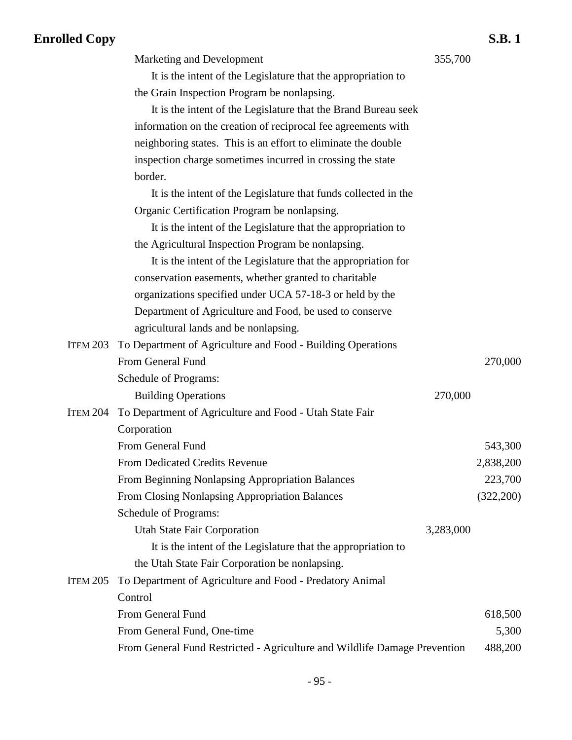Marketing and Development 355,700

It is the intent of the Legislature that the appropriation to the Grain Inspection Program be nonlapsing.

It is the intent of the Legislature that the Brand Bureau seek information on the creation of reciprocal fee agreements with neighboring states. This is an effort to eliminate the double inspection charge sometimes incurred in crossing the state border.

It is the intent of the Legislature that funds collected in the Organic Certification Program be nonlapsing.

It is the intent of the Legislature that the appropriation to the Agricultural Inspection Program be nonlapsing.

It is the intent of the Legislature that the appropriation for conservation easements, whether granted to charitable organizations specified under UCA 57-18-3 or held by the Department of Agriculture and Food, be used to conserve agricultural lands and be nonlapsing.

ITEM 203 To Department of Agriculture and Food - Building Operations

| | | |
|---|---|---|
| From General Fund | | 270,000 |
| Schedule of Programs: | | |
| Building Operations | 270,000 | |

ITEM 204 To Department of Agriculture and Food - Utah State Fair Corporation

| | | |
|---|---|---|
| From General Fund | | 543,300 |
| From Dedicated Credits Revenue | | 2,838,200 |
| From Beginning Nonlapsing Appropriation Balances | | 223,700 |
| From Closing Nonlapsing Appropriation Balances | | (322,200) |
| Schedule of Programs: | | |
| Utah State Fair Corporation | 3,283,000 | |

It is the intent of the Legislature that the appropriation to the Utah State Fair Corporation be nonlapsing.

ITEM 205 To Department of Agriculture and Food - Predatory Animal Control

| | | |
|---|---|---|
| From General Fund | | 618,500 |
| From General Fund, One-time | | 5,300 |
| From General Fund Restricted - Agriculture and Wildlife Damage Prevention | | 488,200 |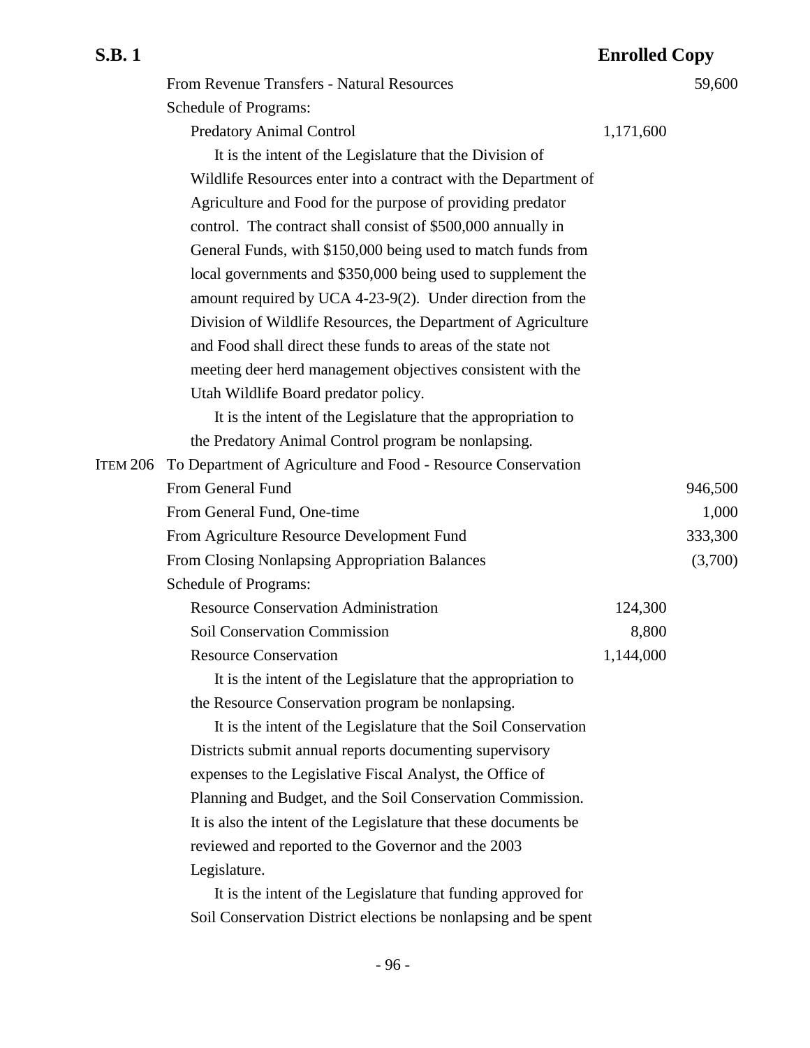From Revenue Transfers - Natural Resources 59,600

Schedule of Programs:

Predatory Animal Control 1,171,600

It is the intent of the Legislature that the Division of Wildlife Resources enter into a contract with the Department of Agriculture and Food for the purpose of providing predator control. The contract shall consist of $500,000 annually in General Funds, with $150,000 being used to match funds from local governments and $350,000 being used to supplement the amount required by UCA 4-23-9(2). Under direction from the Division of Wildlife Resources, the Department of Agriculture and Food shall direct these funds to areas of the state not meeting deer herd management objectives consistent with the Utah Wildlife Board predator policy.

It is the intent of the Legislature that the appropriation to the Predatory Animal Control program be nonlapsing.

ITEM 206 To Department of Agriculture and Food - Resource Conservation

| | | |
|---|---|---|
| From General Fund | | 946,500 |
| From General Fund, One-time | | 1,000 |
| From Agriculture Resource Development Fund | | 333,300 |
| From Closing Nonlapsing Appropriation Balances | | (3,700) |
| Schedule of Programs: | | |
| Resource Conservation Administration | 124,300 | |
| Soil Conservation Commission | 8,800 | |
| Resource Conservation | 1,144,000 | |

It is the intent of the Legislature that the appropriation to the Resource Conservation program be nonlapsing.

It is the intent of the Legislature that the Soil Conservation Districts submit annual reports documenting supervisory expenses to the Legislative Fiscal Analyst, the Office of Planning and Budget, and the Soil Conservation Commission. It is also the intent of the Legislature that these documents be reviewed and reported to the Governor and the 2003 Legislature.

It is the intent of the Legislature that funding approved for Soil Conservation District elections be nonlapsing and be spent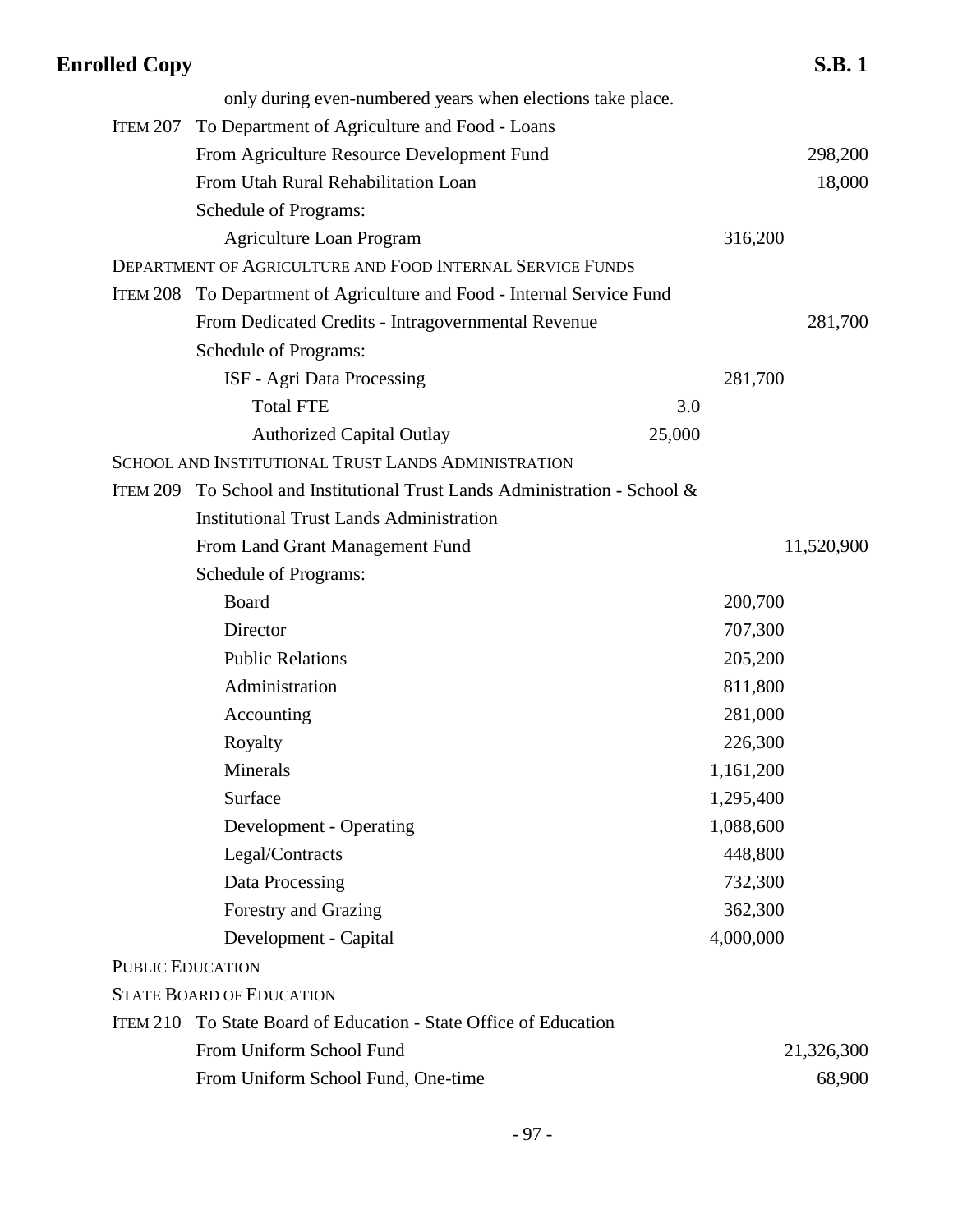only during even-numbered years when elections take place.

| | | | | |
|---|---|---|---|---|
| ITEM 207 | To Department of Agriculture and Food - Loans | | | |
| | From Agriculture Resource Development Fund | | | 298,200 |
| | From Utah Rural Rehabilitation Loan | | | 18,000 |
| | Schedule of Programs: | | | |
| | Agriculture Loan Program | | 316,200 | |
| DEPARTMENT OF AGRICULTURE AND FOOD INTERNAL SERVICE FUNDS | | | | |
| ITEM 208 | To Department of Agriculture and Food - Internal Service Fund | | | |
| | From Dedicated Credits - Intragovernmental Revenue | | | 281,700 |
| | Schedule of Programs: | | | |
| | ISF - Agri Data Processing | | 281,700 | |
| | Total FTE | 3.0 | | |
| | Authorized Capital Outlay | 25,000 | | |
| SCHOOL AND INSTITUTIONAL TRUST LANDS ADMINISTRATION | | | | |
| ITEM 209 | To School and Institutional Trust Lands Administration - School & Institutional Trust Lands Administration | | | |
| | From Land Grant Management Fund | | | 11,520,900 |
| | Schedule of Programs: | | | |
| | Board | | 200,700 | |
| | Director | | 707,300 | |
| | Public Relations | | 205,200 | |
| | Administration | | 811,800 | |
| | Accounting | | 281,000 | |
| | Royalty | | 226,300 | |
| | Minerals | | 1,161,200 | |
| | Surface | | 1,295,400 | |
| | Development - Operating | | 1,088,600 | |
| | Legal/Contracts | | 448,800 | |
| | Data Processing | | 732,300 | |
| | Forestry and Grazing | | 362,300 | |
| | Development - Capital | | 4,000,000 | |
| PUBLIC EDUCATION | | | | |
| STATE BOARD OF EDUCATION | | | | |
| ITEM 210 | To State Board of Education - State Office of Education | | | |
| | From Uniform School Fund | | | 21,326,300 |
| | From Uniform School Fund, One-time | | | 68,900 |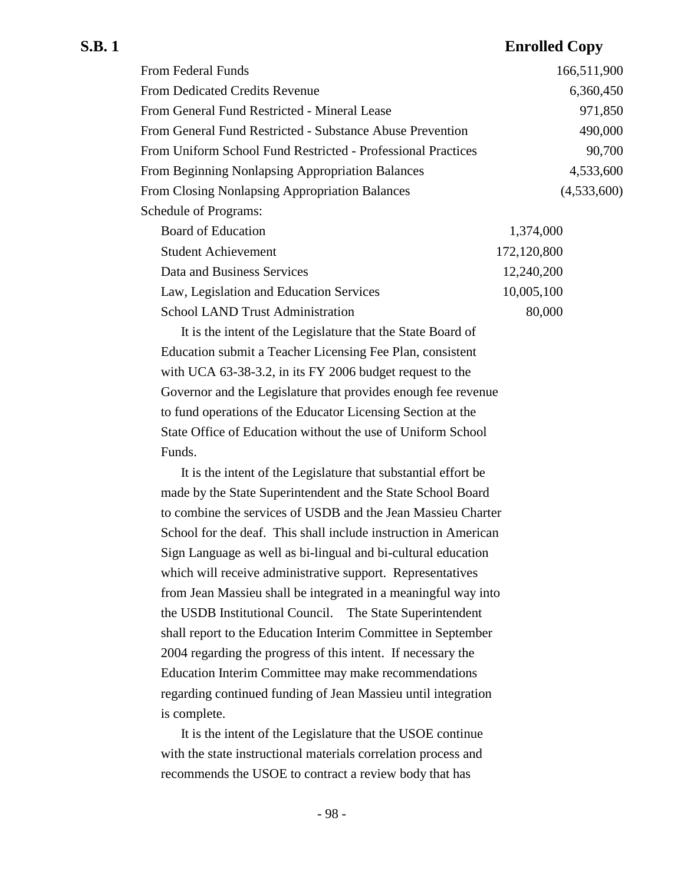| | | |
|---|---|---|
| From Federal Funds | | 166,511,900 |
| From Dedicated Credits Revenue | | 6,360,450 |
| From General Fund Restricted - Mineral Lease | | 971,850 |
| From General Fund Restricted - Substance Abuse Prevention | | 490,000 |
| From Uniform School Fund Restricted - Professional Practices | | 90,700 |
| From Beginning Nonlapsing Appropriation Balances | | 4,533,600 |
| From Closing Nonlapsing Appropriation Balances | | (4,533,600) |
| Schedule of Programs: | | |
| Board of Education | 1,374,000 | |
| Student Achievement | 172,120,800 | |
| Data and Business Services | 12,240,200 | |
| Law, Legislation and Education Services | 10,005,100 | |
| School LAND Trust Administration | 80,000 | |

It is the intent of the Legislature that the State Board of Education submit a Teacher Licensing Fee Plan, consistent with UCA 63-38-3.2, in its FY 2006 budget request to the Governor and the Legislature that provides enough fee revenue to fund operations of the Educator Licensing Section at the State Office of Education without the use of Uniform School Funds.

It is the intent of the Legislature that substantial effort be made by the State Superintendent and the State School Board to combine the services of USDB and the Jean Massieu Charter School for the deaf. This shall include instruction in American Sign Language as well as bi-lingual and bi-cultural education which will receive administrative support. Representatives from Jean Massieu shall be integrated in a meaningful way into the USDB Institutional Council. The State Superintendent shall report to the Education Interim Committee in September 2004 regarding the progress of this intent. If necessary the Education Interim Committee may make recommendations regarding continued funding of Jean Massieu until integration is complete.

It is the intent of the Legislature that the USOE continue with the state instructional materials correlation process and recommends the USOE to contract a review body that has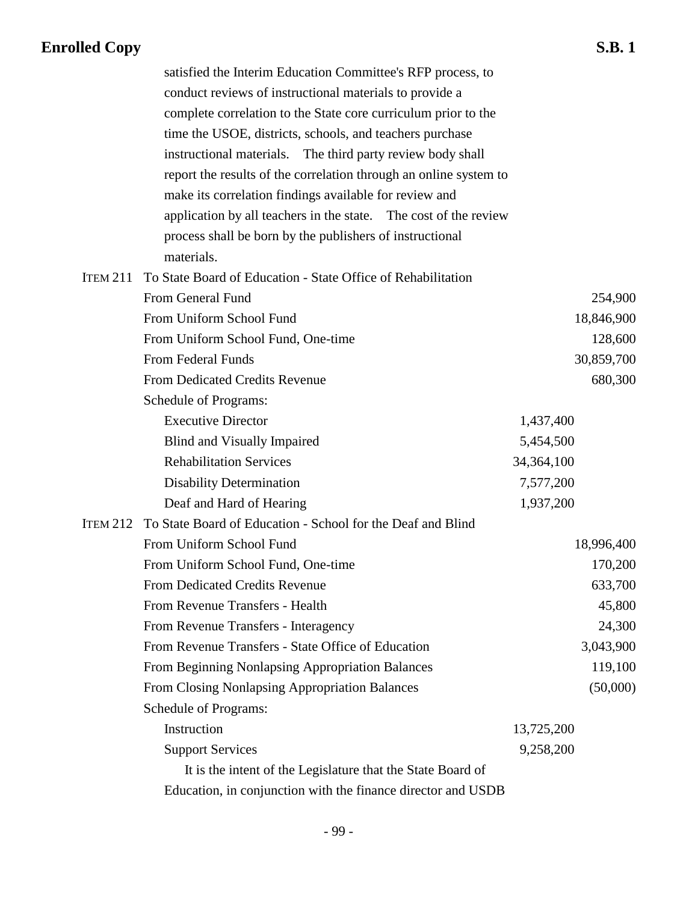satisfied the Interim Education Committee's RFP process, to conduct reviews of instructional materials to provide a complete correlation to the State core curriculum prior to the time the USOE, districts, schools, and teachers purchase instructional materials. The third party review body shall report the results of the correlation through an online system to make its correlation findings available for review and application by all teachers in the state. The cost of the review process shall be born by the publishers of instructional materials.

ITEM 211 To State Board of Education - State Office of Rehabilitation

| | | |
|---|---|---|
| From General Fund | | 254,900 |
| From Uniform School Fund | | 18,846,900 |
| From Uniform School Fund, One-time | | 128,600 |
| From Federal Funds | | 30,859,700 |
| From Dedicated Credits Revenue | | 680,300 |
| Schedule of Programs: | | |
| Executive Director | 1,437,400 | |
| Blind and Visually Impaired | 5,454,500 | |
| Rehabilitation Services | 34,364,100 | |
| Disability Determination | 7,577,200 | |
| Deaf and Hard of Hearing | 1,937,200 | |

ITEM 212 To State Board of Education - School for the Deaf and Blind

| | | |
|---|---|---|
| From Uniform School Fund | | 18,996,400 |
| From Uniform School Fund, One-time | | 170,200 |
| From Dedicated Credits Revenue | | 633,700 |
| From Revenue Transfers - Health | | 45,800 |
| From Revenue Transfers - Interagency | | 24,300 |
| From Revenue Transfers - State Office of Education | | 3,043,900 |
| From Beginning Nonlapsing Appropriation Balances | | 119,100 |
| From Closing Nonlapsing Appropriation Balances | | (50,000) |
| Schedule of Programs: | | |
| Instruction | 13,725,200 | |
| Support Services | 9,258,200 | |

It is the intent of the Legislature that the State Board of Education, in conjunction with the finance director and USDB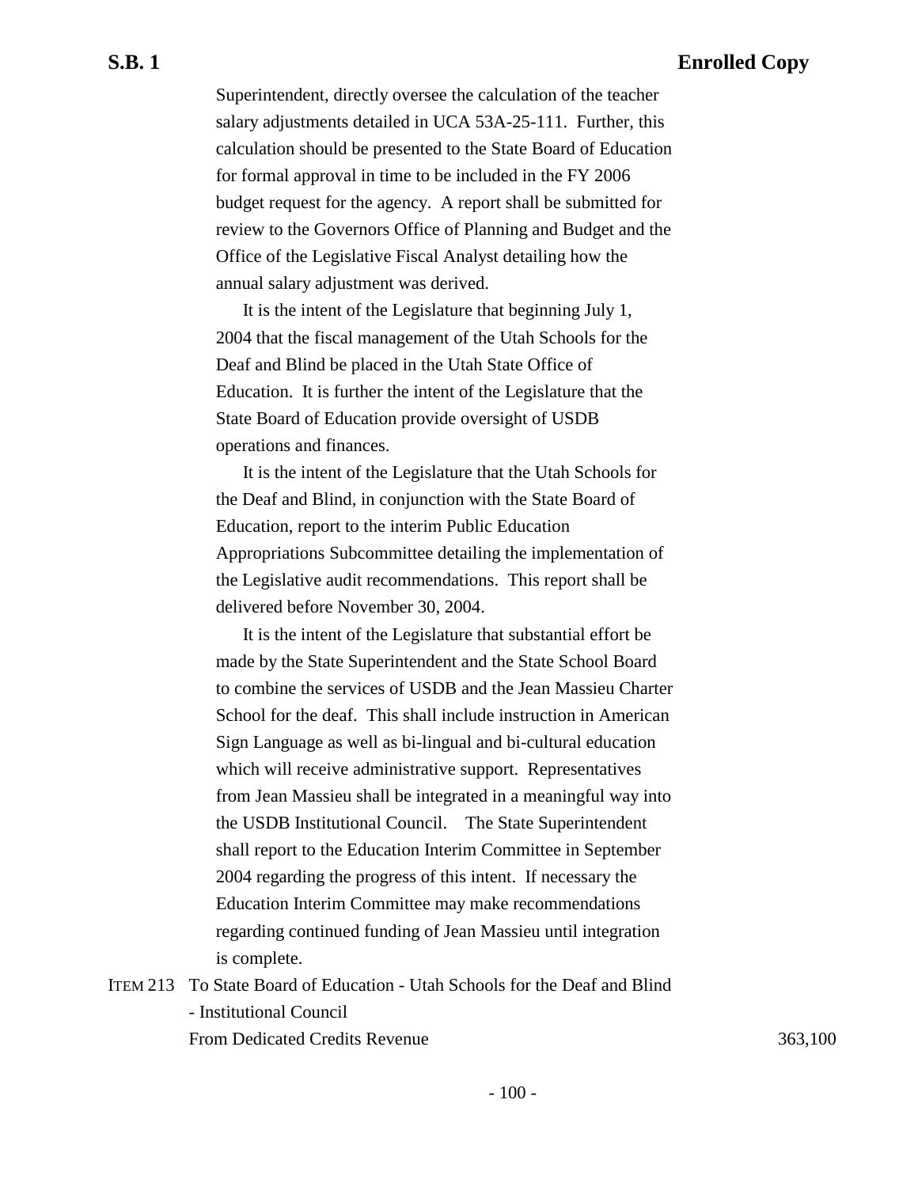Superintendent, directly oversee the calculation of the teacher salary adjustments detailed in UCA 53A-25-111. Further, this calculation should be presented to the State Board of Education for formal approval in time to be included in the FY 2006 budget request for the agency. A report shall be submitted for review to the Governors Office of Planning and Budget and the Office of the Legislative Fiscal Analyst detailing how the annual salary adjustment was derived.

It is the intent of the Legislature that beginning July 1, 2004 that the fiscal management of the Utah Schools for the Deaf and Blind be placed in the Utah State Office of Education. It is further the intent of the Legislature that the State Board of Education provide oversight of USDB operations and finances.

It is the intent of the Legislature that the Utah Schools for the Deaf and Blind, in conjunction with the State Board of Education, report to the interim Public Education Appropriations Subcommittee detailing the implementation of the Legislative audit recommendations. This report shall be delivered before November 30, 2004.

It is the intent of the Legislature that substantial effort be made by the State Superintendent and the State School Board to combine the services of USDB and the Jean Massieu Charter School for the deaf. This shall include instruction in American Sign Language as well as bi-lingual and bi-cultural education which will receive administrative support. Representatives from Jean Massieu shall be integrated in a meaningful way into the USDB Institutional Council. The State Superintendent shall report to the Education Interim Committee in September 2004 regarding the progress of this intent. If necessary the Education Interim Committee may make recommendations regarding continued funding of Jean Massieu until integration is complete.

ITEM 213 To State Board of Education - Utah Schools for the Deaf and Blind - Institutional Council

| | |
|---|---|
| From Dedicated Credits Revenue | 363,100 |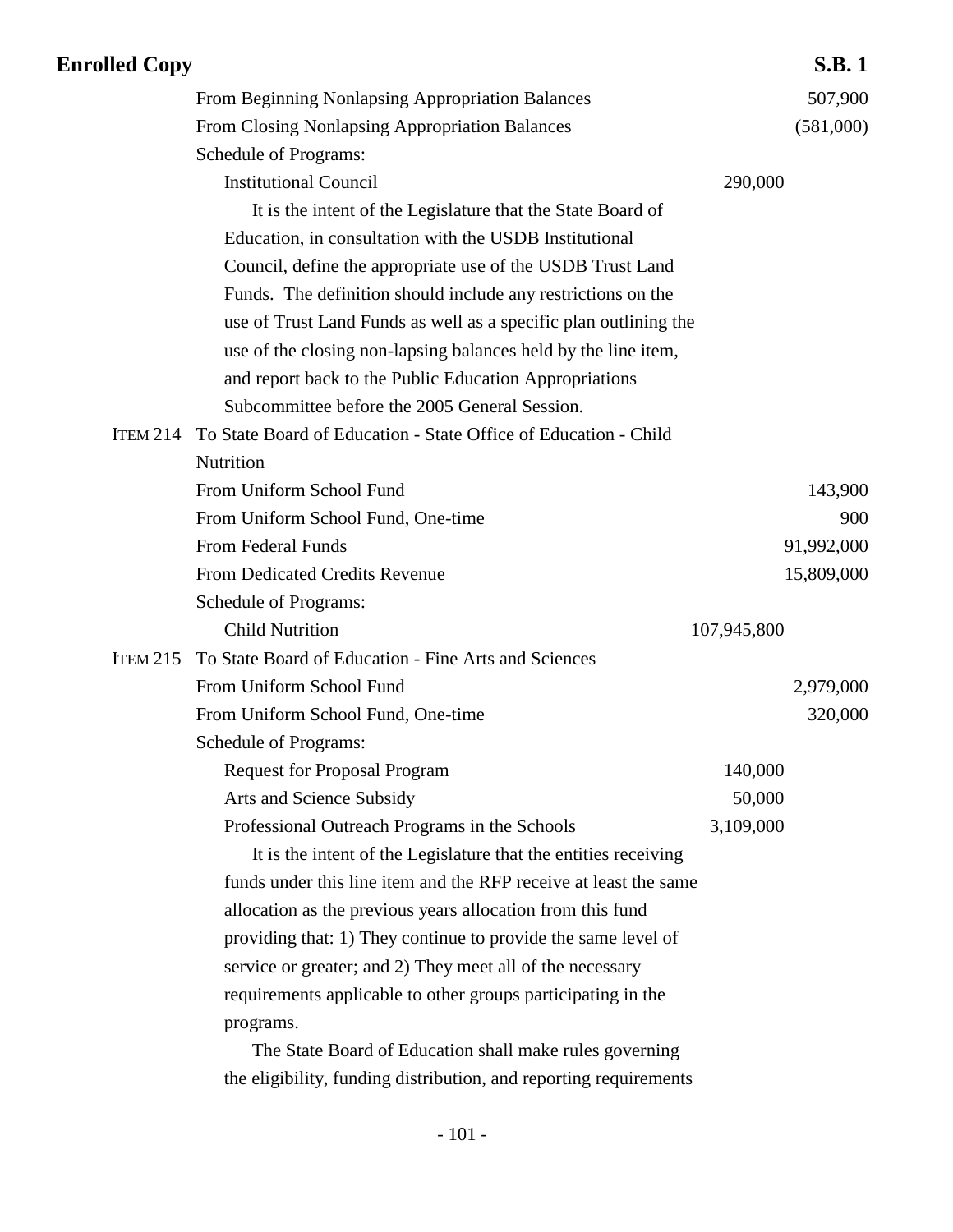| | | | |
|---|---|---|---|
| | From Beginning Nonlapsing Appropriation Balances | | 507,900 |
| | From Closing Nonlapsing Appropriation Balances | | (581,000) |
| | Schedule of Programs: | | |
| | Institutional Council | 290,000 | |

It is the intent of the Legislature that the State Board of Education, in consultation with the USDB Institutional Council, define the appropriate use of the USDB Trust Land Funds. The definition should include any restrictions on the use of Trust Land Funds as well as a specific plan outlining the use of the closing non-lapsing balances held by the line item, and report back to the Public Education Appropriations Subcommittee before the 2005 General Session.

| | | | |
|---|---|---|---|
| ITEM 214 | To State Board of Education - State Office of Education - Child Nutrition | | |
| | From Uniform School Fund | | 143,900 |
| | From Uniform School Fund, One-time | | 900 |
| | From Federal Funds | | 91,992,000 |
| | From Dedicated Credits Revenue | | 15,809,000 |
| | Schedule of Programs: | | |
| | Child Nutrition | 107,945,800 | |
| ITEM 215 | To State Board of Education - Fine Arts and Sciences | | |
| | From Uniform School Fund | | 2,979,000 |
| | From Uniform School Fund, One-time | | 320,000 |
| | Schedule of Programs: | | |
| | Request for Proposal Program | 140,000 | |
| | Arts and Science Subsidy | 50,000 | |
| | Professional Outreach Programs in the Schools | 3,109,000 | |

It is the intent of the Legislature that the entities receiving funds under this line item and the RFP receive at least the same allocation as the previous years allocation from this fund providing that: 1) They continue to provide the same level of service or greater; and 2) They meet all of the necessary requirements applicable to other groups participating in the programs.

The State Board of Education shall make rules governing the eligibility, funding distribution, and reporting requirements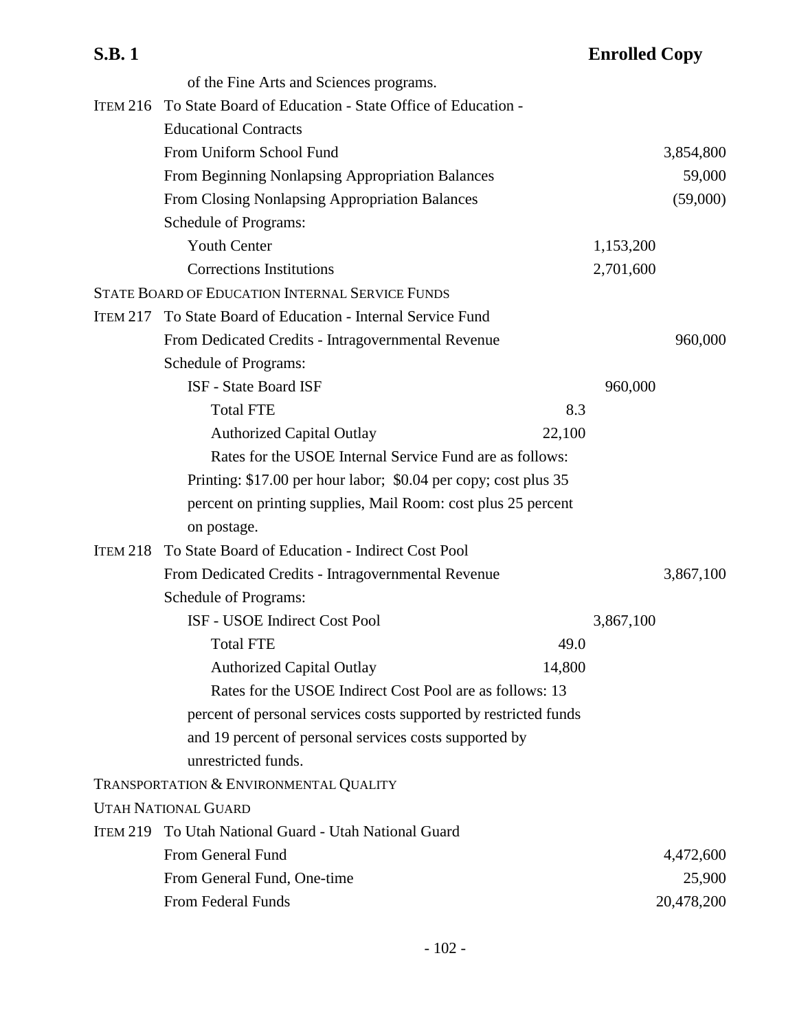of the Fine Arts and Sciences programs.

ITEM 216 To State Board of Education - State Office of Education - Educational Contracts

| | | | |
|---|---|---|---|
| From Uniform School Fund | | | 3,854,800 |
| From Beginning Nonlapsing Appropriation Balances | | | 59,000 |
| From Closing Nonlapsing Appropriation Balances | | | (59,000) |
| Schedule of Programs: | | | |
| Youth Center | | 1,153,200 | |
| Corrections Institutions | | 2,701,600 | |

STATE BOARD OF EDUCATION INTERNAL SERVICE FUNDS

ITEM 217 To State Board of Education - Internal Service Fund

| | | | |
|---|---|---|---|
| From Dedicated Credits - Intragovernmental Revenue | | | 960,000 |
| Schedule of Programs: | | | |
| ISF - State Board ISF | | 960,000 | |
| Total FTE | 8.3 | | |
| Authorized Capital Outlay | 22,100 | | |

Rates for the USOE Internal Service Fund are as follows: Printing: $17.00 per hour labor; $0.04 per copy; cost plus 35 percent on printing supplies, Mail Room: cost plus 25 percent on postage.

ITEM 218 To State Board of Education - Indirect Cost Pool

| | | | |
|---|---|---|---|
| From Dedicated Credits - Intragovernmental Revenue | | | 3,867,100 |
| Schedule of Programs: | | | |
| ISF - USOE Indirect Cost Pool | | 3,867,100 | |
| Total FTE | 49.0 | | |
| Authorized Capital Outlay | 14,800 | | |

Rates for the USOE Indirect Cost Pool are as follows: 13 percent of personal services costs supported by restricted funds and 19 percent of personal services costs supported by unrestricted funds.

TRANSPORTATION & ENVIRONMENTAL QUALITY

UTAH NATIONAL GUARD

ITEM 219 To Utah National Guard - Utah National Guard

| | | | |
|---|---|---|---|
| From General Fund | | | 4,472,600 |
| From General Fund, One-time | | | 25,900 |
| From Federal Funds | | | 20,478,200 |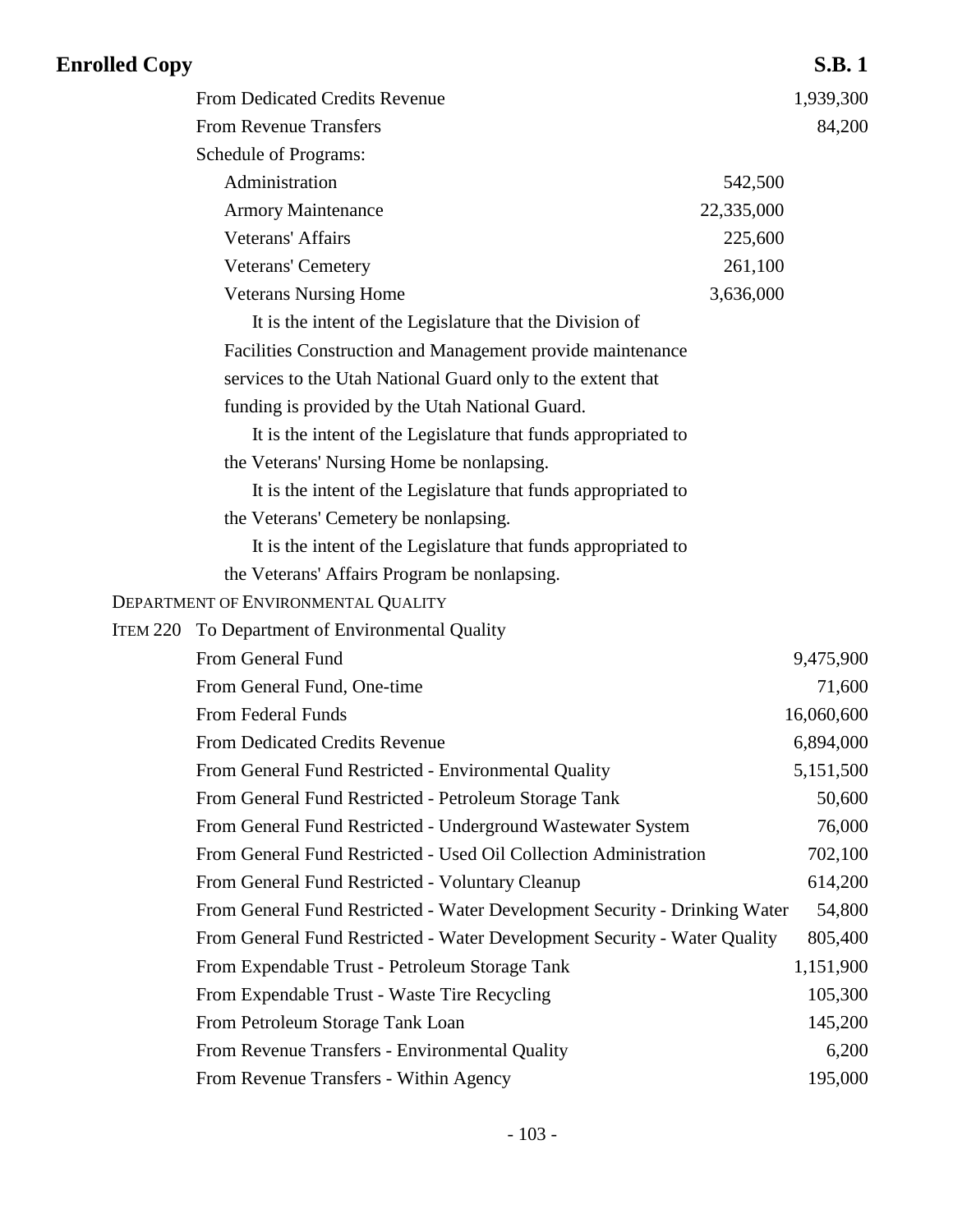| | | |
|---|---|---|
| From Dedicated Credits Revenue | | 1,939,300 |
| From Revenue Transfers | | 84,200 |
| Schedule of Programs: | | |
| Administration | 542,500 | |
| Armory Maintenance | 22,335,000 | |
| Veterans' Affairs | 225,600 | |
| Veterans' Cemetery | 261,100 | |
| Veterans Nursing Home | 3,636,000 | |

It is the intent of the Legislature that the Division of Facilities Construction and Management provide maintenance services to the Utah National Guard only to the extent that funding is provided by the Utah National Guard.

It is the intent of the Legislature that funds appropriated to the Veterans' Nursing Home be nonlapsing.

It is the intent of the Legislature that funds appropriated to the Veterans' Cemetery be nonlapsing.

It is the intent of the Legislature that funds appropriated to the Veterans' Affairs Program be nonlapsing.

DEPARTMENT OF ENVIRONMENTAL QUALITY

ITEM 220 To Department of Environmental Quality

| | |
|---|---|
| From General Fund | 9,475,900 |
| From General Fund, One-time | 71,600 |
| From Federal Funds | 16,060,600 |
| From Dedicated Credits Revenue | 6,894,000 |
| From General Fund Restricted - Environmental Quality | 5,151,500 |
| From General Fund Restricted - Petroleum Storage Tank | 50,600 |
| From General Fund Restricted - Underground Wastewater System | 76,000 |
| From General Fund Restricted - Used Oil Collection Administration | 702,100 |
| From General Fund Restricted - Voluntary Cleanup | 614,200 |
| From General Fund Restricted - Water Development Security - Drinking Water | 54,800 |
| From General Fund Restricted - Water Development Security - Water Quality | 805,400 |
| From Expendable Trust - Petroleum Storage Tank | 1,151,900 |
| From Expendable Trust - Waste Tire Recycling | 105,300 |
| From Petroleum Storage Tank Loan | 145,200 |
| From Revenue Transfers - Environmental Quality | 6,200 |
| From Revenue Transfers - Within Agency | 195,000 |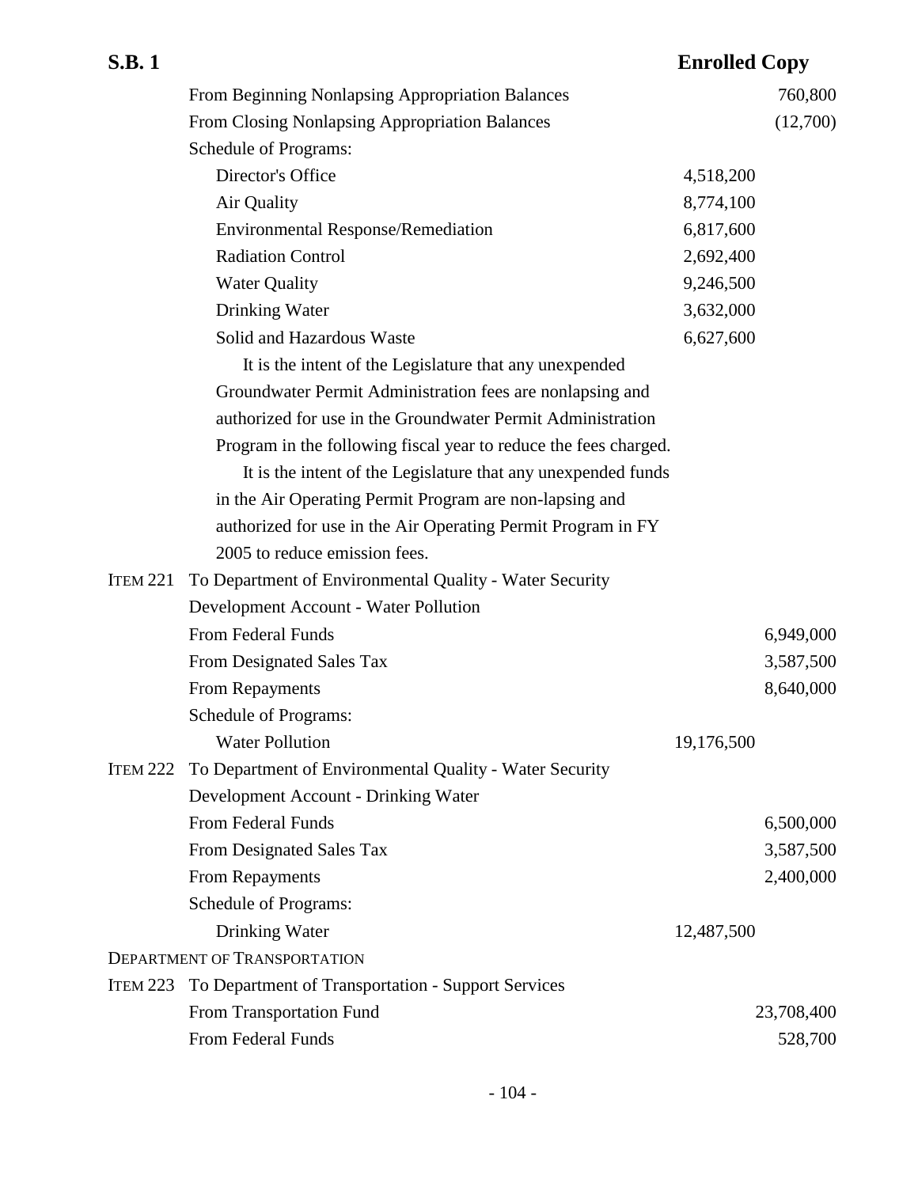| | | | |
|---|---|---|---|
| | From Beginning Nonlapsing Appropriation Balances | | 760,800 |
| | From Closing Nonlapsing Appropriation Balances | | (12,700) |
| | Schedule of Programs: | | |
| | Director's Office | 4,518,200 | |
| | Air Quality | 8,774,100 | |
| | Environmental Response/Remediation | 6,817,600 | |
| | Radiation Control | 2,692,400 | |
| | Water Quality | 9,246,500 | |
| | Drinking Water | 3,632,000 | |
| | Solid and Hazardous Waste | 6,627,600 | |

It is the intent of the Legislature that any unexpended Groundwater Permit Administration fees are nonlapsing and authorized for use in the Groundwater Permit Administration Program in the following fiscal year to reduce the fees charged.

It is the intent of the Legislature that any unexpended funds in the Air Operating Permit Program are non-lapsing and authorized for use in the Air Operating Permit Program in FY 2005 to reduce emission fees.

| | | | |
|---|---|---|---|
| ITEM 221 | To Department of Environmental Quality - Water Security Development Account - Water Pollution | | |
| | From Federal Funds | | 6,949,000 |
| | From Designated Sales Tax | | 3,587,500 |
| | From Repayments | | 8,640,000 |
| | Schedule of Programs: | | |
| | Water Pollution | 19,176,500 | |
| ITEM 222 | To Department of Environmental Quality - Water Security Development Account - Drinking Water | | |
| | From Federal Funds | | 6,500,000 |
| | From Designated Sales Tax | | 3,587,500 |
| | From Repayments | | 2,400,000 |
| | Schedule of Programs: | | |
| | Drinking Water | 12,487,500 | |

DEPARTMENT OF TRANSPORTATION

| | | | |
|---|---|---|---|
| ITEM 223 | To Department of Transportation - Support Services | | |
| | From Transportation Fund | | 23,708,400 |
| | From Federal Funds | | 528,700 |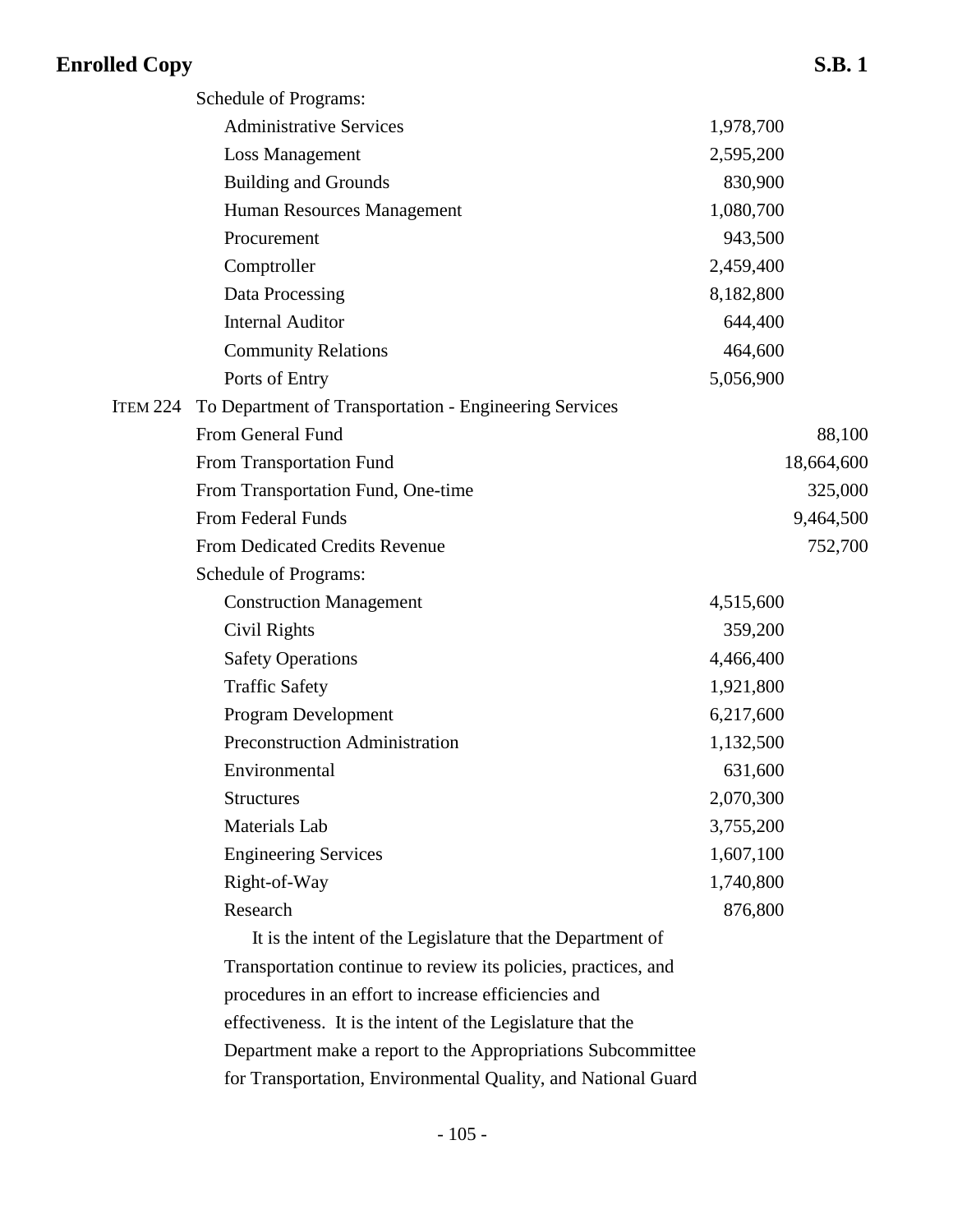Schedule of Programs:

| | | |
|---|---|---|
| Administrative Services | 1,978,700 | |
| Loss Management | 2,595,200 | |
| Building and Grounds | 830,900 | |
| Human Resources Management | 1,080,700 | |
| Procurement | 943,500 | |
| Comptroller | 2,459,400 | |
| Data Processing | 8,182,800 | |
| Internal Auditor | 644,400 | |
| Community Relations | 464,600 | |
| Ports of Entry | 5,056,900 | |

ITEM 224 To Department of Transportation - Engineering Services

| | | |
|---|---|---|
| From General Fund | | 88,100 |
| From Transportation Fund | | 18,664,600 |
| From Transportation Fund, One-time | | 325,000 |
| From Federal Funds | | 9,464,500 |
| From Dedicated Credits Revenue | | 752,700 |

Schedule of Programs:

| | | |
|---|---|---|
| Construction Management | 4,515,600 | |
| Civil Rights | 359,200 | |
| Safety Operations | 4,466,400 | |
| Traffic Safety | 1,921,800 | |
| Program Development | 6,217,600 | |
| Preconstruction Administration | 1,132,500 | |
| Environmental | 631,600 | |
| Structures | 2,070,300 | |
| Materials Lab | 3,755,200 | |
| Engineering Services | 1,607,100 | |
| Right-of-Way | 1,740,800 | |
| Research | 876,800 | |

It is the intent of the Legislature that the Department of Transportation continue to review its policies, practices, and procedures in an effort to increase efficiencies and effectiveness. It is the intent of the Legislature that the Department make a report to the Appropriations Subcommittee for Transportation, Environmental Quality, and National Guard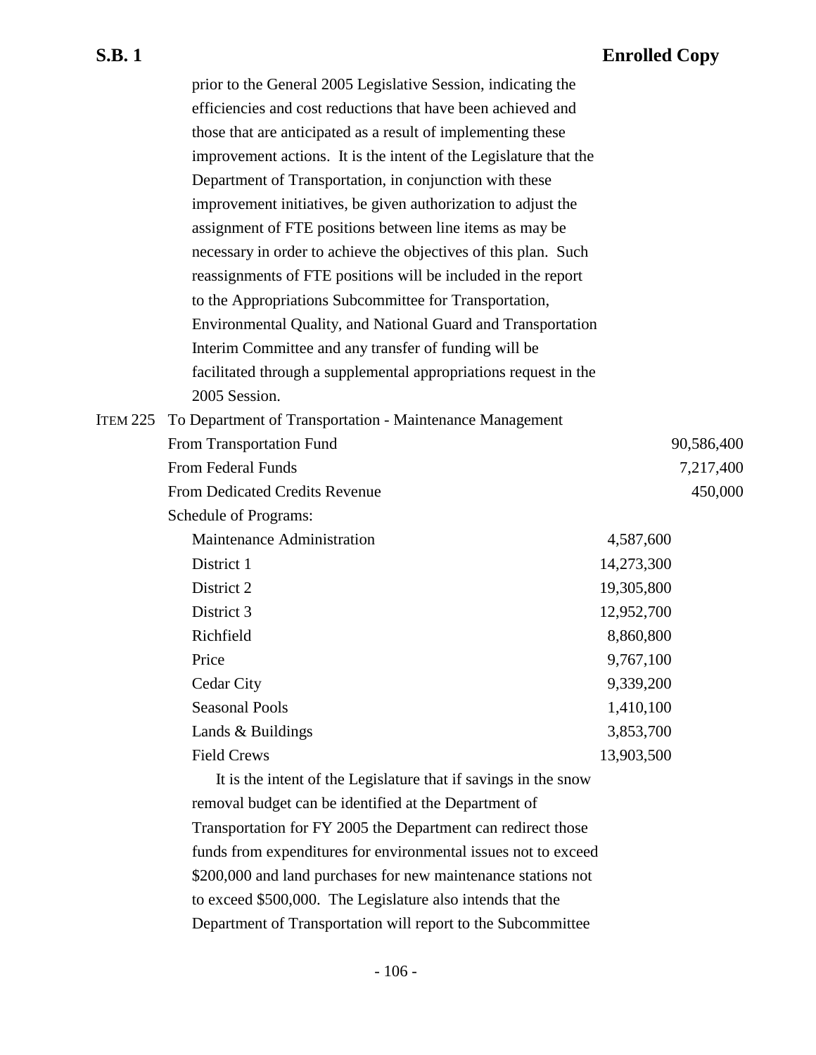prior to the General 2005 Legislative Session, indicating the efficiencies and cost reductions that have been achieved and those that are anticipated as a result of implementing these improvement actions. It is the intent of the Legislature that the Department of Transportation, in conjunction with these improvement initiatives, be given authorization to adjust the assignment of FTE positions between line items as may be necessary in order to achieve the objectives of this plan. Such reassignments of FTE positions will be included in the report to the Appropriations Subcommittee for Transportation, Environmental Quality, and National Guard and Transportation Interim Committee and any transfer of funding will be facilitated through a supplemental appropriations request in the 2005 Session.

ITEM 225 To Department of Transportation - Maintenance Management

| | | |
|---|---|---|
| From Transportation Fund | | 90,586,400 |
| From Federal Funds | | 7,217,400 |
| From Dedicated Credits Revenue | | 450,000 |
| Schedule of Programs: | | |
| Maintenance Administration | 4,587,600 | |
| District 1 | 14,273,300 | |
| District 2 | 19,305,800 | |
| District 3 | 12,952,700 | |
| Richfield | 8,860,800 | |
| Price | 9,767,100 | |
| Cedar City | 9,339,200 | |
| Seasonal Pools | 1,410,100 | |
| Lands & Buildings | 3,853,700 | |
| Field Crews | 13,903,500 | |

It is the intent of the Legislature that if savings in the snow removal budget can be identified at the Department of Transportation for FY 2005 the Department can redirect those funds from expenditures for environmental issues not to exceed $200,000 and land purchases for new maintenance stations not to exceed $500,000. The Legislature also intends that the Department of Transportation will report to the Subcommittee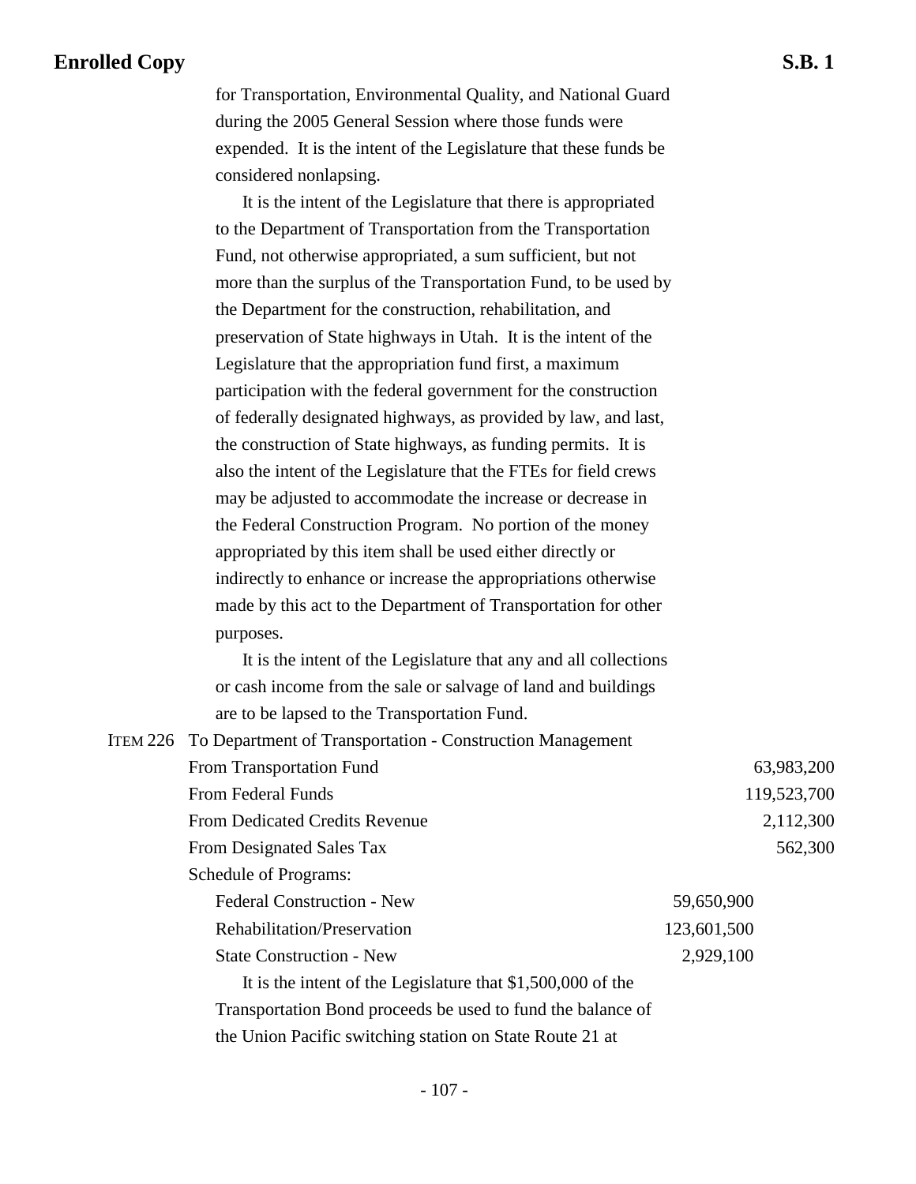for Transportation, Environmental Quality, and National Guard during the 2005 General Session where those funds were expended. It is the intent of the Legislature that these funds be considered nonlapsing.

It is the intent of the Legislature that there is appropriated to the Department of Transportation from the Transportation Fund, not otherwise appropriated, a sum sufficient, but not more than the surplus of the Transportation Fund, to be used by the Department for the construction, rehabilitation, and preservation of State highways in Utah. It is the intent of the Legislature that the appropriation fund first, a maximum participation with the federal government for the construction of federally designated highways, as provided by law, and last, the construction of State highways, as funding permits. It is also the intent of the Legislature that the FTEs for field crews may be adjusted to accommodate the increase or decrease in the Federal Construction Program. No portion of the money appropriated by this item shall be used either directly or indirectly to enhance or increase the appropriations otherwise made by this act to the Department of Transportation for other purposes.

It is the intent of the Legislature that any and all collections or cash income from the sale or salvage of land and buildings are to be lapsed to the Transportation Fund.

ITEM 226 To Department of Transportation - Construction Management

| | | |
|---|---|---|
| From Transportation Fund | | 63,983,200 |
| From Federal Funds | | 119,523,700 |
| From Dedicated Credits Revenue | | 2,112,300 |
| From Designated Sales Tax | | 562,300 |
| Schedule of Programs: | | |
| Federal Construction - New | 59,650,900 | |
| Rehabilitation/Preservation | 123,601,500 | |
| State Construction - New | 2,929,100 | |

It is the intent of the Legislature that $1,500,000 of the Transportation Bond proceeds be used to fund the balance of the Union Pacific switching station on State Route 21 at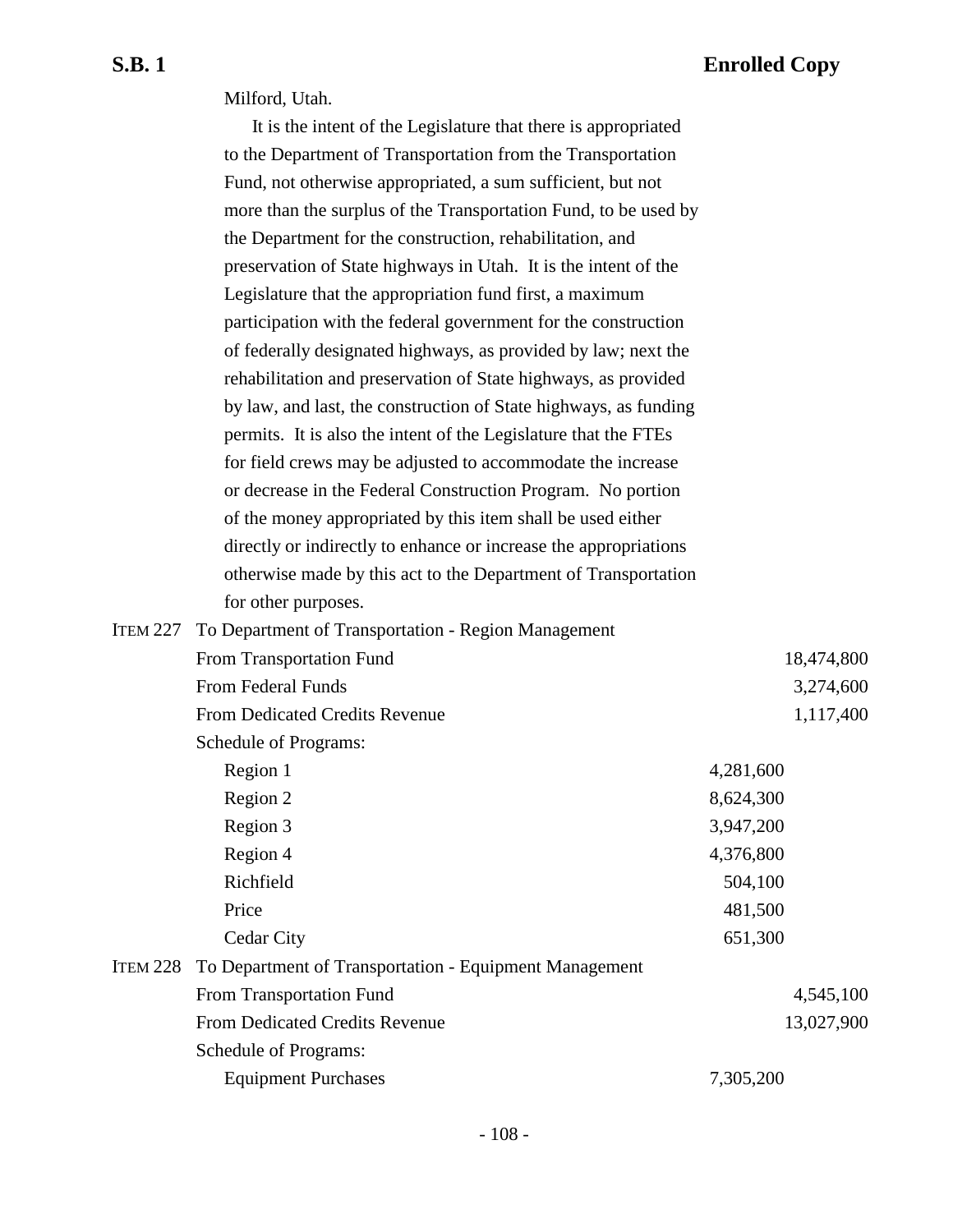Milford, Utah.

It is the intent of the Legislature that there is appropriated to the Department of Transportation from the Transportation Fund, not otherwise appropriated, a sum sufficient, but not more than the surplus of the Transportation Fund, to be used by the Department for the construction, rehabilitation, and preservation of State highways in Utah. It is the intent of the Legislature that the appropriation fund first, a maximum participation with the federal government for the construction of federally designated highways, as provided by law; next the rehabilitation and preservation of State highways, as provided by law, and last, the construction of State highways, as funding permits. It is also the intent of the Legislature that the FTEs for field crews may be adjusted to accommodate the increase or decrease in the Federal Construction Program. No portion of the money appropriated by this item shall be used either directly or indirectly to enhance or increase the appropriations otherwise made by this act to the Department of Transportation for other purposes.

| | | | |
|---|---|---|---|
| ITEM 227 | To Department of Transportation - Region Management | | |
| | From Transportation Fund | | 18,474,800 |
| | From Federal Funds | | 3,274,600 |
| | From Dedicated Credits Revenue | | 1,117,400 |
| | Schedule of Programs: | | |
| | Region 1 | 4,281,600 | |
| | Region 2 | 8,624,300 | |
| | Region 3 | 3,947,200 | |
| | Region 4 | 4,376,800 | |
| | Richfield | 504,100 | |
| | Price | 481,500 | |
| | Cedar City | 651,300 | |
| ITEM 228 | To Department of Transportation - Equipment Management | | |
| | From Transportation Fund | | 4,545,100 |
| | From Dedicated Credits Revenue | | 13,027,900 |
| | Schedule of Programs: | | |
| | Equipment Purchases | 7,305,200 | |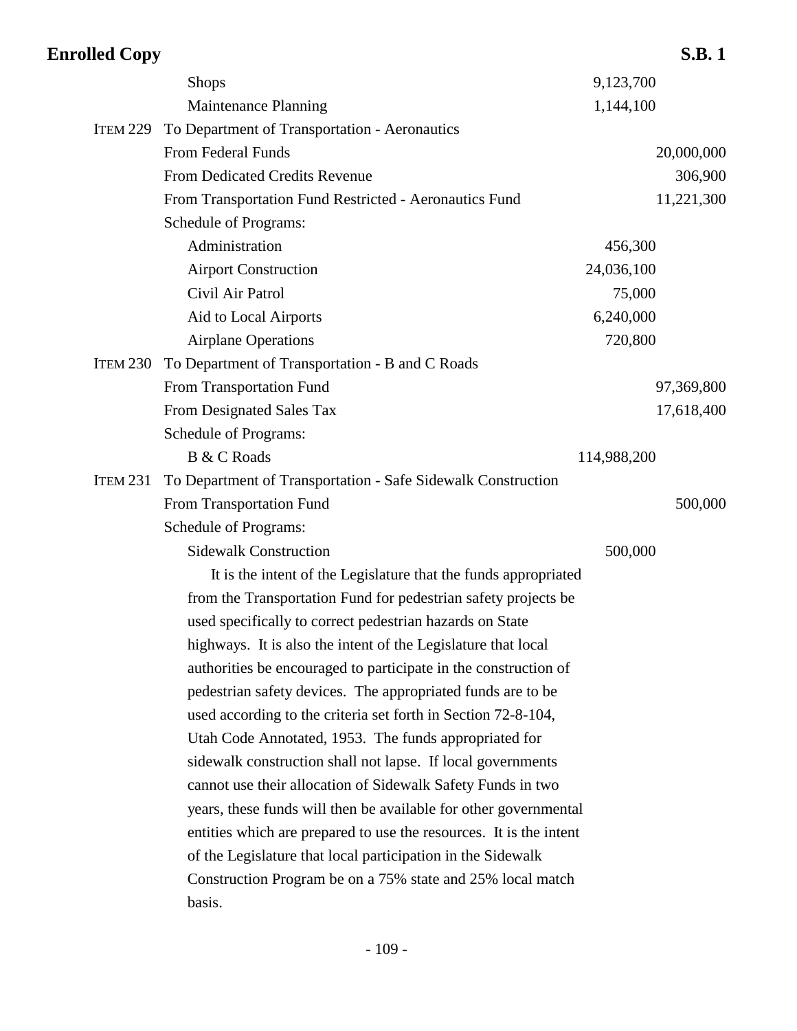| | | | |
|---|---|---|---|
| | Shops | 9,123,700 | |
| | Maintenance Planning | 1,144,100 | |
| ITEM 229 | To Department of Transportation - Aeronautics | | |
| | From Federal Funds | | 20,000,000 |
| | From Dedicated Credits Revenue | | 306,900 |
| | From Transportation Fund Restricted - Aeronautics Fund | | 11,221,300 |
| | Schedule of Programs: | | |
| | Administration | 456,300 | |
| | Airport Construction | 24,036,100 | |
| | Civil Air Patrol | 75,000 | |
| | Aid to Local Airports | 6,240,000 | |
| | Airplane Operations | 720,800 | |
| ITEM 230 | To Department of Transportation - B and C Roads | | |
| | From Transportation Fund | | 97,369,800 |
| | From Designated Sales Tax | | 17,618,400 |
| | Schedule of Programs: | | |
| | B & C Roads | 114,988,200 | |
| ITEM 231 | To Department of Transportation - Safe Sidewalk Construction | | |
| | From Transportation Fund | | 500,000 |
| | Schedule of Programs: | | |
| | Sidewalk Construction | 500,000 | |

It is the intent of the Legislature that the funds appropriated from the Transportation Fund for pedestrian safety projects be used specifically to correct pedestrian hazards on State highways. It is also the intent of the Legislature that local authorities be encouraged to participate in the construction of pedestrian safety devices. The appropriated funds are to be used according to the criteria set forth in Section 72-8-104, Utah Code Annotated, 1953. The funds appropriated for sidewalk construction shall not lapse. If local governments cannot use their allocation of Sidewalk Safety Funds in two years, these funds will then be available for other governmental entities which are prepared to use the resources. It is the intent of the Legislature that local participation in the Sidewalk Construction Program be on a 75% state and 25% local match basis.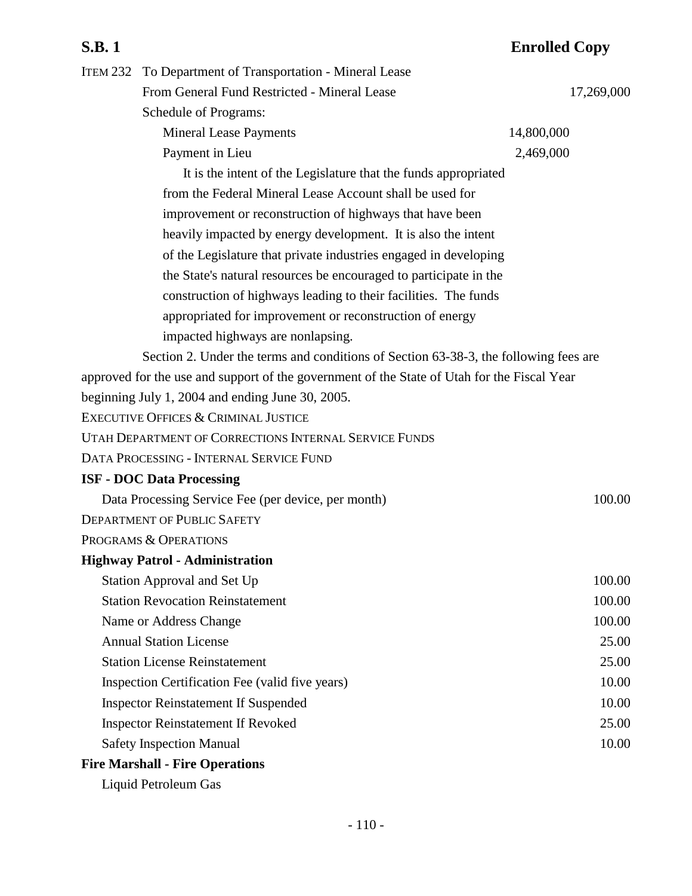ITEM 232 To Department of Transportation - Mineral Lease

From General Fund Restricted - Mineral Lease 17,269,000

Schedule of Programs:

| | | |
|---|---|---|
| Mineral Lease Payments | 14,800,000 | |
| Payment in Lieu | 2,469,000 | |

It is the intent of the Legislature that the funds appropriated from the Federal Mineral Lease Account shall be used for improvement or reconstruction of highways that have been heavily impacted by energy development. It is also the intent of the Legislature that private industries engaged in developing the State's natural resources be encouraged to participate in the construction of highways leading to their facilities. The funds appropriated for improvement or reconstruction of energy impacted highways are nonlapsing.

Section 2. Under the terms and conditions of Section 63-38-3, the following fees are approved for the use and support of the government of the State of Utah for the Fiscal Year beginning July 1, 2004 and ending June 30, 2005.

EXECUTIVE OFFICES & CRIMINAL JUSTICE

UTAH DEPARTMENT OF CORRECTIONS INTERNAL SERVICE FUNDS

DATA PROCESSING - INTERNAL SERVICE FUND

**ISF - DOC Data Processing**

| | |
|---|---|
| Data Processing Service Fee (per device, per month) | 100.00 |

DEPARTMENT OF PUBLIC SAFETY

PROGRAMS & OPERATIONS

**Highway Patrol - Administration**

| | |
|---|---|
| Station Approval and Set Up | 100.00 |
| Station Revocation Reinstatement | 100.00 |
| Name or Address Change | 100.00 |
| Annual Station License | 25.00 |
| Station License Reinstatement | 25.00 |
| Inspection Certification Fee (valid five years) | 10.00 |
| Inspector Reinstatement If Suspended | 10.00 |
| Inspector Reinstatement If Revoked | 25.00 |
| Safety Inspection Manual | 10.00 |

**Fire Marshall - Fire Operations**

Liquid Petroleum Gas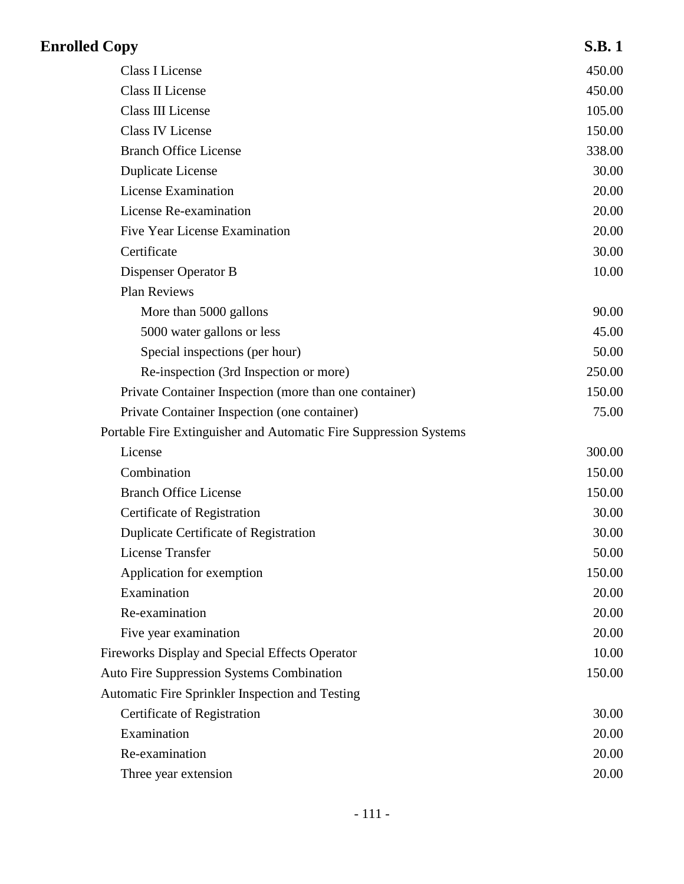| Item | Fee |
|---|---|
| Class I License | 450.00 |
| Class II License | 450.00 |
| Class III License | 105.00 |
| Class IV License | 150.00 |
| Branch Office License | 338.00 |
| Duplicate License | 30.00 |
| License Examination | 20.00 |
| License Re-examination | 20.00 |
| Five Year License Examination | 20.00 |
| Certificate | 30.00 |
| Dispenser Operator B | 10.00 |
| Plan Reviews | |
| More than 5000 gallons | 90.00 |
| 5000 water gallons or less | 45.00 |
| Special inspections (per hour) | 50.00 |
| Re-inspection (3rd Inspection or more) | 250.00 |
| Private Container Inspection (more than one container) | 150.00 |
| Private Container Inspection (one container) | 75.00 |
| Portable Fire Extinguisher and Automatic Fire Suppression Systems | |
| License | 300.00 |
| Combination | 150.00 |
| Branch Office License | 150.00 |
| Certificate of Registration | 30.00 |
| Duplicate Certificate of Registration | 30.00 |
| License Transfer | 50.00 |
| Application for exemption | 150.00 |
| Examination | 20.00 |
| Re-examination | 20.00 |
| Five year examination | 20.00 |
| Fireworks Display and Special Effects Operator | 10.00 |
| Auto Fire Suppression Systems Combination | 150.00 |
| Automatic Fire Sprinkler Inspection and Testing | |
| Certificate of Registration | 30.00 |
| Examination | 20.00 |
| Re-examination | 20.00 |
| Three year extension | 20.00 |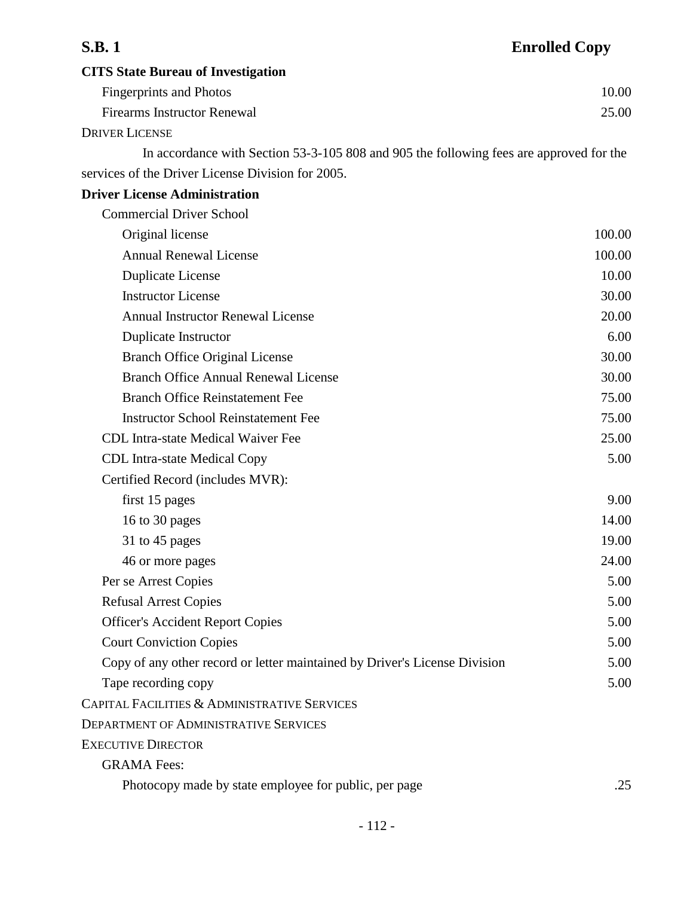**CITS State Bureau of Investigation**

| | |
|---|---|
| Fingerprints and Photos | 10.00 |
| Firearms Instructor Renewal | 25.00 |

DRIVER LICENSE

In accordance with Section 53-3-105 808 and 905 the following fees are approved for the services of the Driver License Division for 2005.

**Driver License Administration**

| | |
|---|---|
| Commercial Driver School | |
| Original license | 100.00 |
| Annual Renewal License | 100.00 |
| Duplicate License | 10.00 |
| Instructor License | 30.00 |
| Annual Instructor Renewal License | 20.00 |
| Duplicate Instructor | 6.00 |
| Branch Office Original License | 30.00 |
| Branch Office Annual Renewal License | 30.00 |
| Branch Office Reinstatement Fee | 75.00 |
| Instructor School Reinstatement Fee | 75.00 |
| CDL Intra-state Medical Waiver Fee | 25.00 |
| CDL Intra-state Medical Copy | 5.00 |
| Certified Record (includes MVR): | |
| first 15 pages | 9.00 |
| 16 to 30 pages | 14.00 |
| 31 to 45 pages | 19.00 |
| 46 or more pages | 24.00 |
| Per se Arrest Copies | 5.00 |
| Refusal Arrest Copies | 5.00 |
| Officer's Accident Report Copies | 5.00 |
| Court Conviction Copies | 5.00 |
| Copy of any other record or letter maintained by Driver's License Division | 5.00 |
| Tape recording copy | 5.00 |

CAPITAL FACILITIES & ADMINISTRATIVE SERVICES

DEPARTMENT OF ADMINISTRATIVE SERVICES

EXECUTIVE DIRECTOR

| | |
|---|---|
| GRAMA Fees: | |
| Photocopy made by state employee for public, per page | .25 |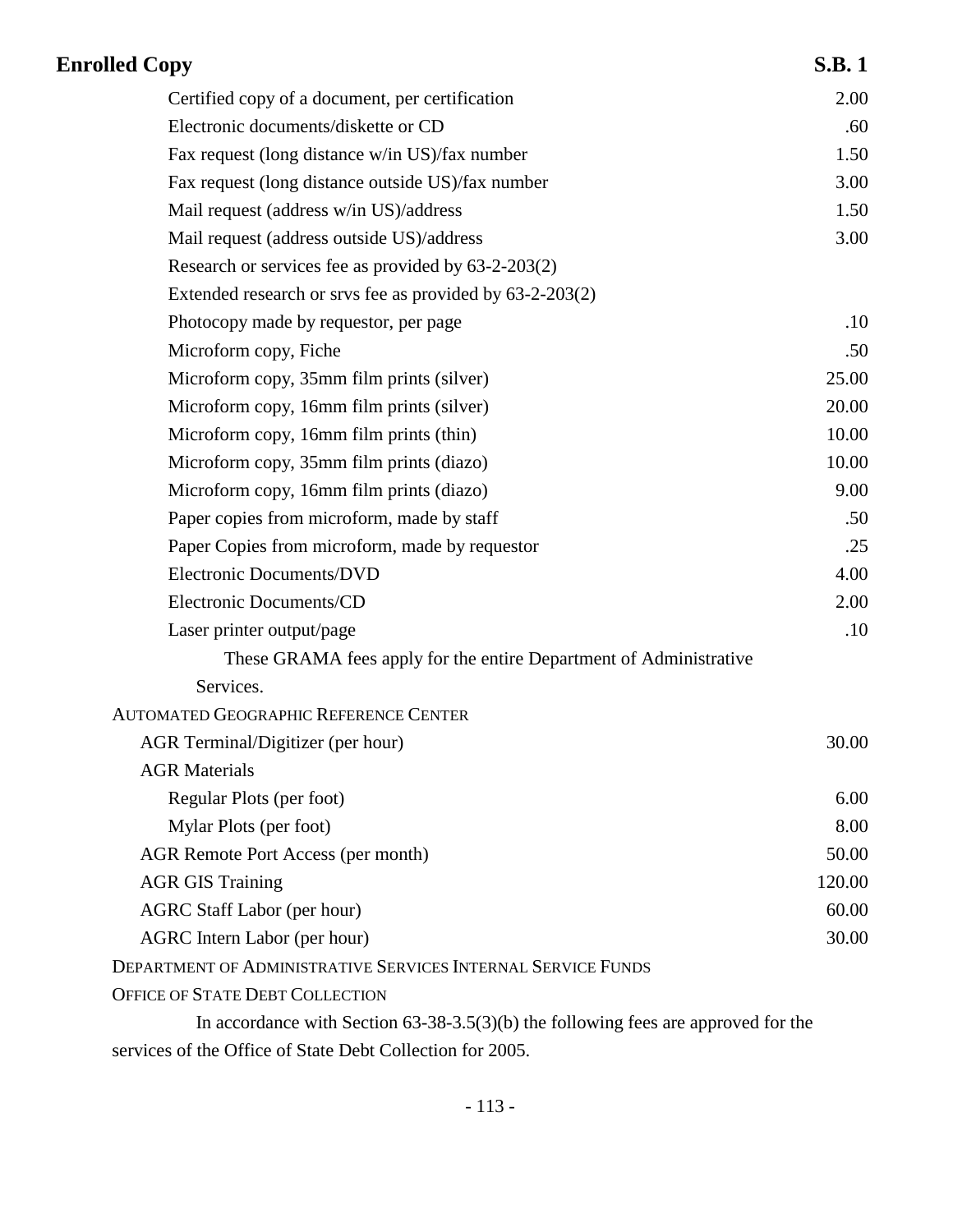| | |
|---|---|
| Certified copy of a document, per certification | 2.00 |
| Electronic documents/diskette or CD | .60 |
| Fax request (long distance w/in US)/fax number | 1.50 |
| Fax request (long distance outside US)/fax number | 3.00 |
| Mail request (address w/in US)/address | 1.50 |
| Mail request (address outside US)/address | 3.00 |
| Research or services fee as provided by 63-2-203(2) | |
| Extended research or srvs fee as provided by 63-2-203(2) | |
| Photocopy made by requestor, per page | .10 |
| Microform copy, Fiche | .50 |
| Microform copy, 35mm film prints (silver) | 25.00 |
| Microform copy, 16mm film prints (silver) | 20.00 |
| Microform copy, 16mm film prints (thin) | 10.00 |
| Microform copy, 35mm film prints (diazo) | 10.00 |
| Microform copy, 16mm film prints (diazo) | 9.00 |
| Paper copies from microform, made by staff | .50 |
| Paper Copies from microform, made by requestor | .25 |
| Electronic Documents/DVD | 4.00 |
| Electronic Documents/CD | 2.00 |
| Laser printer output/page | .10 |

These GRAMA fees apply for the entire Department of Administrative Services.

AUTOMATED GEOGRAPHIC REFERENCE CENTER

| | |
|---|---|
| AGR Terminal/Digitizer (per hour) | 30.00 |
| AGR Materials | |
| Regular Plots (per foot) | 6.00 |
| Mylar Plots (per foot) | 8.00 |
| AGR Remote Port Access (per month) | 50.00 |
| AGR GIS Training | 120.00 |
| AGRC Staff Labor (per hour) | 60.00 |
| AGRC Intern Labor (per hour) | 30.00 |

DEPARTMENT OF ADMINISTRATIVE SERVICES INTERNAL SERVICE FUNDS

OFFICE OF STATE DEBT COLLECTION

In accordance with Section 63-38-3.5(3)(b) the following fees are approved for the services of the Office of State Debt Collection for 2005.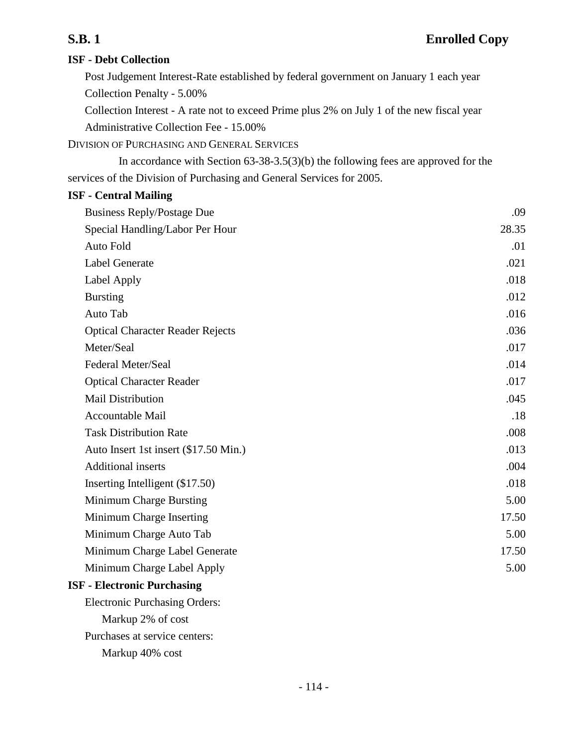**ISF - Debt Collection**

Post Judgement Interest-Rate established by federal government on January 1 each year

Collection Penalty - 5.00%

Collection Interest - A rate not to exceed Prime plus 2% on July 1 of the new fiscal year

Administrative Collection Fee - 15.00%

DIVISION OF PURCHASING AND GENERAL SERVICES

In accordance with Section 63-38-3.5(3)(b) the following fees are approved for the services of the Division of Purchasing and General Services for 2005.

**ISF - Central Mailing**

| | |
|---|---|
| Business Reply/Postage Due | .09 |
| Special Handling/Labor Per Hour | 28.35 |
| Auto Fold | .01 |
| Label Generate | .021 |
| Label Apply | .018 |
| Bursting | .012 |
| Auto Tab | .016 |
| Optical Character Reader Rejects | .036 |
| Meter/Seal | .017 |
| Federal Meter/Seal | .014 |
| Optical Character Reader | .017 |
| Mail Distribution | .045 |
| Accountable Mail | .18 |
| Task Distribution Rate | .008 |
| Auto Insert 1st insert ($17.50 Min.) | .013 |
| Additional inserts | .004 |
| Inserting Intelligent ($17.50) | .018 |
| Minimum Charge Bursting | 5.00 |
| Minimum Charge Inserting | 17.50 |
| Minimum Charge Auto Tab | 5.00 |
| Minimum Charge Label Generate | 17.50 |
| Minimum Charge Label Apply | 5.00 |

**ISF - Electronic Purchasing**

Electronic Purchasing Orders:

Markup 2% of cost

Purchases at service centers:

Markup 40% cost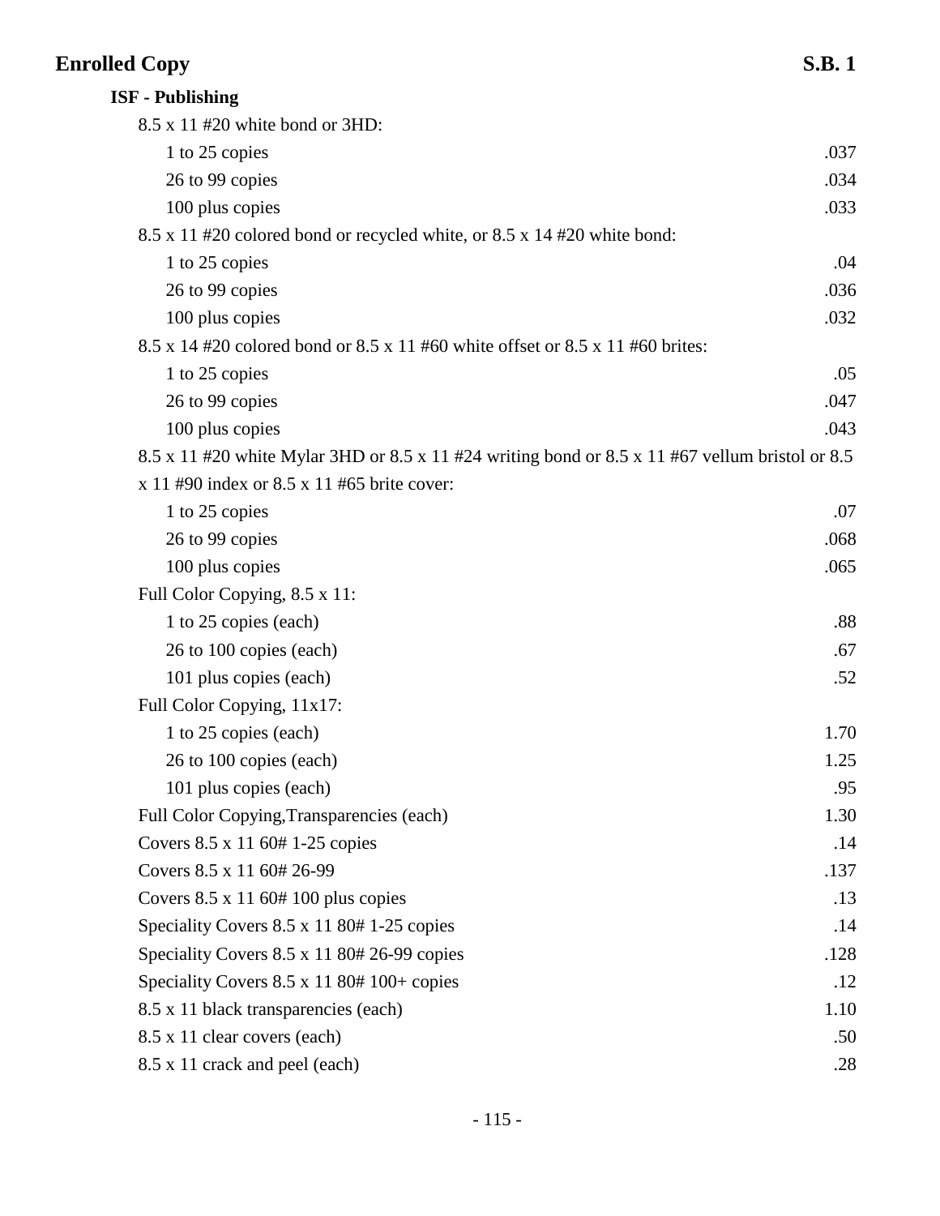**ISF - Publishing**

| | |
|---|---|
| 8.5 x 11 #20 white bond or 3HD: | |
| 1 to 25 copies | .037 |
| 26 to 99 copies | .034 |
| 100 plus copies | .033 |
| 8.5 x 11 #20 colored bond or recycled white, or 8.5 x 14 #20 white bond: | |
| 1 to 25 copies | .04 |
| 26 to 99 copies | .036 |
| 100 plus copies | .032 |
| 8.5 x 14 #20 colored bond or 8.5 x 11 #60 white offset or 8.5 x 11 #60 brites: | |
| 1 to 25 copies | .05 |
| 26 to 99 copies | .047 |
| 100 plus copies | .043 |
| 8.5 x 11 #20 white Mylar 3HD or 8.5 x 11 #24 writing bond or 8.5 x 11 #67 vellum bristol or 8.5 x 11 #90 index or 8.5 x 11 #65 brite cover: | |
| 1 to 25 copies | .07 |
| 26 to 99 copies | .068 |
| 100 plus copies | .065 |
| Full Color Copying, 8.5 x 11: | |
| 1 to 25 copies (each) | .88 |
| 26 to 100 copies (each) | .67 |
| 101 plus copies (each) | .52 |
| Full Color Copying, 11x17: | |
| 1 to 25 copies (each) | 1.70 |
| 26 to 100 copies (each) | 1.25 |
| 101 plus copies (each) | .95 |
| Full Color Copying,Transparencies (each) | 1.30 |
| Covers 8.5 x 11 60# 1-25 copies | .14 |
| Covers 8.5 x 11 60# 26-99 | .137 |
| Covers 8.5 x 11 60# 100 plus copies | .13 |
| Speciality Covers 8.5 x 11 80# 1-25 copies | .14 |
| Speciality Covers 8.5 x 11 80# 26-99 copies | .128 |
| Speciality Covers 8.5 x 11 80# 100+ copies | .12 |
| 8.5 x 11 black transparencies (each) | 1.10 |
| 8.5 x 11 clear covers (each) | .50 |
| 8.5 x 11 crack and peel (each) | .28 |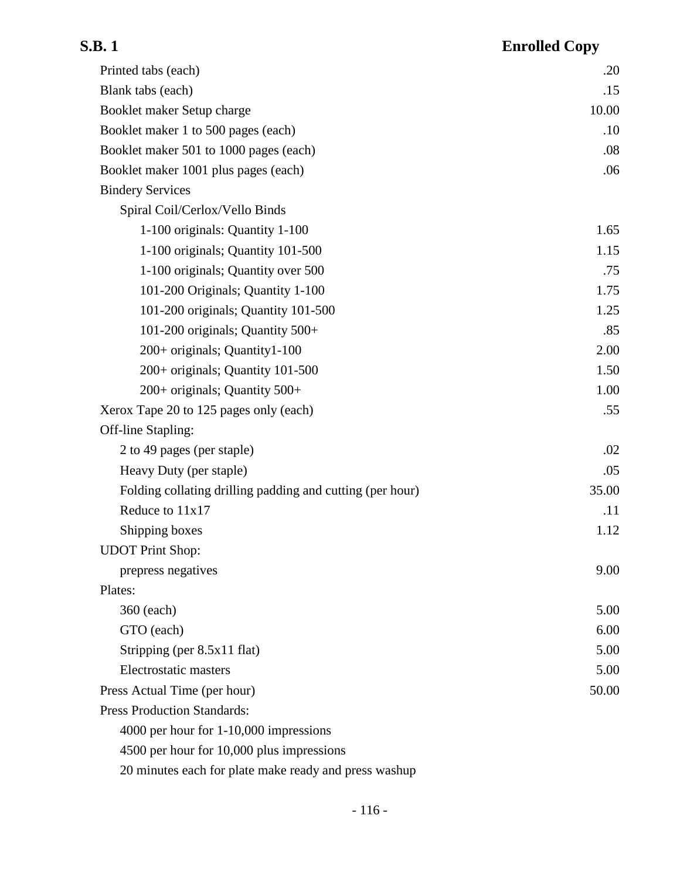| Item | Amount |
| --- | --- |
| Printed tabs (each) | .20 |
| Blank tabs (each) | .15 |
| Booklet maker Setup charge | 10.00 |
| Booklet maker 1 to 500 pages (each) | .10 |
| Booklet maker 501 to 1000 pages (each) | .08 |
| Booklet maker 1001 plus pages (each) | .06 |
| Bindery Services | |
| Spiral Coil/Cerlox/Vello Binds | |
| 1-100 originals: Quantity 1-100 | 1.65 |
| 1-100 originals; Quantity 101-500 | 1.15 |
| 1-100 originals; Quantity over 500 | .75 |
| 101-200 Originals; Quantity 1-100 | 1.75 |
| 101-200 originals; Quantity 101-500 | 1.25 |
| 101-200 originals; Quantity 500+ | .85 |
| 200+ originals; Quantity1-100 | 2.00 |
| 200+ originals; Quantity 101-500 | 1.50 |
| 200+ originals; Quantity 500+ | 1.00 |
| Xerox Tape 20 to 125 pages only (each) | .55 |
| Off-line Stapling: | |
| 2 to 49 pages (per staple) | .02 |
| Heavy Duty (per staple) | .05 |
| Folding collating drilling padding and cutting (per hour) | 35.00 |
| Reduce to 11x17 | .11 |
| Shipping boxes | 1.12 |
| UDOT Print Shop: | |
| prepress negatives | 9.00 |
| Plates: | |
| 360 (each) | 5.00 |
| GTO (each) | 6.00 |
| Stripping (per 8.5x11 flat) | 5.00 |
| Electrostatic masters | 5.00 |
| Press Actual Time (per hour) | 50.00 |
| Press Production Standards: | |
| 4000 per hour for 1-10,000 impressions | |
| 4500 per hour for 10,000 plus impressions | |
| 20 minutes each for plate make ready and press washup | |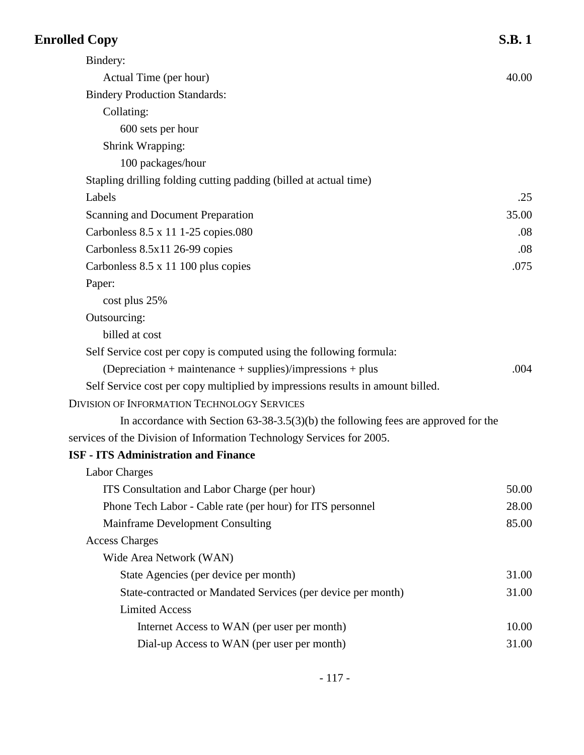| Item | Fee |
|---|---|
| Bindery: | |
| Actual Time (per hour) | 40.00 |
| Bindery Production Standards: | |
| Collating: | |
| 600 sets per hour | |
| Shrink Wrapping: | |
| 100 packages/hour | |
| Stapling drilling folding cutting padding (billed at actual time) | |
| Labels | .25 |
| Scanning and Document Preparation | 35.00 |
| Carbonless 8.5 x 11 1-25 copies.080 | .08 |
| Carbonless 8.5x11 26-99 copies | .08 |
| Carbonless 8.5 x 11 100 plus copies | .075 |
| Paper: | |
| cost plus 25% | |
| Outsourcing: | |
| billed at cost | |
| Self Service cost per copy is computed using the following formula: | |
| (Depreciation + maintenance + supplies)/impressions + plus | .004 |
| Self Service cost per copy multiplied by impressions results in amount billed. | |

DIVISION OF INFORMATION TECHNOLOGY SERVICES

In accordance with Section 63-38-3.5(3)(b) the following fees are approved for the services of the Division of Information Technology Services for 2005.

**ISF - ITS Administration and Finance**

| Item | Fee |
|---|---|
| Labor Charges | |
| ITS Consultation and Labor Charge (per hour) | 50.00 |
| Phone Tech Labor - Cable rate (per hour) for ITS personnel | 28.00 |
| Mainframe Development Consulting | 85.00 |
| Access Charges | |
| Wide Area Network (WAN) | |
| State Agencies (per device per month) | 31.00 |
| State-contracted or Mandated Services (per device per month) | 31.00 |
| Limited Access | |
| Internet Access to WAN (per user per month) | 10.00 |
| Dial-up Access to WAN (per user per month) | 31.00 |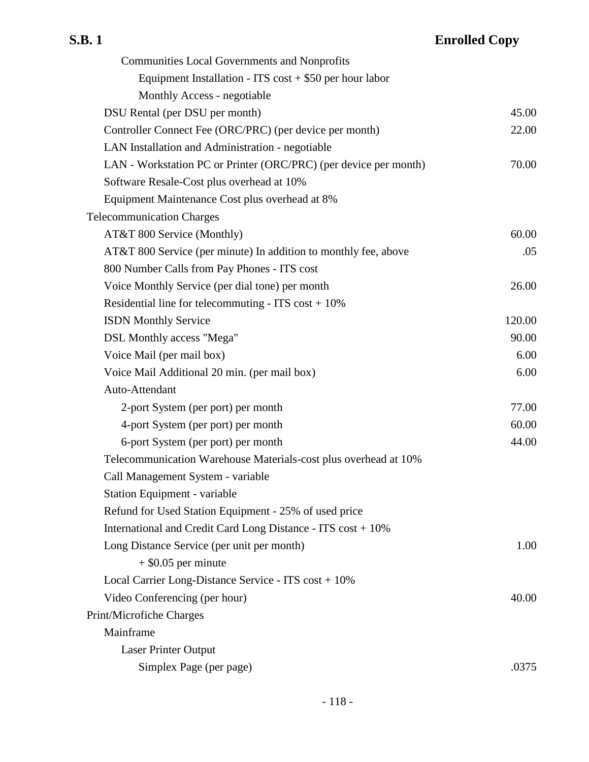| Item | Amount |
|---|---|
| Communities Local Governments and Nonprofits | |
| Equipment Installation - ITS cost + $50 per hour labor | |
| Monthly Access - negotiable | |
| DSU Rental (per DSU per month) | 45.00 |
| Controller Connect Fee (ORC/PRC) (per device per month) | 22.00 |
| LAN Installation and Administration - negotiable | |
| LAN - Workstation PC or Printer (ORC/PRC) (per device per month) | 70.00 |
| Software Resale-Cost plus overhead at 10% | |
| Equipment Maintenance Cost plus overhead at 8% | |
| Telecommunication Charges | |
| AT&T 800 Service (Monthly) | 60.00 |
| AT&T 800 Service (per minute) In addition to monthly fee, above | .05 |
| 800 Number Calls from Pay Phones - ITS cost | |
| Voice Monthly Service (per dial tone) per month | 26.00 |
| Residential line for telecommuting - ITS cost + 10% | |
| ISDN Monthly Service | 120.00 |
| DSL Monthly access "Mega" | 90.00 |
| Voice Mail (per mail box) | 6.00 |
| Voice Mail Additional 20 min. (per mail box) | 6.00 |
| Auto-Attendant | |
| 2-port System (per port) per month | 77.00 |
| 4-port System (per port) per month | 60.00 |
| 6-port System (per port) per month | 44.00 |
| Telecommunication Warehouse Materials-cost plus overhead at 10% | |
| Call Management System - variable | |
| Station Equipment - variable | |
| Refund for Used Station Equipment - 25% of used price | |
| International and Credit Card Long Distance - ITS cost + 10% | |
| Long Distance Service (per unit per month) | 1.00 |
| + $0.05 per minute | |
| Local Carrier Long-Distance Service - ITS cost + 10% | |
| Video Conferencing (per hour) | 40.00 |
| Print/Microfiche Charges | |
| Mainframe | |
| Laser Printer Output | |
| Simplex Page (per page) | .0375 |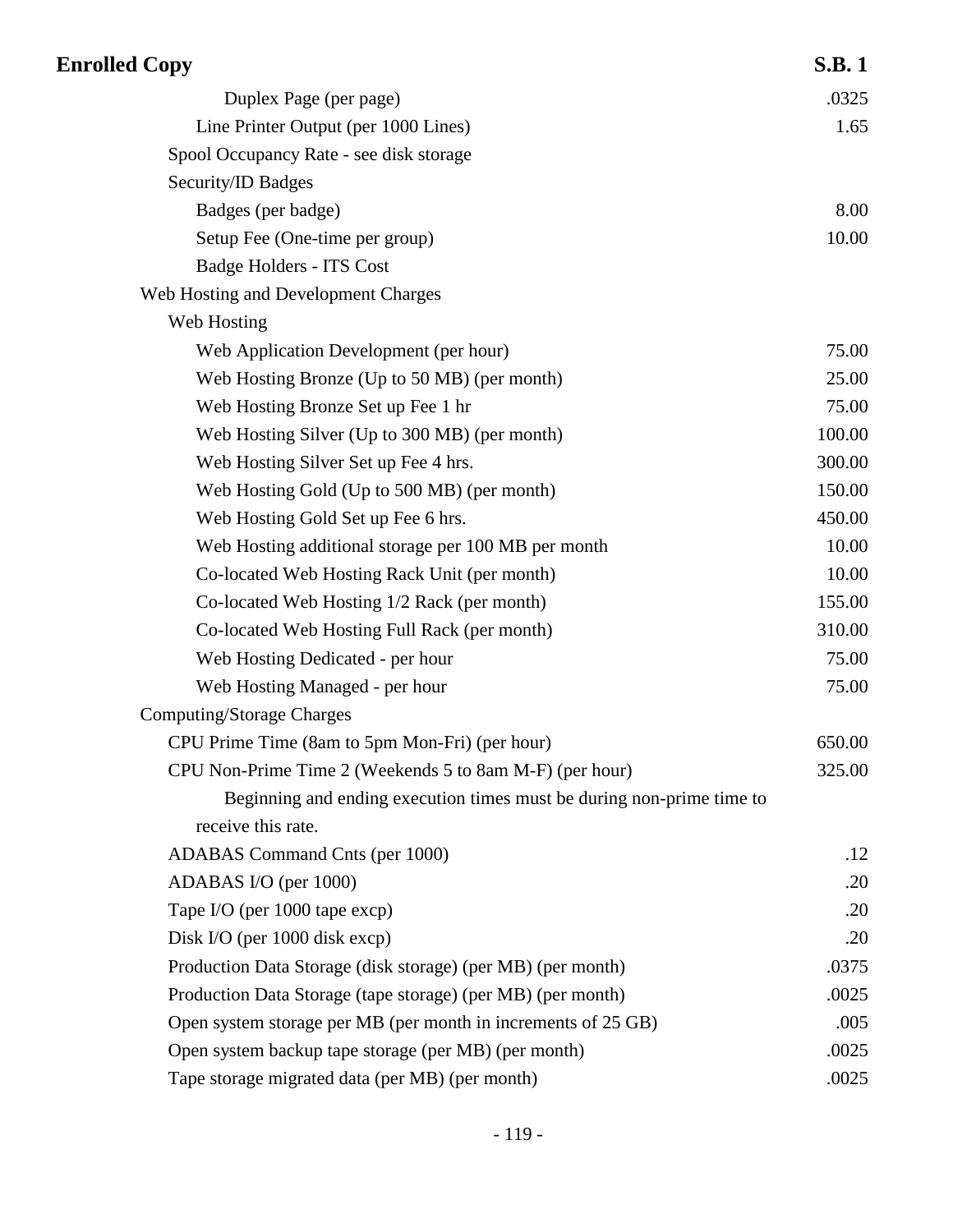| Item | Rate |
|---|---|
| Duplex Page (per page) | .0325 |
| Line Printer Output (per 1000 Lines) | 1.65 |
| Spool Occupancy Rate - see disk storage | |
| Security/ID Badges | |
| Badges (per badge) | 8.00 |
| Setup Fee (One-time per group) | 10.00 |
| Badge Holders - ITS Cost | |
| Web Hosting and Development Charges | |
| Web Hosting | |
| Web Application Development (per hour) | 75.00 |
| Web Hosting Bronze (Up to 50 MB) (per month) | 25.00 |
| Web Hosting Bronze Set up Fee 1 hr | 75.00 |
| Web Hosting Silver (Up to 300 MB) (per month) | 100.00 |
| Web Hosting Silver Set up Fee 4 hrs. | 300.00 |
| Web Hosting Gold (Up to 500 MB) (per month) | 150.00 |
| Web Hosting Gold Set up Fee 6 hrs. | 450.00 |
| Web Hosting additional storage per 100 MB per month | 10.00 |
| Co-located Web Hosting Rack Unit (per month) | 10.00 |
| Co-located Web Hosting 1/2 Rack (per month) | 155.00 |
| Co-located Web Hosting Full Rack (per month) | 310.00 |
| Web Hosting Dedicated - per hour | 75.00 |
| Web Hosting Managed - per hour | 75.00 |
| Computing/Storage Charges | |
| CPU Prime Time (8am to 5pm Mon-Fri) (per hour) | 650.00 |
| CPU Non-Prime Time 2 (Weekends 5 to 8am M-F) (per hour) | 325.00 |
| Beginning and ending execution times must be during non-prime time to receive this rate. | |
| ADABAS Command Cnts (per 1000) | .12 |
| ADABAS I/O (per 1000) | .20 |
| Tape I/O (per 1000 tape excp) | .20 |
| Disk I/O (per 1000 disk excp) | .20 |
| Production Data Storage (disk storage) (per MB) (per month) | .0375 |
| Production Data Storage (tape storage) (per MB) (per month) | .0025 |
| Open system storage per MB (per month in increments of 25 GB) | .005 |
| Open system backup tape storage (per MB) (per month) | .0025 |
| Tape storage migrated data (per MB) (per month) | .0025 |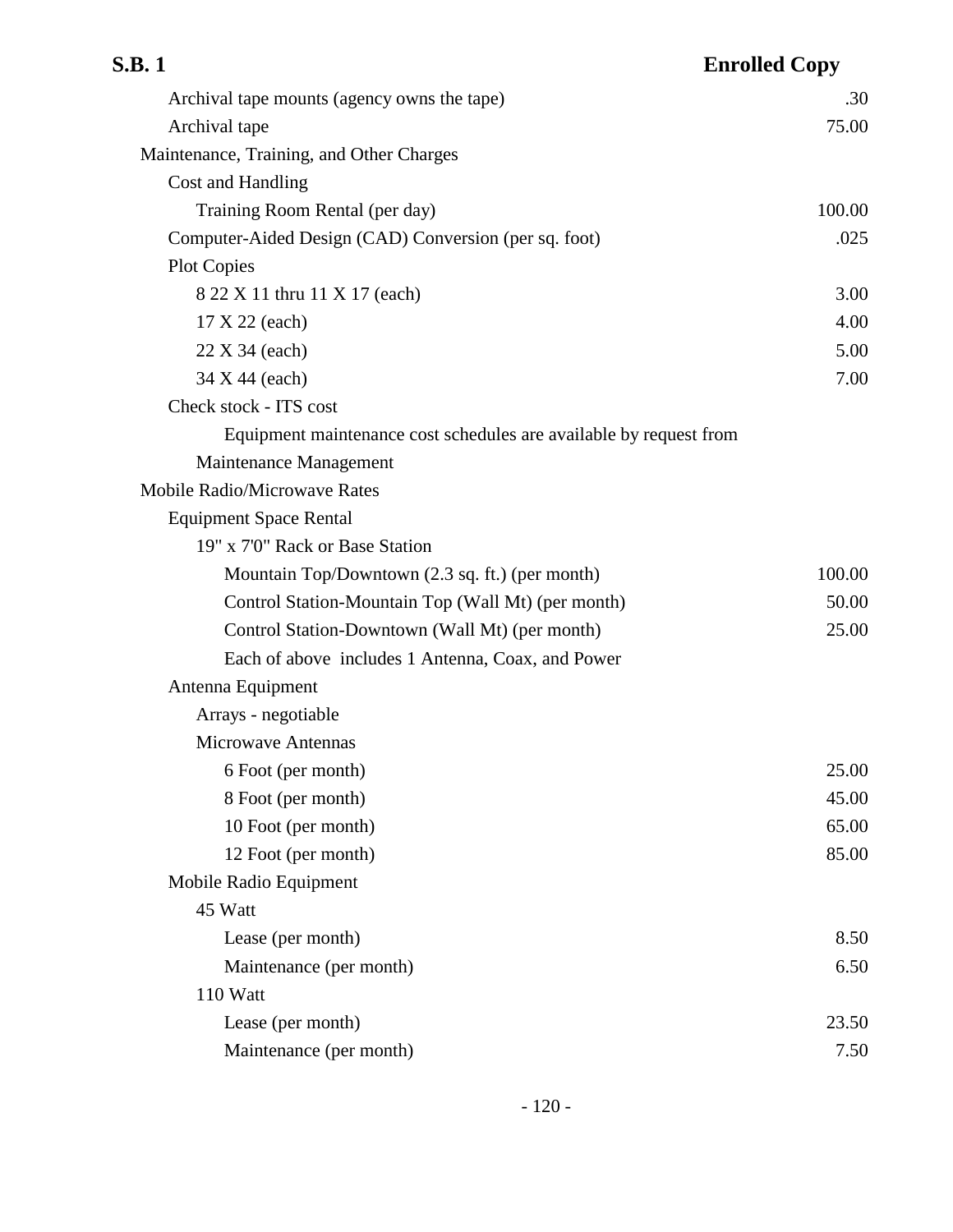| Item | Amount |
|---|---|
| Archival tape mounts (agency owns the tape) | .30 |
| Archival tape | 75.00 |
| Maintenance, Training, and Other Charges | |
| Cost and Handling | |
| Training Room Rental (per day) | 100.00 |
| Computer-Aided Design (CAD) Conversion (per sq. foot) | .025 |
| Plot Copies | |
| 8 22 X 11 thru 11 X 17 (each) | 3.00 |
| 17 X 22 (each) | 4.00 |
| 22 X 34 (each) | 5.00 |
| 34 X 44 (each) | 7.00 |
| Check stock - ITS cost | |
| Equipment maintenance cost schedules are available by request from Maintenance Management | |
| Mobile Radio/Microwave Rates | |
| Equipment Space Rental | |
| 19" x 7'0" Rack or Base Station | |
| Mountain Top/Downtown (2.3 sq. ft.) (per month) | 100.00 |
| Control Station-Mountain Top (Wall Mt) (per month) | 50.00 |
| Control Station-Downtown (Wall Mt) (per month) | 25.00 |
| Each of above includes 1 Antenna, Coax, and Power | |
| Antenna Equipment | |
| Arrays - negotiable | |
| Microwave Antennas | |
| 6 Foot (per month) | 25.00 |
| 8 Foot (per month) | 45.00 |
| 10 Foot (per month) | 65.00 |
| 12 Foot (per month) | 85.00 |
| Mobile Radio Equipment | |
| 45 Watt | |
| Lease (per month) | 8.50 |
| Maintenance (per month) | 6.50 |
| 110 Watt | |
| Lease (per month) | 23.50 |
| Maintenance (per month) | 7.50 |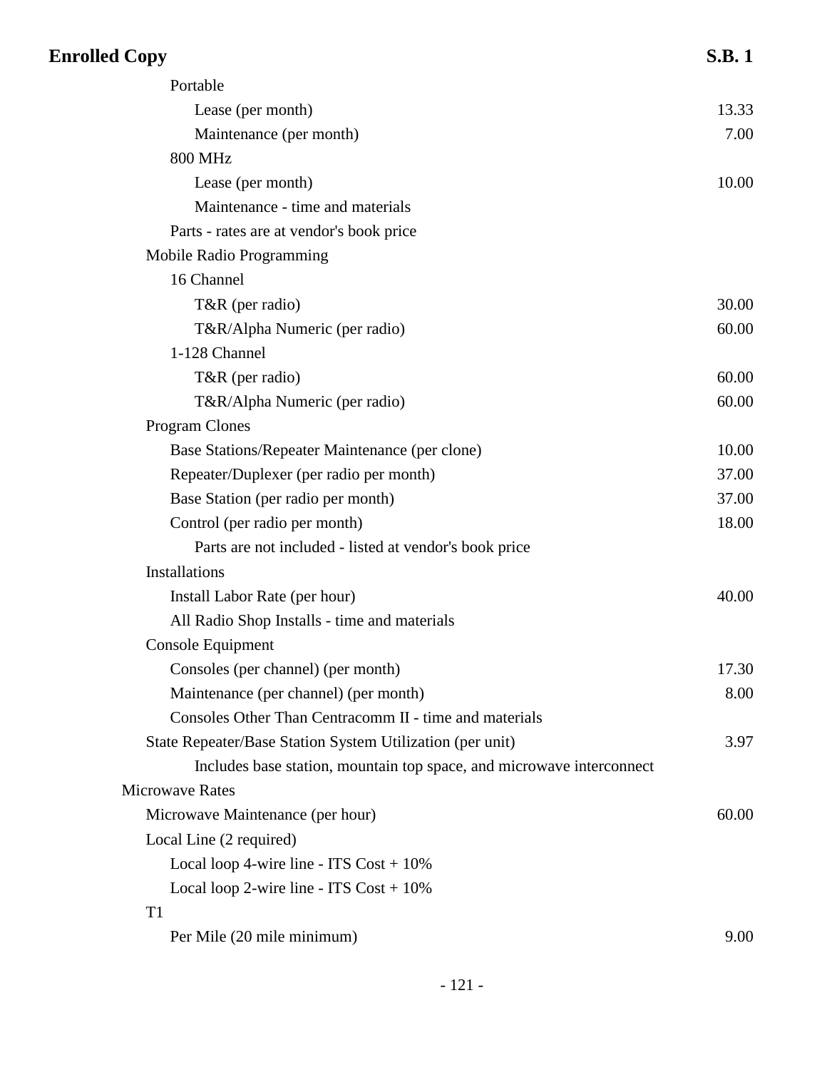| | |
|---|---|
| Portable | |
| Lease (per month) | 13.33 |
| Maintenance (per month) | 7.00 |
| 800 MHz | |
| Lease (per month) | 10.00 |
| Maintenance - time and materials | |
| Parts - rates are at vendor's book price | |
| Mobile Radio Programming | |
| 16 Channel | |
| T&R (per radio) | 30.00 |
| T&R/Alpha Numeric (per radio) | 60.00 |
| 1-128 Channel | |
| T&R (per radio) | 60.00 |
| T&R/Alpha Numeric (per radio) | 60.00 |
| Program Clones | |
| Base Stations/Repeater Maintenance (per clone) | 10.00 |
| Repeater/Duplexer (per radio per month) | 37.00 |
| Base Station (per radio per month) | 37.00 |
| Control (per radio per month) | 18.00 |
| Parts are not included - listed at vendor's book price | |
| Installations | |
| Install Labor Rate (per hour) | 40.00 |
| All Radio Shop Installs - time and materials | |
| Console Equipment | |
| Consoles (per channel) (per month) | 17.30 |
| Maintenance (per channel) (per month) | 8.00 |
| Consoles Other Than Centracomm II - time and materials | |
| State Repeater/Base Station System Utilization (per unit) | 3.97 |
| Includes base station, mountain top space, and microwave interconnect | |
| Microwave Rates | |
| Microwave Maintenance (per hour) | 60.00 |
| Local Line (2 required) | |
| Local loop 4-wire line - ITS Cost + 10% | |
| Local loop 2-wire line - ITS Cost + 10% | |
| T1 | |
| Per Mile (20 mile minimum) | 9.00 |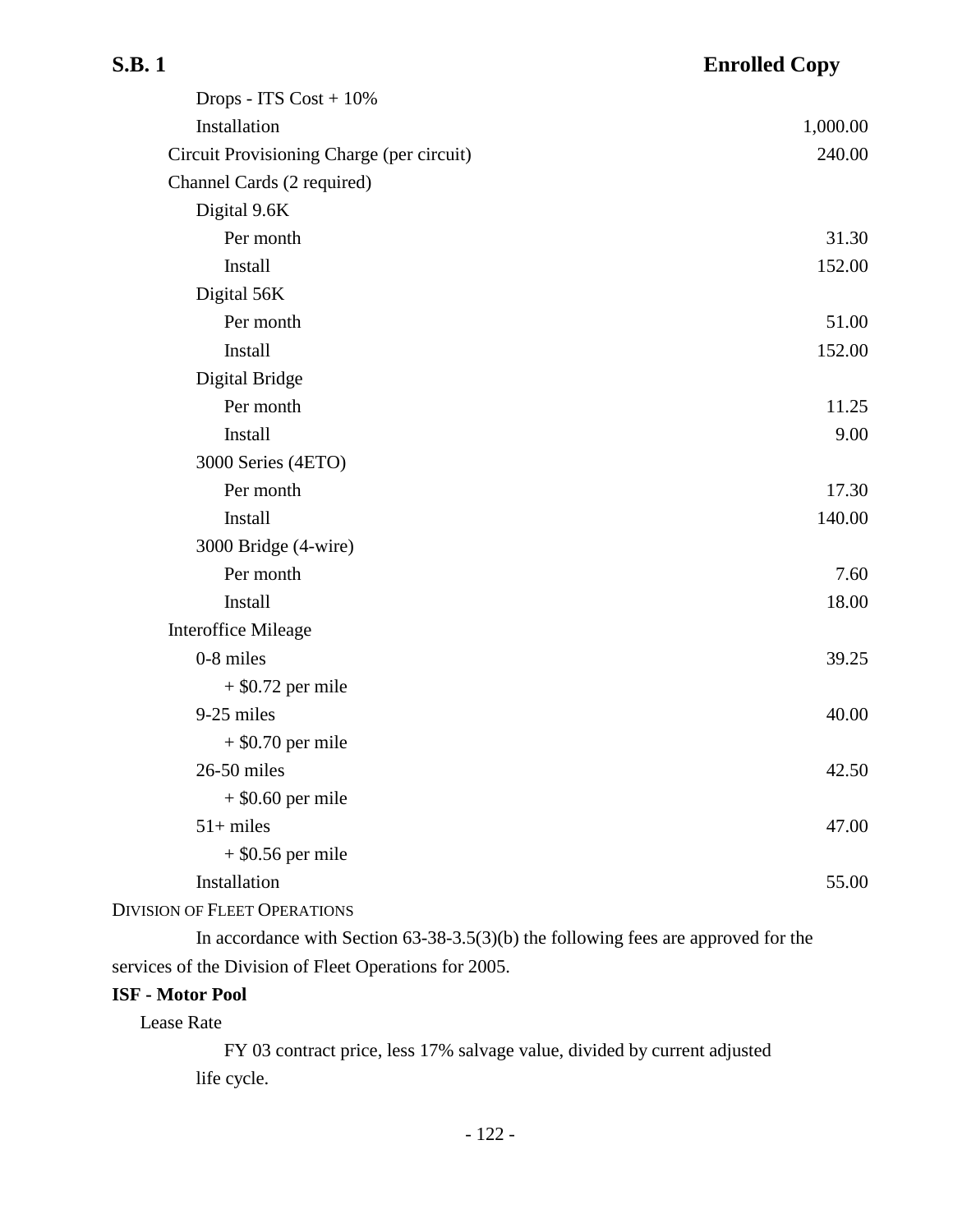| Item | Amount |
|---|---|
| Drops - ITS Cost + 10% | |
| Installation | 1,000.00 |
| Circuit Provisioning Charge (per circuit) | 240.00 |
| Channel Cards (2 required) | |
| Digital 9.6K | |
| Per month | 31.30 |
| Install | 152.00 |
| Digital 56K | |
| Per month | 51.00 |
| Install | 152.00 |
| Digital Bridge | |
| Per month | 11.25 |
| Install | 9.00 |
| 3000 Series (4ETO) | |
| Per month | 17.30 |
| Install | 140.00 |
| 3000 Bridge (4-wire) | |
| Per month | 7.60 |
| Install | 18.00 |
| Interoffice Mileage | |
| 0-8 miles | 39.25 |
| + $0.72 per mile | |
| 9-25 miles | 40.00 |
| + $0.70 per mile | |
| 26-50 miles | 42.50 |
| + $0.60 per mile | |
| 51+ miles | 47.00 |
| + $0.56 per mile | |
| Installation | 55.00 |

DIVISION OF FLEET OPERATIONS

In accordance with Section 63-38-3.5(3)(b) the following fees are approved for the services of the Division of Fleet Operations for 2005.

**ISF - Motor Pool**

Lease Rate

FY 03 contract price, less 17% salvage value, divided by current adjusted life cycle.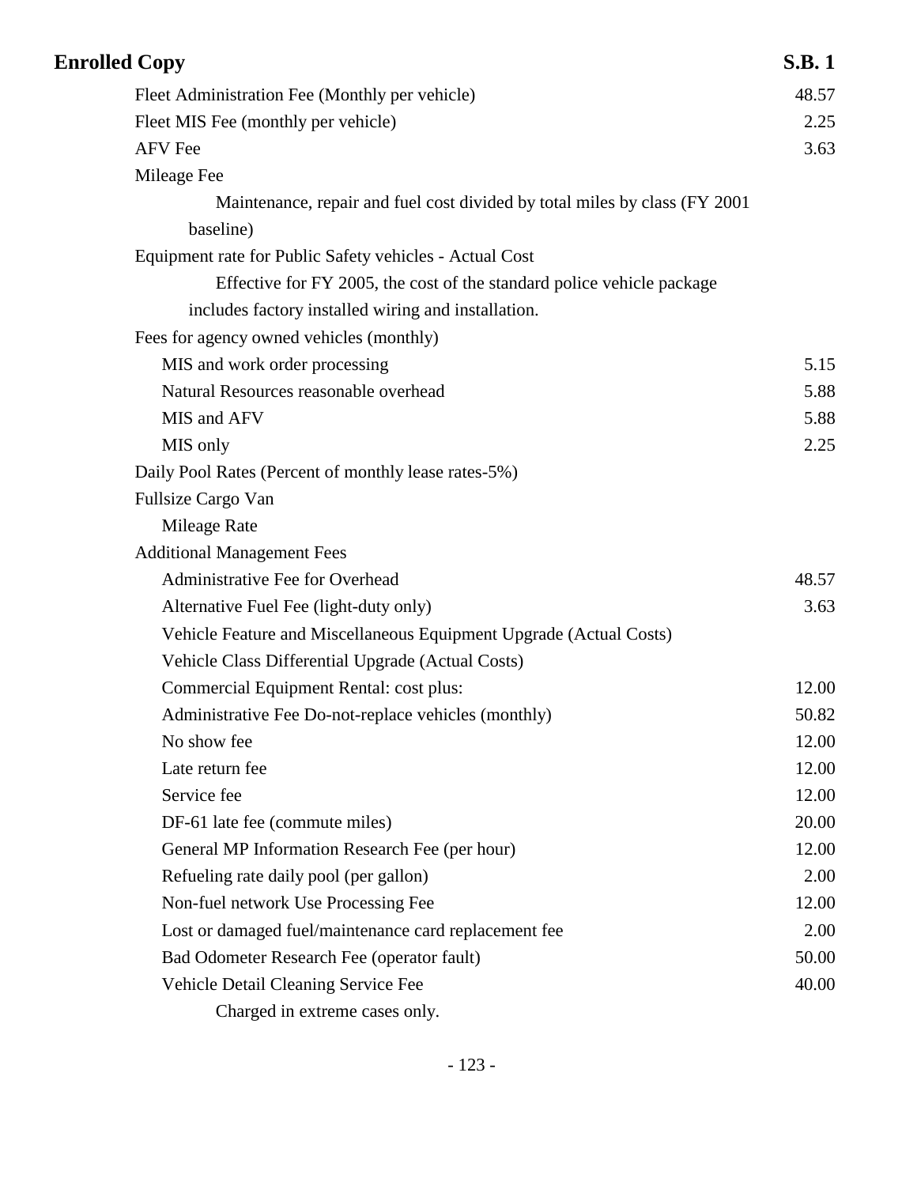| | |
|---|---|
| Fleet Administration Fee (Monthly per vehicle) | 48.57 |
| Fleet MIS Fee (monthly per vehicle) | 2.25 |
| AFV Fee | 3.63 |
| Mileage Fee | |
| Maintenance, repair and fuel cost divided by total miles by class (FY 2001 baseline) | |
| Equipment rate for Public Safety vehicles - Actual Cost | |
| Effective for FY 2005, the cost of the standard police vehicle package includes factory installed wiring and installation. | |
| Fees for agency owned vehicles (monthly) | |
| MIS and work order processing | 5.15 |
| Natural Resources reasonable overhead | 5.88 |
| MIS and AFV | 5.88 |
| MIS only | 2.25 |
| Daily Pool Rates (Percent of monthly lease rates-5%) | |
| Fullsize Cargo Van | |
| Mileage Rate | |
| Additional Management Fees | |
| Administrative Fee for Overhead | 48.57 |
| Alternative Fuel Fee (light-duty only) | 3.63 |
| Vehicle Feature and Miscellaneous Equipment Upgrade (Actual Costs) | |
| Vehicle Class Differential Upgrade (Actual Costs) | |
| Commercial Equipment Rental: cost plus: | 12.00 |
| Administrative Fee Do-not-replace vehicles (monthly) | 50.82 |
| No show fee | 12.00 |
| Late return fee | 12.00 |
| Service fee | 12.00 |
| DF-61 late fee (commute miles) | 20.00 |
| General MP Information Research Fee (per hour) | 12.00 |
| Refueling rate daily pool (per gallon) | 2.00 |
| Non-fuel network Use Processing Fee | 12.00 |
| Lost or damaged fuel/maintenance card replacement fee | 2.00 |
| Bad Odometer Research Fee (operator fault) | 50.00 |
| Vehicle Detail Cleaning Service Fee | 40.00 |
| Charged in extreme cases only. | |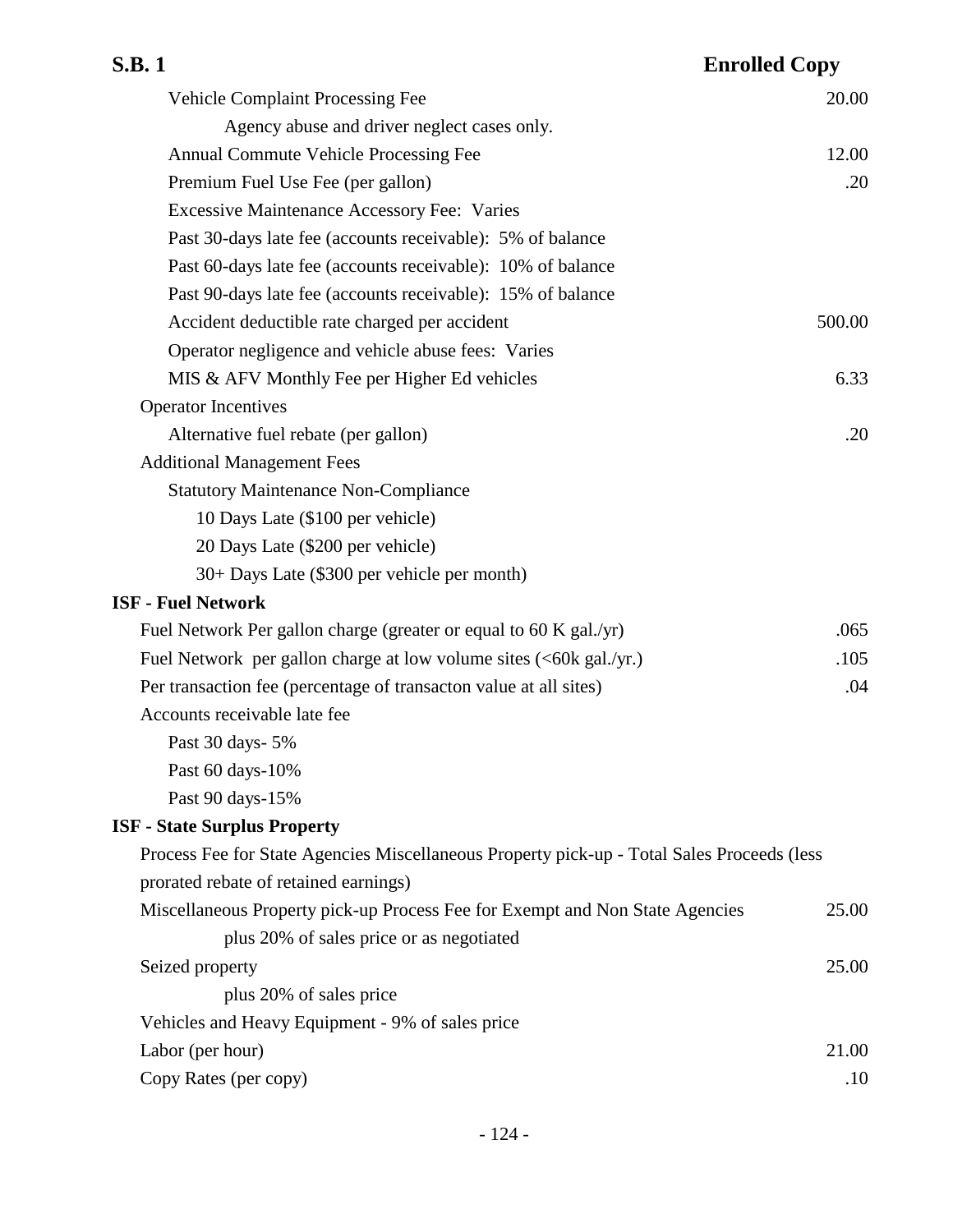| | |
|---|---|
| Vehicle Complaint Processing Fee | 20.00 |
| Agency abuse and driver neglect cases only. | |
| Annual Commute Vehicle Processing Fee | 12.00 |
| Premium Fuel Use Fee (per gallon) | .20 |
| Excessive Maintenance Accessory Fee: Varies | |
| Past 30-days late fee (accounts receivable): 5% of balance | |
| Past 60-days late fee (accounts receivable): 10% of balance | |
| Past 90-days late fee (accounts receivable): 15% of balance | |
| Accident deductible rate charged per accident | 500.00 |
| Operator negligence and vehicle abuse fees: Varies | |
| MIS & AFV Monthly Fee per Higher Ed vehicles | 6.33 |
| Operator Incentives | |
| Alternative fuel rebate (per gallon) | .20 |
| Additional Management Fees | |
| Statutory Maintenance Non-Compliance | |
| 10 Days Late ($100 per vehicle) | |
| 20 Days Late ($200 per vehicle) | |
| 30+ Days Late ($300 per vehicle per month) | |
| **ISF - Fuel Network** | |
| Fuel Network Per gallon charge (greater or equal to 60 K gal./yr) | .065 |
| Fuel Network per gallon charge at low volume sites (<60k gal./yr.) | .105 |
| Per transaction fee (percentage of transacton value at all sites) | .04 |
| Accounts receivable late fee | |
| Past 30 days- 5% | |
| Past 60 days-10% | |
| Past 90 days-15% | |
| **ISF - State Surplus Property** | |
| Process Fee for State Agencies Miscellaneous Property pick-up - Total Sales Proceeds (less prorated rebate of retained earnings) | |
| Miscellaneous Property pick-up Process Fee for Exempt and Non State Agencies | 25.00 |
| plus 20% of sales price or as negotiated | |
| Seized property | 25.00 |
| plus 20% of sales price | |
| Vehicles and Heavy Equipment - 9% of sales price | |
| Labor (per hour) | 21.00 |
| Copy Rates (per copy) | .10 |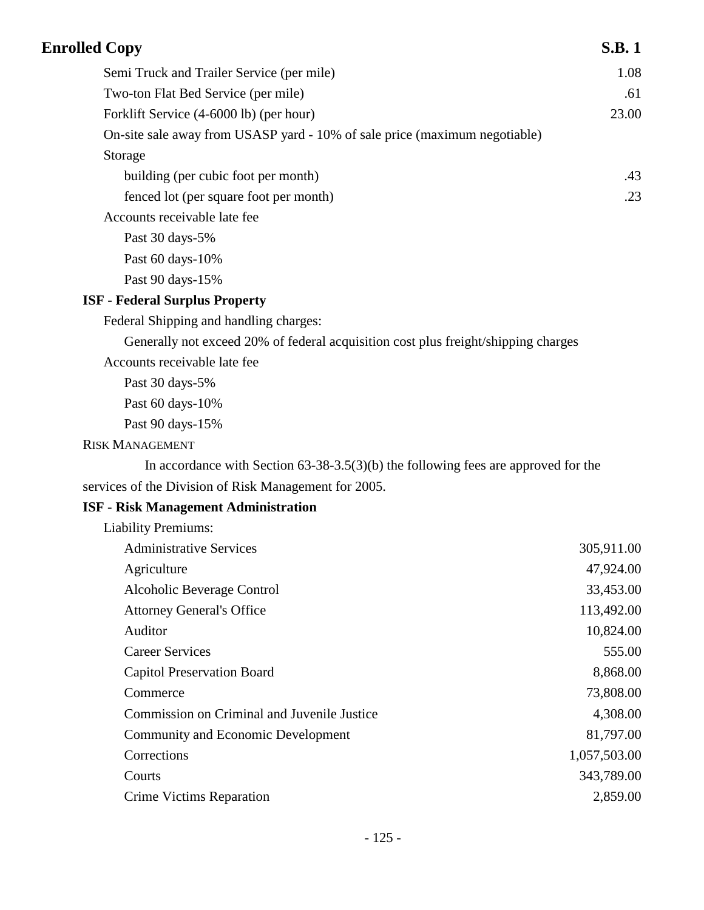Semi Truck and Trailer Service (per mile) 1.08

Two-ton Flat Bed Service (per mile) .61

Forklift Service (4-6000 lb) (per hour) 23.00

On-site sale away from USASP yard - 10% of sale price (maximum negotiable)

Storage

building (per cubic foot per month) .43

fenced lot (per square foot per month) .23

Accounts receivable late fee

Past 30 days-5%

Past 60 days-10%

Past 90 days-15%

**ISF - Federal Surplus Property**

Federal Shipping and handling charges:

Generally not exceed 20% of federal acquisition cost plus freight/shipping charges

Accounts receivable late fee

Past 30 days-5%

Past 60 days-10%

Past 90 days-15%

RISK MANAGEMENT

In accordance with Section 63-38-3.5(3)(b) the following fees are approved for the services of the Division of Risk Management for 2005.

**ISF - Risk Management Administration**

Liability Premiums:

| | |
|---|---|
| Administrative Services | 305,911.00 |
| Agriculture | 47,924.00 |
| Alcoholic Beverage Control | 33,453.00 |
| Attorney General's Office | 113,492.00 |
| Auditor | 10,824.00 |
| Career Services | 555.00 |
| Capitol Preservation Board | 8,868.00 |
| Commerce | 73,808.00 |
| Commission on Criminal and Juvenile Justice | 4,308.00 |
| Community and Economic Development | 81,797.00 |
| Corrections | 1,057,503.00 |
| Courts | 343,789.00 |
| Crime Victims Reparation | 2,859.00 |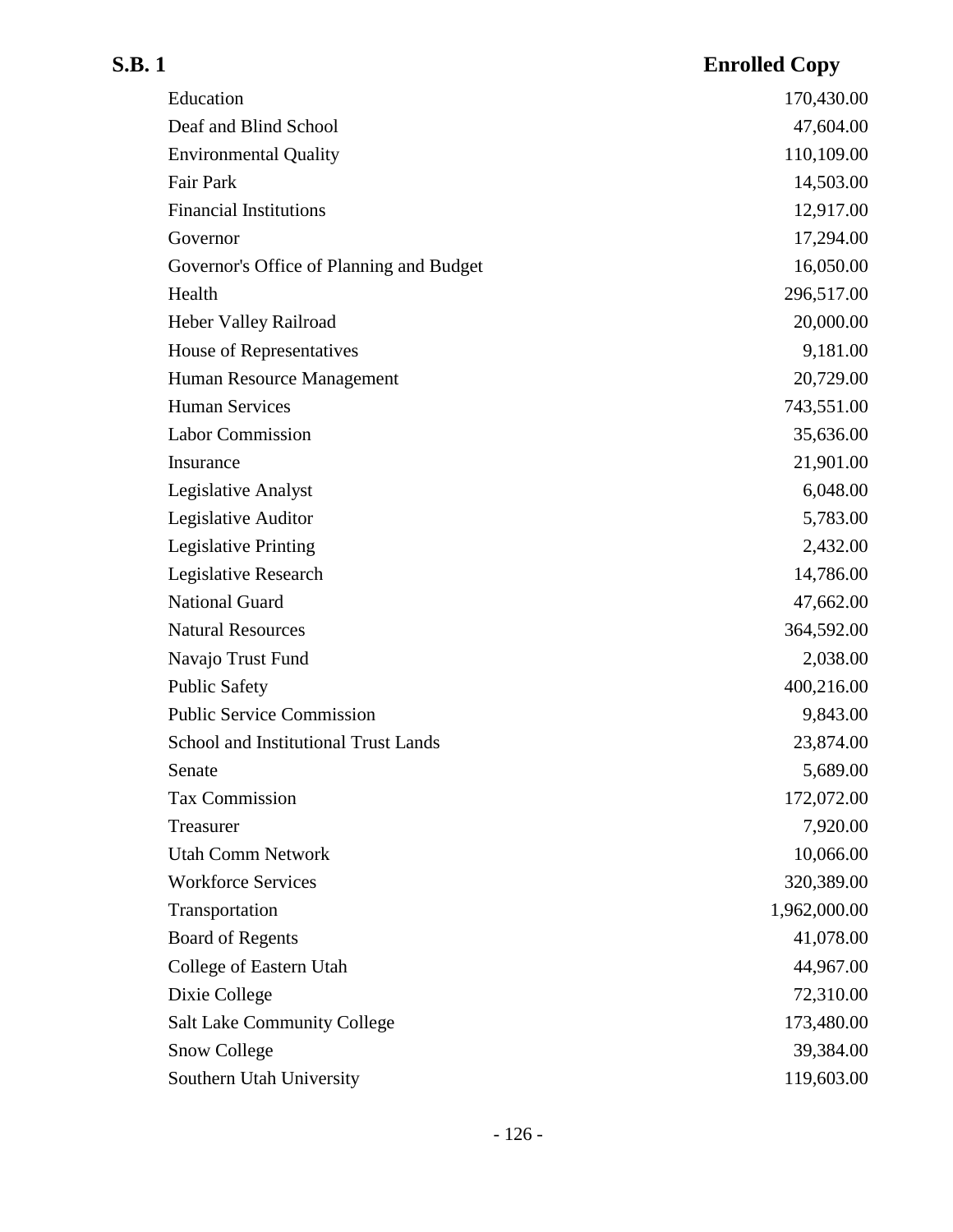| | |
|---|---|
| Education | 170,430.00 |
| Deaf and Blind School | 47,604.00 |
| Environmental Quality | 110,109.00 |
| Fair Park | 14,503.00 |
| Financial Institutions | 12,917.00 |
| Governor | 17,294.00 |
| Governor's Office of Planning and Budget | 16,050.00 |
| Health | 296,517.00 |
| Heber Valley Railroad | 20,000.00 |
| House of Representatives | 9,181.00 |
| Human Resource Management | 20,729.00 |
| Human Services | 743,551.00 |
| Labor Commission | 35,636.00 |
| Insurance | 21,901.00 |
| Legislative Analyst | 6,048.00 |
| Legislative Auditor | 5,783.00 |
| Legislative Printing | 2,432.00 |
| Legislative Research | 14,786.00 |
| National Guard | 47,662.00 |
| Natural Resources | 364,592.00 |
| Navajo Trust Fund | 2,038.00 |
| Public Safety | 400,216.00 |
| Public Service Commission | 9,843.00 |
| School and Institutional Trust Lands | 23,874.00 |
| Senate | 5,689.00 |
| Tax Commission | 172,072.00 |
| Treasurer | 7,920.00 |
| Utah Comm Network | 10,066.00 |
| Workforce Services | 320,389.00 |
| Transportation | 1,962,000.00 |
| Board of Regents | 41,078.00 |
| College of Eastern Utah | 44,967.00 |
| Dixie College | 72,310.00 |
| Salt Lake Community College | 173,480.00 |
| Snow College | 39,384.00 |
| Southern Utah University | 119,603.00 |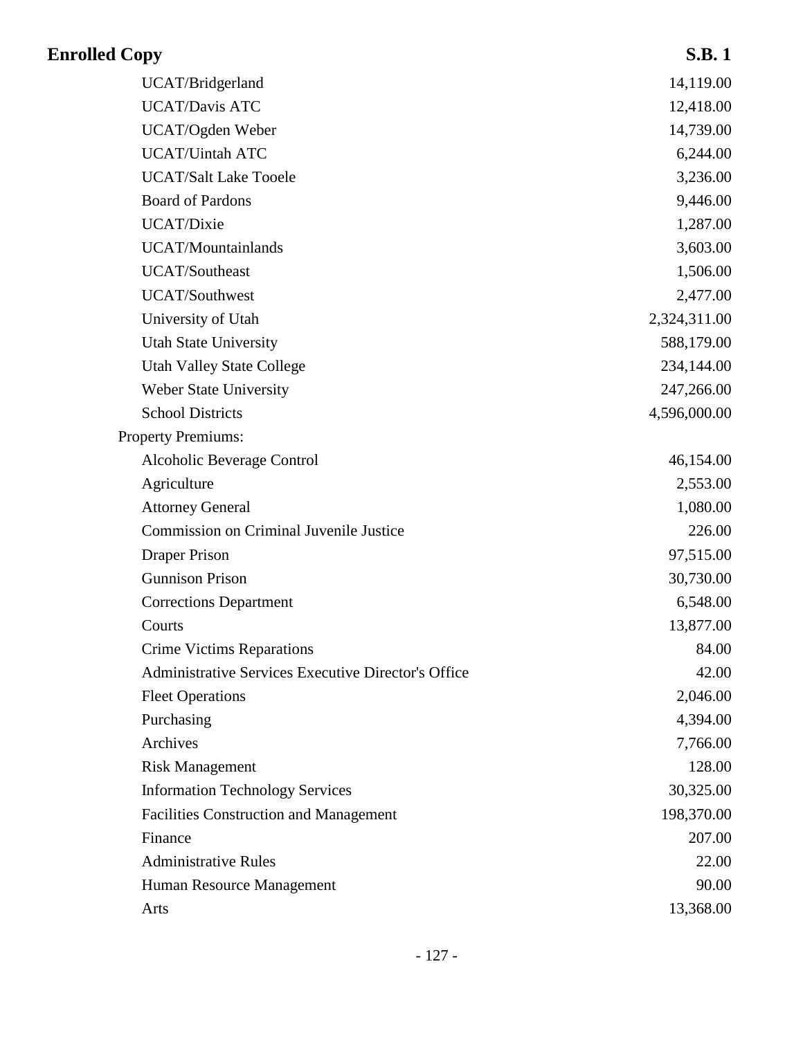| | |
|---|---|
| UCAT/Bridgerland | 14,119.00 |
| UCAT/Davis ATC | 12,418.00 |
| UCAT/Ogden Weber | 14,739.00 |
| UCAT/Uintah ATC | 6,244.00 |
| UCAT/Salt Lake Tooele | 3,236.00 |
| Board of Pardons | 9,446.00 |
| UCAT/Dixie | 1,287.00 |
| UCAT/Mountainlands | 3,603.00 |
| UCAT/Southeast | 1,506.00 |
| UCAT/Southwest | 2,477.00 |
| University of Utah | 2,324,311.00 |
| Utah State University | 588,179.00 |
| Utah Valley State College | 234,144.00 |
| Weber State University | 247,266.00 |
| School Districts | 4,596,000.00 |
| Property Premiums: | |
| Alcoholic Beverage Control | 46,154.00 |
| Agriculture | 2,553.00 |
| Attorney General | 1,080.00 |
| Commission on Criminal Juvenile Justice | 226.00 |
| Draper Prison | 97,515.00 |
| Gunnison Prison | 30,730.00 |
| Corrections Department | 6,548.00 |
| Courts | 13,877.00 |
| Crime Victims Reparations | 84.00 |
| Administrative Services Executive Director's Office | 42.00 |
| Fleet Operations | 2,046.00 |
| Purchasing | 4,394.00 |
| Archives | 7,766.00 |
| Risk Management | 128.00 |
| Information Technology Services | 30,325.00 |
| Facilities Construction and Management | 198,370.00 |
| Finance | 207.00 |
| Administrative Rules | 22.00 |
| Human Resource Management | 90.00 |
| Arts | 13,368.00 |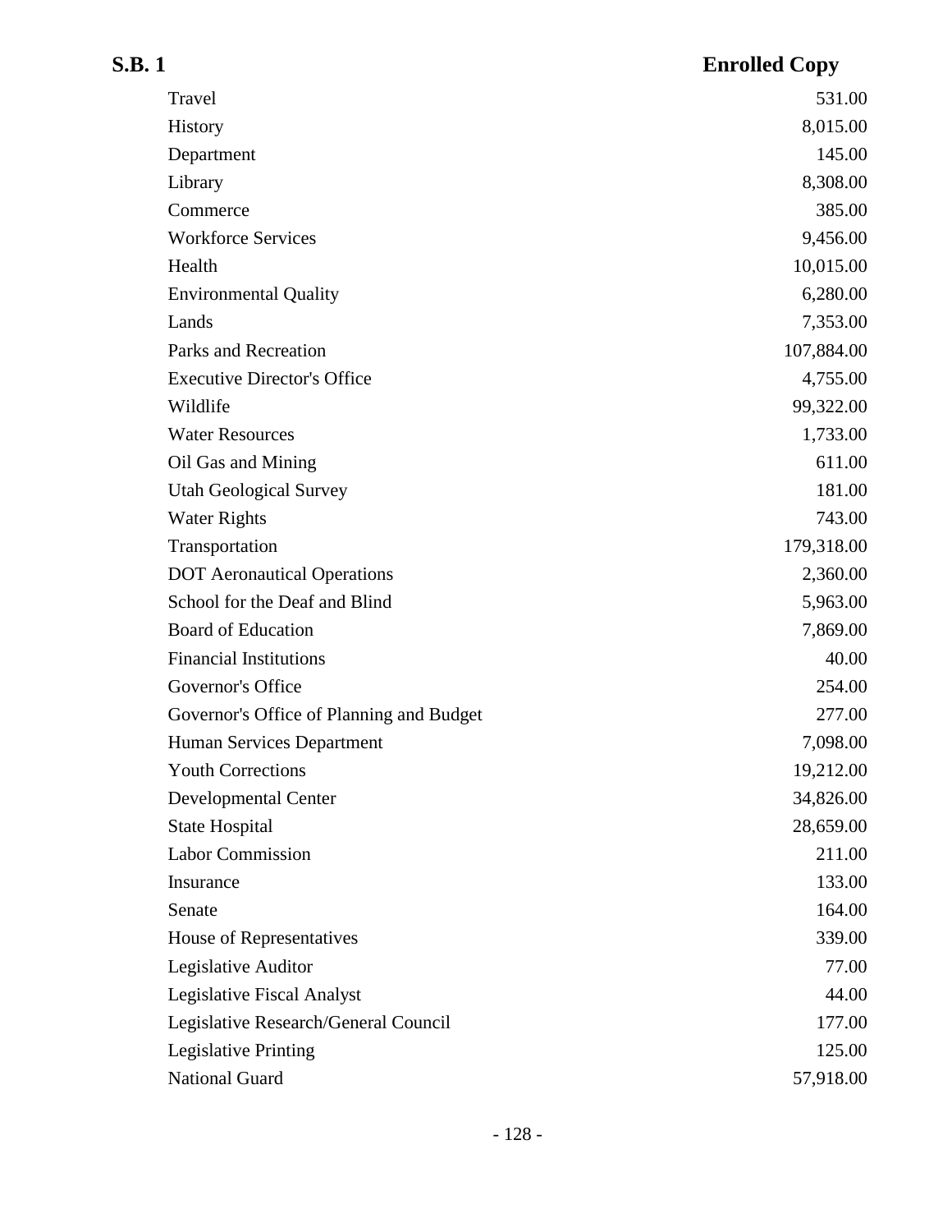| | |
|---|---|
| Travel | 531.00 |
| History | 8,015.00 |
| Department | 145.00 |
| Library | 8,308.00 |
| Commerce | 385.00 |
| Workforce Services | 9,456.00 |
| Health | 10,015.00 |
| Environmental Quality | 6,280.00 |
| Lands | 7,353.00 |
| Parks and Recreation | 107,884.00 |
| Executive Director's Office | 4,755.00 |
| Wildlife | 99,322.00 |
| Water Resources | 1,733.00 |
| Oil Gas and Mining | 611.00 |
| Utah Geological Survey | 181.00 |
| Water Rights | 743.00 |
| Transportation | 179,318.00 |
| DOT Aeronautical Operations | 2,360.00 |
| School for the Deaf and Blind | 5,963.00 |
| Board of Education | 7,869.00 |
| Financial Institutions | 40.00 |
| Governor's Office | 254.00 |
| Governor's Office of Planning and Budget | 277.00 |
| Human Services Department | 7,098.00 |
| Youth Corrections | 19,212.00 |
| Developmental Center | 34,826.00 |
| State Hospital | 28,659.00 |
| Labor Commission | 211.00 |
| Insurance | 133.00 |
| Senate | 164.00 |
| House of Representatives | 339.00 |
| Legislative Auditor | 77.00 |
| Legislative Fiscal Analyst | 44.00 |
| Legislative Research/General Council | 177.00 |
| Legislative Printing | 125.00 |
| National Guard | 57,918.00 |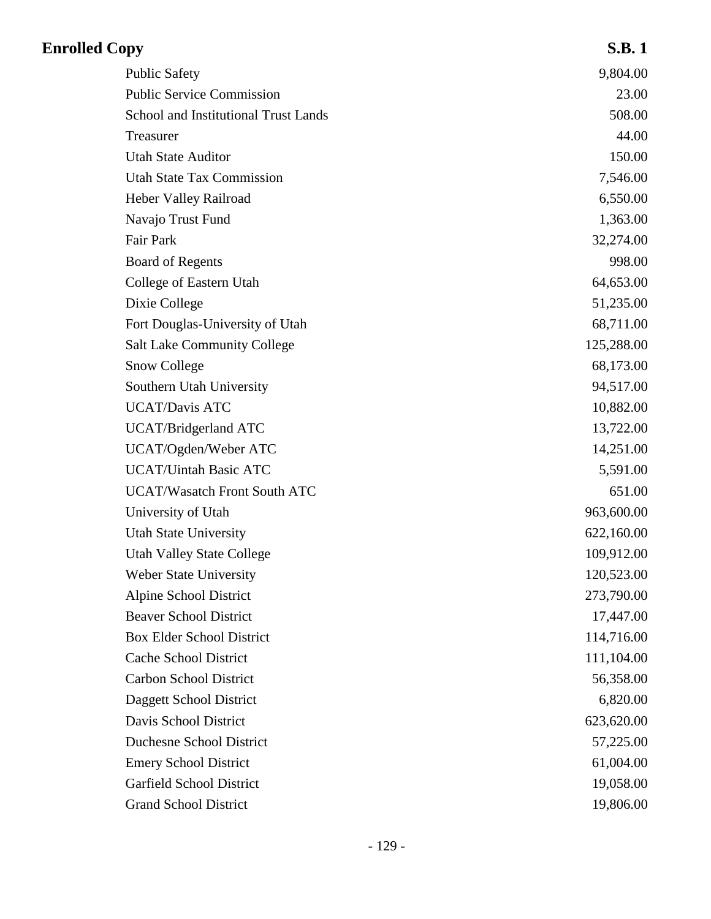| | |
|---|---|
| Public Safety | 9,804.00 |
| Public Service Commission | 23.00 |
| School and Institutional Trust Lands | 508.00 |
| Treasurer | 44.00 |
| Utah State Auditor | 150.00 |
| Utah State Tax Commission | 7,546.00 |
| Heber Valley Railroad | 6,550.00 |
| Navajo Trust Fund | 1,363.00 |
| Fair Park | 32,274.00 |
| Board of Regents | 998.00 |
| College of Eastern Utah | 64,653.00 |
| Dixie College | 51,235.00 |
| Fort Douglas-University of Utah | 68,711.00 |
| Salt Lake Community College | 125,288.00 |
| Snow College | 68,173.00 |
| Southern Utah University | 94,517.00 |
| UCAT/Davis ATC | 10,882.00 |
| UCAT/Bridgerland ATC | 13,722.00 |
| UCAT/Ogden/Weber ATC | 14,251.00 |
| UCAT/Uintah Basic ATC | 5,591.00 |
| UCAT/Wasatch Front South ATC | 651.00 |
| University of Utah | 963,600.00 |
| Utah State University | 622,160.00 |
| Utah Valley State College | 109,912.00 |
| Weber State University | 120,523.00 |
| Alpine School District | 273,790.00 |
| Beaver School District | 17,447.00 |
| Box Elder School District | 114,716.00 |
| Cache School District | 111,104.00 |
| Carbon School District | 56,358.00 |
| Daggett School District | 6,820.00 |
| Davis School District | 623,620.00 |
| Duchesne School District | 57,225.00 |
| Emery School District | 61,004.00 |
| Garfield School District | 19,058.00 |
| Grand School District | 19,806.00 |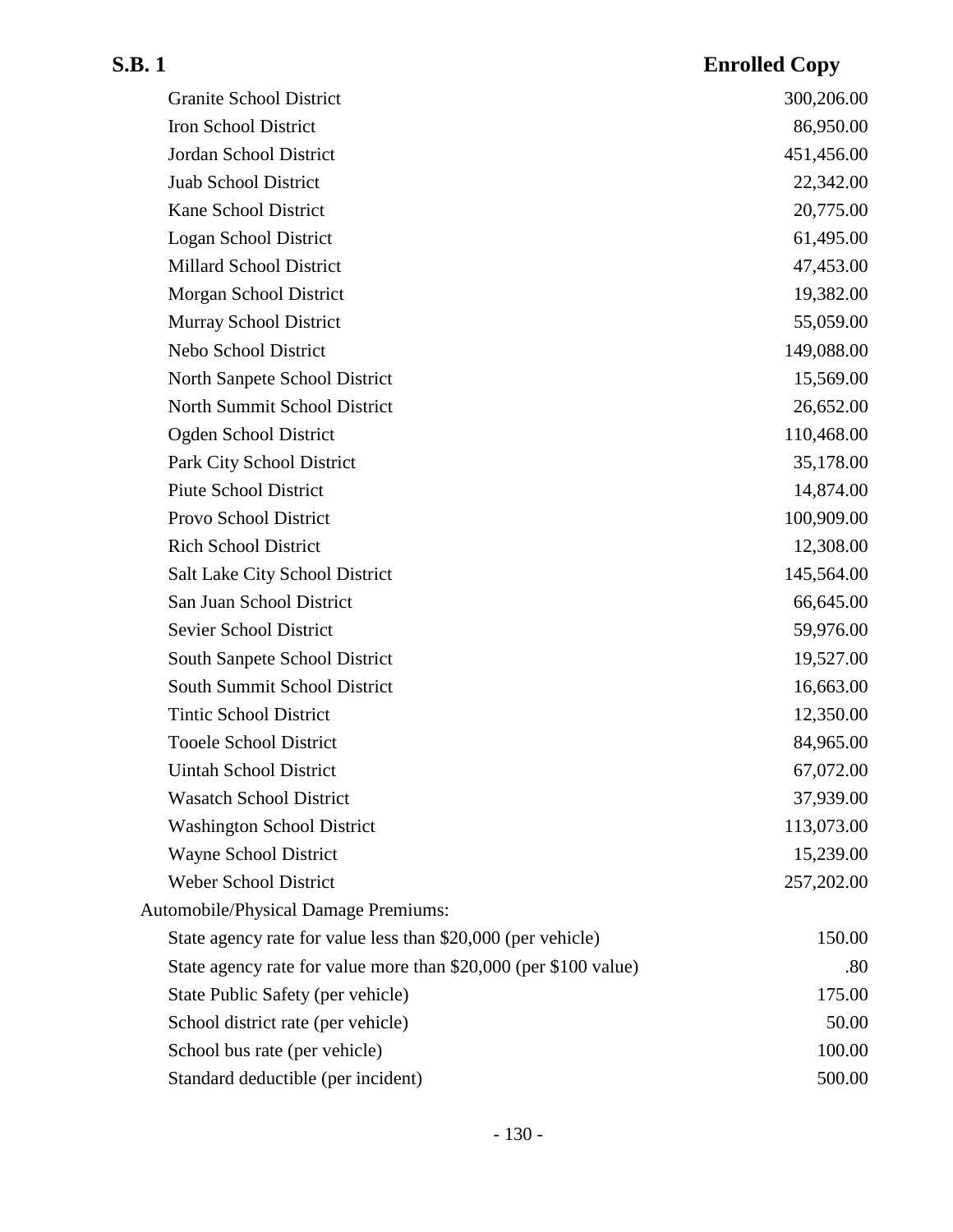| | |
|---|---|
| Granite School District | 300,206.00 |
| Iron School District | 86,950.00 |
| Jordan School District | 451,456.00 |
| Juab School District | 22,342.00 |
| Kane School District | 20,775.00 |
| Logan School District | 61,495.00 |
| Millard School District | 47,453.00 |
| Morgan School District | 19,382.00 |
| Murray School District | 55,059.00 |
| Nebo School District | 149,088.00 |
| North Sanpete School District | 15,569.00 |
| North Summit School District | 26,652.00 |
| Ogden School District | 110,468.00 |
| Park City School District | 35,178.00 |
| Piute School District | 14,874.00 |
| Provo School District | 100,909.00 |
| Rich School District | 12,308.00 |
| Salt Lake City School District | 145,564.00 |
| San Juan School District | 66,645.00 |
| Sevier School District | 59,976.00 |
| South Sanpete School District | 19,527.00 |
| South Summit School District | 16,663.00 |
| Tintic School District | 12,350.00 |
| Tooele School District | 84,965.00 |
| Uintah School District | 67,072.00 |
| Wasatch School District | 37,939.00 |
| Washington School District | 113,073.00 |
| Wayne School District | 15,239.00 |
| Weber School District | 257,202.00 |
| Automobile/Physical Damage Premiums: | |
| State agency rate for value less than $20,000 (per vehicle) | 150.00 |
| State agency rate for value more than $20,000 (per $100 value) | .80 |
| State Public Safety (per vehicle) | 175.00 |
| School district rate (per vehicle) | 50.00 |
| School bus rate (per vehicle) | 100.00 |
| Standard deductible (per incident) | 500.00 |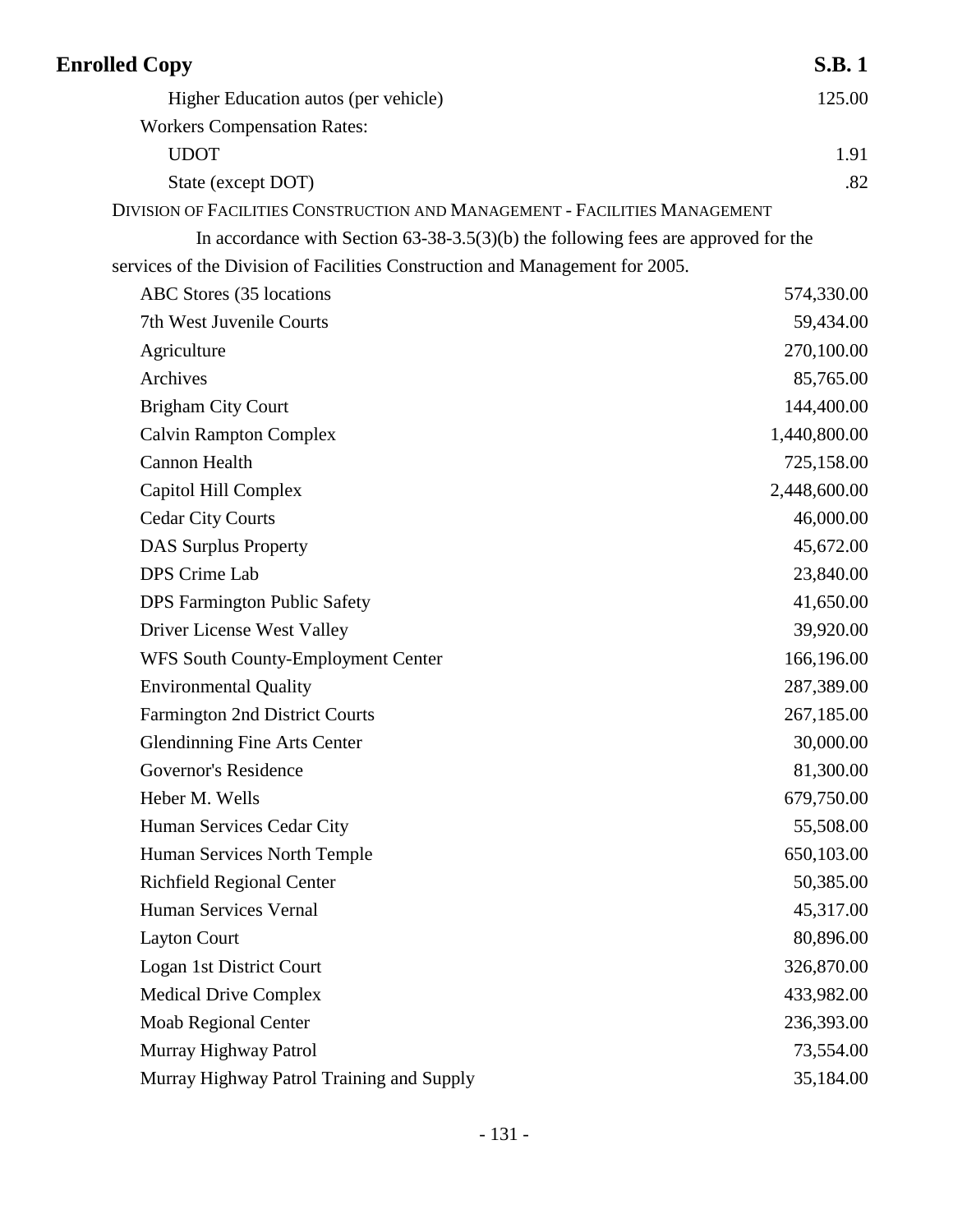| | |
|---|---|
| Higher Education autos (per vehicle) | 125.00 |
| Workers Compensation Rates: | |
| UDOT | 1.91 |
| State (except DOT) | .82 |

DIVISION OF FACILITIES CONSTRUCTION AND MANAGEMENT - FACILITIES MANAGEMENT

In accordance with Section 63-38-3.5(3)(b) the following fees are approved for the services of the Division of Facilities Construction and Management for 2005.

| | |
|---|---|
| ABC Stores (35 locations | 574,330.00 |
| 7th West Juvenile Courts | 59,434.00 |
| Agriculture | 270,100.00 |
| Archives | 85,765.00 |
| Brigham City Court | 144,400.00 |
| Calvin Rampton Complex | 1,440,800.00 |
| Cannon Health | 725,158.00 |
| Capitol Hill Complex | 2,448,600.00 |
| Cedar City Courts | 46,000.00 |
| DAS Surplus Property | 45,672.00 |
| DPS Crime Lab | 23,840.00 |
| DPS Farmington Public Safety | 41,650.00 |
| Driver License West Valley | 39,920.00 |
| WFS South County-Employment Center | 166,196.00 |
| Environmental Quality | 287,389.00 |
| Farmington 2nd District Courts | 267,185.00 |
| Glendinning Fine Arts Center | 30,000.00 |
| Governor's Residence | 81,300.00 |
| Heber M. Wells | 679,750.00 |
| Human Services Cedar City | 55,508.00 |
| Human Services North Temple | 650,103.00 |
| Richfield Regional Center | 50,385.00 |
| Human Services Vernal | 45,317.00 |
| Layton Court | 80,896.00 |
| Logan 1st District Court | 326,870.00 |
| Medical Drive Complex | 433,982.00 |
| Moab Regional Center | 236,393.00 |
| Murray Highway Patrol | 73,554.00 |
| Murray Highway Patrol Training and Supply | 35,184.00 |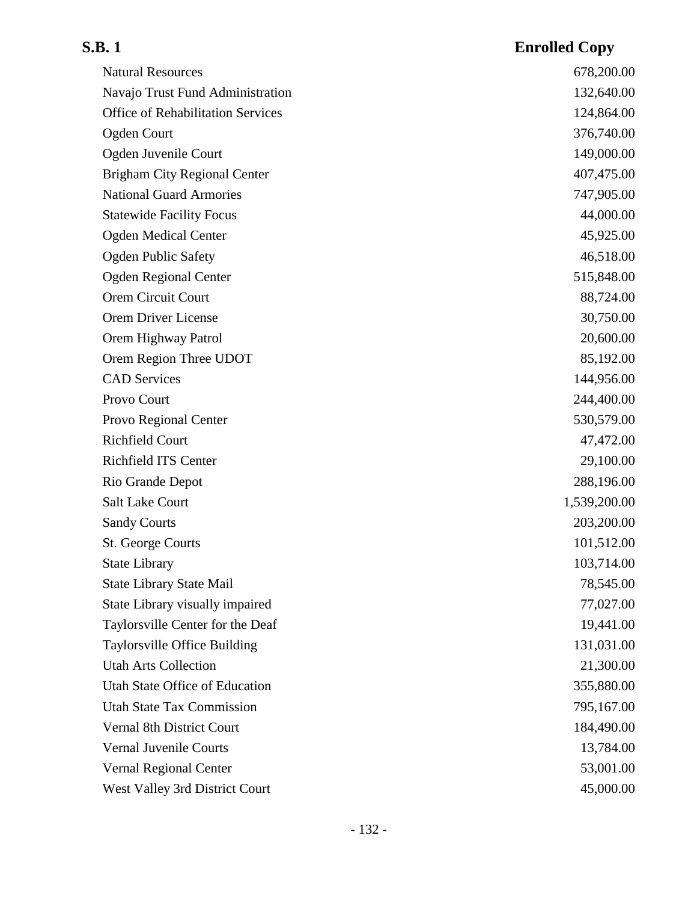| | |
|---|---|
| Natural Resources | 678,200.00 |
| Navajo Trust Fund Administration | 132,640.00 |
| Office of Rehabilitation Services | 124,864.00 |
| Ogden Court | 376,740.00 |
| Ogden Juvenile Court | 149,000.00 |
| Brigham City Regional Center | 407,475.00 |
| National Guard Armories | 747,905.00 |
| Statewide Facility Focus | 44,000.00 |
| Ogden Medical Center | 45,925.00 |
| Ogden Public Safety | 46,518.00 |
| Ogden Regional Center | 515,848.00 |
| Orem Circuit Court | 88,724.00 |
| Orem Driver License | 30,750.00 |
| Orem Highway Patrol | 20,600.00 |
| Orem Region Three UDOT | 85,192.00 |
| CAD Services | 144,956.00 |
| Provo Court | 244,400.00 |
| Provo Regional Center | 530,579.00 |
| Richfield Court | 47,472.00 |
| Richfield ITS Center | 29,100.00 |
| Rio Grande Depot | 288,196.00 |
| Salt Lake Court | 1,539,200.00 |
| Sandy Courts | 203,200.00 |
| St. George Courts | 101,512.00 |
| State Library | 103,714.00 |
| State Library State Mail | 78,545.00 |
| State Library visually impaired | 77,027.00 |
| Taylorsville Center for the Deaf | 19,441.00 |
| Taylorsville Office Building | 131,031.00 |
| Utah Arts Collection | 21,300.00 |
| Utah State Office of Education | 355,880.00 |
| Utah State Tax Commission | 795,167.00 |
| Vernal 8th District Court | 184,490.00 |
| Vernal Juvenile Courts | 13,784.00 |
| Vernal Regional Center | 53,001.00 |
| West Valley 3rd District Court | 45,000.00 |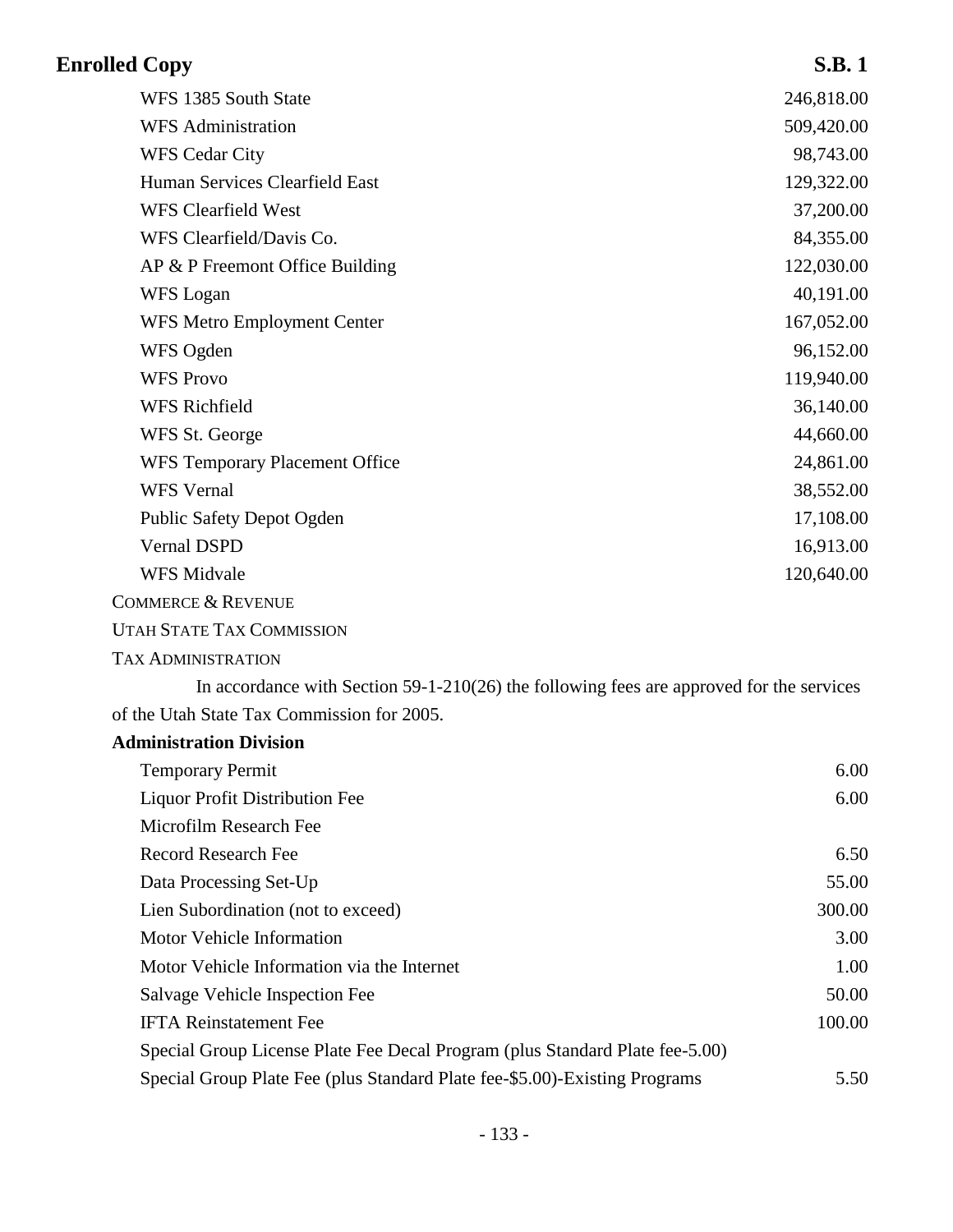| | |
|---|---|
| WFS 1385 South State | 246,818.00 |
| WFS Administration | 509,420.00 |
| WFS Cedar City | 98,743.00 |
| Human Services Clearfield East | 129,322.00 |
| WFS Clearfield West | 37,200.00 |
| WFS Clearfield/Davis Co. | 84,355.00 |
| AP & P Freemont Office Building | 122,030.00 |
| WFS Logan | 40,191.00 |
| WFS Metro Employment Center | 167,052.00 |
| WFS Ogden | 96,152.00 |
| WFS Provo | 119,940.00 |
| WFS Richfield | 36,140.00 |
| WFS St. George | 44,660.00 |
| WFS Temporary Placement Office | 24,861.00 |
| WFS Vernal | 38,552.00 |
| Public Safety Depot Ogden | 17,108.00 |
| Vernal DSPD | 16,913.00 |
| WFS Midvale | 120,640.00 |

COMMERCE & REVENUE

UTAH STATE TAX COMMISSION

TAX ADMINISTRATION

In accordance with Section 59-1-210(26) the following fees are approved for the services of the Utah State Tax Commission for 2005.

**Administration Division**

| | |
|---|---|
| Temporary Permit | 6.00 |
| Liquor Profit Distribution Fee | 6.00 |
| Microfilm Research Fee | |
| Record Research Fee | 6.50 |
| Data Processing Set-Up | 55.00 |
| Lien Subordination (not to exceed) | 300.00 |
| Motor Vehicle Information | 3.00 |
| Motor Vehicle Information via the Internet | 1.00 |
| Salvage Vehicle Inspection Fee | 50.00 |
| IFTA Reinstatement Fee | 100.00 |
| Special Group License Plate Fee Decal Program (plus Standard Plate fee-5.00) | |
| Special Group Plate Fee (plus Standard Plate fee-$5.00)-Existing Programs | 5.50 |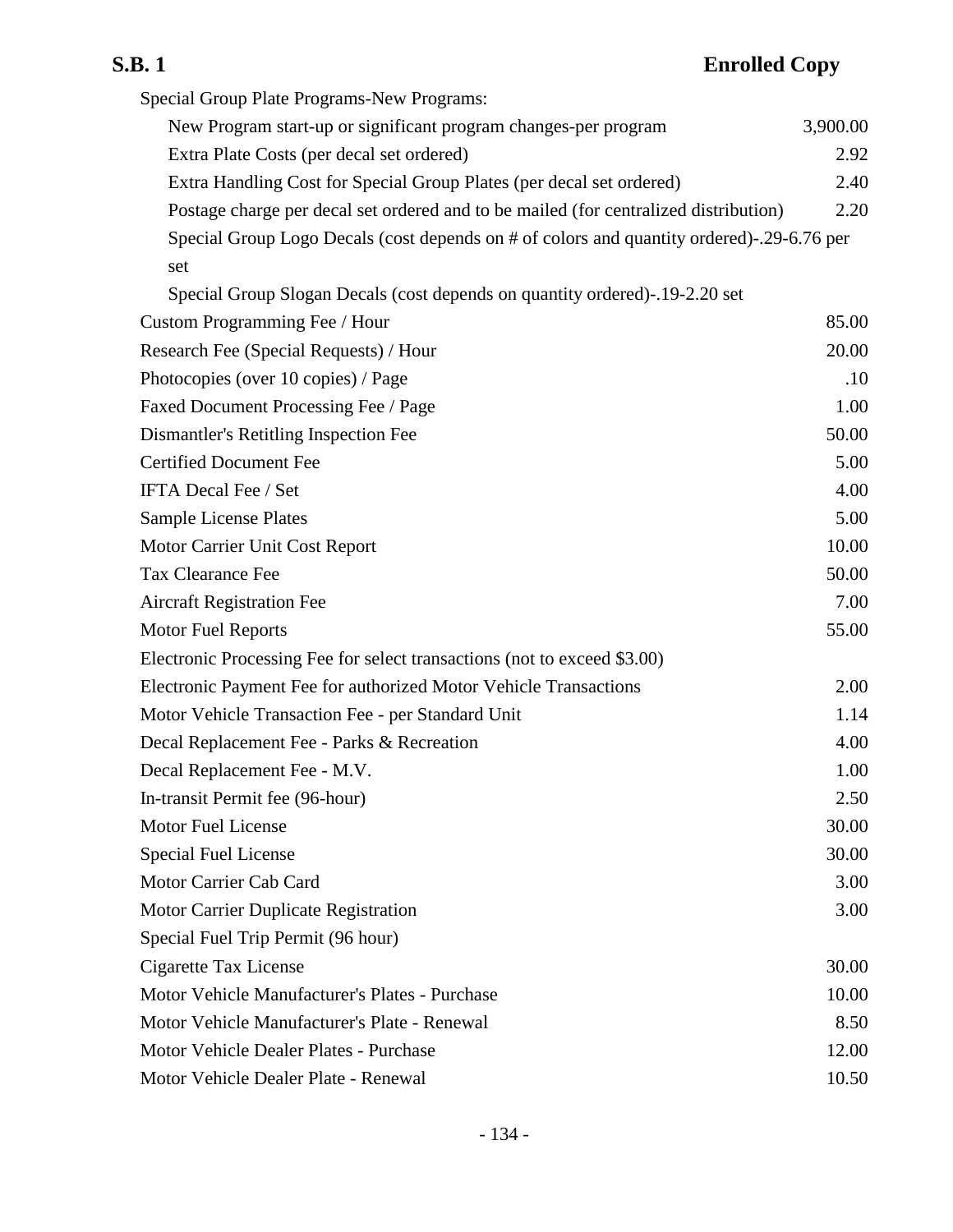| Item | Fee |
| --- | --- |
| Special Group Plate Programs-New Programs: | |
| New Program start-up or significant program changes-per program | 3,900.00 |
| Extra Plate Costs (per decal set ordered) | 2.92 |
| Extra Handling Cost for Special Group Plates (per decal set ordered) | 2.40 |
| Postage charge per decal set ordered and to be mailed (for centralized distribution) | 2.20 |
| Special Group Logo Decals (cost depends on # of colors and quantity ordered)-.29-6.76 per set | |
| Special Group Slogan Decals (cost depends on quantity ordered)-.19-2.20 set | |
| Custom Programming Fee / Hour | 85.00 |
| Research Fee (Special Requests) / Hour | 20.00 |
| Photocopies (over 10 copies) / Page | .10 |
| Faxed Document Processing Fee / Page | 1.00 |
| Dismantler's Retitling Inspection Fee | 50.00 |
| Certified Document Fee | 5.00 |
| IFTA Decal Fee / Set | 4.00 |
| Sample License Plates | 5.00 |
| Motor Carrier Unit Cost Report | 10.00 |
| Tax Clearance Fee | 50.00 |
| Aircraft Registration Fee | 7.00 |
| Motor Fuel Reports | 55.00 |
| Electronic Processing Fee for select transactions (not to exceed $3.00) | |
| Electronic Payment Fee for authorized Motor Vehicle Transactions | 2.00 |
| Motor Vehicle Transaction Fee - per Standard Unit | 1.14 |
| Decal Replacement Fee - Parks & Recreation | 4.00 |
| Decal Replacement Fee - M.V. | 1.00 |
| In-transit Permit fee (96-hour) | 2.50 |
| Motor Fuel License | 30.00 |
| Special Fuel License | 30.00 |
| Motor Carrier Cab Card | 3.00 |
| Motor Carrier Duplicate Registration | 3.00 |
| Special Fuel Trip Permit (96 hour) | |
| Cigarette Tax License | 30.00 |
| Motor Vehicle Manufacturer's Plates - Purchase | 10.00 |
| Motor Vehicle Manufacturer's Plate - Renewal | 8.50 |
| Motor Vehicle Dealer Plates - Purchase | 12.00 |
| Motor Vehicle Dealer Plate - Renewal | 10.50 |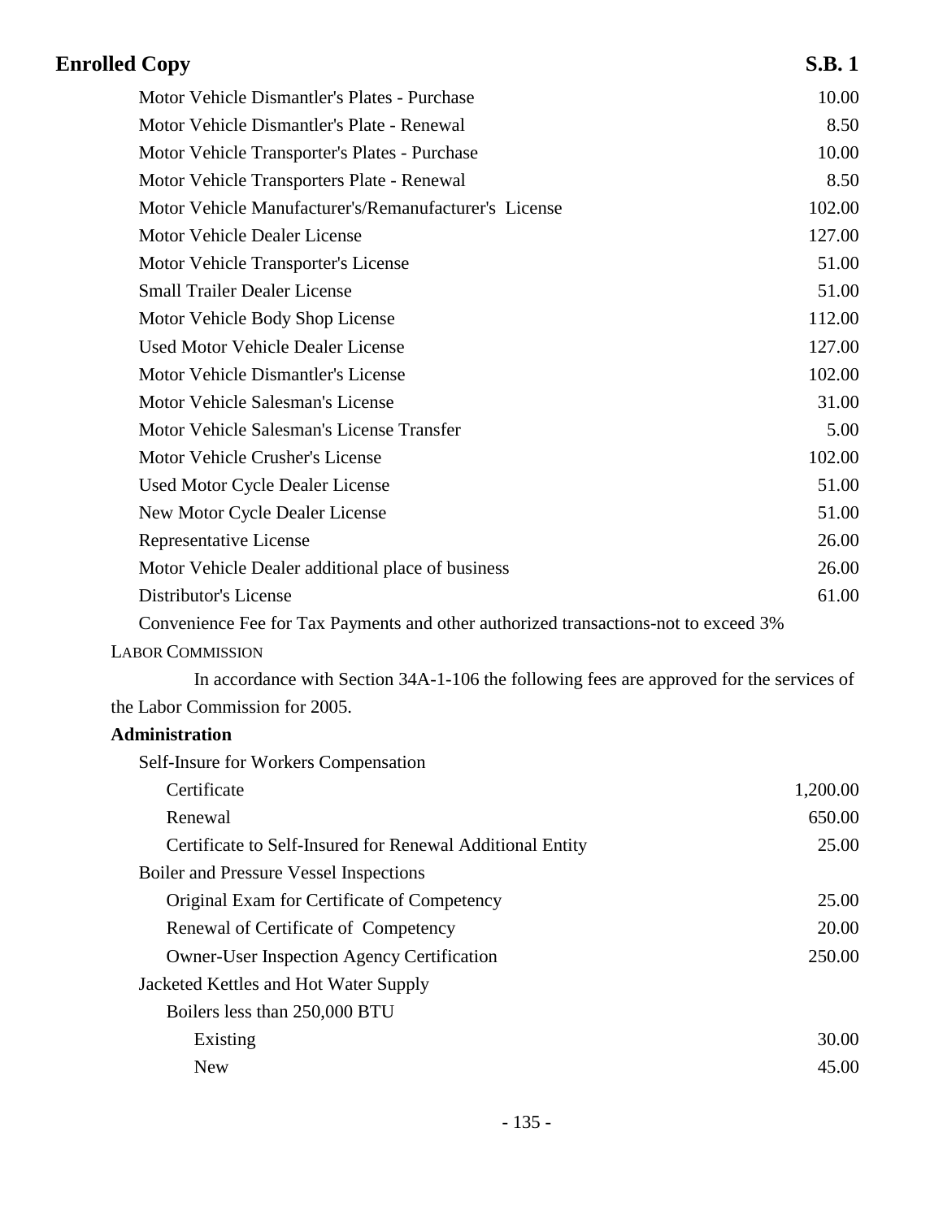| | |
|---|---|
| Motor Vehicle Dismantler's Plates - Purchase | 10.00 |
| Motor Vehicle Dismantler's Plate - Renewal | 8.50 |
| Motor Vehicle Transporter's Plates - Purchase | 10.00 |
| Motor Vehicle Transporters Plate - Renewal | 8.50 |
| Motor Vehicle Manufacturer's/Remanufacturer's License | 102.00 |
| Motor Vehicle Dealer License | 127.00 |
| Motor Vehicle Transporter's License | 51.00 |
| Small Trailer Dealer License | 51.00 |
| Motor Vehicle Body Shop License | 112.00 |
| Used Motor Vehicle Dealer License | 127.00 |
| Motor Vehicle Dismantler's License | 102.00 |
| Motor Vehicle Salesman's License | 31.00 |
| Motor Vehicle Salesman's License Transfer | 5.00 |
| Motor Vehicle Crusher's License | 102.00 |
| Used Motor Cycle Dealer License | 51.00 |
| New Motor Cycle Dealer License | 51.00 |
| Representative License | 26.00 |
| Motor Vehicle Dealer additional place of business | 26.00 |
| Distributor's License | 61.00 |

Convenience Fee for Tax Payments and other authorized transactions-not to exceed 3%

LABOR COMMISSION

In accordance with Section 34A-1-106 the following fees are approved for the services of the Labor Commission for 2005.

**Administration**

| | |
|---|---|
| Self-Insure for Workers Compensation | |
| Certificate | 1,200.00 |
| Renewal | 650.00 |
| Certificate to Self-Insured for Renewal Additional Entity | 25.00 |
| Boiler and Pressure Vessel Inspections | |
| Original Exam for Certificate of Competency | 25.00 |
| Renewal of Certificate of Competency | 20.00 |
| Owner-User Inspection Agency Certification | 250.00 |
| Jacketed Kettles and Hot Water Supply | |
| Boilers less than 250,000 BTU | |
| Existing | 30.00 |
| New | 45.00 |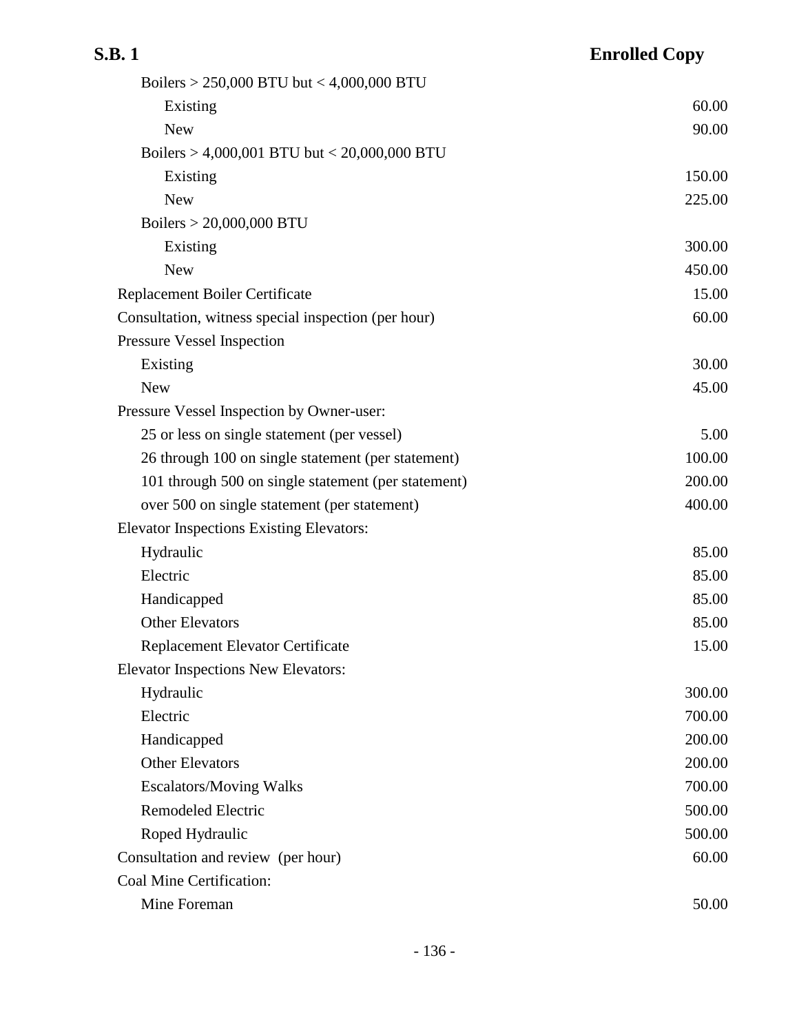| Item | Fee |
|---|---|
| Boilers > 250,000 BTU but < 4,000,000 BTU | |
| Existing | 60.00 |
| New | 90.00 |
| Boilers > 4,000,001 BTU but < 20,000,000 BTU | |
| Existing | 150.00 |
| New | 225.00 |
| Boilers > 20,000,000 BTU | |
| Existing | 300.00 |
| New | 450.00 |
| Replacement Boiler Certificate | 15.00 |
| Consultation, witness special inspection (per hour) | 60.00 |
| Pressure Vessel Inspection | |
| Existing | 30.00 |
| New | 45.00 |
| Pressure Vessel Inspection by Owner-user: | |
| 25 or less on single statement (per vessel) | 5.00 |
| 26 through 100 on single statement (per statement) | 100.00 |
| 101 through 500 on single statement (per statement) | 200.00 |
| over 500 on single statement (per statement) | 400.00 |
| Elevator Inspections Existing Elevators: | |
| Hydraulic | 85.00 |
| Electric | 85.00 |
| Handicapped | 85.00 |
| Other Elevators | 85.00 |
| Replacement Elevator Certificate | 15.00 |
| Elevator Inspections New Elevators: | |
| Hydraulic | 300.00 |
| Electric | 700.00 |
| Handicapped | 200.00 |
| Other Elevators | 200.00 |
| Escalators/Moving Walks | 700.00 |
| Remodeled Electric | 500.00 |
| Roped Hydraulic | 500.00 |
| Consultation and review (per hour) | 60.00 |
| Coal Mine Certification: | |
| Mine Foreman | 50.00 |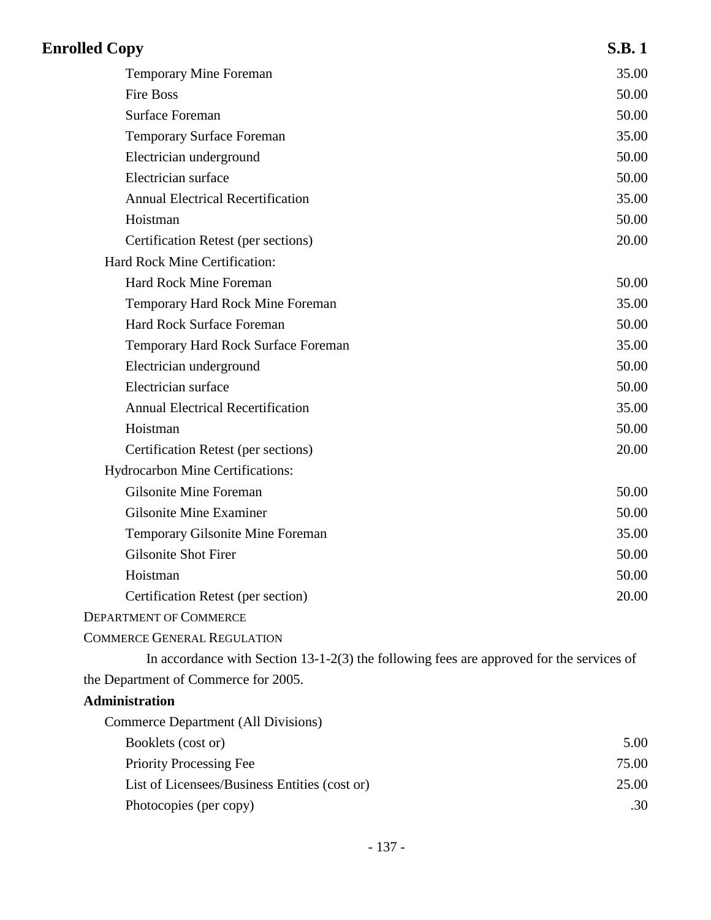| | |
|---|---|
| Temporary Mine Foreman | 35.00 |
| Fire Boss | 50.00 |
| Surface Foreman | 50.00 |
| Temporary Surface Foreman | 35.00 |
| Electrician underground | 50.00 |
| Electrician surface | 50.00 |
| Annual Electrical Recertification | 35.00 |
| Hoistman | 50.00 |
| Certification Retest (per sections) | 20.00 |
| Hard Rock Mine Certification: | |
| Hard Rock Mine Foreman | 50.00 |
| Temporary Hard Rock Mine Foreman | 35.00 |
| Hard Rock Surface Foreman | 50.00 |
| Temporary Hard Rock Surface Foreman | 35.00 |
| Electrician underground | 50.00 |
| Electrician surface | 50.00 |
| Annual Electrical Recertification | 35.00 |
| Hoistman | 50.00 |
| Certification Retest (per sections) | 20.00 |
| Hydrocarbon Mine Certifications: | |
| Gilsonite Mine Foreman | 50.00 |
| Gilsonite Mine Examiner | 50.00 |
| Temporary Gilsonite Mine Foreman | 35.00 |
| Gilsonite Shot Firer | 50.00 |
| Hoistman | 50.00 |
| Certification Retest (per section) | 20.00 |

DEPARTMENT OF COMMERCE

COMMERCE GENERAL REGULATION

In accordance with Section 13-1-2(3) the following fees are approved for the services of the Department of Commerce for 2005.

**Administration**

| | |
|---|---|
| Commerce Department (All Divisions) | |
| Booklets (cost or) | 5.00 |
| Priority Processing Fee | 75.00 |
| List of Licensees/Business Entities (cost or) | 25.00 |
| Photocopies (per copy) | .30 |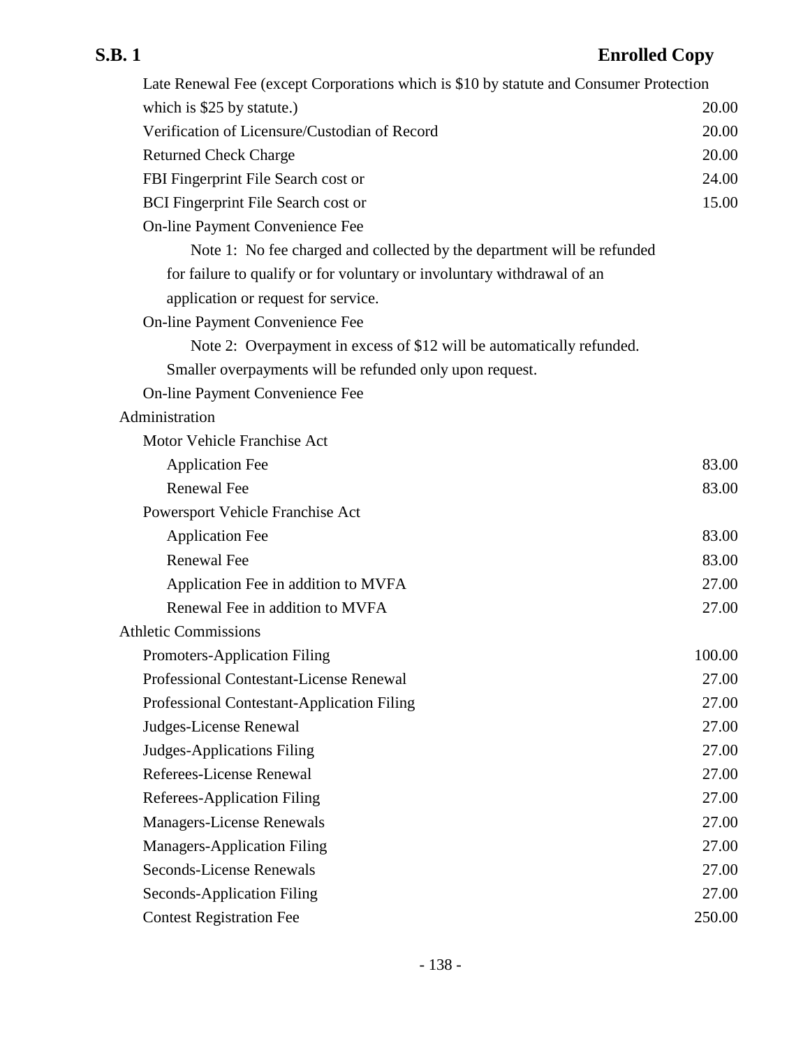| | |
|---|---|
| Late Renewal Fee (except Corporations which is $10 by statute and Consumer Protection which is $25 by statute.) | 20.00 |
| Verification of Licensure/Custodian of Record | 20.00 |
| Returned Check Charge | 20.00 |
| FBI Fingerprint File Search cost or | 24.00 |
| BCI Fingerprint File Search cost or | 15.00 |
| On-line Payment Convenience Fee | |
| Note 1: No fee charged and collected by the department will be refunded for failure to qualify or for voluntary or involuntary withdrawal of an application or request for service. | |
| On-line Payment Convenience Fee | |
| Note 2: Overpayment in excess of $12 will be automatically refunded. Smaller overpayments will be refunded only upon request. | |
| On-line Payment Convenience Fee | |
| Administration | |
| Motor Vehicle Franchise Act | |
| Application Fee | 83.00 |
| Renewal Fee | 83.00 |
| Powersport Vehicle Franchise Act | |
| Application Fee | 83.00 |
| Renewal Fee | 83.00 |
| Application Fee in addition to MVFA | 27.00 |
| Renewal Fee in addition to MVFA | 27.00 |
| Athletic Commissions | |
| Promoters-Application Filing | 100.00 |
| Professional Contestant-License Renewal | 27.00 |
| Professional Contestant-Application Filing | 27.00 |
| Judges-License Renewal | 27.00 |
| Judges-Applications Filing | 27.00 |
| Referees-License Renewal | 27.00 |
| Referees-Application Filing | 27.00 |
| Managers-License Renewals | 27.00 |
| Managers-Application Filing | 27.00 |
| Seconds-License Renewals | 27.00 |
| Seconds-Application Filing | 27.00 |
| Contest Registration Fee | 250.00 |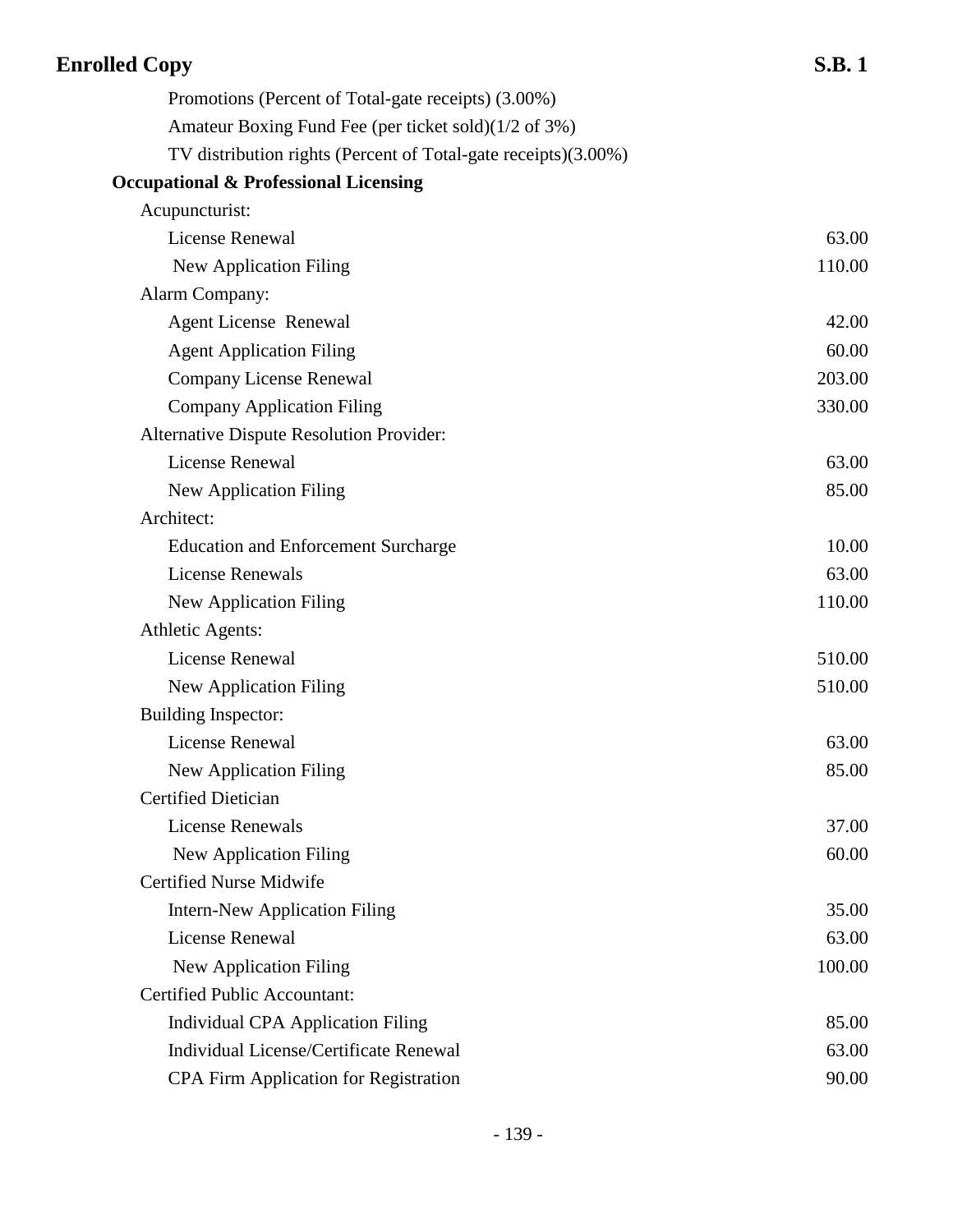Promotions (Percent of Total-gate receipts) (3.00%)

Amateur Boxing Fund Fee (per ticket sold)(1/2 of 3%)

TV distribution rights (Percent of Total-gate receipts)(3.00%)

**Occupational & Professional Licensing**

| | |
|---|---|
| Acupuncturist: | |
| License Renewal | 63.00 |
| New Application Filing | 110.00 |
| Alarm Company: | |
| Agent License Renewal | 42.00 |
| Agent Application Filing | 60.00 |
| Company License Renewal | 203.00 |
| Company Application Filing | 330.00 |
| Alternative Dispute Resolution Provider: | |
| License Renewal | 63.00 |
| New Application Filing | 85.00 |
| Architect: | |
| Education and Enforcement Surcharge | 10.00 |
| License Renewals | 63.00 |
| New Application Filing | 110.00 |
| Athletic Agents: | |
| License Renewal | 510.00 |
| New Application Filing | 510.00 |
| Building Inspector: | |
| License Renewal | 63.00 |
| New Application Filing | 85.00 |
| Certified Dietician | |
| License Renewals | 37.00 |
| New Application Filing | 60.00 |
| Certified Nurse Midwife | |
| Intern-New Application Filing | 35.00 |
| License Renewal | 63.00 |
| New Application Filing | 100.00 |
| Certified Public Accountant: | |
| Individual CPA Application Filing | 85.00 |
| Individual License/Certificate Renewal | 63.00 |
| CPA Firm Application for Registration | 90.00 |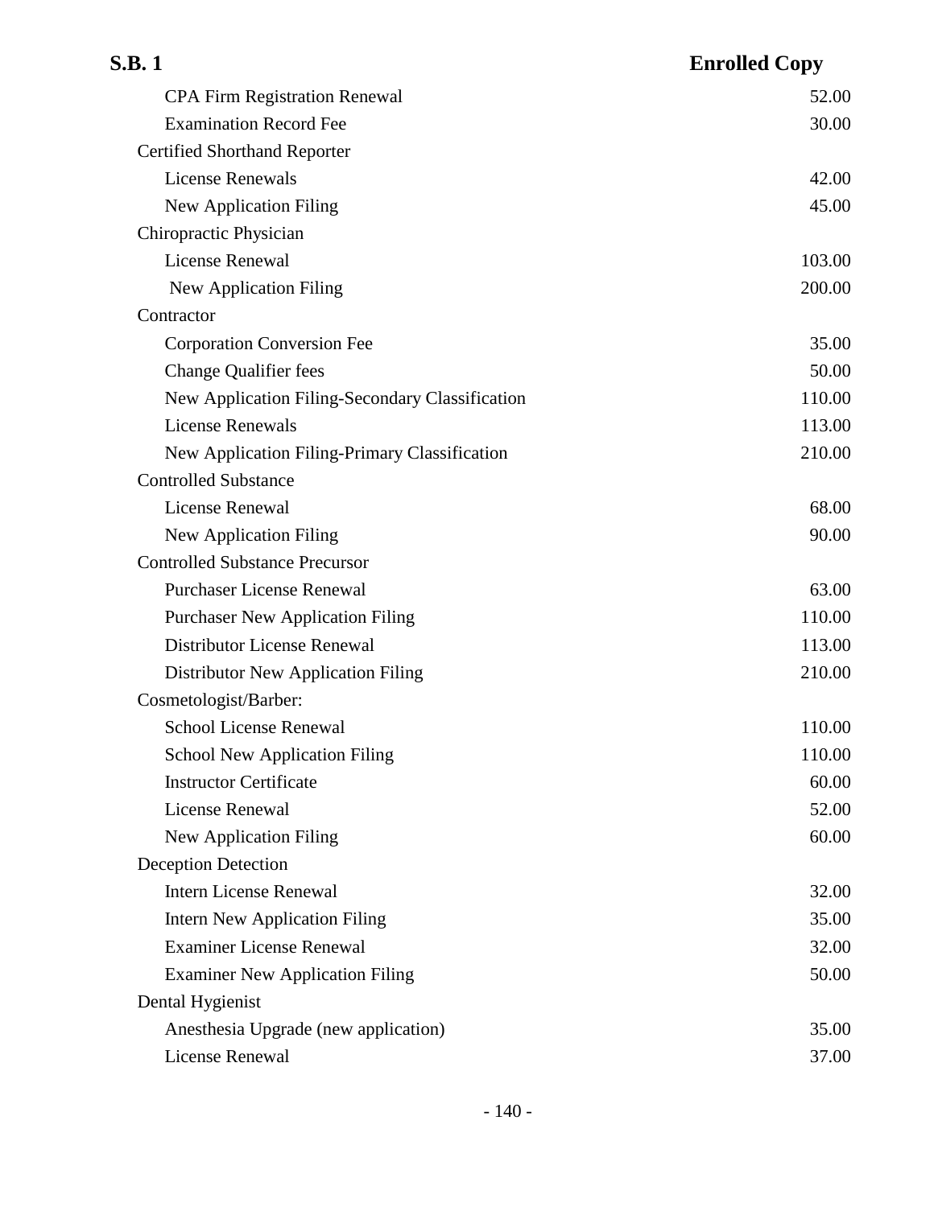| | |
|---|---|
| CPA Firm Registration Renewal | 52.00 |
| Examination Record Fee | 30.00 |
| Certified Shorthand Reporter | |
| License Renewals | 42.00 |
| New Application Filing | 45.00 |
| Chiropractic Physician | |
| License Renewal | 103.00 |
| New Application Filing | 200.00 |
| Contractor | |
| Corporation Conversion Fee | 35.00 |
| Change Qualifier fees | 50.00 |
| New Application Filing-Secondary Classification | 110.00 |
| License Renewals | 113.00 |
| New Application Filing-Primary Classification | 210.00 |
| Controlled Substance | |
| License Renewal | 68.00 |
| New Application Filing | 90.00 |
| Controlled Substance Precursor | |
| Purchaser License Renewal | 63.00 |
| Purchaser New Application Filing | 110.00 |
| Distributor License Renewal | 113.00 |
| Distributor New Application Filing | 210.00 |
| Cosmetologist/Barber: | |
| School License Renewal | 110.00 |
| School New Application Filing | 110.00 |
| Instructor Certificate | 60.00 |
| License Renewal | 52.00 |
| New Application Filing | 60.00 |
| Deception Detection | |
| Intern License Renewal | 32.00 |
| Intern New Application Filing | 35.00 |
| Examiner License Renewal | 32.00 |
| Examiner New Application Filing | 50.00 |
| Dental Hygienist | |
| Anesthesia Upgrade (new application) | 35.00 |
| License Renewal | 37.00 |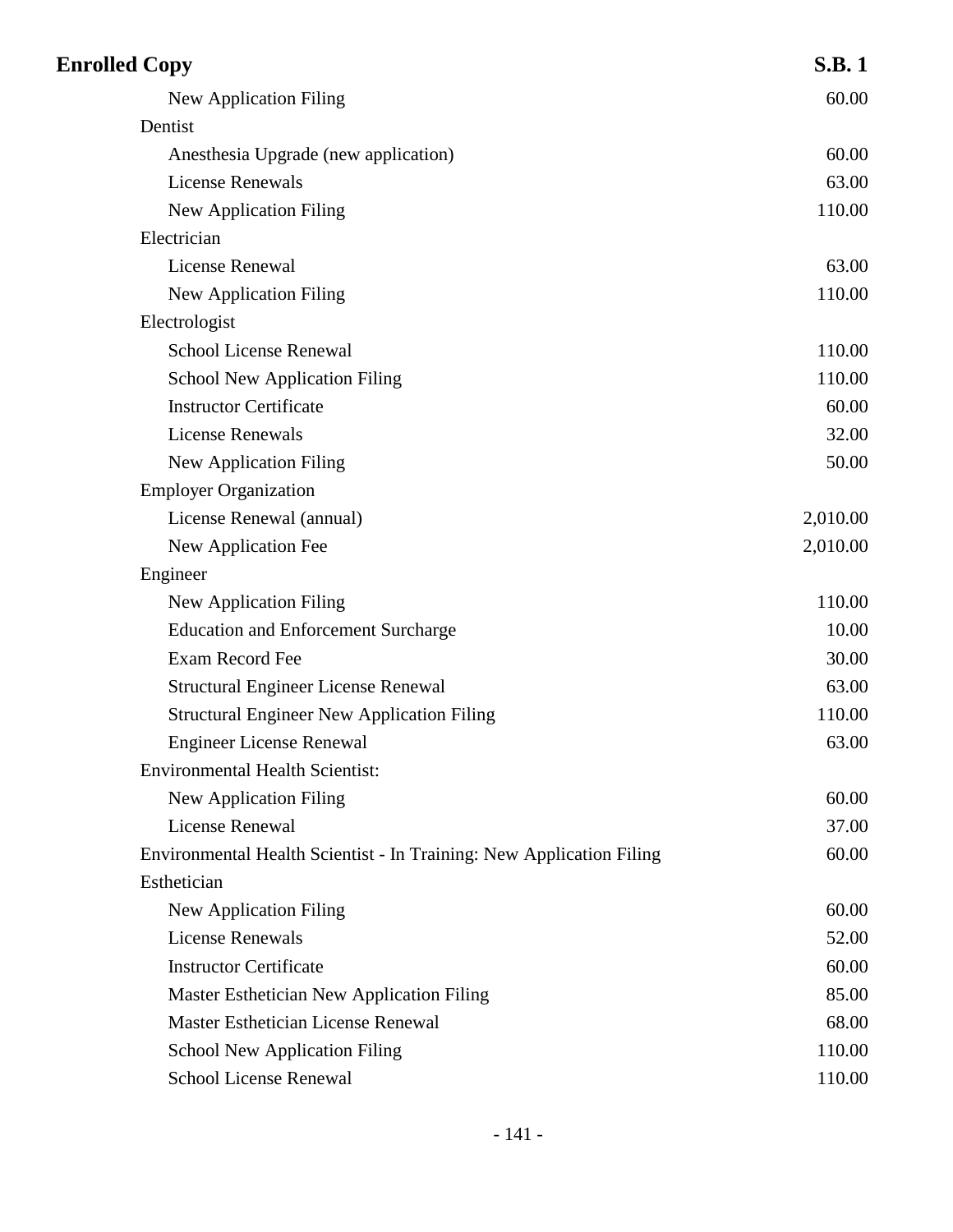| | |
|---|---|
| New Application Filing | 60.00 |
| Dentist | |
| Anesthesia Upgrade (new application) | 60.00 |
| License Renewals | 63.00 |
| New Application Filing | 110.00 |
| Electrician | |
| License Renewal | 63.00 |
| New Application Filing | 110.00 |
| Electrologist | |
| School License Renewal | 110.00 |
| School New Application Filing | 110.00 |
| Instructor Certificate | 60.00 |
| License Renewals | 32.00 |
| New Application Filing | 50.00 |
| Employer Organization | |
| License Renewal (annual) | 2,010.00 |
| New Application Fee | 2,010.00 |
| Engineer | |
| New Application Filing | 110.00 |
| Education and Enforcement Surcharge | 10.00 |
| Exam Record Fee | 30.00 |
| Structural Engineer License Renewal | 63.00 |
| Structural Engineer New Application Filing | 110.00 |
| Engineer License Renewal | 63.00 |
| Environmental Health Scientist: | |
| New Application Filing | 60.00 |
| License Renewal | 37.00 |
| Environmental Health Scientist - In Training: New Application Filing | 60.00 |
| Esthetician | |
| New Application Filing | 60.00 |
| License Renewals | 52.00 |
| Instructor Certificate | 60.00 |
| Master Esthetician New Application Filing | 85.00 |
| Master Esthetician License Renewal | 68.00 |
| School New Application Filing | 110.00 |
| School License Renewal | 110.00 |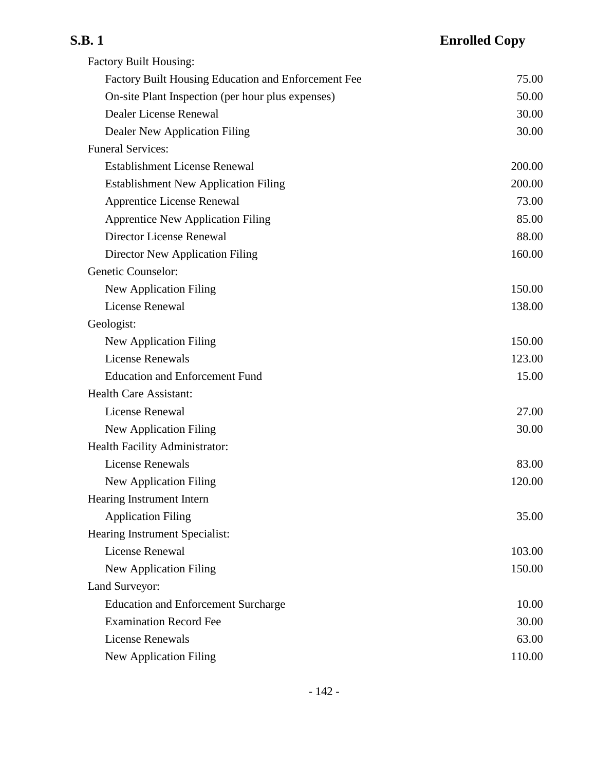| | |
|---|---|
| Factory Built Housing: | |
| Factory Built Housing Education and Enforcement Fee | 75.00 |
| On-site Plant Inspection (per hour plus expenses) | 50.00 |
| Dealer License Renewal | 30.00 |
| Dealer New Application Filing | 30.00 |
| Funeral Services: | |
| Establishment License Renewal | 200.00 |
| Establishment New Application Filing | 200.00 |
| Apprentice License Renewal | 73.00 |
| Apprentice New Application Filing | 85.00 |
| Director License Renewal | 88.00 |
| Director New Application Filing | 160.00 |
| Genetic Counselor: | |
| New Application Filing | 150.00 |
| License Renewal | 138.00 |
| Geologist: | |
| New Application Filing | 150.00 |
| License Renewals | 123.00 |
| Education and Enforcement Fund | 15.00 |
| Health Care Assistant: | |
| License Renewal | 27.00 |
| New Application Filing | 30.00 |
| Health Facility Administrator: | |
| License Renewals | 83.00 |
| New Application Filing | 120.00 |
| Hearing Instrument Intern | |
| Application Filing | 35.00 |
| Hearing Instrument Specialist: | |
| License Renewal | 103.00 |
| New Application Filing | 150.00 |
| Land Surveyor: | |
| Education and Enforcement Surcharge | 10.00 |
| Examination Record Fee | 30.00 |
| License Renewals | 63.00 |
| New Application Filing | 110.00 |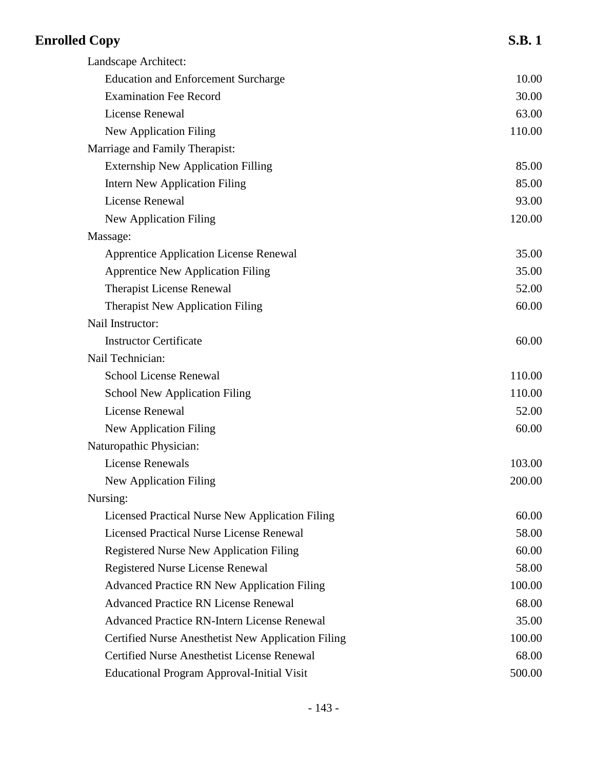| | |
|---|---:|
| Landscape Architect: | |
| Education and Enforcement Surcharge | 10.00 |
| Examination Fee Record | 30.00 |
| License Renewal | 63.00 |
| New Application Filing | 110.00 |
| Marriage and Family Therapist: | |
| Externship New Application Filling | 85.00 |
| Intern New Application Filing | 85.00 |
| License Renewal | 93.00 |
| New Application Filing | 120.00 |
| Massage: | |
| Apprentice Application License Renewal | 35.00 |
| Apprentice New Application Filing | 35.00 |
| Therapist License Renewal | 52.00 |
| Therapist New Application Filing | 60.00 |
| Nail Instructor: | |
| Instructor Certificate | 60.00 |
| Nail Technician: | |
| School License Renewal | 110.00 |
| School New Application Filing | 110.00 |
| License Renewal | 52.00 |
| New Application Filing | 60.00 |
| Naturopathic Physician: | |
| License Renewals | 103.00 |
| New Application Filing | 200.00 |
| Nursing: | |
| Licensed Practical Nurse New Application Filing | 60.00 |
| Licensed Practical Nurse License Renewal | 58.00 |
| Registered Nurse New Application Filing | 60.00 |
| Registered Nurse License Renewal | 58.00 |
| Advanced Practice RN New Application Filing | 100.00 |
| Advanced Practice RN License Renewal | 68.00 |
| Advanced Practice RN-Intern License Renewal | 35.00 |
| Certified Nurse Anesthetist New Application Filing | 100.00 |
| Certified Nurse Anesthetist License Renewal | 68.00 |
| Educational Program Approval-Initial Visit | 500.00 |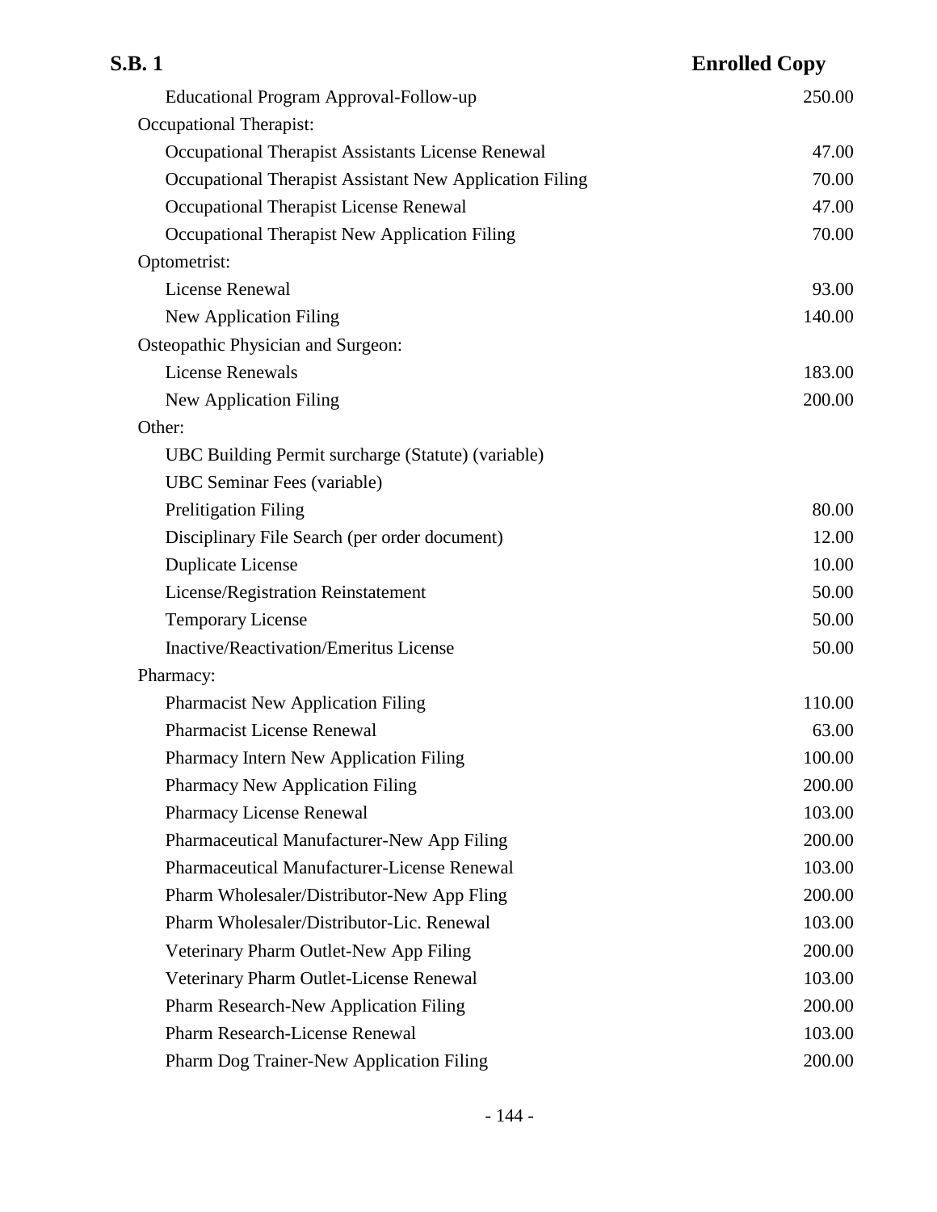| | |
|---|---|
| Educational Program Approval-Follow-up | 250.00 |
| Occupational Therapist: | |
| Occupational Therapist Assistants License Renewal | 47.00 |
| Occupational Therapist Assistant New Application Filing | 70.00 |
| Occupational Therapist License Renewal | 47.00 |
| Occupational Therapist New Application Filing | 70.00 |
| Optometrist: | |
| License Renewal | 93.00 |
| New Application Filing | 140.00 |
| Osteopathic Physician and Surgeon: | |
| License Renewals | 183.00 |
| New Application Filing | 200.00 |
| Other: | |
| UBC Building Permit surcharge (Statute) (variable) | |
| UBC Seminar Fees (variable) | |
| Prelitigation Filing | 80.00 |
| Disciplinary File Search (per order document) | 12.00 |
| Duplicate License | 10.00 |
| License/Registration Reinstatement | 50.00 |
| Temporary License | 50.00 |
| Inactive/Reactivation/Emeritus License | 50.00 |
| Pharmacy: | |
| Pharmacist New Application Filing | 110.00 |
| Pharmacist License Renewal | 63.00 |
| Pharmacy Intern New Application Filing | 100.00 |
| Pharmacy New Application Filing | 200.00 |
| Pharmacy License Renewal | 103.00 |
| Pharmaceutical Manufacturer-New App Filing | 200.00 |
| Pharmaceutical Manufacturer-License Renewal | 103.00 |
| Pharm Wholesaler/Distributor-New App Fling | 200.00 |
| Pharm Wholesaler/Distributor-Lic. Renewal | 103.00 |
| Veterinary Pharm Outlet-New App Filing | 200.00 |
| Veterinary Pharm Outlet-License Renewal | 103.00 |
| Pharm Research-New Application Filing | 200.00 |
| Pharm Research-License Renewal | 103.00 |
| Pharm Dog Trainer-New Application Filing | 200.00 |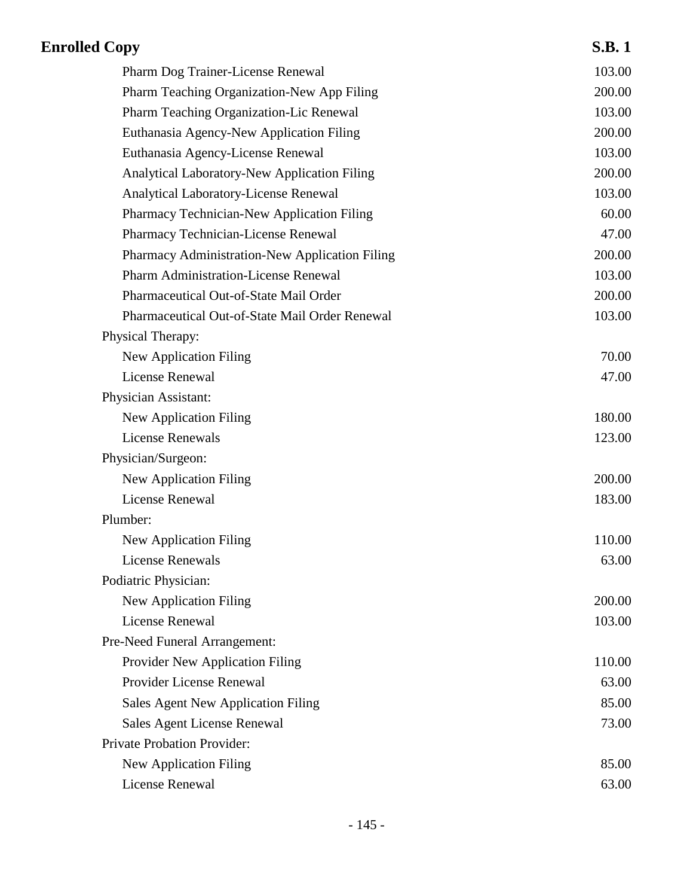| Item | Fee |
|---|---|
| Pharm Dog Trainer-License Renewal | 103.00 |
| Pharm Teaching Organization-New App Filing | 200.00 |
| Pharm Teaching Organization-Lic Renewal | 103.00 |
| Euthanasia Agency-New Application Filing | 200.00 |
| Euthanasia Agency-License Renewal | 103.00 |
| Analytical Laboratory-New Application Filing | 200.00 |
| Analytical Laboratory-License Renewal | 103.00 |
| Pharmacy Technician-New Application Filing | 60.00 |
| Pharmacy Technician-License Renewal | 47.00 |
| Pharmacy Administration-New Application Filing | 200.00 |
| Pharm Administration-License Renewal | 103.00 |
| Pharmaceutical Out-of-State Mail Order | 200.00 |
| Pharmaceutical Out-of-State Mail Order Renewal | 103.00 |
| Physical Therapy: | |
| New Application Filing | 70.00 |
| License Renewal | 47.00 |
| Physician Assistant: | |
| New Application Filing | 180.00 |
| License Renewals | 123.00 |
| Physician/Surgeon: | |
| New Application Filing | 200.00 |
| License Renewal | 183.00 |
| Plumber: | |
| New Application Filing | 110.00 |
| License Renewals | 63.00 |
| Podiatric Physician: | |
| New Application Filing | 200.00 |
| License Renewal | 103.00 |
| Pre-Need Funeral Arrangement: | |
| Provider New Application Filing | 110.00 |
| Provider License Renewal | 63.00 |
| Sales Agent New Application Filing | 85.00 |
| Sales Agent License Renewal | 73.00 |
| Private Probation Provider: | |
| New Application Filing | 85.00 |
| License Renewal | 63.00 |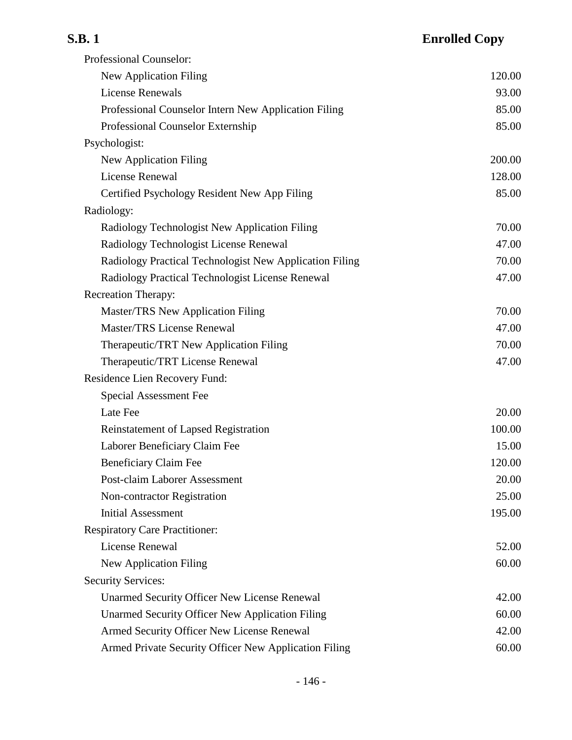| | |
|---|---|
| Professional Counselor: | |
| New Application Filing | 120.00 |
| License Renewals | 93.00 |
| Professional Counselor Intern New Application Filing | 85.00 |
| Professional Counselor Externship | 85.00 |
| Psychologist: | |
| New Application Filing | 200.00 |
| License Renewal | 128.00 |
| Certified Psychology Resident New App Filing | 85.00 |
| Radiology: | |
| Radiology Technologist New Application Filing | 70.00 |
| Radiology Technologist License Renewal | 47.00 |
| Radiology Practical Technologist New Application Filing | 70.00 |
| Radiology Practical Technologist License Renewal | 47.00 |
| Recreation Therapy: | |
| Master/TRS New Application Filing | 70.00 |
| Master/TRS License Renewal | 47.00 |
| Therapeutic/TRT New Application Filing | 70.00 |
| Therapeutic/TRT License Renewal | 47.00 |
| Residence Lien Recovery Fund: | |
| Special Assessment Fee | |
| Late Fee | 20.00 |
| Reinstatement of Lapsed Registration | 100.00 |
| Laborer Beneficiary Claim Fee | 15.00 |
| Beneficiary Claim Fee | 120.00 |
| Post-claim Laborer Assessment | 20.00 |
| Non-contractor Registration | 25.00 |
| Initial Assessment | 195.00 |
| Respiratory Care Practitioner: | |
| License Renewal | 52.00 |
| New Application Filing | 60.00 |
| Security Services: | |
| Unarmed Security Officer New License Renewal | 42.00 |
| Unarmed Security Officer New Application Filing | 60.00 |
| Armed Security Officer New License Renewal | 42.00 |
| Armed Private Security Officer New Application Filing | 60.00 |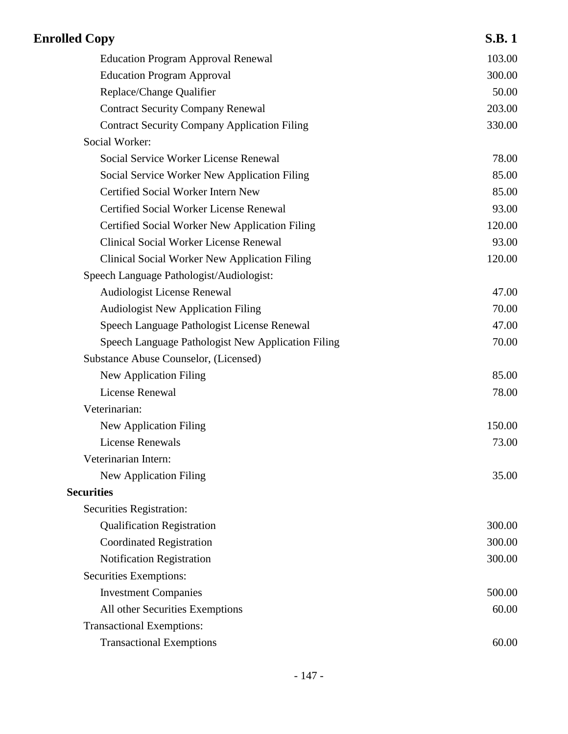| | |
|---|---|
| Education Program Approval Renewal | 103.00 |
| Education Program Approval | 300.00 |
| Replace/Change Qualifier | 50.00 |
| Contract Security Company Renewal | 203.00 |
| Contract Security Company Application Filing | 330.00 |
| Social Worker: | |
| Social Service Worker License Renewal | 78.00 |
| Social Service Worker New Application Filing | 85.00 |
| Certified Social Worker Intern New | 85.00 |
| Certified Social Worker License Renewal | 93.00 |
| Certified Social Worker New Application Filing | 120.00 |
| Clinical Social Worker License Renewal | 93.00 |
| Clinical Social Worker New Application Filing | 120.00 |
| Speech Language Pathologist/Audiologist: | |
| Audiologist License Renewal | 47.00 |
| Audiologist New Application Filing | 70.00 |
| Speech Language Pathologist License Renewal | 47.00 |
| Speech Language Pathologist New Application Filing | 70.00 |
| Substance Abuse Counselor, (Licensed) | |
| New Application Filing | 85.00 |
| License Renewal | 78.00 |
| Veterinarian: | |
| New Application Filing | 150.00 |
| License Renewals | 73.00 |
| Veterinarian Intern: | |
| New Application Filing | 35.00 |
| **Securities** | |
| Securities Registration: | |
| Qualification Registration | 300.00 |
| Coordinated Registration | 300.00 |
| Notification Registration | 300.00 |
| Securities Exemptions: | |
| Investment Companies | 500.00 |
| All other Securities Exemptions | 60.00 |
| Transactional Exemptions: | |
| Transactional Exemptions | 60.00 |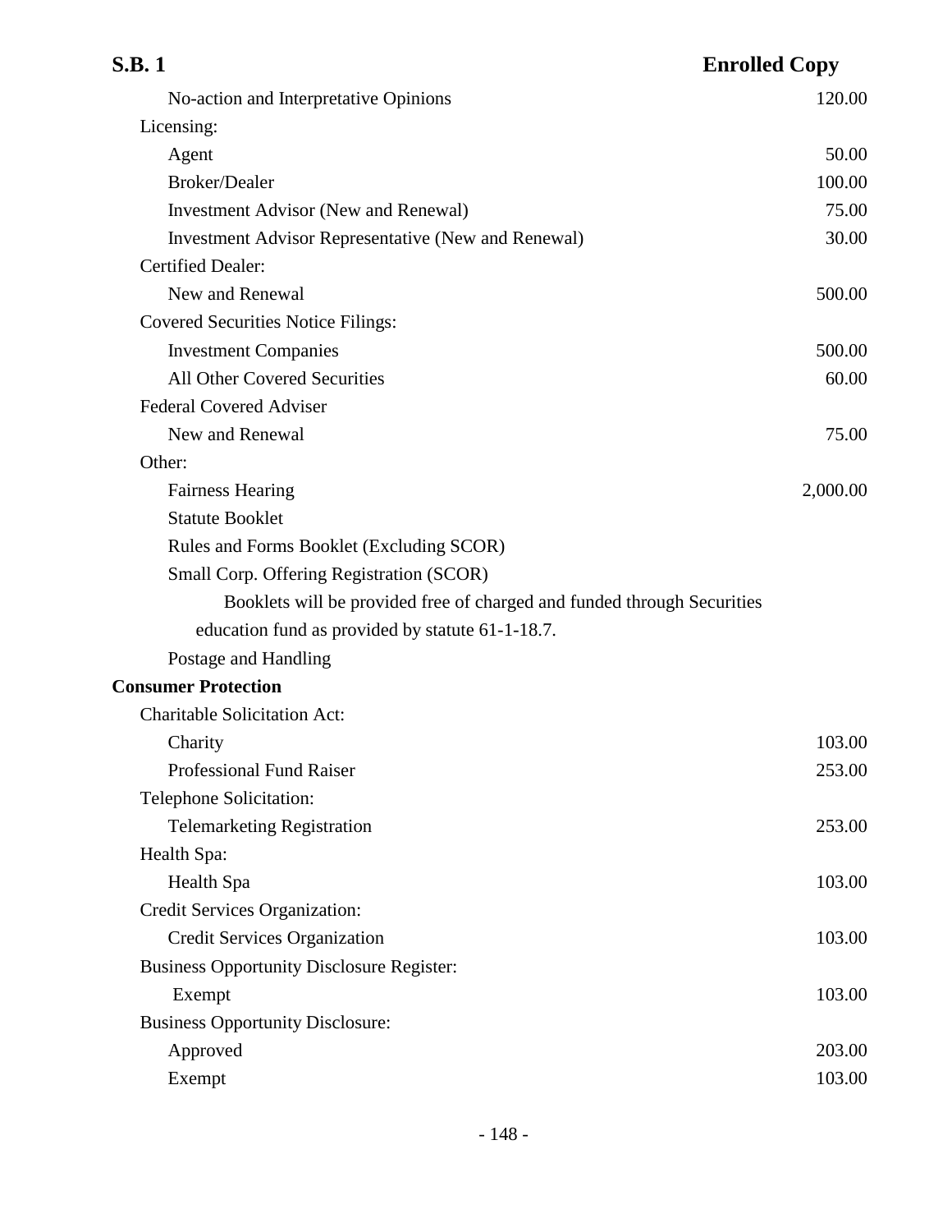| | |
|---|---|
| No-action and Interpretative Opinions | 120.00 |
| Licensing: | |
| Agent | 50.00 |
| Broker/Dealer | 100.00 |
| Investment Advisor (New and Renewal) | 75.00 |
| Investment Advisor Representative (New and Renewal) | 30.00 |
| Certified Dealer: | |
| New and Renewal | 500.00 |
| Covered Securities Notice Filings: | |
| Investment Companies | 500.00 |
| All Other Covered Securities | 60.00 |
| Federal Covered Adviser | |
| New and Renewal | 75.00 |
| Other: | |
| Fairness Hearing | 2,000.00 |
| Statute Booklet | |
| Rules and Forms Booklet (Excluding SCOR) | |
| Small Corp. Offering Registration (SCOR) | |
| Booklets will be provided free of charged and funded through Securities education fund as provided by statute 61-1-18.7. | |
| Postage and Handling | |
| **Consumer Protection** | |
| Charitable Solicitation Act: | |
| Charity | 103.00 |
| Professional Fund Raiser | 253.00 |
| Telephone Solicitation: | |
| Telemarketing Registration | 253.00 |
| Health Spa: | |
| Health Spa | 103.00 |
| Credit Services Organization: | |
| Credit Services Organization | 103.00 |
| Business Opportunity Disclosure Register: | |
| Exempt | 103.00 |
| Business Opportunity Disclosure: | |
| Approved | 203.00 |
| Exempt | 103.00 |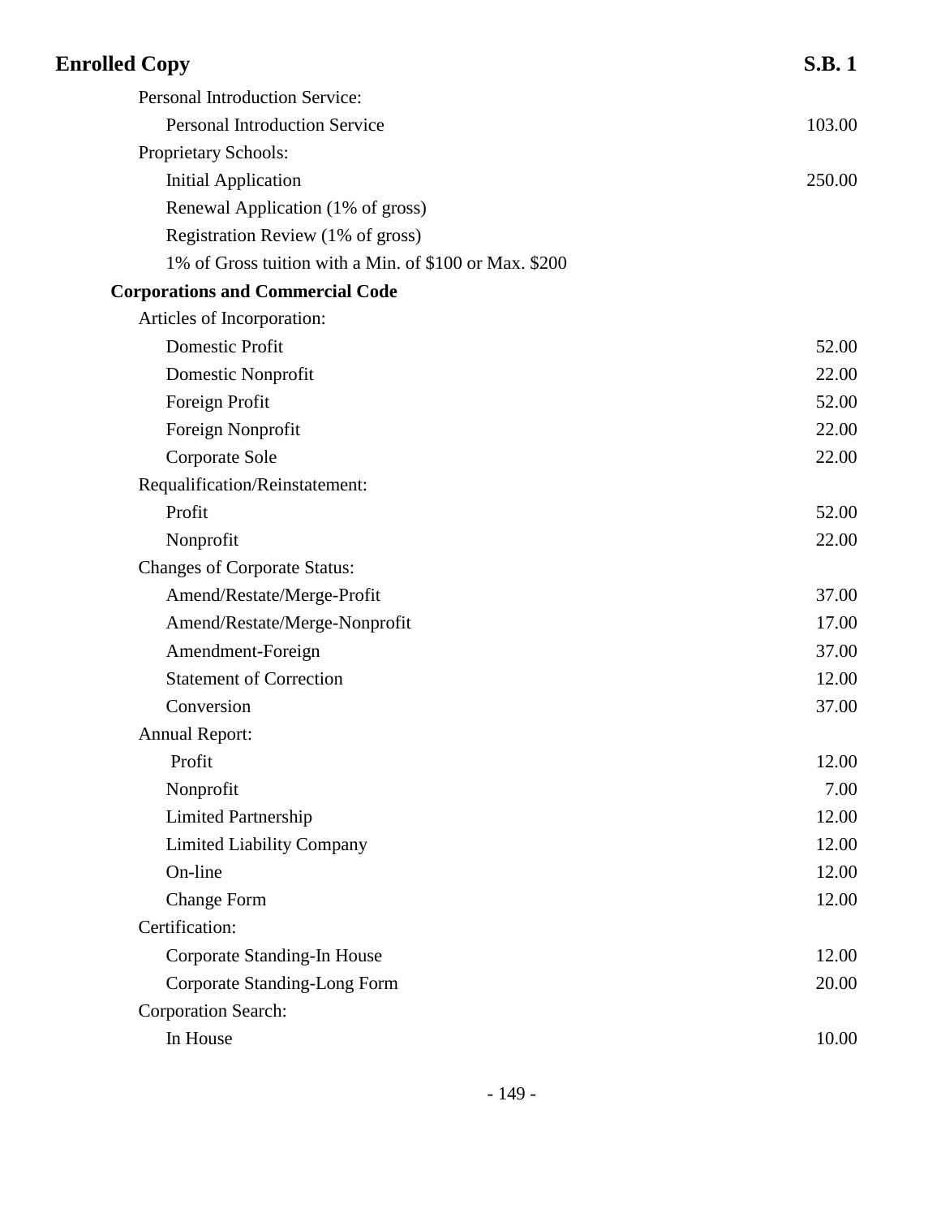| | |
|---|---|
| Personal Introduction Service: | |
| Personal Introduction Service | 103.00 |
| Proprietary Schools: | |
| Initial Application | 250.00 |
| Renewal Application (1% of gross) | |
| Registration Review (1% of gross) | |
| 1% of Gross tuition with a Min. of $100 or Max. $200 | |
| **Corporations and Commercial Code** | |
| Articles of Incorporation: | |
| Domestic Profit | 52.00 |
| Domestic Nonprofit | 22.00 |
| Foreign Profit | 52.00 |
| Foreign Nonprofit | 22.00 |
| Corporate Sole | 22.00 |
| Requalification/Reinstatement: | |
| Profit | 52.00 |
| Nonprofit | 22.00 |
| Changes of Corporate Status: | |
| Amend/Restate/Merge-Profit | 37.00 |
| Amend/Restate/Merge-Nonprofit | 17.00 |
| Amendment-Foreign | 37.00 |
| Statement of Correction | 12.00 |
| Conversion | 37.00 |
| Annual Report: | |
| Profit | 12.00 |
| Nonprofit | 7.00 |
| Limited Partnership | 12.00 |
| Limited Liability Company | 12.00 |
| On-line | 12.00 |
| Change Form | 12.00 |
| Certification: | |
| Corporate Standing-In House | 12.00 |
| Corporate Standing-Long Form | 20.00 |
| Corporation Search: | |
| In House | 10.00 |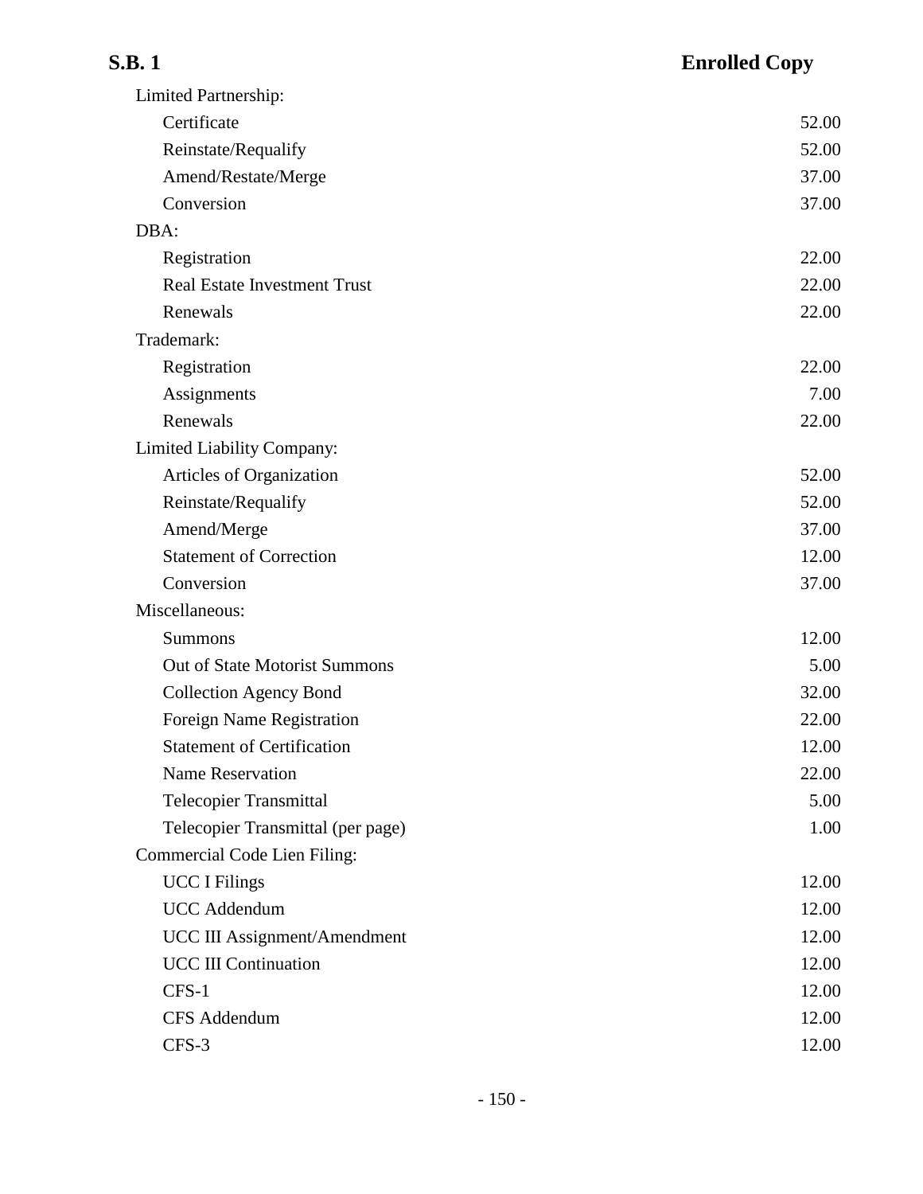| | |
|---|---|
| Limited Partnership: | |
| Certificate | 52.00 |
| Reinstate/Requalify | 52.00 |
| Amend/Restate/Merge | 37.00 |
| Conversion | 37.00 |
| DBA: | |
| Registration | 22.00 |
| Real Estate Investment Trust | 22.00 |
| Renewals | 22.00 |
| Trademark: | |
| Registration | 22.00 |
| Assignments | 7.00 |
| Renewals | 22.00 |
| Limited Liability Company: | |
| Articles of Organization | 52.00 |
| Reinstate/Requalify | 52.00 |
| Amend/Merge | 37.00 |
| Statement of Correction | 12.00 |
| Conversion | 37.00 |
| Miscellaneous: | |
| Summons | 12.00 |
| Out of State Motorist Summons | 5.00 |
| Collection Agency Bond | 32.00 |
| Foreign Name Registration | 22.00 |
| Statement of Certification | 12.00 |
| Name Reservation | 22.00 |
| Telecopier Transmittal | 5.00 |
| Telecopier Transmittal (per page) | 1.00 |
| Commercial Code Lien Filing: | |
| UCC I Filings | 12.00 |
| UCC Addendum | 12.00 |
| UCC III Assignment/Amendment | 12.00 |
| UCC III Continuation | 12.00 |
| CFS-1 | 12.00 |
| CFS Addendum | 12.00 |
| CFS-3 | 12.00 |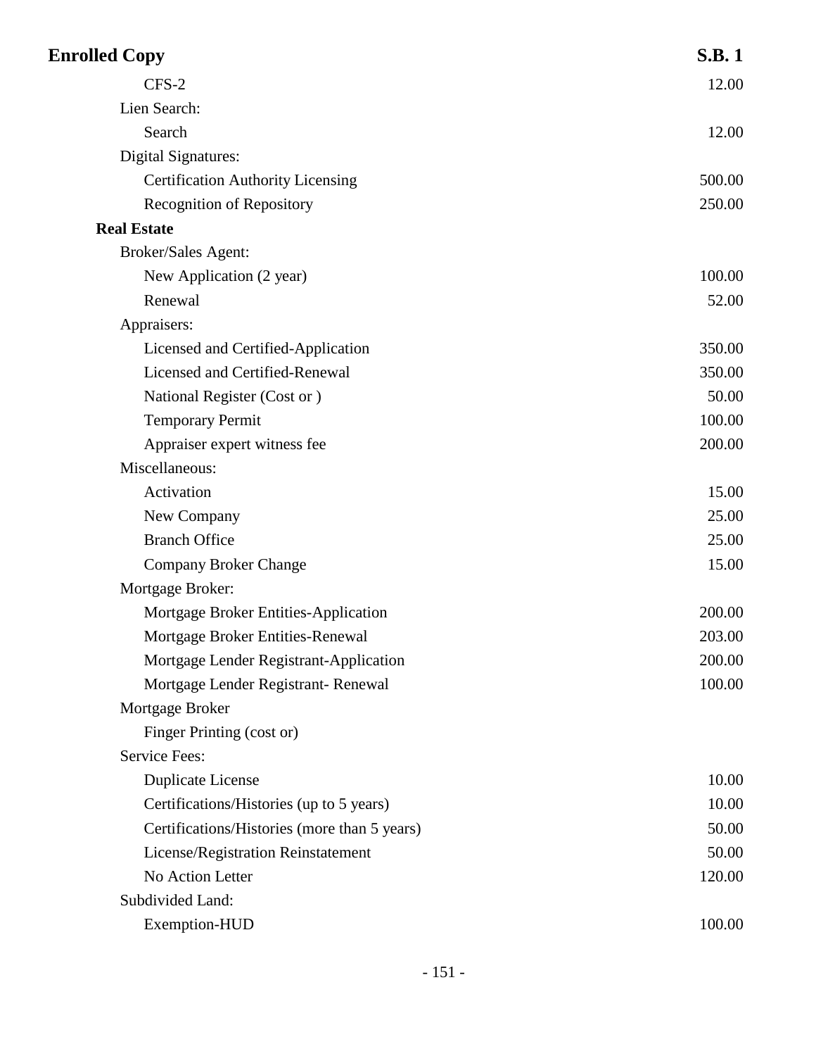| | |
|---|---|
| CFS-2 | 12.00 |
| Lien Search: | |
| Search | 12.00 |
| Digital Signatures: | |
| Certification Authority Licensing | 500.00 |
| Recognition of Repository | 250.00 |
| **Real Estate** | |
| Broker/Sales Agent: | |
| New Application (2 year) | 100.00 |
| Renewal | 52.00 |
| Appraisers: | |
| Licensed and Certified-Application | 350.00 |
| Licensed and Certified-Renewal | 350.00 |
| National Register (Cost or ) | 50.00 |
| Temporary Permit | 100.00 |
| Appraiser expert witness fee | 200.00 |
| Miscellaneous: | |
| Activation | 15.00 |
| New Company | 25.00 |
| Branch Office | 25.00 |
| Company Broker Change | 15.00 |
| Mortgage Broker: | |
| Mortgage Broker Entities-Application | 200.00 |
| Mortgage Broker Entities-Renewal | 203.00 |
| Mortgage Lender Registrant-Application | 200.00 |
| Mortgage Lender Registrant- Renewal | 100.00 |
| Mortgage Broker | |
| Finger Printing (cost or) | |
| Service Fees: | |
| Duplicate License | 10.00 |
| Certifications/Histories (up to 5 years) | 10.00 |
| Certifications/Histories (more than 5 years) | 50.00 |
| License/Registration Reinstatement | 50.00 |
| No Action Letter | 120.00 |
| Subdivided Land: | |
| Exemption-HUD | 100.00 |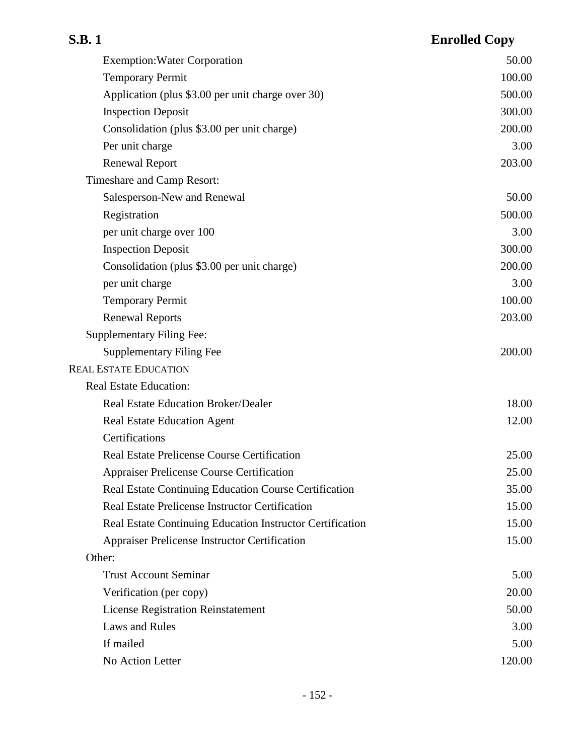| | |
|---|---|
| Exemption:Water Corporation | 50.00 |
| Temporary Permit | 100.00 |
| Application (plus $3.00 per unit charge over 30) | 500.00 |
| Inspection Deposit | 300.00 |
| Consolidation (plus $3.00 per unit charge) | 200.00 |
| Per unit charge | 3.00 |
| Renewal Report | 203.00 |
| **Timeshare and Camp Resort:** | |
| Salesperson-New and Renewal | 50.00 |
| Registration | 500.00 |
| per unit charge over 100 | 3.00 |
| Inspection Deposit | 300.00 |
| Consolidation (plus $3.00 per unit charge) | 200.00 |
| per unit charge | 3.00 |
| Temporary Permit | 100.00 |
| Renewal Reports | 203.00 |
| **Supplementary Filing Fee:** | |
| Supplementary Filing Fee | 200.00 |
| **REAL ESTATE EDUCATION** | |
| **Real Estate Education:** | |
| Real Estate Education Broker/Dealer | 18.00 |
| Real Estate Education Agent | 12.00 |
| Certifications | |
| Real Estate Prelicense Course Certification | 25.00 |
| Appraiser Prelicense Course Certification | 25.00 |
| Real Estate Continuing Education Course Certification | 35.00 |
| Real Estate Prelicense Instructor Certification | 15.00 |
| Real Estate Continuing Education Instructor Certification | 15.00 |
| Appraiser Prelicense Instructor Certification | 15.00 |
| **Other:** | |
| Trust Account Seminar | 5.00 |
| Verification (per copy) | 20.00 |
| License Registration Reinstatement | 50.00 |
| Laws and Rules | 3.00 |
| If mailed | 5.00 |
| No Action Letter | 120.00 |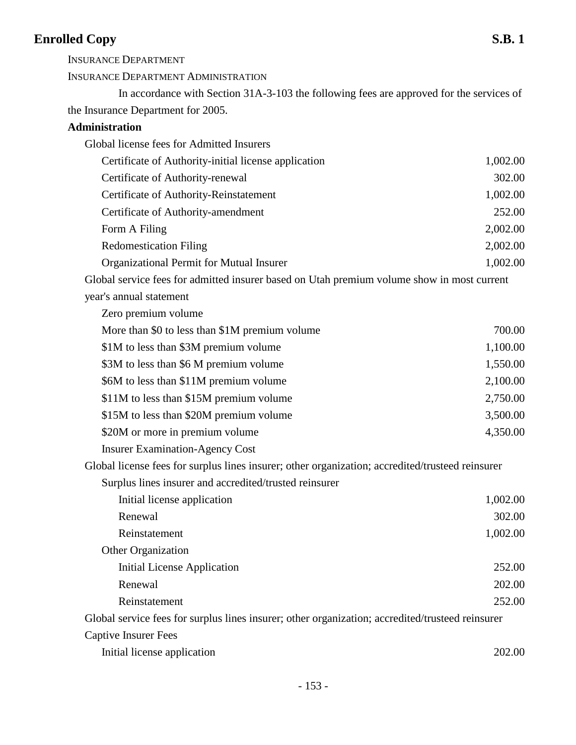INSURANCE DEPARTMENT

INSURANCE DEPARTMENT ADMINISTRATION

In accordance with Section 31A-3-103 the following fees are approved for the services of the Insurance Department for 2005.

**Administration**

| | |
|---|---|
| Global license fees for Admitted Insurers | |
| Certificate of Authority-initial license application | 1,002.00 |
| Certificate of Authority-renewal | 302.00 |
| Certificate of Authority-Reinstatement | 1,002.00 |
| Certificate of Authority-amendment | 252.00 |
| Form A Filing | 2,002.00 |
| Redomestication Filing | 2,002.00 |
| Organizational Permit for Mutual Insurer | 1,002.00 |
| Global service fees for admitted insurer based on Utah premium volume show in most current year's annual statement | |
| Zero premium volume | |
| More than $0 to less than $1M premium volume | 700.00 |
| $1M to less than $3M premium volume | 1,100.00 |
| $3M to less than $6 M premium volume | 1,550.00 |
| $6M to less than $11M premium volume | 2,100.00 |
| $11M to less than $15M premium volume | 2,750.00 |
| $15M to less than $20M premium volume | 3,500.00 |
| $20M or more in premium volume | 4,350.00 |
| Insurer Examination-Agency Cost | |
| Global license fees for surplus lines insurer; other organization; accredited/trusteed reinsurer | |
| Surplus lines insurer and accredited/trusted reinsurer | |
| Initial license application | 1,002.00 |
| Renewal | 302.00 |
| Reinstatement | 1,002.00 |
| Other Organization | |
| Initial License Application | 252.00 |
| Renewal | 202.00 |
| Reinstatement | 252.00 |
| Global service fees for surplus lines insurer; other organization; accredited/trusteed reinsurer | |
| Captive Insurer Fees | |
| Initial license application | 202.00 |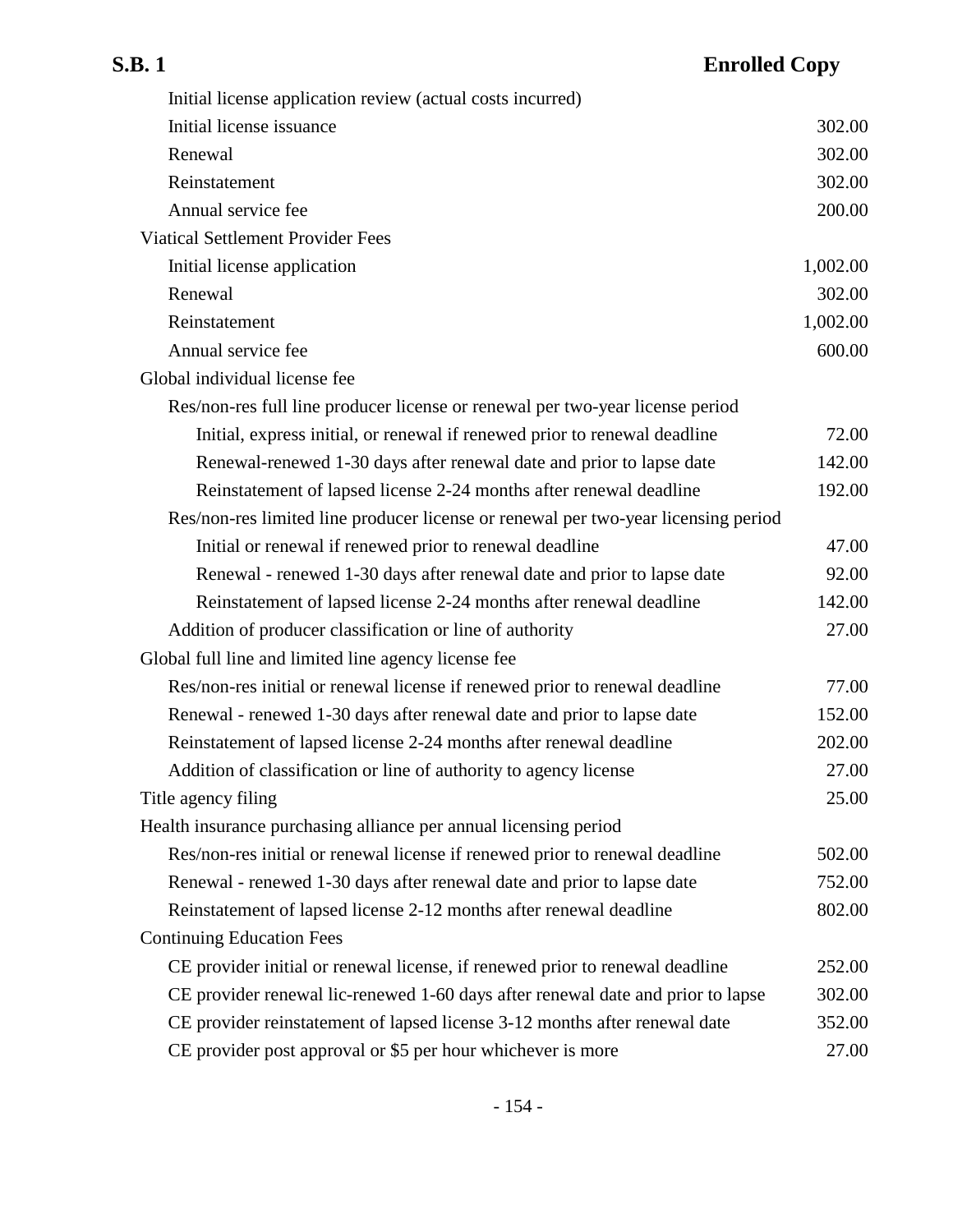| | |
|---|---|
| Initial license application review (actual costs incurred) | |
| Initial license issuance | 302.00 |
| Renewal | 302.00 |
| Reinstatement | 302.00 |
| Annual service fee | 200.00 |
| Viatical Settlement Provider Fees | |
| Initial license application | 1,002.00 |
| Renewal | 302.00 |
| Reinstatement | 1,002.00 |
| Annual service fee | 600.00 |
| Global individual license fee | |
| Res/non-res full line producer license or renewal per two-year license period | |
| Initial, express initial, or renewal if renewed prior to renewal deadline | 72.00 |
| Renewal-renewed 1-30 days after renewal date and prior to lapse date | 142.00 |
| Reinstatement of lapsed license 2-24 months after renewal deadline | 192.00 |
| Res/non-res limited line producer license or renewal per two-year licensing period | |
| Initial or renewal if renewed prior to renewal deadline | 47.00 |
| Renewal - renewed 1-30 days after renewal date and prior to lapse date | 92.00 |
| Reinstatement of lapsed license 2-24 months after renewal deadline | 142.00 |
| Addition of producer classification or line of authority | 27.00 |
| Global full line and limited line agency license fee | |
| Res/non-res initial or renewal license if renewed prior to renewal deadline | 77.00 |
| Renewal - renewed 1-30 days after renewal date and prior to lapse date | 152.00 |
| Reinstatement of lapsed license 2-24 months after renewal deadline | 202.00 |
| Addition of classification or line of authority to agency license | 27.00 |
| Title agency filing | 25.00 |
| Health insurance purchasing alliance per annual licensing period | |
| Res/non-res initial or renewal license if renewed prior to renewal deadline | 502.00 |
| Renewal - renewed 1-30 days after renewal date and prior to lapse date | 752.00 |
| Reinstatement of lapsed license 2-12 months after renewal deadline | 802.00 |
| Continuing Education Fees | |
| CE provider initial or renewal license, if renewed prior to renewal deadline | 252.00 |
| CE provider renewal lic-renewed 1-60 days after renewal date and prior to lapse | 302.00 |
| CE provider reinstatement of lapsed license 3-12 months after renewal date | 352.00 |
| CE provider post approval or $5 per hour whichever is more | 27.00 |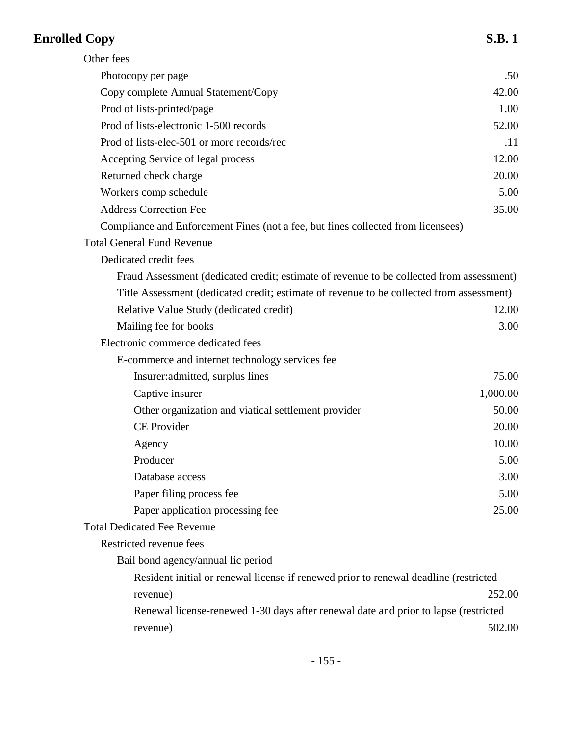| Item | Fee |
|---|---|
| Other fees | |
| Photocopy per page | .50 |
| Copy complete Annual Statement/Copy | 42.00 |
| Prod of lists-printed/page | 1.00 |
| Prod of lists-electronic 1-500 records | 52.00 |
| Prod of lists-elec-501 or more records/rec | .11 |
| Accepting Service of legal process | 12.00 |
| Returned check charge | 20.00 |
| Workers comp schedule | 5.00 |
| Address Correction Fee | 35.00 |
| Compliance and Enforcement Fines (not a fee, but fines collected from licensees) | |
| Total General Fund Revenue | |
| Dedicated credit fees | |
| Fraud Assessment (dedicated credit; estimate of revenue to be collected from assessment) | |
| Title Assessment (dedicated credit; estimate of revenue to be collected from assessment) | |
| Relative Value Study (dedicated credit) | 12.00 |
| Mailing fee for books | 3.00 |
| Electronic commerce dedicated fees | |
| E-commerce and internet technology services fee | |
| Insurer:admitted, surplus lines | 75.00 |
| Captive insurer | 1,000.00 |
| Other organization and viatical settlement provider | 50.00 |
| CE Provider | 20.00 |
| Agency | 10.00 |
| Producer | 5.00 |
| Database access | 3.00 |
| Paper filing process fee | 5.00 |
| Paper application processing fee | 25.00 |
| Total Dedicated Fee Revenue | |
| Restricted revenue fees | |
| Bail bond agency/annual lic period | |
| Resident initial or renewal license if renewed prior to renewal deadline (restricted revenue) | 252.00 |
| Renewal license-renewed 1-30 days after renewal date and prior to lapse (restricted revenue) | 502.00 |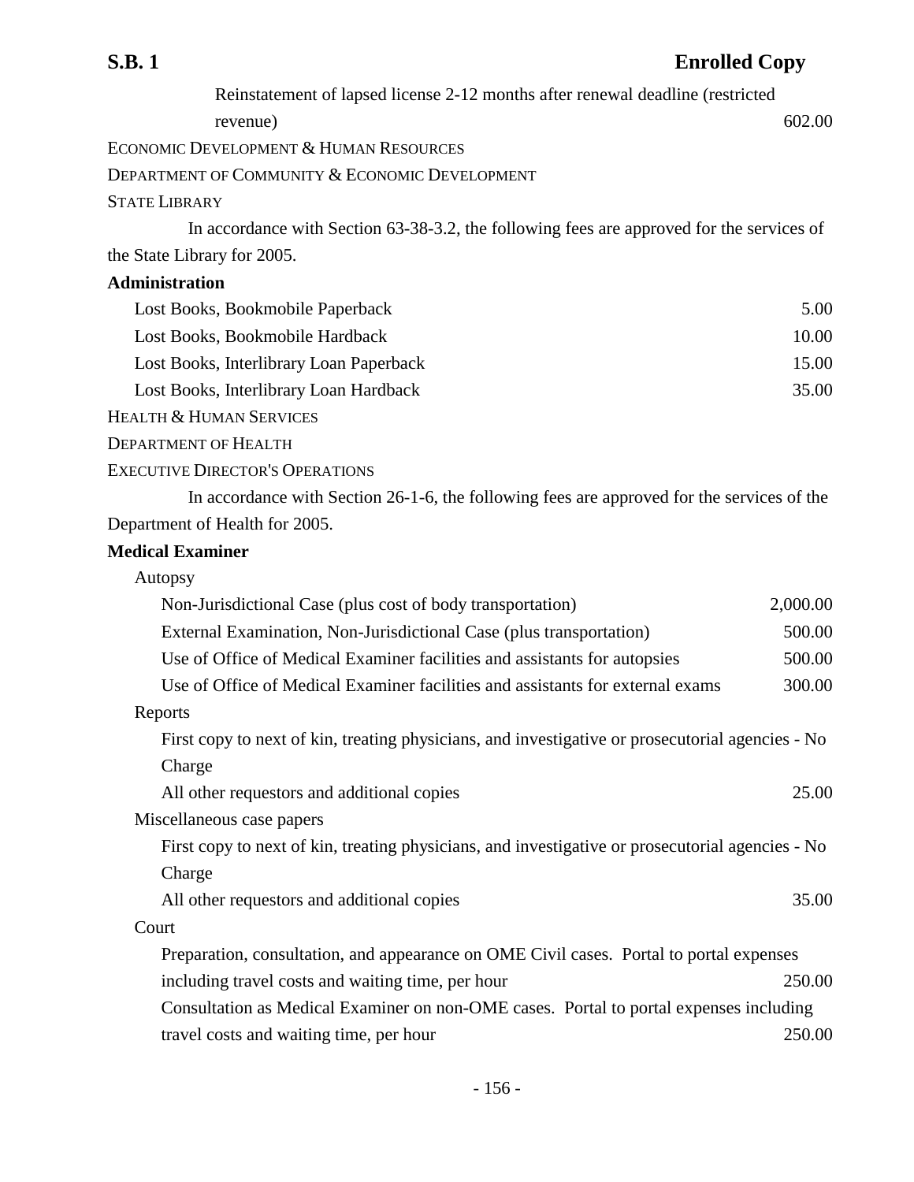Reinstatement of lapsed license 2-12 months after renewal deadline (restricted revenue) 602.00

ECONOMIC DEVELOPMENT & HUMAN RESOURCES

DEPARTMENT OF COMMUNITY & ECONOMIC DEVELOPMENT

STATE LIBRARY

In accordance with Section 63-38-3.2, the following fees are approved for the services of the State Library for 2005.

**Administration**

| | |
|---|---|
| Lost Books, Bookmobile Paperback | 5.00 |
| Lost Books, Bookmobile Hardback | 10.00 |
| Lost Books, Interlibrary Loan Paperback | 15.00 |
| Lost Books, Interlibrary Loan Hardback | 35.00 |

HEALTH & HUMAN SERVICES

DEPARTMENT OF HEALTH

EXECUTIVE DIRECTOR'S OPERATIONS

In accordance with Section 26-1-6, the following fees are approved for the services of the Department of Health for 2005.

**Medical Examiner**

Autopsy

| | |
|---|---|
| Non-Jurisdictional Case (plus cost of body transportation) | 2,000.00 |
| External Examination, Non-Jurisdictional Case (plus transportation) | 500.00 |
| Use of Office of Medical Examiner facilities and assistants for autopsies | 500.00 |
| Use of Office of Medical Examiner facilities and assistants for external exams | 300.00 |

Reports

First copy to next of kin, treating physicians, and investigative or prosecutorial agencies - No Charge

All other requestors and additional copies 25.00

Miscellaneous case papers

First copy to next of kin, treating physicians, and investigative or prosecutorial agencies - No Charge

All other requestors and additional copies 35.00

Court

Preparation, consultation, and appearance on OME Civil cases. Portal to portal expenses including travel costs and waiting time, per hour 250.00

Consultation as Medical Examiner on non-OME cases. Portal to portal expenses including travel costs and waiting time, per hour 250.00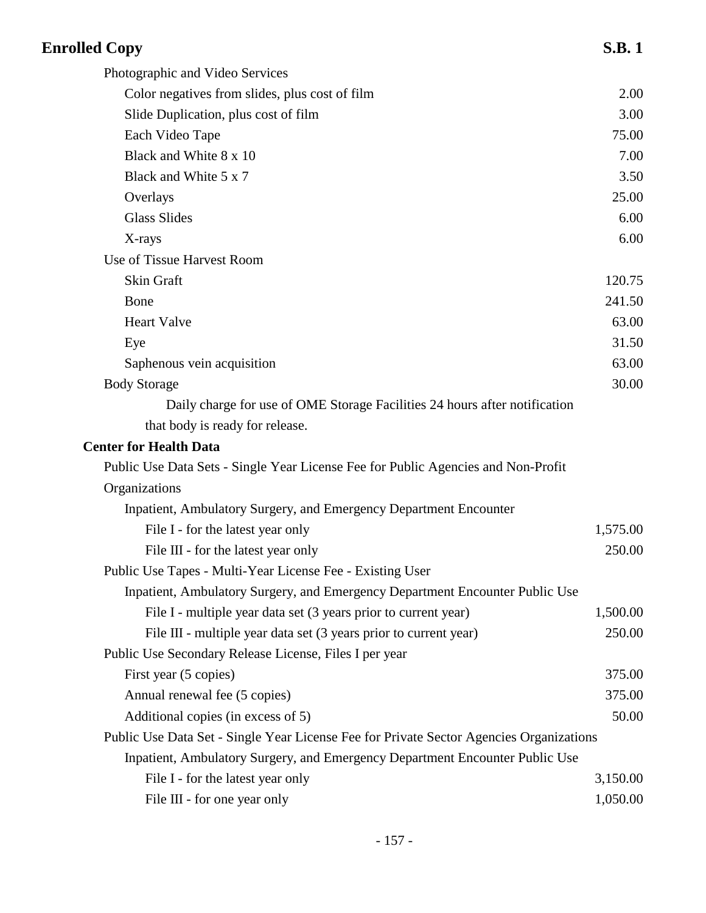| | |
|---|---|
| Photographic and Video Services | |
| Color negatives from slides, plus cost of film | 2.00 |
| Slide Duplication, plus cost of film | 3.00 |
| Each Video Tape | 75.00 |
| Black and White 8 x 10 | 7.00 |
| Black and White 5 x 7 | 3.50 |
| Overlays | 25.00 |
| Glass Slides | 6.00 |
| X-rays | 6.00 |
| Use of Tissue Harvest Room | |
| Skin Graft | 120.75 |
| Bone | 241.50 |
| Heart Valve | 63.00 |
| Eye | 31.50 |
| Saphenous vein acquisition | 63.00 |
| Body Storage | 30.00 |
| Daily charge for use of OME Storage Facilities 24 hours after notification that body is ready for release. | |
| **Center for Health Data** | |
| Public Use Data Sets - Single Year License Fee for Public Agencies and Non-Profit Organizations | |
| Inpatient, Ambulatory Surgery, and Emergency Department Encounter | |
| File I - for the latest year only | 1,575.00 |
| File III - for the latest year only | 250.00 |
| Public Use Tapes - Multi-Year License Fee - Existing User | |
| Inpatient, Ambulatory Surgery, and Emergency Department Encounter Public Use | |
| File I - multiple year data set (3 years prior to current year) | 1,500.00 |
| File III - multiple year data set (3 years prior to current year) | 250.00 |
| Public Use Secondary Release License, Files I per year | |
| First year (5 copies) | 375.00 |
| Annual renewal fee (5 copies) | 375.00 |
| Additional copies (in excess of 5) | 50.00 |
| Public Use Data Set - Single Year License Fee for Private Sector Agencies Organizations | |
| Inpatient, Ambulatory Surgery, and Emergency Department Encounter Public Use | |
| File I - for the latest year only | 3,150.00 |
| File III - for one year only | 1,050.00 |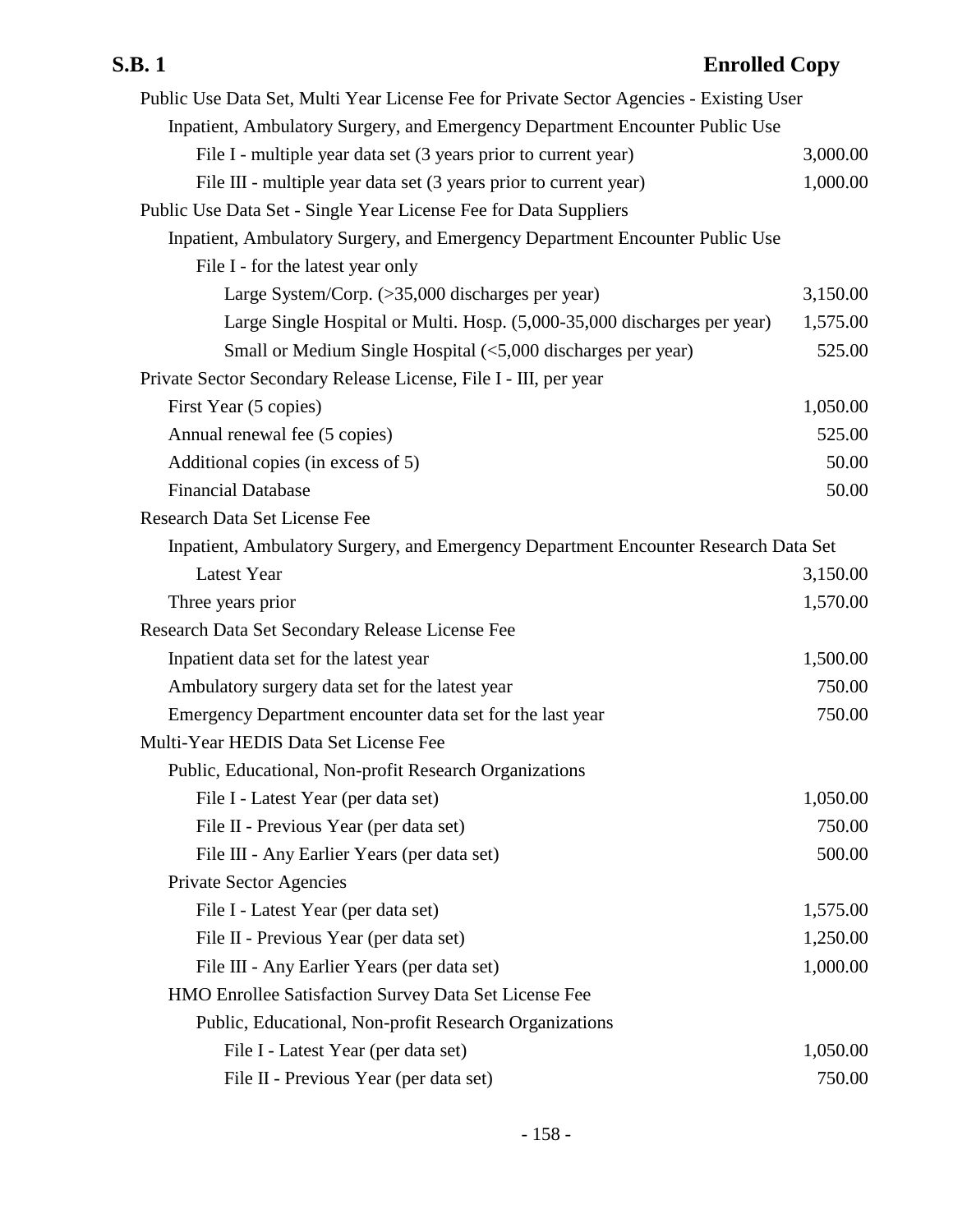| Item | Fee |
|---|---|
| Public Use Data Set, Multi Year License Fee for Private Sector Agencies - Existing User | |
| Inpatient, Ambulatory Surgery, and Emergency Department Encounter Public Use | |
| File I - multiple year data set (3 years prior to current year) | 3,000.00 |
| File III - multiple year data set (3 years prior to current year) | 1,000.00 |
| Public Use Data Set - Single Year License Fee for Data Suppliers | |
| Inpatient, Ambulatory Surgery, and Emergency Department Encounter Public Use | |
| File I - for the latest year only | |
| Large System/Corp. (>35,000 discharges per year) | 3,150.00 |
| Large Single Hospital or Multi. Hosp. (5,000-35,000 discharges per year) | 1,575.00 |
| Small or Medium Single Hospital (<5,000 discharges per year) | 525.00 |
| Private Sector Secondary Release License, File I - III, per year | |
| First Year (5 copies) | 1,050.00 |
| Annual renewal fee (5 copies) | 525.00 |
| Additional copies (in excess of 5) | 50.00 |
| Financial Database | 50.00 |
| Research Data Set License Fee | |
| Inpatient, Ambulatory Surgery, and Emergency Department Encounter Research Data Set | |
| Latest Year | 3,150.00 |
| Three years prior | 1,570.00 |
| Research Data Set Secondary Release License Fee | |
| Inpatient data set for the latest year | 1,500.00 |
| Ambulatory surgery data set for the latest year | 750.00 |
| Emergency Department encounter data set for the last year | 750.00 |
| Multi-Year HEDIS Data Set License Fee | |
| Public, Educational, Non-profit Research Organizations | |
| File I - Latest Year (per data set) | 1,050.00 |
| File II - Previous Year (per data set) | 750.00 |
| File III - Any Earlier Years (per data set) | 500.00 |
| Private Sector Agencies | |
| File I - Latest Year (per data set) | 1,575.00 |
| File II - Previous Year (per data set) | 1,250.00 |
| File III - Any Earlier Years (per data set) | 1,000.00 |
| HMO Enrollee Satisfaction Survey Data Set License Fee | |
| Public, Educational, Non-profit Research Organizations | |
| File I - Latest Year (per data set) | 1,050.00 |
| File II - Previous Year (per data set) | 750.00 |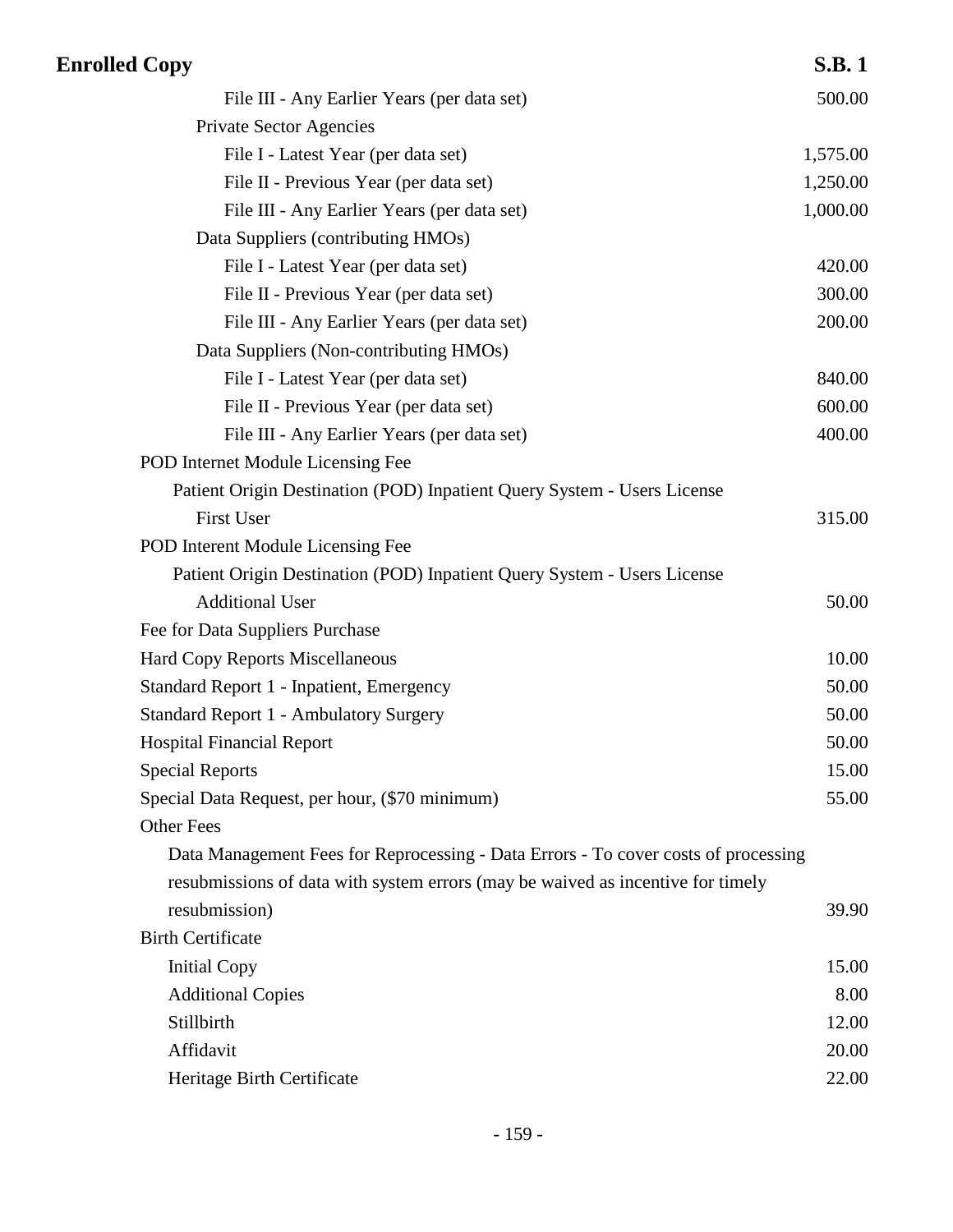| | |
|---|---|
| File III - Any Earlier Years (per data set) | 500.00 |
| Private Sector Agencies | |
| File I - Latest Year (per data set) | 1,575.00 |
| File II - Previous Year (per data set) | 1,250.00 |
| File III - Any Earlier Years (per data set) | 1,000.00 |
| Data Suppliers (contributing HMOs) | |
| File I - Latest Year (per data set) | 420.00 |
| File II - Previous Year (per data set) | 300.00 |
| File III - Any Earlier Years (per data set) | 200.00 |
| Data Suppliers (Non-contributing HMOs) | |
| File I - Latest Year (per data set) | 840.00 |
| File II - Previous Year (per data set) | 600.00 |
| File III - Any Earlier Years (per data set) | 400.00 |
| POD Internet Module Licensing Fee | |
| Patient Origin Destination (POD) Inpatient Query System - Users License | |
| First User | 315.00 |
| POD Interent Module Licensing Fee | |
| Patient Origin Destination (POD) Inpatient Query System - Users License | |
| Additional User | 50.00 |
| Fee for Data Suppliers Purchase | |
| Hard Copy Reports Miscellaneous | 10.00 |
| Standard Report 1 - Inpatient, Emergency | 50.00 |
| Standard Report 1 - Ambulatory Surgery | 50.00 |
| Hospital Financial Report | 50.00 |
| Special Reports | 15.00 |
| Special Data Request, per hour, ($70 minimum) | 55.00 |
| Other Fees | |
| Data Management Fees for Reprocessing - Data Errors - To cover costs of processing resubmissions of data with system errors (may be waived as incentive for timely resubmission) | 39.90 |
| Birth Certificate | |
| Initial Copy | 15.00 |
| Additional Copies | 8.00 |
| Stillbirth | 12.00 |
| Affidavit | 20.00 |
| Heritage Birth Certificate | 22.00 |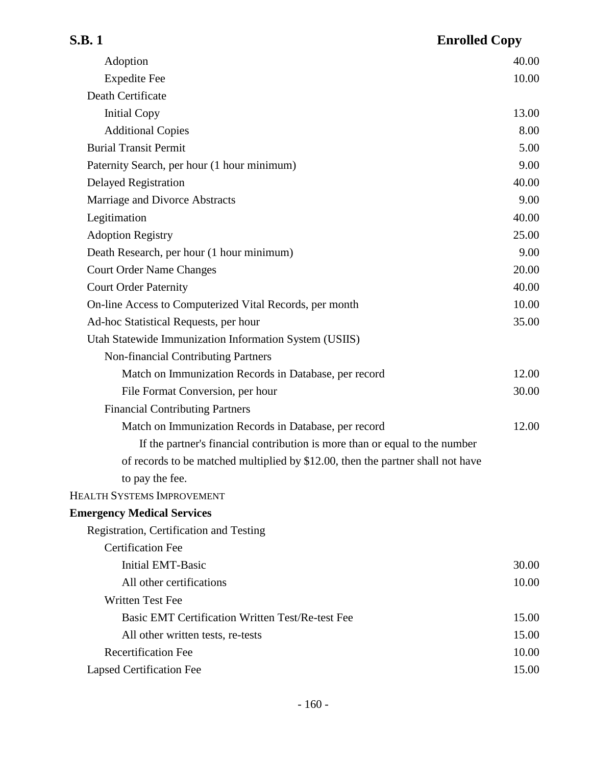| Item | Fee |
|---|---|
| Adoption | 40.00 |
| Expedite Fee | 10.00 |
| Death Certificate | |
| Initial Copy | 13.00 |
| Additional Copies | 8.00 |
| Burial Transit Permit | 5.00 |
| Paternity Search, per hour (1 hour minimum) | 9.00 |
| Delayed Registration | 40.00 |
| Marriage and Divorce Abstracts | 9.00 |
| Legitimation | 40.00 |
| Adoption Registry | 25.00 |
| Death Research, per hour (1 hour minimum) | 9.00 |
| Court Order Name Changes | 20.00 |
| Court Order Paternity | 40.00 |
| On-line Access to Computerized Vital Records, per month | 10.00 |
| Ad-hoc Statistical Requests, per hour | 35.00 |
| Utah Statewide Immunization Information System (USIIS) | |
| Non-financial Contributing Partners | |
| Match on Immunization Records in Database, per record | 12.00 |
| File Format Conversion, per hour | 30.00 |
| Financial Contributing Partners | |
| Match on Immunization Records in Database, per record | 12.00 |

If the partner's financial contribution is more than or equal to the number of records to be matched multiplied by $12.00, then the partner shall not have to pay the fee.

HEALTH SYSTEMS IMPROVEMENT

**Emergency Medical Services**

| Item | Fee |
|---|---|
| Registration, Certification and Testing | |
| Certification Fee | |
| Initial EMT-Basic | 30.00 |
| All other certifications | 10.00 |
| Written Test Fee | |
| Basic EMT Certification Written Test/Re-test Fee | 15.00 |
| All other written tests, re-tests | 15.00 |
| Recertification Fee | 10.00 |
| Lapsed Certification Fee | 15.00 |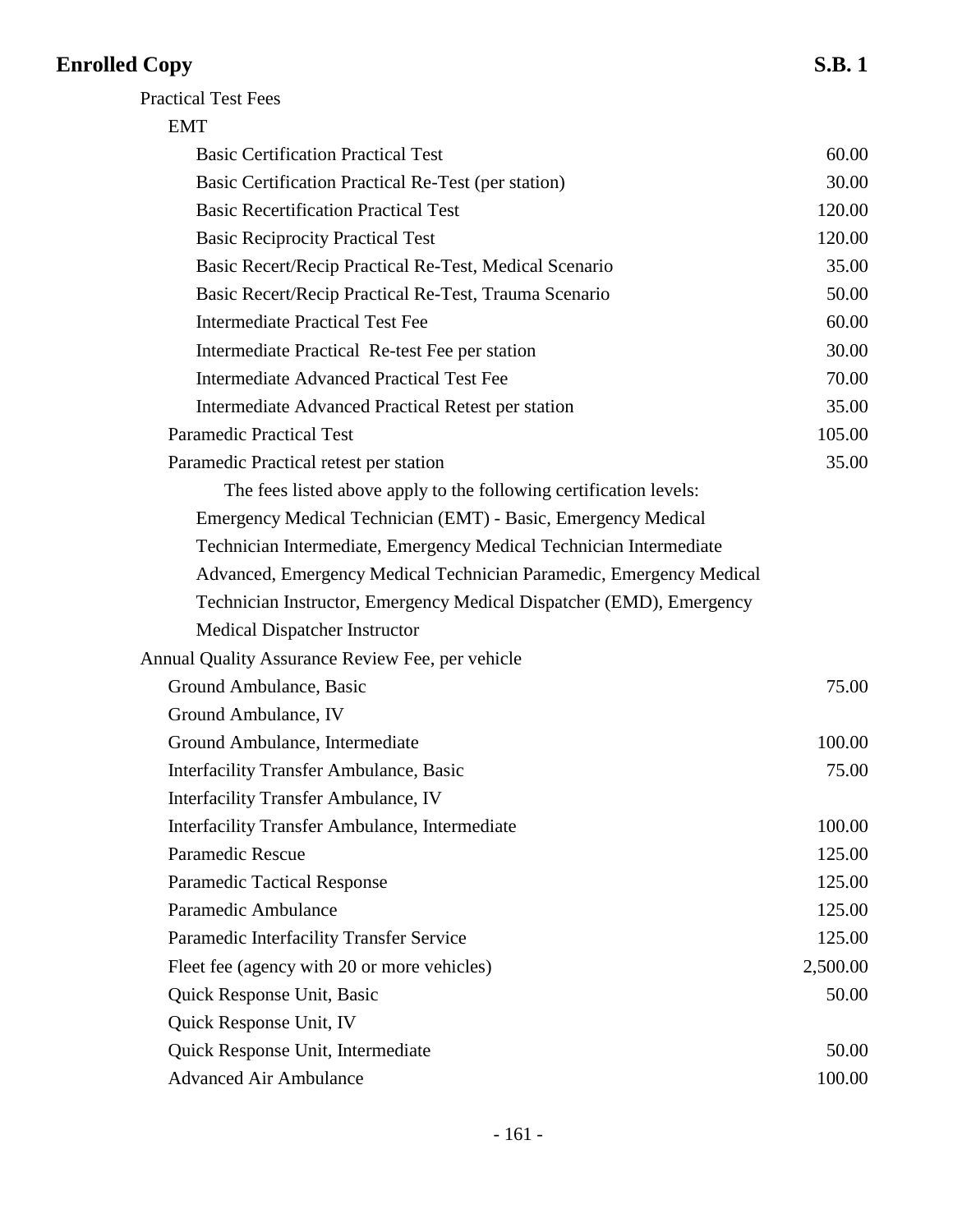Practical Test Fees

EMT

| Item | Fee |
|---|---|
| Basic Certification Practical Test | 60.00 |
| Basic Certification Practical Re-Test (per station) | 30.00 |
| Basic Recertification Practical Test | 120.00 |
| Basic Reciprocity Practical Test | 120.00 |
| Basic Recert/Recip Practical Re-Test, Medical Scenario | 35.00 |
| Basic Recert/Recip Practical Re-Test, Trauma Scenario | 50.00 |
| Intermediate Practical Test Fee | 60.00 |
| Intermediate Practical Re-test Fee per station | 30.00 |
| Intermediate Advanced Practical Test Fee | 70.00 |
| Intermediate Advanced Practical Retest per station | 35.00 |
| Paramedic Practical Test | 105.00 |
| Paramedic Practical retest per station | 35.00 |

The fees listed above apply to the following certification levels: Emergency Medical Technician (EMT) - Basic, Emergency Medical Technician Intermediate, Emergency Medical Technician Intermediate Advanced, Emergency Medical Technician Paramedic, Emergency Medical Technician Instructor, Emergency Medical Dispatcher (EMD), Emergency Medical Dispatcher Instructor

Annual Quality Assurance Review Fee, per vehicle

| Item | Fee |
|---|---|
| Ground Ambulance, Basic | 75.00 |
| Ground Ambulance, IV | |
| Ground Ambulance, Intermediate | 100.00 |
| Interfacility Transfer Ambulance, Basic | 75.00 |
| Interfacility Transfer Ambulance, IV | |
| Interfacility Transfer Ambulance, Intermediate | 100.00 |
| Paramedic Rescue | 125.00 |
| Paramedic Tactical Response | 125.00 |
| Paramedic Ambulance | 125.00 |
| Paramedic Interfacility Transfer Service | 125.00 |
| Fleet fee (agency with 20 or more vehicles) | 2,500.00 |
| Quick Response Unit, Basic | 50.00 |
| Quick Response Unit, IV | |
| Quick Response Unit, Intermediate | 50.00 |
| Advanced Air Ambulance | 100.00 |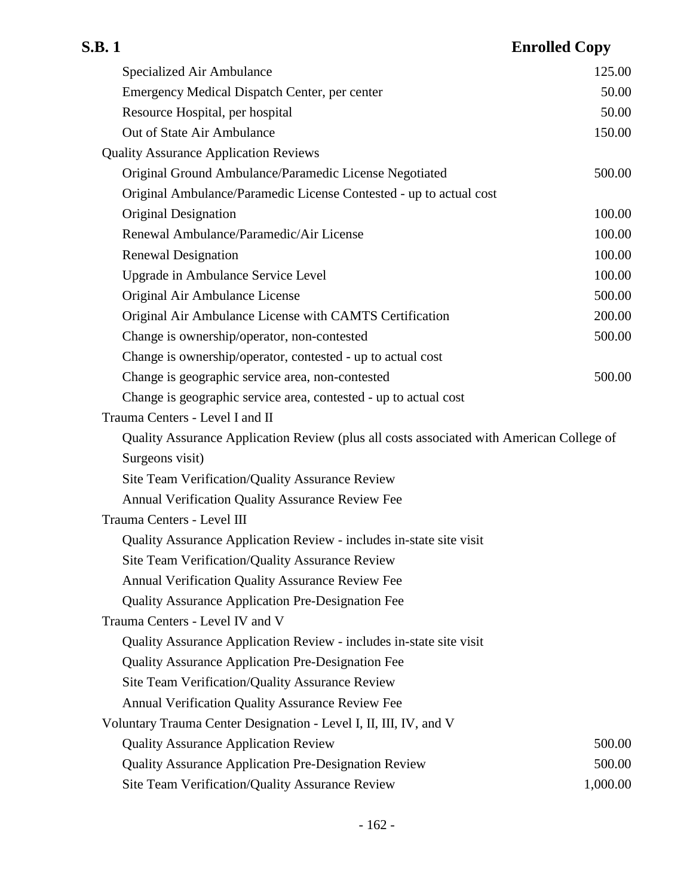| | |
|---|---|
| Specialized Air Ambulance | 125.00 |
| Emergency Medical Dispatch Center, per center | 50.00 |
| Resource Hospital, per hospital | 50.00 |
| Out of State Air Ambulance | 150.00 |
| Quality Assurance Application Reviews | |
| Original Ground Ambulance/Paramedic License Negotiated | 500.00 |
| Original Ambulance/Paramedic License Contested - up to actual cost | |
| Original Designation | 100.00 |
| Renewal Ambulance/Paramedic/Air License | 100.00 |
| Renewal Designation | 100.00 |
| Upgrade in Ambulance Service Level | 100.00 |
| Original Air Ambulance License | 500.00 |
| Original Air Ambulance License with CAMTS Certification | 200.00 |
| Change is ownership/operator, non-contested | 500.00 |
| Change is ownership/operator, contested - up to actual cost | |
| Change is geographic service area, non-contested | 500.00 |
| Change is geographic service area, contested - up to actual cost | |
| Trauma Centers - Level I and II | |
| Quality Assurance Application Review (plus all costs associated with American College of Surgeons visit) | |
| Site Team Verification/Quality Assurance Review | |
| Annual Verification Quality Assurance Review Fee | |
| Trauma Centers - Level III | |
| Quality Assurance Application Review - includes in-state site visit | |
| Site Team Verification/Quality Assurance Review | |
| Annual Verification Quality Assurance Review Fee | |
| Quality Assurance Application Pre-Designation Fee | |
| Trauma Centers - Level IV and V | |
| Quality Assurance Application Review - includes in-state site visit | |
| Quality Assurance Application Pre-Designation Fee | |
| Site Team Verification/Quality Assurance Review | |
| Annual Verification Quality Assurance Review Fee | |
| Voluntary Trauma Center Designation - Level I, II, III, IV, and V | |
| Quality Assurance Application Review | 500.00 |
| Quality Assurance Application Pre-Designation Review | 500.00 |
| Site Team Verification/Quality Assurance Review | 1,000.00 |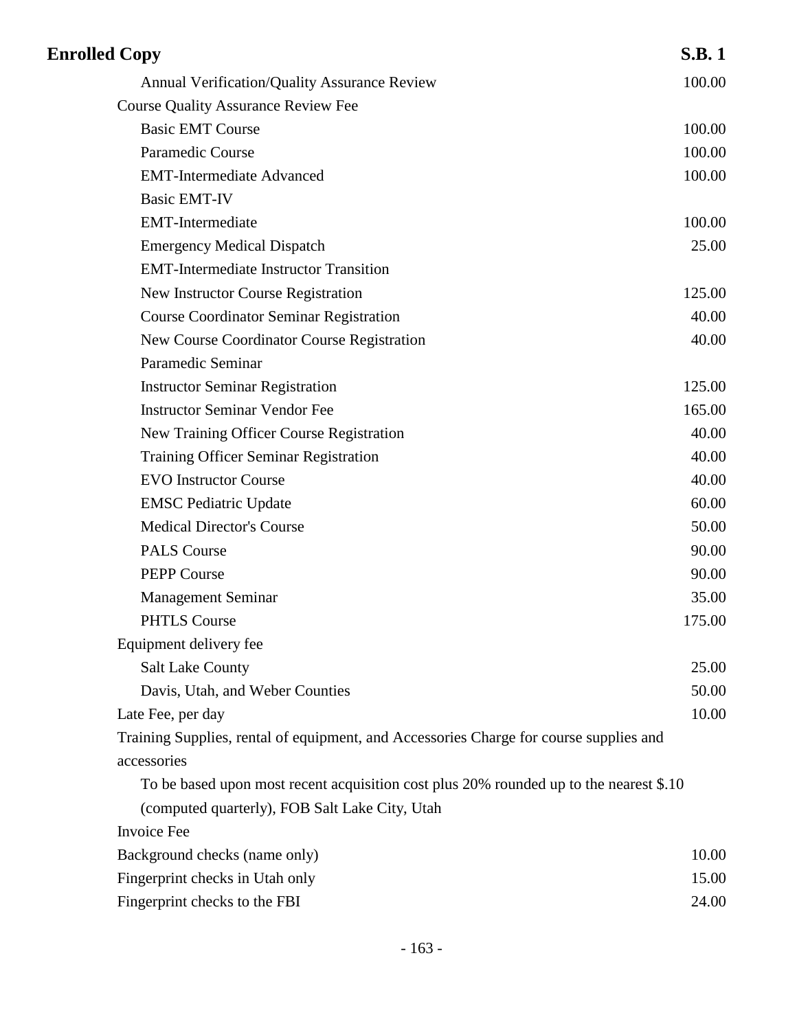| Item | Fee |
|---|---|
| Annual Verification/Quality Assurance Review | 100.00 |
| Course Quality Assurance Review Fee | |
| Basic EMT Course | 100.00 |
| Paramedic Course | 100.00 |
| EMT-Intermediate Advanced | 100.00 |
| Basic EMT-IV | |
| EMT-Intermediate | 100.00 |
| Emergency Medical Dispatch | 25.00 |
| EMT-Intermediate Instructor Transition | |
| New Instructor Course Registration | 125.00 |
| Course Coordinator Seminar Registration | 40.00 |
| New Course Coordinator Course Registration | 40.00 |
| Paramedic Seminar | |
| Instructor Seminar Registration | 125.00 |
| Instructor Seminar Vendor Fee | 165.00 |
| New Training Officer Course Registration | 40.00 |
| Training Officer Seminar Registration | 40.00 |
| EVO Instructor Course | 40.00 |
| EMSC Pediatric Update | 60.00 |
| Medical Director's Course | 50.00 |
| PALS Course | 90.00 |
| PEPP Course | 90.00 |
| Management Seminar | 35.00 |
| PHTLS Course | 175.00 |
| Equipment delivery fee | |
| Salt Lake County | 25.00 |
| Davis, Utah, and Weber Counties | 50.00 |
| Late Fee, per day | 10.00 |
| Training Supplies, rental of equipment, and Accessories Charge for course supplies and accessories | |
| To be based upon most recent acquisition cost plus 20% rounded up to the nearest $.10 (computed quarterly), FOB Salt Lake City, Utah | |
| Invoice Fee | |
| Background checks (name only) | 10.00 |
| Fingerprint checks in Utah only | 15.00 |
| Fingerprint checks to the FBI | 24.00 |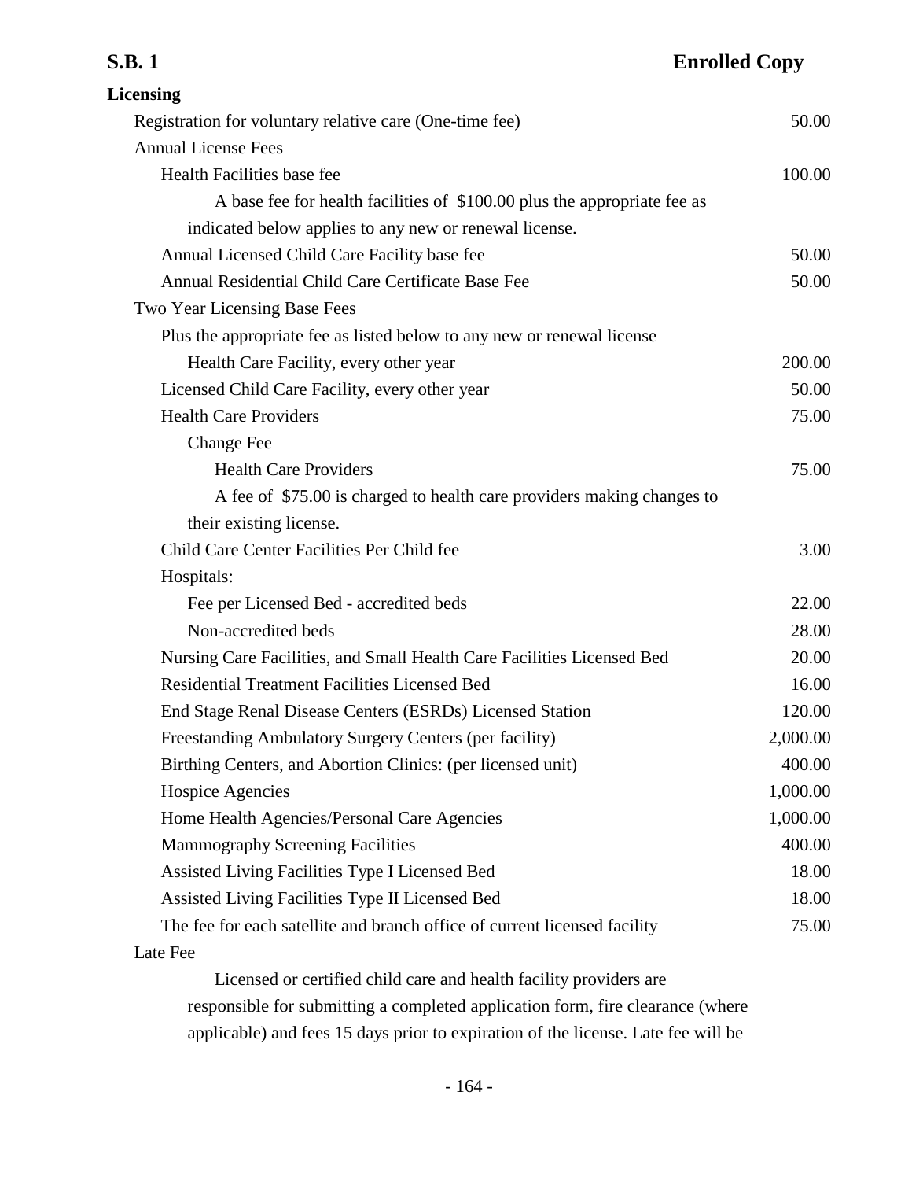**Licensing**

| | |
|---|---:|
| Registration for voluntary relative care (One-time fee) | 50.00 |
| Annual License Fees | |
| Health Facilities base fee | 100.00 |
| A base fee for health facilities of $100.00 plus the appropriate fee as indicated below applies to any new or renewal license. | |
| Annual Licensed Child Care Facility base fee | 50.00 |
| Annual Residential Child Care Certificate Base Fee | 50.00 |
| Two Year Licensing Base Fees | |
| Plus the appropriate fee as listed below to any new or renewal license | |
| Health Care Facility, every other year | 200.00 |
| Licensed Child Care Facility, every other year | 50.00 |
| Health Care Providers | 75.00 |
| Change Fee | |
| Health Care Providers | 75.00 |
| A fee of $75.00 is charged to health care providers making changes to their existing license. | |
| Child Care Center Facilities Per Child fee | 3.00 |
| Hospitals: | |
| Fee per Licensed Bed - accredited beds | 22.00 |
| Non-accredited beds | 28.00 |
| Nursing Care Facilities, and Small Health Care Facilities Licensed Bed | 20.00 |
| Residential Treatment Facilities Licensed Bed | 16.00 |
| End Stage Renal Disease Centers (ESRDs) Licensed Station | 120.00 |
| Freestanding Ambulatory Surgery Centers (per facility) | 2,000.00 |
| Birthing Centers, and Abortion Clinics: (per licensed unit) | 400.00 |
| Hospice Agencies | 1,000.00 |
| Home Health Agencies/Personal Care Agencies | 1,000.00 |
| Mammography Screening Facilities | 400.00 |
| Assisted Living Facilities Type I Licensed Bed | 18.00 |
| Assisted Living Facilities Type II Licensed Bed | 18.00 |
| The fee for each satellite and branch office of current licensed facility | 75.00 |
| Late Fee | |

Licensed or certified child care and health facility providers are responsible for submitting a completed application form, fire clearance (where applicable) and fees 15 days prior to expiration of the license. Late fee will be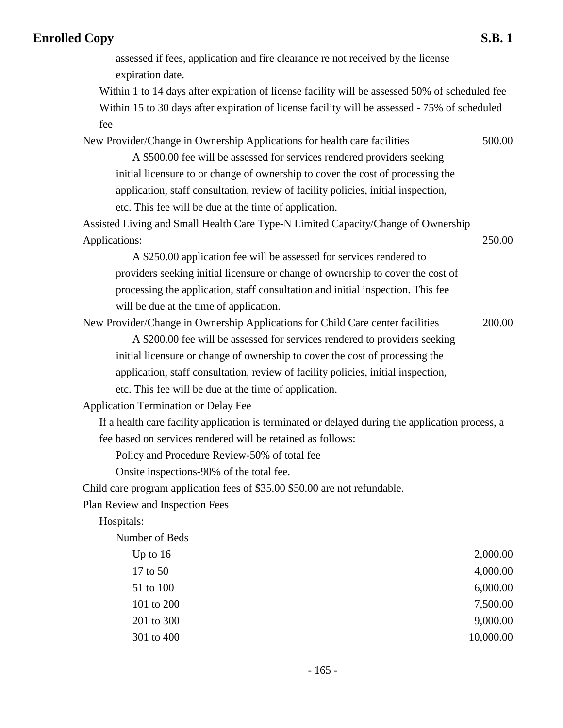assessed if fees, application and fire clearance re not received by the license expiration date.

Within 1 to 14 days after expiration of license facility will be assessed 50% of scheduled fee

Within 15 to 30 days after expiration of license facility will be assessed - 75% of scheduled fee

New Provider/Change in Ownership Applications for health care facilities 500.00

A $500.00 fee will be assessed for services rendered providers seeking initial licensure to or change of ownership to cover the cost of processing the application, staff consultation, review of facility policies, initial inspection, etc. This fee will be due at the time of application.

Assisted Living and Small Health Care Type-N Limited Capacity/Change of Ownership Applications: 250.00

A $250.00 application fee will be assessed for services rendered to providers seeking initial licensure or change of ownership to cover the cost of processing the application, staff consultation and initial inspection. This fee will be due at the time of application.

New Provider/Change in Ownership Applications for Child Care center facilities 200.00

A $200.00 fee will be assessed for services rendered to providers seeking initial licensure or change of ownership to cover the cost of processing the application, staff consultation, review of facility policies, initial inspection, etc. This fee will be due at the time of application.

Application Termination or Delay Fee

If a health care facility application is terminated or delayed during the application process, a fee based on services rendered will be retained as follows:

Policy and Procedure Review-50% of total fee

Onsite inspections-90% of the total fee.

Child care program application fees of $35.00 $50.00 are not refundable.

Plan Review and Inspection Fees

Hospitals:

Number of Beds

| | |
|---|---|
| Up to 16 | 2,000.00 |
| 17 to 50 | 4,000.00 |
| 51 to 100 | 6,000.00 |
| 101 to 200 | 7,500.00 |
| 201 to 300 | 9,000.00 |
| 301 to 400 | 10,000.00 |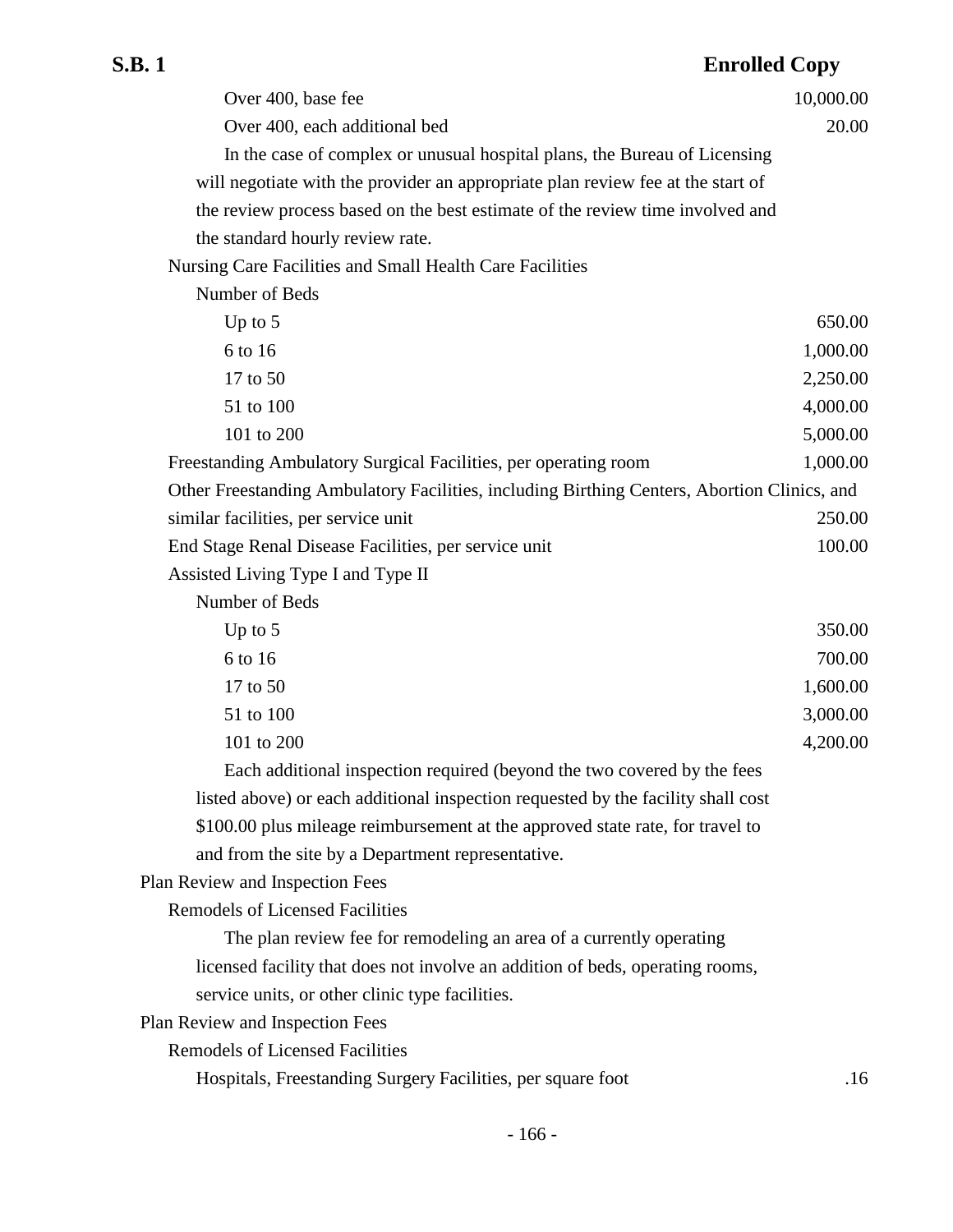| | |
|---|---|
| Over 400, base fee | 10,000.00 |
| Over 400, each additional bed | 20.00 |

In the case of complex or unusual hospital plans, the Bureau of Licensing will negotiate with the provider an appropriate plan review fee at the start of the review process based on the best estimate of the review time involved and the standard hourly review rate.

Nursing Care Facilities and Small Health Care Facilities

Number of Beds

| | |
|---|---|
| Up to 5 | 650.00 |
| 6 to 16 | 1,000.00 |
| 17 to 50 | 2,250.00 |
| 51 to 100 | 4,000.00 |
| 101 to 200 | 5,000.00 |

| | |
|---|---|
| Freestanding Ambulatory Surgical Facilities, per operating room | 1,000.00 |
| Other Freestanding Ambulatory Facilities, including Birthing Centers, Abortion Clinics, and similar facilities, per service unit | 250.00 |
| End Stage Renal Disease Facilities, per service unit | 100.00 |

Assisted Living Type I and Type II

Number of Beds

| | |
|---|---|
| Up to 5 | 350.00 |
| 6 to 16 | 700.00 |
| 17 to 50 | 1,600.00 |
| 51 to 100 | 3,000.00 |
| 101 to 200 | 4,200.00 |

Each additional inspection required (beyond the two covered by the fees listed above) or each additional inspection requested by the facility shall cost $100.00 plus mileage reimbursement at the approved state rate, for travel to and from the site by a Department representative.

Plan Review and Inspection Fees

Remodels of Licensed Facilities

The plan review fee for remodeling an area of a currently operating licensed facility that does not involve an addition of beds, operating rooms, service units, or other clinic type facilities.

Plan Review and Inspection Fees

Remodels of Licensed Facilities

| | |
|---|---|
| Hospitals, Freestanding Surgery Facilities, per square foot | .16 |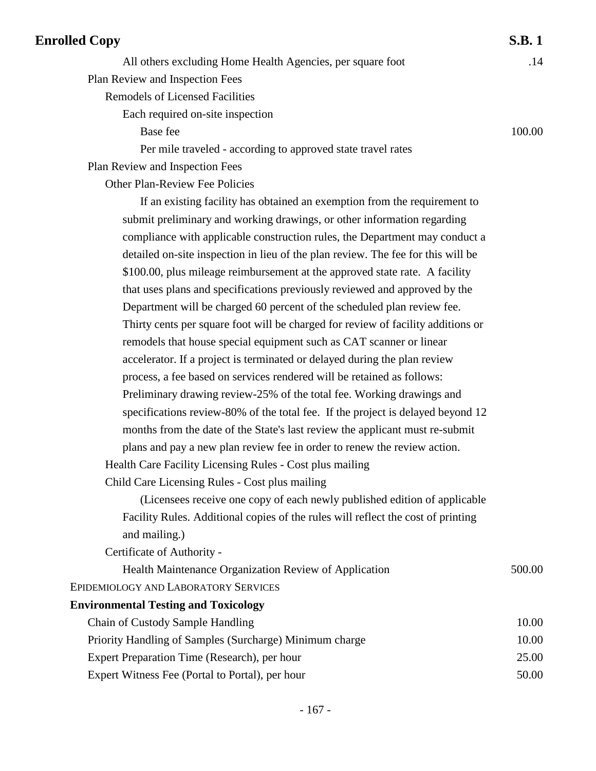| | |
|---|---|
| All others excluding Home Health Agencies, per square foot | .14 |
| Plan Review and Inspection Fees | |
| Remodels of Licensed Facilities | |
| Each required on-site inspection | |
| Base fee | 100.00 |
| Per mile traveled - according to approved state travel rates | |
| Plan Review and Inspection Fees | |
| Other Plan-Review Fee Policies | |

If an existing facility has obtained an exemption from the requirement to submit preliminary and working drawings, or other information regarding compliance with applicable construction rules, the Department may conduct a detailed on-site inspection in lieu of the plan review. The fee for this will be $100.00, plus mileage reimbursement at the approved state rate. A facility that uses plans and specifications previously reviewed and approved by the Department will be charged 60 percent of the scheduled plan review fee. Thirty cents per square foot will be charged for review of facility additions or remodels that house special equipment such as CAT scanner or linear accelerator. If a project is terminated or delayed during the plan review process, a fee based on services rendered will be retained as follows: Preliminary drawing review-25% of the total fee. Working drawings and specifications review-80% of the total fee. If the project is delayed beyond 12 months from the date of the State's last review the applicant must re-submit plans and pay a new plan review fee in order to renew the review action.

Health Care Facility Licensing Rules - Cost plus mailing

Child Care Licensing Rules - Cost plus mailing

(Licensees receive one copy of each newly published edition of applicable Facility Rules. Additional copies of the rules will reflect the cost of printing and mailing.)

| | |
|---|---|
| Certificate of Authority - | |
| Health Maintenance Organization Review of Application | 500.00 |

EPIDEMIOLOGY AND LABORATORY SERVICES

**Environmental Testing and Toxicology**

| | |
|---|---|
| Chain of Custody Sample Handling | 10.00 |
| Priority Handling of Samples (Surcharge) Minimum charge | 10.00 |
| Expert Preparation Time (Research), per hour | 25.00 |
| Expert Witness Fee (Portal to Portal), per hour | 50.00 |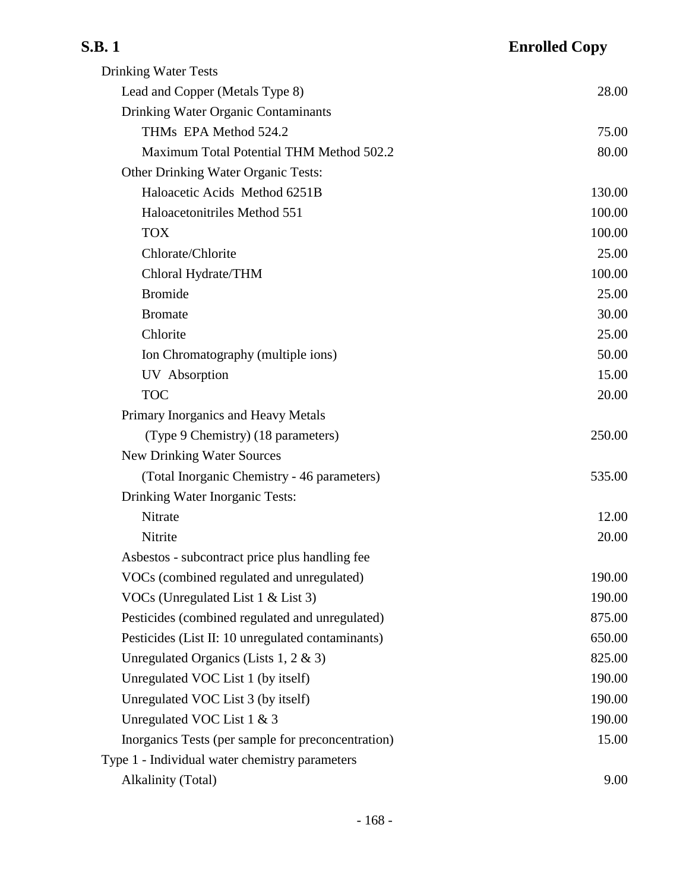| Item | Amount |
|---|---|
| Drinking Water Tests | |
| Lead and Copper (Metals Type 8) | 28.00 |
| Drinking Water Organic Contaminants | |
| THMs EPA Method 524.2 | 75.00 |
| Maximum Total Potential THM Method 502.2 | 80.00 |
| Other Drinking Water Organic Tests: | |
| Haloacetic Acids Method 6251B | 130.00 |
| Haloacetonitriles Method 551 | 100.00 |
| TOX | 100.00 |
| Chlorate/Chlorite | 25.00 |
| Chloral Hydrate/THM | 100.00 |
| Bromide | 25.00 |
| Bromate | 30.00 |
| Chlorite | 25.00 |
| Ion Chromatography (multiple ions) | 50.00 |
| UV Absorption | 15.00 |
| TOC | 20.00 |
| Primary Inorganics and Heavy Metals (Type 9 Chemistry) (18 parameters) | 250.00 |
| New Drinking Water Sources (Total Inorganic Chemistry - 46 parameters) | 535.00 |
| Drinking Water Inorganic Tests: | |
| Nitrate | 12.00 |
| Nitrite | 20.00 |
| Asbestos - subcontract price plus handling fee | |
| VOCs (combined regulated and unregulated) | 190.00 |
| VOCs (Unregulated List 1 & List 3) | 190.00 |
| Pesticides (combined regulated and unregulated) | 875.00 |
| Pesticides (List II: 10 unregulated contaminants) | 650.00 |
| Unregulated Organics (Lists 1, 2 & 3) | 825.00 |
| Unregulated VOC List 1 (by itself) | 190.00 |
| Unregulated VOC List 3 (by itself) | 190.00 |
| Unregulated VOC List 1 & 3 | 190.00 |
| Inorganics Tests (per sample for preconcentration) | 15.00 |
| Type 1 - Individual water chemistry parameters | |
| Alkalinity (Total) | 9.00 |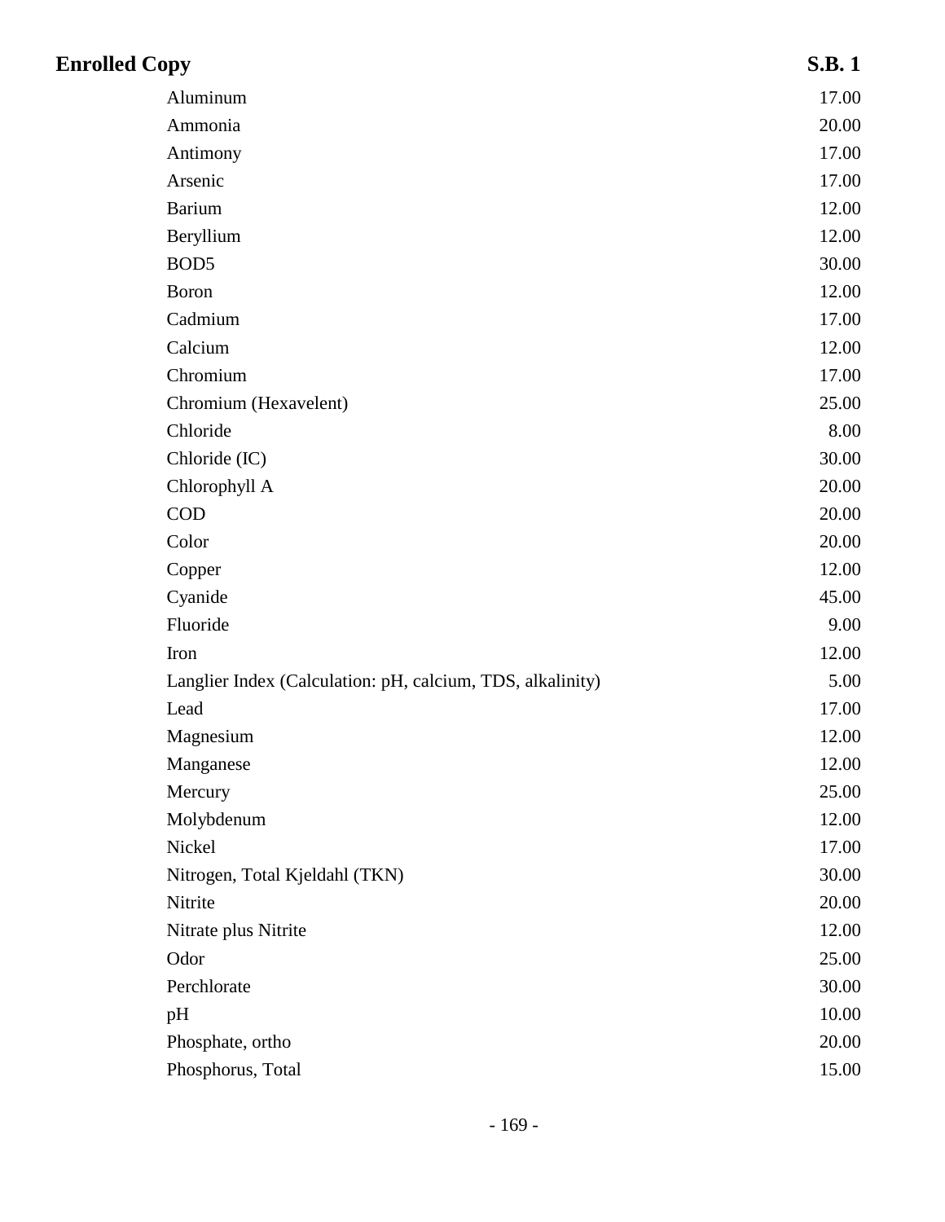| | |
|---|---|
| Aluminum | 17.00 |
| Ammonia | 20.00 |
| Antimony | 17.00 |
| Arsenic | 17.00 |
| Barium | 12.00 |
| Beryllium | 12.00 |
| BOD5 | 30.00 |
| Boron | 12.00 |
| Cadmium | 17.00 |
| Calcium | 12.00 |
| Chromium | 17.00 |
| Chromium (Hexavelent) | 25.00 |
| Chloride | 8.00 |
| Chloride (IC) | 30.00 |
| Chlorophyll A | 20.00 |
| COD | 20.00 |
| Color | 20.00 |
| Copper | 12.00 |
| Cyanide | 45.00 |
| Fluoride | 9.00 |
| Iron | 12.00 |
| Langlier Index (Calculation: pH, calcium, TDS, alkalinity) | 5.00 |
| Lead | 17.00 |
| Magnesium | 12.00 |
| Manganese | 12.00 |
| Mercury | 25.00 |
| Molybdenum | 12.00 |
| Nickel | 17.00 |
| Nitrogen, Total Kjeldahl (TKN) | 30.00 |
| Nitrite | 20.00 |
| Nitrate plus Nitrite | 12.00 |
| Odor | 25.00 |
| Perchlorate | 30.00 |
| pH | 10.00 |
| Phosphate, ortho | 20.00 |
| Phosphorus, Total | 15.00 |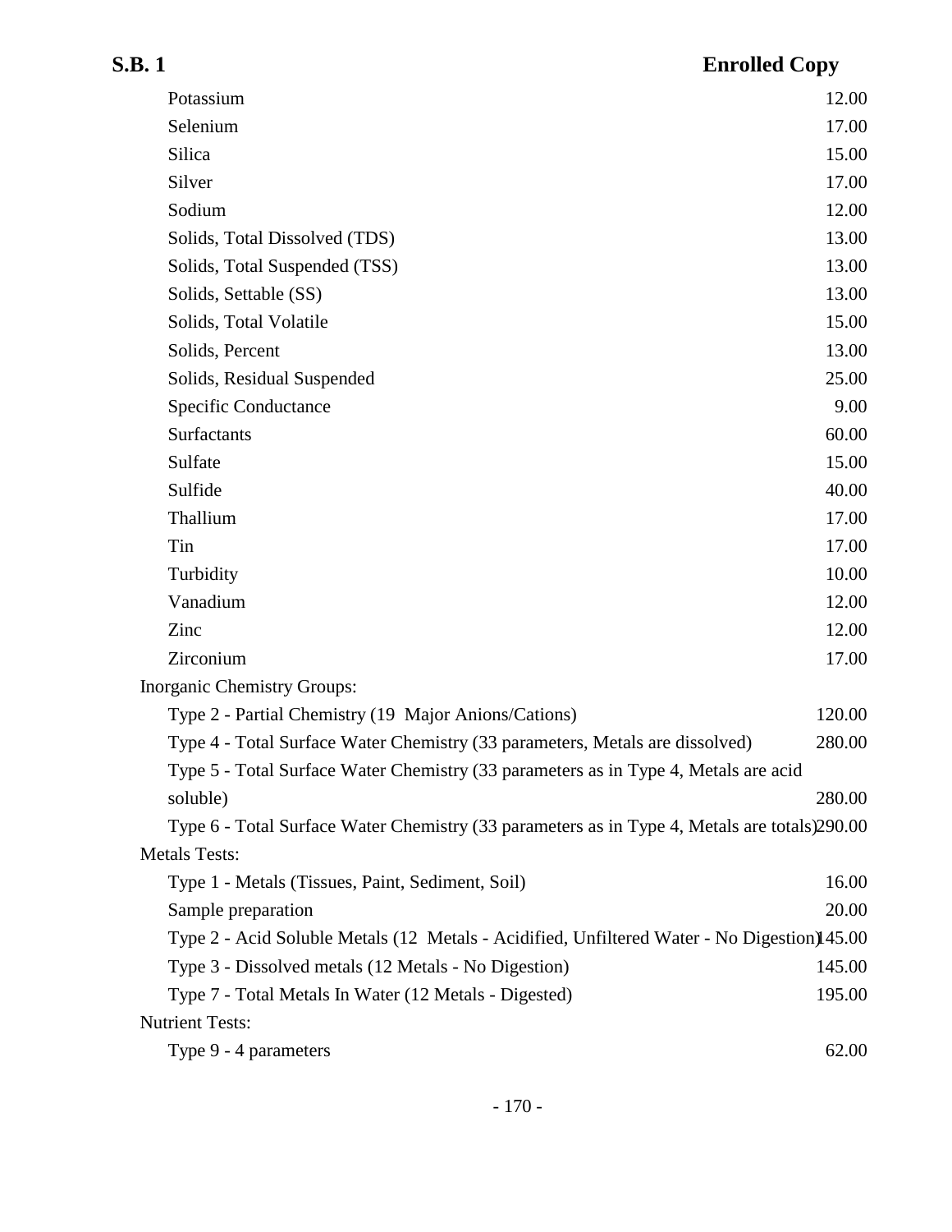| | |
|---|---|
| Potassium | 12.00 |
| Selenium | 17.00 |
| Silica | 15.00 |
| Silver | 17.00 |
| Sodium | 12.00 |
| Solids, Total Dissolved (TDS) | 13.00 |
| Solids, Total Suspended (TSS) | 13.00 |
| Solids, Settable (SS) | 13.00 |
| Solids, Total Volatile | 15.00 |
| Solids, Percent | 13.00 |
| Solids, Residual Suspended | 25.00 |
| Specific Conductance | 9.00 |
| Surfactants | 60.00 |
| Sulfate | 15.00 |
| Sulfide | 40.00 |
| Thallium | 17.00 |
| Tin | 17.00 |
| Turbidity | 10.00 |
| Vanadium | 12.00 |
| Zinc | 12.00 |
| Zirconium | 17.00 |
| Inorganic Chemistry Groups: | |
| Type 2 - Partial Chemistry (19 Major Anions/Cations) | 120.00 |
| Type 4 - Total Surface Water Chemistry (33 parameters, Metals are dissolved) | 280.00 |
| Type 5 - Total Surface Water Chemistry (33 parameters as in Type 4, Metals are acid soluble) | 280.00 |
| Type 6 - Total Surface Water Chemistry (33 parameters as in Type 4, Metals are totals) | 290.00 |
| Metals Tests: | |
| Type 1 - Metals (Tissues, Paint, Sediment, Soil) | 16.00 |
| Sample preparation | 20.00 |
| Type 2 - Acid Soluble Metals (12 Metals - Acidified, Unfiltered Water - No Digestion) | 145.00 |
| Type 3 - Dissolved metals (12 Metals - No Digestion) | 145.00 |
| Type 7 - Total Metals In Water (12 Metals - Digested) | 195.00 |
| Nutrient Tests: | |
| Type 9 - 4 parameters | 62.00 |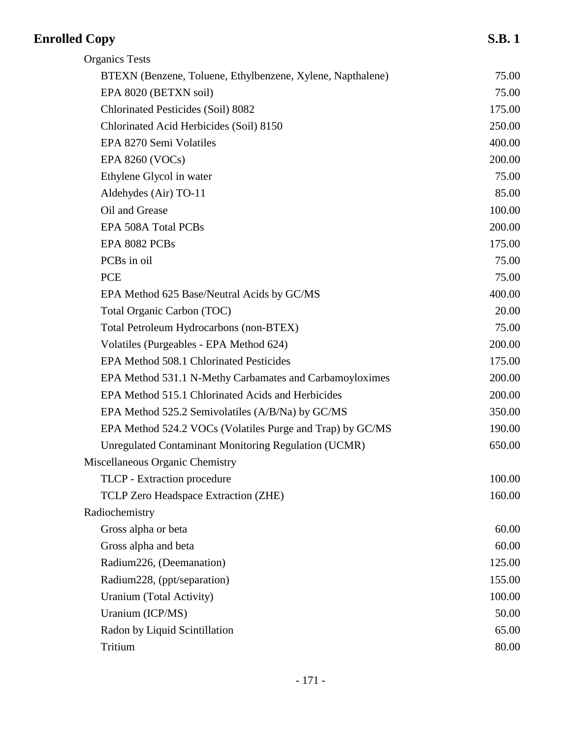| | |
|---|---|
| Organics Tests | |
| BTEXN (Benzene, Toluene, Ethylbenzene, Xylene, Napthalene) | 75.00 |
| EPA 8020 (BETXN soil) | 75.00 |
| Chlorinated Pesticides (Soil) 8082 | 175.00 |
| Chlorinated Acid Herbicides (Soil) 8150 | 250.00 |
| EPA 8270 Semi Volatiles | 400.00 |
| EPA 8260 (VOCs) | 200.00 |
| Ethylene Glycol in water | 75.00 |
| Aldehydes (Air) TO-11 | 85.00 |
| Oil and Grease | 100.00 |
| EPA 508A Total PCBs | 200.00 |
| EPA 8082 PCBs | 175.00 |
| PCBs in oil | 75.00 |
| PCE | 75.00 |
| EPA Method 625 Base/Neutral Acids by GC/MS | 400.00 |
| Total Organic Carbon (TOC) | 20.00 |
| Total Petroleum Hydrocarbons (non-BTEX) | 75.00 |
| Volatiles (Purgeables - EPA Method 624) | 200.00 |
| EPA Method 508.1 Chlorinated Pesticides | 175.00 |
| EPA Method 531.1 N-Methy Carbamates and Carbamoyloximes | 200.00 |
| EPA Method 515.1 Chlorinated Acids and Herbicides | 200.00 |
| EPA Method 525.2 Semivolatiles (A/B/Na) by GC/MS | 350.00 |
| EPA Method 524.2 VOCs (Volatiles Purge and Trap) by GC/MS | 190.00 |
| Unregulated Contaminant Monitoring Regulation (UCMR) | 650.00 |
| Miscellaneous Organic Chemistry | |
| TLCP - Extraction procedure | 100.00 |
| TCLP Zero Headspace Extraction (ZHE) | 160.00 |
| Radiochemistry | |
| Gross alpha or beta | 60.00 |
| Gross alpha and beta | 60.00 |
| Radium226, (Deemanation) | 125.00 |
| Radium228, (ppt/separation) | 155.00 |
| Uranium (Total Activity) | 100.00 |
| Uranium (ICP/MS) | 50.00 |
| Radon by Liquid Scintillation | 65.00 |
| Tritium | 80.00 |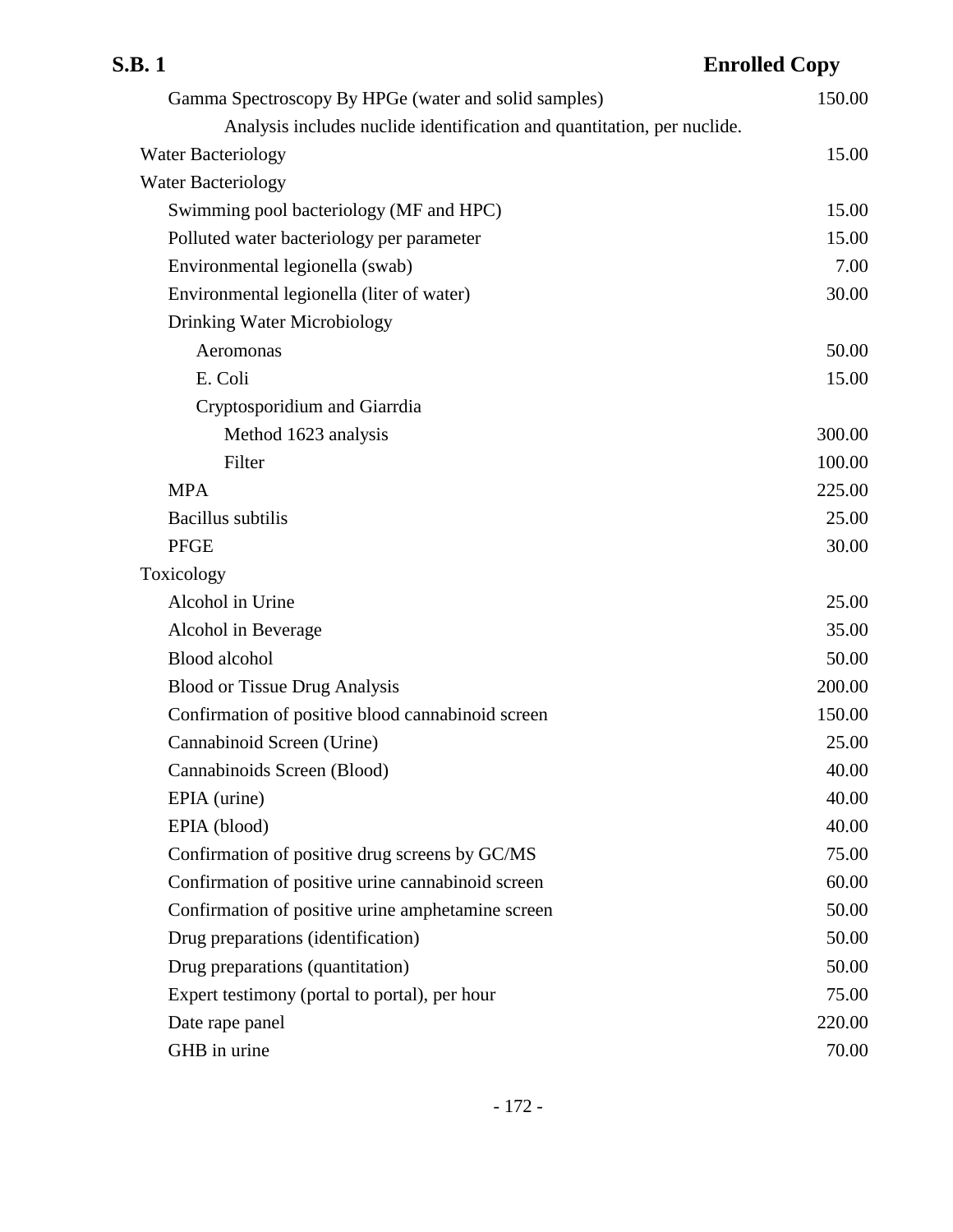| Item | Fee |
|---|---|
| Gamma Spectroscopy By HPGe (water and solid samples) | 150.00 |
| Analysis includes nuclide identification and quantitation, per nuclide. | |
| Water Bacteriology | 15.00 |
| Water Bacteriology | |
| Swimming pool bacteriology (MF and HPC) | 15.00 |
| Polluted water bacteriology per parameter | 15.00 |
| Environmental legionella (swab) | 7.00 |
| Environmental legionella (liter of water) | 30.00 |
| Drinking Water Microbiology | |
| Aeromonas | 50.00 |
| E. Coli | 15.00 |
| Cryptosporidium and Giarrdia | |
| Method 1623 analysis | 300.00 |
| Filter | 100.00 |
| MPA | 225.00 |
| Bacillus subtilis | 25.00 |
| PFGE | 30.00 |
| Toxicology | |
| Alcohol in Urine | 25.00 |
| Alcohol in Beverage | 35.00 |
| Blood alcohol | 50.00 |
| Blood or Tissue Drug Analysis | 200.00 |
| Confirmation of positive blood cannabinoid screen | 150.00 |
| Cannabinoid Screen (Urine) | 25.00 |
| Cannabinoids Screen (Blood) | 40.00 |
| EPIA (urine) | 40.00 |
| EPIA (blood) | 40.00 |
| Confirmation of positive drug screens by GC/MS | 75.00 |
| Confirmation of positive urine cannabinoid screen | 60.00 |
| Confirmation of positive urine amphetamine screen | 50.00 |
| Drug preparations (identification) | 50.00 |
| Drug preparations (quantitation) | 50.00 |
| Expert testimony (portal to portal), per hour | 75.00 |
| Date rape panel | 220.00 |
| GHB in urine | 70.00 |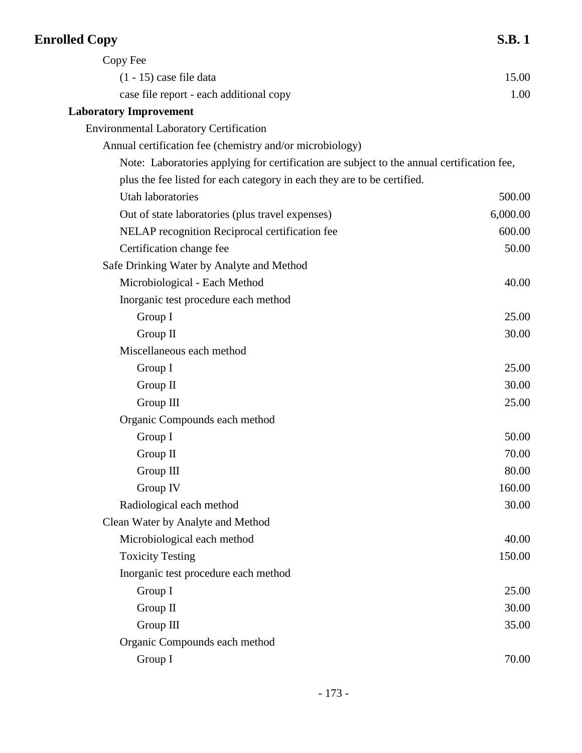| Item | Fee |
|---|---|
| Copy Fee | |
| (1 - 15) case file data | 15.00 |
| case file report - each additional copy | 1.00 |
| **Laboratory Improvement** | |
| Environmental Laboratory Certification | |
| Annual certification fee (chemistry and/or microbiology) | |
| Note: Laboratories applying for certification are subject to the annual certification fee, plus the fee listed for each category in each they are to be certified. | |
| Utah laboratories | 500.00 |
| Out of state laboratories (plus travel expenses) | 6,000.00 |
| NELAP recognition Reciprocal certification fee | 600.00 |
| Certification change fee | 50.00 |
| Safe Drinking Water by Analyte and Method | |
| Microbiological - Each Method | 40.00 |
| Inorganic test procedure each method | |
| Group I | 25.00 |
| Group II | 30.00 |
| Miscellaneous each method | |
| Group I | 25.00 |
| Group II | 30.00 |
| Group III | 25.00 |
| Organic Compounds each method | |
| Group I | 50.00 |
| Group II | 70.00 |
| Group III | 80.00 |
| Group IV | 160.00 |
| Radiological each method | 30.00 |
| Clean Water by Analyte and Method | |
| Microbiological each method | 40.00 |
| Toxicity Testing | 150.00 |
| Inorganic test procedure each method | |
| Group I | 25.00 |
| Group II | 30.00 |
| Group III | 35.00 |
| Organic Compounds each method | |
| Group I | 70.00 |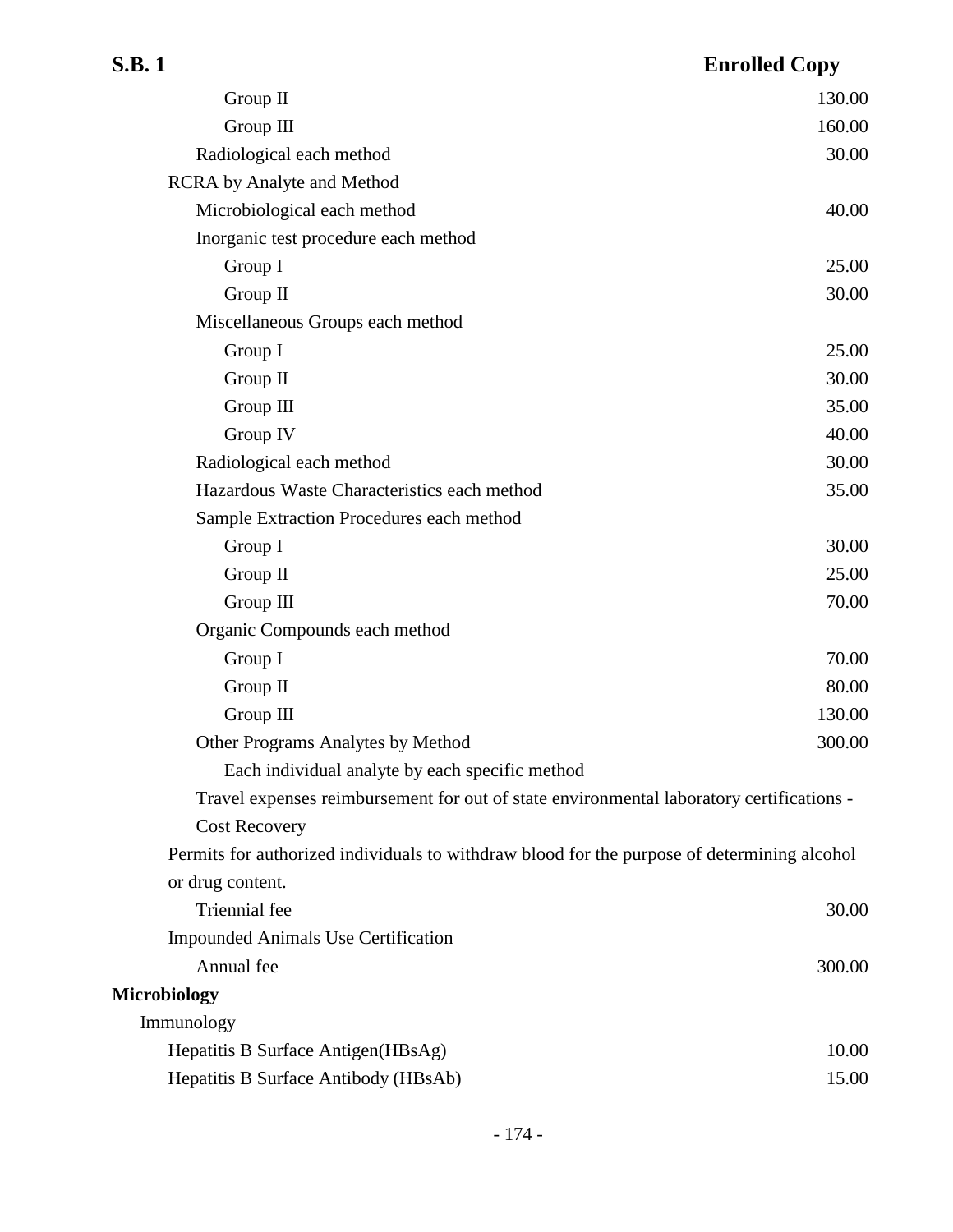| Item | Fee |
|---|---|
| Group II | 130.00 |
| Group III | 160.00 |
| Radiological each method | 30.00 |
| RCRA by Analyte and Method | |
| Microbiological each method | 40.00 |
| Inorganic test procedure each method | |
| Group I | 25.00 |
| Group II | 30.00 |
| Miscellaneous Groups each method | |
| Group I | 25.00 |
| Group II | 30.00 |
| Group III | 35.00 |
| Group IV | 40.00 |
| Radiological each method | 30.00 |
| Hazardous Waste Characteristics each method | 35.00 |
| Sample Extraction Procedures each method | |
| Group I | 30.00 |
| Group II | 25.00 |
| Group III | 70.00 |
| Organic Compounds each method | |
| Group I | 70.00 |
| Group II | 80.00 |
| Group III | 130.00 |
| Other Programs Analytes by Method | 300.00 |
| Each individual analyte by each specific method | |
| Travel expenses reimbursement for out of state environmental laboratory certifications - Cost Recovery | |
| Permits for authorized individuals to withdraw blood for the purpose of determining alcohol or drug content. | |
| Triennial fee | 30.00 |
| Impounded Animals Use Certification | |
| Annual fee | 300.00 |
| **Microbiology** | |
| Immunology | |
| Hepatitis B Surface Antigen(HBsAg) | 10.00 |
| Hepatitis B Surface Antibody (HBsAb) | 15.00 |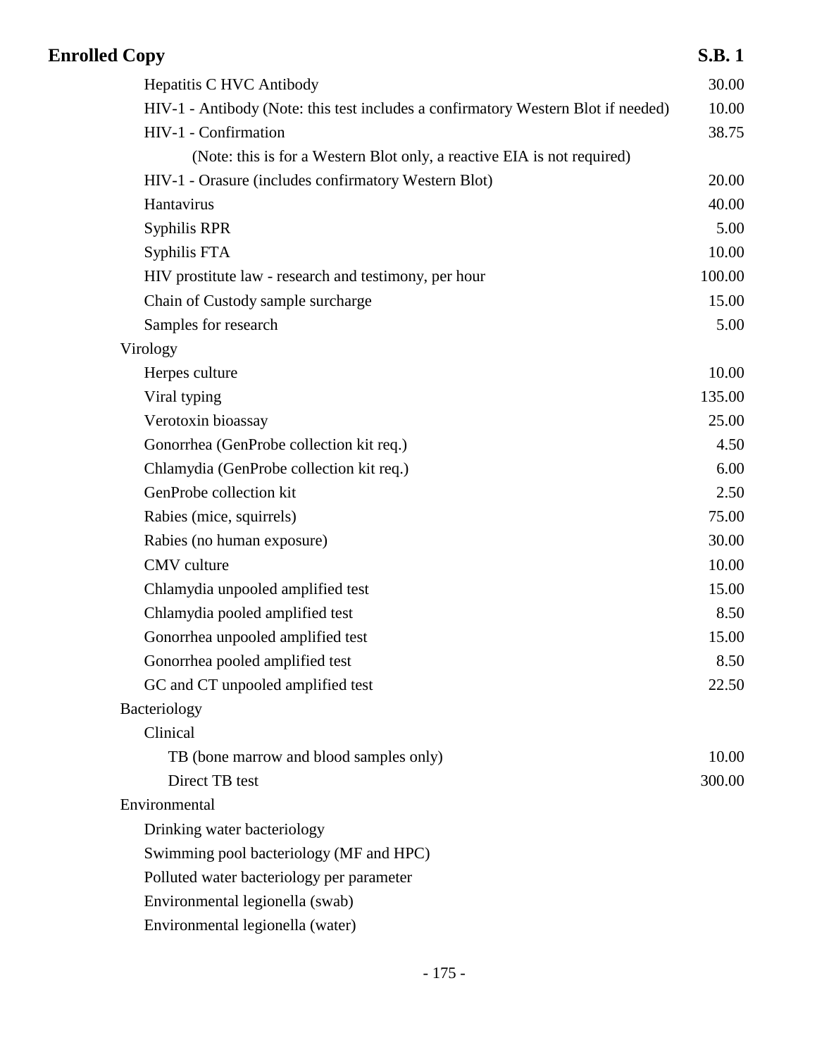| Item | Amount |
| --- | --- |
| Hepatitis C HVC Antibody | 30.00 |
| HIV-1 - Antibody (Note: this test includes a confirmatory Western Blot if needed) | 10.00 |
| HIV-1 - Confirmation | 38.75 |
| (Note: this is for a Western Blot only, a reactive EIA is not required) | |
| HIV-1 - Orasure (includes confirmatory Western Blot) | 20.00 |
| Hantavirus | 40.00 |
| Syphilis RPR | 5.00 |
| Syphilis FTA | 10.00 |
| HIV prostitute law - research and testimony, per hour | 100.00 |
| Chain of Custody sample surcharge | 15.00 |
| Samples for research | 5.00 |
| Virology | |
| Herpes culture | 10.00 |
| Viral typing | 135.00 |
| Verotoxin bioassay | 25.00 |
| Gonorrhea (GenProbe collection kit req.) | 4.50 |
| Chlamydia (GenProbe collection kit req.) | 6.00 |
| GenProbe collection kit | 2.50 |
| Rabies (mice, squirrels) | 75.00 |
| Rabies (no human exposure) | 30.00 |
| CMV culture | 10.00 |
| Chlamydia unpooled amplified test | 15.00 |
| Chlamydia pooled amplified test | 8.50 |
| Gonorrhea unpooled amplified test | 15.00 |
| Gonorrhea pooled amplified test | 8.50 |
| GC and CT unpooled amplified test | 22.50 |
| Bacteriology | |
| Clinical | |
| TB (bone marrow and blood samples only) | 10.00 |
| Direct TB test | 300.00 |
| Environmental | |
| Drinking water bacteriology | |
| Swimming pool bacteriology (MF and HPC) | |
| Polluted water bacteriology per parameter | |
| Environmental legionella (swab) | |
| Environmental legionella (water) | |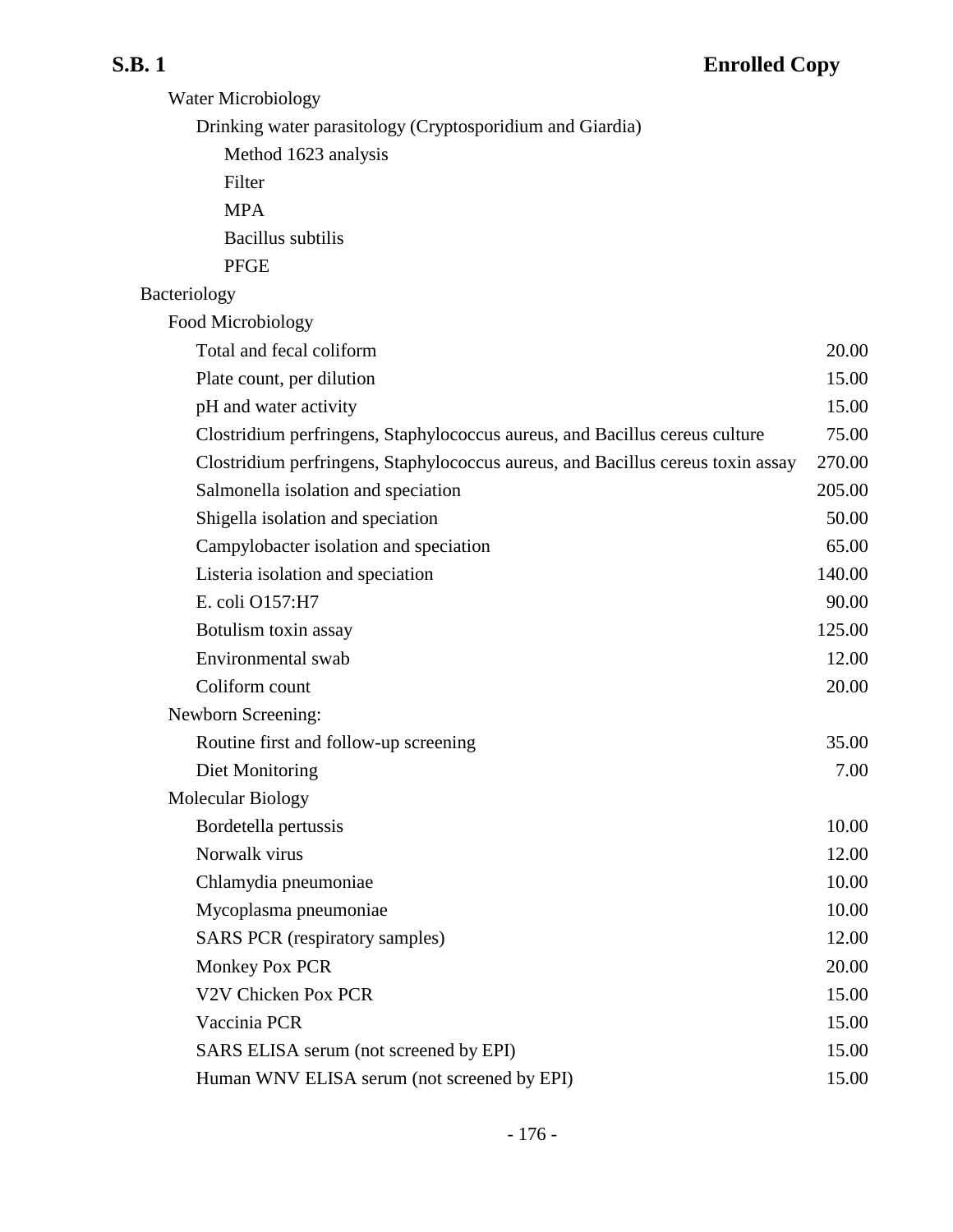Water Microbiology

Drinking water parasitology (Cryptosporidium and Giardia)

Method 1623 analysis

Filter

MPA

Bacillus subtilis

PFGE

Bacteriology

Food Microbiology

| | |
|---|---|
| Total and fecal coliform | 20.00 |
| Plate count, per dilution | 15.00 |
| pH and water activity | 15.00 |
| Clostridium perfringens, Staphylococcus aureus, and Bacillus cereus culture | 75.00 |
| Clostridium perfringens, Staphylococcus aureus, and Bacillus cereus toxin assay | 270.00 |
| Salmonella isolation and speciation | 205.00 |
| Shigella isolation and speciation | 50.00 |
| Campylobacter isolation and speciation | 65.00 |
| Listeria isolation and speciation | 140.00 |
| E. coli O157:H7 | 90.00 |
| Botulism toxin assay | 125.00 |
| Environmental swab | 12.00 |
| Coliform count | 20.00 |

Newborn Screening:

| | |
|---|---|
| Routine first and follow-up screening | 35.00 |
| Diet Monitoring | 7.00 |

Molecular Biology

| | |
|---|---|
| Bordetella pertussis | 10.00 |
| Norwalk virus | 12.00 |
| Chlamydia pneumoniae | 10.00 |
| Mycoplasma pneumoniae | 10.00 |
| SARS PCR (respiratory samples) | 12.00 |
| Monkey Pox PCR | 20.00 |
| V2V Chicken Pox PCR | 15.00 |
| Vaccinia PCR | 15.00 |
| SARS ELISA serum (not screened by EPI) | 15.00 |
| Human WNV ELISA serum (not screened by EPI) | 15.00 |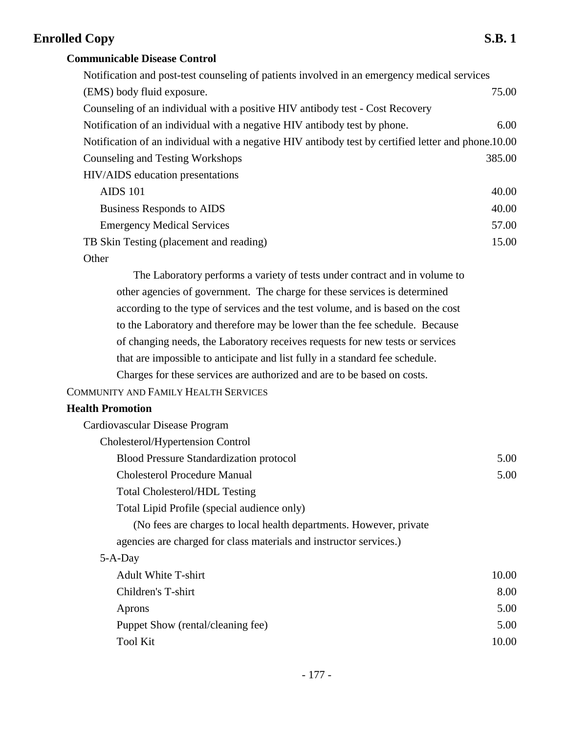**Communicable Disease Control**

| | |
|---|---|
| Notification and post-test counseling of patients involved in an emergency medical services (EMS) body fluid exposure. | 75.00 |
| Counseling of an individual with a positive HIV antibody test - Cost Recovery | |
| Notification of an individual with a negative HIV antibody test by phone. | 6.00 |
| Notification of an individual with a negative HIV antibody test by certified letter and phone. | 10.00 |
| Counseling and Testing Workshops | 385.00 |
| HIV/AIDS education presentations | |
| AIDS 101 | 40.00 |
| Business Responds to AIDS | 40.00 |
| Emergency Medical Services | 57.00 |
| TB Skin Testing (placement and reading) | 15.00 |

Other

The Laboratory performs a variety of tests under contract and in volume to other agencies of government. The charge for these services is determined according to the type of services and the test volume, and is based on the cost to the Laboratory and therefore may be lower than the fee schedule. Because of changing needs, the Laboratory receives requests for new tests or services that are impossible to anticipate and list fully in a standard fee schedule. Charges for these services are authorized and are to be based on costs.

COMMUNITY AND FAMILY HEALTH SERVICES

**Health Promotion**

Cardiovascular Disease Program

Cholesterol/Hypertension Control

| | |
|---|---|
| Blood Pressure Standardization protocol | 5.00 |
| Cholesterol Procedure Manual | 5.00 |
| Total Cholesterol/HDL Testing | |
| Total Lipid Profile (special audience only) | |

(No fees are charges to local health departments. However, private agencies are charged for class materials and instructor services.)

5-A-Day

| | |
|---|---|
| Adult White T-shirt | 10.00 |
| Children's T-shirt | 8.00 |
| Aprons | 5.00 |
| Puppet Show (rental/cleaning fee) | 5.00 |
| Tool Kit | 10.00 |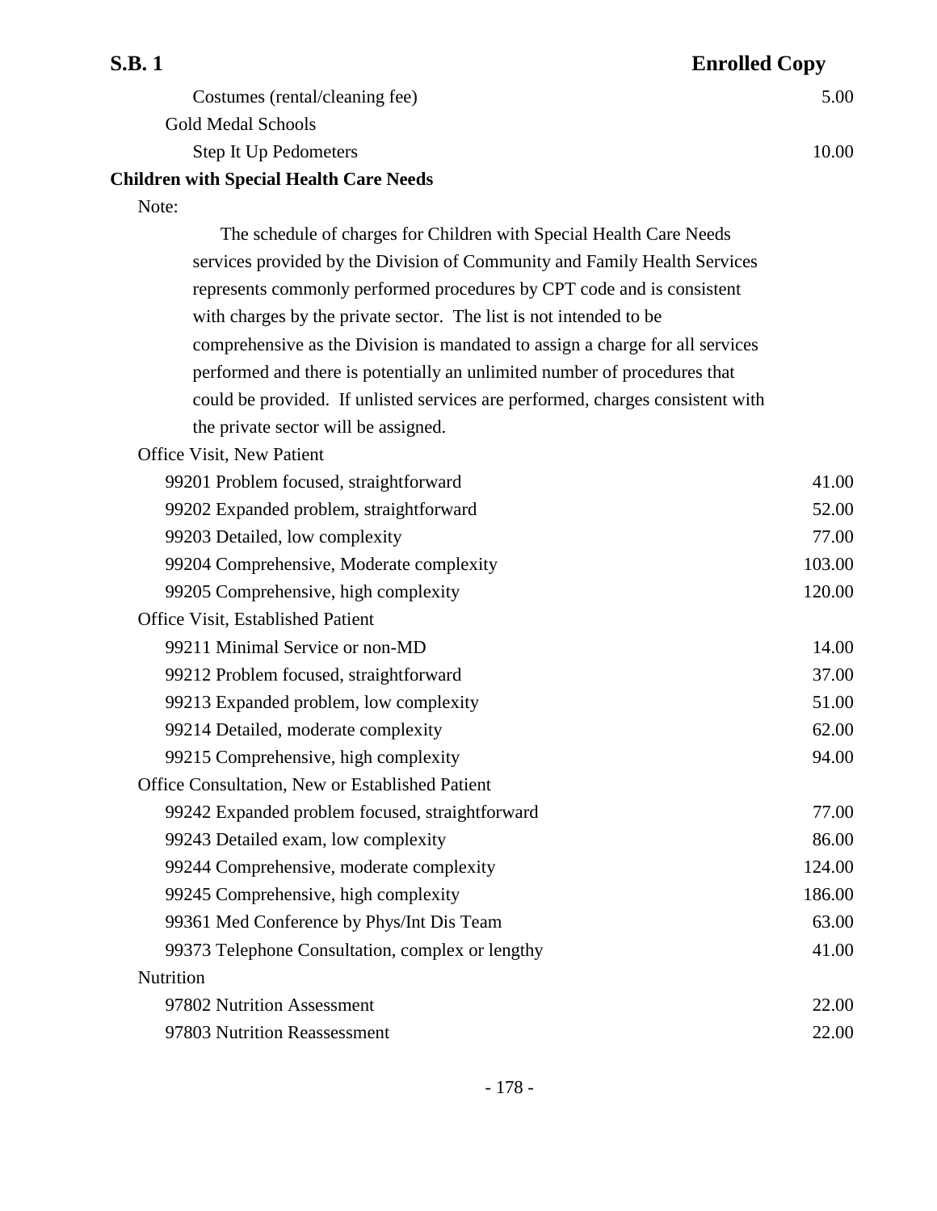| | |
|---|---|
| Costumes (rental/cleaning fee) | 5.00 |
| Gold Medal Schools | |
| Step It Up Pedometers | 10.00 |

**Children with Special Health Care Needs**

Note:

The schedule of charges for Children with Special Health Care Needs services provided by the Division of Community and Family Health Services represents commonly performed procedures by CPT code and is consistent with charges by the private sector. The list is not intended to be comprehensive as the Division is mandated to assign a charge for all services performed and there is potentially an unlimited number of procedures that could be provided. If unlisted services are performed, charges consistent with the private sector will be assigned.

| | |
|---|---|
| Office Visit, New Patient | |
| 99201 Problem focused, straightforward | 41.00 |
| 99202 Expanded problem, straightforward | 52.00 |
| 99203 Detailed, low complexity | 77.00 |
| 99204 Comprehensive, Moderate complexity | 103.00 |
| 99205 Comprehensive, high complexity | 120.00 |
| Office Visit, Established Patient | |
| 99211 Minimal Service or non-MD | 14.00 |
| 99212 Problem focused, straightforward | 37.00 |
| 99213 Expanded problem, low complexity | 51.00 |
| 99214 Detailed, moderate complexity | 62.00 |
| 99215 Comprehensive, high complexity | 94.00 |
| Office Consultation, New or Established Patient | |
| 99242 Expanded problem focused, straightforward | 77.00 |
| 99243 Detailed exam, low complexity | 86.00 |
| 99244 Comprehensive, moderate complexity | 124.00 |
| 99245 Comprehensive, high complexity | 186.00 |
| 99361 Med Conference by Phys/Int Dis Team | 63.00 |
| 99373 Telephone Consultation, complex or lengthy | 41.00 |
| Nutrition | |
| 97802 Nutrition Assessment | 22.00 |
| 97803 Nutrition Reassessment | 22.00 |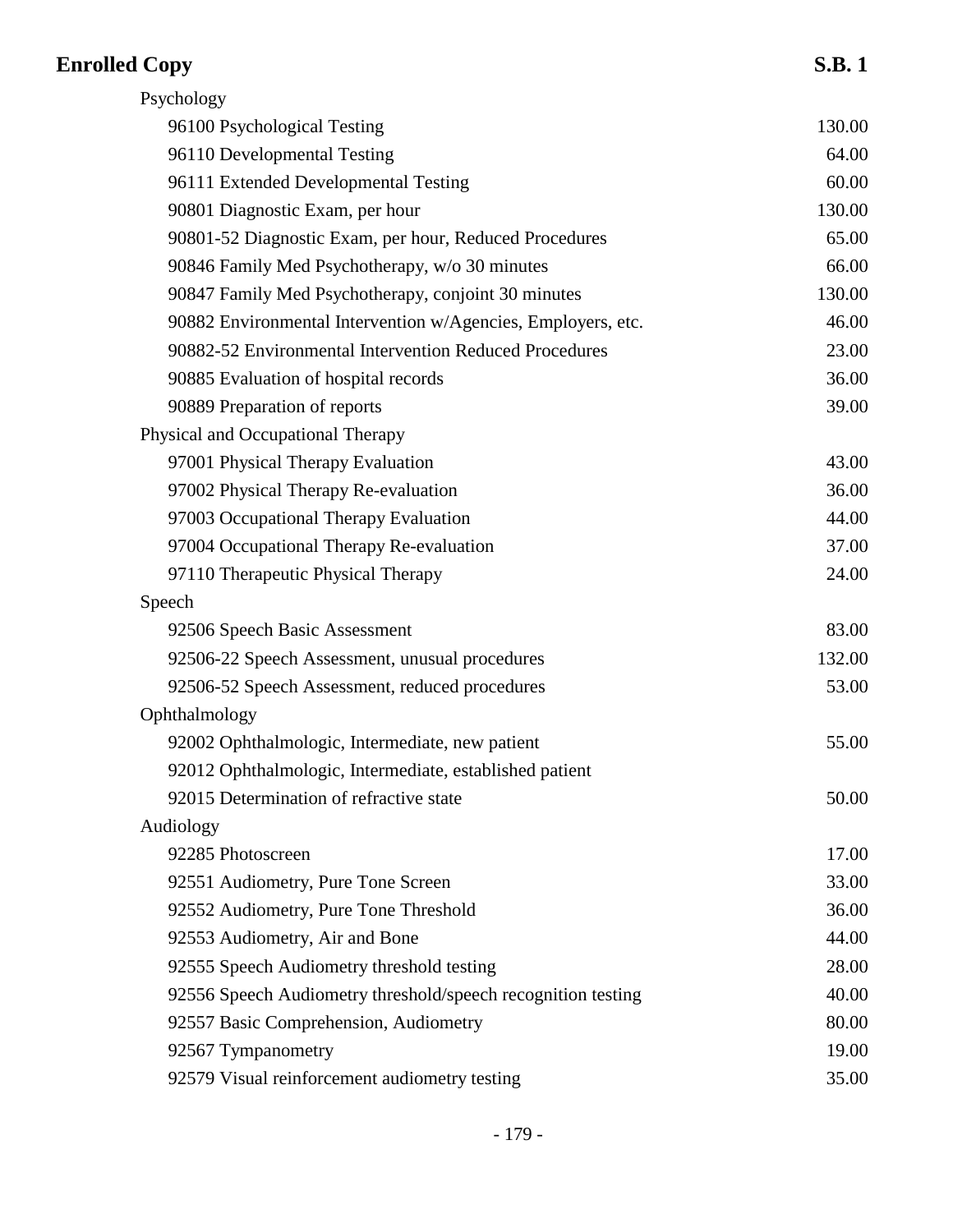| Service | Amount |
|---|---|
| Psychology | |
| 96100 Psychological Testing | 130.00 |
| 96110 Developmental Testing | 64.00 |
| 96111 Extended Developmental Testing | 60.00 |
| 90801 Diagnostic Exam, per hour | 130.00 |
| 90801-52 Diagnostic Exam, per hour, Reduced Procedures | 65.00 |
| 90846 Family Med Psychotherapy, w/o 30 minutes | 66.00 |
| 90847 Family Med Psychotherapy, conjoint 30 minutes | 130.00 |
| 90882 Environmental Intervention w/Agencies, Employers, etc. | 46.00 |
| 90882-52 Environmental Intervention Reduced Procedures | 23.00 |
| 90885 Evaluation of hospital records | 36.00 |
| 90889 Preparation of reports | 39.00 |
| Physical and Occupational Therapy | |
| 97001 Physical Therapy Evaluation | 43.00 |
| 97002 Physical Therapy Re-evaluation | 36.00 |
| 97003 Occupational Therapy Evaluation | 44.00 |
| 97004 Occupational Therapy Re-evaluation | 37.00 |
| 97110 Therapeutic Physical Therapy | 24.00 |
| Speech | |
| 92506 Speech Basic Assessment | 83.00 |
| 92506-22 Speech Assessment, unusual procedures | 132.00 |
| 92506-52 Speech Assessment, reduced procedures | 53.00 |
| Ophthalmology | |
| 92002 Ophthalmologic, Intermediate, new patient | 55.00 |
| 92012 Ophthalmologic, Intermediate, established patient | |
| 92015 Determination of refractive state | 50.00 |
| Audiology | |
| 92285 Photoscreen | 17.00 |
| 92551 Audiometry, Pure Tone Screen | 33.00 |
| 92552 Audiometry, Pure Tone Threshold | 36.00 |
| 92553 Audiometry, Air and Bone | 44.00 |
| 92555 Speech Audiometry threshold testing | 28.00 |
| 92556 Speech Audiometry threshold/speech recognition testing | 40.00 |
| 92557 Basic Comprehension, Audiometry | 80.00 |
| 92567 Tympanometry | 19.00 |
| 92579 Visual reinforcement audiometry testing | 35.00 |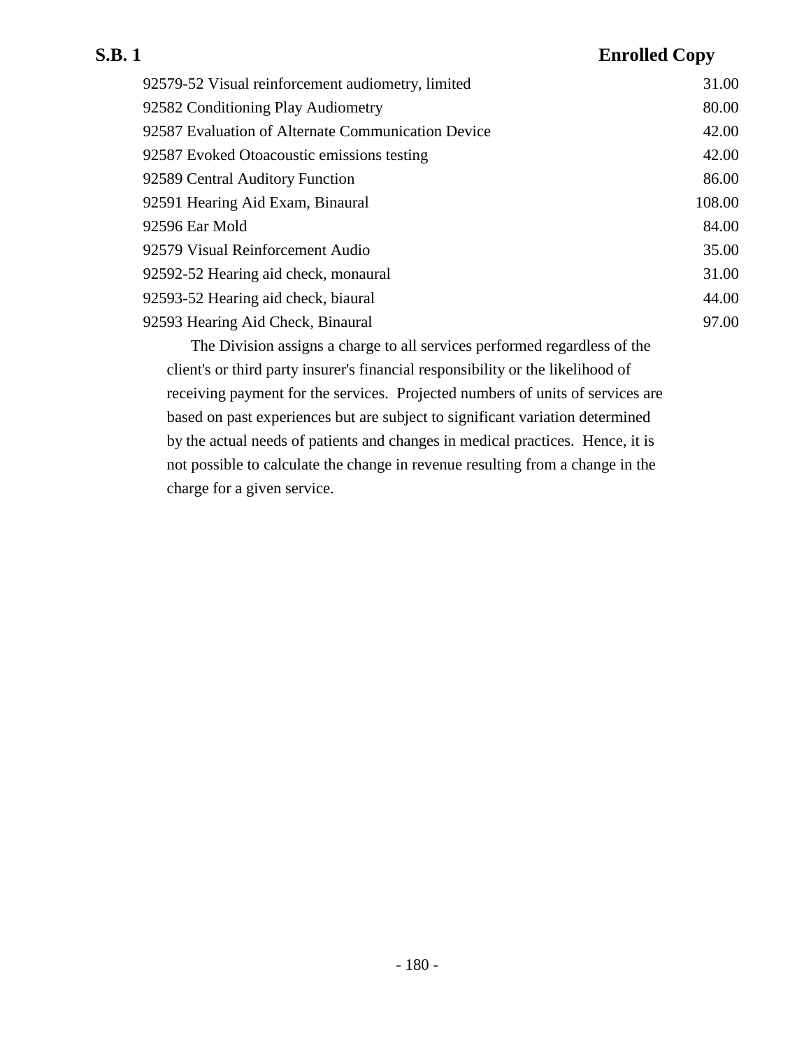| Service | Fee |
| --- | --- |
| 92579-52 Visual reinforcement audiometry, limited | 31.00 |
| 92582 Conditioning Play Audiometry | 80.00 |
| 92587 Evaluation of Alternate Communication Device | 42.00 |
| 92587 Evoked Otoacoustic emissions testing | 42.00 |
| 92589 Central Auditory Function | 86.00 |
| 92591 Hearing Aid Exam, Binaural | 108.00 |
| 92596 Ear Mold | 84.00 |
| 92579 Visual Reinforcement Audio | 35.00 |
| 92592-52 Hearing aid check, monaural | 31.00 |
| 92593-52 Hearing aid check, biaural | 44.00 |
| 92593 Hearing Aid Check, Binaural | 97.00 |

The Division assigns a charge to all services performed regardless of the client's or third party insurer's financial responsibility or the likelihood of receiving payment for the services. Projected numbers of units of services are based on past experiences but are subject to significant variation determined by the actual needs of patients and changes in medical practices. Hence, it is not possible to calculate the change in revenue resulting from a change in the charge for a given service.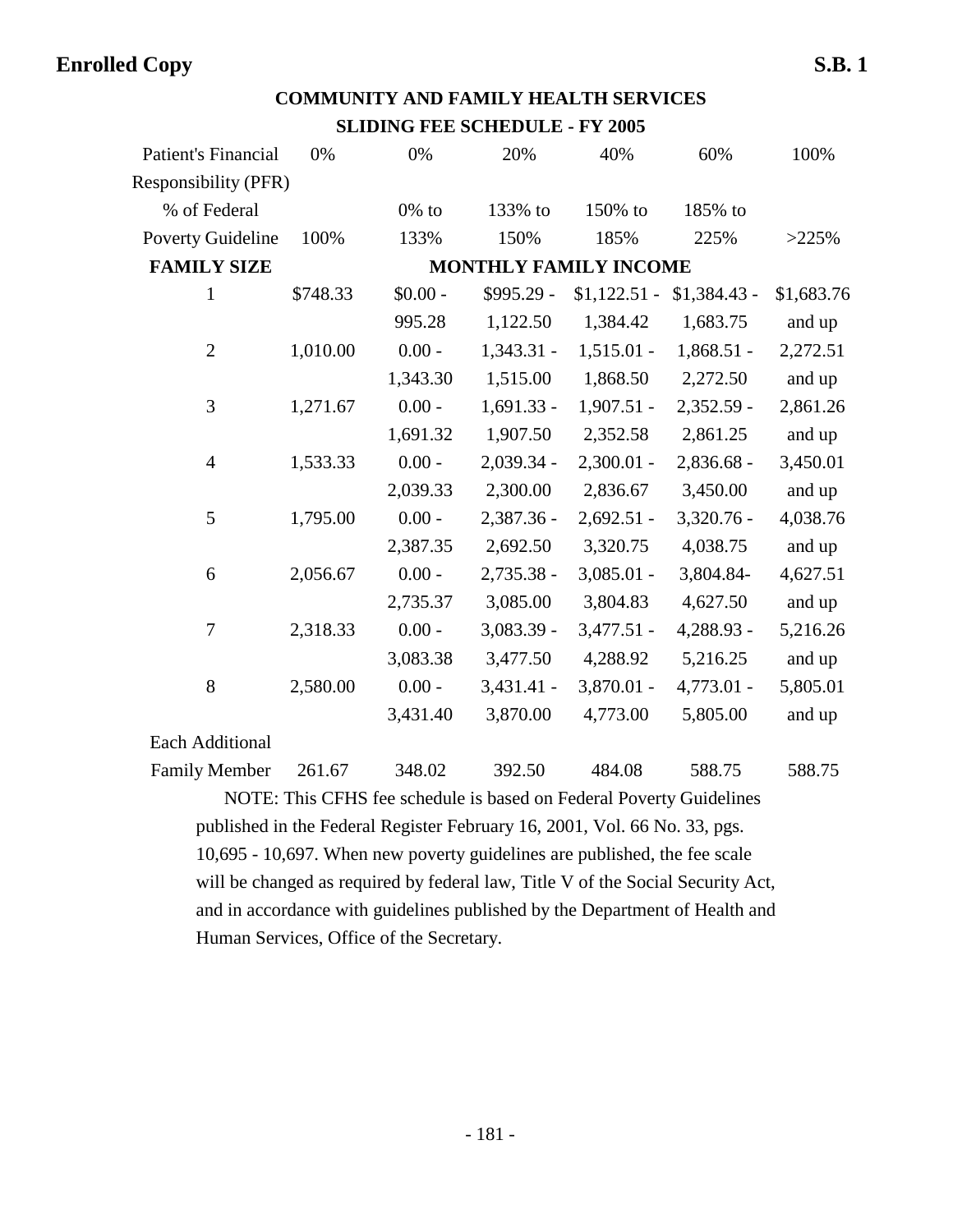## COMMUNITY AND FAMILY HEALTH SERVICES
## SLIDING FEE SCHEDULE - FY 2005

| Patient's Financial Responsibility (PFR) | 0% | 0% | 20% | 40% | 60% | 100% |
|---|---|---|---|---|---|---|
| % of Federal Poverty Guideline | 100% | 0% to 133% | 133% to 150% | 150% to 185% | 185% to 225% | >225% |
| **FAMILY SIZE** | | | **MONTHLY FAMILY INCOME** | | | |
| 1 | $748.33 | $0.00 - 995.28 | $995.29 - 1,122.50 | $1,122.51 - 1,384.42 | $1,384.43 - 1,683.75 | $1,683.76 and up |
| 2 | 1,010.00 | 0.00 - 1,343.30 | 1,343.31 - 1,515.00 | 1,515.01 - 1,868.50 | 1,868.51 - 2,272.50 | 2,272.51 and up |
| 3 | 1,271.67 | 0.00 - 1,691.32 | 1,691.33 - 1,907.50 | 1,907.51 - 2,352.58 | 2,352.59 - 2,861.25 | 2,861.26 and up |
| 4 | 1,533.33 | 0.00 - 2,039.33 | 2,039.34 - 2,300.00 | 2,300.01 - 2,836.67 | 2,836.68 - 3,450.00 | 3,450.01 and up |
| 5 | 1,795.00 | 0.00 - 2,387.35 | 2,387.36 - 2,692.50 | 2,692.51 - 3,320.75 | 3,320.76 - 4,038.75 | 4,038.76 and up |
| 6 | 2,056.67 | 0.00 - 2,735.37 | 2,735.38 - 3,085.00 | 3,085.01 - 3,804.83 | 3,804.84- 4,627.50 | 4,627.51 and up |
| 7 | 2,318.33 | 0.00 - 3,083.38 | 3,083.39 - 3,477.50 | 3,477.51 - 4,288.92 | 4,288.93 - 5,216.25 | 5,216.26 and up |
| 8 | 2,580.00 | 0.00 - 3,431.40 | 3,431.41 - 3,870.00 | 3,870.01 - 4,773.00 | 4,773.01 - 5,805.00 | 5,805.01 and up |
| Each Additional Family Member | 261.67 | 348.02 | 392.50 | 484.08 | 588.75 | 588.75 |

NOTE: This CFHS fee schedule is based on Federal Poverty Guidelines published in the Federal Register February 16, 2001, Vol. 66 No. 33, pgs. 10,695 - 10,697. When new poverty guidelines are published, the fee scale will be changed as required by federal law, Title V of the Social Security Act, and in accordance with guidelines published by the Department of Health and Human Services, Office of the Secretary.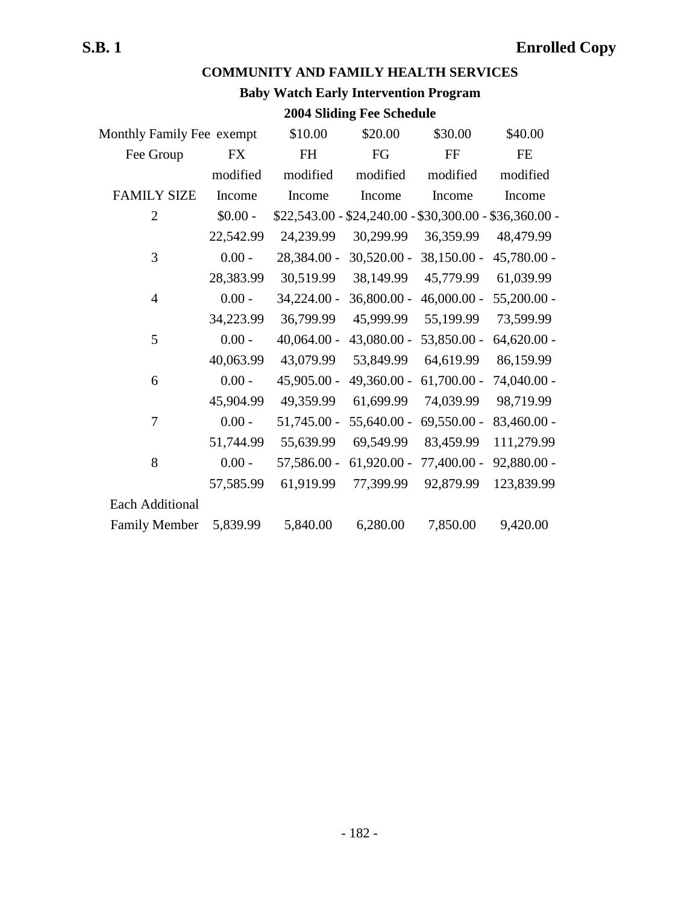## COMMUNITY AND FAMILY HEALTH SERVICES

### Baby Watch Early Intervention Program

### 2004 Sliding Fee Schedule

| Monthly Family Fee | exempt | $10.00 | $20.00 | $30.00 | $40.00 |
|---|---|---|---|---|---|
| Fee Group | FX | FH | FG | FF | FE |
| | modified | modified | modified | modified | modified |
| FAMILY SIZE | Income | Income | Income | Income | Income |
| 2 | $0.00 - 22,542.99 | $22,543.00 - 24,239.99 | $24,240.00 - 30,299.99 | $30,300.00 - 36,359.99 | $36,360.00 - 48,479.99 |
| 3 | 0.00 - 28,383.99 | 28,384.00 - 30,519.99 | 30,520.00 - 38,149.99 | 38,150.00 - 45,779.99 | 45,780.00 - 61,039.99 |
| 4 | 0.00 - 34,223.99 | 34,224.00 - 36,799.99 | 36,800.00 - 45,999.99 | 46,000.00 - 55,199.99 | 55,200.00 - 73,599.99 |
| 5 | 0.00 - 40,063.99 | 40,064.00 - 43,079.99 | 43,080.00 - 53,849.99 | 53,850.00 - 64,619.99 | 64,620.00 - 86,159.99 |
| 6 | 0.00 - 45,904.99 | 45,905.00 - 49,359.99 | 49,360.00 - 61,699.99 | 61,700.00 - 74,039.99 | 74,040.00 - 98,719.99 |
| 7 | 0.00 - 51,744.99 | 51,745.00 - 55,639.99 | 55,640.00 - 69,549.99 | 69,550.00 - 83,459.99 | 83,460.00 - 111,279.99 |
| 8 | 0.00 - 57,585.99 | 57,586.00 - 61,919.99 | 61,920.00 - 77,399.99 | 77,400.00 - 92,879.99 | 92,880.00 - 123,839.99 |
| Each Additional Family Member | 5,839.99 | 5,840.00 | 6,280.00 | 7,850.00 | 9,420.00 |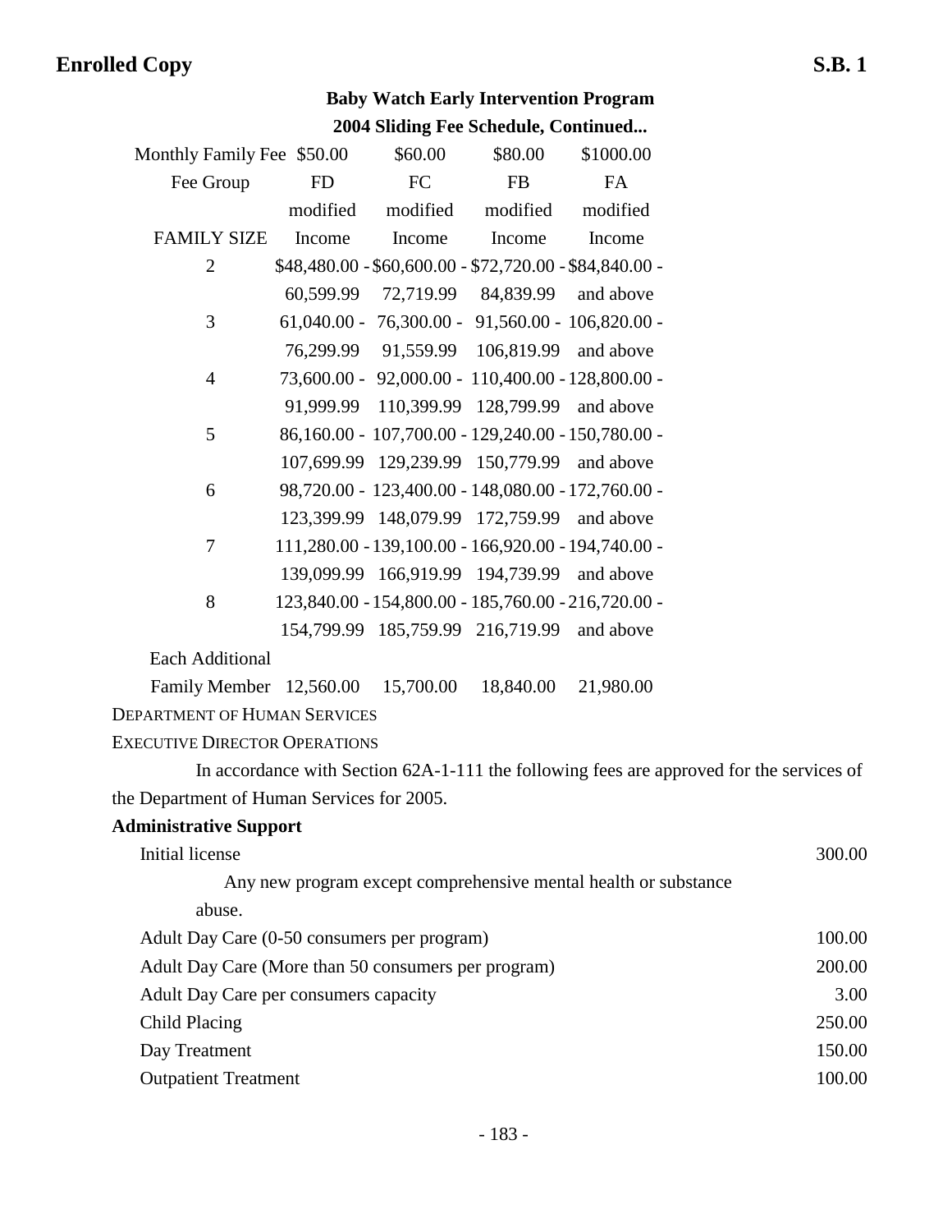**Baby Watch Early Intervention Program**

**2004 Sliding Fee Schedule, Continued...**

| Monthly Family Fee | $50.00 | $60.00 | $80.00 | $1000.00 |
|---|---|---|---|---|
| Fee Group | FD | FC | FB | FA |
| FAMILY SIZE | modified Income | modified Income | modified Income | modified Income |
| 2 | $48,480.00 - 60,599.99 | $60,600.00 - 72,719.99 | $72,720.00 - 84,839.99 | $84,840.00 - and above |
| 3 | 61,040.00 - 76,299.99 | 76,300.00 - 91,559.99 | 91,560.00 - 106,819.99 | 106,820.00 - and above |
| 4 | 73,600.00 - 91,999.99 | 92,000.00 - 110,399.99 | 110,400.00 - 128,799.99 | 128,800.00 - and above |
| 5 | 86,160.00 - 107,699.99 | 107,700.00 - 129,239.99 | 129,240.00 - 150,779.99 | 150,780.00 - and above |
| 6 | 98,720.00 - 123,399.99 | 123,400.00 - 148,079.99 | 148,080.00 - 172,759.99 | 172,760.00 - and above |
| 7 | 111,280.00 - 139,099.99 | 139,100.00 - 166,919.99 | 166,920.00 - 194,739.99 | 194,740.00 - and above |
| 8 | 123,840.00 - 154,799.99 | 154,800.00 - 185,759.99 | 185,760.00 - 216,719.99 | 216,720.00 - and above |
| Each Additional Family Member | 12,560.00 | 15,700.00 | 18,840.00 | 21,980.00 |

DEPARTMENT OF HUMAN SERVICES

EXECUTIVE DIRECTOR OPERATIONS

In accordance with Section 62A-1-111 the following fees are approved for the services of the Department of Human Services for 2005.

**Administrative Support**

| | |
|---|---|
| Initial license | 300.00 |
| Any new program except comprehensive mental health or substance abuse. | |
| Adult Day Care (0-50 consumers per program) | 100.00 |
| Adult Day Care (More than 50 consumers per program) | 200.00 |
| Adult Day Care per consumers capacity | 3.00 |
| Child Placing | 250.00 |
| Day Treatment | 150.00 |
| Outpatient Treatment | 100.00 |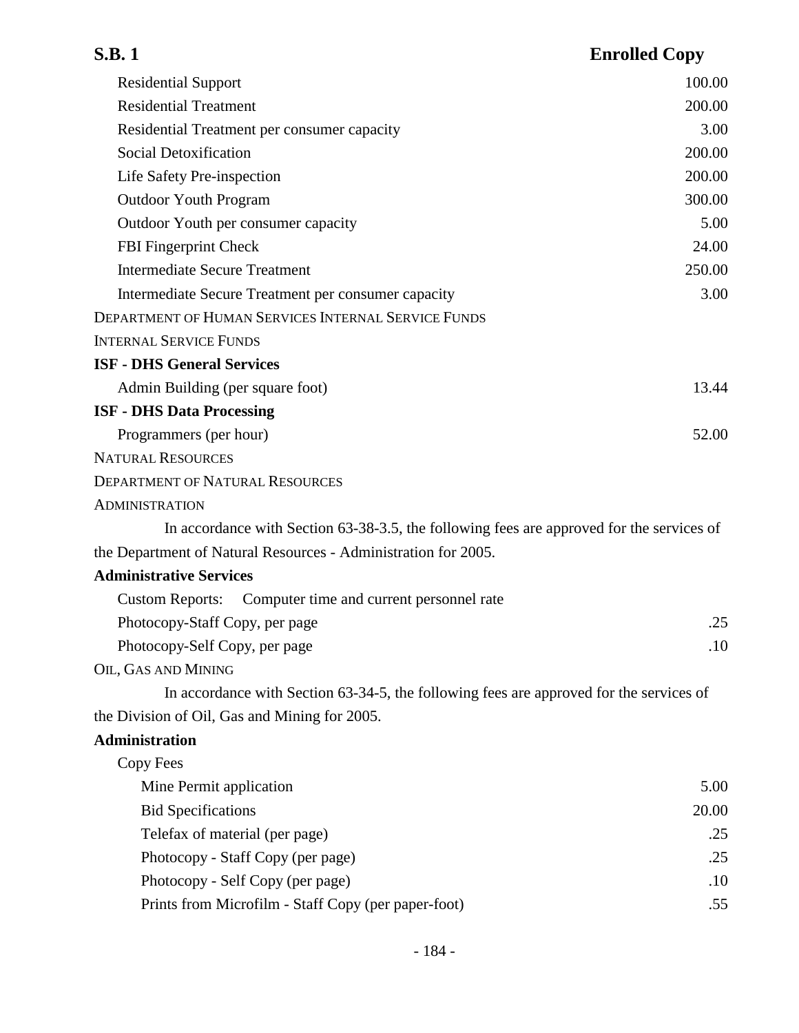| | |
|---|---|
| Residential Support | 100.00 |
| Residential Treatment | 200.00 |
| Residential Treatment per consumer capacity | 3.00 |
| Social Detoxification | 200.00 |
| Life Safety Pre-inspection | 200.00 |
| Outdoor Youth Program | 300.00 |
| Outdoor Youth per consumer capacity | 5.00 |
| FBI Fingerprint Check | 24.00 |
| Intermediate Secure Treatment | 250.00 |
| Intermediate Secure Treatment per consumer capacity | 3.00 |

DEPARTMENT OF HUMAN SERVICES INTERNAL SERVICE FUNDS

INTERNAL SERVICE FUNDS

**ISF - DHS General Services**

| | |
|---|---|
| Admin Building (per square foot) | 13.44 |

**ISF - DHS Data Processing**

| | |
|---|---|
| Programmers (per hour) | 52.00 |

NATURAL RESOURCES

DEPARTMENT OF NATURAL RESOURCES

ADMINISTRATION

In accordance with Section 63-38-3.5, the following fees are approved for the services of the Department of Natural Resources - Administration for 2005.

**Administrative Services**

Custom Reports: Computer time and current personnel rate

| | |
|---|---|
| Photocopy-Staff Copy, per page | .25 |
| Photocopy-Self Copy, per page | .10 |

OIL, GAS AND MINING

In accordance with Section 63-34-5, the following fees are approved for the services of the Division of Oil, Gas and Mining for 2005.

**Administration**

Copy Fees

| | |
|---|---|
| Mine Permit application | 5.00 |
| Bid Specifications | 20.00 |
| Telefax of material (per page) | .25 |
| Photocopy - Staff Copy (per page) | .25 |
| Photocopy - Self Copy (per page) | .10 |
| Prints from Microfilm - Staff Copy (per paper-foot) | .55 |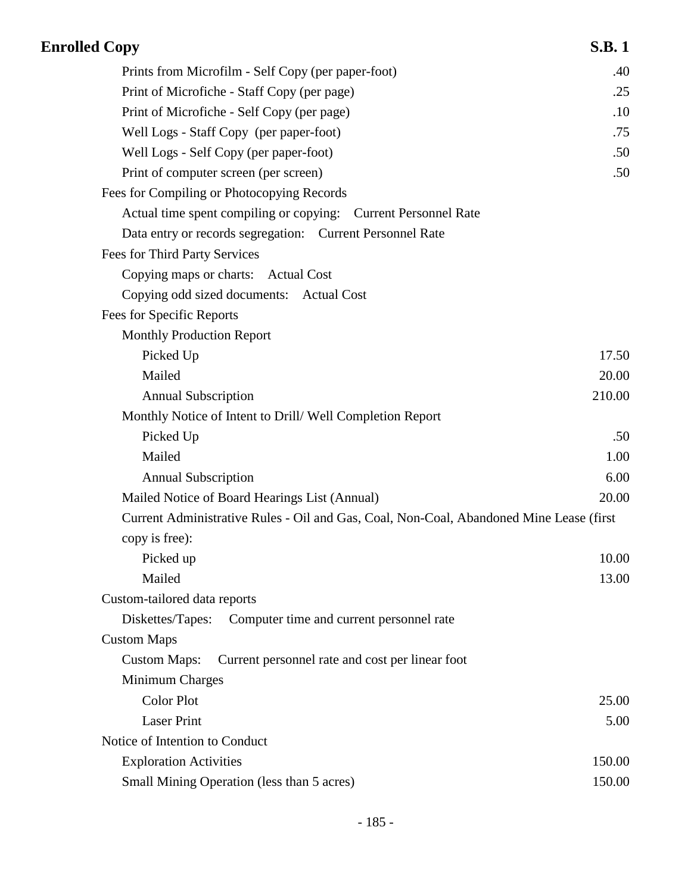| | |
|---|---|
| Prints from Microfilm - Self Copy (per paper-foot) | .40 |
| Print of Microfiche - Staff Copy (per page) | .25 |
| Print of Microfiche - Self Copy (per page) | .10 |
| Well Logs - Staff Copy (per paper-foot) | .75 |
| Well Logs - Self Copy (per paper-foot) | .50 |
| Print of computer screen (per screen) | .50 |
| Fees for Compiling or Photocopying Records | |
| Actual time spent compiling or copying: Current Personnel Rate | |
| Data entry or records segregation: Current Personnel Rate | |
| Fees for Third Party Services | |
| Copying maps or charts: Actual Cost | |
| Copying odd sized documents: Actual Cost | |
| Fees for Specific Reports | |
| Monthly Production Report | |
| Picked Up | 17.50 |
| Mailed | 20.00 |
| Annual Subscription | 210.00 |
| Monthly Notice of Intent to Drill/ Well Completion Report | |
| Picked Up | .50 |
| Mailed | 1.00 |
| Annual Subscription | 6.00 |
| Mailed Notice of Board Hearings List (Annual) | 20.00 |
| Current Administrative Rules - Oil and Gas, Coal, Non-Coal, Abandoned Mine Lease (first copy is free): | |
| Picked up | 10.00 |
| Mailed | 13.00 |
| Custom-tailored data reports | |
| Diskettes/Tapes: Computer time and current personnel rate | |
| Custom Maps | |
| Custom Maps: Current personnel rate and cost per linear foot | |
| Minimum Charges | |
| Color Plot | 25.00 |
| Laser Print | 5.00 |
| Notice of Intention to Conduct | |
| Exploration Activities | 150.00 |
| Small Mining Operation (less than 5 acres) | 150.00 |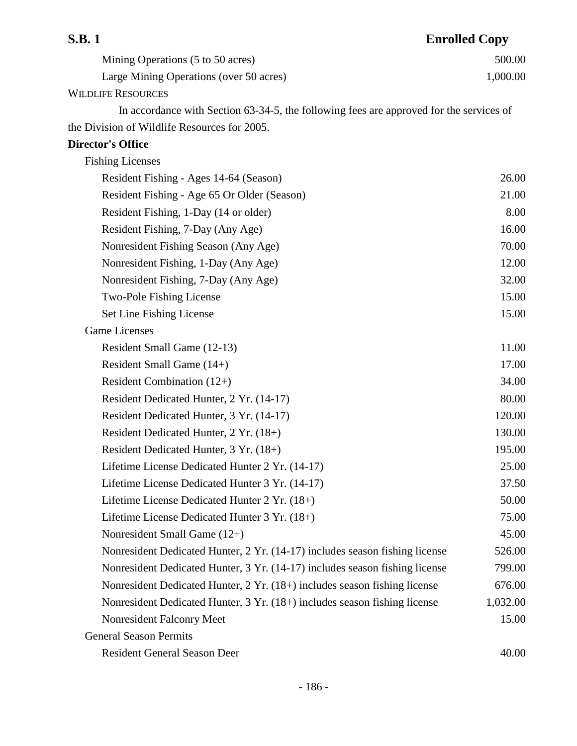| | |
|---|---|
| Mining Operations (5 to 50 acres) | 500.00 |
| Large Mining Operations (over 50 acres) | 1,000.00 |

WILDLIFE RESOURCES

In accordance with Section 63-34-5, the following fees are approved for the services of the Division of Wildlife Resources for 2005.

**Director's Office**

| | |
|---|---|
| **Fishing Licenses** | |
| Resident Fishing - Ages 14-64 (Season) | 26.00 |
| Resident Fishing - Age 65 Or Older (Season) | 21.00 |
| Resident Fishing, 1-Day (14 or older) | 8.00 |
| Resident Fishing, 7-Day (Any Age) | 16.00 |
| Nonresident Fishing Season (Any Age) | 70.00 |
| Nonresident Fishing, 1-Day (Any Age) | 12.00 |
| Nonresident Fishing, 7-Day (Any Age) | 32.00 |
| Two-Pole Fishing License | 15.00 |
| Set Line Fishing License | 15.00 |
| **Game Licenses** | |
| Resident Small Game (12-13) | 11.00 |
| Resident Small Game (14+) | 17.00 |
| Resident Combination (12+) | 34.00 |
| Resident Dedicated Hunter, 2 Yr. (14-17) | 80.00 |
| Resident Dedicated Hunter, 3 Yr. (14-17) | 120.00 |
| Resident Dedicated Hunter, 2 Yr. (18+) | 130.00 |
| Resident Dedicated Hunter, 3 Yr. (18+) | 195.00 |
| Lifetime License Dedicated Hunter 2 Yr. (14-17) | 25.00 |
| Lifetime License Dedicated Hunter 3 Yr. (14-17) | 37.50 |
| Lifetime License Dedicated Hunter 2 Yr. (18+) | 50.00 |
| Lifetime License Dedicated Hunter 3 Yr. (18+) | 75.00 |
| Nonresident Small Game (12+) | 45.00 |
| Nonresident Dedicated Hunter, 2 Yr. (14-17) includes season fishing license | 526.00 |
| Nonresident Dedicated Hunter, 3 Yr. (14-17) includes season fishing license | 799.00 |
| Nonresident Dedicated Hunter, 2 Yr. (18+) includes season fishing license | 676.00 |
| Nonresident Dedicated Hunter, 3 Yr. (18+) includes season fishing license | 1,032.00 |
| Nonresident Falconry Meet | 15.00 |
| **General Season Permits** | |
| Resident General Season Deer | 40.00 |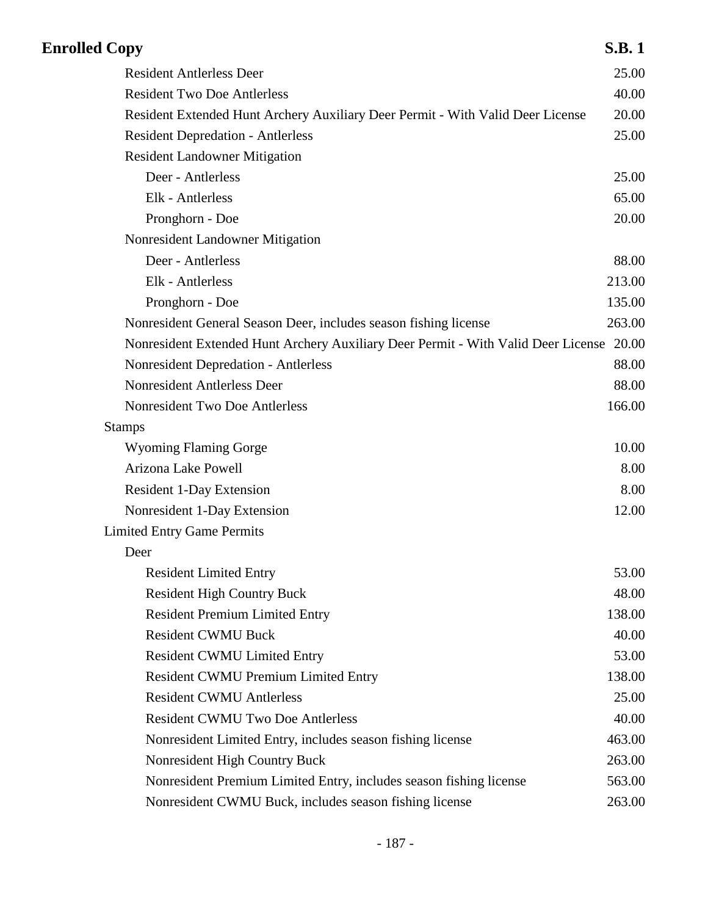| | |
|---|---|
| Resident Antlerless Deer | 25.00 |
| Resident Two Doe Antlerless | 40.00 |
| Resident Extended Hunt Archery Auxiliary Deer Permit - With Valid Deer License | 20.00 |
| Resident Depredation - Antlerless | 25.00 |
| Resident Landowner Mitigation | |
| Deer - Antlerless | 25.00 |
| Elk - Antlerless | 65.00 |
| Pronghorn - Doe | 20.00 |
| Nonresident Landowner Mitigation | |
| Deer - Antlerless | 88.00 |
| Elk - Antlerless | 213.00 |
| Pronghorn - Doe | 135.00 |
| Nonresident General Season Deer, includes season fishing license | 263.00 |
| Nonresident Extended Hunt Archery Auxiliary Deer Permit - With Valid Deer License | 20.00 |
| Nonresident Depredation - Antlerless | 88.00 |
| Nonresident Antlerless Deer | 88.00 |
| Nonresident Two Doe Antlerless | 166.00 |
| Stamps | |
| Wyoming Flaming Gorge | 10.00 |
| Arizona Lake Powell | 8.00 |
| Resident 1-Day Extension | 8.00 |
| Nonresident 1-Day Extension | 12.00 |
| Limited Entry Game Permits | |
| Deer | |
| Resident Limited Entry | 53.00 |
| Resident High Country Buck | 48.00 |
| Resident Premium Limited Entry | 138.00 |
| Resident CWMU Buck | 40.00 |
| Resident CWMU Limited Entry | 53.00 |
| Resident CWMU Premium Limited Entry | 138.00 |
| Resident CWMU Antlerless | 25.00 |
| Resident CWMU Two Doe Antlerless | 40.00 |
| Nonresident Limited Entry, includes season fishing license | 463.00 |
| Nonresident High Country Buck | 263.00 |
| Nonresident Premium Limited Entry, includes season fishing license | 563.00 |
| Nonresident CWMU Buck, includes season fishing license | 263.00 |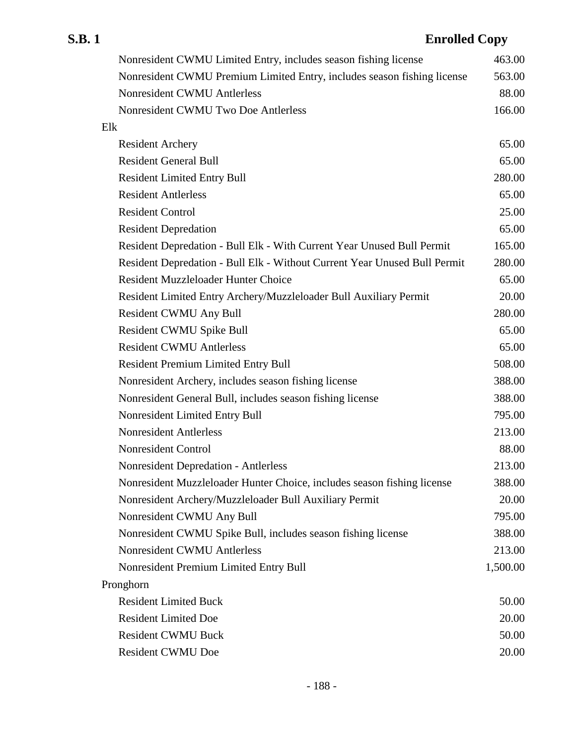| | |
|---|---|
| Nonresident CWMU Limited Entry, includes season fishing license | 463.00 |
| Nonresident CWMU Premium Limited Entry, includes season fishing license | 563.00 |
| Nonresident CWMU Antlerless | 88.00 |
| Nonresident CWMU Two Doe Antlerless | 166.00 |
| **Elk** | |
| Resident Archery | 65.00 |
| Resident General Bull | 65.00 |
| Resident Limited Entry Bull | 280.00 |
| Resident Antlerless | 65.00 |
| Resident Control | 25.00 |
| Resident Depredation | 65.00 |
| Resident Depredation - Bull Elk - With Current Year Unused Bull Permit | 165.00 |
| Resident Depredation - Bull Elk - Without Current Year Unused Bull Permit | 280.00 |
| Resident Muzzleloader Hunter Choice | 65.00 |
| Resident Limited Entry Archery/Muzzleloader Bull Auxiliary Permit | 20.00 |
| Resident CWMU Any Bull | 280.00 |
| Resident CWMU Spike Bull | 65.00 |
| Resident CWMU Antlerless | 65.00 |
| Resident Premium Limited Entry Bull | 508.00 |
| Nonresident Archery, includes season fishing license | 388.00 |
| Nonresident General Bull, includes season fishing license | 388.00 |
| Nonresident Limited Entry Bull | 795.00 |
| Nonresident Antlerless | 213.00 |
| Nonresident Control | 88.00 |
| Nonresident Depredation - Antlerless | 213.00 |
| Nonresident Muzzleloader Hunter Choice, includes season fishing license | 388.00 |
| Nonresident Archery/Muzzleloader Bull Auxiliary Permit | 20.00 |
| Nonresident CWMU Any Bull | 795.00 |
| Nonresident CWMU Spike Bull, includes season fishing license | 388.00 |
| Nonresident CWMU Antlerless | 213.00 |
| Nonresident Premium Limited Entry Bull | 1,500.00 |
| **Pronghorn** | |
| Resident Limited Buck | 50.00 |
| Resident Limited Doe | 20.00 |
| Resident CWMU Buck | 50.00 |
| Resident CWMU Doe | 20.00 |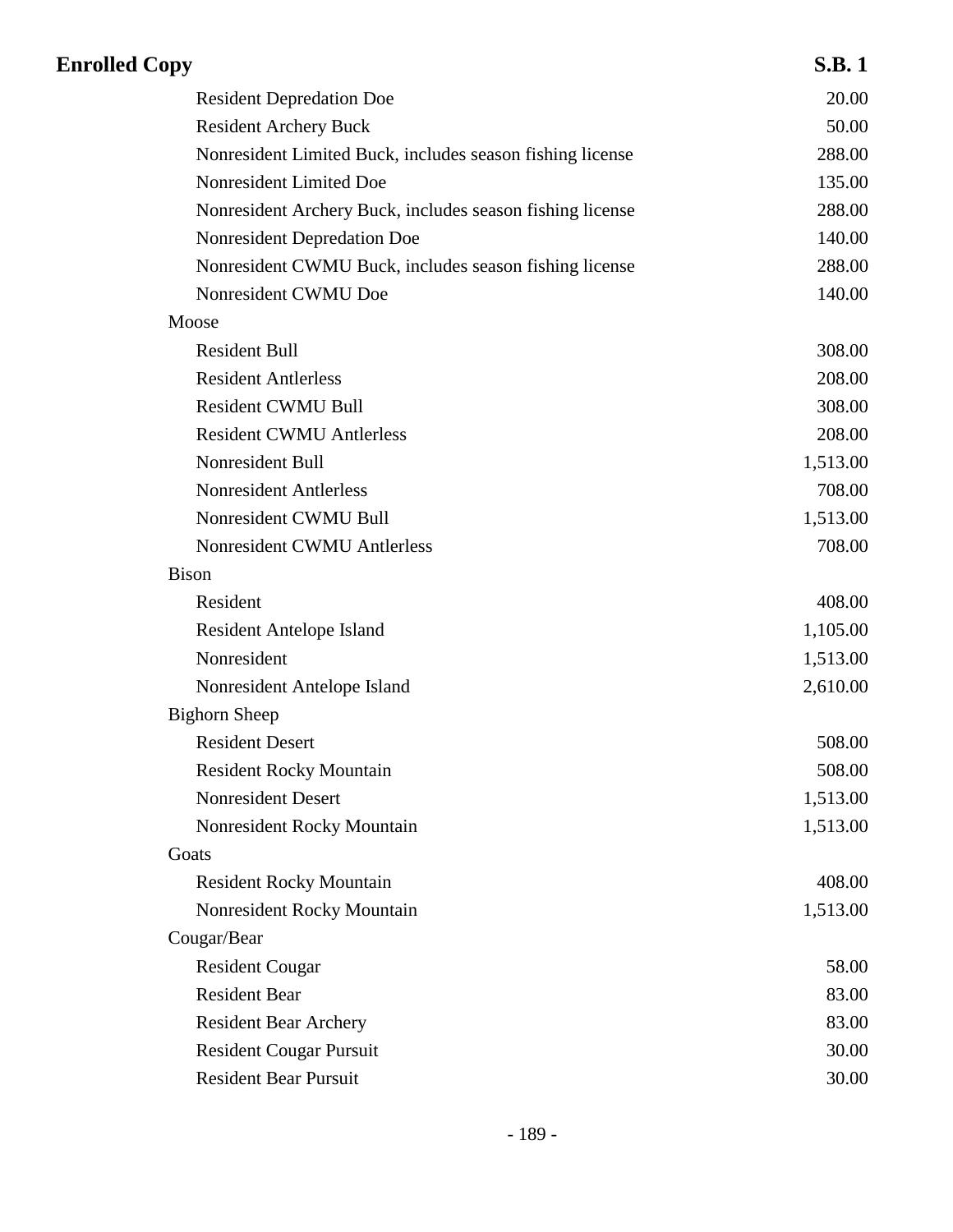| | |
|---|---|
| Resident Depredation Doe | 20.00 |
| Resident Archery Buck | 50.00 |
| Nonresident Limited Buck, includes season fishing license | 288.00 |
| Nonresident Limited Doe | 135.00 |
| Nonresident Archery Buck, includes season fishing license | 288.00 |
| Nonresident Depredation Doe | 140.00 |
| Nonresident CWMU Buck, includes season fishing license | 288.00 |
| Nonresident CWMU Doe | 140.00 |
| Moose | |
| Resident Bull | 308.00 |
| Resident Antlerless | 208.00 |
| Resident CWMU Bull | 308.00 |
| Resident CWMU Antlerless | 208.00 |
| Nonresident Bull | 1,513.00 |
| Nonresident Antlerless | 708.00 |
| Nonresident CWMU Bull | 1,513.00 |
| Nonresident CWMU Antlerless | 708.00 |
| Bison | |
| Resident | 408.00 |
| Resident Antelope Island | 1,105.00 |
| Nonresident | 1,513.00 |
| Nonresident Antelope Island | 2,610.00 |
| Bighorn Sheep | |
| Resident Desert | 508.00 |
| Resident Rocky Mountain | 508.00 |
| Nonresident Desert | 1,513.00 |
| Nonresident Rocky Mountain | 1,513.00 |
| Goats | |
| Resident Rocky Mountain | 408.00 |
| Nonresident Rocky Mountain | 1,513.00 |
| Cougar/Bear | |
| Resident Cougar | 58.00 |
| Resident Bear | 83.00 |
| Resident Bear Archery | 83.00 |
| Resident Cougar Pursuit | 30.00 |
| Resident Bear Pursuit | 30.00 |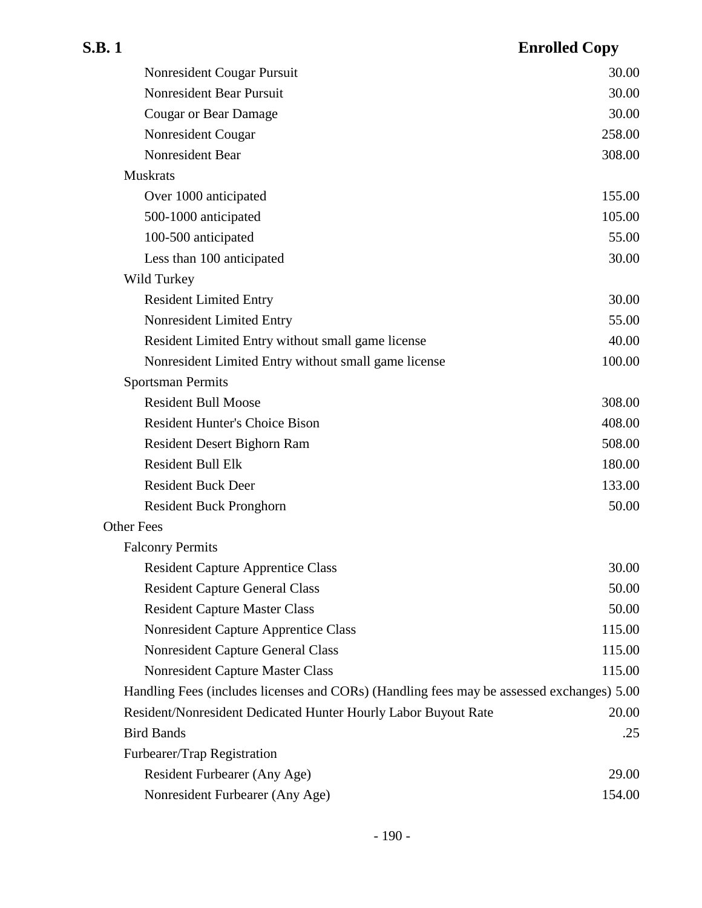| Item | Fee |
| --- | --- |
| Nonresident Cougar Pursuit | 30.00 |
| Nonresident Bear Pursuit | 30.00 |
| Cougar or Bear Damage | 30.00 |
| Nonresident Cougar | 258.00 |
| Nonresident Bear | 308.00 |
| **Muskrats** | |
| Over 1000 anticipated | 155.00 |
| 500-1000 anticipated | 105.00 |
| 100-500 anticipated | 55.00 |
| Less than 100 anticipated | 30.00 |
| **Wild Turkey** | |
| Resident Limited Entry | 30.00 |
| Nonresident Limited Entry | 55.00 |
| Resident Limited Entry without small game license | 40.00 |
| Nonresident Limited Entry without small game license | 100.00 |
| **Sportsman Permits** | |
| Resident Bull Moose | 308.00 |
| Resident Hunter's Choice Bison | 408.00 |
| Resident Desert Bighorn Ram | 508.00 |
| Resident Bull Elk | 180.00 |
| Resident Buck Deer | 133.00 |
| Resident Buck Pronghorn | 50.00 |
| **Other Fees** | |
| **Falconry Permits** | |
| Resident Capture Apprentice Class | 30.00 |
| Resident Capture General Class | 50.00 |
| Resident Capture Master Class | 50.00 |
| Nonresident Capture Apprentice Class | 115.00 |
| Nonresident Capture General Class | 115.00 |
| Nonresident Capture Master Class | 115.00 |
| Handling Fees (includes licenses and CORs) (Handling fees may be assessed exchanges) | 5.00 |
| Resident/Nonresident Dedicated Hunter Hourly Labor Buyout Rate | 20.00 |
| Bird Bands | .25 |
| **Furbearer/Trap Registration** | |
| Resident Furbearer (Any Age) | 29.00 |
| Nonresident Furbearer (Any Age) | 154.00 |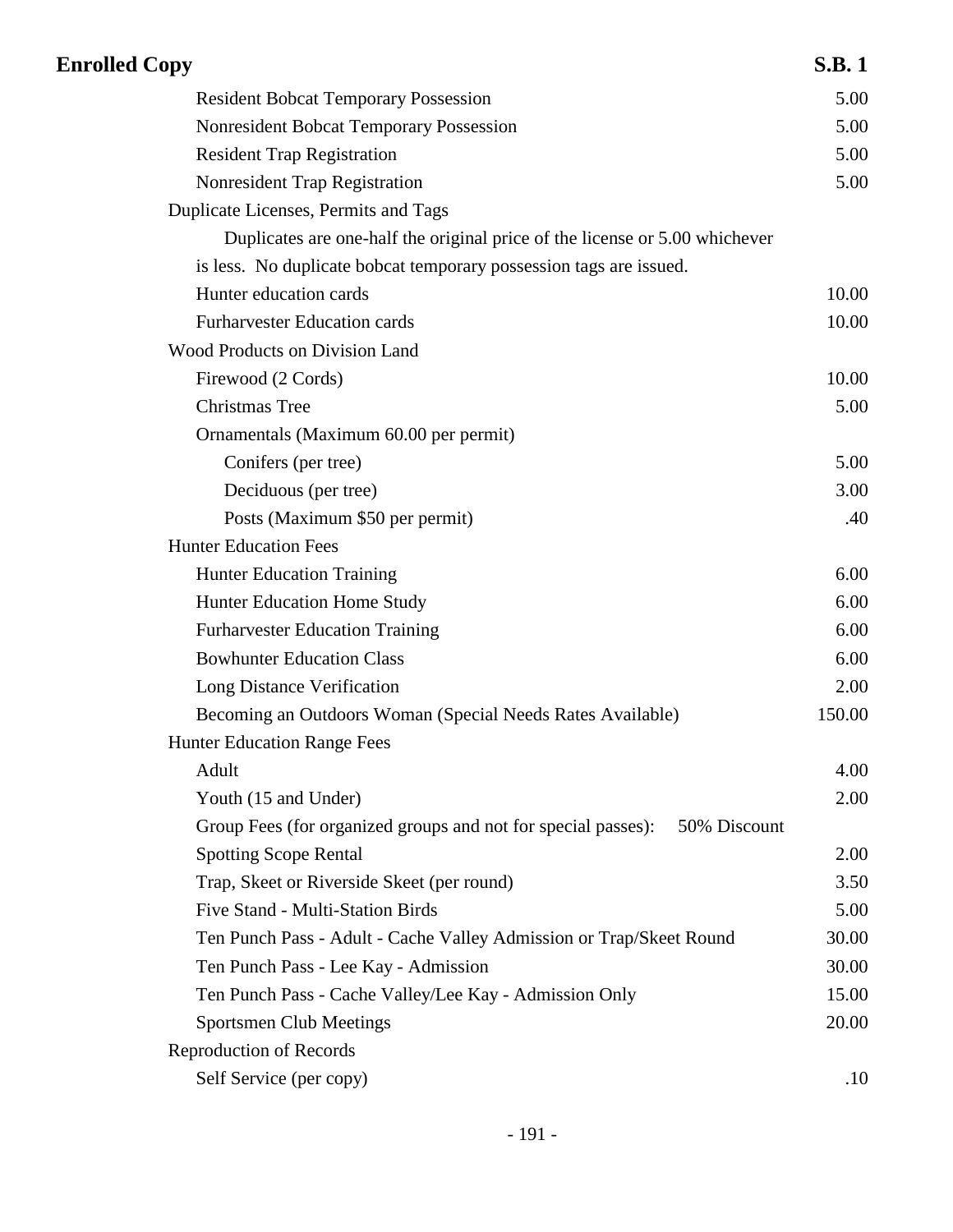| | |
|---|---|
| Resident Bobcat Temporary Possession | 5.00 |
| Nonresident Bobcat Temporary Possession | 5.00 |
| Resident Trap Registration | 5.00 |
| Nonresident Trap Registration | 5.00 |
| Duplicate Licenses, Permits and Tags | |
| Duplicates are one-half the original price of the license or 5.00 whichever is less. No duplicate bobcat temporary possession tags are issued. | |
| Hunter education cards | 10.00 |
| Furharvester Education cards | 10.00 |
| Wood Products on Division Land | |
| Firewood (2 Cords) | 10.00 |
| Christmas Tree | 5.00 |
| Ornamentals (Maximum 60.00 per permit) | |
| Conifers (per tree) | 5.00 |
| Deciduous (per tree) | 3.00 |
| Posts (Maximum $50 per permit) | .40 |
| Hunter Education Fees | |
| Hunter Education Training | 6.00 |
| Hunter Education Home Study | 6.00 |
| Furharvester Education Training | 6.00 |
| Bowhunter Education Class | 6.00 |
| Long Distance Verification | 2.00 |
| Becoming an Outdoors Woman (Special Needs Rates Available) | 150.00 |
| Hunter Education Range Fees | |
| Adult | 4.00 |
| Youth (15 and Under) | 2.00 |
| Group Fees (for organized groups and not for special passes): 50% Discount | |
| Spotting Scope Rental | 2.00 |
| Trap, Skeet or Riverside Skeet (per round) | 3.50 |
| Five Stand - Multi-Station Birds | 5.00 |
| Ten Punch Pass - Adult - Cache Valley Admission or Trap/Skeet Round | 30.00 |
| Ten Punch Pass - Lee Kay - Admission | 30.00 |
| Ten Punch Pass - Cache Valley/Lee Kay - Admission Only | 15.00 |
| Sportsmen Club Meetings | 20.00 |
| Reproduction of Records | |
| Self Service (per copy) | .10 |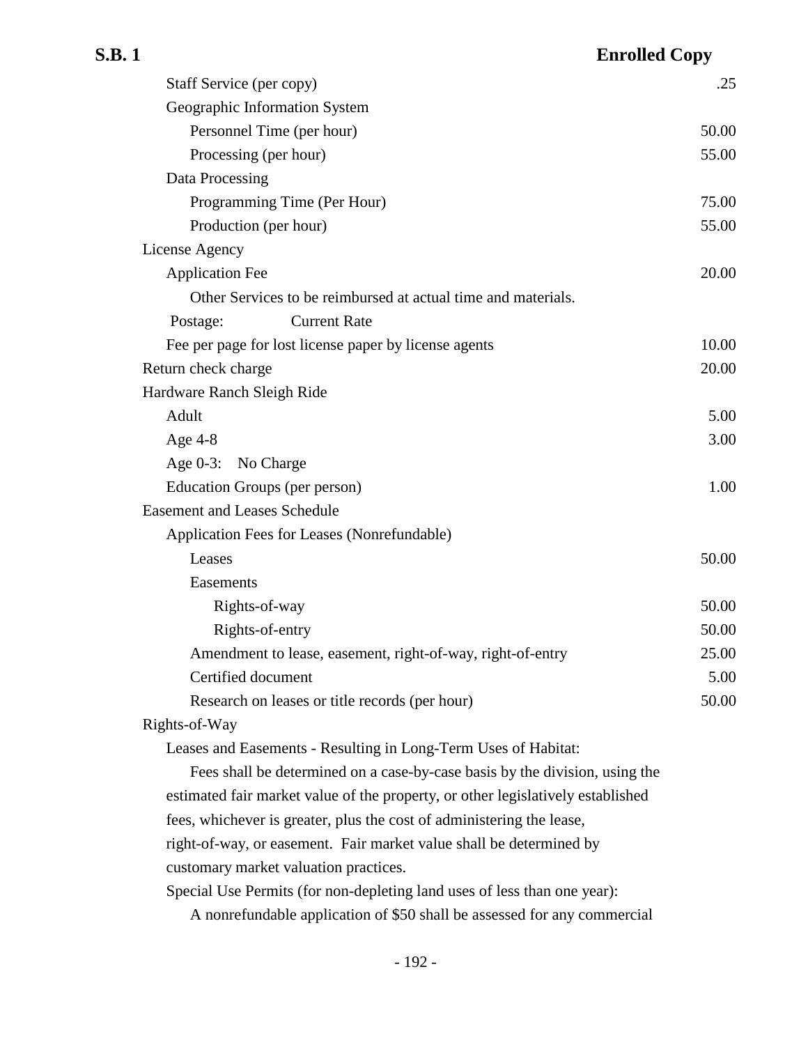| | |
|---|---|
| Staff Service (per copy) | .25 |
| Geographic Information System | |
| Personnel Time (per hour) | 50.00 |
| Processing (per hour) | 55.00 |
| Data Processing | |
| Programming Time (Per Hour) | 75.00 |
| Production (per hour) | 55.00 |
| License Agency | |
| Application Fee | 20.00 |
| Other Services to be reimbursed at actual time and materials. | |
| Postage: Current Rate | |
| Fee per page for lost license paper by license agents | 10.00 |
| Return check charge | 20.00 |
| Hardware Ranch Sleigh Ride | |
| Adult | 5.00 |
| Age 4-8 | 3.00 |
| Age 0-3: No Charge | |
| Education Groups (per person) | 1.00 |
| Easement and Leases Schedule | |
| Application Fees for Leases (Nonrefundable) | |
| Leases | 50.00 |
| Easements | |
| Rights-of-way | 50.00 |
| Rights-of-entry | 50.00 |
| Amendment to lease, easement, right-of-way, right-of-entry | 25.00 |
| Certified document | 5.00 |
| Research on leases or title records (per hour) | 50.00 |

Rights-of-Way

Leases and Easements - Resulting in Long-Term Uses of Habitat:

Fees shall be determined on a case-by-case basis by the division, using the estimated fair market value of the property, or other legislatively established fees, whichever is greater, plus the cost of administering the lease, right-of-way, or easement. Fair market value shall be determined by customary market valuation practices.

Special Use Permits (for non-depleting land uses of less than one year):

A nonrefundable application of $50 shall be assessed for any commercial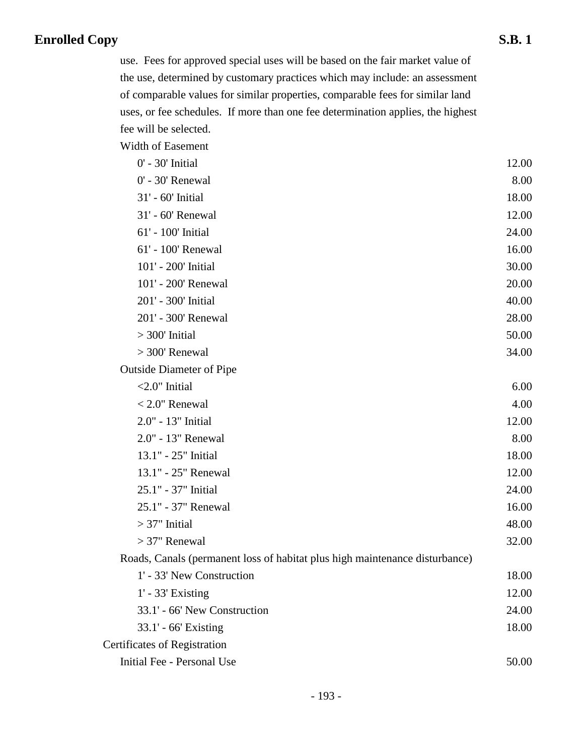use. Fees for approved special uses will be based on the fair market value of the use, determined by customary practices which may include: an assessment of comparable values for similar properties, comparable fees for similar land uses, or fee schedules. If more than one fee determination applies, the highest fee will be selected.

| | |
|---|---|
| Width of Easement | |
| 0' - 30' Initial | 12.00 |
| 0' - 30' Renewal | 8.00 |
| 31' - 60' Initial | 18.00 |
| 31' - 60' Renewal | 12.00 |
| 61' - 100' Initial | 24.00 |
| 61' - 100' Renewal | 16.00 |
| 101' - 200' Initial | 30.00 |
| 101' - 200' Renewal | 20.00 |
| 201' - 300' Initial | 40.00 |
| 201' - 300' Renewal | 28.00 |
| > 300' Initial | 50.00 |
| > 300' Renewal | 34.00 |
| Outside Diameter of Pipe | |
| <2.0" Initial | 6.00 |
| < 2.0" Renewal | 4.00 |
| 2.0" - 13" Initial | 12.00 |
| 2.0" - 13" Renewal | 8.00 |
| 13.1" - 25" Initial | 18.00 |
| 13.1" - 25" Renewal | 12.00 |
| 25.1" - 37" Initial | 24.00 |
| 25.1" - 37" Renewal | 16.00 |
| > 37" Initial | 48.00 |
| > 37" Renewal | 32.00 |
| Roads, Canals (permanent loss of habitat plus high maintenance disturbance) | |
| 1' - 33' New Construction | 18.00 |
| 1' - 33' Existing | 12.00 |
| 33.1' - 66' New Construction | 24.00 |
| 33.1' - 66' Existing | 18.00 |
| Certificates of Registration | |
| Initial Fee - Personal Use | 50.00 |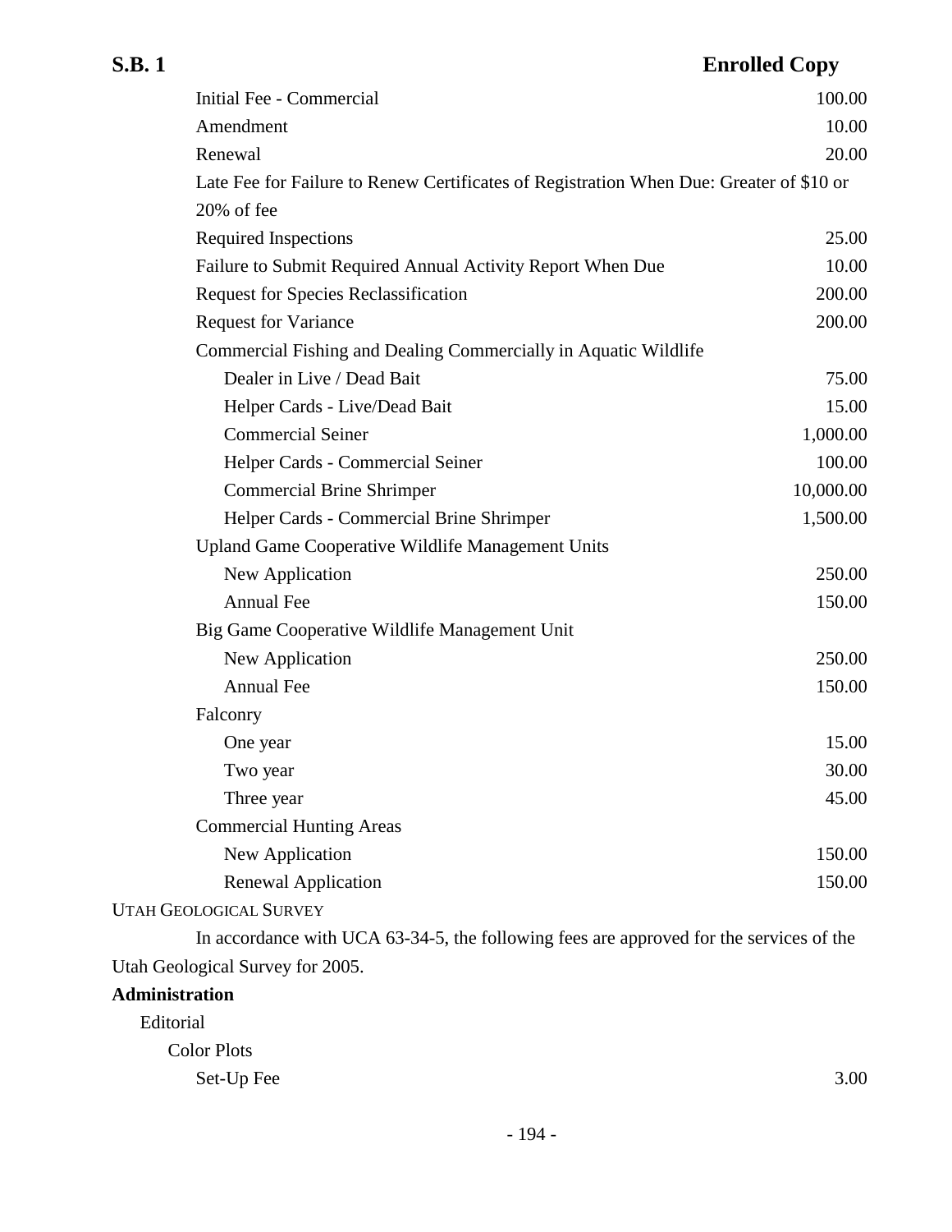| | |
|---|---|
| Initial Fee - Commercial | 100.00 |
| Amendment | 10.00 |
| Renewal | 20.00 |
| Late Fee for Failure to Renew Certificates of Registration When Due: Greater of $10 or 20% of fee | |
| Required Inspections | 25.00 |
| Failure to Submit Required Annual Activity Report When Due | 10.00 |
| Request for Species Reclassification | 200.00 |
| Request for Variance | 200.00 |
| Commercial Fishing and Dealing Commercially in Aquatic Wildlife | |
| Dealer in Live / Dead Bait | 75.00 |
| Helper Cards - Live/Dead Bait | 15.00 |
| Commercial Seiner | 1,000.00 |
| Helper Cards - Commercial Seiner | 100.00 |
| Commercial Brine Shrimper | 10,000.00 |
| Helper Cards - Commercial Brine Shrimper | 1,500.00 |
| Upland Game Cooperative Wildlife Management Units | |
| New Application | 250.00 |
| Annual Fee | 150.00 |
| Big Game Cooperative Wildlife Management Unit | |
| New Application | 250.00 |
| Annual Fee | 150.00 |
| Falconry | |
| One year | 15.00 |
| Two year | 30.00 |
| Three year | 45.00 |
| Commercial Hunting Areas | |
| New Application | 150.00 |
| Renewal Application | 150.00 |

UTAH GEOLOGICAL SURVEY

In accordance with UCA 63-34-5, the following fees are approved for the services of the Utah Geological Survey for 2005.

**Administration**

Editorial

Color Plots

| | |
|---|---|
| Set-Up Fee | 3.00 |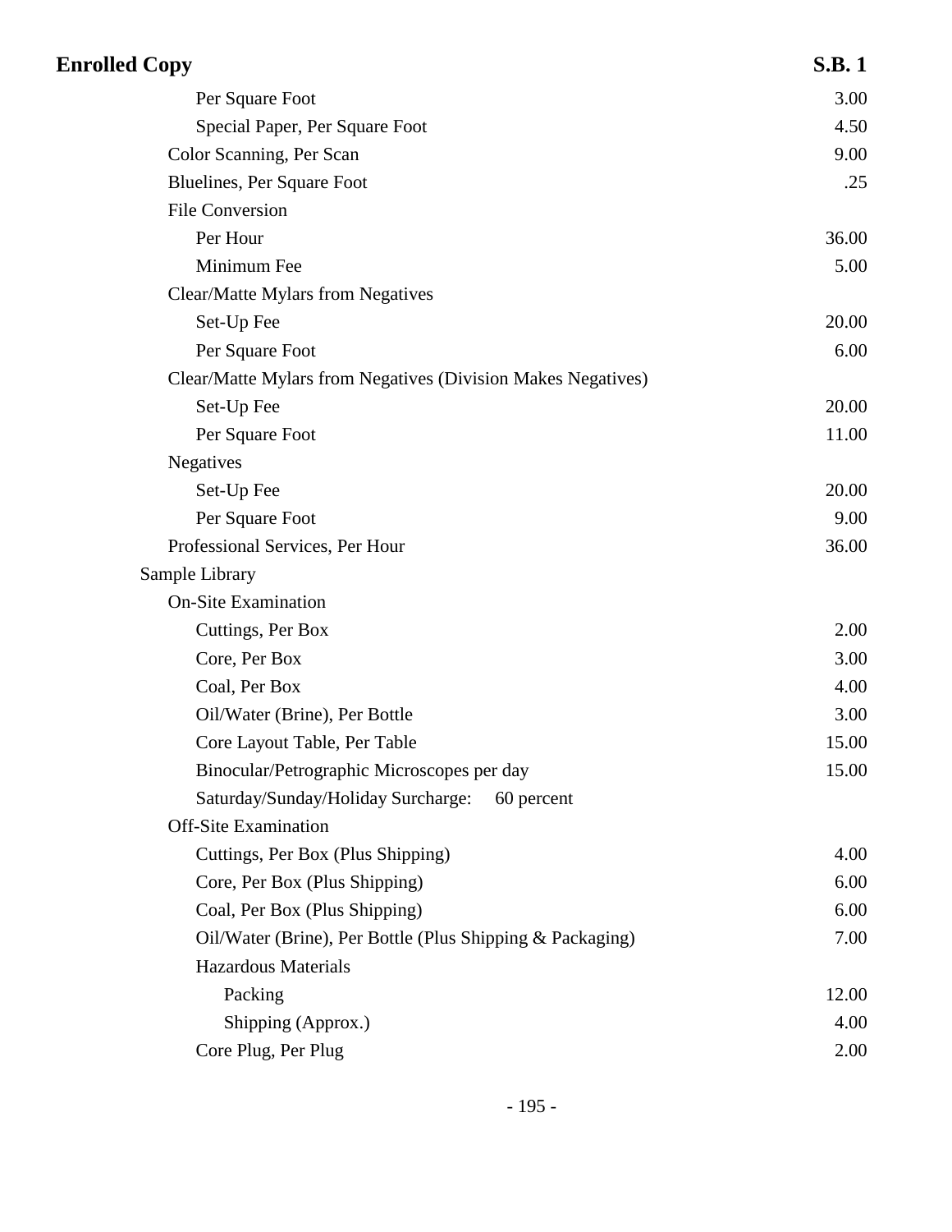| Item | Fee |
|---|---|
| Per Square Foot | 3.00 |
| Special Paper, Per Square Foot | 4.50 |
| Color Scanning, Per Scan | 9.00 |
| Bluelines, Per Square Foot | .25 |
| File Conversion | |
| Per Hour | 36.00 |
| Minimum Fee | 5.00 |
| Clear/Matte Mylars from Negatives | |
| Set-Up Fee | 20.00 |
| Per Square Foot | 6.00 |
| Clear/Matte Mylars from Negatives (Division Makes Negatives) | |
| Set-Up Fee | 20.00 |
| Per Square Foot | 11.00 |
| Negatives | |
| Set-Up Fee | 20.00 |
| Per Square Foot | 9.00 |
| Professional Services, Per Hour | 36.00 |
| Sample Library | |
| On-Site Examination | |
| Cuttings, Per Box | 2.00 |
| Core, Per Box | 3.00 |
| Coal, Per Box | 4.00 |
| Oil/Water (Brine), Per Bottle | 3.00 |
| Core Layout Table, Per Table | 15.00 |
| Binocular/Petrographic Microscopes per day | 15.00 |
| Saturday/Sunday/Holiday Surcharge: 60 percent | |
| Off-Site Examination | |
| Cuttings, Per Box (Plus Shipping) | 4.00 |
| Core, Per Box (Plus Shipping) | 6.00 |
| Coal, Per Box (Plus Shipping) | 6.00 |
| Oil/Water (Brine), Per Bottle (Plus Shipping & Packaging) | 7.00 |
| Hazardous Materials | |
| Packing | 12.00 |
| Shipping (Approx.) | 4.00 |
| Core Plug, Per Plug | 2.00 |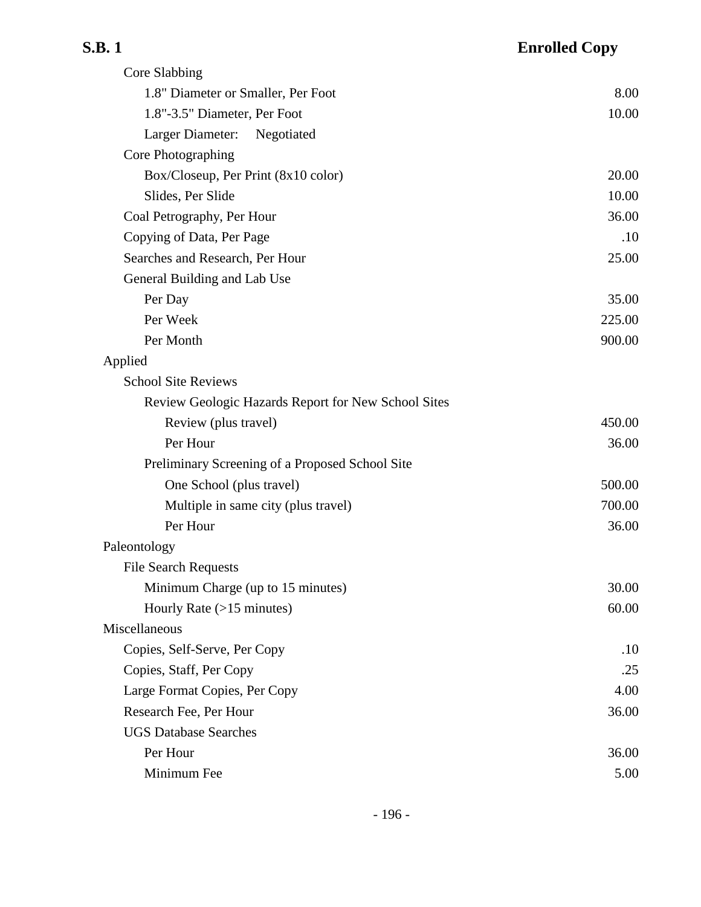| | |
|---|---|
| Core Slabbing | |
| 1.8" Diameter or Smaller, Per Foot | 8.00 |
| 1.8"-3.5" Diameter, Per Foot | 10.00 |
| Larger Diameter: Negotiated | |
| Core Photographing | |
| Box/Closeup, Per Print (8x10 color) | 20.00 |
| Slides, Per Slide | 10.00 |
| Coal Petrography, Per Hour | 36.00 |
| Copying of Data, Per Page | .10 |
| Searches and Research, Per Hour | 25.00 |
| General Building and Lab Use | |
| Per Day | 35.00 |
| Per Week | 225.00 |
| Per Month | 900.00 |
| Applied | |
| School Site Reviews | |
| Review Geologic Hazards Report for New School Sites | |
| Review (plus travel) | 450.00 |
| Per Hour | 36.00 |
| Preliminary Screening of a Proposed School Site | |
| One School (plus travel) | 500.00 |
| Multiple in same city (plus travel) | 700.00 |
| Per Hour | 36.00 |
| Paleontology | |
| File Search Requests | |
| Minimum Charge (up to 15 minutes) | 30.00 |
| Hourly Rate (>15 minutes) | 60.00 |
| Miscellaneous | |
| Copies, Self-Serve, Per Copy | .10 |
| Copies, Staff, Per Copy | .25 |
| Large Format Copies, Per Copy | 4.00 |
| Research Fee, Per Hour | 36.00 |
| UGS Database Searches | |
| Per Hour | 36.00 |
| Minimum Fee | 5.00 |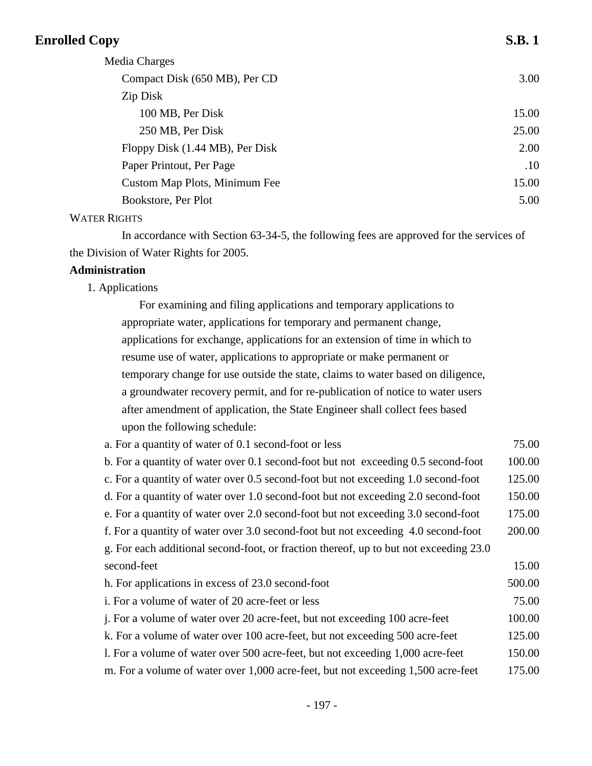Media Charges

| Item | Fee |
|---|---|
| Compact Disk (650 MB), Per CD | 3.00 |
| Zip Disk | |
| 100 MB, Per Disk | 15.00 |
| 250 MB, Per Disk | 25.00 |
| Floppy Disk (1.44 MB), Per Disk | 2.00 |
| Paper Printout, Per Page | .10 |
| Custom Map Plots, Minimum Fee | 15.00 |
| Bookstore, Per Plot | 5.00 |

WATER RIGHTS

In accordance with Section 63-34-5, the following fees are approved for the services of the Division of Water Rights for 2005.

**Administration**

1. Applications

For examining and filing applications and temporary applications to appropriate water, applications for temporary and permanent change, applications for exchange, applications for an extension of time in which to resume use of water, applications to appropriate or make permanent or temporary change for use outside the state, claims to water based on diligence, a groundwater recovery permit, and for re-publication of notice to water users after amendment of application, the State Engineer shall collect fees based upon the following schedule:

| Item | Fee |
|---|---|
| a. For a quantity of water of 0.1 second-foot or less | 75.00 |
| b. For a quantity of water over 0.1 second-foot but not exceeding 0.5 second-foot | 100.00 |
| c. For a quantity of water over 0.5 second-foot but not exceeding 1.0 second-foot | 125.00 |
| d. For a quantity of water over 1.0 second-foot but not exceeding 2.0 second-foot | 150.00 |
| e. For a quantity of water over 2.0 second-foot but not exceeding 3.0 second-foot | 175.00 |
| f. For a quantity of water over 3.0 second-foot but not exceeding 4.0 second-foot | 200.00 |
| g. For each additional second-foot, or fraction thereof, up to but not exceeding 23.0 second-feet | 15.00 |
| h. For applications in excess of 23.0 second-foot | 500.00 |
| i. For a volume of water of 20 acre-feet or less | 75.00 |
| j. For a volume of water over 20 acre-feet, but not exceeding 100 acre-feet | 100.00 |
| k. For a volume of water over 100 acre-feet, but not exceeding 500 acre-feet | 125.00 |
| l. For a volume of water over 500 acre-feet, but not exceeding 1,000 acre-feet | 150.00 |
| m. For a volume of water over 1,000 acre-feet, but not exceeding 1,500 acre-feet | 175.00 |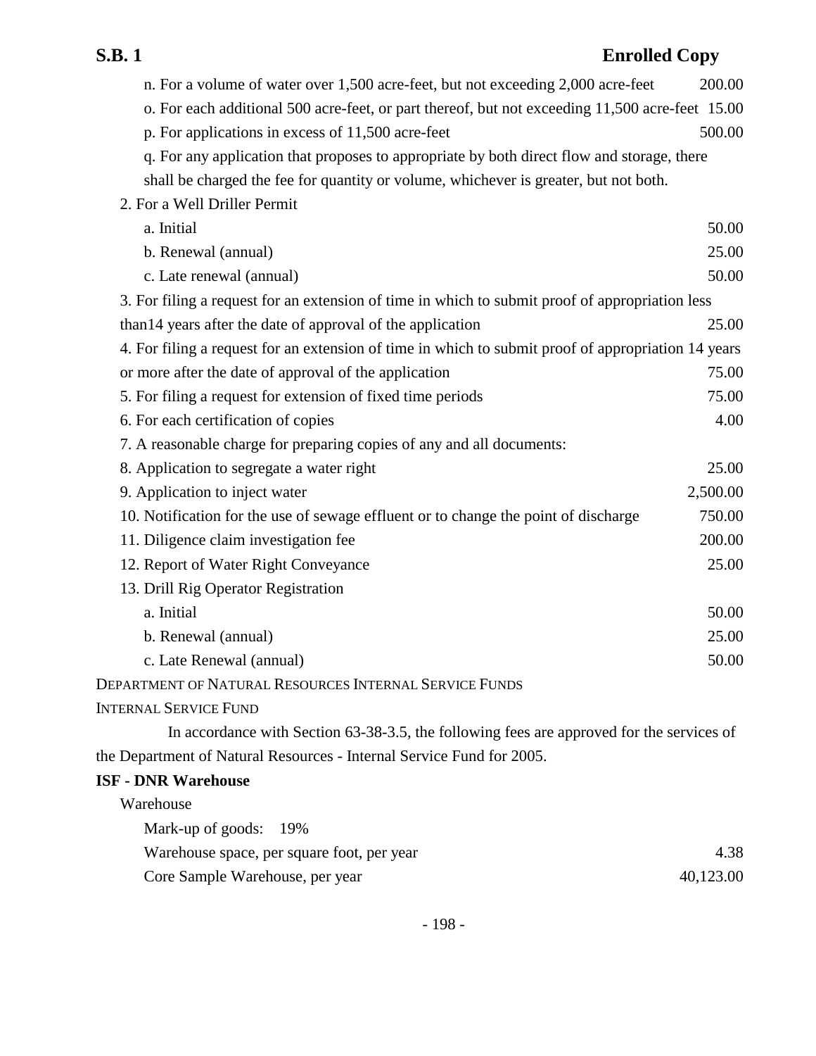n. For a volume of water over 1,500 acre-feet, but not exceeding 2,000 acre-feet 200.00

o. For each additional 500 acre-feet, or part thereof, but not exceeding 11,500 acre-feet 15.00

p. For applications in excess of 11,500 acre-feet 500.00

q. For any application that proposes to appropriate by both direct flow and storage, there shall be charged the fee for quantity or volume, whichever is greater, but not both.

2. For a Well Driller Permit

a. Initial 50.00

b. Renewal (annual) 25.00

c. Late renewal (annual) 50.00

3. For filing a request for an extension of time in which to submit proof of appropriation less than14 years after the date of approval of the application 25.00

4. For filing a request for an extension of time in which to submit proof of appropriation 14 years or more after the date of approval of the application 75.00

5. For filing a request for extension of fixed time periods 75.00

6. For each certification of copies 4.00

7. A reasonable charge for preparing copies of any and all documents:

8. Application to segregate a water right 25.00

9. Application to inject water 2,500.00

10. Notification for the use of sewage effluent or to change the point of discharge 750.00

11. Diligence claim investigation fee 200.00

12. Report of Water Right Conveyance 25.00

13. Drill Rig Operator Registration

a. Initial 50.00

b. Renewal (annual) 25.00

c. Late Renewal (annual) 50.00

DEPARTMENT OF NATURAL RESOURCES INTERNAL SERVICE FUNDS

INTERNAL SERVICE FUND

In accordance with Section 63-38-3.5, the following fees are approved for the services of the Department of Natural Resources - Internal Service Fund for 2005.

**ISF - DNR Warehouse**

Warehouse

Mark-up of goods: 19%

Warehouse space, per square foot, per year 4.38

Core Sample Warehouse, per year 40,123.00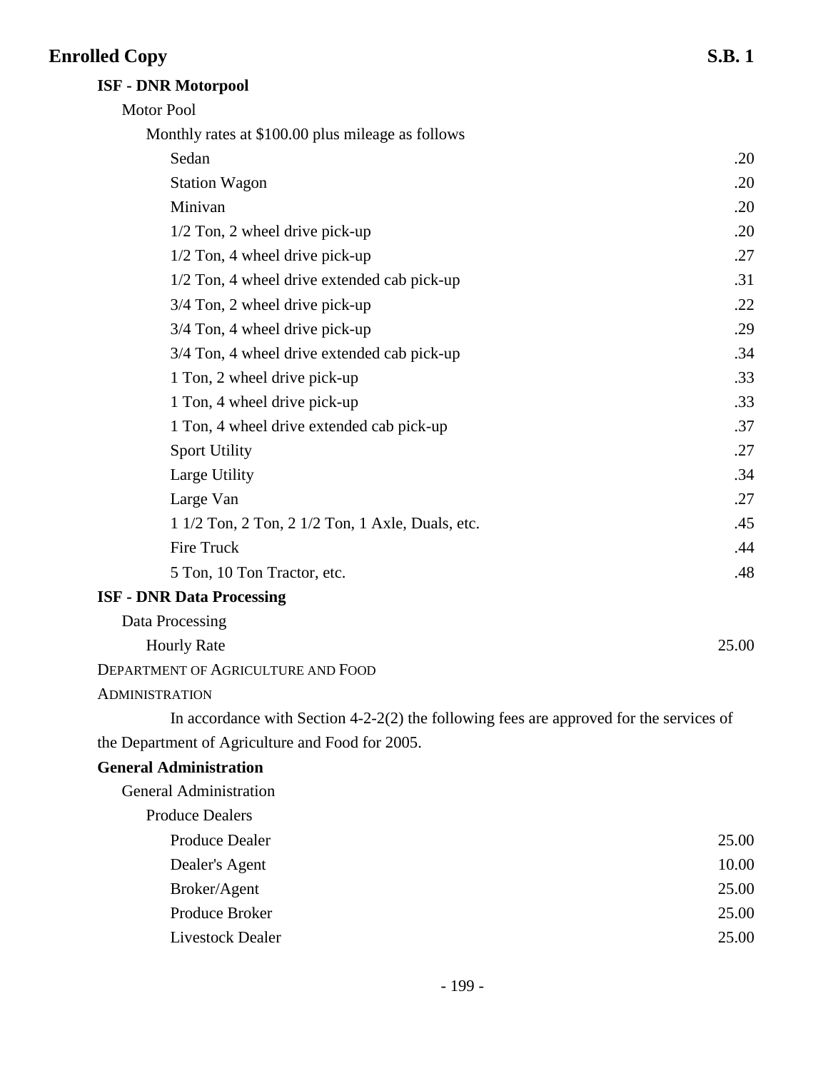**ISF - DNR Motorpool**

Motor Pool

Monthly rates at $100.00 plus mileage as follows

| Item | Fee |
|---|---|
| Sedan | .20 |
| Station Wagon | .20 |
| Minivan | .20 |
| 1/2 Ton, 2 wheel drive pick-up | .20 |
| 1/2 Ton, 4 wheel drive pick-up | .27 |
| 1/2 Ton, 4 wheel drive extended cab pick-up | .31 |
| 3/4 Ton, 2 wheel drive pick-up | .22 |
| 3/4 Ton, 4 wheel drive pick-up | .29 |
| 3/4 Ton, 4 wheel drive extended cab pick-up | .34 |
| 1 Ton, 2 wheel drive pick-up | .33 |
| 1 Ton, 4 wheel drive pick-up | .33 |
| 1 Ton, 4 wheel drive extended cab pick-up | .37 |
| Sport Utility | .27 |
| Large Utility | .34 |
| Large Van | .27 |
| 1 1/2 Ton, 2 Ton, 2 1/2 Ton, 1 Axle, Duals, etc. | .45 |
| Fire Truck | .44 |
| 5 Ton, 10 Ton Tractor, etc. | .48 |

**ISF - DNR Data Processing**

Data Processing

| Item | Fee |
|---|---|
| Hourly Rate | 25.00 |

DEPARTMENT OF AGRICULTURE AND FOOD

ADMINISTRATION

In accordance with Section 4-2-2(2) the following fees are approved for the services of the Department of Agriculture and Food for 2005.

**General Administration**

General Administration

Produce Dealers

| Item | Fee |
|---|---|
| Produce Dealer | 25.00 |
| Dealer's Agent | 10.00 |
| Broker/Agent | 25.00 |
| Produce Broker | 25.00 |
| Livestock Dealer | 25.00 |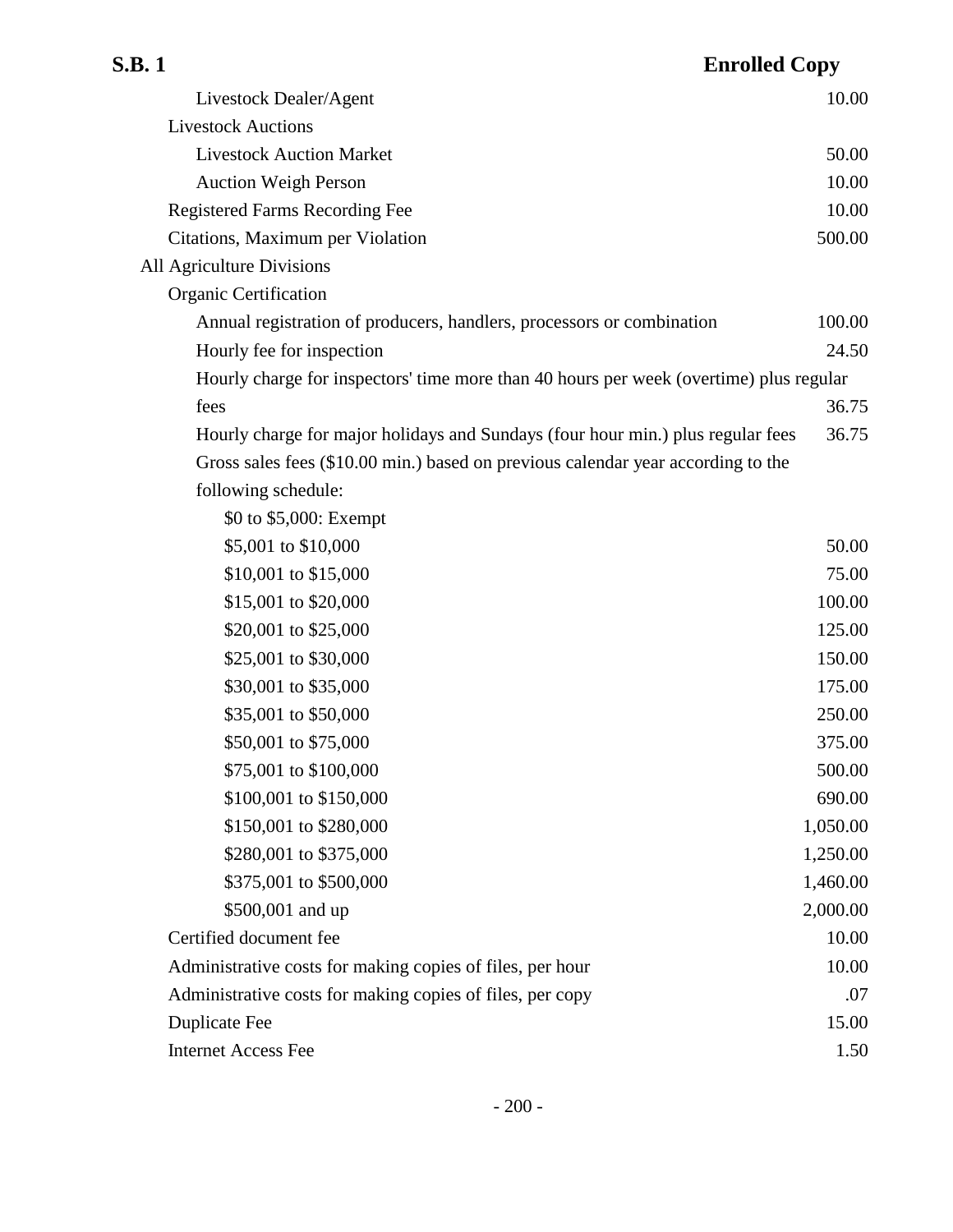| Item | Amount |
|---|---|
| Livestock Dealer/Agent | 10.00 |
| Livestock Auctions | |
| Livestock Auction Market | 50.00 |
| Auction Weigh Person | 10.00 |
| Registered Farms Recording Fee | 10.00 |
| Citations, Maximum per Violation | 500.00 |
| All Agriculture Divisions | |
| Organic Certification | |
| Annual registration of producers, handlers, processors or combination | 100.00 |
| Hourly fee for inspection | 24.50 |
| Hourly charge for inspectors' time more than 40 hours per week (overtime) plus regular fees | 36.75 |
| Hourly charge for major holidays and Sundays (four hour min.) plus regular fees | 36.75 |
| Gross sales fees ($10.00 min.) based on previous calendar year according to the following schedule: | |
| $0 to $5,000: Exempt | |
| $5,001 to $10,000 | 50.00 |
| $10,001 to $15,000 | 75.00 |
| $15,001 to $20,000 | 100.00 |
| $20,001 to $25,000 | 125.00 |
| $25,001 to $30,000 | 150.00 |
| $30,001 to $35,000 | 175.00 |
| $35,001 to $50,000 | 250.00 |
| $50,001 to $75,000 | 375.00 |
| $75,001 to $100,000 | 500.00 |
| $100,001 to $150,000 | 690.00 |
| $150,001 to $280,000 | 1,050.00 |
| $280,001 to $375,000 | 1,250.00 |
| $375,001 to $500,000 | 1,460.00 |
| $500,001 and up | 2,000.00 |
| Certified document fee | 10.00 |
| Administrative costs for making copies of files, per hour | 10.00 |
| Administrative costs for making copies of files, per copy | .07 |
| Duplicate Fee | 15.00 |
| Internet Access Fee | 1.50 |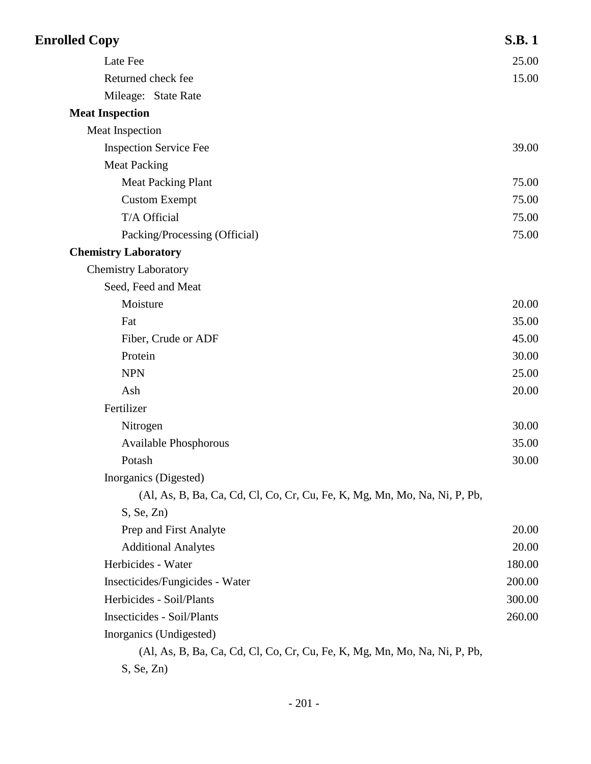| | |
|---|---|
| Late Fee | 25.00 |
| Returned check fee | 15.00 |
| Mileage: State Rate | |
| **Meat Inspection** | |
| Meat Inspection | |
| Inspection Service Fee | 39.00 |
| Meat Packing | |
| Meat Packing Plant | 75.00 |
| Custom Exempt | 75.00 |
| T/A Official | 75.00 |
| Packing/Processing (Official) | 75.00 |
| **Chemistry Laboratory** | |
| Chemistry Laboratory | |
| Seed, Feed and Meat | |
| Moisture | 20.00 |
| Fat | 35.00 |
| Fiber, Crude or ADF | 45.00 |
| Protein | 30.00 |
| NPN | 25.00 |
| Ash | 20.00 |
| Fertilizer | |
| Nitrogen | 30.00 |
| Available Phosphorous | 35.00 |
| Potash | 30.00 |
| Inorganics (Digested) | |
| (Al, As, B, Ba, Ca, Cd, Cl, Co, Cr, Cu, Fe, K, Mg, Mn, Mo, Na, Ni, P, Pb, S, Se, Zn) | |
| Prep and First Analyte | 20.00 |
| Additional Analytes | 20.00 |
| Herbicides - Water | 180.00 |
| Insecticides/Fungicides - Water | 200.00 |
| Herbicides - Soil/Plants | 300.00 |
| Insecticides - Soil/Plants | 260.00 |
| Inorganics (Undigested) | |
| (Al, As, B, Ba, Ca, Cd, Cl, Co, Cr, Cu, Fe, K, Mg, Mn, Mo, Na, Ni, P, Pb, S, Se, Zn) | |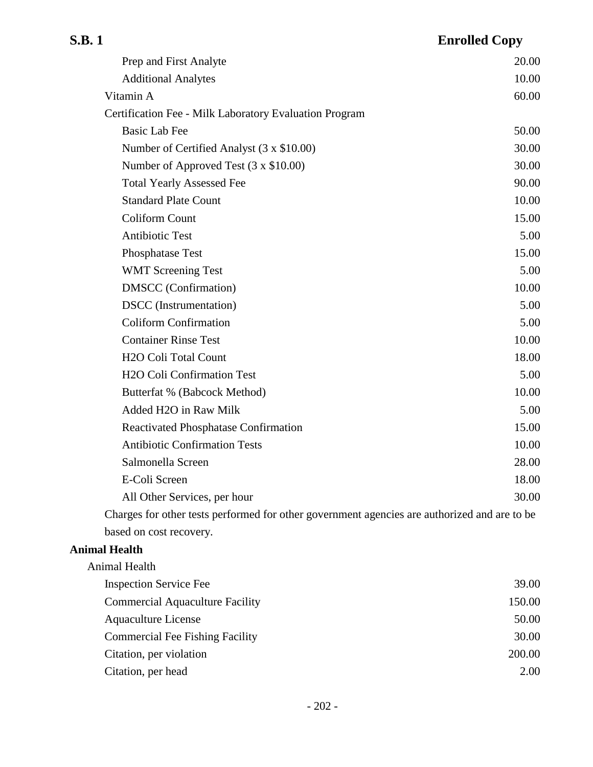| | |
|---|---|
| Prep and First Analyte | 20.00 |
| Additional Analytes | 10.00 |
| Vitamin A | 60.00 |
| Certification Fee - Milk Laboratory Evaluation Program | |
| Basic Lab Fee | 50.00 |
| Number of Certified Analyst (3 x $10.00) | 30.00 |
| Number of Approved Test (3 x $10.00) | 30.00 |
| Total Yearly Assessed Fee | 90.00 |
| Standard Plate Count | 10.00 |
| Coliform Count | 15.00 |
| Antibiotic Test | 5.00 |
| Phosphatase Test | 15.00 |
| WMT Screening Test | 5.00 |
| DMSCC (Confirmation) | 10.00 |
| DSCC (Instrumentation) | 5.00 |
| Coliform Confirmation | 5.00 |
| Container Rinse Test | 10.00 |
| H2O Coli Total Count | 18.00 |
| H2O Coli Confirmation Test | 5.00 |
| Butterfat % (Babcock Method) | 10.00 |
| Added H2O in Raw Milk | 5.00 |
| Reactivated Phosphatase Confirmation | 15.00 |
| Antibiotic Confirmation Tests | 10.00 |
| Salmonella Screen | 28.00 |
| E-Coli Screen | 18.00 |
| All Other Services, per hour | 30.00 |

Charges for other tests performed for other government agencies are authorized and are to be based on cost recovery.

**Animal Health**

Animal Health

| | |
|---|---|
| Inspection Service Fee | 39.00 |
| Commercial Aquaculture Facility | 150.00 |
| Aquaculture License | 50.00 |
| Commercial Fee Fishing Facility | 30.00 |
| Citation, per violation | 200.00 |
| Citation, per head | 2.00 |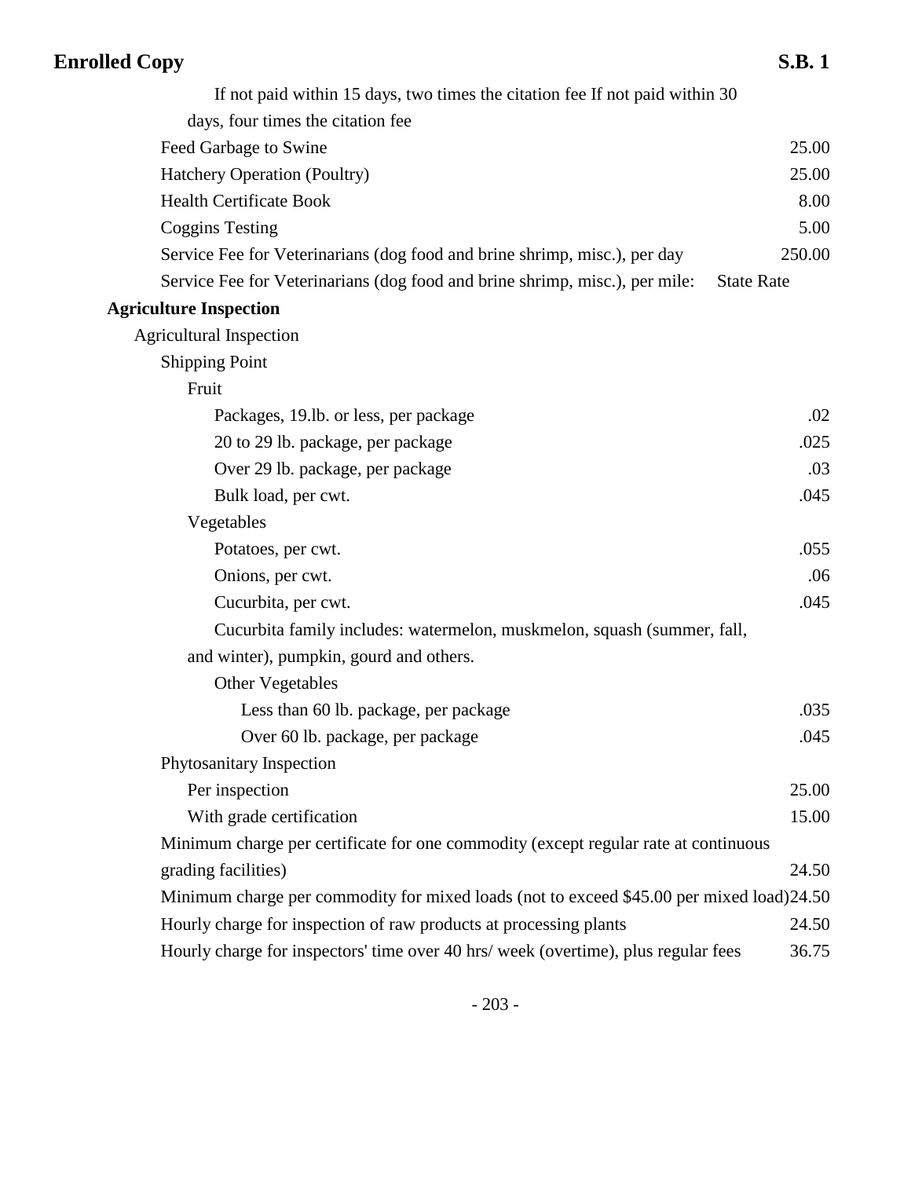If not paid within 15 days, two times the citation fee If not paid within 30 days, four times the citation fee

| Item | Fee |
|---|---|
| Feed Garbage to Swine | 25.00 |
| Hatchery Operation (Poultry) | 25.00 |
| Health Certificate Book | 8.00 |
| Coggins Testing | 5.00 |
| Service Fee for Veterinarians (dog food and brine shrimp, misc.), per day | 250.00 |
| Service Fee for Veterinarians (dog food and brine shrimp, misc.), per mile: | State Rate |

**Agriculture Inspection**

Agricultural Inspection

| Item | Fee |
|---|---|
| Shipping Point | |
| Fruit | |
| Packages, 19.lb. or less, per package | .02 |
| 20 to 29 lb. package, per package | .025 |
| Over 29 lb. package, per package | .03 |
| Bulk load, per cwt. | .045 |
| Vegetables | |
| Potatoes, per cwt. | .055 |
| Onions, per cwt. | .06 |
| Cucurbita, per cwt. | .045 |
| Cucurbita family includes: watermelon, muskmelon, squash (summer, fall, and winter), pumpkin, gourd and others. | |
| Other Vegetables | |
| Less than 60 lb. package, per package | .035 |
| Over 60 lb. package, per package | .045 |
| Phytosanitary Inspection | |
| Per inspection | 25.00 |
| With grade certification | 15.00 |
| Minimum charge per certificate for one commodity (except regular rate at continuous grading facilities) | 24.50 |
| Minimum charge per commodity for mixed loads (not to exceed $45.00 per mixed load) | 24.50 |
| Hourly charge for inspection of raw products at processing plants | 24.50 |
| Hourly charge for inspectors' time over 40 hrs/ week (overtime), plus regular fees | 36.75 |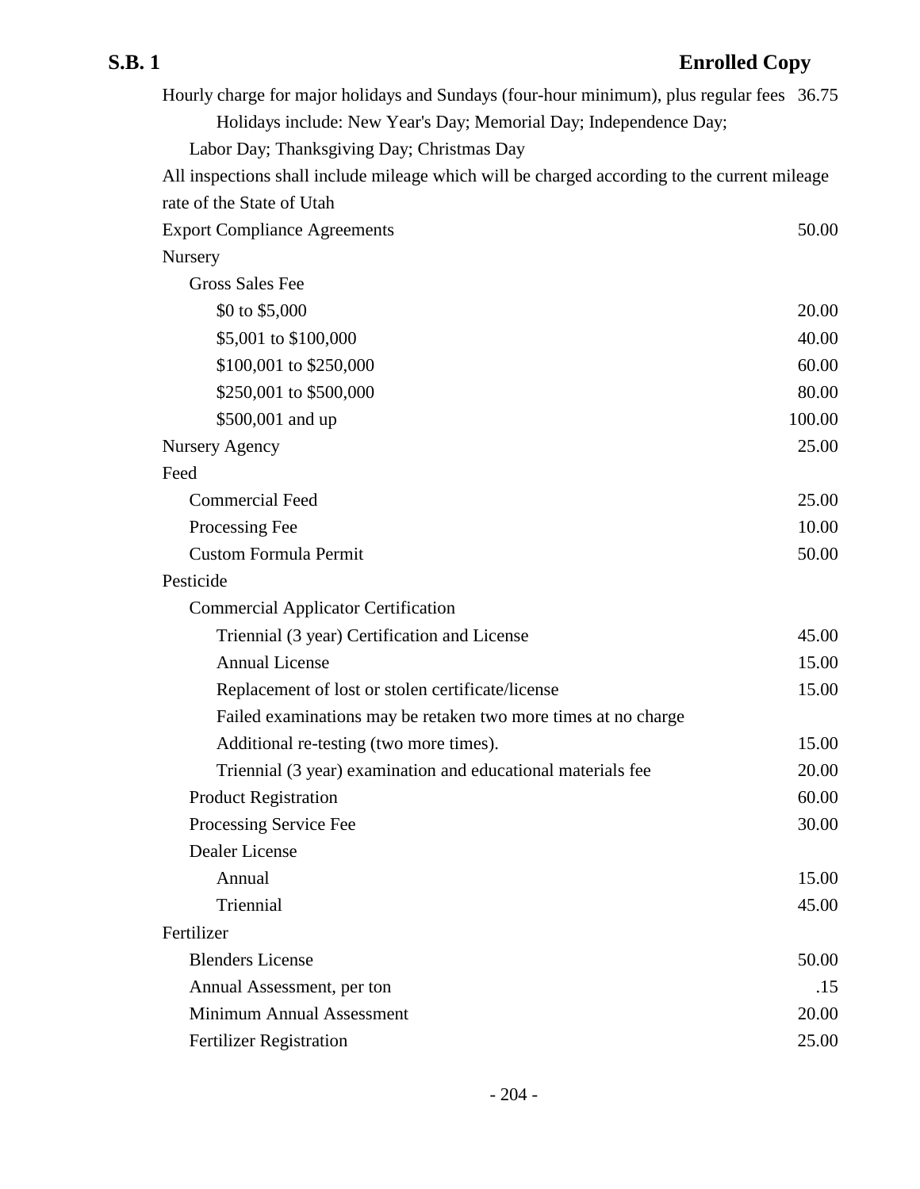| | |
|---|---|
| Hourly charge for major holidays and Sundays (four-hour minimum), plus regular fees | 36.75 |
| Holidays include: New Year's Day; Memorial Day; Independence Day; Labor Day; Thanksgiving Day; Christmas Day | |
| All inspections shall include mileage which will be charged according to the current mileage rate of the State of Utah | |
| Export Compliance Agreements | 50.00 |
| Nursery | |
| Gross Sales Fee | |
| $0 to $5,000 | 20.00 |
| $5,001 to $100,000 | 40.00 |
| $100,001 to $250,000 | 60.00 |
| $250,001 to $500,000 | 80.00 |
| $500,001 and up | 100.00 |
| Nursery Agency | 25.00 |
| Feed | |
| Commercial Feed | 25.00 |
| Processing Fee | 10.00 |
| Custom Formula Permit | 50.00 |
| Pesticide | |
| Commercial Applicator Certification | |
| Triennial (3 year) Certification and License | 45.00 |
| Annual License | 15.00 |
| Replacement of lost or stolen certificate/license | 15.00 |
| Failed examinations may be retaken two more times at no charge | |
| Additional re-testing (two more times). | 15.00 |
| Triennial (3 year) examination and educational materials fee | 20.00 |
| Product Registration | 60.00 |
| Processing Service Fee | 30.00 |
| Dealer License | |
| Annual | 15.00 |
| Triennial | 45.00 |
| Fertilizer | |
| Blenders License | 50.00 |
| Annual Assessment, per ton | .15 |
| Minimum Annual Assessment | 20.00 |
| Fertilizer Registration | 25.00 |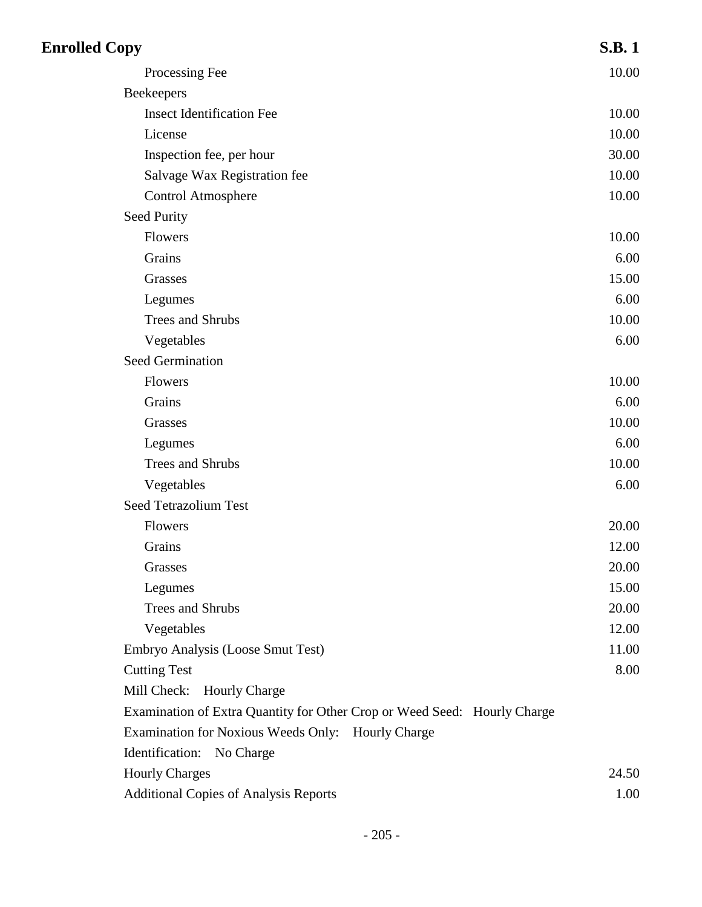| Item | Amount |
|---|---|
| Processing Fee | 10.00 |
| Beekeepers | |
| Insect Identification Fee | 10.00 |
| License | 10.00 |
| Inspection fee, per hour | 30.00 |
| Salvage Wax Registration fee | 10.00 |
| Control Atmosphere | 10.00 |
| Seed Purity | |
| Flowers | 10.00 |
| Grains | 6.00 |
| Grasses | 15.00 |
| Legumes | 6.00 |
| Trees and Shrubs | 10.00 |
| Vegetables | 6.00 |
| Seed Germination | |
| Flowers | 10.00 |
| Grains | 6.00 |
| Grasses | 10.00 |
| Legumes | 6.00 |
| Trees and Shrubs | 10.00 |
| Vegetables | 6.00 |
| Seed Tetrazolium Test | |
| Flowers | 20.00 |
| Grains | 12.00 |
| Grasses | 20.00 |
| Legumes | 15.00 |
| Trees and Shrubs | 20.00 |
| Vegetables | 12.00 |
| Embryo Analysis (Loose Smut Test) | 11.00 |
| Cutting Test | 8.00 |
| Mill Check: Hourly Charge | |
| Examination of Extra Quantity for Other Crop or Weed Seed: Hourly Charge | |
| Examination for Noxious Weeds Only: Hourly Charge | |
| Identification: No Charge | |
| Hourly Charges | 24.50 |
| Additional Copies of Analysis Reports | 1.00 |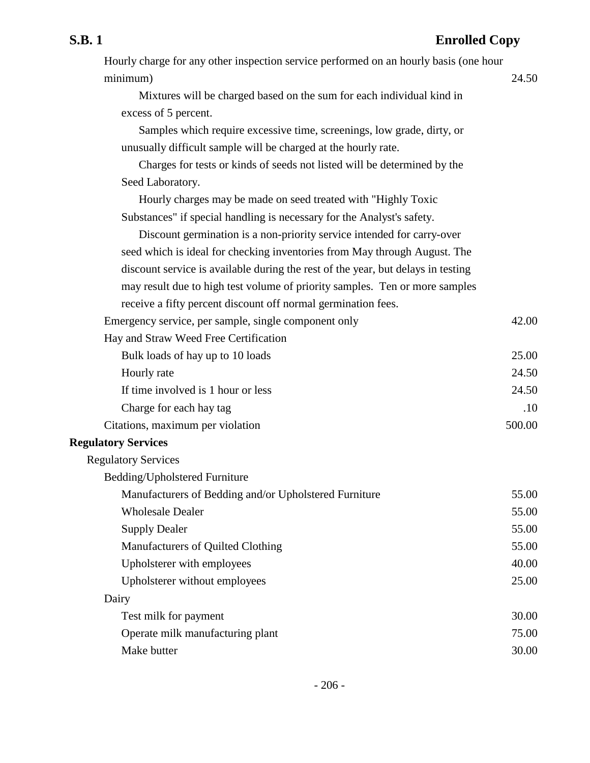| | |
|---|---|
| Hourly charge for any other inspection service performed on an hourly basis (one hour minimum) | 24.50 |
| Mixtures will be charged based on the sum for each individual kind in excess of 5 percent. | |
| Samples which require excessive time, screenings, low grade, dirty, or unusually difficult sample will be charged at the hourly rate. | |
| Charges for tests or kinds of seeds not listed will be determined by the Seed Laboratory. | |
| Hourly charges may be made on seed treated with "Highly Toxic Substances" if special handling is necessary for the Analyst's safety. | |
| Discount germination is a non-priority service intended for carry-over seed which is ideal for checking inventories from May through August. The discount service is available during the rest of the year, but delays in testing may result due to high test volume of priority samples. Ten or more samples receive a fifty percent discount off normal germination fees. | |
| Emergency service, per sample, single component only | 42.00 |
| Hay and Straw Weed Free Certification | |
| Bulk loads of hay up to 10 loads | 25.00 |
| Hourly rate | 24.50 |
| If time involved is 1 hour or less | 24.50 |
| Charge for each hay tag | .10 |
| Citations, maximum per violation | 500.00 |

**Regulatory Services**

| | |
|---|---|
| Regulatory Services | |
| Bedding/Upholstered Furniture | |
| Manufacturers of Bedding and/or Upholstered Furniture | 55.00 |
| Wholesale Dealer | 55.00 |
| Supply Dealer | 55.00 |
| Manufacturers of Quilted Clothing | 55.00 |
| Upholsterer with employees | 40.00 |
| Upholsterer without employees | 25.00 |
| Dairy | |
| Test milk for payment | 30.00 |
| Operate milk manufacturing plant | 75.00 |
| Make butter | 30.00 |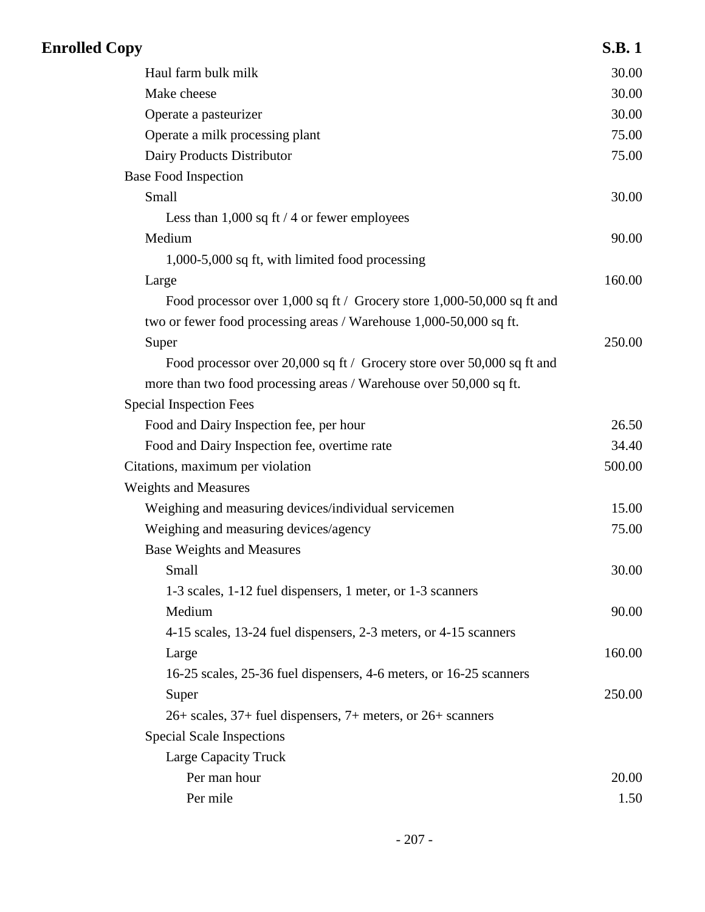| Item | Fee |
|---|---|
| Haul farm bulk milk | 30.00 |
| Make cheese | 30.00 |
| Operate a pasteurizer | 30.00 |
| Operate a milk processing plant | 75.00 |
| Dairy Products Distributor | 75.00 |
| Base Food Inspection | |
| Small | 30.00 |
| Less than 1,000 sq ft / 4 or fewer employees | |
| Medium | 90.00 |
| 1,000-5,000 sq ft, with limited food processing | |
| Large | 160.00 |
| Food processor over 1,000 sq ft / Grocery store 1,000-50,000 sq ft and two or fewer food processing areas / Warehouse 1,000-50,000 sq ft. | |
| Super | 250.00 |
| Food processor over 20,000 sq ft / Grocery store over 50,000 sq ft and more than two food processing areas / Warehouse over 50,000 sq ft. | |
| Special Inspection Fees | |
| Food and Dairy Inspection fee, per hour | 26.50 |
| Food and Dairy Inspection fee, overtime rate | 34.40 |
| Citations, maximum per violation | 500.00 |
| Weights and Measures | |
| Weighing and measuring devices/individual servicemen | 15.00 |
| Weighing and measuring devices/agency | 75.00 |
| Base Weights and Measures | |
| Small | 30.00 |
| 1-3 scales, 1-12 fuel dispensers, 1 meter, or 1-3 scanners | |
| Medium | 90.00 |
| 4-15 scales, 13-24 fuel dispensers, 2-3 meters, or 4-15 scanners | |
| Large | 160.00 |
| 16-25 scales, 25-36 fuel dispensers, 4-6 meters, or 16-25 scanners | |
| Super | 250.00 |
| 26+ scales, 37+ fuel dispensers, 7+ meters, or 26+ scanners | |
| Special Scale Inspections | |
| Large Capacity Truck | |
| Per man hour | 20.00 |
| Per mile | 1.50 |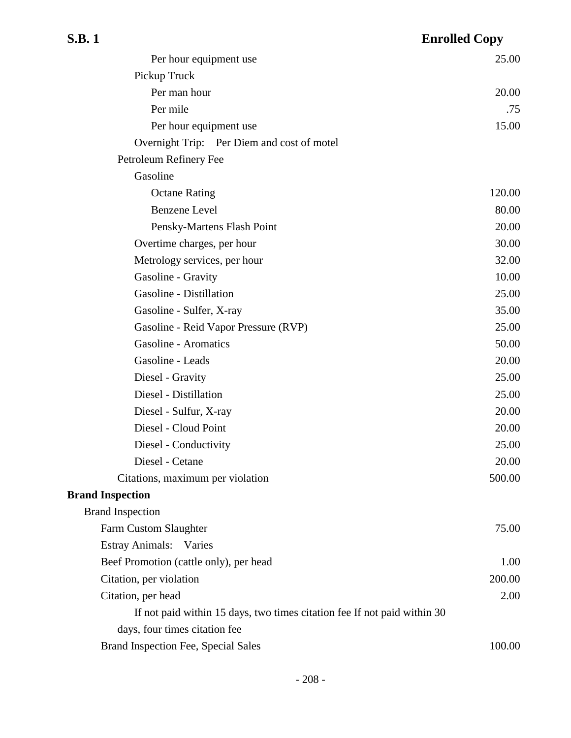| | |
|---|---|
| Per hour equipment use | 25.00 |
| Pickup Truck | |
| Per man hour | 20.00 |
| Per mile | .75 |
| Per hour equipment use | 15.00 |
| Overnight Trip: Per Diem and cost of motel | |
| Petroleum Refinery Fee | |
| Gasoline | |
| Octane Rating | 120.00 |
| Benzene Level | 80.00 |
| Pensky-Martens Flash Point | 20.00 |
| Overtime charges, per hour | 30.00 |
| Metrology services, per hour | 32.00 |
| Gasoline - Gravity | 10.00 |
| Gasoline - Distillation | 25.00 |
| Gasoline - Sulfer, X-ray | 35.00 |
| Gasoline - Reid Vapor Pressure (RVP) | 25.00 |
| Gasoline - Aromatics | 50.00 |
| Gasoline - Leads | 20.00 |
| Diesel - Gravity | 25.00 |
| Diesel - Distillation | 25.00 |
| Diesel - Sulfur, X-ray | 20.00 |
| Diesel - Cloud Point | 20.00 |
| Diesel - Conductivity | 25.00 |
| Diesel - Cetane | 20.00 |
| Citations, maximum per violation | 500.00 |

**Brand Inspection**

| | |
|---|---|
| Brand Inspection | |
| Farm Custom Slaughter | 75.00 |
| Estray Animals: Varies | |
| Beef Promotion (cattle only), per head | 1.00 |
| Citation, per violation | 200.00 |
| Citation, per head | 2.00 |
| If not paid within 15 days, two times citation fee If not paid within 30 days, four times citation fee | |
| Brand Inspection Fee, Special Sales | 100.00 |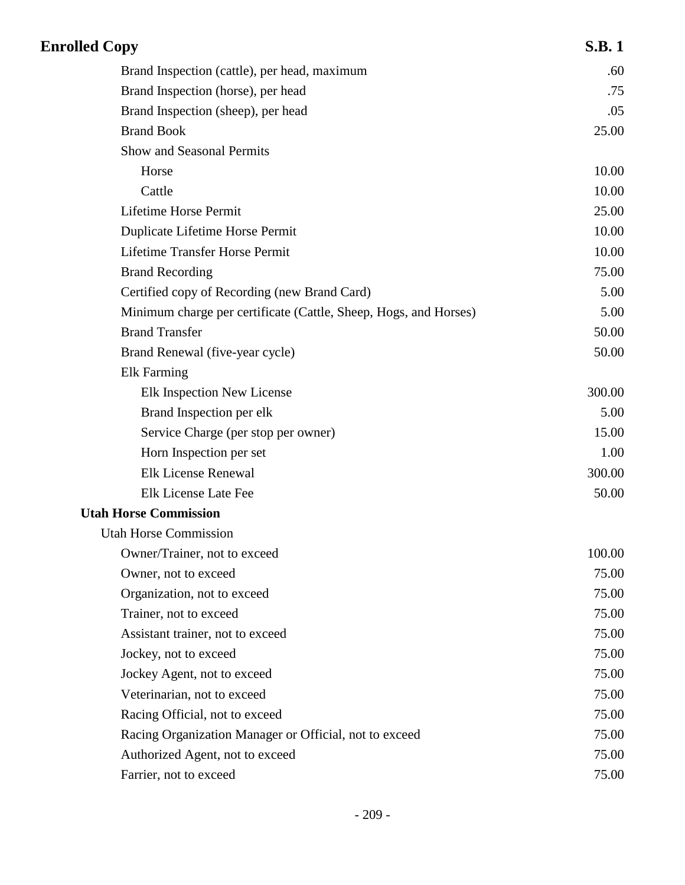| | |
|---|---|
| Brand Inspection (cattle), per head, maximum | .60 |
| Brand Inspection (horse), per head | .75 |
| Brand Inspection (sheep), per head | .05 |
| Brand Book | 25.00 |
| Show and Seasonal Permits | |
| Horse | 10.00 |
| Cattle | 10.00 |
| Lifetime Horse Permit | 25.00 |
| Duplicate Lifetime Horse Permit | 10.00 |
| Lifetime Transfer Horse Permit | 10.00 |
| Brand Recording | 75.00 |
| Certified copy of Recording (new Brand Card) | 5.00 |
| Minimum charge per certificate (Cattle, Sheep, Hogs, and Horses) | 5.00 |
| Brand Transfer | 50.00 |
| Brand Renewal (five-year cycle) | 50.00 |
| Elk Farming | |
| Elk Inspection New License | 300.00 |
| Brand Inspection per elk | 5.00 |
| Service Charge (per stop per owner) | 15.00 |
| Horn Inspection per set | 1.00 |
| Elk License Renewal | 300.00 |
| Elk License Late Fee | 50.00 |

**Utah Horse Commission**

Utah Horse Commission

| | |
|---|---|
| Owner/Trainer, not to exceed | 100.00 |
| Owner, not to exceed | 75.00 |
| Organization, not to exceed | 75.00 |
| Trainer, not to exceed | 75.00 |
| Assistant trainer, not to exceed | 75.00 |
| Jockey, not to exceed | 75.00 |
| Jockey Agent, not to exceed | 75.00 |
| Veterinarian, not to exceed | 75.00 |
| Racing Official, not to exceed | 75.00 |
| Racing Organization Manager or Official, not to exceed | 75.00 |
| Authorized Agent, not to exceed | 75.00 |
| Farrier, not to exceed | 75.00 |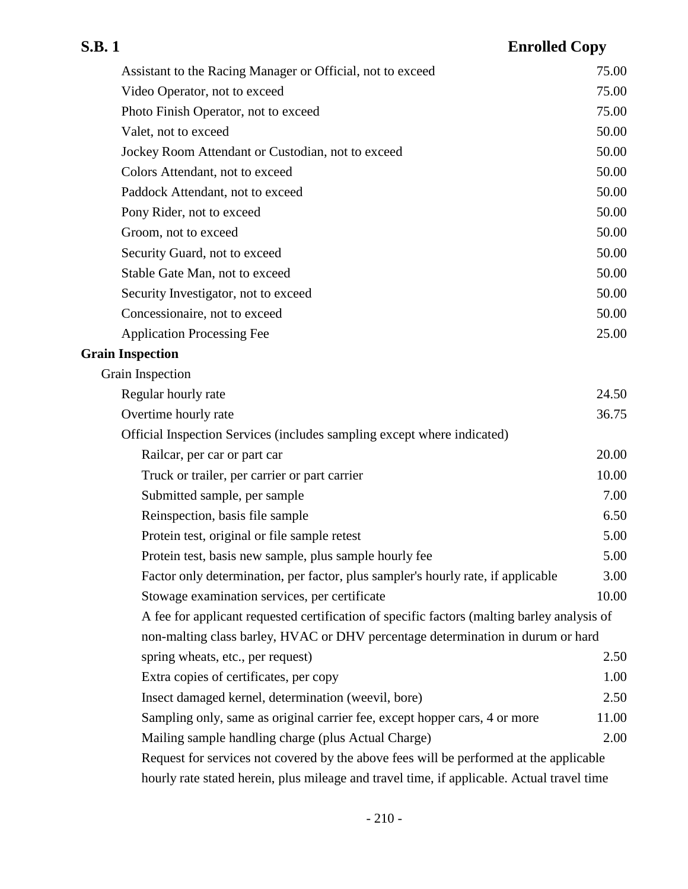| | |
|---|---|
| Assistant to the Racing Manager or Official, not to exceed | 75.00 |
| Video Operator, not to exceed | 75.00 |
| Photo Finish Operator, not to exceed | 75.00 |
| Valet, not to exceed | 50.00 |
| Jockey Room Attendant or Custodian, not to exceed | 50.00 |
| Colors Attendant, not to exceed | 50.00 |
| Paddock Attendant, not to exceed | 50.00 |
| Pony Rider, not to exceed | 50.00 |
| Groom, not to exceed | 50.00 |
| Security Guard, not to exceed | 50.00 |
| Stable Gate Man, not to exceed | 50.00 |
| Security Investigator, not to exceed | 50.00 |
| Concessionaire, not to exceed | 50.00 |
| Application Processing Fee | 25.00 |

**Grain Inspection**

Grain Inspection

| | |
|---|---|
| Regular hourly rate | 24.50 |
| Overtime hourly rate | 36.75 |
| Official Inspection Services (includes sampling except where indicated) | |
| Railcar, per car or part car | 20.00 |
| Truck or trailer, per carrier or part carrier | 10.00 |
| Submitted sample, per sample | 7.00 |
| Reinspection, basis file sample | 6.50 |
| Protein test, original or file sample retest | 5.00 |
| Protein test, basis new sample, plus sample hourly fee | 5.00 |
| Factor only determination, per factor, plus sampler's hourly rate, if applicable | 3.00 |
| Stowage examination services, per certificate | 10.00 |
| A fee for applicant requested certification of specific factors (malting barley analysis of non-malting class barley, HVAC or DHV percentage determination in durum or hard spring wheats, etc., per request) | 2.50 |
| Extra copies of certificates, per copy | 1.00 |
| Insect damaged kernel, determination (weevil, bore) | 2.50 |
| Sampling only, same as original carrier fee, except hopper cars, 4 or more | 11.00 |
| Mailing sample handling charge (plus Actual Charge) | 2.00 |

Request for services not covered by the above fees will be performed at the applicable hourly rate stated herein, plus mileage and travel time, if applicable. Actual travel time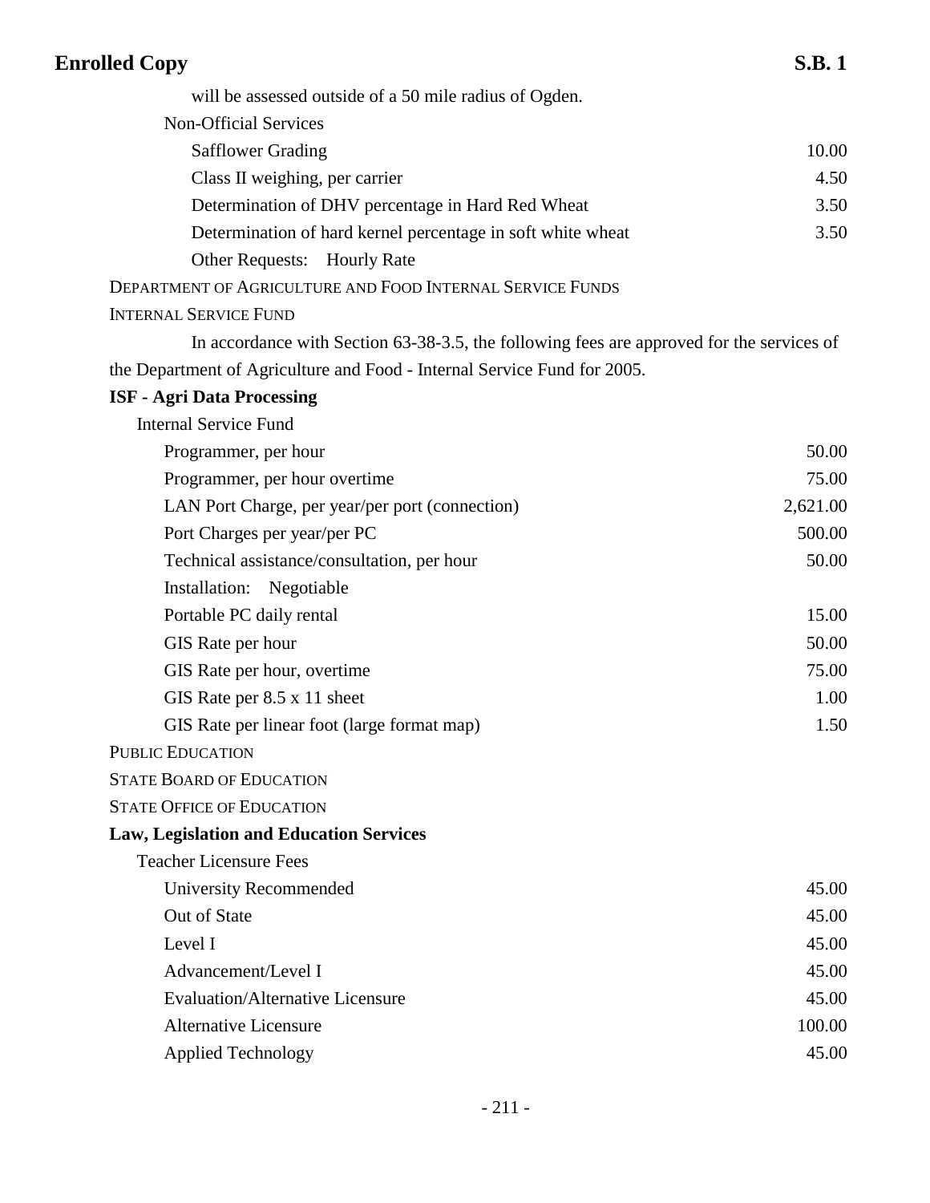will be assessed outside of a 50 mile radius of Ogden.

Non-Official Services

| | |
|---|---|
| Safflower Grading | 10.00 |
| Class II weighing, per carrier | 4.50 |
| Determination of DHV percentage in Hard Red Wheat | 3.50 |
| Determination of hard kernel percentage in soft white wheat | 3.50 |
| Other Requests: Hourly Rate | |

DEPARTMENT OF AGRICULTURE AND FOOD INTERNAL SERVICE FUNDS

INTERNAL SERVICE FUND

In accordance with Section 63-38-3.5, the following fees are approved for the services of the Department of Agriculture and Food - Internal Service Fund for 2005.

**ISF - Agri Data Processing**

Internal Service Fund

| | |
|---|---|
| Programmer, per hour | 50.00 |
| Programmer, per hour overtime | 75.00 |
| LAN Port Charge, per year/per port (connection) | 2,621.00 |
| Port Charges per year/per PC | 500.00 |
| Technical assistance/consultation, per hour | 50.00 |
| Installation: Negotiable | |
| Portable PC daily rental | 15.00 |
| GIS Rate per hour | 50.00 |
| GIS Rate per hour, overtime | 75.00 |
| GIS Rate per 8.5 x 11 sheet | 1.00 |
| GIS Rate per linear foot (large format map) | 1.50 |

PUBLIC EDUCATION

STATE BOARD OF EDUCATION

STATE OFFICE OF EDUCATION

**Law, Legislation and Education Services**

Teacher Licensure Fees

| | |
|---|---|
| University Recommended | 45.00 |
| Out of State | 45.00 |
| Level I | 45.00 |
| Advancement/Level I | 45.00 |
| Evaluation/Alternative Licensure | 45.00 |
| Alternative Licensure | 100.00 |
| Applied Technology | 45.00 |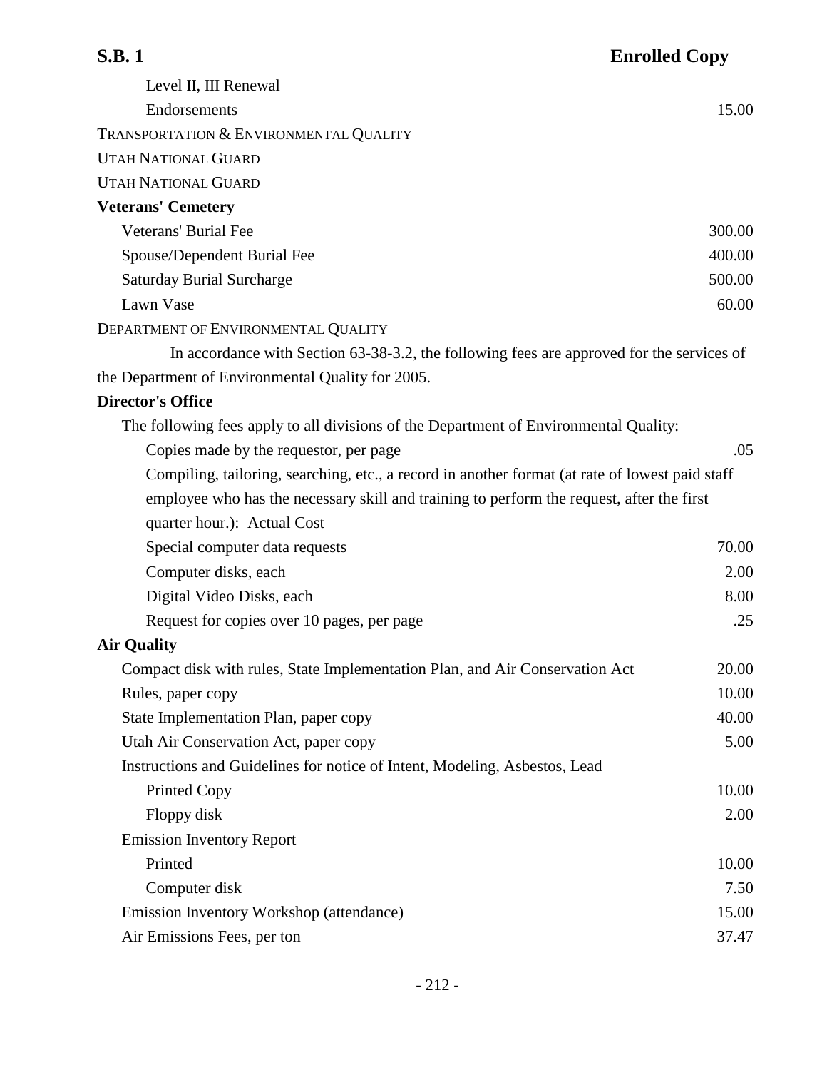| | |
|---|---|
| Level II, III Renewal | |
| Endorsements | 15.00 |
| TRANSPORTATION & ENVIRONMENTAL QUALITY | |
| UTAH NATIONAL GUARD | |
| UTAH NATIONAL GUARD | |
| **Veterans' Cemetery** | |
| Veterans' Burial Fee | 300.00 |
| Spouse/Dependent Burial Fee | 400.00 |
| Saturday Burial Surcharge | 500.00 |
| Lawn Vase | 60.00 |

DEPARTMENT OF ENVIRONMENTAL QUALITY

In accordance with Section 63-38-3.2, the following fees are approved for the services of the Department of Environmental Quality for 2005.

**Director's Office**

The following fees apply to all divisions of the Department of Environmental Quality:

| | |
|---|---|
| Copies made by the requestor, per page | .05 |
| Compiling, tailoring, searching, etc., a record in another format (at rate of lowest paid staff employee who has the necessary skill and training to perform the request, after the first quarter hour.): Actual Cost | |
| Special computer data requests | 70.00 |
| Computer disks, each | 2.00 |
| Digital Video Disks, each | 8.00 |
| Request for copies over 10 pages, per page | .25 |

**Air Quality**

| | |
|---|---|
| Compact disk with rules, State Implementation Plan, and Air Conservation Act | 20.00 |
| Rules, paper copy | 10.00 |
| State Implementation Plan, paper copy | 40.00 |
| Utah Air Conservation Act, paper copy | 5.00 |
| Instructions and Guidelines for notice of Intent, Modeling, Asbestos, Lead | |
| Printed Copy | 10.00 |
| Floppy disk | 2.00 |
| Emission Inventory Report | |
| Printed | 10.00 |
| Computer disk | 7.50 |
| Emission Inventory Workshop (attendance) | 15.00 |
| Air Emissions Fees, per ton | 37.47 |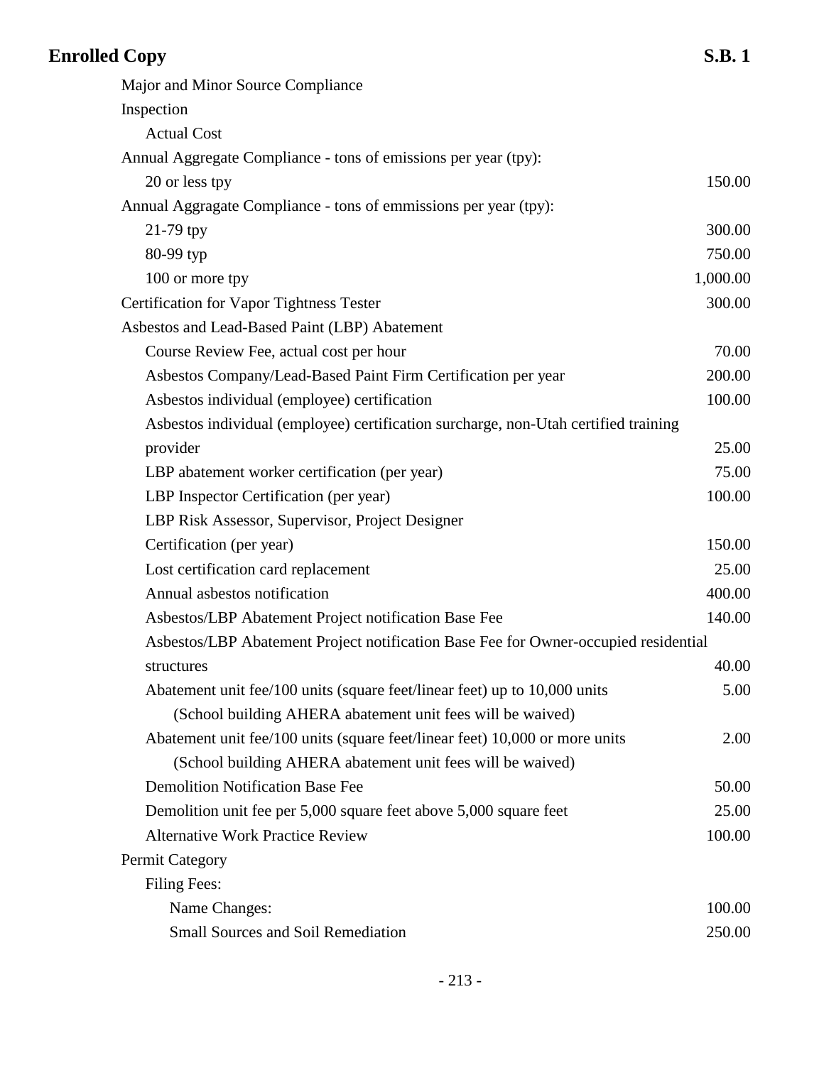| Item | Fee |
|---|---|
| Major and Minor Source Compliance | |
| Inspection | |
| Actual Cost | |
| Annual Aggregate Compliance - tons of emissions per year (tpy): | |
| 20 or less tpy | 150.00 |
| Annual Aggragate Compliance - tons of emmissions per year (tpy): | |
| 21-79 tpy | 300.00 |
| 80-99 typ | 750.00 |
| 100 or more tpy | 1,000.00 |
| Certification for Vapor Tightness Tester | 300.00 |
| Asbestos and Lead-Based Paint (LBP) Abatement | |
| Course Review Fee, actual cost per hour | 70.00 |
| Asbestos Company/Lead-Based Paint Firm Certification per year | 200.00 |
| Asbestos individual (employee) certification | 100.00 |
| Asbestos individual (employee) certification surcharge, non-Utah certified training provider | 25.00 |
| LBP abatement worker certification (per year) | 75.00 |
| LBP Inspector Certification (per year) | 100.00 |
| LBP Risk Assessor, Supervisor, Project Designer Certification (per year) | 150.00 |
| Lost certification card replacement | 25.00 |
| Annual asbestos notification | 400.00 |
| Asbestos/LBP Abatement Project notification Base Fee | 140.00 |
| Asbestos/LBP Abatement Project notification Base Fee for Owner-occupied residential structures | 40.00 |
| Abatement unit fee/100 units (square feet/linear feet) up to 10,000 units (School building AHERA abatement unit fees will be waived) | 5.00 |
| Abatement unit fee/100 units (square feet/linear feet) 10,000 or more units (School building AHERA abatement unit fees will be waived) | 2.00 |
| Demolition Notification Base Fee | 50.00 |
| Demolition unit fee per 5,000 square feet above 5,000 square feet | 25.00 |
| Alternative Work Practice Review | 100.00 |
| Permit Category | |
| Filing Fees: | |
| Name Changes: | 100.00 |
| Small Sources and Soil Remediation | 250.00 |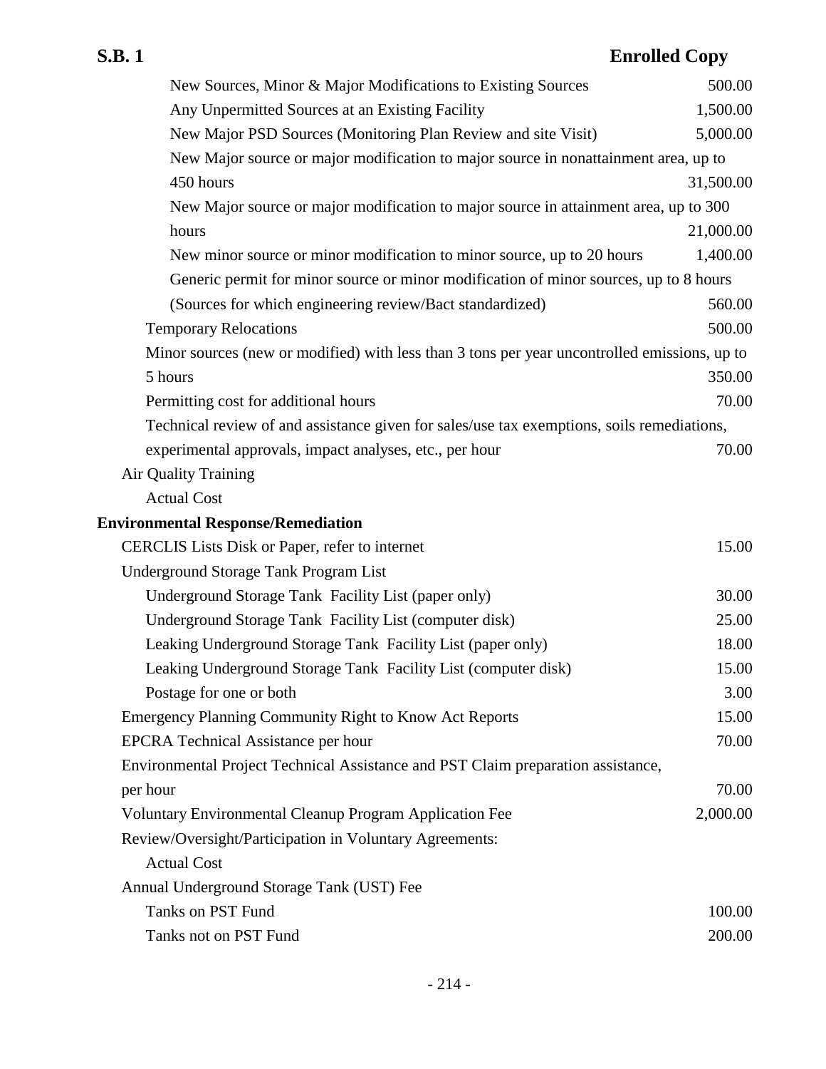| | |
|---|---|
| New Sources, Minor & Major Modifications to Existing Sources | 500.00 |
| Any Unpermitted Sources at an Existing Facility | 1,500.00 |
| New Major PSD Sources (Monitoring Plan Review and site Visit) | 5,000.00 |
| New Major source or major modification to major source in nonattainment area, up to 450 hours | 31,500.00 |
| New Major source or major modification to major source in attainment area, up to 300 hours | 21,000.00 |
| New minor source or minor modification to minor source, up to 20 hours | 1,400.00 |
| Generic permit for minor source or minor modification of minor sources, up to 8 hours (Sources for which engineering review/Bact standardized) | 560.00 |
| Temporary Relocations | 500.00 |
| Minor sources (new or modified) with less than 3 tons per year uncontrolled emissions, up to 5 hours | 350.00 |
| Permitting cost for additional hours | 70.00 |
| Technical review of and assistance given for sales/use tax exemptions, soils remediations, experimental approvals, impact analyses, etc., per hour | 70.00 |
| Air Quality Training | |
| Actual Cost | |
| **Environmental Response/Remediation** | |
| CERCLIS Lists Disk or Paper, refer to internet | 15.00 |
| Underground Storage Tank Program List | |
| Underground Storage Tank Facility List (paper only) | 30.00 |
| Underground Storage Tank Facility List (computer disk) | 25.00 |
| Leaking Underground Storage Tank Facility List (paper only) | 18.00 |
| Leaking Underground Storage Tank Facility List (computer disk) | 15.00 |
| Postage for one or both | 3.00 |
| Emergency Planning Community Right to Know Act Reports | 15.00 |
| EPCRA Technical Assistance per hour | 70.00 |
| Environmental Project Technical Assistance and PST Claim preparation assistance, per hour | 70.00 |
| Voluntary Environmental Cleanup Program Application Fee | 2,000.00 |
| Review/Oversight/Participation in Voluntary Agreements: | |
| Actual Cost | |
| Annual Underground Storage Tank (UST) Fee | |
| Tanks on PST Fund | 100.00 |
| Tanks not on PST Fund | 200.00 |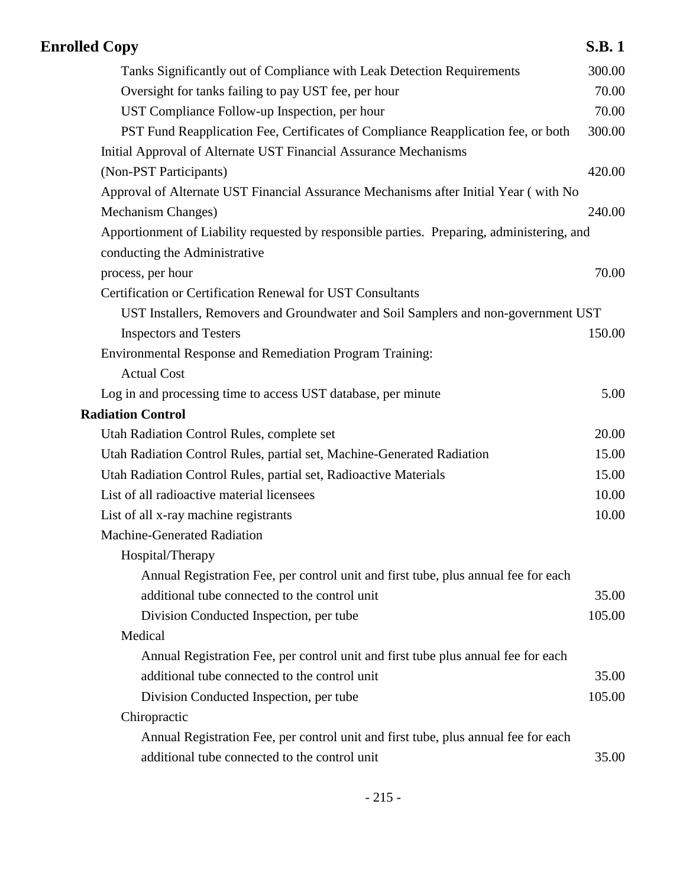| Item | Fee |
| --- | --- |
| Tanks Significantly out of Compliance with Leak Detection Requirements | 300.00 |
| Oversight for tanks failing to pay UST fee, per hour | 70.00 |
| UST Compliance Follow-up Inspection, per hour | 70.00 |
| PST Fund Reapplication Fee, Certificates of Compliance Reapplication fee, or both | 300.00 |
| Initial Approval of Alternate UST Financial Assurance Mechanisms (Non-PST Participants) | 420.00 |
| Approval of Alternate UST Financial Assurance Mechanisms after Initial Year ( with No Mechanism Changes) | 240.00 |
| Apportionment of Liability requested by responsible parties. Preparing, administering, and conducting the Administrative process, per hour | 70.00 |
| Certification or Certification Renewal for UST Consultants | |
| UST Installers, Removers and Groundwater and Soil Samplers and non-government UST Inspectors and Testers | 150.00 |
| Environmental Response and Remediation Program Training: | |
| Actual Cost | |
| Log in and processing time to access UST database, per minute | 5.00 |

**Radiation Control**

| Item | Fee |
| --- | --- |
| Utah Radiation Control Rules, complete set | 20.00 |
| Utah Radiation Control Rules, partial set, Machine-Generated Radiation | 15.00 |
| Utah Radiation Control Rules, partial set, Radioactive Materials | 15.00 |
| List of all radioactive material licensees | 10.00 |
| List of all x-ray machine registrants | 10.00 |
| Machine-Generated Radiation | |
| Hospital/Therapy | |
| Annual Registration Fee, per control unit and first tube, plus annual fee for each additional tube connected to the control unit | 35.00 |
| Division Conducted Inspection, per tube | 105.00 |
| Medical | |
| Annual Registration Fee, per control unit and first tube plus annual fee for each additional tube connected to the control unit | 35.00 |
| Division Conducted Inspection, per tube | 105.00 |
| Chiropractic | |
| Annual Registration Fee, per control unit and first tube, plus annual fee for each additional tube connected to the control unit | 35.00 |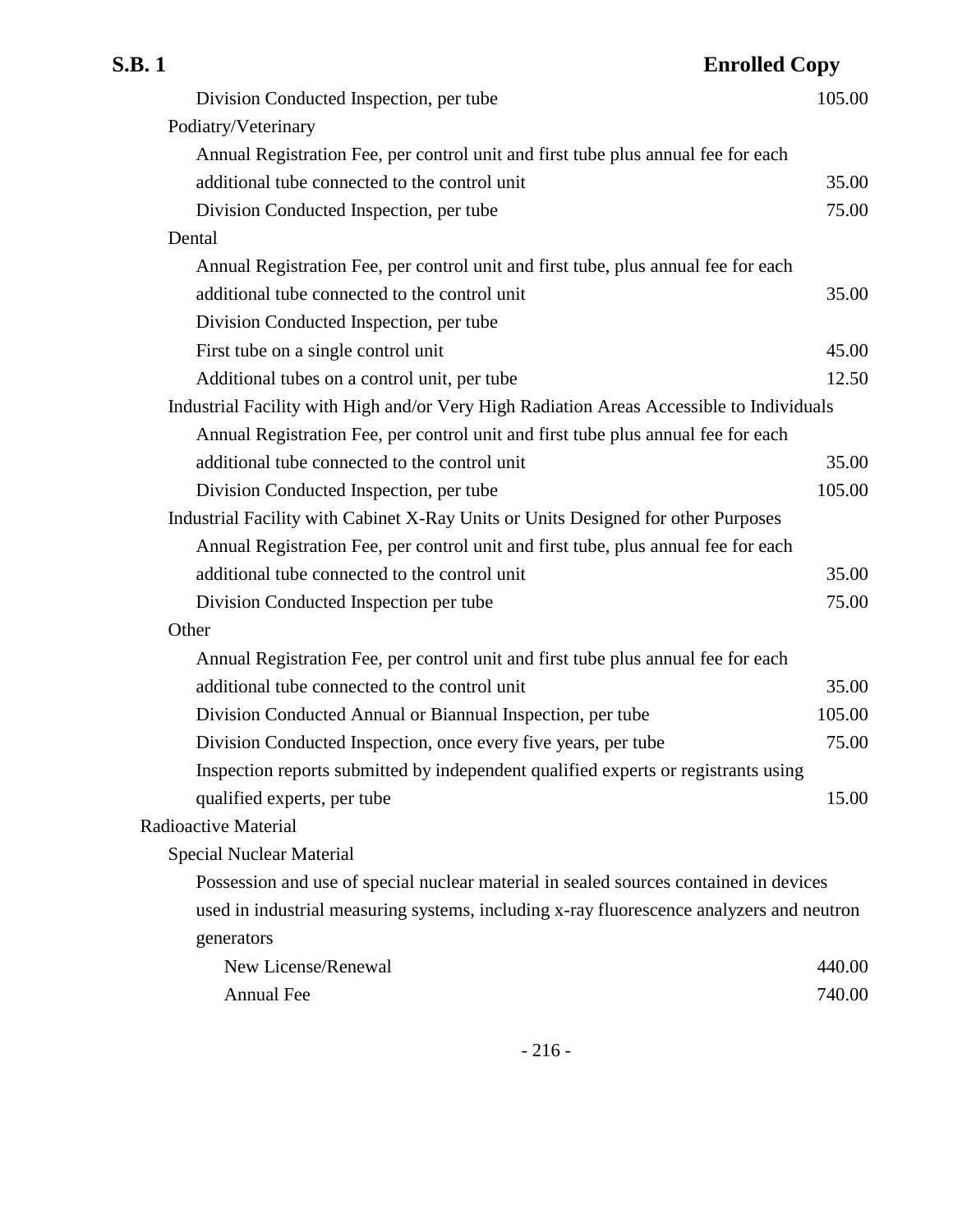| | |
|---|---|
| Division Conducted Inspection, per tube | 105.00 |
| Podiatry/Veterinary | |
| Annual Registration Fee, per control unit and first tube plus annual fee for each additional tube connected to the control unit | 35.00 |
| Division Conducted Inspection, per tube | 75.00 |
| Dental | |
| Annual Registration Fee, per control unit and first tube, plus annual fee for each additional tube connected to the control unit | 35.00 |
| Division Conducted Inspection, per tube | |
| First tube on a single control unit | 45.00 |
| Additional tubes on a control unit, per tube | 12.50 |
| Industrial Facility with High and/or Very High Radiation Areas Accessible to Individuals | |
| Annual Registration Fee, per control unit and first tube plus annual fee for each additional tube connected to the control unit | 35.00 |
| Division Conducted Inspection, per tube | 105.00 |
| Industrial Facility with Cabinet X-Ray Units or Units Designed for other Purposes | |
| Annual Registration Fee, per control unit and first tube, plus annual fee for each additional tube connected to the control unit | 35.00 |
| Division Conducted Inspection per tube | 75.00 |
| Other | |
| Annual Registration Fee, per control unit and first tube plus annual fee for each additional tube connected to the control unit | 35.00 |
| Division Conducted Annual or Biannual Inspection, per tube | 105.00 |
| Division Conducted Inspection, once every five years, per tube | 75.00 |
| Inspection reports submitted by independent qualified experts or registrants using qualified experts, per tube | 15.00 |
| Radioactive Material | |
| Special Nuclear Material | |
| Possession and use of special nuclear material in sealed sources contained in devices used in industrial measuring systems, including x-ray fluorescence analyzers and neutron generators | |
| New License/Renewal | 440.00 |
| Annual Fee | 740.00 |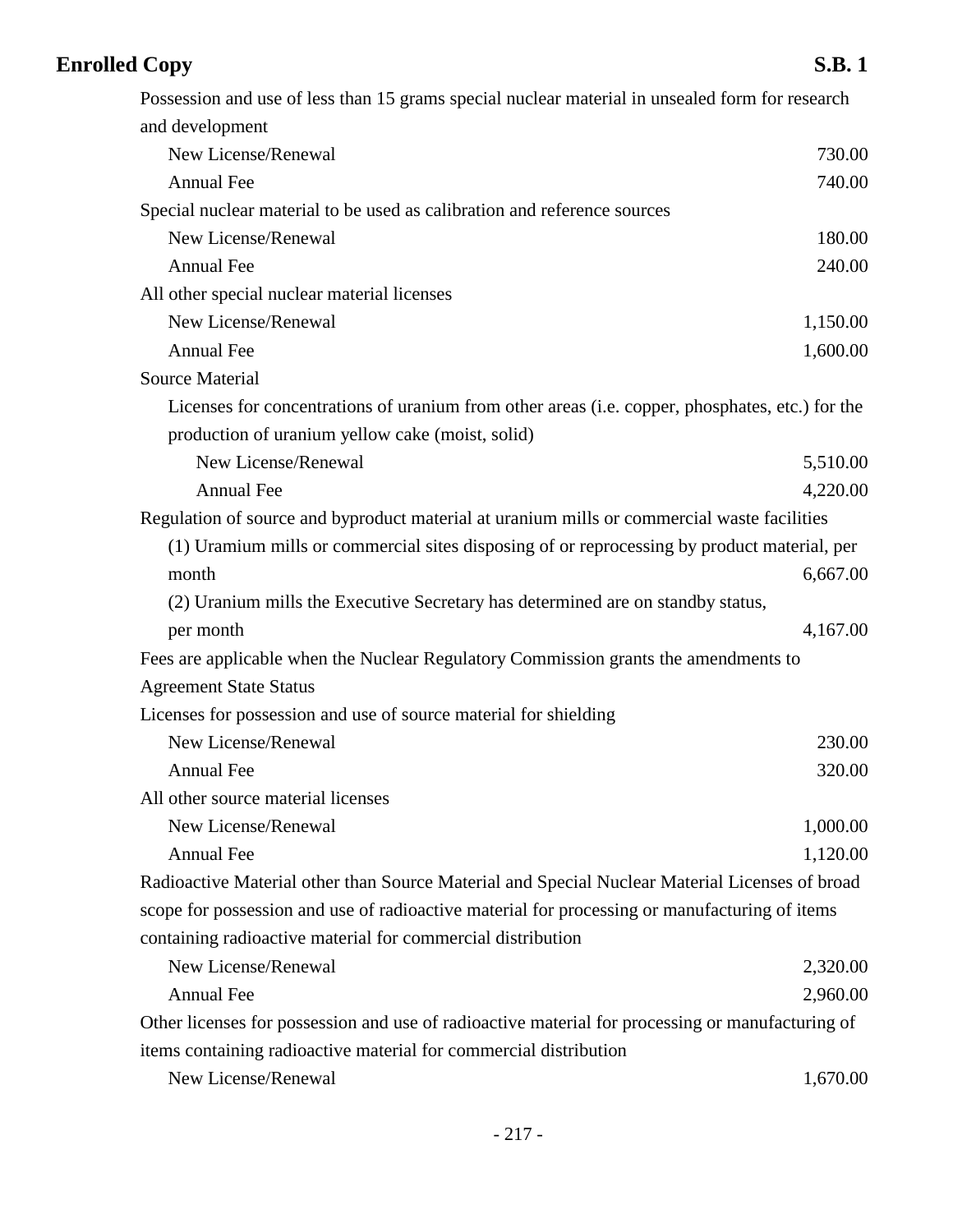Possession and use of less than 15 grams special nuclear material in unsealed form for research and development

| | |
|---|---:|
| New License/Renewal | 730.00 |
| Annual Fee | 740.00 |

Special nuclear material to be used as calibration and reference sources

| | |
|---|---:|
| New License/Renewal | 180.00 |
| Annual Fee | 240.00 |

All other special nuclear material licenses

| | |
|---|---:|
| New License/Renewal | 1,150.00 |
| Annual Fee | 1,600.00 |

Source Material

Licenses for concentrations of uranium from other areas (i.e. copper, phosphates, etc.) for the production of uranium yellow cake (moist, solid)

| | |
|---|---:|
| New License/Renewal | 5,510.00 |
| Annual Fee | 4,220.00 |

Regulation of source and byproduct material at uranium mills or commercial waste facilities

| | |
|---|---:|
| (1) Uramium mills or commercial sites disposing of or reprocessing by product material, per month | 6,667.00 |
| (2) Uranium mills the Executive Secretary has determined are on standby status, per month | 4,167.00 |

Fees are applicable when the Nuclear Regulatory Commission grants the amendments to Agreement State Status

Licenses for possession and use of source material for shielding

| | |
|---|---:|
| New License/Renewal | 230.00 |
| Annual Fee | 320.00 |

All other source material licenses

| | |
|---|---:|
| New License/Renewal | 1,000.00 |
| Annual Fee | 1,120.00 |

Radioactive Material other than Source Material and Special Nuclear Material Licenses of broad scope for possession and use of radioactive material for processing or manufacturing of items containing radioactive material for commercial distribution

| | |
|---|---:|
| New License/Renewal | 2,320.00 |
| Annual Fee | 2,960.00 |

Other licenses for possession and use of radioactive material for processing or manufacturing of items containing radioactive material for commercial distribution

| | |
|---|---:|
| New License/Renewal | 1,670.00 |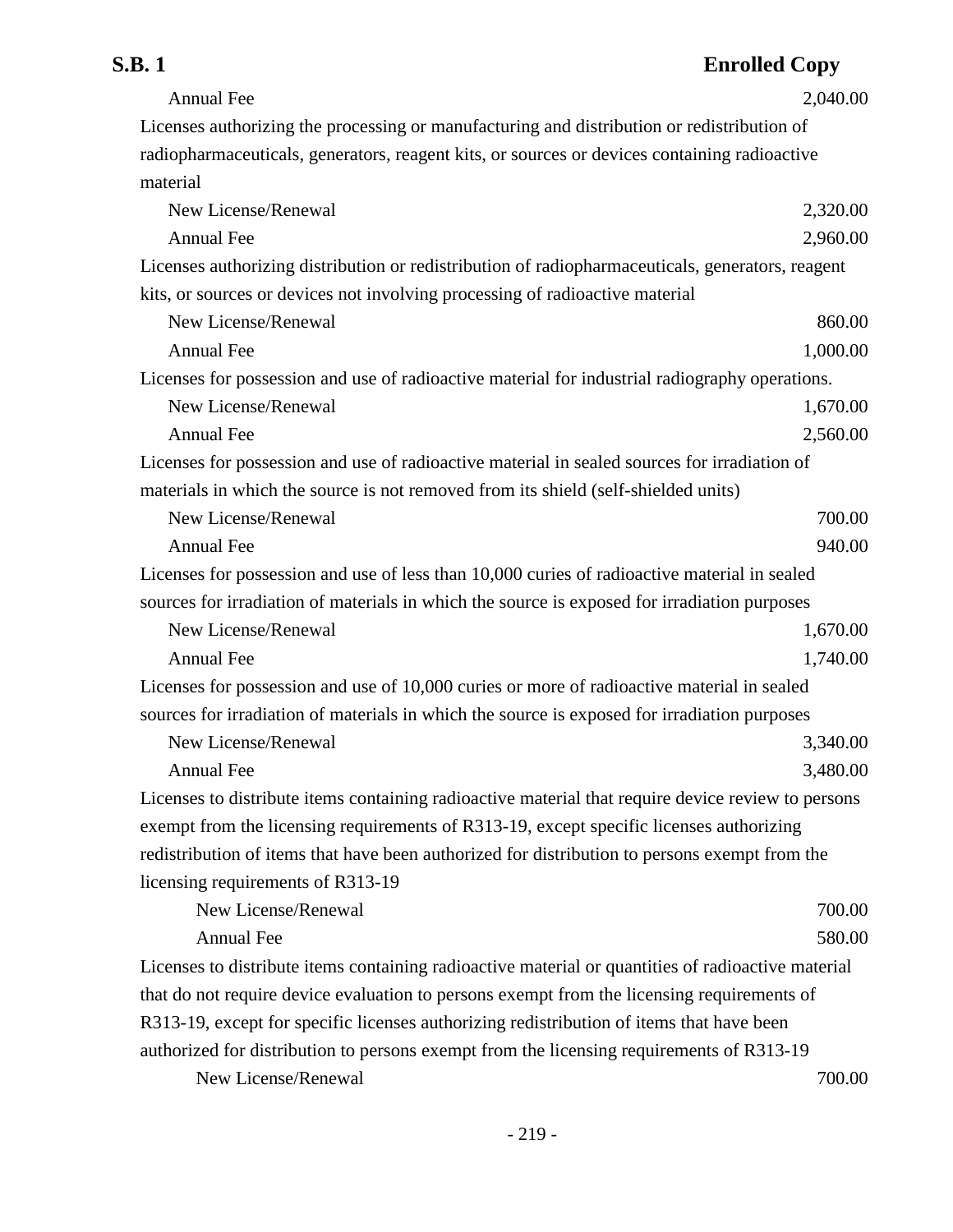Annual Fee 2,040.00

Licenses authorizing the processing or manufacturing and distribution or redistribution of radiopharmaceuticals, generators, reagent kits, or sources or devices containing radioactive material

| | |
|---|---|
| New License/Renewal | 2,320.00 |
| Annual Fee | 2,960.00 |

Licenses authorizing distribution or redistribution of radiopharmaceuticals, generators, reagent kits, or sources or devices not involving processing of radioactive material

| | |
|---|---|
| New License/Renewal | 860.00 |
| Annual Fee | 1,000.00 |

Licenses for possession and use of radioactive material for industrial radiography operations.

| | |
|---|---|
| New License/Renewal | 1,670.00 |
| Annual Fee | 2,560.00 |

Licenses for possession and use of radioactive material in sealed sources for irradiation of materials in which the source is not removed from its shield (self-shielded units)

| | |
|---|---|
| New License/Renewal | 700.00 |
| Annual Fee | 940.00 |

Licenses for possession and use of less than 10,000 curies of radioactive material in sealed sources for irradiation of materials in which the source is exposed for irradiation purposes

| | |
|---|---|
| New License/Renewal | 1,670.00 |
| Annual Fee | 1,740.00 |

Licenses for possession and use of 10,000 curies or more of radioactive material in sealed sources for irradiation of materials in which the source is exposed for irradiation purposes

| | |
|---|---|
| New License/Renewal | 3,340.00 |
| Annual Fee | 3,480.00 |

Licenses to distribute items containing radioactive material that require device review to persons exempt from the licensing requirements of R313-19, except specific licenses authorizing redistribution of items that have been authorized for distribution to persons exempt from the licensing requirements of R313-19

| | |
|---|---|
| New License/Renewal | 700.00 |
| Annual Fee | 580.00 |

Licenses to distribute items containing radioactive material or quantities of radioactive material that do not require device evaluation to persons exempt from the licensing requirements of R313-19, except for specific licenses authorizing redistribution of items that have been authorized for distribution to persons exempt from the licensing requirements of R313-19

| | |
|---|---|
| New License/Renewal | 700.00 |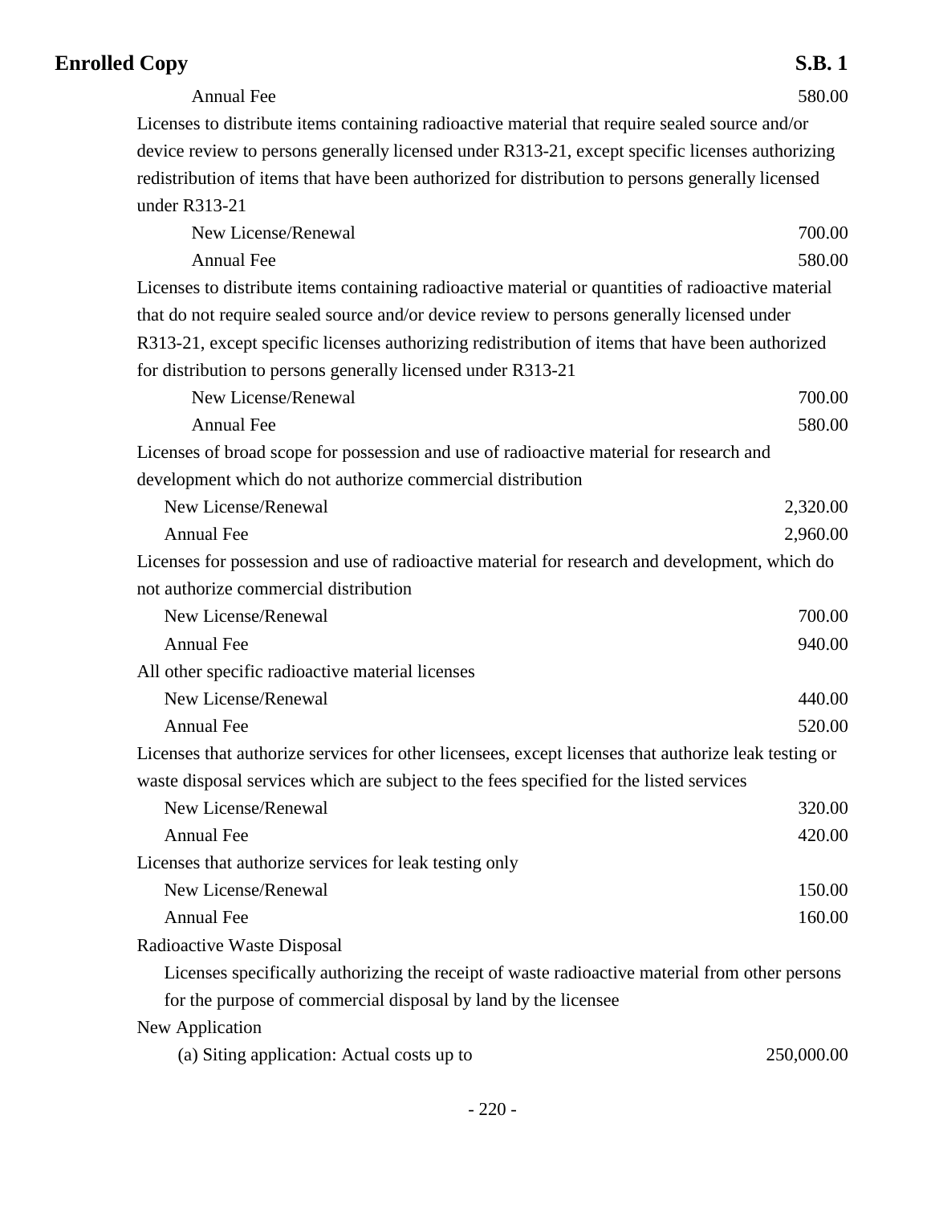| | |
|---|---|
| Annual Fee | 580.00 |
| Licenses to distribute items containing radioactive material that require sealed source and/or device review to persons generally licensed under R313-21, except specific licenses authorizing redistribution of items that have been authorized for distribution to persons generally licensed under R313-21 | |
| New License/Renewal | 700.00 |
| Annual Fee | 580.00 |
| Licenses to distribute items containing radioactive material or quantities of radioactive material that do not require sealed source and/or device review to persons generally licensed under R313-21, except specific licenses authorizing redistribution of items that have been authorized for distribution to persons generally licensed under R313-21 | |
| New License/Renewal | 700.00 |
| Annual Fee | 580.00 |
| Licenses of broad scope for possession and use of radioactive material for research and development which do not authorize commercial distribution | |
| New License/Renewal | 2,320.00 |
| Annual Fee | 2,960.00 |
| Licenses for possession and use of radioactive material for research and development, which do not authorize commercial distribution | |
| New License/Renewal | 700.00 |
| Annual Fee | 940.00 |
| All other specific radioactive material licenses | |
| New License/Renewal | 440.00 |
| Annual Fee | 520.00 |
| Licenses that authorize services for other licensees, except licenses that authorize leak testing or waste disposal services which are subject to the fees specified for the listed services | |
| New License/Renewal | 320.00 |
| Annual Fee | 420.00 |
| Licenses that authorize services for leak testing only | |
| New License/Renewal | 150.00 |
| Annual Fee | 160.00 |
| Radioactive Waste Disposal | |
| Licenses specifically authorizing the receipt of waste radioactive material from other persons for the purpose of commercial disposal by land by the licensee | |
| New Application | |
| (a) Siting application: Actual costs up to | 250,000.00 |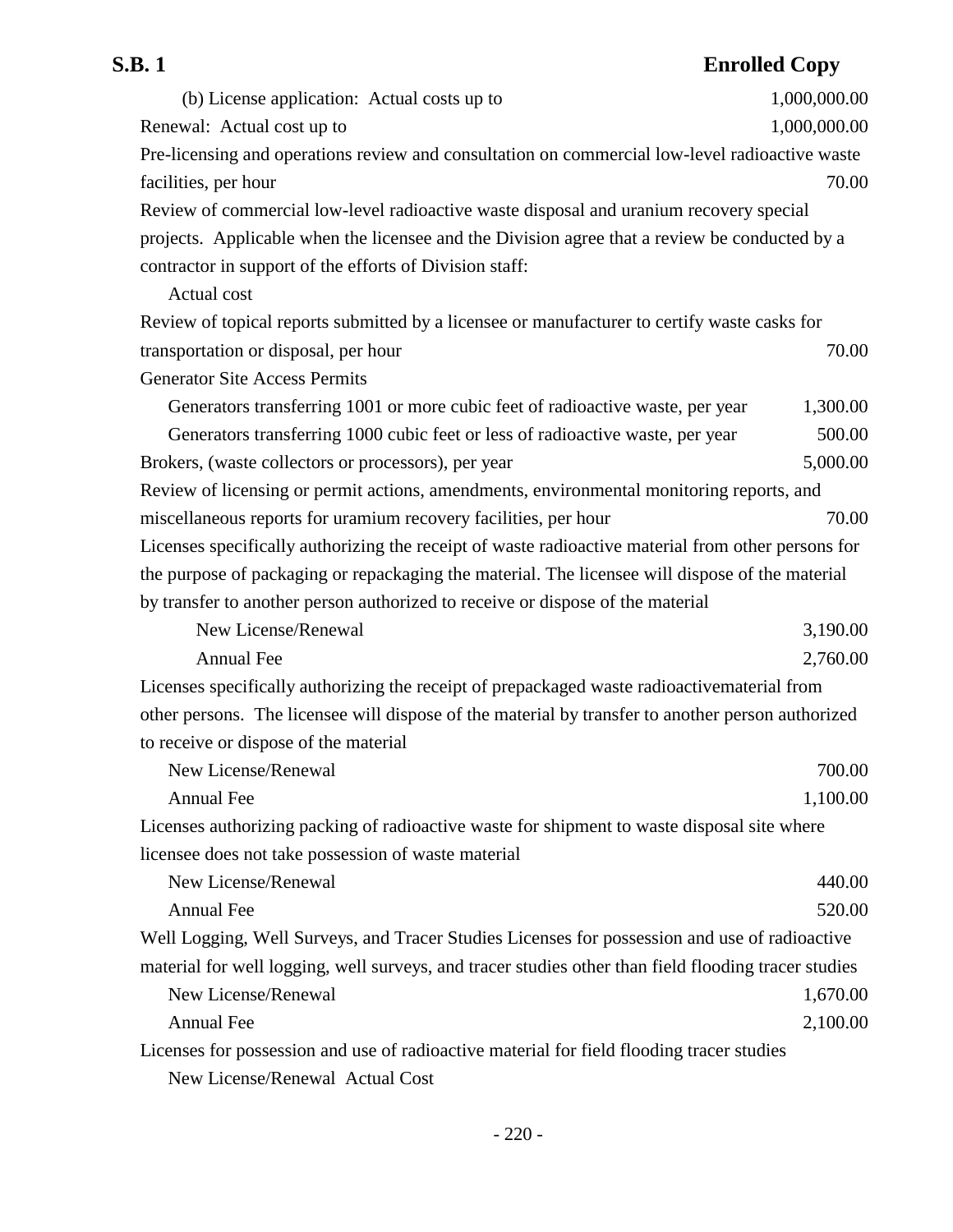| | |
|---|---|
| (b) License application: Actual costs up to | 1,000,000.00 |
| Renewal: Actual cost up to | 1,000,000.00 |
| Pre-licensing and operations review and consultation on commercial low-level radioactive waste facilities, per hour | 70.00 |
| Review of commercial low-level radioactive waste disposal and uranium recovery special projects. Applicable when the licensee and the Division agree that a review be conducted by a contractor in support of the efforts of Division staff: | |
| Actual cost | |
| Review of topical reports submitted by a licensee or manufacturer to certify waste casks for transportation or disposal, per hour | 70.00 |
| Generator Site Access Permits | |
| Generators transferring 1001 or more cubic feet of radioactive waste, per year | 1,300.00 |
| Generators transferring 1000 cubic feet or less of radioactive waste, per year | 500.00 |
| Brokers, (waste collectors or processors), per year | 5,000.00 |
| Review of licensing or permit actions, amendments, environmental monitoring reports, and miscellaneous reports for uramium recovery facilities, per hour | 70.00 |
| Licenses specifically authorizing the receipt of waste radioactive material from other persons for the purpose of packaging or repackaging the material. The licensee will dispose of the material by transfer to another person authorized to receive or dispose of the material | |
| New License/Renewal | 3,190.00 |
| Annual Fee | 2,760.00 |
| Licenses specifically authorizing the receipt of prepackaged waste radioactivematerial from other persons. The licensee will dispose of the material by transfer to another person authorized to receive or dispose of the material | |
| New License/Renewal | 700.00 |
| Annual Fee | 1,100.00 |
| Licenses authorizing packing of radioactive waste for shipment to waste disposal site where licensee does not take possession of waste material | |
| New License/Renewal | 440.00 |
| Annual Fee | 520.00 |
| Well Logging, Well Surveys, and Tracer Studies Licenses for possession and use of radioactive material for well logging, well surveys, and tracer studies other than field flooding tracer studies | |
| New License/Renewal | 1,670.00 |
| Annual Fee | 2,100.00 |
| Licenses for possession and use of radioactive material for field flooding tracer studies | |
| New License/Renewal Actual Cost | |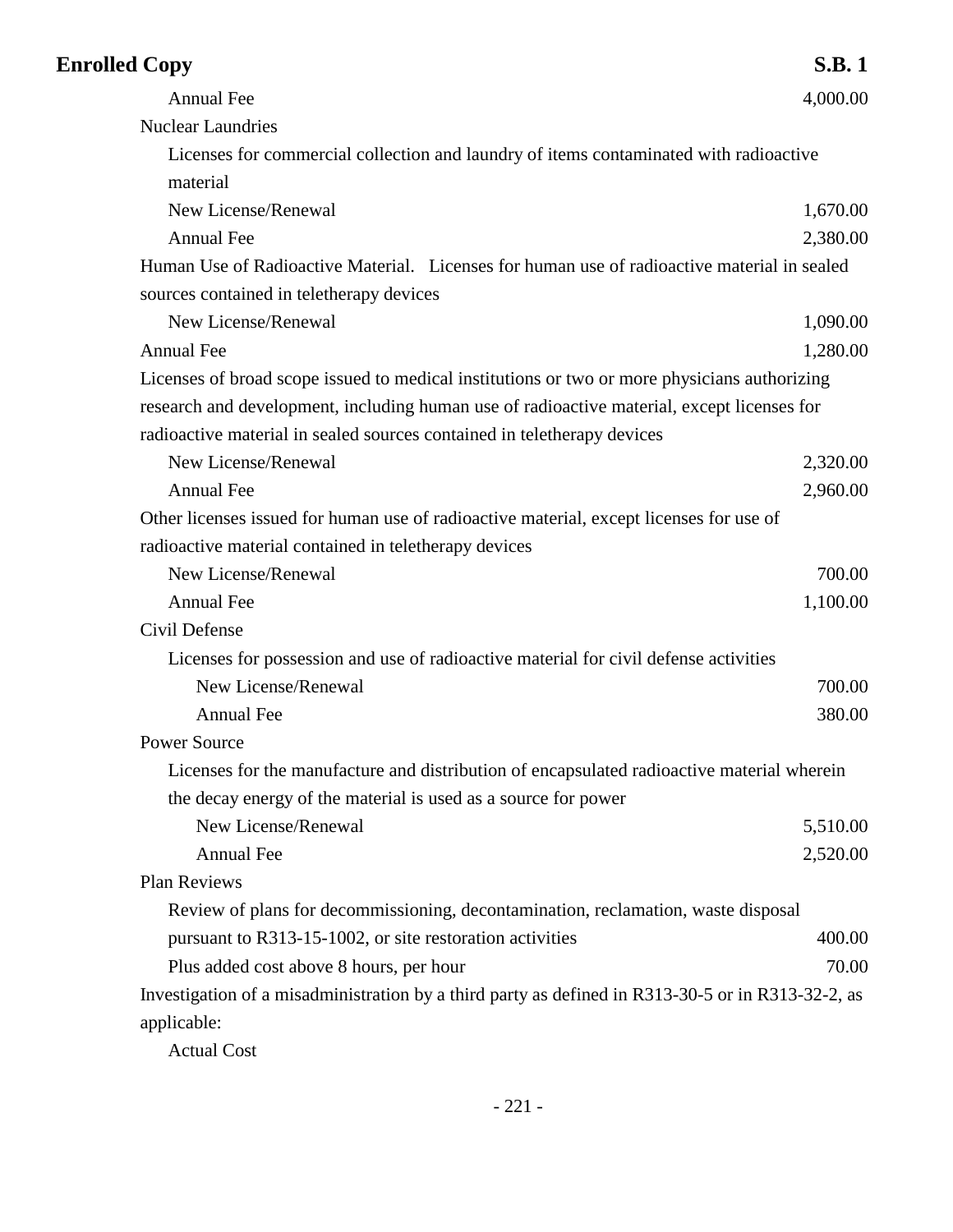| | |
|---|---|
| Annual Fee | 4,000.00 |
| Nuclear Laundries | |
| Licenses for commercial collection and laundry of items contaminated with radioactive material | |
| New License/Renewal | 1,670.00 |
| Annual Fee | 2,380.00 |
| Human Use of Radioactive Material. Licenses for human use of radioactive material in sealed sources contained in teletherapy devices | |
| New License/Renewal | 1,090.00 |
| Annual Fee | 1,280.00 |
| Licenses of broad scope issued to medical institutions or two or more physicians authorizing research and development, including human use of radioactive material, except licenses for radioactive material in sealed sources contained in teletherapy devices | |
| New License/Renewal | 2,320.00 |
| Annual Fee | 2,960.00 |
| Other licenses issued for human use of radioactive material, except licenses for use of radioactive material contained in teletherapy devices | |
| New License/Renewal | 700.00 |
| Annual Fee | 1,100.00 |
| Civil Defense | |
| Licenses for possession and use of radioactive material for civil defense activities | |
| New License/Renewal | 700.00 |
| Annual Fee | 380.00 |
| Power Source | |
| Licenses for the manufacture and distribution of encapsulated radioactive material wherein the decay energy of the material is used as a source for power | |
| New License/Renewal | 5,510.00 |
| Annual Fee | 2,520.00 |
| Plan Reviews | |
| Review of plans for decommissioning, decontamination, reclamation, waste disposal pursuant to R313-15-1002, or site restoration activities | 400.00 |
| Plus added cost above 8 hours, per hour | 70.00 |
| Investigation of a misadministration by a third party as defined in R313-30-5 or in R313-32-2, as applicable: | |
| Actual Cost | |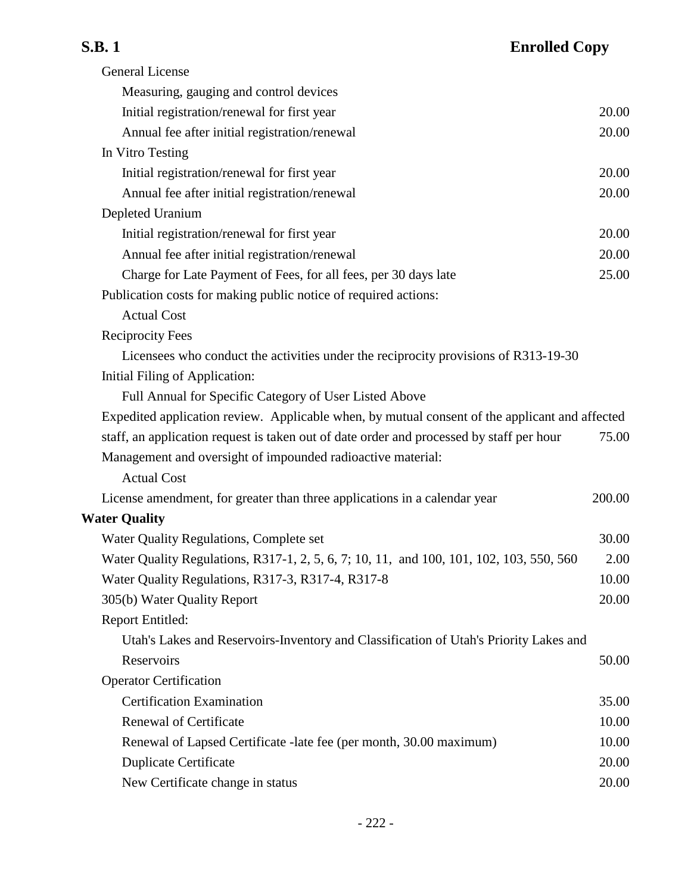General License

Measuring, gauging and control devices

| | |
|---|---|
| Initial registration/renewal for first year | 20.00 |
| Annual fee after initial registration/renewal | 20.00 |

In Vitro Testing

| | |
|---|---|
| Initial registration/renewal for first year | 20.00 |
| Annual fee after initial registration/renewal | 20.00 |

Depleted Uranium

| | |
|---|---|
| Initial registration/renewal for first year | 20.00 |
| Annual fee after initial registration/renewal | 20.00 |
| Charge for Late Payment of Fees, for all fees, per 30 days late | 25.00 |

Publication costs for making public notice of required actions:

Actual Cost

Reciprocity Fees

Licensees who conduct the activities under the reciprocity provisions of R313-19-30

Initial Filing of Application:

Full Annual for Specific Category of User Listed Above

| | |
|---|---|
| Expedited application review. Applicable when, by mutual consent of the applicant and affected staff, an application request is taken out of date order and processed by staff per hour | 75.00 |

Management and oversight of impounded radioactive material:

Actual Cost

| | |
|---|---|
| License amendment, for greater than three applications in a calendar year | 200.00 |

**Water Quality**

| | |
|---|---|
| Water Quality Regulations, Complete set | 30.00 |
| Water Quality Regulations, R317-1, 2, 5, 6, 7; 10, 11, and 100, 101, 102, 103, 550, 560 | 2.00 |
| Water Quality Regulations, R317-3, R317-4, R317-8 | 10.00 |
| 305(b) Water Quality Report | 20.00 |

Report Entitled:

| | |
|---|---|
| Utah's Lakes and Reservoirs-Inventory and Classification of Utah's Priority Lakes and Reservoirs | 50.00 |

Operator Certification

| | |
|---|---|
| Certification Examination | 35.00 |
| Renewal of Certificate | 10.00 |
| Renewal of Lapsed Certificate -late fee (per month, 30.00 maximum) | 10.00 |
| Duplicate Certificate | 20.00 |
| New Certificate change in status | 20.00 |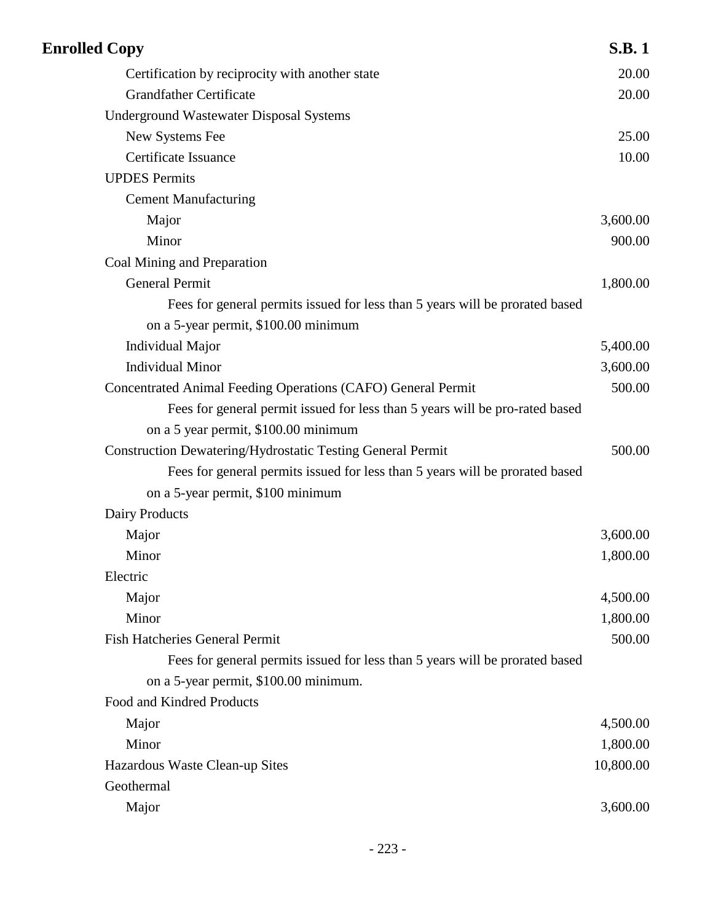| Item | Fee |
| --- | --- |
| Certification by reciprocity with another state | 20.00 |
| Grandfather Certificate | 20.00 |
| Underground Wastewater Disposal Systems | |
| New Systems Fee | 25.00 |
| Certificate Issuance | 10.00 |
| UPDES Permits | |
| Cement Manufacturing | |
| Major | 3,600.00 |
| Minor | 900.00 |
| Coal Mining and Preparation | |
| General Permit | 1,800.00 |
| Fees for general permits issued for less than 5 years will be prorated based on a 5-year permit, $100.00 minimum | |
| Individual Major | 5,400.00 |
| Individual Minor | 3,600.00 |
| Concentrated Animal Feeding Operations (CAFO) General Permit | 500.00 |
| Fees for general permit issued for less than 5 years will be pro-rated based on a 5 year permit, $100.00 minimum | |
| Construction Dewatering/Hydrostatic Testing General Permit | 500.00 |
| Fees for general permits issued for less than 5 years will be prorated based on a 5-year permit, $100 minimum | |
| Dairy Products | |
| Major | 3,600.00 |
| Minor | 1,800.00 |
| Electric | |
| Major | 4,500.00 |
| Minor | 1,800.00 |
| Fish Hatcheries General Permit | 500.00 |
| Fees for general permits issued for less than 5 years will be prorated based on a 5-year permit, $100.00 minimum. | |
| Food and Kindred Products | |
| Major | 4,500.00 |
| Minor | 1,800.00 |
| Hazardous Waste Clean-up Sites | 10,800.00 |
| Geothermal | |
| Major | 3,600.00 |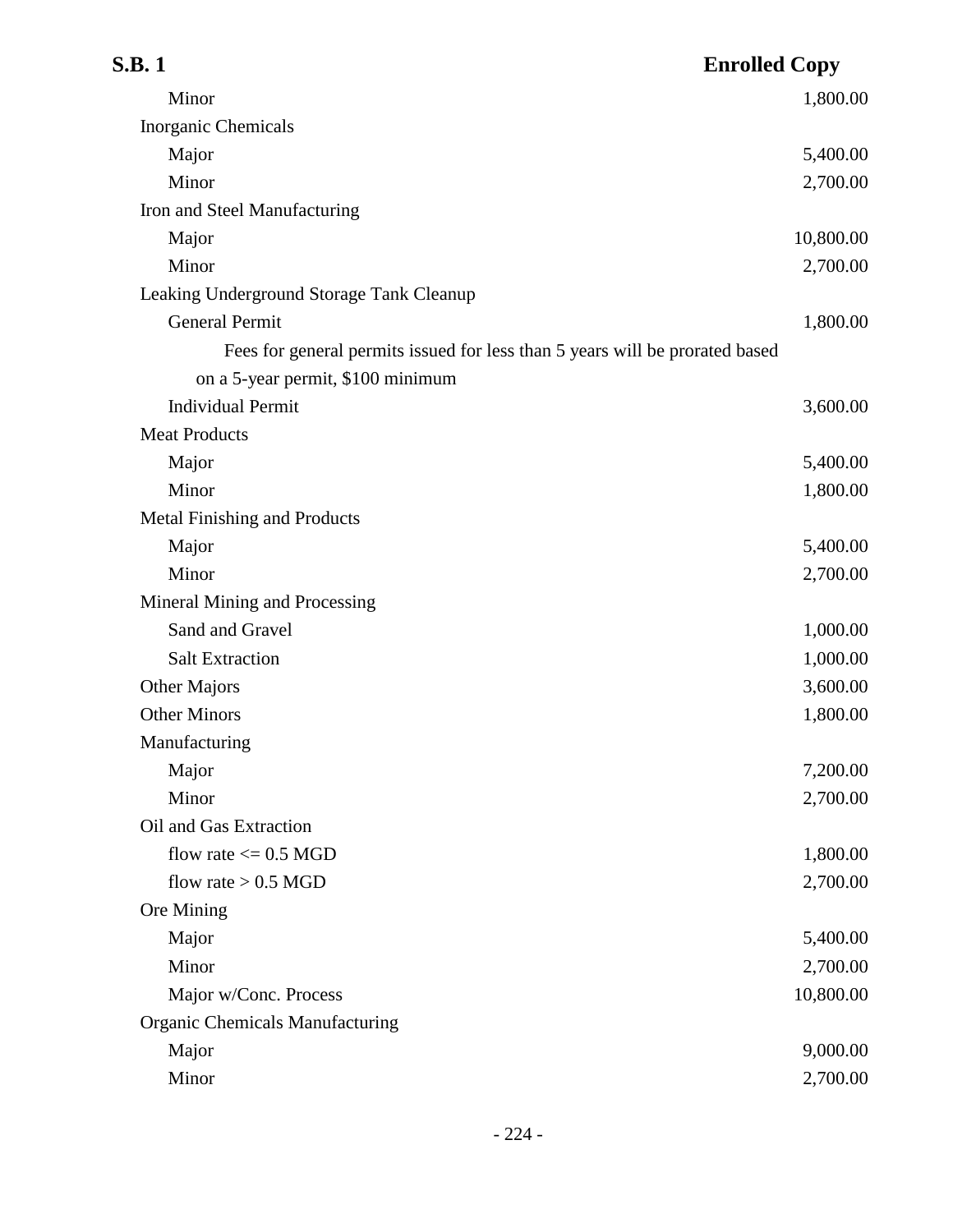| | |
|---|---|
| Minor | 1,800.00 |
| Inorganic Chemicals | |
| Major | 5,400.00 |
| Minor | 2,700.00 |
| Iron and Steel Manufacturing | |
| Major | 10,800.00 |
| Minor | 2,700.00 |
| Leaking Underground Storage Tank Cleanup | |
| General Permit | 1,800.00 |
| Fees for general permits issued for less than 5 years will be prorated based on a 5-year permit, $100 minimum | |
| Individual Permit | 3,600.00 |
| Meat Products | |
| Major | 5,400.00 |
| Minor | 1,800.00 |
| Metal Finishing and Products | |
| Major | 5,400.00 |
| Minor | 2,700.00 |
| Mineral Mining and Processing | |
| Sand and Gravel | 1,000.00 |
| Salt Extraction | 1,000.00 |
| Other Majors | 3,600.00 |
| Other Minors | 1,800.00 |
| Manufacturing | |
| Major | 7,200.00 |
| Minor | 2,700.00 |
| Oil and Gas Extraction | |
| flow rate <= 0.5 MGD | 1,800.00 |
| flow rate > 0.5 MGD | 2,700.00 |
| Ore Mining | |
| Major | 5,400.00 |
| Minor | 2,700.00 |
| Major w/Conc. Process | 10,800.00 |
| Organic Chemicals Manufacturing | |
| Major | 9,000.00 |
| Minor | 2,700.00 |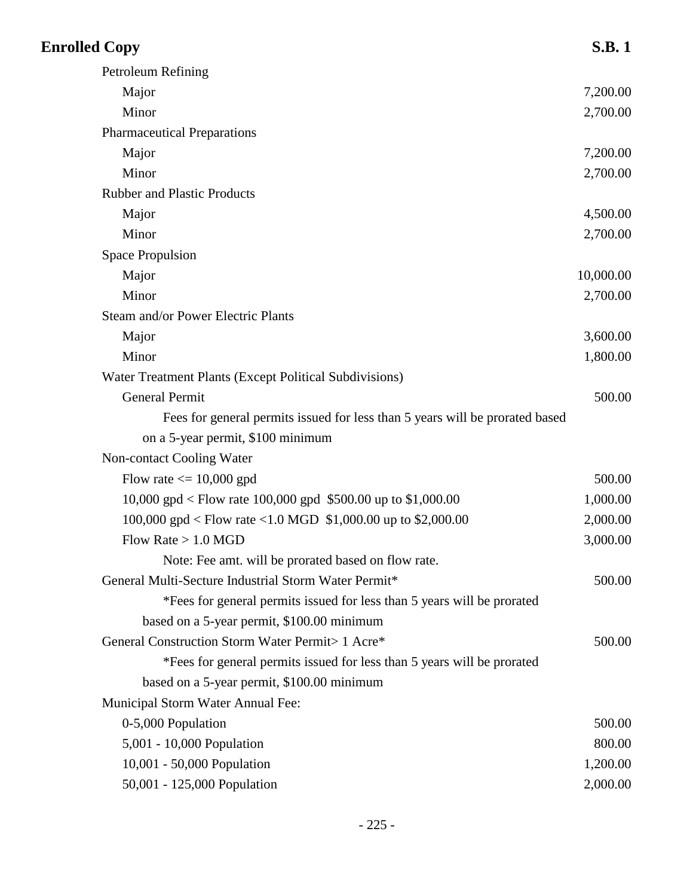| | |
|---|---|
| Petroleum Refining | |
| Major | 7,200.00 |
| Minor | 2,700.00 |
| Pharmaceutical Preparations | |
| Major | 7,200.00 |
| Minor | 2,700.00 |
| Rubber and Plastic Products | |
| Major | 4,500.00 |
| Minor | 2,700.00 |
| Space Propulsion | |
| Major | 10,000.00 |
| Minor | 2,700.00 |
| Steam and/or Power Electric Plants | |
| Major | 3,600.00 |
| Minor | 1,800.00 |
| Water Treatment Plants (Except Political Subdivisions) | |
| General Permit | 500.00 |
| Fees for general permits issued for less than 5 years will be prorated based on a 5-year permit, $100 minimum | |
| Non-contact Cooling Water | |
| Flow rate <= 10,000 gpd | 500.00 |
| 10,000 gpd < Flow rate 100,000 gpd $500.00 up to $1,000.00 | 1,000.00 |
| 100,000 gpd < Flow rate <1.0 MGD $1,000.00 up to $2,000.00 | 2,000.00 |
| Flow Rate > 1.0 MGD | 3,000.00 |
| Note: Fee amt. will be prorated based on flow rate. | |
| General Multi-Secture Industrial Storm Water Permit* | 500.00 |
| *Fees for general permits issued for less than 5 years will be prorated based on a 5-year permit, $100.00 minimum | |
| General Construction Storm Water Permit> 1 Acre* | 500.00 |
| *Fees for general permits issued for less than 5 years will be prorated based on a 5-year permit, $100.00 minimum | |
| Municipal Storm Water Annual Fee: | |
| 0-5,000 Population | 500.00 |
| 5,001 - 10,000 Population | 800.00 |
| 10,001 - 50,000 Population | 1,200.00 |
| 50,001 - 125,000 Population | 2,000.00 |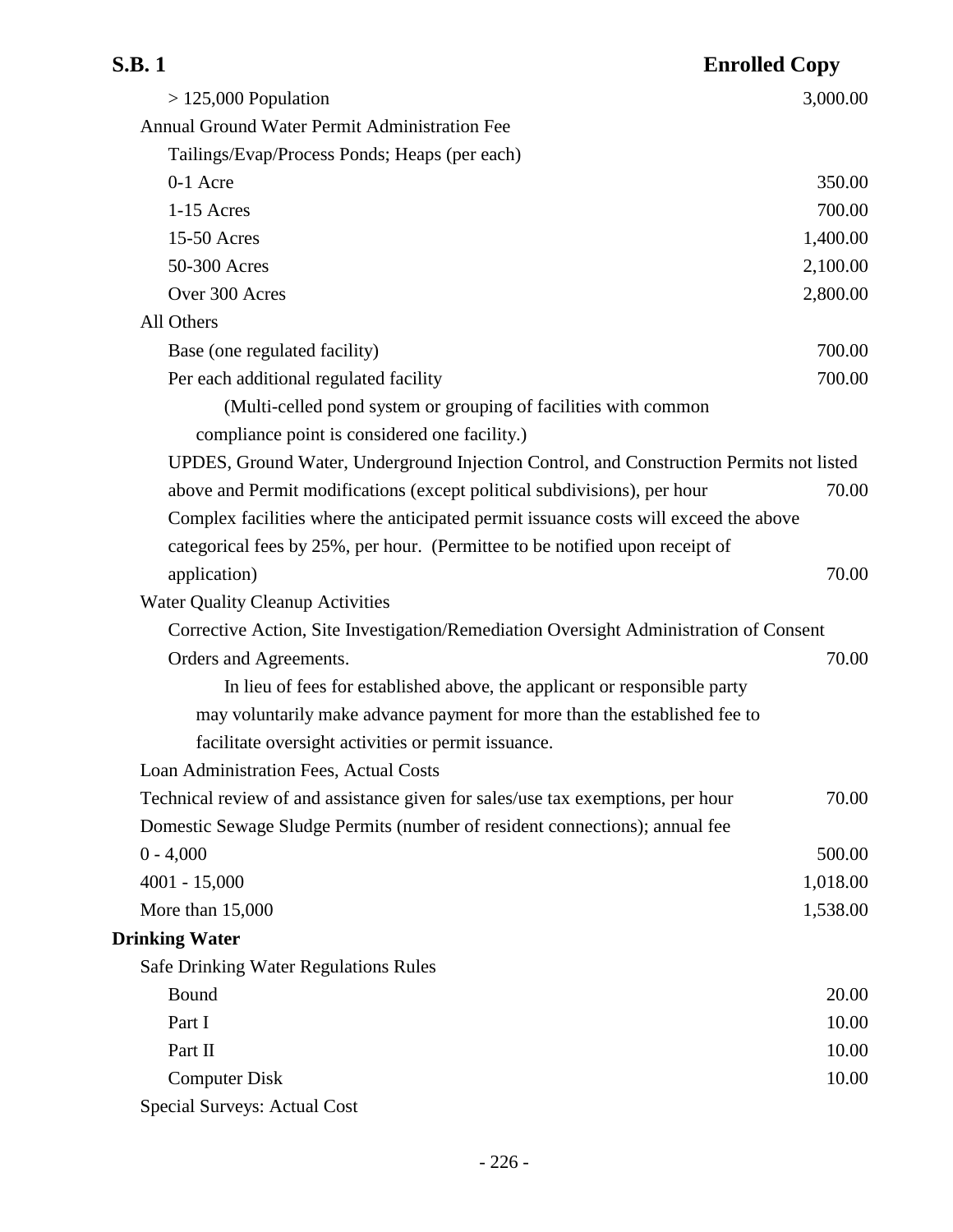| | |
|---|---|
| > 125,000 Population | 3,000.00 |
| Annual Ground Water Permit Administration Fee | |
| Tailings/Evap/Process Ponds; Heaps (per each) | |
| 0-1 Acre | 350.00 |
| 1-15 Acres | 700.00 |
| 15-50 Acres | 1,400.00 |
| 50-300 Acres | 2,100.00 |
| Over 300 Acres | 2,800.00 |
| All Others | |
| Base (one regulated facility) | 700.00 |
| Per each additional regulated facility | 700.00 |
| (Multi-celled pond system or grouping of facilities with common compliance point is considered one facility.) | |
| UPDES, Ground Water, Underground Injection Control, and Construction Permits not listed above and Permit modifications (except political subdivisions), per hour | 70.00 |
| Complex facilities where the anticipated permit issuance costs will exceed the above categorical fees by 25%, per hour. (Permittee to be notified upon receipt of application) | 70.00 |
| Water Quality Cleanup Activities | |
| Corrective Action, Site Investigation/Remediation Oversight Administration of Consent Orders and Agreements. | 70.00 |
| In lieu of fees for established above, the applicant or responsible party may voluntarily make advance payment for more than the established fee to facilitate oversight activities or permit issuance. | |
| Loan Administration Fees, Actual Costs | |
| Technical review of and assistance given for sales/use tax exemptions, per hour | 70.00 |
| Domestic Sewage Sludge Permits (number of resident connections); annual fee | |
| 0 - 4,000 | 500.00 |
| 4001 - 15,000 | 1,018.00 |
| More than 15,000 | 1,538.00 |
| **Drinking Water** | |
| Safe Drinking Water Regulations Rules | |
| Bound | 20.00 |
| Part I | 10.00 |
| Part II | 10.00 |
| Computer Disk | 10.00 |
| Special Surveys: Actual Cost | |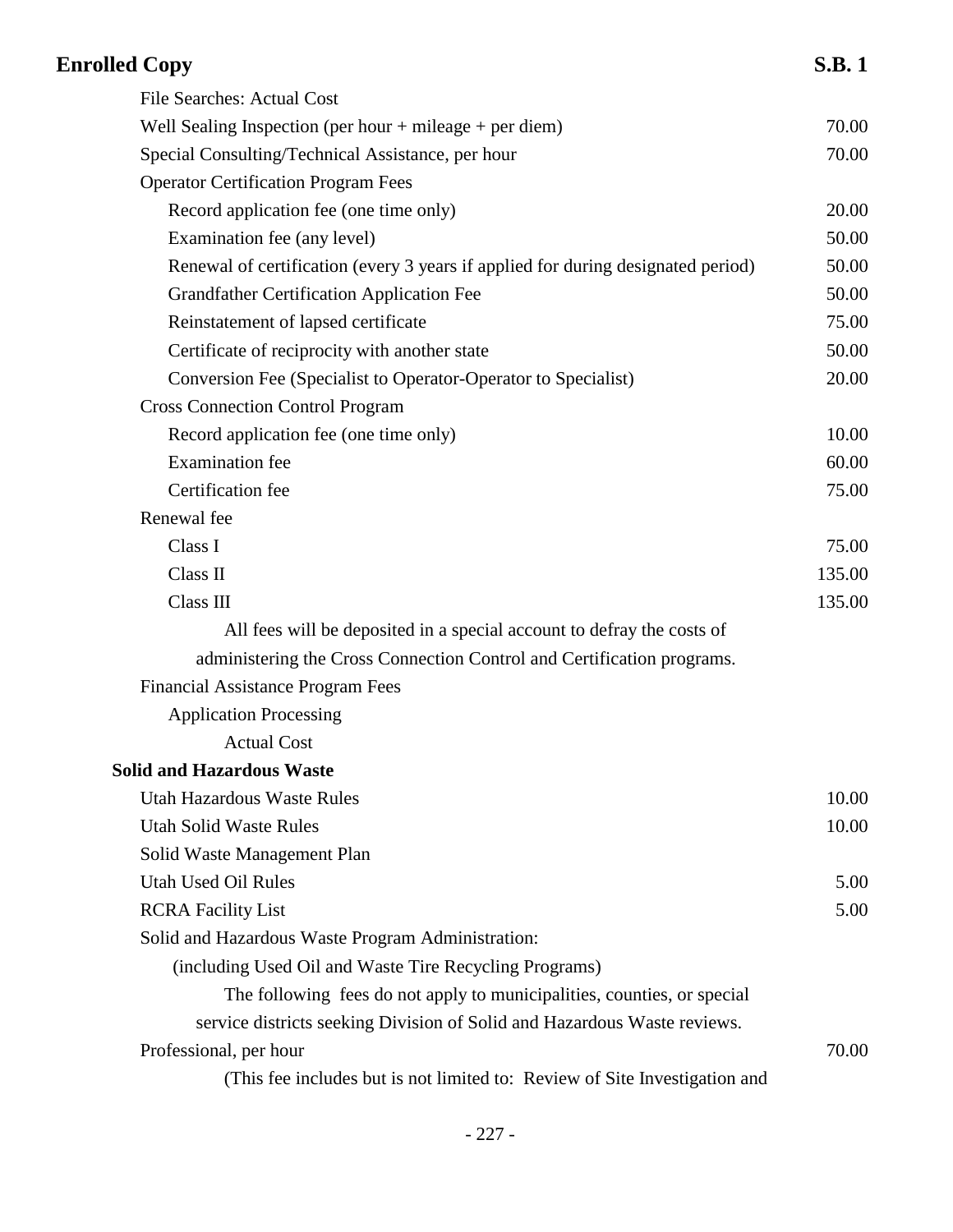| | |
|---|---|
| File Searches: Actual Cost | |
| Well Sealing Inspection (per hour + mileage + per diem) | 70.00 |
| Special Consulting/Technical Assistance, per hour | 70.00 |
| Operator Certification Program Fees | |
| Record application fee (one time only) | 20.00 |
| Examination fee (any level) | 50.00 |
| Renewal of certification (every 3 years if applied for during designated period) | 50.00 |
| Grandfather Certification Application Fee | 50.00 |
| Reinstatement of lapsed certificate | 75.00 |
| Certificate of reciprocity with another state | 50.00 |
| Conversion Fee (Specialist to Operator-Operator to Specialist) | 20.00 |
| Cross Connection Control Program | |
| Record application fee (one time only) | 10.00 |
| Examination fee | 60.00 |
| Certification fee | 75.00 |
| Renewal fee | |
| Class I | 75.00 |
| Class II | 135.00 |
| Class III | 135.00 |

All fees will be deposited in a special account to defray the costs of administering the Cross Connection Control and Certification programs.

| | |
|---|---|
| Financial Assistance Program Fees | |
| Application Processing | |
| Actual Cost | |

**Solid and Hazardous Waste**

| | |
|---|---|
| Utah Hazardous Waste Rules | 10.00 |
| Utah Solid Waste Rules | 10.00 |
| Solid Waste Management Plan | |
| Utah Used Oil Rules | 5.00 |
| RCRA Facility List | 5.00 |

Solid and Hazardous Waste Program Administration:

(including Used Oil and Waste Tire Recycling Programs)

The following fees do not apply to municipalities, counties, or special service districts seeking Division of Solid and Hazardous Waste reviews.

| | |
|---|---|
| Professional, per hour | 70.00 |

(This fee includes but is not limited to: Review of Site Investigation and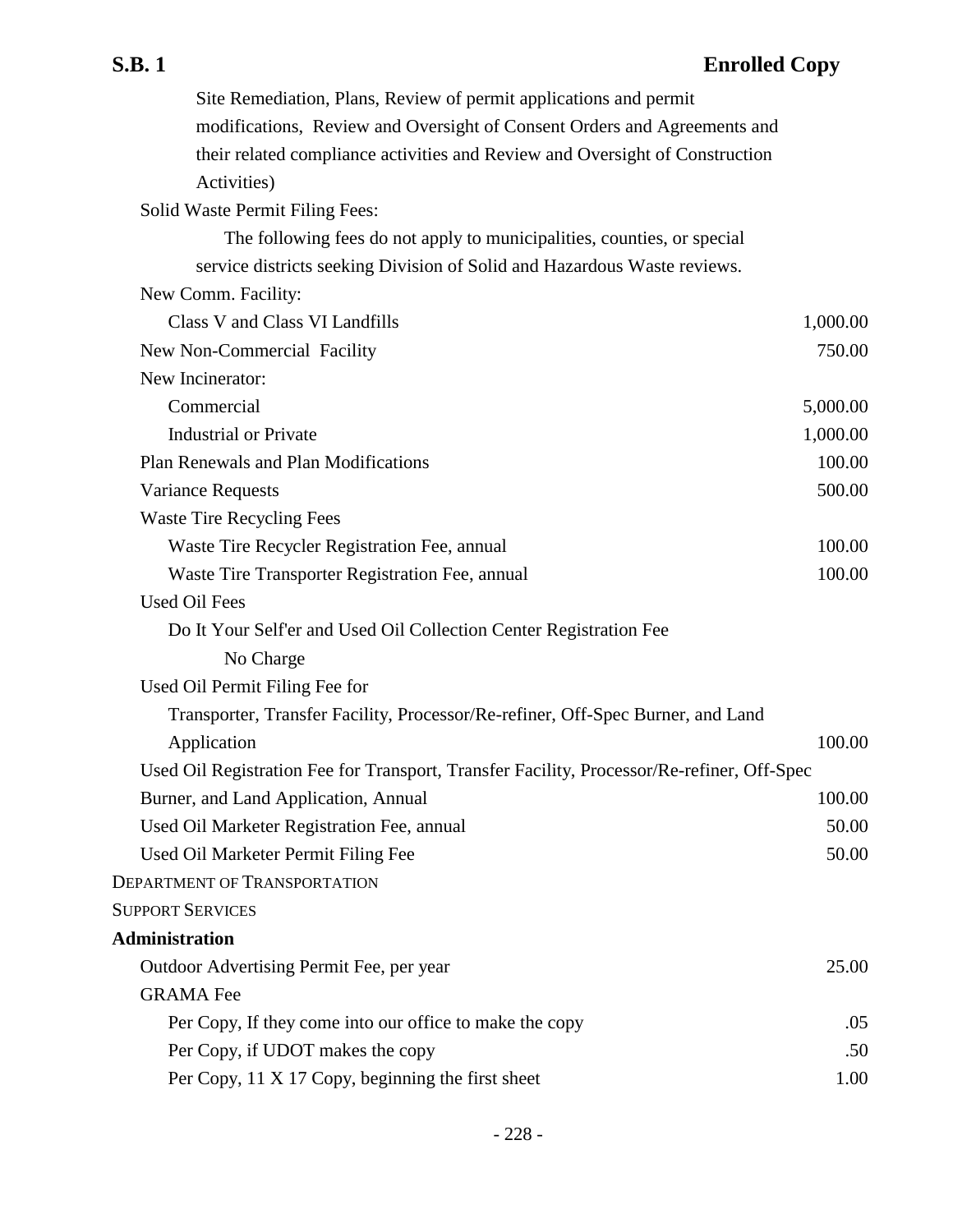Site Remediation, Plans, Review of permit applications and permit modifications, Review and Oversight of Consent Orders and Agreements and their related compliance activities and Review and Oversight of Construction Activities)

| | |
|---|---|
| Solid Waste Permit Filing Fees: | |
| The following fees do not apply to municipalities, counties, or special service districts seeking Division of Solid and Hazardous Waste reviews. | |
| New Comm. Facility: | |
| Class V and Class VI Landfills | 1,000.00 |
| New Non-Commercial Facility | 750.00 |
| New Incinerator: | |
| Commercial | 5,000.00 |
| Industrial or Private | 1,000.00 |
| Plan Renewals and Plan Modifications | 100.00 |
| Variance Requests | 500.00 |
| Waste Tire Recycling Fees | |
| Waste Tire Recycler Registration Fee, annual | 100.00 |
| Waste Tire Transporter Registration Fee, annual | 100.00 |
| Used Oil Fees | |
| Do It Your Self'er and Used Oil Collection Center Registration Fee No Charge | |
| Used Oil Permit Filing Fee for | |
| Transporter, Transfer Facility, Processor/Re-refiner, Off-Spec Burner, and Land Application | 100.00 |
| Used Oil Registration Fee for Transport, Transfer Facility, Processor/Re-refiner, Off-Spec Burner, and Land Application, Annual | 100.00 |
| Used Oil Marketer Registration Fee, annual | 50.00 |
| Used Oil Marketer Permit Filing Fee | 50.00 |

DEPARTMENT OF TRANSPORTATION

SUPPORT SERVICES

**Administration**

| | |
|---|---|
| Outdoor Advertising Permit Fee, per year | 25.00 |
| GRAMA Fee | |
| Per Copy, If they come into our office to make the copy | .05 |
| Per Copy, if UDOT makes the copy | .50 |
| Per Copy, 11 X 17 Copy, beginning the first sheet | 1.00 |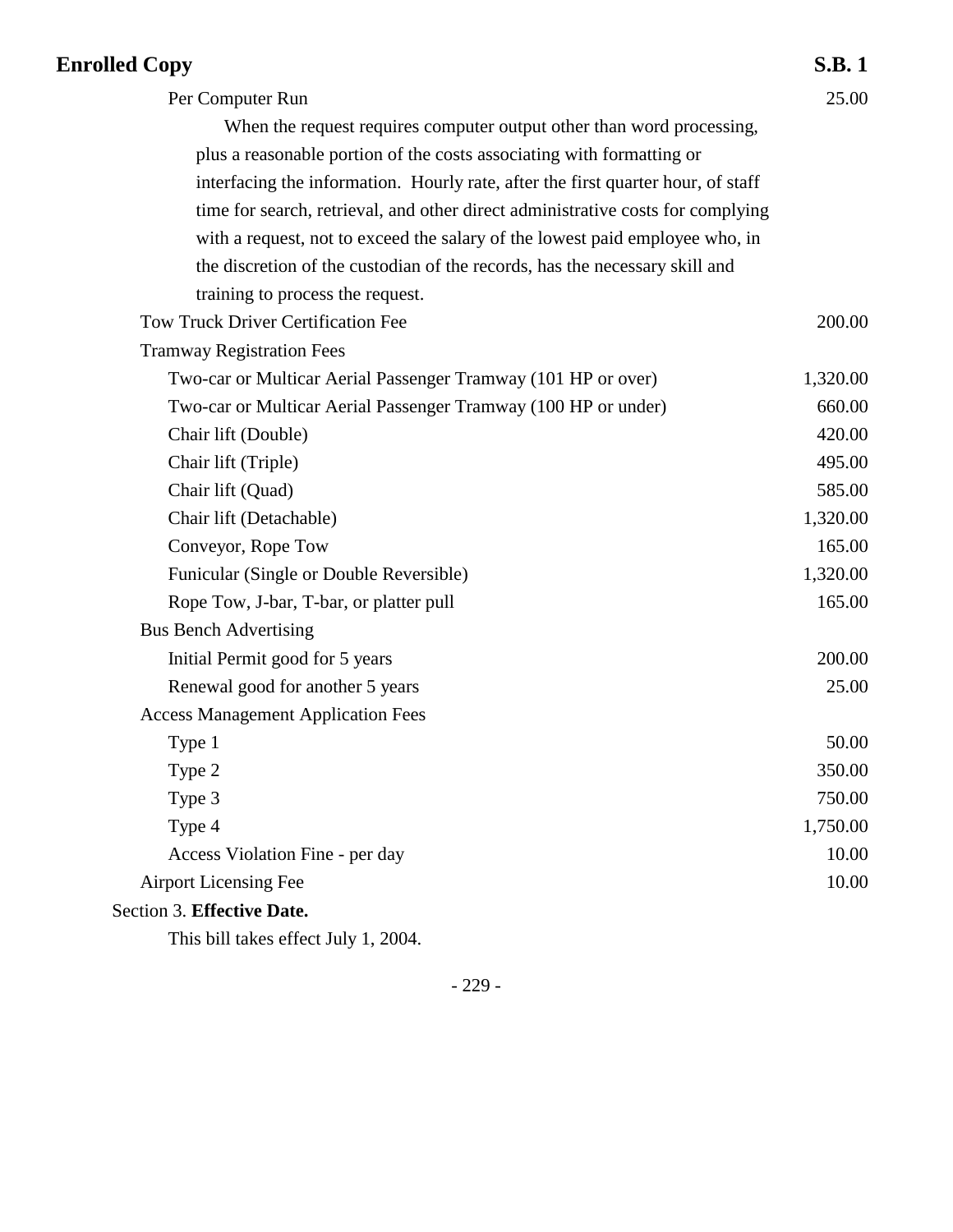| | |
|---|---|
| Per Computer Run | 25.00 |

When the request requires computer output other than word processing, plus a reasonable portion of the costs associating with formatting or interfacing the information. Hourly rate, after the first quarter hour, of staff time for search, retrieval, and other direct administrative costs for complying with a request, not to exceed the salary of the lowest paid employee who, in the discretion of the custodian of the records, has the necessary skill and training to process the request.

| | |
|---|---|
| Tow Truck Driver Certification Fee | 200.00 |
| Tramway Registration Fees | |
| Two-car or Multicar Aerial Passenger Tramway (101 HP or over) | 1,320.00 |
| Two-car or Multicar Aerial Passenger Tramway (100 HP or under) | 660.00 |
| Chair lift (Double) | 420.00 |
| Chair lift (Triple) | 495.00 |
| Chair lift (Quad) | 585.00 |
| Chair lift (Detachable) | 1,320.00 |
| Conveyor, Rope Tow | 165.00 |
| Funicular (Single or Double Reversible) | 1,320.00 |
| Rope Tow, J-bar, T-bar, or platter pull | 165.00 |
| Bus Bench Advertising | |
| Initial Permit good for 5 years | 200.00 |
| Renewal good for another 5 years | 25.00 |
| Access Management Application Fees | |
| Type 1 | 50.00 |
| Type 2 | 350.00 |
| Type 3 | 750.00 |
| Type 4 | 1,750.00 |
| Access Violation Fine - per day | 10.00 |
| Airport Licensing Fee | 10.00 |

Section 3. **Effective Date.**

This bill takes effect July 1, 2004.